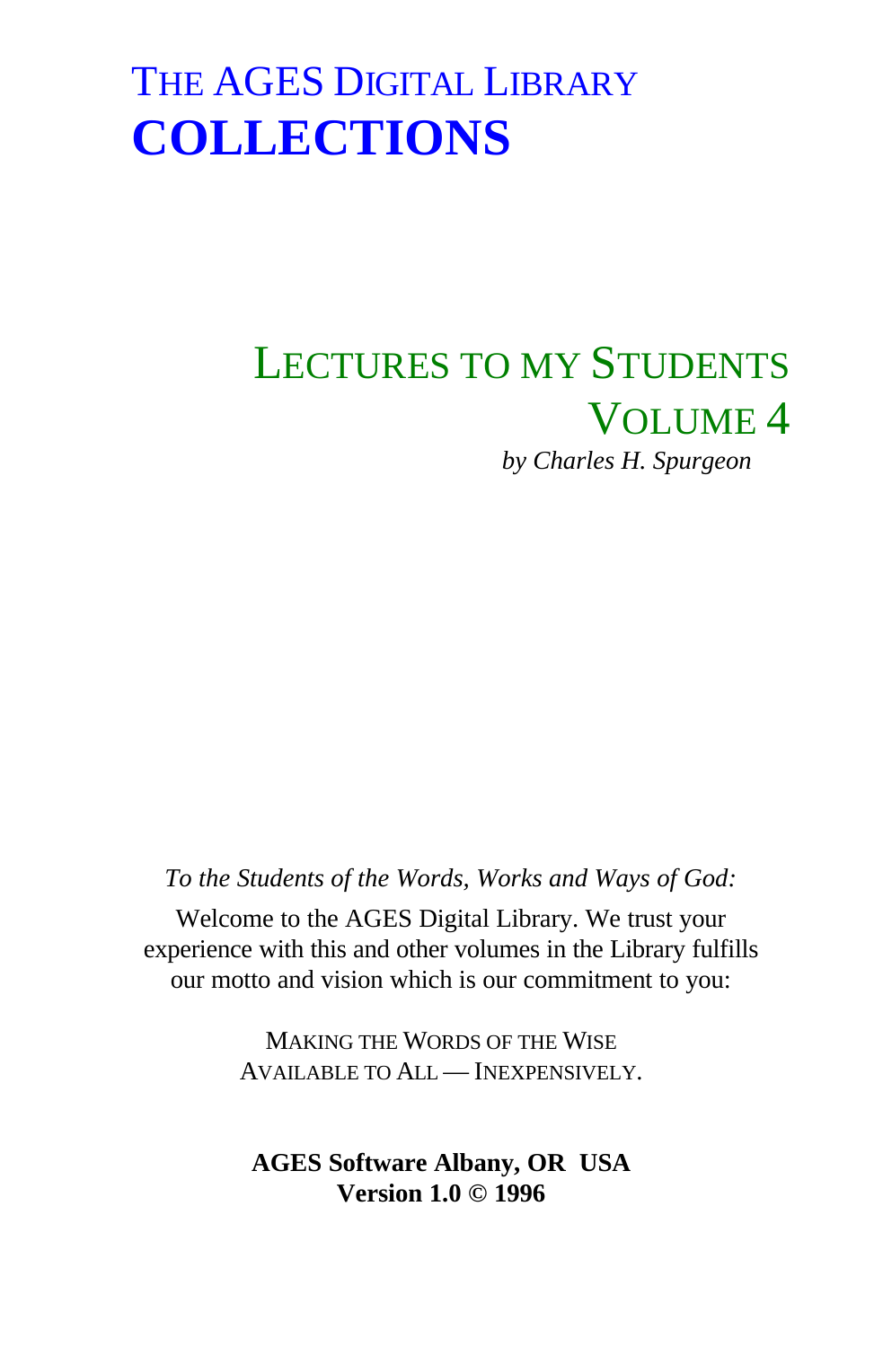# THE AGES DIGITAL LIBRARY
# **COLLECTIONS**

## LECTURES TO MY STUDENTS
## VOLUME 4

*by Charles H. Spurgeon*

*To the Students of the Words, Works and Ways of God:*

Welcome to the AGES Digital Library. We trust your experience with this and other volumes in the Library fulfills our motto and vision which is our commitment to you:

MAKING THE WORDS OF THE WISE
AVAILABLE TO ALL — INEXPENSIVELY.

**AGES Software Albany, OR USA**
**Version 1.0 © 1996**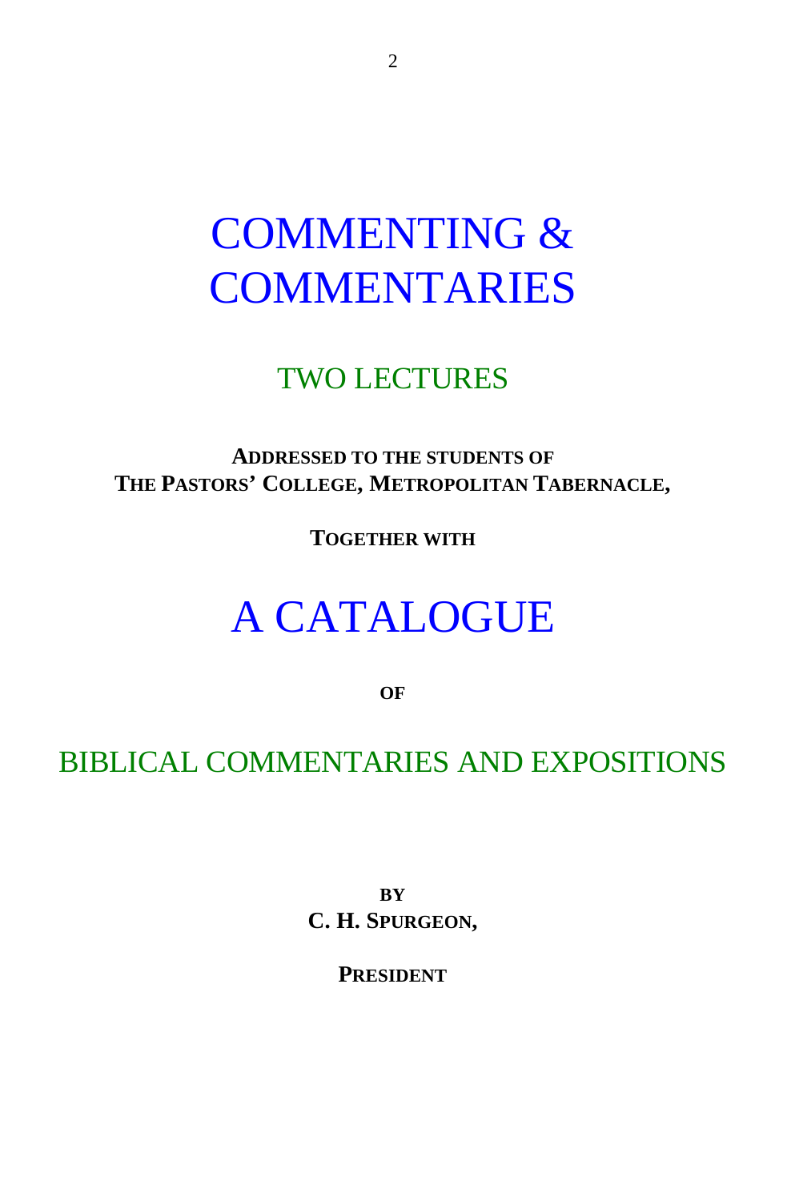# COMMENTING & COMMENTARIES

## TWO LECTURES

**ADDRESSED TO THE STUDENTS OF**
**THE PASTORS' COLLEGE, METROPOLITAN TABERNACLE,**

**TOGETHER WITH**

# A CATALOGUE

**OF**

## BIBLICAL COMMENTARIES AND EXPOSITIONS

**BY**
**C. H. SPURGEON,**

**PRESIDENT**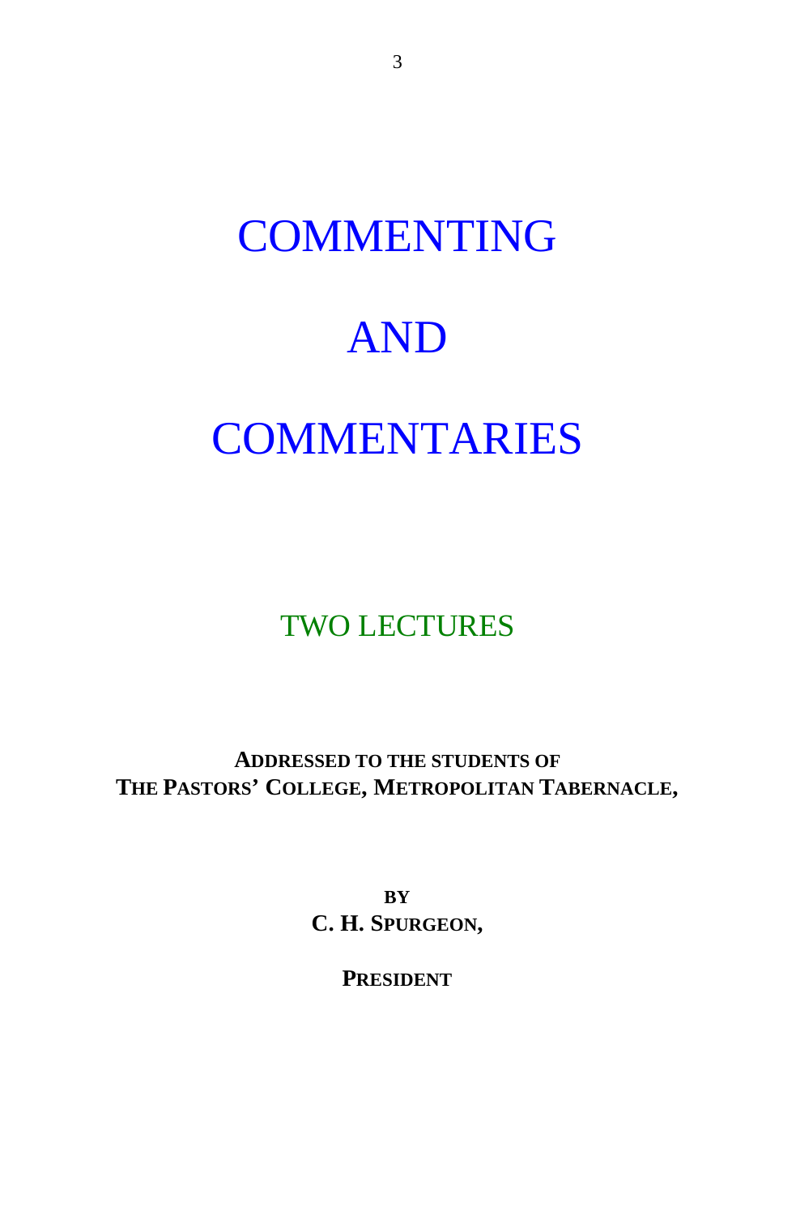# COMMENTING

# AND

# COMMENTARIES

## TWO LECTURES

**ADDRESSED TO THE STUDENTS OF**
**THE PASTORS' COLLEGE, METROPOLITAN TABERNACLE,**

**BY**
**C. H. SPURGEON,**

**PRESIDENT**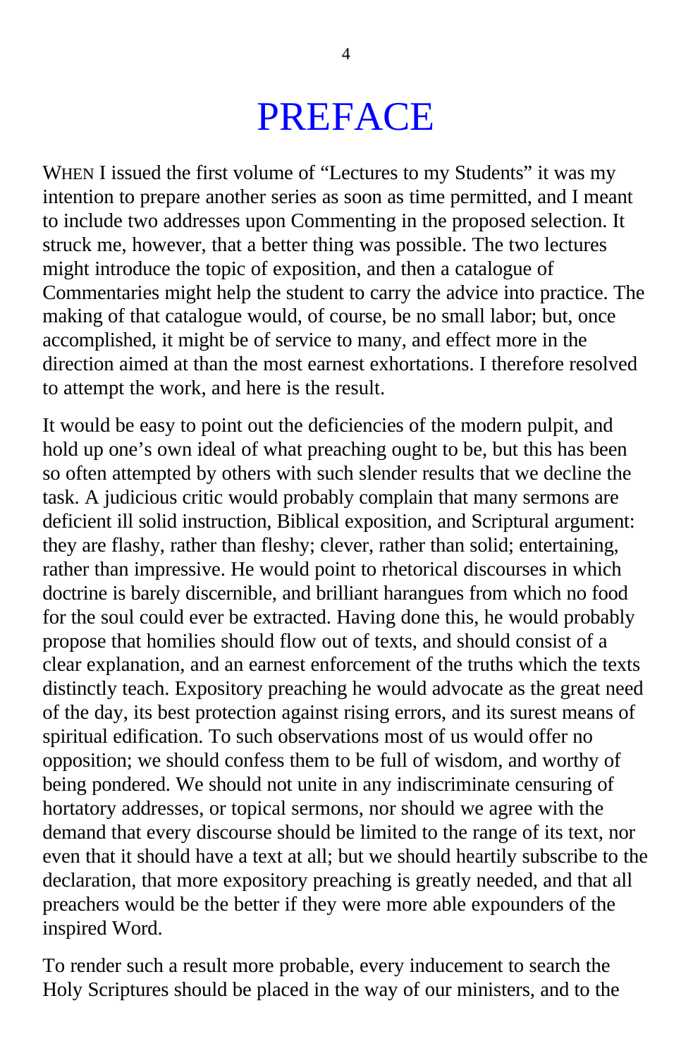# PREFACE

WHEN I issued the first volume of “Lectures to my Students” it was my intention to prepare another series as soon as time permitted, and I meant to include two addresses upon Commenting in the proposed selection. It struck me, however, that a better thing was possible. The two lectures might introduce the topic of exposition, and then a catalogue of Commentaries might help the student to carry the advice into practice. The making of that catalogue would, of course, be no small labor; but, once accomplished, it might be of service to many, and effect more in the direction aimed at than the most earnest exhortations. I therefore resolved to attempt the work, and here is the result.

It would be easy to point out the deficiencies of the modern pulpit, and hold up one’s own ideal of what preaching ought to be, but this has been so often attempted by others with such slender results that we decline the task. A judicious critic would probably complain that many sermons are deficient ill solid instruction, Biblical exposition, and Scriptural argument: they are flashy, rather than fleshy; clever, rather than solid; entertaining, rather than impressive. He would point to rhetorical discourses in which doctrine is barely discernible, and brilliant harangues from which no food for the soul could ever be extracted. Having done this, he would probably propose that homilies should flow out of texts, and should consist of a clear explanation, and an earnest enforcement of the truths which the texts distinctly teach. Expository preaching he would advocate as the great need of the day, its best protection against rising errors, and its surest means of spiritual edification. To such observations most of us would offer no opposition; we should confess them to be full of wisdom, and worthy of being pondered. We should not unite in any indiscriminate censuring of hortatory addresses, or topical sermons, nor should we agree with the demand that every discourse should be limited to the range of its text, nor even that it should have a text at all; but we should heartily subscribe to the declaration, that more expository preaching is greatly needed, and that all preachers would be the better if they were more able expounders of the inspired Word.

To render such a result more probable, every inducement to search the Holy Scriptures should be placed in the way of our ministers, and to the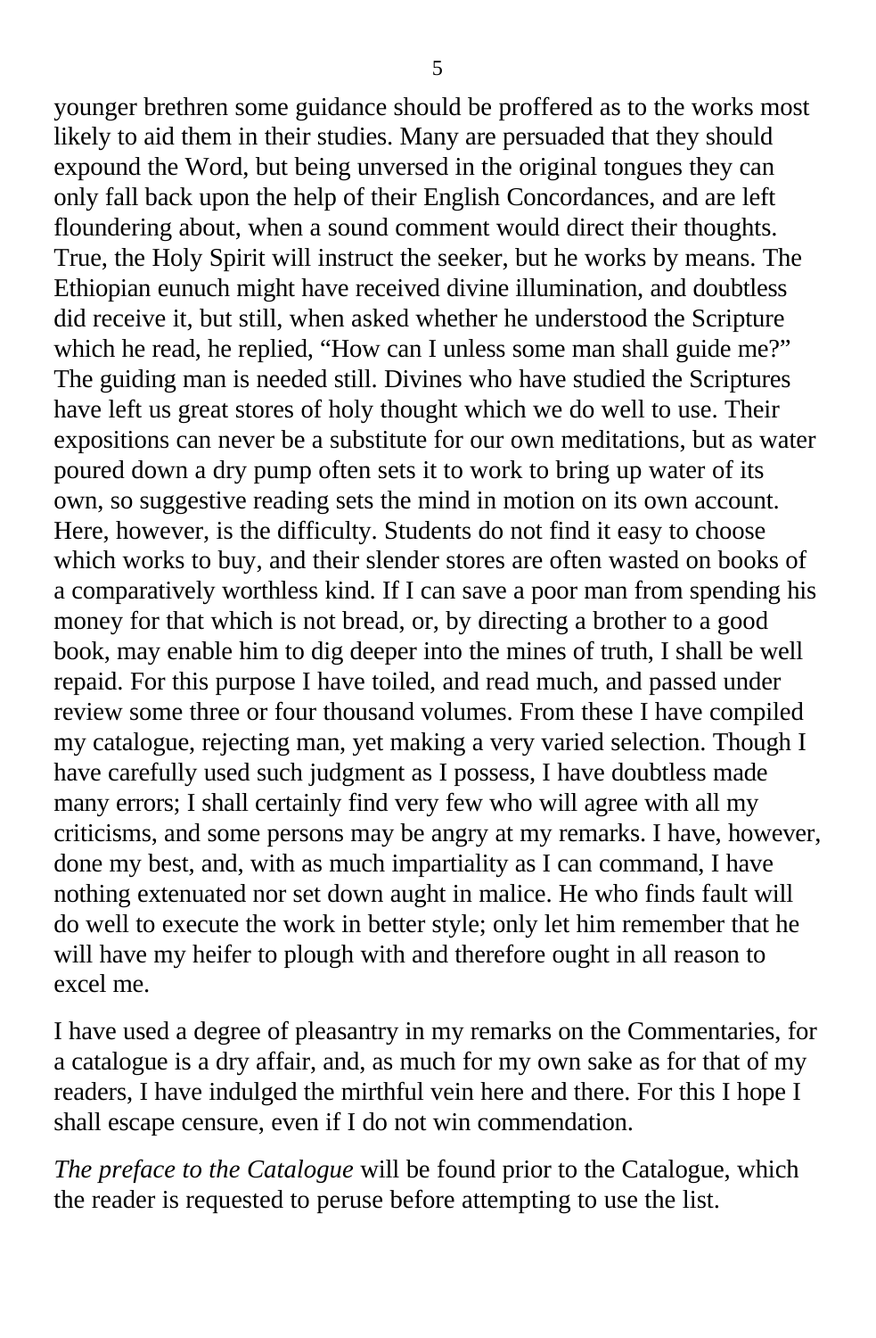younger brethren some guidance should be proffered as to the works most likely to aid them in their studies. Many are persuaded that they should expound the Word, but being unversed in the original tongues they can only fall back upon the help of their English Concordances, and are left floundering about, when a sound comment would direct their thoughts. True, the Holy Spirit will instruct the seeker, but he works by means. The Ethiopian eunuch might have received divine illumination, and doubtless did receive it, but still, when asked whether he understood the Scripture which he read, he replied, "How can I unless some man shall guide me?" The guiding man is needed still. Divines who have studied the Scriptures have left us great stores of holy thought which we do well to use. Their expositions can never be a substitute for our own meditations, but as water poured down a dry pump often sets it to work to bring up water of its own, so suggestive reading sets the mind in motion on its own account. Here, however, is the difficulty. Students do not find it easy to choose which works to buy, and their slender stores are often wasted on books of a comparatively worthless kind. If I can save a poor man from spending his money for that which is not bread, or, by directing a brother to a good book, may enable him to dig deeper into the mines of truth, I shall be well repaid. For this purpose I have toiled, and read much, and passed under review some three or four thousand volumes. From these I have compiled my catalogue, rejecting man, yet making a very varied selection. Though I have carefully used such judgment as I possess, I have doubtless made many errors; I shall certainly find very few who will agree with all my criticisms, and some persons may be angry at my remarks. I have, however, done my best, and, with as much impartiality as I can command, I have nothing extenuated nor set down aught in malice. He who finds fault will do well to execute the work in better style; only let him remember that he will have my heifer to plough with and therefore ought in all reason to excel me.

I have used a degree of pleasantry in my remarks on the Commentaries, for a catalogue is a dry affair, and, as much for my own sake as for that of my readers, I have indulged the mirthful vein here and there. For this I hope I shall escape censure, even if I do not win commendation.

*The preface to the Catalogue* will be found prior to the Catalogue, which the reader is requested to peruse before attempting to use the list.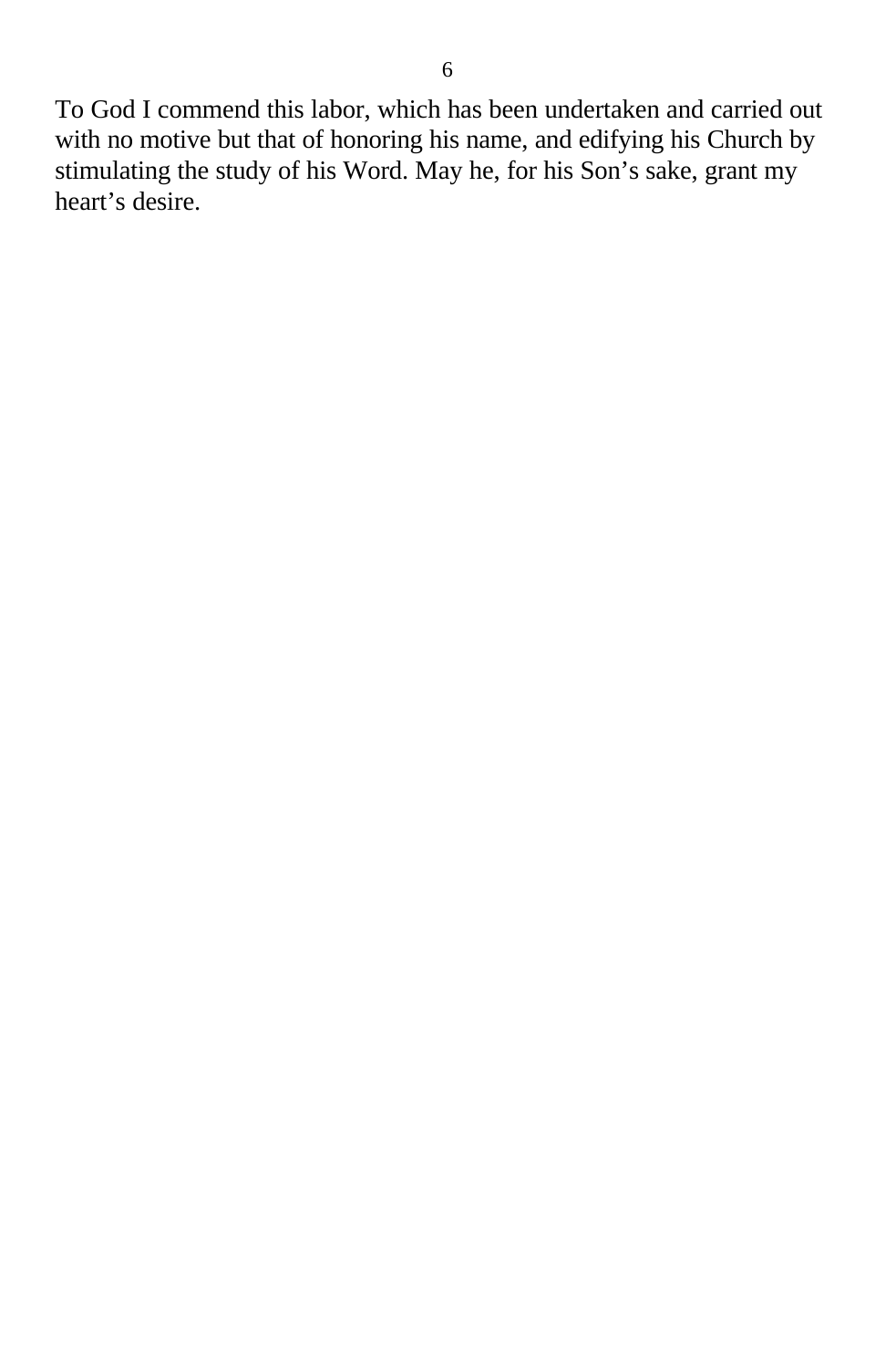To God I commend this labor, which has been undertaken and carried out with no motive but that of honoring his name, and edifying his Church by stimulating the study of his Word. May he, for his Son’s sake, grant my heart’s desire.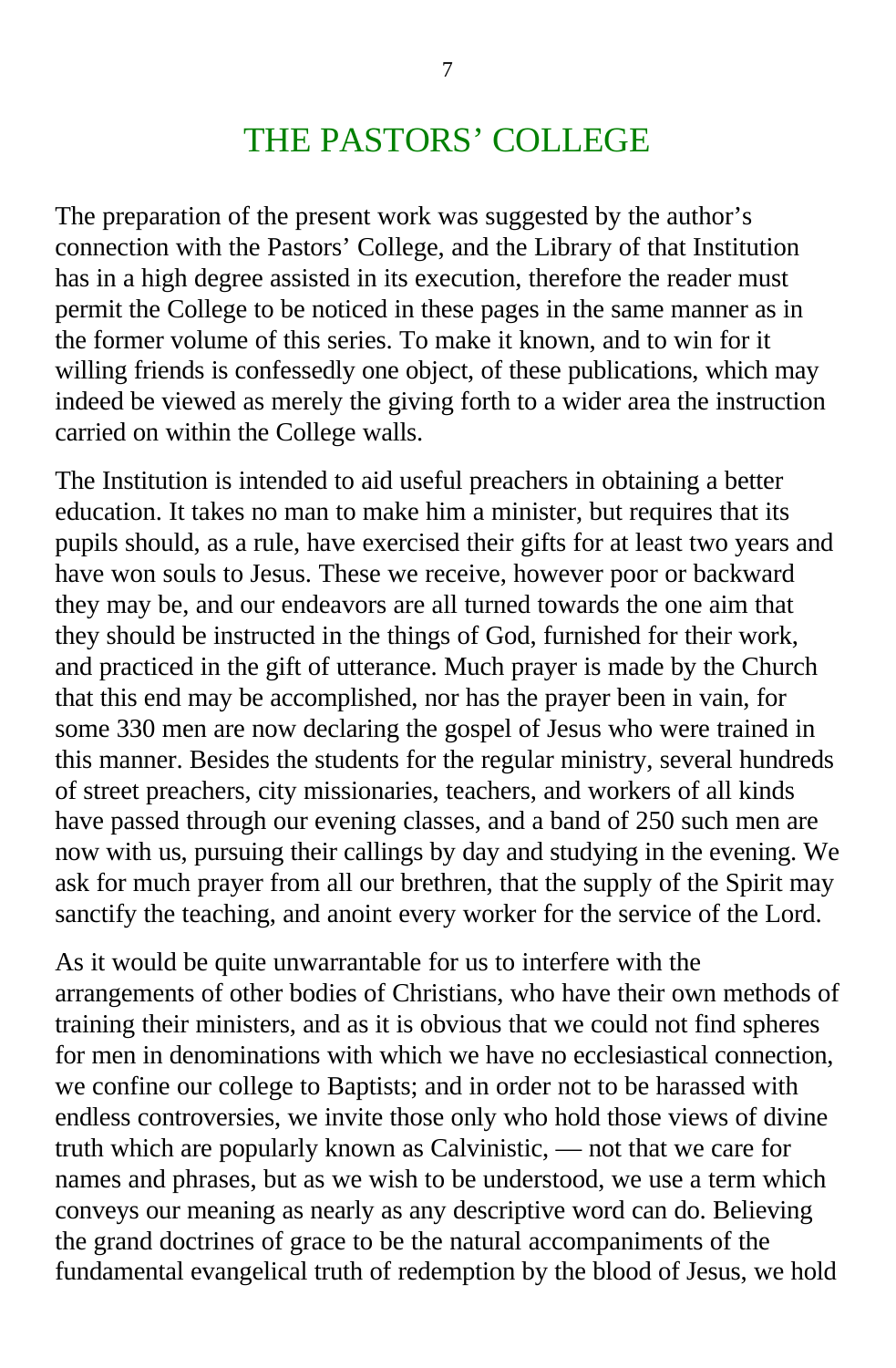# THE PASTORS' COLLEGE

The preparation of the present work was suggested by the author's connection with the Pastors' College, and the Library of that Institution has in a high degree assisted in its execution, therefore the reader must permit the College to be noticed in these pages in the same manner as in the former volume of this series. To make it known, and to win for it willing friends is confessedly one object, of these publications, which may indeed be viewed as merely the giving forth to a wider area the instruction carried on within the College walls.

The Institution is intended to aid useful preachers in obtaining a better education. It takes no man to make him a minister, but requires that its pupils should, as a rule, have exercised their gifts for at least two years and have won souls to Jesus. These we receive, however poor or backward they may be, and our endeavors are all turned towards the one aim that they should be instructed in the things of God, furnished for their work, and practiced in the gift of utterance. Much prayer is made by the Church that this end may be accomplished, nor has the prayer been in vain, for some 330 men are now declaring the gospel of Jesus who were trained in this manner. Besides the students for the regular ministry, several hundreds of street preachers, city missionaries, teachers, and workers of all kinds have passed through our evening classes, and a band of 250 such men are now with us, pursuing their callings by day and studying in the evening. We ask for much prayer from all our brethren, that the supply of the Spirit may sanctify the teaching, and anoint every worker for the service of the Lord.

As it would be quite unwarrantable for us to interfere with the arrangements of other bodies of Christians, who have their own methods of training their ministers, and as it is obvious that we could not find spheres for men in denominations with which we have no ecclesiastical connection, we confine our college to Baptists; and in order not to be harassed with endless controversies, we invite those only who hold those views of divine truth which are popularly known as Calvinistic, — not that we care for names and phrases, but as we wish to be understood, we use a term which conveys our meaning as nearly as any descriptive word can do. Believing the grand doctrines of grace to be the natural accompaniments of the fundamental evangelical truth of redemption by the blood of Jesus, we hold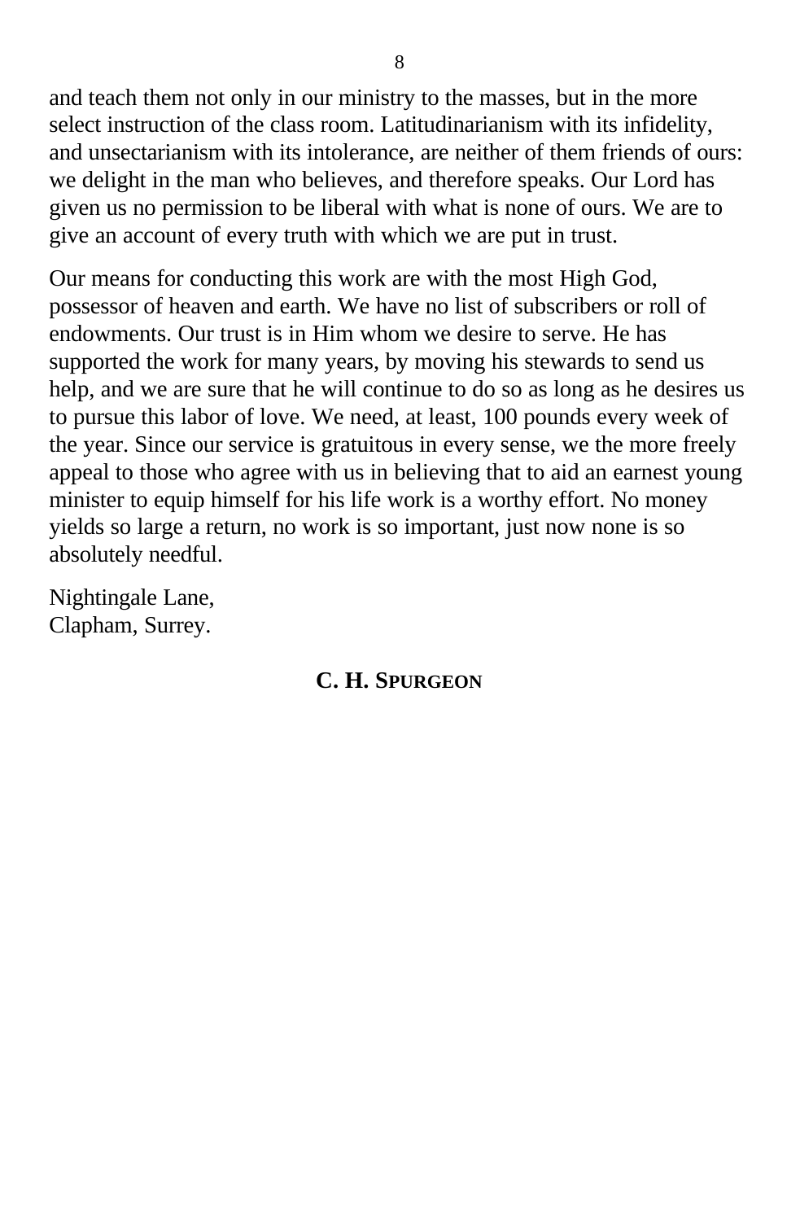and teach them not only in our ministry to the masses, but in the more select instruction of the class room. Latitudinarianism with its infidelity, and unsectarianism with its intolerance, are neither of them friends of ours: we delight in the man who believes, and therefore speaks. Our Lord has given us no permission to be liberal with what is none of ours. We are to give an account of every truth with which we are put in trust.

Our means for conducting this work are with the most High God, possessor of heaven and earth. We have no list of subscribers or roll of endowments. Our trust is in Him whom we desire to serve. He has supported the work for many years, by moving his stewards to send us help, and we are sure that he will continue to do so as long as he desires us to pursue this labor of love. We need, at least, 100 pounds every week of the year. Since our service is gratuitous in every sense, we the more freely appeal to those who agree with us in believing that to aid an earnest young minister to equip himself for his life work is a worthy effort. No money yields so large a return, no work is so important, just now none is so absolutely needful.

Nightingale Lane,
Clapham, Surrey.

**C. H. SPURGEON**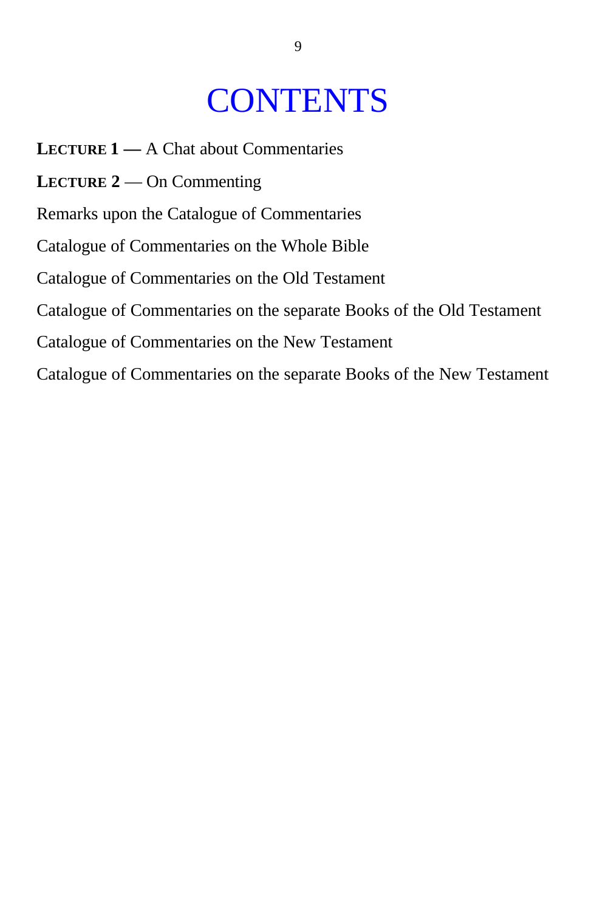# CONTENTS

**Lecture 1 —** A Chat about Commentaries

**Lecture 2** — On Commenting

Remarks upon the Catalogue of Commentaries

Catalogue of Commentaries on the Whole Bible

Catalogue of Commentaries on the Old Testament

Catalogue of Commentaries on the separate Books of the Old Testament

Catalogue of Commentaries on the New Testament

Catalogue of Commentaries on the separate Books of the New Testament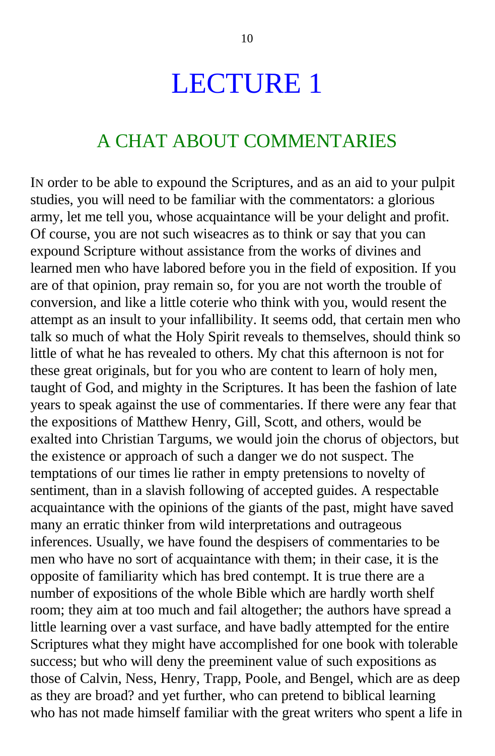# LECTURE 1

## A CHAT ABOUT COMMENTARIES

IN order to be able to expound the Scriptures, and as an aid to your pulpit studies, you will need to be familiar with the commentators: a glorious army, let me tell you, whose acquaintance will be your delight and profit. Of course, you are not such wiseacres as to think or say that you can expound Scripture without assistance from the works of divines and learned men who have labored before you in the field of exposition. If you are of that opinion, pray remain so, for you are not worth the trouble of conversion, and like a little coterie who think with you, would resent the attempt as an insult to your infallibility. It seems odd, that certain men who talk so much of what the Holy Spirit reveals to themselves, should think so little of what he has revealed to others. My chat this afternoon is not for these great originals, but for you who are content to learn of holy men, taught of God, and mighty in the Scriptures. It has been the fashion of late years to speak against the use of commentaries. If there were any fear that the expositions of Matthew Henry, Gill, Scott, and others, would be exalted into Christian Targums, we would join the chorus of objectors, but the existence or approach of such a danger we do not suspect. The temptations of our times lie rather in empty pretensions to novelty of sentiment, than in a slavish following of accepted guides. A respectable acquaintance with the opinions of the giants of the past, might have saved many an erratic thinker from wild interpretations and outrageous inferences. Usually, we have found the despisers of commentaries to be men who have no sort of acquaintance with them; in their case, it is the opposite of familiarity which has bred contempt. It is true there are a number of expositions of the whole Bible which are hardly worth shelf room; they aim at too much and fail altogether; the authors have spread a little learning over a vast surface, and have badly attempted for the entire Scriptures what they might have accomplished for one book with tolerable success; but who will deny the preeminent value of such expositions as those of Calvin, Ness, Henry, Trapp, Poole, and Bengel, which are as deep as they are broad? and yet further, who can pretend to biblical learning who has not made himself familiar with the great writers who spent a life in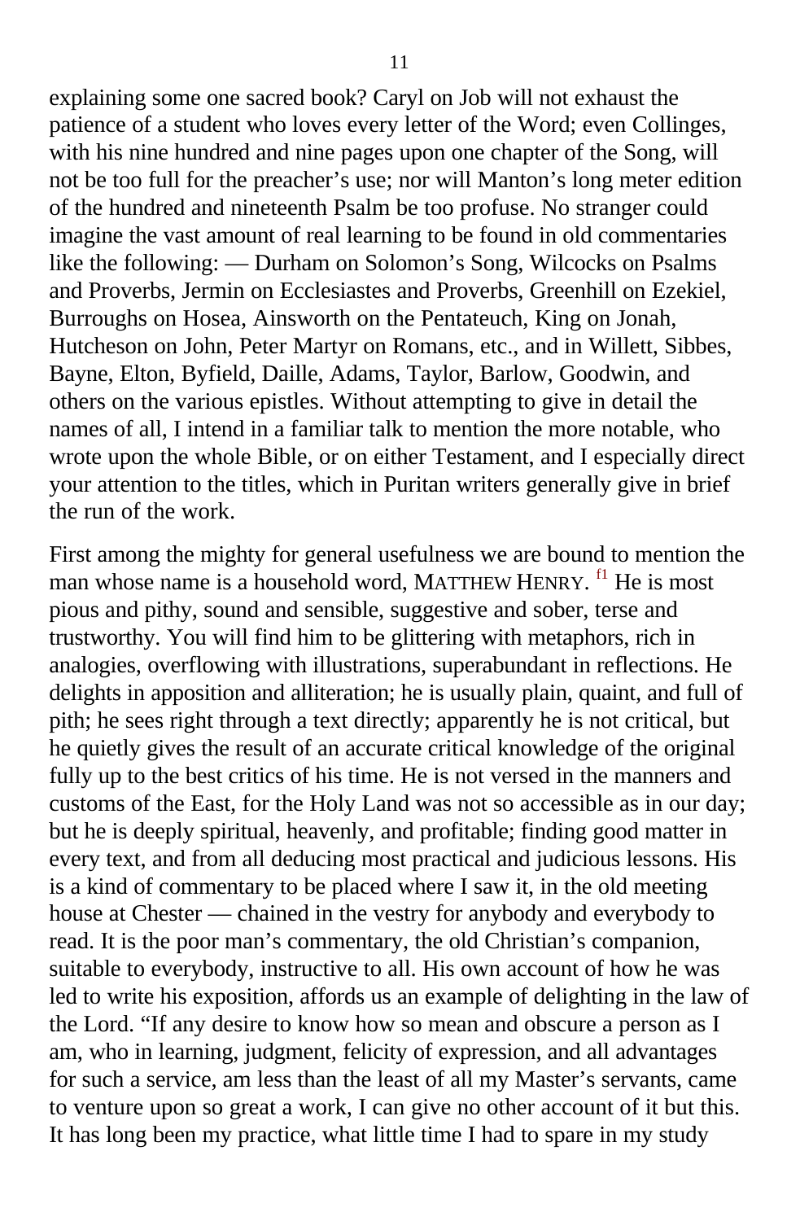explaining some one sacred book? Caryl on Job will not exhaust the patience of a student who loves every letter of the Word; even Collinges, with his nine hundred and nine pages upon one chapter of the Song, will not be too full for the preacher's use; nor will Manton's long meter edition of the hundred and nineteenth Psalm be too profuse. No stranger could imagine the vast amount of real learning to be found in old commentaries like the following: — Durham on Solomon's Song, Wilcocks on Psalms and Proverbs, Jermin on Ecclesiastes and Proverbs, Greenhill on Ezekiel, Burroughs on Hosea, Ainsworth on the Pentateuch, King on Jonah, Hutcheson on John, Peter Martyr on Romans, etc., and in Willett, Sibbes, Bayne, Elton, Byfield, Daille, Adams, Taylor, Barlow, Goodwin, and others on the various epistles. Without attempting to give in detail the names of all, I intend in a familiar talk to mention the more notable, who wrote upon the whole Bible, or on either Testament, and I especially direct your attention to the titles, which in Puritan writers generally give in brief the run of the work.

First among the mighty for general usefulness we are bound to mention the man whose name is a household word, MATTHEW HENRY. [f1] He is most pious and pithy, sound and sensible, suggestive and sober, terse and trustworthy. You will find him to be glittering with metaphors, rich in analogies, overflowing with illustrations, superabundant in reflections. He delights in apposition and alliteration; he is usually plain, quaint, and full of pith; he sees right through a text directly; apparently he is not critical, but he quietly gives the result of an accurate critical knowledge of the original fully up to the best critics of his time. He is not versed in the manners and customs of the East, for the Holy Land was not so accessible as in our day; but he is deeply spiritual, heavenly, and profitable; finding good matter in every text, and from all deducing most practical and judicious lessons. His is a kind of commentary to be placed where I saw it, in the old meeting house at Chester — chained in the vestry for anybody and everybody to read. It is the poor man's commentary, the old Christian's companion, suitable to everybody, instructive to all. His own account of how he was led to write his exposition, affords us an example of delighting in the law of the Lord. "If any desire to know how so mean and obscure a person as I am, who in learning, judgment, felicity of expression, and all advantages for such a service, am less than the least of all my Master's servants, came to venture upon so great a work, I can give no other account of it but this. It has long been my practice, what little time I had to spare in my study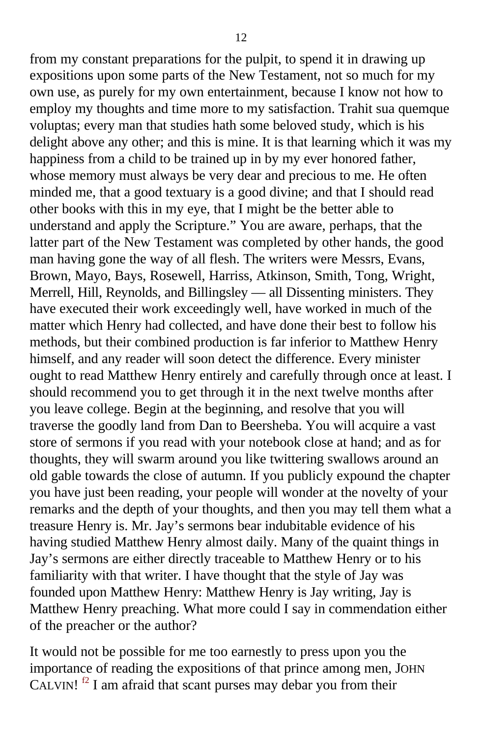from my constant preparations for the pulpit, to spend it in drawing up expositions upon some parts of the New Testament, not so much for my own use, as purely for my own entertainment, because I know not how to employ my thoughts and time more to my satisfaction. Trahit sua quemque voluptas; every man that studies hath some beloved study, which is his delight above any other; and this is mine. It is that learning which it was my happiness from a child to be trained up in by my ever honored father, whose memory must always be very dear and precious to me. He often minded me, that a good textuary is a good divine; and that I should read other books with this in my eye, that I might be the better able to understand and apply the Scripture." You are aware, perhaps, that the latter part of the New Testament was completed by other hands, the good man having gone the way of all flesh. The writers were Messrs, Evans, Brown, Mayo, Bays, Rosewell, Harriss, Atkinson, Smith, Tong, Wright, Merrell, Hill, Reynolds, and Billingsley — all Dissenting ministers. They have executed their work exceedingly well, have worked in much of the matter which Henry had collected, and have done their best to follow his methods, but their combined production is far inferior to Matthew Henry himself, and any reader will soon detect the difference. Every minister ought to read Matthew Henry entirely and carefully through once at least. I should recommend you to get through it in the next twelve months after you leave college. Begin at the beginning, and resolve that you will traverse the goodly land from Dan to Beersheba. You will acquire a vast store of sermons if you read with your notebook close at hand; and as for thoughts, they will swarm around you like twittering swallows around an old gable towards the close of autumn. If you publicly expound the chapter you have just been reading, your people will wonder at the novelty of your remarks and the depth of your thoughts, and then you may tell them what a treasure Henry is. Mr. Jay's sermons bear indubitable evidence of his having studied Matthew Henry almost daily. Many of the quaint things in Jay's sermons are either directly traceable to Matthew Henry or to his familiarity with that writer. I have thought that the style of Jay was founded upon Matthew Henry: Matthew Henry is Jay writing, Jay is Matthew Henry preaching. What more could I say in commendation either of the preacher or the author?

It would not be possible for me too earnestly to press upon you the importance of reading the expositions of that prince among men, JOHN CALVIN! [f2] I am afraid that scant purses may debar you from their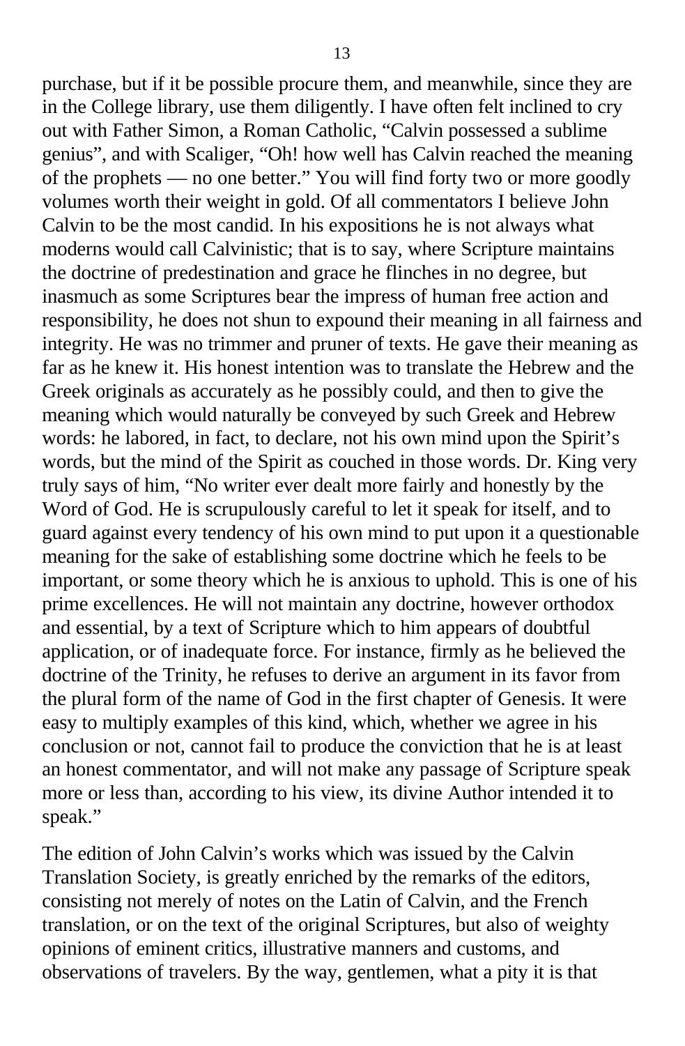purchase, but if it be possible procure them, and meanwhile, since they are in the College library, use them diligently. I have often felt inclined to cry out with Father Simon, a Roman Catholic, "Calvin possessed a sublime genius", and with Scaliger, "Oh! how well has Calvin reached the meaning of the prophets — no one better." You will find forty two or more goodly volumes worth their weight in gold. Of all commentators I believe John Calvin to be the most candid. In his expositions he is not always what moderns would call Calvinistic; that is to say, where Scripture maintains the doctrine of predestination and grace he flinches in no degree, but inasmuch as some Scriptures bear the impress of human free action and responsibility, he does not shun to expound their meaning in all fairness and integrity. He was no trimmer and pruner of texts. He gave their meaning as far as he knew it. His honest intention was to translate the Hebrew and the Greek originals as accurately as he possibly could, and then to give the meaning which would naturally be conveyed by such Greek and Hebrew words: he labored, in fact, to declare, not his own mind upon the Spirit's words, but the mind of the Spirit as couched in those words. Dr. King very truly says of him, "No writer ever dealt more fairly and honestly by the Word of God. He is scrupulously careful to let it speak for itself, and to guard against every tendency of his own mind to put upon it a questionable meaning for the sake of establishing some doctrine which he feels to be important, or some theory which he is anxious to uphold. This is one of his prime excellences. He will not maintain any doctrine, however orthodox and essential, by a text of Scripture which to him appears of doubtful application, or of inadequate force. For instance, firmly as he believed the doctrine of the Trinity, he refuses to derive an argument in its favor from the plural form of the name of God in the first chapter of Genesis. It were easy to multiply examples of this kind, which, whether we agree in his conclusion or not, cannot fail to produce the conviction that he is at least an honest commentator, and will not make any passage of Scripture speak more or less than, according to his view, its divine Author intended it to speak."

The edition of John Calvin's works which was issued by the Calvin Translation Society, is greatly enriched by the remarks of the editors, consisting not merely of notes on the Latin of Calvin, and the French translation, or on the text of the original Scriptures, but also of weighty opinions of eminent critics, illustrative manners and customs, and observations of travelers. By the way, gentlemen, what a pity it is that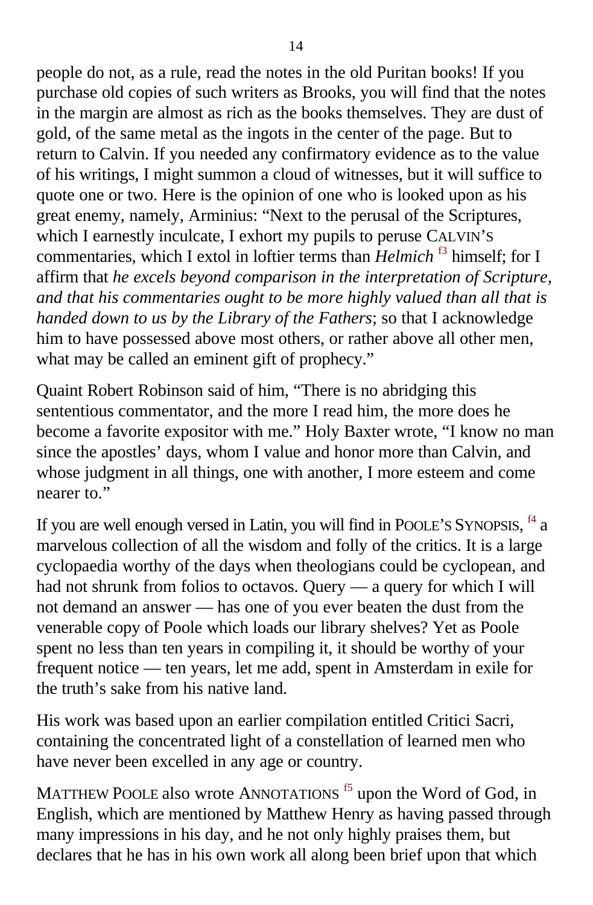people do not, as a rule, read the notes in the old Puritan books! If you purchase old copies of such writers as Brooks, you will find that the notes in the margin are almost as rich as the books themselves. They are dust of gold, of the same metal as the ingots in the center of the page. But to return to Calvin. If you needed any confirmatory evidence as to the value of his writings, I might summon a cloud of witnesses, but it will suffice to quote one or two. Here is the opinion of one who is looked upon as his great enemy, namely, Arminius: "Next to the perusal of the Scriptures, which I earnestly inculcate, I exhort my pupils to peruse CALVIN'S commentaries, which I extol in loftier terms than *Helmich* [f3] himself; for I affirm that *he excels beyond comparison in the interpretation of Scripture, and that his commentaries ought to be more highly valued than all that is handed down to us by the Library of the Fathers*; so that I acknowledge him to have possessed above most others, or rather above all other men, what may be called an eminent gift of prophecy."

Quaint Robert Robinson said of him, "There is no abridging this sententious commentator, and the more I read him, the more does he become a favorite expositor with me." Holy Baxter wrote, "I know no man since the apostles' days, whom I value and honor more than Calvin, and whose judgment in all things, one with another, I more esteem and come nearer to."

If you are well enough versed in Latin, you will find in POOLE'S SYNOPSIS, [f4] a marvelous collection of all the wisdom and folly of the critics. It is a large cyclopaedia worthy of the days when theologians could be cyclopean, and had not shrunk from folios to octavos. Query — a query for which I will not demand an answer — has one of you ever beaten the dust from the venerable copy of Poole which loads our library shelves? Yet as Poole spent no less than ten years in compiling it, it should be worthy of your frequent notice — ten years, let me add, spent in Amsterdam in exile for the truth's sake from his native land.

His work was based upon an earlier compilation entitled Critici Sacri, containing the concentrated light of a constellation of learned men who have never been excelled in any age or country.

MATTHEW POOLE also wrote ANNOTATIONS [f5] upon the Word of God, in English, which are mentioned by Matthew Henry as having passed through many impressions in his day, and he not only highly praises them, but declares that he has in his own work all along been brief upon that which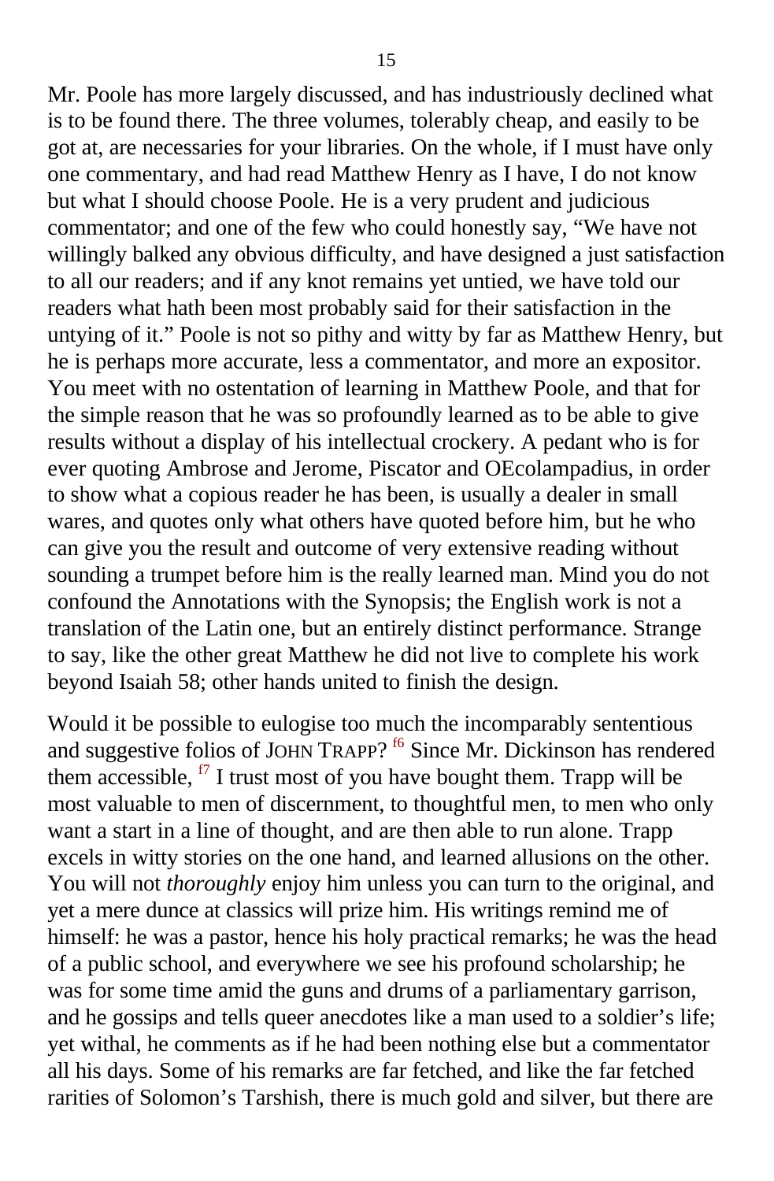Mr. Poole has more largely discussed, and has industriously declined what is to be found there. The three volumes, tolerably cheap, and easily to be got at, are necessaries for your libraries. On the whole, if I must have only one commentary, and had read Matthew Henry as I have, I do not know but what I should choose Poole. He is a very prudent and judicious commentator; and one of the few who could honestly say, "We have not willingly balked any obvious difficulty, and have designed a just satisfaction to all our readers; and if any knot remains yet untied, we have told our readers what hath been most probably said for their satisfaction in the untying of it." Poole is not so pithy and witty by far as Matthew Henry, but he is perhaps more accurate, less a commentator, and more an expositor. You meet with no ostentation of learning in Matthew Poole, and that for the simple reason that he was so profoundly learned as to be able to give results without a display of his intellectual crockery. A pedant who is for ever quoting Ambrose and Jerome, Piscator and OEcolampadius, in order to show what a copious reader he has been, is usually a dealer in small wares, and quotes only what others have quoted before him, but he who can give you the result and outcome of very extensive reading without sounding a trumpet before him is the really learned man. Mind you do not confound the Annotations with the Synopsis; the English work is not a translation of the Latin one, but an entirely distinct performance. Strange to say, like the other great Matthew he did not live to complete his work beyond Isaiah 58; other hands united to finish the design.

Would it be possible to eulogise too much the incomparably sententious and suggestive folios of JOHN TRAPP? [f6] Since Mr. Dickinson has rendered them accessible, [f7] I trust most of you have bought them. Trapp will be most valuable to men of discernment, to thoughtful men, to men who only want a start in a line of thought, and are then able to run alone. Trapp excels in witty stories on the one hand, and learned allusions on the other. You will not *thoroughly* enjoy him unless you can turn to the original, and yet a mere dunce at classics will prize him. His writings remind me of himself: he was a pastor, hence his holy practical remarks; he was the head of a public school, and everywhere we see his profound scholarship; he was for some time amid the guns and drums of a parliamentary garrison, and he gossips and tells queer anecdotes like a man used to a soldier's life; yet withal, he comments as if he had been nothing else but a commentator all his days. Some of his remarks are far fetched, and like the far fetched rarities of Solomon's Tarshish, there is much gold and silver, but there are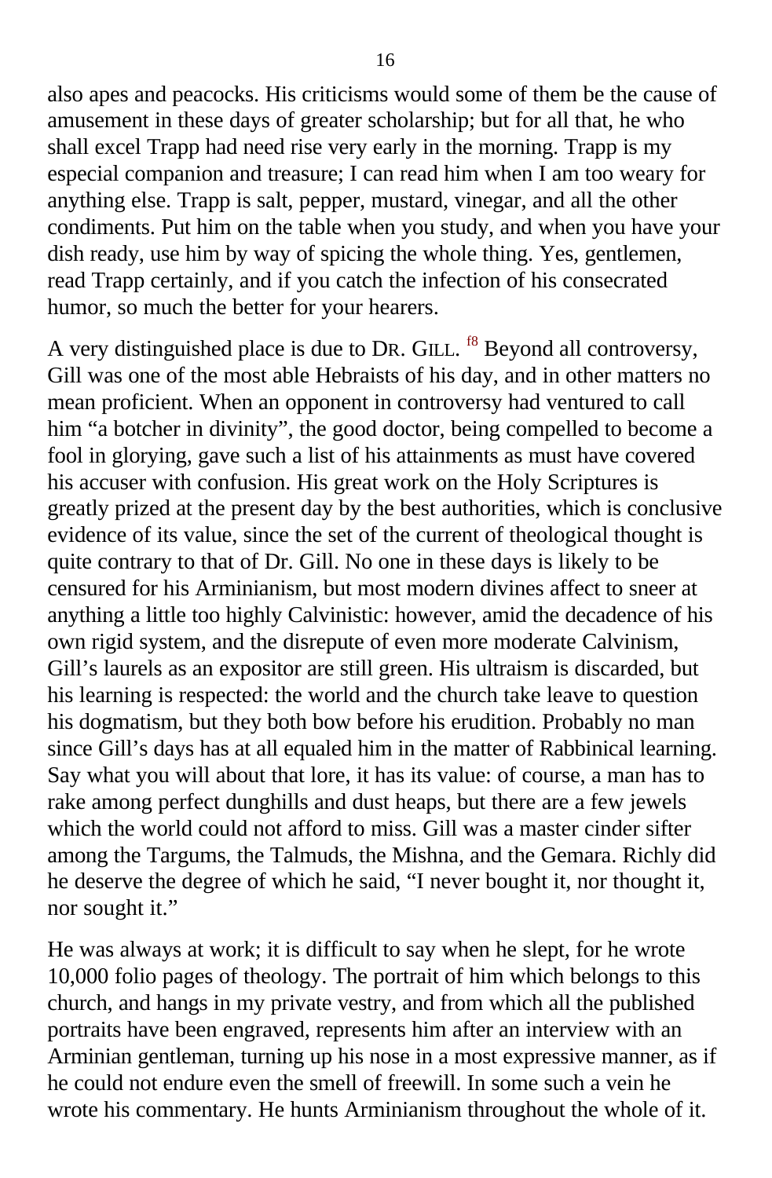also apes and peacocks. His criticisms would some of them be the cause of amusement in these days of greater scholarship; but for all that, he who shall excel Trapp had need rise very early in the morning. Trapp is my especial companion and treasure; I can read him when I am too weary for anything else. Trapp is salt, pepper, mustard, vinegar, and all the other condiments. Put him on the table when you study, and when you have your dish ready, use him by way of spicing the whole thing. Yes, gentlemen, read Trapp certainly, and if you catch the infection of his consecrated humor, so much the better for your hearers.

A very distinguished place is due to DR. GILL. [f8] Beyond all controversy, Gill was one of the most able Hebraists of his day, and in other matters no mean proficient. When an opponent in controversy had ventured to call him "a botcher in divinity", the good doctor, being compelled to become a fool in glorying, gave such a list of his attainments as must have covered his accuser with confusion. His great work on the Holy Scriptures is greatly prized at the present day by the best authorities, which is conclusive evidence of its value, since the set of the current of theological thought is quite contrary to that of Dr. Gill. No one in these days is likely to be censured for his Arminianism, but most modern divines affect to sneer at anything a little too highly Calvinistic: however, amid the decadence of his own rigid system, and the disrepute of even more moderate Calvinism, Gill's laurels as an expositor are still green. His ultraism is discarded, but his learning is respected: the world and the church take leave to question his dogmatism, but they both bow before his erudition. Probably no man since Gill's days has at all equaled him in the matter of Rabbinical learning. Say what you will about that lore, it has its value: of course, a man has to rake among perfect dunghills and dust heaps, but there are a few jewels which the world could not afford to miss. Gill was a master cinder sifter among the Targums, the Talmuds, the Mishna, and the Gemara. Richly did he deserve the degree of which he said, "I never bought it, nor thought it, nor sought it."

He was always at work; it is difficult to say when he slept, for he wrote 10,000 folio pages of theology. The portrait of him which belongs to this church, and hangs in my private vestry, and from which all the published portraits have been engraved, represents him after an interview with an Arminian gentleman, turning up his nose in a most expressive manner, as if he could not endure even the smell of freewill. In some such a vein he wrote his commentary. He hunts Arminianism throughout the whole of it.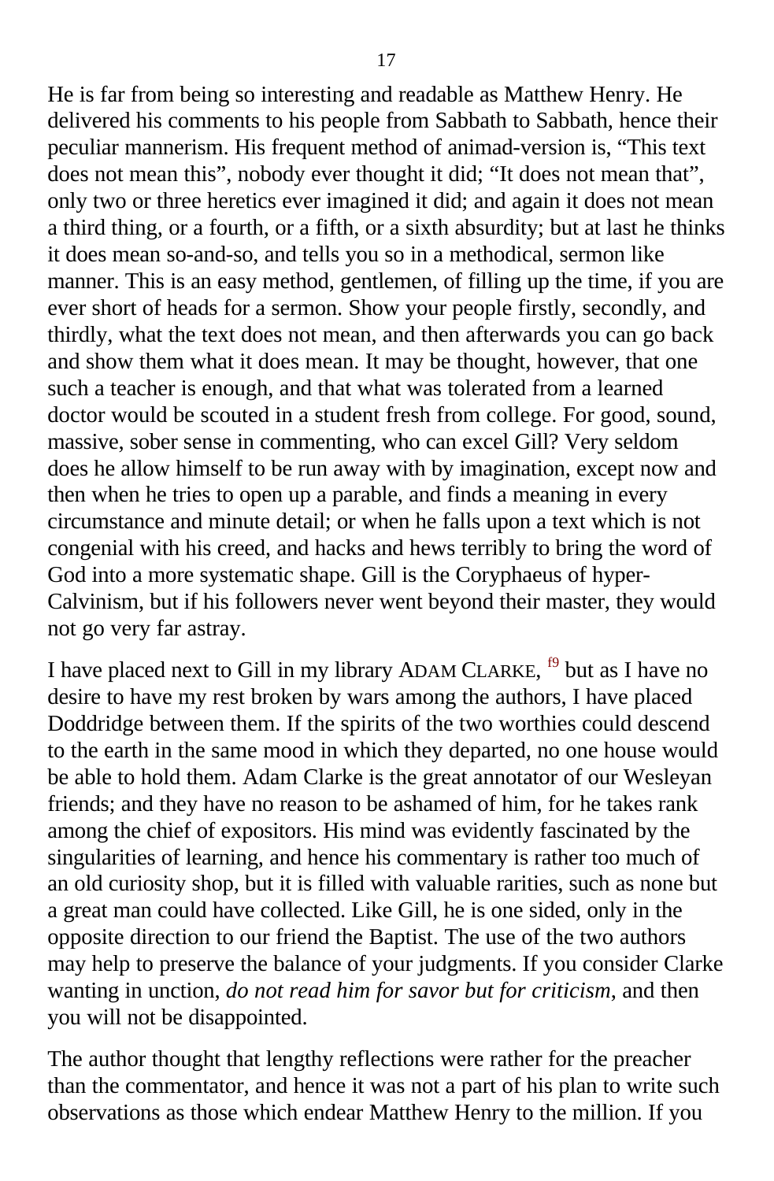He is far from being so interesting and readable as Matthew Henry. He delivered his comments to his people from Sabbath to Sabbath, hence their peculiar mannerism. His frequent method of animad-version is, "This text does not mean this", nobody ever thought it did; "It does not mean that", only two or three heretics ever imagined it did; and again it does not mean a third thing, or a fourth, or a fifth, or a sixth absurdity; but at last he thinks it does mean so-and-so, and tells you so in a methodical, sermon like manner. This is an easy method, gentlemen, of filling up the time, if you are ever short of heads for a sermon. Show your people firstly, secondly, and thirdly, what the text does not mean, and then afterwards you can go back and show them what it does mean. It may be thought, however, that one such a teacher is enough, and that what was tolerated from a learned doctor would be scouted in a student fresh from college. For good, sound, massive, sober sense in commenting, who can excel Gill? Very seldom does he allow himself to be run away with by imagination, except now and then when he tries to open up a parable, and finds a meaning in every circumstance and minute detail; or when he falls upon a text which is not congenial with his creed, and hacks and hews terribly to bring the word of God into a more systematic shape. Gill is the Coryphaeus of hyper-Calvinism, but if his followers never went beyond their master, they would not go very far astray.

I have placed next to Gill in my library ADAM CLARKE, [f9] but as I have no desire to have my rest broken by wars among the authors, I have placed Doddridge between them. If the spirits of the two worthies could descend to the earth in the same mood in which they departed, no one house would be able to hold them. Adam Clarke is the great annotator of our Wesleyan friends; and they have no reason to be ashamed of him, for he takes rank among the chief of expositors. His mind was evidently fascinated by the singularities of learning, and hence his commentary is rather too much of an old curiosity shop, but it is filled with valuable rarities, such as none but a great man could have collected. Like Gill, he is one sided, only in the opposite direction to our friend the Baptist. The use of the two authors may help to preserve the balance of your judgments. If you consider Clarke wanting in unction, *do not read him for savor but for criticism*, and then you will not be disappointed.

The author thought that lengthy reflections were rather for the preacher than the commentator, and hence it was not a part of his plan to write such observations as those which endear Matthew Henry to the million. If you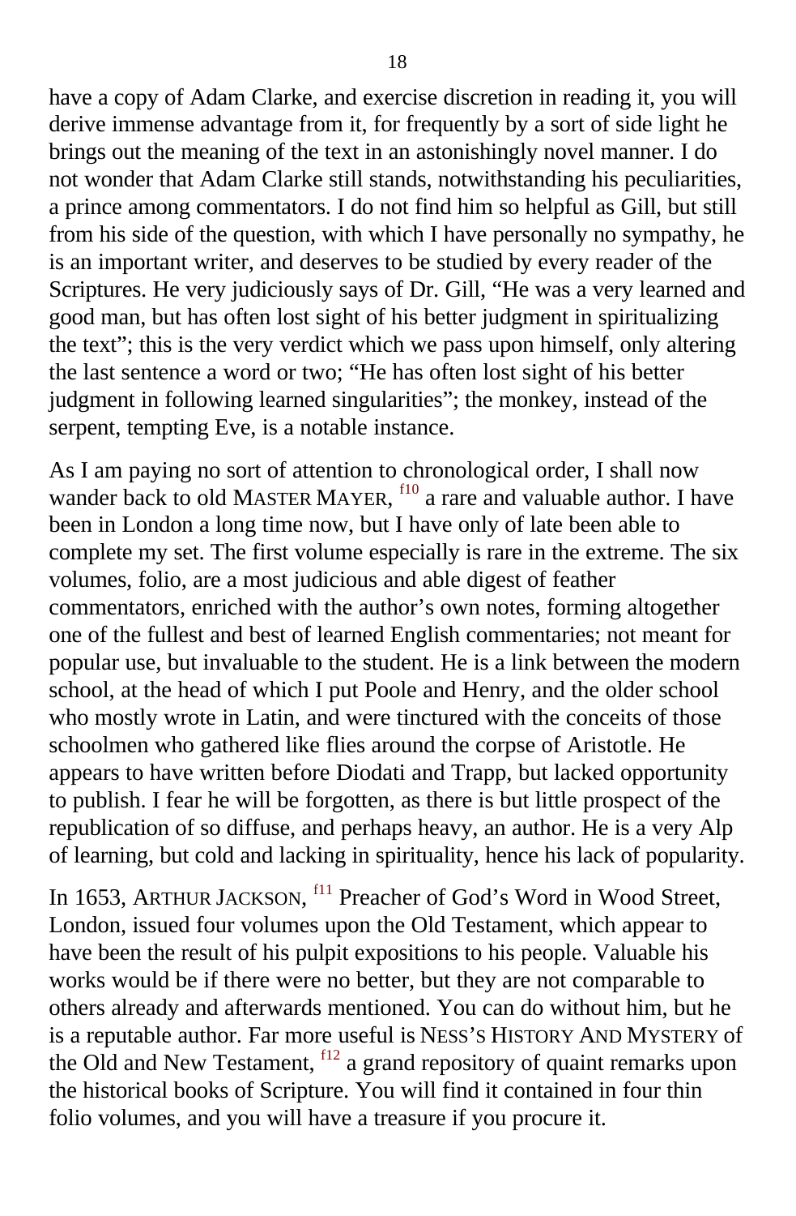have a copy of Adam Clarke, and exercise discretion in reading it, you will derive immense advantage from it, for frequently by a sort of side light he brings out the meaning of the text in an astonishingly novel manner. I do not wonder that Adam Clarke still stands, notwithstanding his peculiarities, a prince among commentators. I do not find him so helpful as Gill, but still from his side of the question, with which I have personally no sympathy, he is an important writer, and deserves to be studied by every reader of the Scriptures. He very judiciously says of Dr. Gill, “He was a very learned and good man, but has often lost sight of his better judgment in spiritualizing the text”; this is the very verdict which we pass upon himself, only altering the last sentence a word or two; “He has often lost sight of his better judgment in following learned singularities”; the monkey, instead of the serpent, tempting Eve, is a notable instance.

As I am paying no sort of attention to chronological order, I shall now wander back to old MASTER MAYER, [f10] a rare and valuable author. I have been in London a long time now, but I have only of late been able to complete my set. The first volume especially is rare in the extreme. The six volumes, folio, are a most judicious and able digest of feather commentators, enriched with the author’s own notes, forming altogether one of the fullest and best of learned English commentaries; not meant for popular use, but invaluable to the student. He is a link between the modern school, at the head of which I put Poole and Henry, and the older school who mostly wrote in Latin, and were tinctured with the conceits of those schoolmen who gathered like flies around the corpse of Aristotle. He appears to have written before Diodati and Trapp, but lacked opportunity to publish. I fear he will be forgotten, as there is but little prospect of the republication of so diffuse, and perhaps heavy, an author. He is a very Alp of learning, but cold and lacking in spirituality, hence his lack of popularity.

In 1653, ARTHUR JACKSON, [f11] Preacher of God’s Word in Wood Street, London, issued four volumes upon the Old Testament, which appear to have been the result of his pulpit expositions to his people. Valuable his works would be if there were no better, but they are not comparable to others already and afterwards mentioned. You can do without him, but he is a reputable author. Far more useful is NESS’S HISTORY AND MYSTERY of the Old and New Testament, [f12] a grand repository of quaint remarks upon the historical books of Scripture. You will find it contained in four thin folio volumes, and you will have a treasure if you procure it.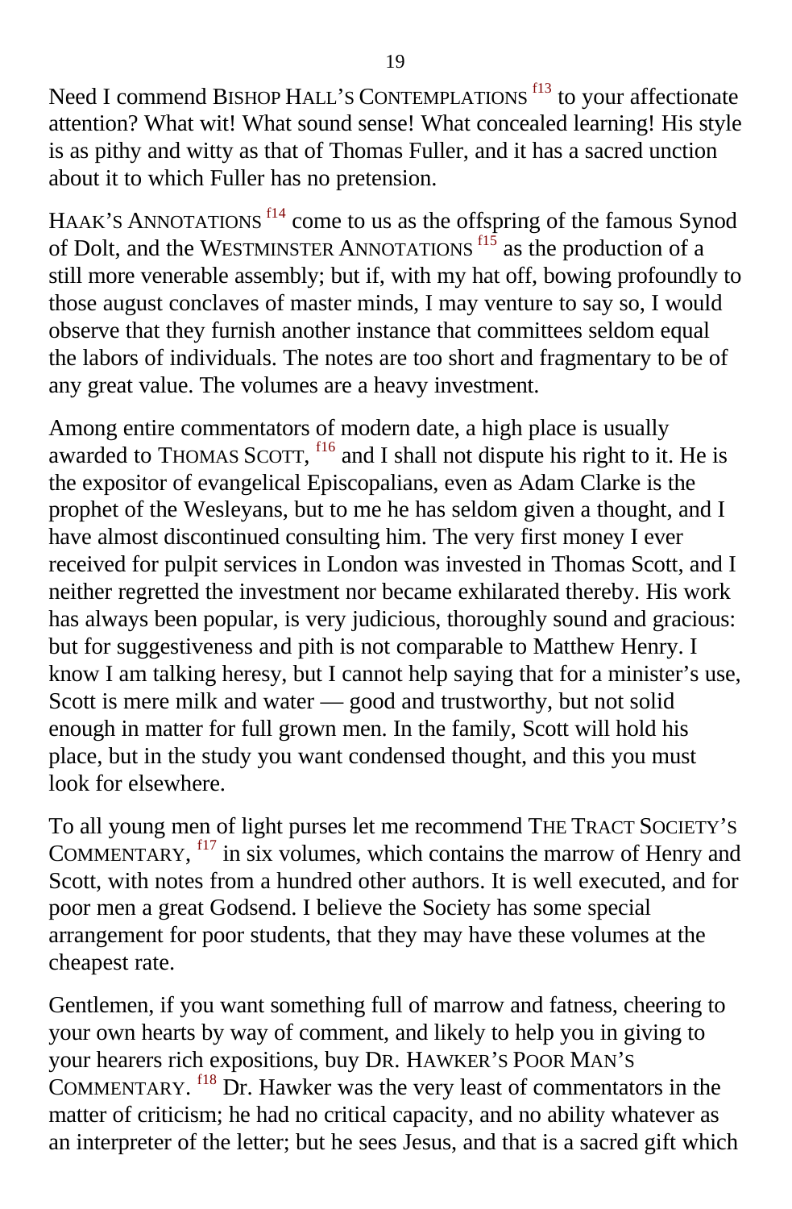Need I commend BISHOP HALL'S CONTEMPLATIONS [f13] to your affectionate attention? What wit! What sound sense! What concealed learning! His style is as pithy and witty as that of Thomas Fuller, and it has a sacred unction about it to which Fuller has no pretension.

HAAK'S ANNOTATIONS [f14] come to us as the offspring of the famous Synod of Dolt, and the WESTMINSTER ANNOTATIONS [f15] as the production of a still more venerable assembly; but if, with my hat off, bowing profoundly to those august conclaves of master minds, I may venture to say so, I would observe that they furnish another instance that committees seldom equal the labors of individuals. The notes are too short and fragmentary to be of any great value. The volumes are a heavy investment.

Among entire commentators of modern date, a high place is usually awarded to THOMAS SCOTT, [f16] and I shall not dispute his right to it. He is the expositor of evangelical Episcopalians, even as Adam Clarke is the prophet of the Wesleyans, but to me he has seldom given a thought, and I have almost discontinued consulting him. The very first money I ever received for pulpit services in London was invested in Thomas Scott, and I neither regretted the investment nor became exhilarated thereby. His work has always been popular, is very judicious, thoroughly sound and gracious: but for suggestiveness and pith is not comparable to Matthew Henry. I know I am talking heresy, but I cannot help saying that for a minister's use, Scott is mere milk and water — good and trustworthy, but not solid enough in matter for full grown men. In the family, Scott will hold his place, but in the study you want condensed thought, and this you must look for elsewhere.

To all young men of light purses let me recommend THE TRACT SOCIETY'S COMMENTARY, [f17] in six volumes, which contains the marrow of Henry and Scott, with notes from a hundred other authors. It is well executed, and for poor men a great Godsend. I believe the Society has some special arrangement for poor students, that they may have these volumes at the cheapest rate.

Gentlemen, if you want something full of marrow and fatness, cheering to your own hearts by way of comment, and likely to help you in giving to your hearers rich expositions, buy DR. HAWKER'S POOR MAN'S COMMENTARY. [f18] Dr. Hawker was the very least of commentators in the matter of criticism; he had no critical capacity, and no ability whatever as an interpreter of the letter; but he sees Jesus, and that is a sacred gift which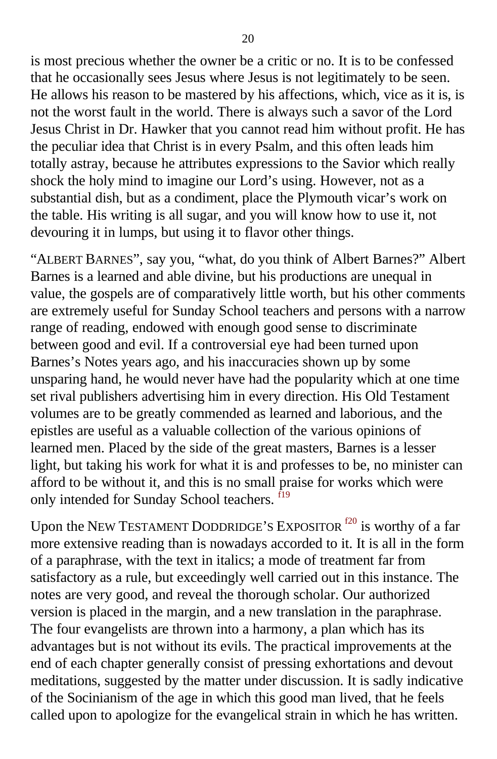is most precious whether the owner be a critic or no. It is to be confessed that he occasionally sees Jesus where Jesus is not legitimately to be seen. He allows his reason to be mastered by his affections, which, vice as it is, is not the worst fault in the world. There is always such a savor of the Lord Jesus Christ in Dr. Hawker that you cannot read him without profit. He has the peculiar idea that Christ is in every Psalm, and this often leads him totally astray, because he attributes expressions to the Savior which really shock the holy mind to imagine our Lord's using. However, not as a substantial dish, but as a condiment, place the Plymouth vicar's work on the table. His writing is all sugar, and you will know how to use it, not devouring it in lumps, but using it to flavor other things.

"ALBERT BARNES", say you, "what, do you think of Albert Barnes?" Albert Barnes is a learned and able divine, but his productions are unequal in value, the gospels are of comparatively little worth, but his other comments are extremely useful for Sunday School teachers and persons with a narrow range of reading, endowed with enough good sense to discriminate between good and evil. If a controversial eye had been turned upon Barnes's Notes years ago, and his inaccuracies shown up by some unsparing hand, he would never have had the popularity which at one time set rival publishers advertising him in every direction. His Old Testament volumes are to be greatly commended as learned and laborious, and the epistles are useful as a valuable collection of the various opinions of learned men. Placed by the side of the great masters, Barnes is a lesser light, but taking his work for what it is and professes to be, no minister can afford to be without it, and this is no small praise for works which were only intended for Sunday School teachers. [f19]

Upon the NEW TESTAMENT DODDRIDGE'S EXPOSITOR [f20] is worthy of a far more extensive reading than is nowadays accorded to it. It is all in the form of a paraphrase, with the text in italics; a mode of treatment far from satisfactory as a rule, but exceedingly well carried out in this instance. The notes are very good, and reveal the thorough scholar. Our authorized version is placed in the margin, and a new translation in the paraphrase. The four evangelists are thrown into a harmony, a plan which has its advantages but is not without its evils. The practical improvements at the end of each chapter generally consist of pressing exhortations and devout meditations, suggested by the matter under discussion. It is sadly indicative of the Socinianism of the age in which this good man lived, that he feels called upon to apologize for the evangelical strain in which he has written.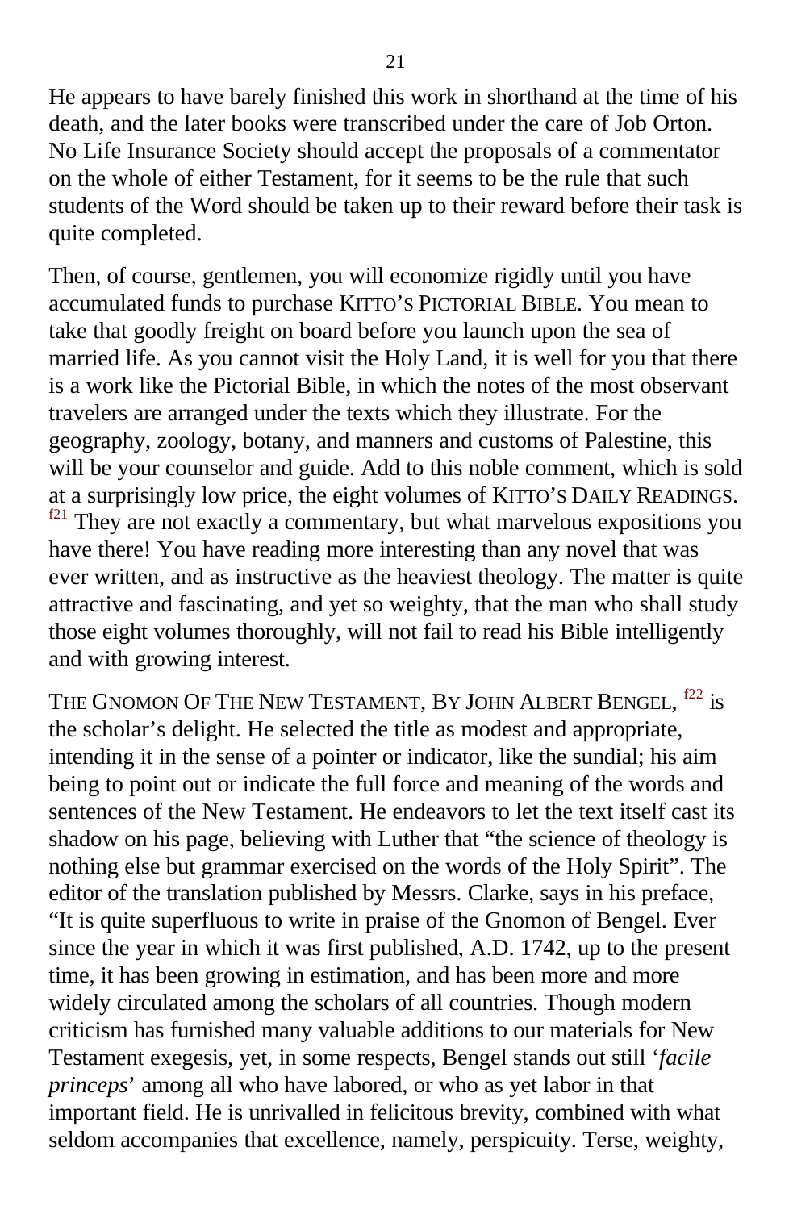He appears to have barely finished this work in shorthand at the time of his death, and the later books were transcribed under the care of Job Orton. No Life Insurance Society should accept the proposals of a commentator on the whole of either Testament, for it seems to be the rule that such students of the Word should be taken up to their reward before their task is quite completed.

Then, of course, gentlemen, you will economize rigidly until you have accumulated funds to purchase KITTO'S PICTORIAL BIBLE. You mean to take that goodly freight on board before you launch upon the sea of married life. As you cannot visit the Holy Land, it is well for you that there is a work like the Pictorial Bible, in which the notes of the most observant travelers are arranged under the texts which they illustrate. For the geography, zoology, botany, and manners and customs of Palestine, this will be your counselor and guide. Add to this noble comment, which is sold at a surprisingly low price, the eight volumes of KITTO'S DAILY READINGS. [f21] They are not exactly a commentary, but what marvelous expositions you have there! You have reading more interesting than any novel that was ever written, and as instructive as the heaviest theology. The matter is quite attractive and fascinating, and yet so weighty, that the man who shall study those eight volumes thoroughly, will not fail to read his Bible intelligently and with growing interest.

THE GNOMON OF THE NEW TESTAMENT, BY JOHN ALBERT BENGEL, [f22] is the scholar's delight. He selected the title as modest and appropriate, intending it in the sense of a pointer or indicator, like the sundial; his aim being to point out or indicate the full force and meaning of the words and sentences of the New Testament. He endeavors to let the text itself cast its shadow on his page, believing with Luther that "the science of theology is nothing else but grammar exercised on the words of the Holy Spirit". The editor of the translation published by Messrs. Clarke, says in his preface, "It is quite superfluous to write in praise of the Gnomon of Bengel. Ever since the year in which it was first published, A.D. 1742, up to the present time, it has been growing in estimation, and has been more and more widely circulated among the scholars of all countries. Though modern criticism has furnished many valuable additions to our materials for New Testament exegesis, yet, in some respects, Bengel stands out still '*facile princeps*' among all who have labored, or who as yet labor in that important field. He is unrivalled in felicitous brevity, combined with what seldom accompanies that excellence, namely, perspicuity. Terse, weighty,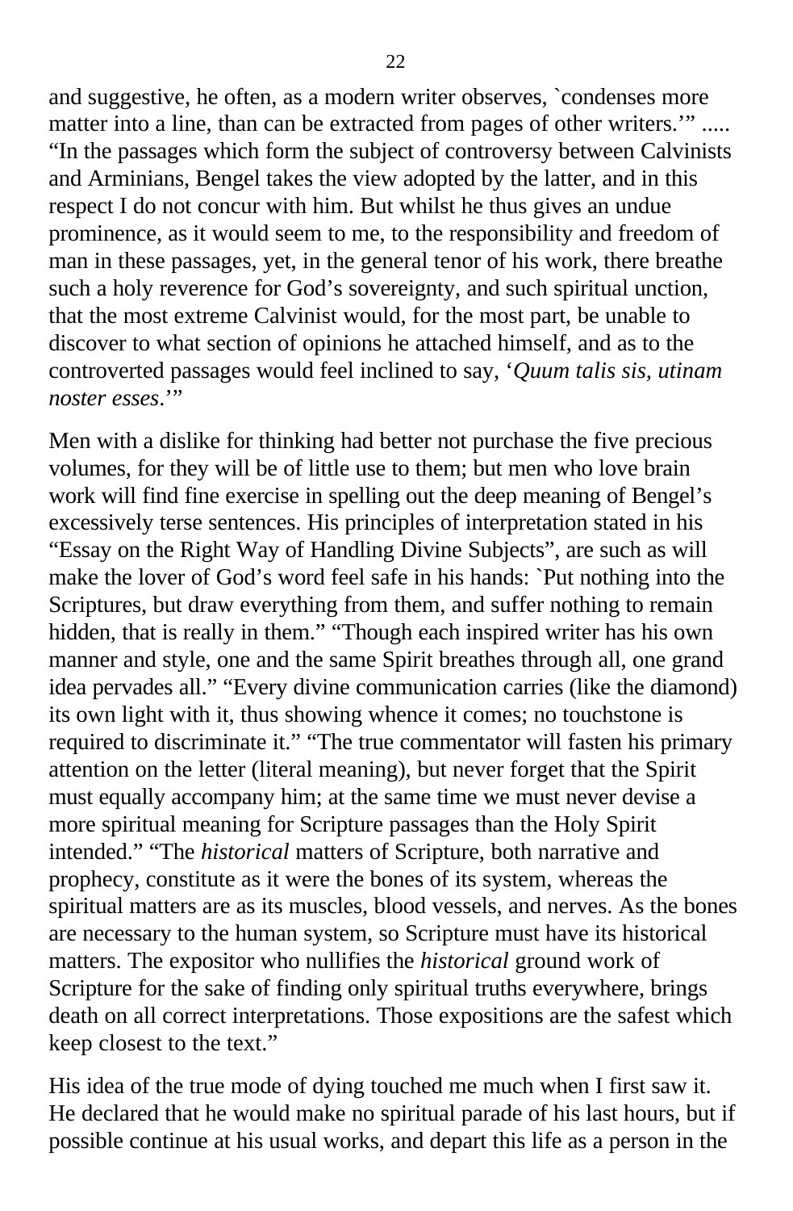and suggestive, he often, as a modern writer observes, `condenses more matter into a line, than can be extracted from pages of other writers.'" ..... "In the passages which form the subject of controversy between Calvinists and Arminians, Bengel takes the view adopted by the latter, and in this respect I do not concur with him. But whilst he thus gives an undue prominence, as it would seem to me, to the responsibility and freedom of man in these passages, yet, in the general tenor of his work, there breathe such a holy reverence for God's sovereignty, and such spiritual unction, that the most extreme Calvinist would, for the most part, be unable to discover to what section of opinions he attached himself, and as to the controverted passages would feel inclined to say, '*Quum talis sis, utinam noster esses*.'"

Men with a dislike for thinking had better not purchase the five precious volumes, for they will be of little use to them; but men who love brain work will find fine exercise in spelling out the deep meaning of Bengel's excessively terse sentences. His principles of interpretation stated in his "Essay on the Right Way of Handling Divine Subjects", are such as will make the lover of God's word feel safe in his hands: `Put nothing into the Scriptures, but draw everything from them, and suffer nothing to remain hidden, that is really in them." "Though each inspired writer has his own manner and style, one and the same Spirit breathes through all, one grand idea pervades all." "Every divine communication carries (like the diamond) its own light with it, thus showing whence it comes; no touchstone is required to discriminate it." "The true commentator will fasten his primary attention on the letter (literal meaning), but never forget that the Spirit must equally accompany him; at the same time we must never devise a more spiritual meaning for Scripture passages than the Holy Spirit intended." "The *historical* matters of Scripture, both narrative and prophecy, constitute as it were the bones of its system, whereas the spiritual matters are as its muscles, blood vessels, and nerves. As the bones are necessary to the human system, so Scripture must have its historical matters. The expositor who nullifies the *historical* ground work of Scripture for the sake of finding only spiritual truths everywhere, brings death on all correct interpretations. Those expositions are the safest which keep closest to the text."

His idea of the true mode of dying touched me much when I first saw it. He declared that he would make no spiritual parade of his last hours, but if possible continue at his usual works, and depart this life as a person in the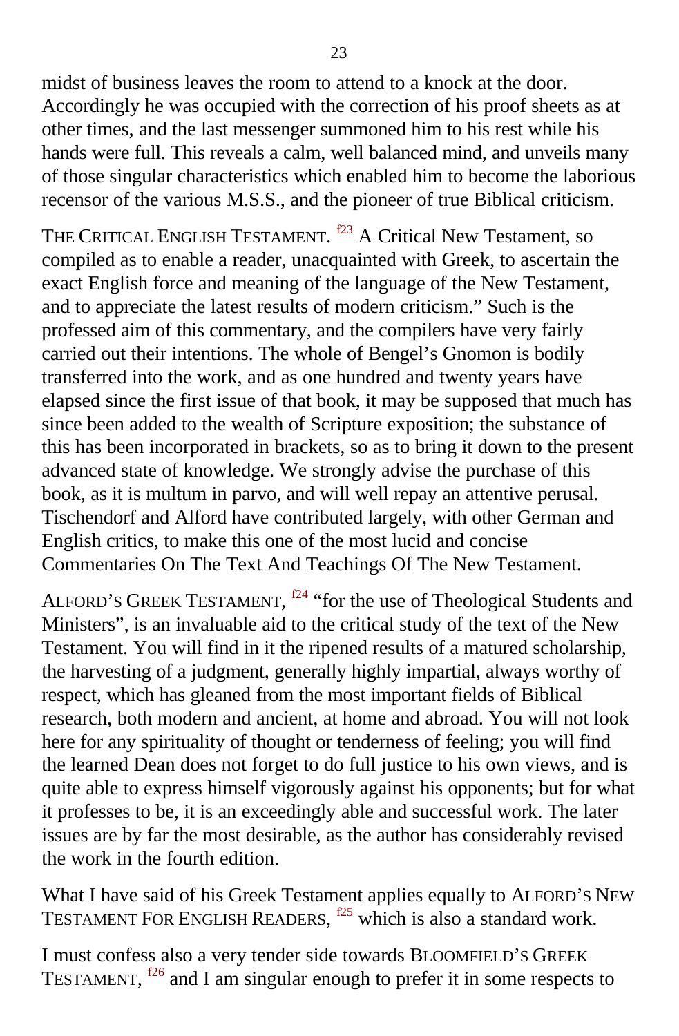midst of business leaves the room to attend to a knock at the door. Accordingly he was occupied with the correction of his proof sheets as at other times, and the last messenger summoned him to his rest while his hands were full. This reveals a calm, well balanced mind, and unveils many of those singular characteristics which enabled him to become the laborious recensor of the various M.S.S., and the pioneer of true Biblical criticism.

THE CRITICAL ENGLISH TESTAMENT. [f23] A Critical New Testament, so compiled as to enable a reader, unacquainted with Greek, to ascertain the exact English force and meaning of the language of the New Testament, and to appreciate the latest results of modern criticism." Such is the professed aim of this commentary, and the compilers have very fairly carried out their intentions. The whole of Bengel's Gnomon is bodily transferred into the work, and as one hundred and twenty years have elapsed since the first issue of that book, it may be supposed that much has since been added to the wealth of Scripture exposition; the substance of this has been incorporated in brackets, so as to bring it down to the present advanced state of knowledge. We strongly advise the purchase of this book, as it is multum in parvo, and will well repay an attentive perusal. Tischendorf and Alford have contributed largely, with other German and English critics, to make this one of the most lucid and concise Commentaries On The Text And Teachings Of The New Testament.

ALFORD'S GREEK TESTAMENT, [f24] "for the use of Theological Students and Ministers", is an invaluable aid to the critical study of the text of the New Testament. You will find in it the ripened results of a matured scholarship, the harvesting of a judgment, generally highly impartial, always worthy of respect, which has gleaned from the most important fields of Biblical research, both modern and ancient, at home and abroad. You will not look here for any spirituality of thought or tenderness of feeling; you will find the learned Dean does not forget to do full justice to his own views, and is quite able to express himself vigorously against his opponents; but for what it professes to be, it is an exceedingly able and successful work. The later issues are by far the most desirable, as the author has considerably revised the work in the fourth edition.

What I have said of his Greek Testament applies equally to ALFORD'S NEW TESTAMENT FOR ENGLISH READERS, [f25] which is also a standard work.

I must confess also a very tender side towards BLOOMFIELD'S GREEK TESTAMENT, [f26] and I am singular enough to prefer it in some respects to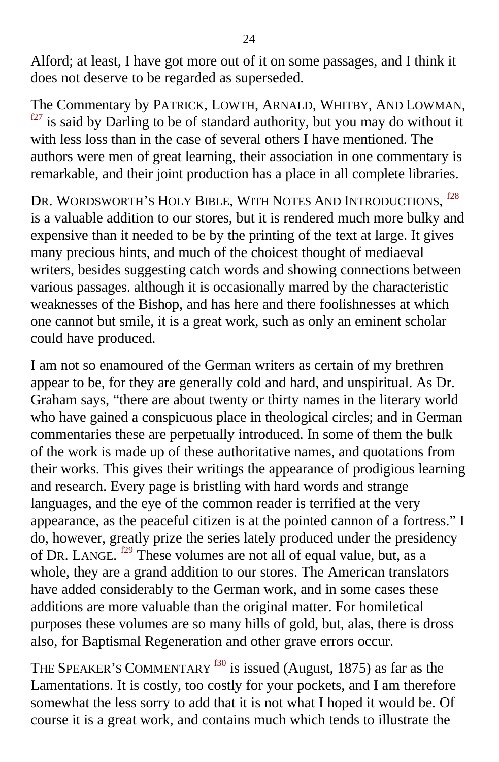Alford; at least, I have got more out of it on some passages, and I think it does not deserve to be regarded as superseded.

The Commentary by PATRICK, LOWTH, ARNALD, WHITBY, AND LOWMAN, [f27] is said by Darling to be of standard authority, but you may do without it with less loss than in the case of several others I have mentioned. The authors were men of great learning, their association in one commentary is remarkable, and their joint production has a place in all complete libraries.

DR. WORDSWORTH'S HOLY BIBLE, WITH NOTES AND INTRODUCTIONS, [f28] is a valuable addition to our stores, but it is rendered much more bulky and expensive than it needed to be by the printing of the text at large. It gives many precious hints, and much of the choicest thought of mediaeval writers, besides suggesting catch words and showing connections between various passages. although it is occasionally marred by the characteristic weaknesses of the Bishop, and has here and there foolishnesses at which one cannot but smile, it is a great work, such as only an eminent scholar could have produced.

I am not so enamoured of the German writers as certain of my brethren appear to be, for they are generally cold and hard, and unspiritual. As Dr. Graham says, "there are about twenty or thirty names in the literary world who have gained a conspicuous place in theological circles; and in German commentaries these are perpetually introduced. In some of them the bulk of the work is made up of these authoritative names, and quotations from their works. This gives their writings the appearance of prodigious learning and research. Every page is bristling with hard words and strange languages, and the eye of the common reader is terrified at the very appearance, as the peaceful citizen is at the pointed cannon of a fortress." I do, however, greatly prize the series lately produced under the presidency of DR. LANGE. [f29] These volumes are not all of equal value, but, as a whole, they are a grand addition to our stores. The American translators have added considerably to the German work, and in some cases these additions are more valuable than the original matter. For homiletical purposes these volumes are so many hills of gold, but, alas, there is dross also, for Baptismal Regeneration and other grave errors occur.

THE SPEAKER'S COMMENTARY [f30] is issued (August, 1875) as far as the Lamentations. It is costly, too costly for your pockets, and I am therefore somewhat the less sorry to add that it is not what I hoped it would be. Of course it is a great work, and contains much which tends to illustrate the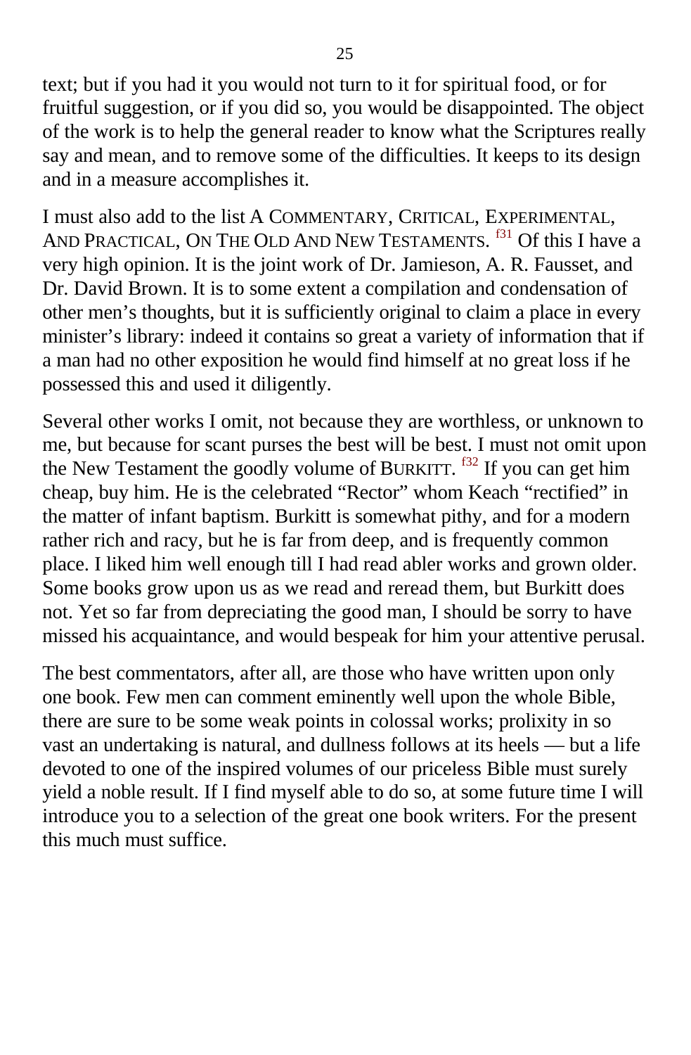text; but if you had it you would not turn to it for spiritual food, or for fruitful suggestion, or if you did so, you would be disappointed. The object of the work is to help the general reader to know what the Scriptures really say and mean, and to remove some of the difficulties. It keeps to its design and in a measure accomplishes it.

I must also add to the list A COMMENTARY, CRITICAL, EXPERIMENTAL, AND PRACTICAL, ON THE OLD AND NEW TESTAMENTS. [f31] Of this I have a very high opinion. It is the joint work of Dr. Jamieson, A. R. Fausset, and Dr. David Brown. It is to some extent a compilation and condensation of other men's thoughts, but it is sufficiently original to claim a place in every minister's library: indeed it contains so great a variety of information that if a man had no other exposition he would find himself at no great loss if he possessed this and used it diligently.

Several other works I omit, not because they are worthless, or unknown to me, but because for scant purses the best will be best. I must not omit upon the New Testament the goodly volume of BURKITT. [f32] If you can get him cheap, buy him. He is the celebrated "Rector" whom Keach "rectified" in the matter of infant baptism. Burkitt is somewhat pithy, and for a modern rather rich and racy, but he is far from deep, and is frequently common place. I liked him well enough till I had read abler works and grown older. Some books grow upon us as we read and reread them, but Burkitt does not. Yet so far from depreciating the good man, I should be sorry to have missed his acquaintance, and would bespeak for him your attentive perusal.

The best commentators, after all, are those who have written upon only one book. Few men can comment eminently well upon the whole Bible, there are sure to be some weak points in colossal works; prolixity in so vast an undertaking is natural, and dullness follows at its heels — but a life devoted to one of the inspired volumes of our priceless Bible must surely yield a noble result. If I find myself able to do so, at some future time I will introduce you to a selection of the great one book writers. For the present this much must suffice.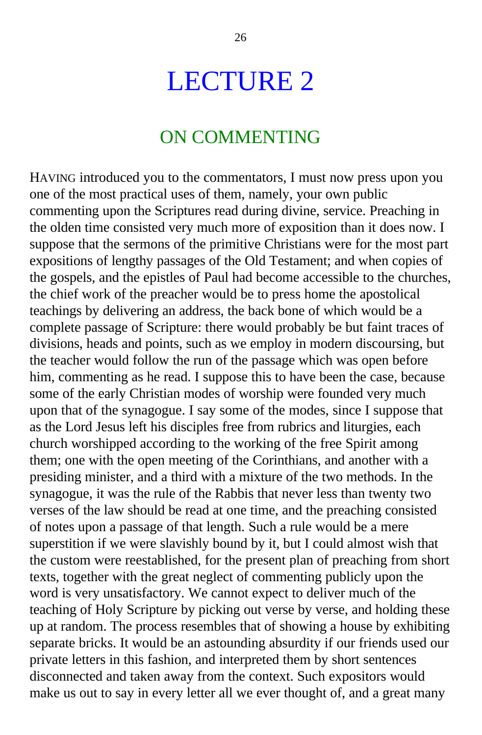# LECTURE 2

## ON COMMENTING

HAVING introduced you to the commentators, I must now press upon you one of the most practical uses of them, namely, your own public commenting upon the Scriptures read during divine, service. Preaching in the olden time consisted very much more of exposition than it does now. I suppose that the sermons of the primitive Christians were for the most part expositions of lengthy passages of the Old Testament; and when copies of the gospels, and the epistles of Paul had become accessible to the churches, the chief work of the preacher would be to press home the apostolical teachings by delivering an address, the back bone of which would be a complete passage of Scripture: there would probably be but faint traces of divisions, heads and points, such as we employ in modern discoursing, but the teacher would follow the run of the passage which was open before him, commenting as he read. I suppose this to have been the case, because some of the early Christian modes of worship were founded very much upon that of the synagogue. I say some of the modes, since I suppose that as the Lord Jesus left his disciples free from rubrics and liturgies, each church worshipped according to the working of the free Spirit among them; one with the open meeting of the Corinthians, and another with a presiding minister, and a third with a mixture of the two methods. In the synagogue, it was the rule of the Rabbis that never less than twenty two verses of the law should be read at one time, and the preaching consisted of notes upon a passage of that length. Such a rule would be a mere superstition if we were slavishly bound by it, but I could almost wish that the custom were reestablished, for the present plan of preaching from short texts, together with the great neglect of commenting publicly upon the word is very unsatisfactory. We cannot expect to deliver much of the teaching of Holy Scripture by picking out verse by verse, and holding these up at random. The process resembles that of showing a house by exhibiting separate bricks. It would be an astounding absurdity if our friends used our private letters in this fashion, and interpreted them by short sentences disconnected and taken away from the context. Such expositors would make us out to say in every letter all we ever thought of, and a great many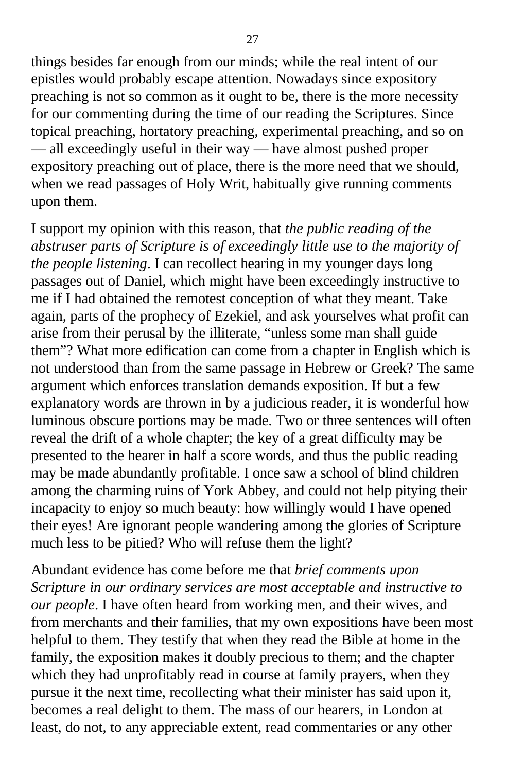things besides far enough from our minds; while the real intent of our epistles would probably escape attention. Nowadays since expository preaching is not so common as it ought to be, there is the more necessity for our commenting during the time of our reading the Scriptures. Since topical preaching, hortatory preaching, experimental preaching, and so on — all exceedingly useful in their way — have almost pushed proper expository preaching out of place, there is the more need that we should, when we read passages of Holy Writ, habitually give running comments upon them.

I support my opinion with this reason, that *the public reading of the abstruser parts of Scripture is of exceedingly little use to the majority of the people listening*. I can recollect hearing in my younger days long passages out of Daniel, which might have been exceedingly instructive to me if I had obtained the remotest conception of what they meant. Take again, parts of the prophecy of Ezekiel, and ask yourselves what profit can arise from their perusal by the illiterate, "unless some man shall guide them"? What more edification can come from a chapter in English which is not understood than from the same passage in Hebrew or Greek? The same argument which enforces translation demands exposition. If but a few explanatory words are thrown in by a judicious reader, it is wonderful how luminous obscure portions may be made. Two or three sentences will often reveal the drift of a whole chapter; the key of a great difficulty may be presented to the hearer in half a score words, and thus the public reading may be made abundantly profitable. I once saw a school of blind children among the charming ruins of York Abbey, and could not help pitying their incapacity to enjoy so much beauty: how willingly would I have opened their eyes! Are ignorant people wandering among the glories of Scripture much less to be pitied? Who will refuse them the light?

Abundant evidence has come before me that *brief comments upon Scripture in our ordinary services are most acceptable and instructive to our people*. I have often heard from working men, and their wives, and from merchants and their families, that my own expositions have been most helpful to them. They testify that when they read the Bible at home in the family, the exposition makes it doubly precious to them; and the chapter which they had unprofitably read in course at family prayers, when they pursue it the next time, recollecting what their minister has said upon it, becomes a real delight to them. The mass of our hearers, in London at least, do not, to any appreciable extent, read commentaries or any other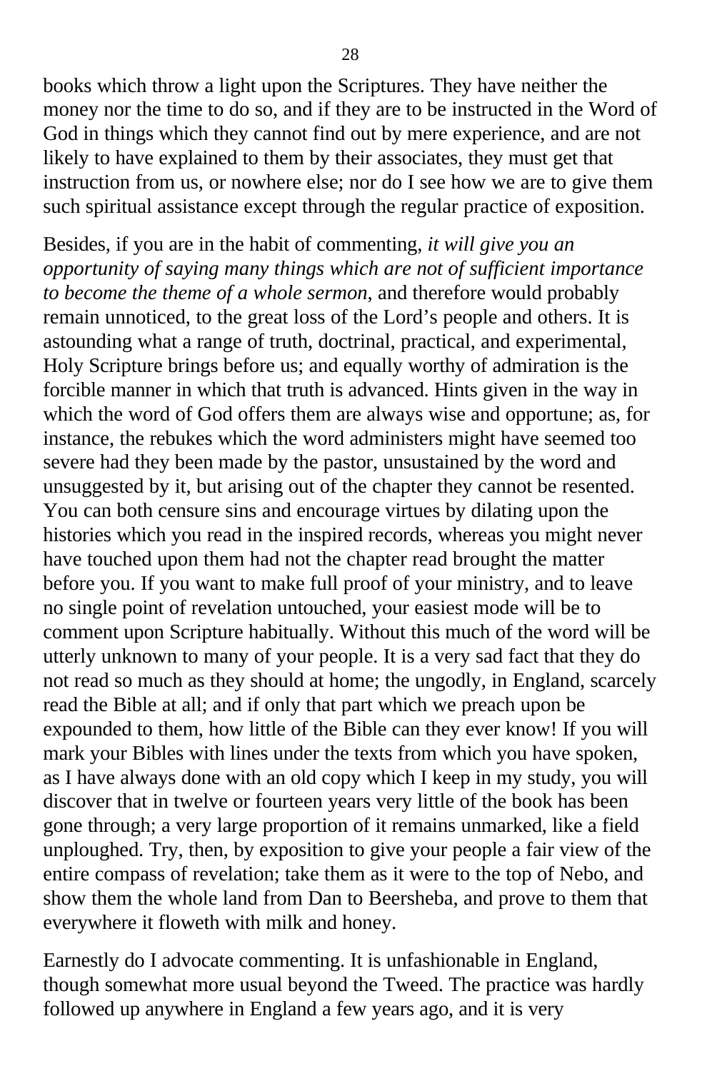books which throw a light upon the Scriptures. They have neither the money nor the time to do so, and if they are to be instructed in the Word of God in things which they cannot find out by mere experience, and are not likely to have explained to them by their associates, they must get that instruction from us, or nowhere else; nor do I see how we are to give them such spiritual assistance except through the regular practice of exposition.

Besides, if you are in the habit of commenting, *it will give you an opportunity of saying many things which are not of sufficient importance to become the theme of a whole sermon*, and therefore would probably remain unnoticed, to the great loss of the Lord's people and others. It is astounding what a range of truth, doctrinal, practical, and experimental, Holy Scripture brings before us; and equally worthy of admiration is the forcible manner in which that truth is advanced. Hints given in the way in which the word of God offers them are always wise and opportune; as, for instance, the rebukes which the word administers might have seemed too severe had they been made by the pastor, unsustained by the word and unsuggested by it, but arising out of the chapter they cannot be resented. You can both censure sins and encourage virtues by dilating upon the histories which you read in the inspired records, whereas you might never have touched upon them had not the chapter read brought the matter before you. If you want to make full proof of your ministry, and to leave no single point of revelation untouched, your easiest mode will be to comment upon Scripture habitually. Without this much of the word will be utterly unknown to many of your people. It is a very sad fact that they do not read so much as they should at home; the ungodly, in England, scarcely read the Bible at all; and if only that part which we preach upon be expounded to them, how little of the Bible can they ever know! If you will mark your Bibles with lines under the texts from which you have spoken, as I have always done with an old copy which I keep in my study, you will discover that in twelve or fourteen years very little of the book has been gone through; a very large proportion of it remains unmarked, like a field unploughed. Try, then, by exposition to give your people a fair view of the entire compass of revelation; take them as it were to the top of Nebo, and show them the whole land from Dan to Beersheba, and prove to them that everywhere it floweth with milk and honey.

Earnestly do I advocate commenting. It is unfashionable in England, though somewhat more usual beyond the Tweed. The practice was hardly followed up anywhere in England a few years ago, and it is very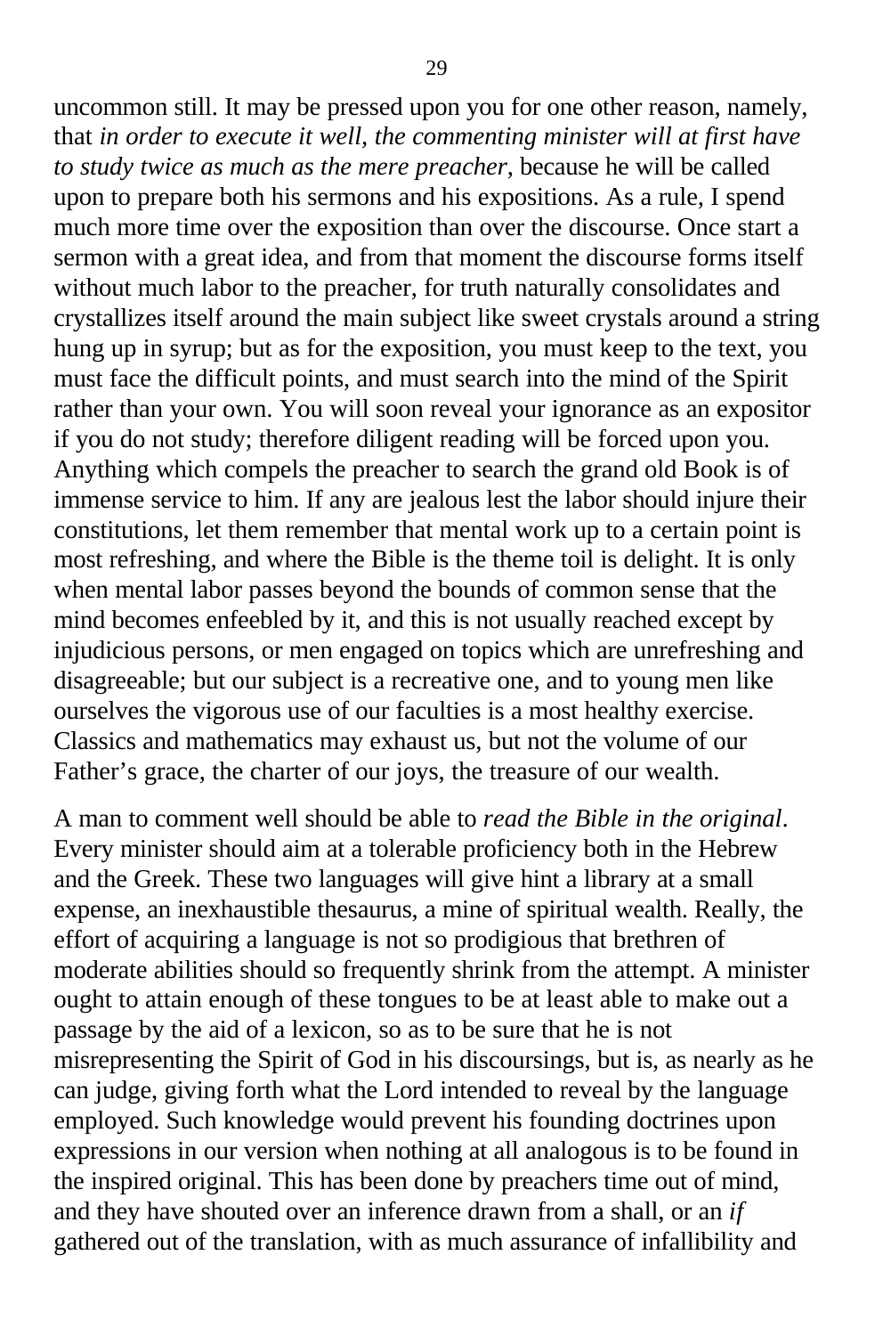uncommon still. It may be pressed upon you for one other reason, namely, that *in order to execute it well, the commenting minister will at first have to study twice as much as the mere preacher*, because he will be called upon to prepare both his sermons and his expositions. As a rule, I spend much more time over the exposition than over the discourse. Once start a sermon with a great idea, and from that moment the discourse forms itself without much labor to the preacher, for truth naturally consolidates and crystallizes itself around the main subject like sweet crystals around a string hung up in syrup; but as for the exposition, you must keep to the text, you must face the difficult points, and must search into the mind of the Spirit rather than your own. You will soon reveal your ignorance as an expositor if you do not study; therefore diligent reading will be forced upon you. Anything which compels the preacher to search the grand old Book is of immense service to him. If any are jealous lest the labor should injure their constitutions, let them remember that mental work up to a certain point is most refreshing, and where the Bible is the theme toil is delight. It is only when mental labor passes beyond the bounds of common sense that the mind becomes enfeebled by it, and this is not usually reached except by injudicious persons, or men engaged on topics which are unrefreshing and disagreeable; but our subject is a recreative one, and to young men like ourselves the vigorous use of our faculties is a most healthy exercise. Classics and mathematics may exhaust us, but not the volume of our Father's grace, the charter of our joys, the treasure of our wealth.

A man to comment well should be able to *read the Bible in the original*. Every minister should aim at a tolerable proficiency both in the Hebrew and the Greek. These two languages will give hint a library at a small expense, an inexhaustible thesaurus, a mine of spiritual wealth. Really, the effort of acquiring a language is not so prodigious that brethren of moderate abilities should so frequently shrink from the attempt. A minister ought to attain enough of these tongues to be at least able to make out a passage by the aid of a lexicon, so as to be sure that he is not misrepresenting the Spirit of God in his discoursings, but is, as nearly as he can judge, giving forth what the Lord intended to reveal by the language employed. Such knowledge would prevent his founding doctrines upon expressions in our version when nothing at all analogous is to be found in the inspired original. This has been done by preachers time out of mind, and they have shouted over an inference drawn from a shall, or an *if* gathered out of the translation, with as much assurance of infallibility and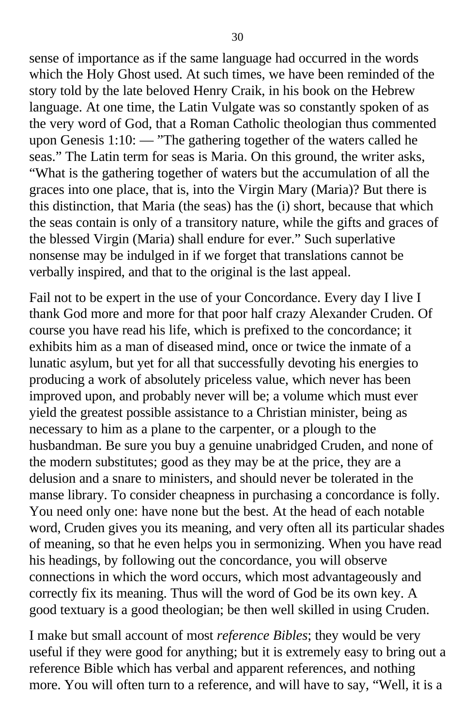sense of importance as if the same language had occurred in the words which the Holy Ghost used. At such times, we have been reminded of the story told by the late beloved Henry Craik, in his book on the Hebrew language. At one time, the Latin Vulgate was so constantly spoken of as the very word of God, that a Roman Catholic theologian thus commented upon Genesis 1:10: — "The gathering together of the waters called he seas." The Latin term for seas is Maria. On this ground, the writer asks, "What is the gathering together of waters but the accumulation of all the graces into one place, that is, into the Virgin Mary (Maria)? But there is this distinction, that Maria (the seas) has the (i) short, because that which the seas contain is only of a transitory nature, while the gifts and graces of the blessed Virgin (Maria) shall endure for ever." Such superlative nonsense may be indulged in if we forget that translations cannot be verbally inspired, and that to the original is the last appeal.

Fail not to be expert in the use of your Concordance. Every day I live I thank God more and more for that poor half crazy Alexander Cruden. Of course you have read his life, which is prefixed to the concordance; it exhibits him as a man of diseased mind, once or twice the inmate of a lunatic asylum, but yet for all that successfully devoting his energies to producing a work of absolutely priceless value, which never has been improved upon, and probably never will be; a volume which must ever yield the greatest possible assistance to a Christian minister, being as necessary to him as a plane to the carpenter, or a plough to the husbandman. Be sure you buy a genuine unabridged Cruden, and none of the modern substitutes; good as they may be at the price, they are a delusion and a snare to ministers, and should never be tolerated in the manse library. To consider cheapness in purchasing a concordance is folly. You need only one: have none but the best. At the head of each notable word, Cruden gives you its meaning, and very often all its particular shades of meaning, so that he even helps you in sermonizing. When you have read his headings, by following out the concordance, you will observe connections in which the word occurs, which most advantageously and correctly fix its meaning. Thus will the word of God be its own key. A good textuary is a good theologian; be then well skilled in using Cruden.

I make but small account of most *reference Bibles*; they would be very useful if they were good for anything; but it is extremely easy to bring out a reference Bible which has verbal and apparent references, and nothing more. You will often turn to a reference, and will have to say, "Well, it is a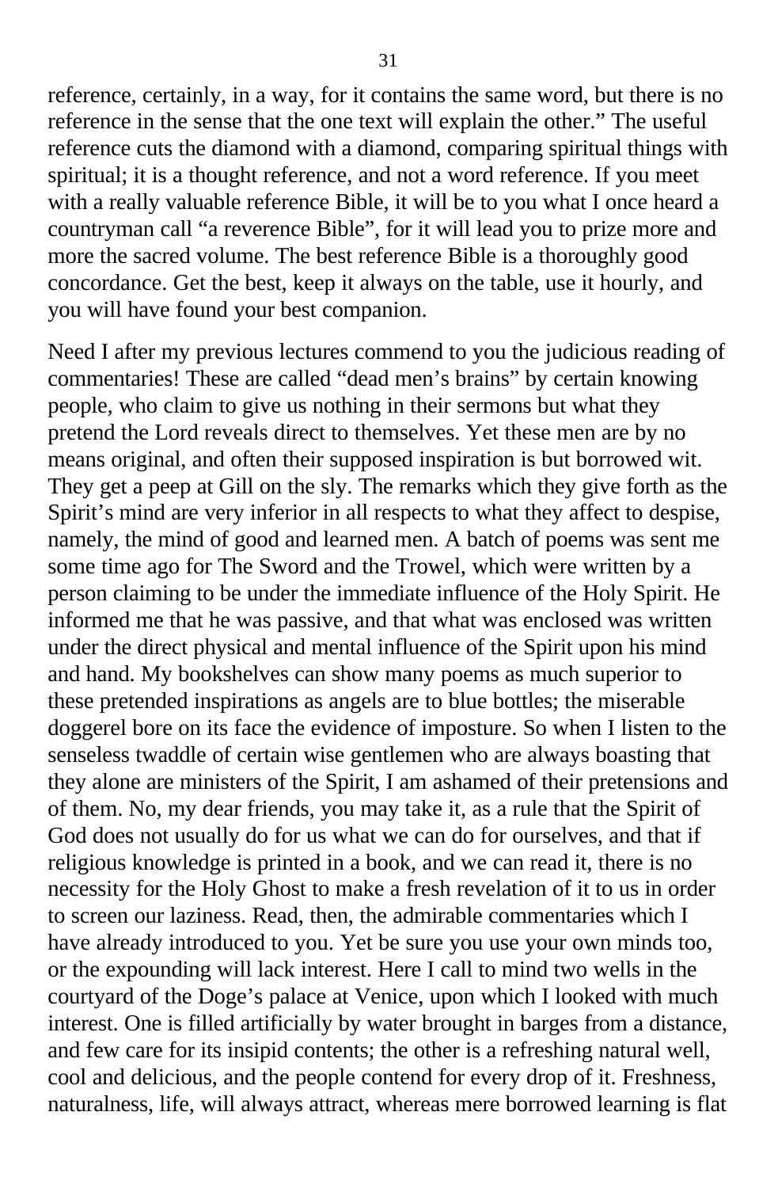reference, certainly, in a way, for it contains the same word, but there is no reference in the sense that the one text will explain the other." The useful reference cuts the diamond with a diamond, comparing spiritual things with spiritual; it is a thought reference, and not a word reference. If you meet with a really valuable reference Bible, it will be to you what I once heard a countryman call "a reverence Bible", for it will lead you to prize more and more the sacred volume. The best reference Bible is a thoroughly good concordance. Get the best, keep it always on the table, use it hourly, and you will have found your best companion.

Need I after my previous lectures commend to you the judicious reading of commentaries! These are called "dead men's brains" by certain knowing people, who claim to give us nothing in their sermons but what they pretend the Lord reveals direct to themselves. Yet these men are by no means original, and often their supposed inspiration is but borrowed wit. They get a peep at Gill on the sly. The remarks which they give forth as the Spirit's mind are very inferior in all respects to what they affect to despise, namely, the mind of good and learned men. A batch of poems was sent me some time ago for The Sword and the Trowel, which were written by a person claiming to be under the immediate influence of the Holy Spirit. He informed me that he was passive, and that what was enclosed was written under the direct physical and mental influence of the Spirit upon his mind and hand. My bookshelves can show many poems as much superior to these pretended inspirations as angels are to blue bottles; the miserable doggerel bore on its face the evidence of imposture. So when I listen to the senseless twaddle of certain wise gentlemen who are always boasting that they alone are ministers of the Spirit, I am ashamed of their pretensions and of them. No, my dear friends, you may take it, as a rule that the Spirit of God does not usually do for us what we can do for ourselves, and that if religious knowledge is printed in a book, and we can read it, there is no necessity for the Holy Ghost to make a fresh revelation of it to us in order to screen our laziness. Read, then, the admirable commentaries which I have already introduced to you. Yet be sure you use your own minds too, or the expounding will lack interest. Here I call to mind two wells in the courtyard of the Doge's palace at Venice, upon which I looked with much interest. One is filled artificially by water brought in barges from a distance, and few care for its insipid contents; the other is a refreshing natural well, cool and delicious, and the people contend for every drop of it. Freshness, naturalness, life, will always attract, whereas mere borrowed learning is flat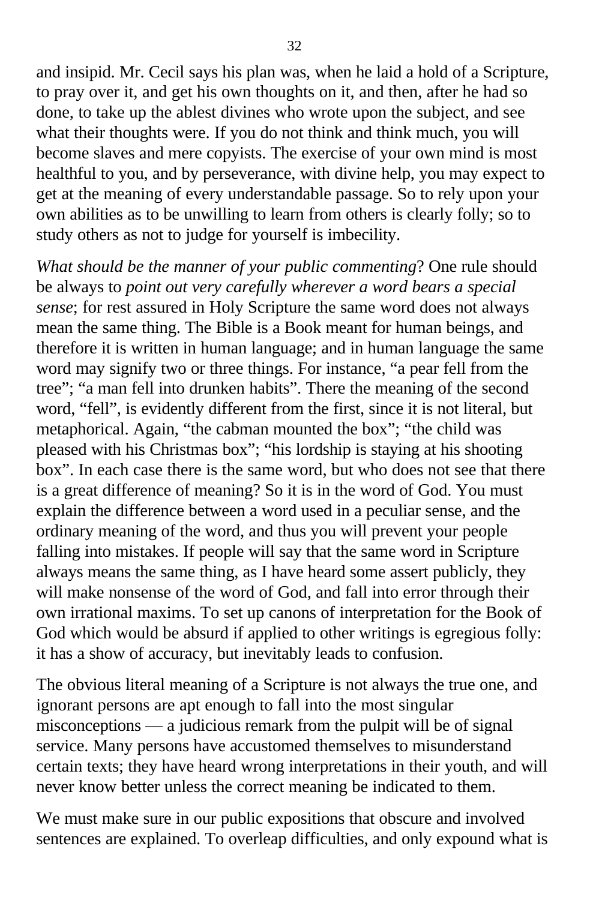and insipid. Mr. Cecil says his plan was, when he laid a hold of a Scripture, to pray over it, and get his own thoughts on it, and then, after he had so done, to take up the ablest divines who wrote upon the subject, and see what their thoughts were. If you do not think and think much, you will become slaves and mere copyists. The exercise of your own mind is most healthful to you, and by perseverance, with divine help, you may expect to get at the meaning of every understandable passage. So to rely upon your own abilities as to be unwilling to learn from others is clearly folly; so to study others as not to judge for yourself is imbecility.

*What should be the manner of your public commenting*? One rule should be always to *point out very carefully wherever a word bears a special sense*; for rest assured in Holy Scripture the same word does not always mean the same thing. The Bible is a Book meant for human beings, and therefore it is written in human language; and in human language the same word may signify two or three things. For instance, "a pear fell from the tree"; "a man fell into drunken habits". There the meaning of the second word, "fell", is evidently different from the first, since it is not literal, but metaphorical. Again, "the cabman mounted the box"; "the child was pleased with his Christmas box"; "his lordship is staying at his shooting box". In each case there is the same word, but who does not see that there is a great difference of meaning? So it is in the word of God. You must explain the difference between a word used in a peculiar sense, and the ordinary meaning of the word, and thus you will prevent your people falling into mistakes. If people will say that the same word in Scripture always means the same thing, as I have heard some assert publicly, they will make nonsense of the word of God, and fall into error through their own irrational maxims. To set up canons of interpretation for the Book of God which would be absurd if applied to other writings is egregious folly: it has a show of accuracy, but inevitably leads to confusion.

The obvious literal meaning of a Scripture is not always the true one, and ignorant persons are apt enough to fall into the most singular misconceptions — a judicious remark from the pulpit will be of signal service. Many persons have accustomed themselves to misunderstand certain texts; they have heard wrong interpretations in their youth, and will never know better unless the correct meaning be indicated to them.

We must make sure in our public expositions that obscure and involved sentences are explained. To overleap difficulties, and only expound what is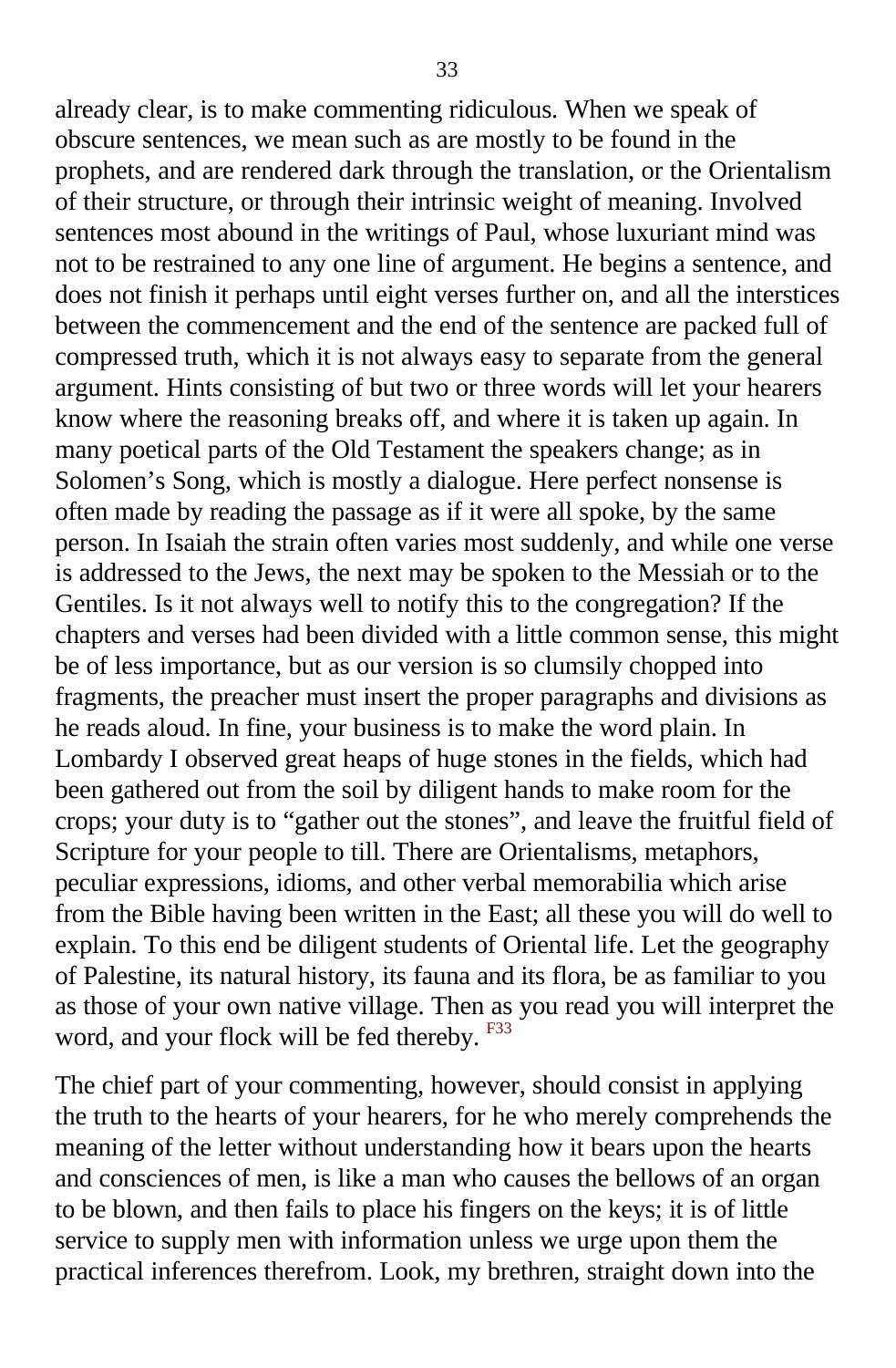already clear, is to make commenting ridiculous. When we speak of obscure sentences, we mean such as are mostly to be found in the prophets, and are rendered dark through the translation, or the Orientalism of their structure, or through their intrinsic weight of meaning. Involved sentences most abound in the writings of Paul, whose luxuriant mind was not to be restrained to any one line of argument. He begins a sentence, and does not finish it perhaps until eight verses further on, and all the interstices between the commencement and the end of the sentence are packed full of compressed truth, which it is not always easy to separate from the general argument. Hints consisting of but two or three words will let your hearers know where the reasoning breaks off, and where it is taken up again. In many poetical parts of the Old Testament the speakers change; as in Solomen's Song, which is mostly a dialogue. Here perfect nonsense is often made by reading the passage as if it were all spoke, by the same person. In Isaiah the strain often varies most suddenly, and while one verse is addressed to the Jews, the next may be spoken to the Messiah or to the Gentiles. Is it not always well to notify this to the congregation? If the chapters and verses had been divided with a little common sense, this might be of less importance, but as our version is so clumsily chopped into fragments, the preacher must insert the proper paragraphs and divisions as he reads aloud. In fine, your business is to make the word plain. In Lombardy I observed great heaps of huge stones in the fields, which had been gathered out from the soil by diligent hands to make room for the crops; your duty is to "gather out the stones", and leave the fruitful field of Scripture for your people to till. There are Orientalisms, metaphors, peculiar expressions, idioms, and other verbal memorabilia which arise from the Bible having been written in the East; all these you will do well to explain. To this end be diligent students of Oriental life. Let the geography of Palestine, its natural history, its fauna and its flora, be as familiar to you as those of your own native village. Then as you read you will interpret the word, and your flock will be fed thereby. [F33]

The chief part of your commenting, however, should consist in applying the truth to the hearts of your hearers, for he who merely comprehends the meaning of the letter without understanding how it bears upon the hearts and consciences of men, is like a man who causes the bellows of an organ to be blown, and then fails to place his fingers on the keys; it is of little service to supply men with information unless we urge upon them the practical inferences therefrom. Look, my brethren, straight down into the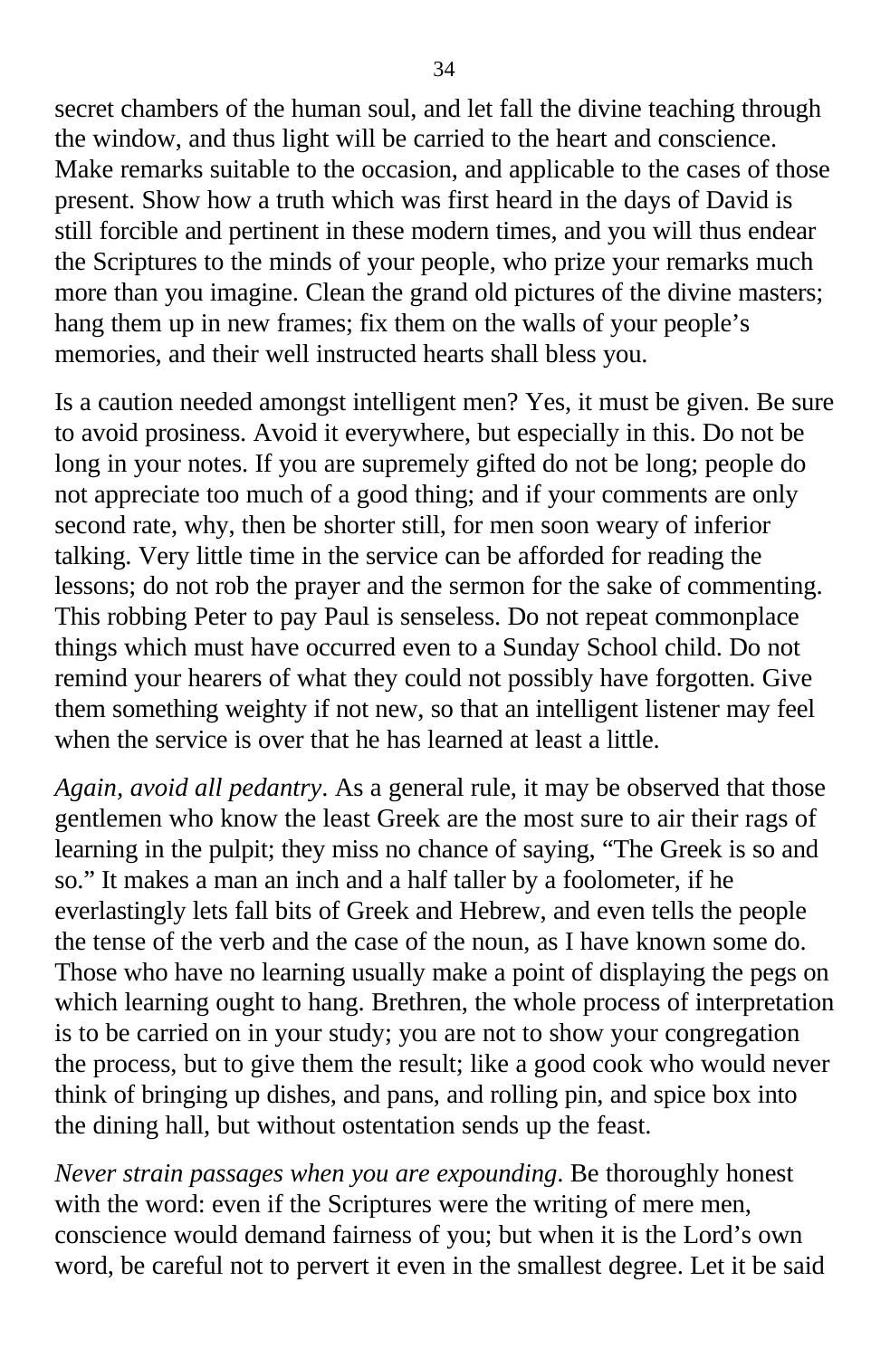secret chambers of the human soul, and let fall the divine teaching through the window, and thus light will be carried to the heart and conscience. Make remarks suitable to the occasion, and applicable to the cases of those present. Show how a truth which was first heard in the days of David is still forcible and pertinent in these modern times, and you will thus endear the Scriptures to the minds of your people, who prize your remarks much more than you imagine. Clean the grand old pictures of the divine masters; hang them up in new frames; fix them on the walls of your people's memories, and their well instructed hearts shall bless you.

Is a caution needed amongst intelligent men? Yes, it must be given. Be sure to avoid prosiness. Avoid it everywhere, but especially in this. Do not be long in your notes. If you are supremely gifted do not be long; people do not appreciate too much of a good thing; and if your comments are only second rate, why, then be shorter still, for men soon weary of inferior talking. Very little time in the service can be afforded for reading the lessons; do not rob the prayer and the sermon for the sake of commenting. This robbing Peter to pay Paul is senseless. Do not repeat commonplace things which must have occurred even to a Sunday School child. Do not remind your hearers of what they could not possibly have forgotten. Give them something weighty if not new, so that an intelligent listener may feel when the service is over that he has learned at least a little.

*Again, avoid all pedantry*. As a general rule, it may be observed that those gentlemen who know the least Greek are the most sure to air their rags of learning in the pulpit; they miss no chance of saying, "The Greek is so and so." It makes a man an inch and a half taller by a foolometer, if he everlastingly lets fall bits of Greek and Hebrew, and even tells the people the tense of the verb and the case of the noun, as I have known some do. Those who have no learning usually make a point of displaying the pegs on which learning ought to hang. Brethren, the whole process of interpretation is to be carried on in your study; you are not to show your congregation the process, but to give them the result; like a good cook who would never think of bringing up dishes, and pans, and rolling pin, and spice box into the dining hall, but without ostentation sends up the feast.

*Never strain passages when you are expounding*. Be thoroughly honest with the word: even if the Scriptures were the writing of mere men, conscience would demand fairness of you; but when it is the Lord's own word, be careful not to pervert it even in the smallest degree. Let it be said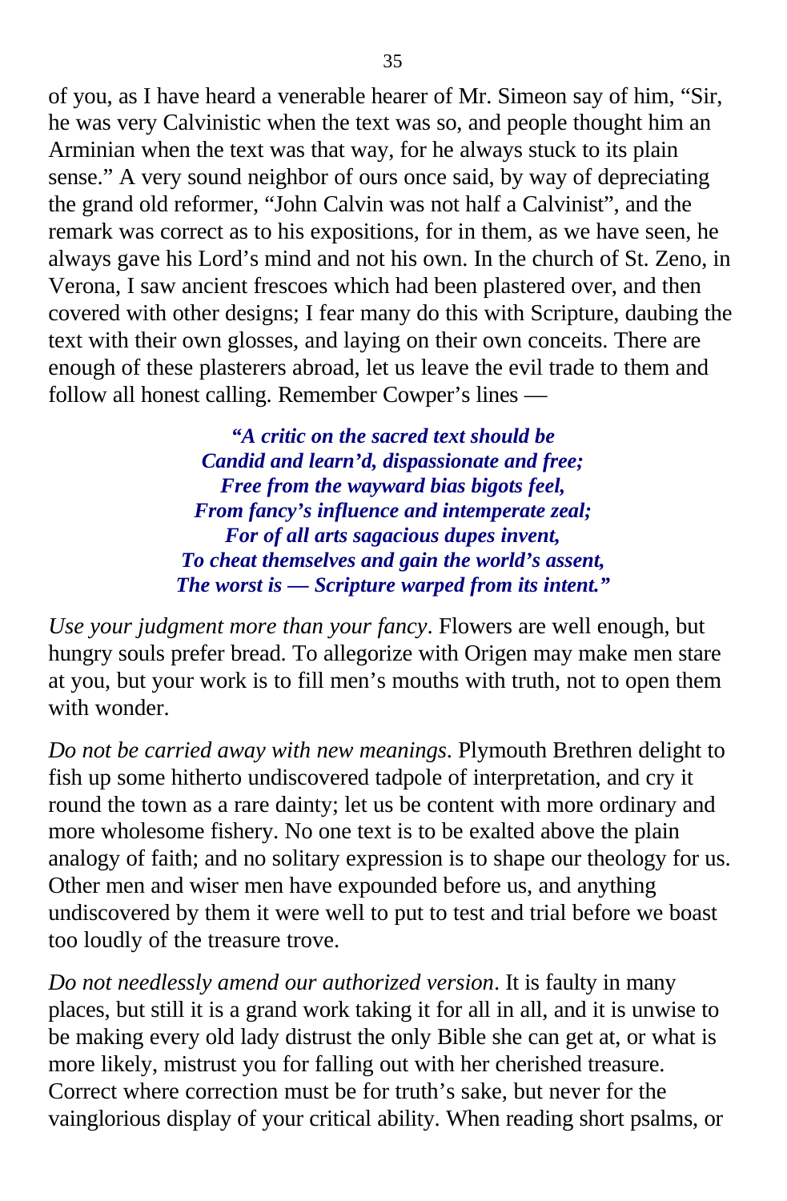of you, as I have heard a venerable hearer of Mr. Simeon say of him, “Sir, he was very Calvinistic when the text was so, and people thought him an Arminian when the text was that way, for he always stuck to its plain sense.” A very sound neighbor of ours once said, by way of depreciating the grand old reformer, “John Calvin was not half a Calvinist”, and the remark was correct as to his expositions, for in them, as we have seen, he always gave his Lord’s mind and not his own. In the church of St. Zeno, in Verona, I saw ancient frescoes which had been plastered over, and then covered with other designs; I fear many do this with Scripture, daubing the text with their own glosses, and laying on their own conceits. There are enough of these plasterers abroad, let us leave the evil trade to them and follow all honest calling. Remember Cowper’s lines —

> ***“A critic on the sacred text should be***
> ***Candid and learn’d, dispassionate and free;***
> ***Free from the wayward bias bigots feel,***
> ***From fancy’s influence and intemperate zeal;***
> ***For of all arts sagacious dupes invent,***
> ***To cheat themselves and gain the world’s assent,***
> ***The worst is — Scripture warped from its intent.”***

*Use your judgment more than your fancy*. Flowers are well enough, but hungry souls prefer bread. To allegorize with Origen may make men stare at you, but your work is to fill men’s mouths with truth, not to open them with wonder.

*Do not be carried away with new meanings*. Plymouth Brethren delight to fish up some hitherto undiscovered tadpole of interpretation, and cry it round the town as a rare dainty; let us be content with more ordinary and more wholesome fishery. No one text is to be exalted above the plain analogy of faith; and no solitary expression is to shape our theology for us. Other men and wiser men have expounded before us, and anything undiscovered by them it were well to put to test and trial before we boast too loudly of the treasure trove.

*Do not needlessly amend our authorized version*. It is faulty in many places, but still it is a grand work taking it for all in all, and it is unwise to be making every old lady distrust the only Bible she can get at, or what is more likely, mistrust you for falling out with her cherished treasure. Correct where correction must be for truth’s sake, but never for the vainglorious display of your critical ability. When reading short psalms, or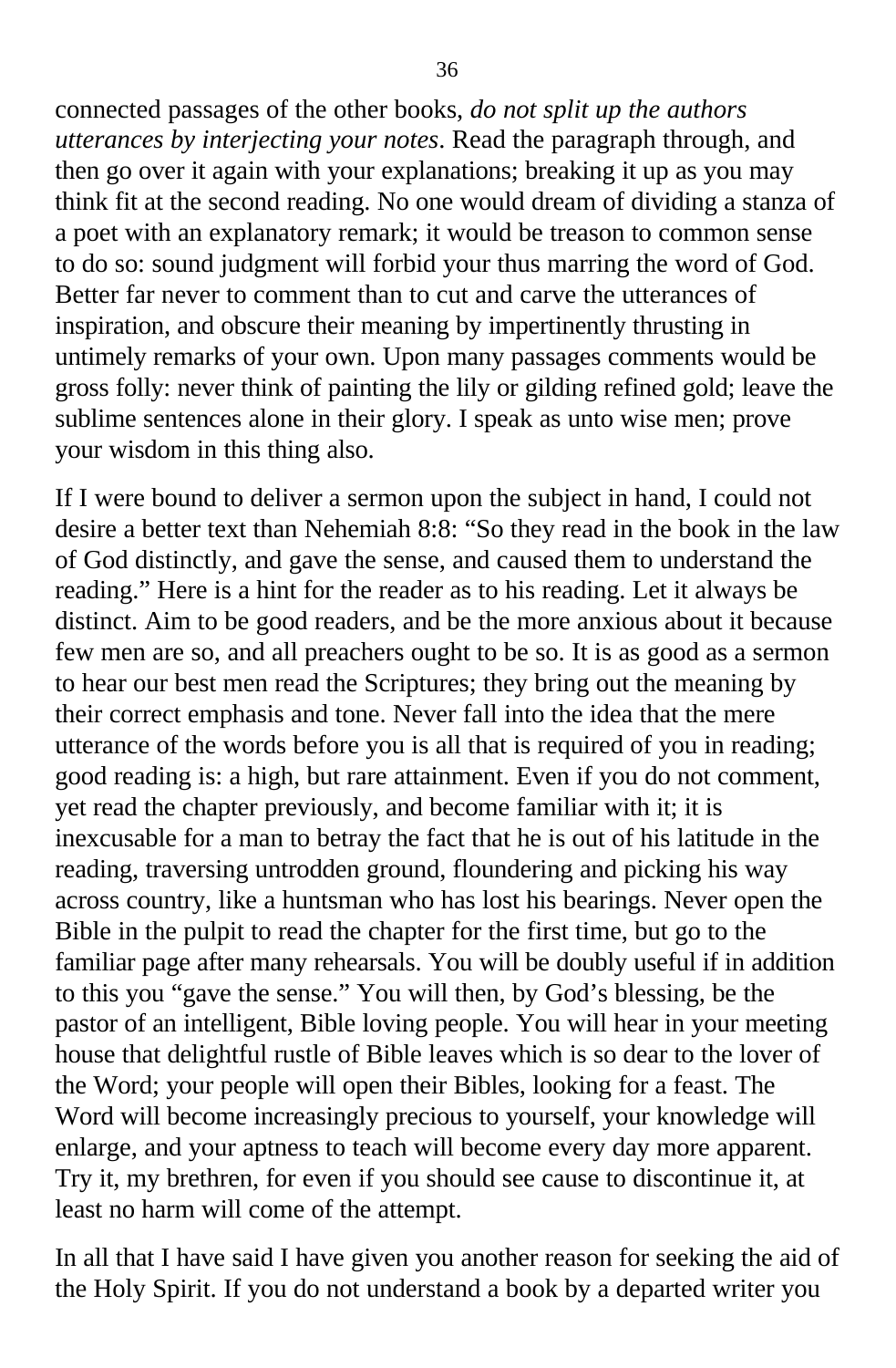connected passages of the other books, *do not split up the authors utterances by interjecting your notes*. Read the paragraph through, and then go over it again with your explanations; breaking it up as you may think fit at the second reading. No one would dream of dividing a stanza of a poet with an explanatory remark; it would be treason to common sense to do so: sound judgment will forbid your thus marring the word of God. Better far never to comment than to cut and carve the utterances of inspiration, and obscure their meaning by impertinently thrusting in untimely remarks of your own. Upon many passages comments would be gross folly: never think of painting the lily or gilding refined gold; leave the sublime sentences alone in their glory. I speak as unto wise men; prove your wisdom in this thing also.

If I were bound to deliver a sermon upon the subject in hand, I could not desire a better text than Nehemiah 8:8: "So they read in the book in the law of God distinctly, and gave the sense, and caused them to understand the reading." Here is a hint for the reader as to his reading. Let it always be distinct. Aim to be good readers, and be the more anxious about it because few men are so, and all preachers ought to be so. It is as good as a sermon to hear our best men read the Scriptures; they bring out the meaning by their correct emphasis and tone. Never fall into the idea that the mere utterance of the words before you is all that is required of you in reading; good reading is: a high, but rare attainment. Even if you do not comment, yet read the chapter previously, and become familiar with it; it is inexcusable for a man to betray the fact that he is out of his latitude in the reading, traversing untrodden ground, floundering and picking his way across country, like a huntsman who has lost his bearings. Never open the Bible in the pulpit to read the chapter for the first time, but go to the familiar page after many rehearsals. You will be doubly useful if in addition to this you "gave the sense." You will then, by God's blessing, be the pastor of an intelligent, Bible loving people. You will hear in your meeting house that delightful rustle of Bible leaves which is so dear to the lover of the Word; your people will open their Bibles, looking for a feast. The Word will become increasingly precious to yourself, your knowledge will enlarge, and your aptness to teach will become every day more apparent. Try it, my brethren, for even if you should see cause to discontinue it, at least no harm will come of the attempt.

In all that I have said I have given you another reason for seeking the aid of the Holy Spirit. If you do not understand a book by a departed writer you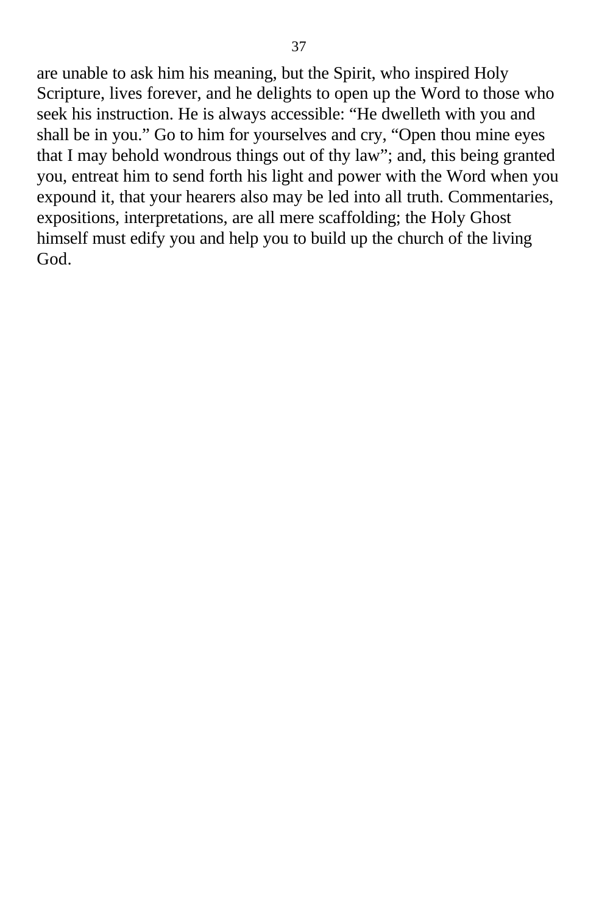are unable to ask him his meaning, but the Spirit, who inspired Holy Scripture, lives forever, and he delights to open up the Word to those who seek his instruction. He is always accessible: “He dwelleth with you and shall be in you.” Go to him for yourselves and cry, “Open thou mine eyes that I may behold wondrous things out of thy law”; and, this being granted you, entreat him to send forth his light and power with the Word when you expound it, that your hearers also may be led into all truth. Commentaries, expositions, interpretations, are all mere scaffolding; the Holy Ghost himself must edify you and help you to build up the church of the living God.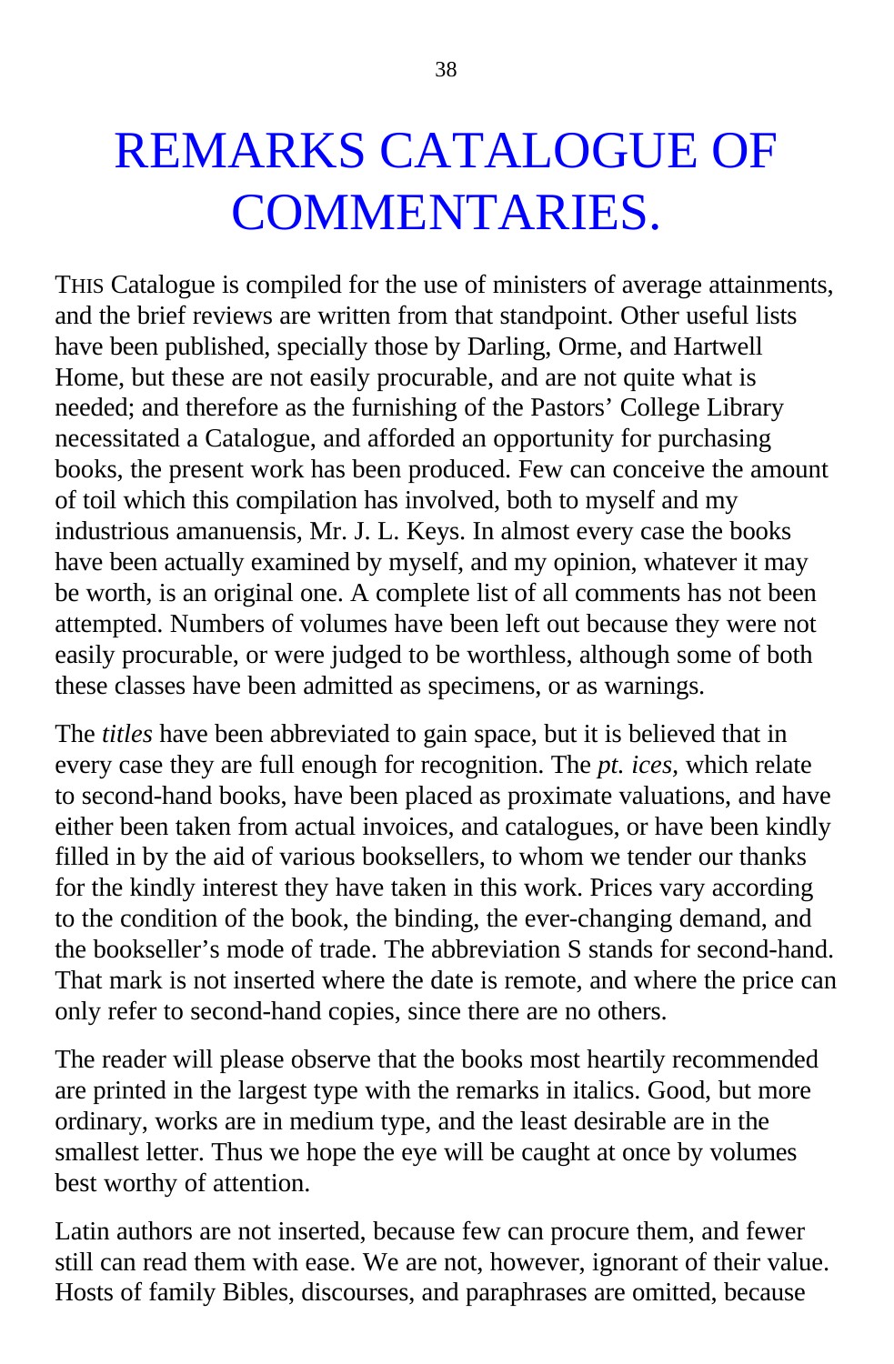# REMARKS CATALOGUE OF COMMENTARIES.

THIS Catalogue is compiled for the use of ministers of average attainments, and the brief reviews are written from that standpoint. Other useful lists have been published, specially those by Darling, Orme, and Hartwell Home, but these are not easily procurable, and are not quite what is needed; and therefore as the furnishing of the Pastors' College Library necessitated a Catalogue, and afforded an opportunity for purchasing books, the present work has been produced. Few can conceive the amount of toil which this compilation has involved, both to myself and my industrious amanuensis, Mr. J. L. Keys. In almost every case the books have been actually examined by myself, and my opinion, whatever it may be worth, is an original one. A complete list of all comments has not been attempted. Numbers of volumes have been left out because they were not easily procurable, or were judged to be worthless, although some of both these classes have been admitted as specimens, or as warnings.

The *titles* have been abbreviated to gain space, but it is believed that in every case they are full enough for recognition. The *pt. ices*, which relate to second-hand books, have been placed as proximate valuations, and have either been taken from actual invoices, and catalogues, or have been kindly filled in by the aid of various booksellers, to whom we tender our thanks for the kindly interest they have taken in this work. Prices vary according to the condition of the book, the binding, the ever-changing demand, and the bookseller's mode of trade. The abbreviation S stands for second-hand. That mark is not inserted where the date is remote, and where the price can only refer to second-hand copies, since there are no others.

The reader will please observe that the books most heartily recommended are printed in the largest type with the remarks in italics. Good, but more ordinary, works are in medium type, and the least desirable are in the smallest letter. Thus we hope the eye will be caught at once by volumes best worthy of attention.

Latin authors are not inserted, because few can procure them, and fewer still can read them with ease. We are not, however, ignorant of their value. Hosts of family Bibles, discourses, and paraphrases are omitted, because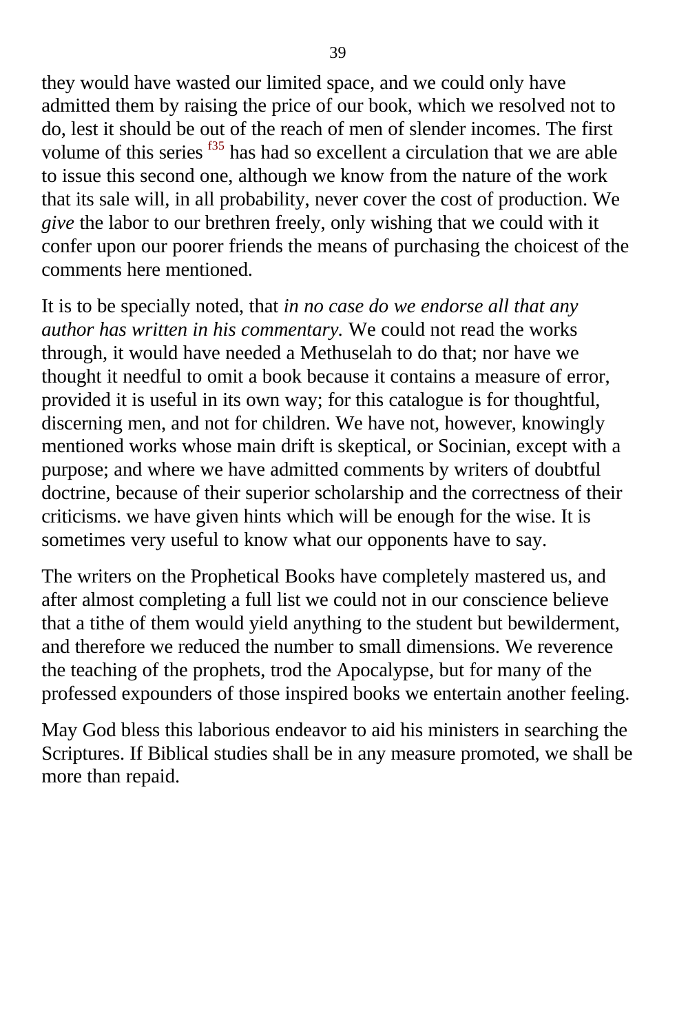they would have wasted our limited space, and we could only have admitted them by raising the price of our book, which we resolved not to do, lest it should be out of the reach of men of slender incomes. The first volume of this series [f35] has had so excellent a circulation that we are able to issue this second one, although we know from the nature of the work that its sale will, in all probability, never cover the cost of production. We *give* the labor to our brethren freely, only wishing that we could with it confer upon our poorer friends the means of purchasing the choicest of the comments here mentioned.

It is to be specially noted, that *in no case do we endorse all that any author has written in his commentary.* We could not read the works through, it would have needed a Methuselah to do that; nor have we thought it needful to omit a book because it contains a measure of error, provided it is useful in its own way; for this catalogue is for thoughtful, discerning men, and not for children. We have not, however, knowingly mentioned works whose main drift is skeptical, or Socinian, except with a purpose; and where we have admitted comments by writers of doubtful doctrine, because of their superior scholarship and the correctness of their criticisms. we have given hints which will be enough for the wise. It is sometimes very useful to know what our opponents have to say.

The writers on the Prophetical Books have completely mastered us, and after almost completing a full list we could not in our conscience believe that a tithe of them would yield anything to the student but bewilderment, and therefore we reduced the number to small dimensions. We reverence the teaching of the prophets, trod the Apocalypse, but for many of the professed expounders of those inspired books we entertain another feeling.

May God bless this laborious endeavor to aid his ministers in searching the Scriptures. If Biblical studies shall be in any measure promoted, we shall be more than repaid.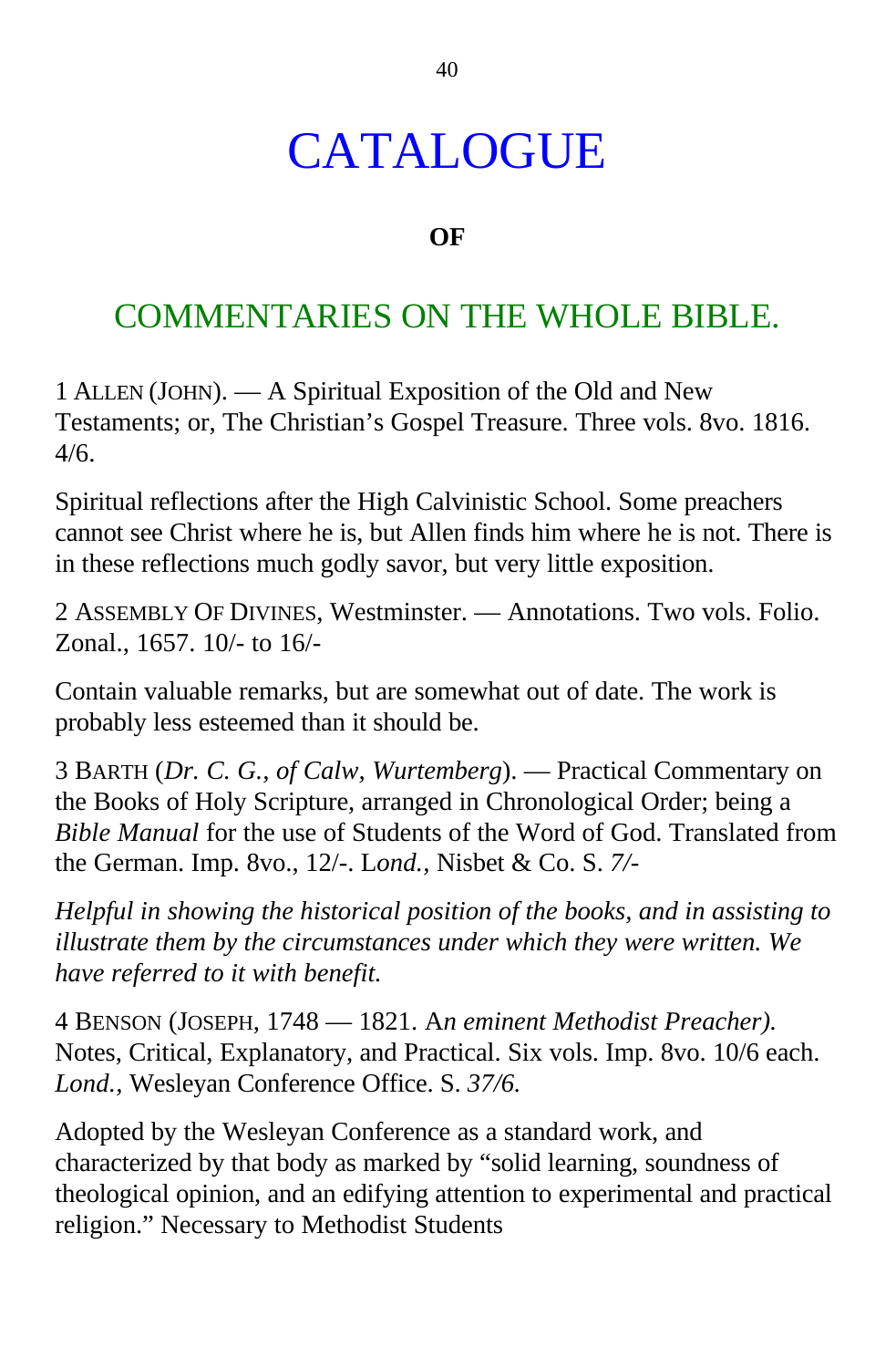# CATALOGUE

**OF**

## COMMENTARIES ON THE WHOLE BIBLE.

1 ALLEN (JOHN). — A Spiritual Exposition of the Old and New Testaments; or, The Christian's Gospel Treasure. Three vols. 8vo. 1816. 4/6.

Spiritual reflections after the High Calvinistic School. Some preachers cannot see Christ where he is, but Allen finds him where he is not. There is in these reflections much godly savor, but very little exposition.

2 ASSEMBLY OF DIVINES, Westminster. — Annotations. Two vols. Folio. Zonal., 1657. 10/- to 16/-

Contain valuable remarks, but are somewhat out of date. The work is probably less esteemed than it should be.

3 BARTH (*Dr. C. G., of Calw, Wurtemberg*). — Practical Commentary on the Books of Holy Scripture, arranged in Chronological Order; being a *Bible Manual* for the use of Students of the Word of God. Translated from the German. Imp. 8vo., 12/-. L*ond.*, Nisbet & Co. S. *7/-*

*Helpful in showing the historical position of the books, and in assisting to illustrate them by the circumstances under which they were written. We have referred to it with benefit.*

4 BENSON (JOSEPH, 1748 — 1821. A*n eminent Methodist Preacher).* Notes, Critical, Explanatory, and Practical. Six vols. Imp. 8vo. 10/6 each. *Lond.,* Wesleyan Conference Office. S. *37/6.*

Adopted by the Wesleyan Conference as a standard work, and characterized by that body as marked by "solid learning, soundness of theological opinion, and an edifying attention to experimental and practical religion." Necessary to Methodist Students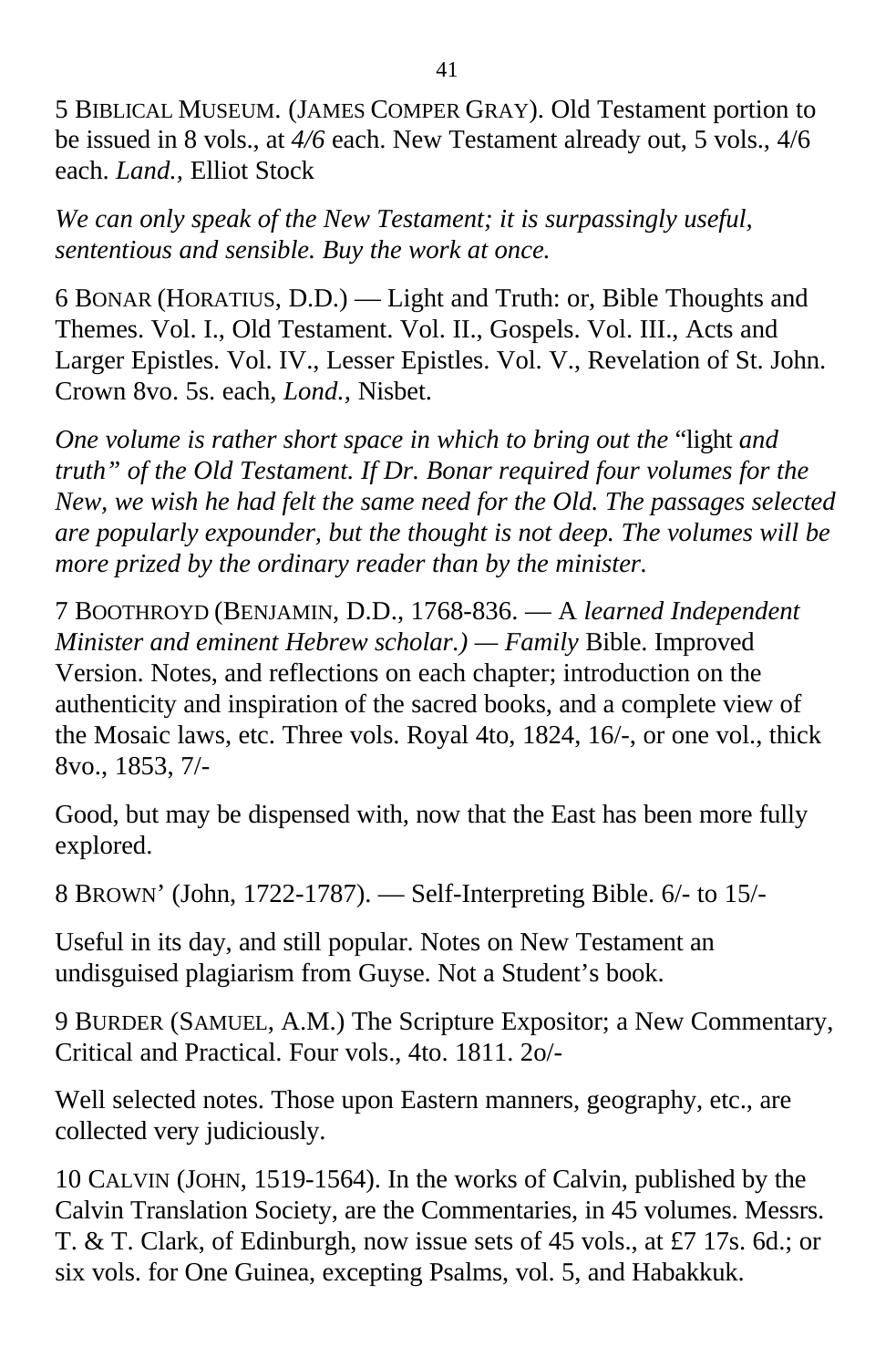5 BIBLICAL MUSEUM. (JAMES COMPER GRAY). Old Testament portion to be issued in 8 vols., at *4/6* each. New Testament already out, 5 vols., 4/6 each. *Land.,* Elliot Stock

*We can only speak of the New Testament; it is surpassingly useful, sententious and sensible. Buy the work at once.*

6 BONAR (HORATIUS, D.D.) — Light and Truth: or, Bible Thoughts and Themes. Vol. I., Old Testament. Vol. II., Gospels. Vol. III., Acts and Larger Epistles. Vol. IV., Lesser Epistles. Vol. V., Revelation of St. John. Crown 8vo. 5s. each, *Lond.,* Nisbet.

*One volume is rather short space in which to bring out the* "light *and truth" of the Old Testament. If Dr. Bonar required four volumes for the New, we wish he had felt the same need for the Old. The passages selected are popularly expounder, but the thought is not deep. The volumes will be more prized by the ordinary reader than by the minister.*

7 BOOTHROYD (BENJAMIN, D.D., 1768-836. — A *learned Independent Minister and eminent Hebrew scholar.) — Family* Bible. Improved Version. Notes, and reflections on each chapter; introduction on the authenticity and inspiration of the sacred books, and a complete view of the Mosaic laws, etc. Three vols. Royal 4to, 1824, 16/-, or one vol., thick 8vo., 1853, 7/-

Good, but may be dispensed with, now that the East has been more fully explored.

8 BROWN' (John, 1722-1787). — Self-Interpreting Bible. 6/- to 15/-

Useful in its day, and still popular. Notes on New Testament an undisguised plagiarism from Guyse. Not a Student's book.

9 BURDER (SAMUEL, A.M.) The Scripture Expositor; a New Commentary, Critical and Practical. Four vols., 4to. 1811. 2o/-

Well selected notes. Those upon Eastern manners, geography, etc., are collected very judiciously.

10 CALVIN (JOHN, 1519-1564). In the works of Calvin, published by the Calvin Translation Society, are the Commentaries, in 45 volumes. Messrs. T. & T. Clark, of Edinburgh, now issue sets of 45 vols., at £7 17s. 6d.; or six vols. for One Guinea, excepting Psalms, vol. 5, and Habakkuk.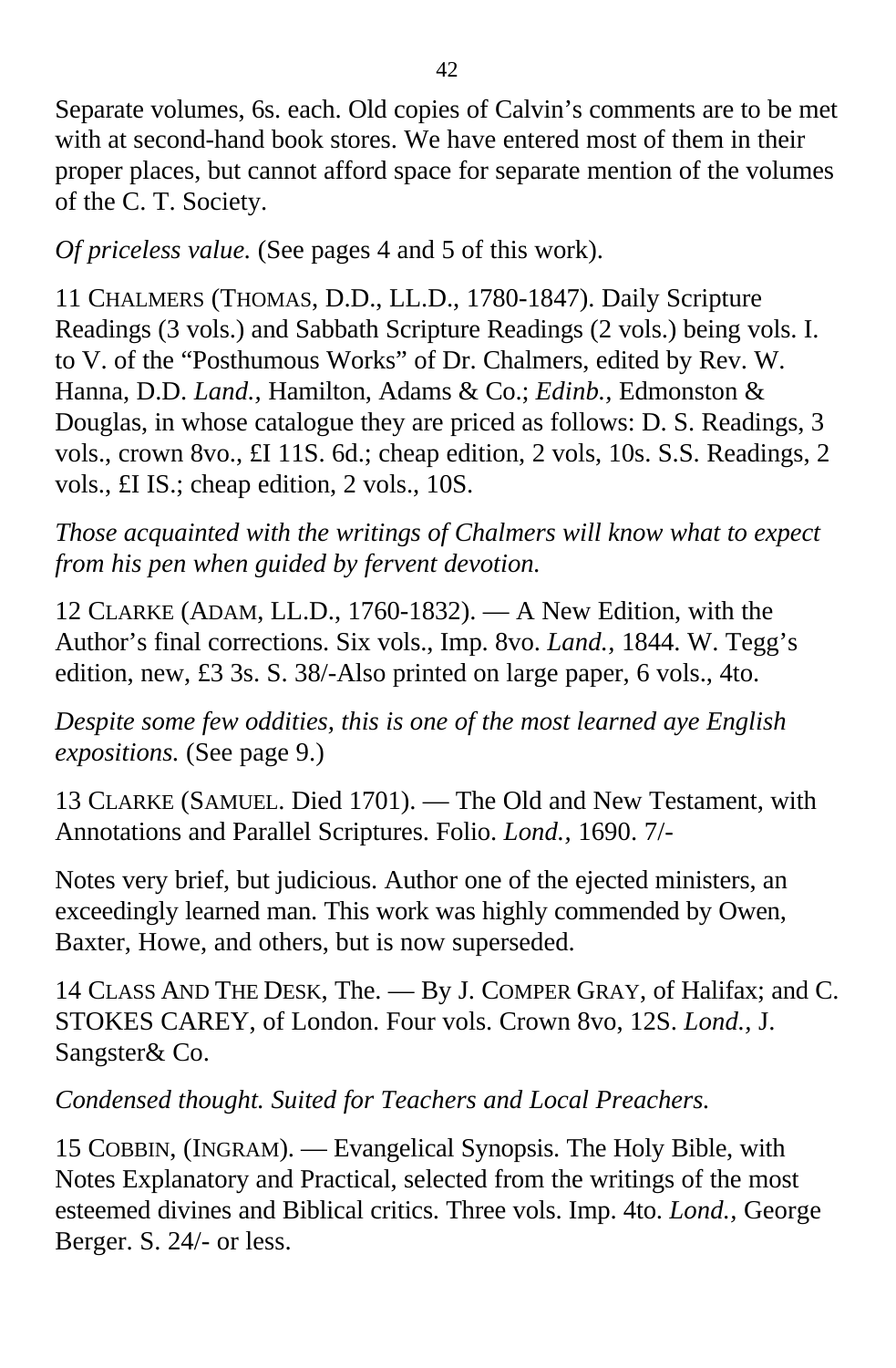Separate volumes, 6s. each. Old copies of Calvin's comments are to be met with at second-hand book stores. We have entered most of them in their proper places, but cannot afford space for separate mention of the volumes of the C. T. Society.

*Of priceless value.* (See pages 4 and 5 of this work).

11 CHALMERS (THOMAS, D.D., LL.D., 1780-1847). Daily Scripture Readings (3 vols.) and Sabbath Scripture Readings (2 vols.) being vols. I. to V. of the "Posthumous Works" of Dr. Chalmers, edited by Rev. W. Hanna, D.D. *Land.,* Hamilton, Adams & Co.; *Edinb.,* Edmonston & Douglas, in whose catalogue they are priced as follows: D. S. Readings, 3 vols., crown 8vo., £I 11S. 6d.; cheap edition, 2 vols, 10s. S.S. Readings, 2 vols., £I IS.; cheap edition, 2 vols., 10S.

*Those acquainted with the writings of Chalmers will know what to expect from his pen when guided by fervent devotion.*

12 CLARKE (ADAM, LL.D., 1760-1832). — A New Edition, with the Author's final corrections. Six vols., Imp. 8vo. *Land.,* 1844. W. Tegg's edition, new, £3 3s. S. 38/-Also printed on large paper, 6 vols., 4to.

*Despite some few oddities, this is one of the most learned aye English expositions.* (See page 9.)

13 CLARKE (SAMUEL. Died 1701). — The Old and New Testament, with Annotations and Parallel Scriptures. Folio. *Lond.,* 1690. 7/-

Notes very brief, but judicious. Author one of the ejected ministers, an exceedingly learned man. This work was highly commended by Owen, Baxter, Howe, and others, but is now superseded.

14 CLASS AND THE DESK, The. — By J. COMPER GRAY, of Halifax; and C. STOKES CAREY, of London. Four vols. Crown 8vo, 12S. *Lond.,* J. Sangster& Co.

*Condensed thought. Suited for Teachers and Local Preachers.*

15 COBBIN, (INGRAM). — Evangelical Synopsis. The Holy Bible, with Notes Explanatory and Practical, selected from the writings of the most esteemed divines and Biblical critics. Three vols. Imp. 4to. *Lond.,* George Berger. S. 24/- or less.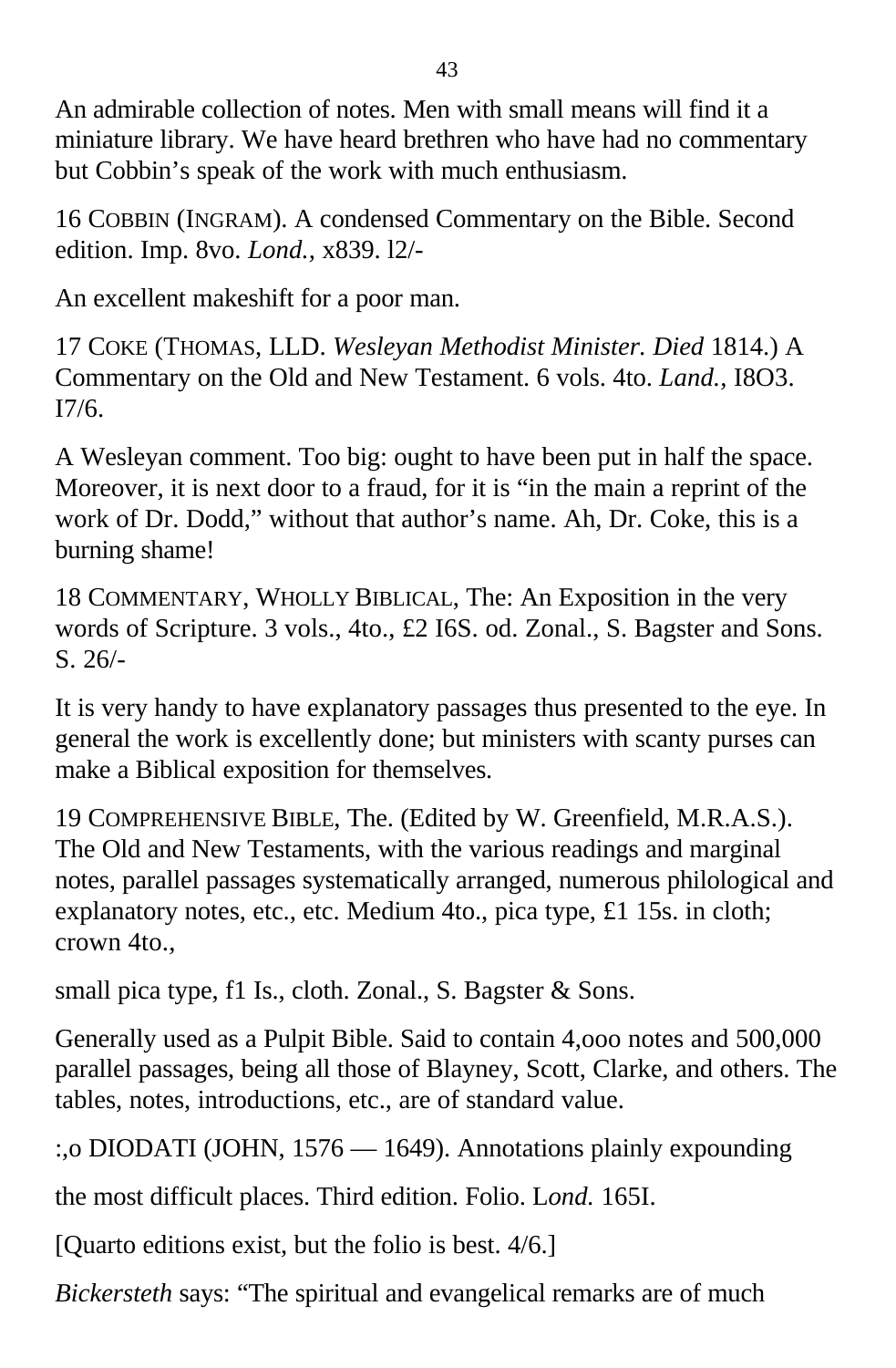An admirable collection of notes. Men with small means will find it a miniature library. We have heard brethren who have had no commentary but Cobbin's speak of the work with much enthusiasm.

16 COBBIN (INGRAM). A condensed Commentary on the Bible. Second edition. Imp. 8vo. *Lond.,* x839. l2/-

An excellent makeshift for a poor man.

17 COKE (THOMAS, LLD. *Wesleyan Methodist Minister. Died* 1814.) A Commentary on the Old and New Testament. 6 vols. 4to. *Land.,* I8O3. I7/6.

A Wesleyan comment. Too big: ought to have been put in half the space. Moreover, it is next door to a fraud, for it is "in the main a reprint of the work of Dr. Dodd," without that author's name. Ah, Dr. Coke, this is a burning shame!

18 COMMENTARY, WHOLLY BIBLICAL, The: An Exposition in the very words of Scripture. 3 vols., 4to., £2 I6S. od. Zonal., S. Bagster and Sons. S. 26/-

It is very handy to have explanatory passages thus presented to the eye. In general the work is excellently done; but ministers with scanty purses can make a Biblical exposition for themselves.

19 COMPREHENSIVE BIBLE, The. (Edited by W. Greenfield, M.R.A.S.). The Old and New Testaments, with the various readings and marginal notes, parallel passages systematically arranged, numerous philological and explanatory notes, etc., etc. Medium 4to., pica type, £1 15s. in cloth; crown 4to.,

small pica type, f1 Is., cloth. Zonal., S. Bagster & Sons.

Generally used as a Pulpit Bible. Said to contain 4,ooo notes and 500,000 parallel passages, being all those of Blayney, Scott, Clarke, and others. The tables, notes, introductions, etc., are of standard value.

:,o DIODATI (JOHN, 1576 — 1649). Annotations plainly expounding

the most difficult places. Third edition. Folio. L*ond.* 165I.

[Quarto editions exist, but the folio is best. 4/6.]

*Bickersteth* says: "The spiritual and evangelical remarks are of much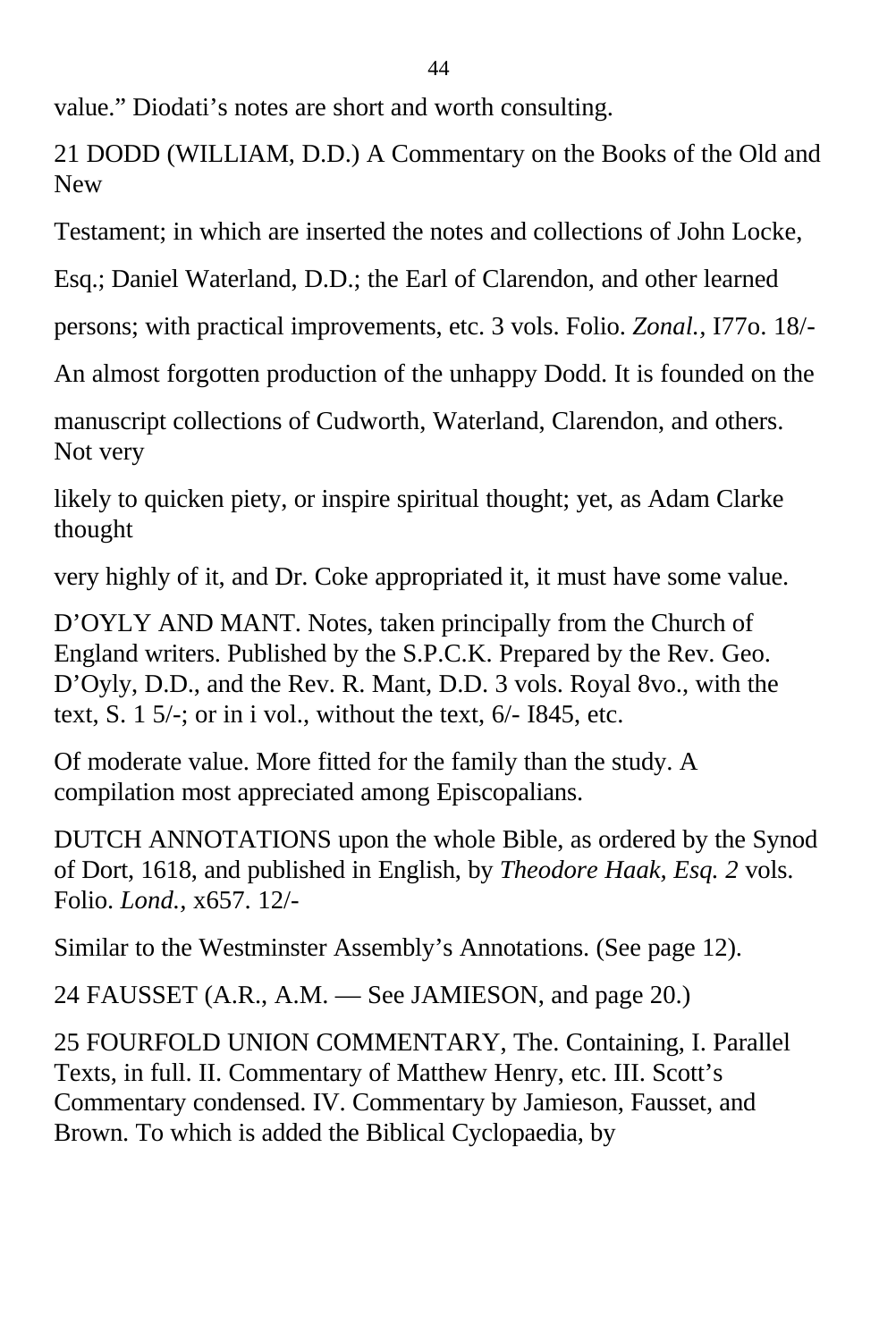value.” Diodati’s notes are short and worth consulting.

21 DODD (WILLIAM, D.D.) A Commentary on the Books of the Old and New

Testament; in which are inserted the notes and collections of John Locke,

Esq.; Daniel Waterland, D.D.; the Earl of Clarendon, and other learned

persons; with practical improvements, etc. 3 vols. Folio. *Zonal.*, I77o. 18/-

An almost forgotten production of the unhappy Dodd. It is founded on the

manuscript collections of Cudworth, Waterland, Clarendon, and others. Not very

likely to quicken piety, or inspire spiritual thought; yet, as Adam Clarke thought

very highly of it, and Dr. Coke appropriated it, it must have some value.

D’OYLY AND MANT. Notes, taken principally from the Church of England writers. Published by the S.P.C.K. Prepared by the Rev. Geo. D’Oyly, D.D., and the Rev. R. Mant, D.D. 3 vols. Royal 8vo., with the text, S. 1 5/-; or in i vol., without the text, 6/- I845, etc.

Of moderate value. More fitted for the family than the study. A compilation most appreciated among Episcopalians.

DUTCH ANNOTATIONS upon the whole Bible, as ordered by the Synod of Dort, 1618, and published in English, by *Theodore Haak, Esq. 2* vols. Folio. *Lond.*, x657. 12/-

Similar to the Westminster Assembly’s Annotations. (See page 12).

24 FAUSSET (A.R., A.M. — See JAMIESON, and page 20.)

25 FOURFOLD UNION COMMENTARY, The. Containing, I. Parallel Texts, in full. II. Commentary of Matthew Henry, etc. III. Scott’s Commentary condensed. IV. Commentary by Jamieson, Fausset, and Brown. To which is added the Biblical Cyclopaedia, by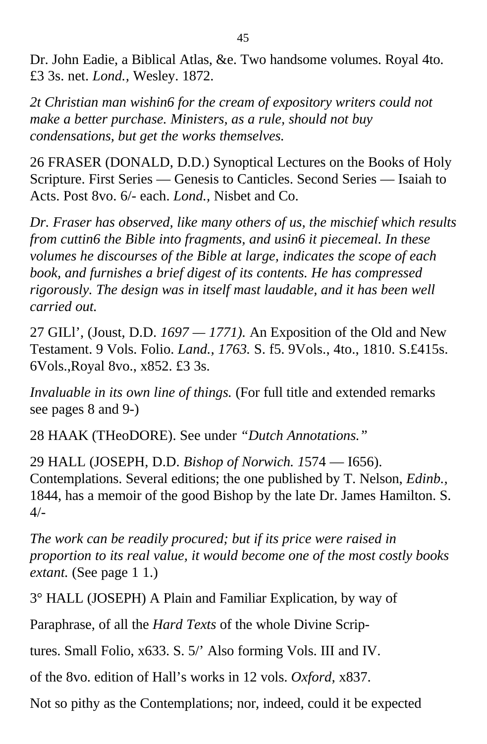Dr. John Eadie, a Biblical Atlas, &e. Two handsome volumes. Royal 4to. £3 3s. net. *Lond.,* Wesley. 1872.

*2t Christian man wishin6 for the cream of expository writers could not make a better purchase. Ministers, as a rule, should not buy condensations, but get the works themselves.*

26 FRASER (DONALD, D.D.) Synoptical Lectures on the Books of Holy Scripture. First Series — Genesis to Canticles. Second Series — Isaiah to Acts. Post 8vo. 6/- each. *Lond.,* Nisbet and Co.

*Dr. Fraser has observed, like many others of us, the mischief which results from cuttin6 the Bible into fragments, and usin6 it piecemeal. In these volumes he discourses of the Bible at large, indicates the scope of each book, and furnishes a brief digest of its contents. He has compressed rigorously. The design was in itself mast laudable, and it has been well carried out.*

27 GILl', (Joust, D.D. *1697 — 1771).* An Exposition of the Old and New Testament. 9 Vols. Folio. *Land., 1763.* S. f5. 9Vols., 4to., 1810. S.£415s. 6Vols.,Royal 8vo., x852. £3 3s.

*Invaluable in its own line of things.* (For full title and extended remarks see pages 8 and 9-)

28 HAAK (THeoDORE). See under *"Dutch Annotations."*

29 HALL (JOSEPH, D.D. *Bishop of Norwich. 1*574 — I656). Contemplations. Several editions; the one published by T. Nelson, *Edinb.,* 1844, has a memoir of the good Bishop by the late Dr. James Hamilton. S. 4/-

*The work can be readily procured; but if its price were raised in proportion to its real value, it would become one of the most costly books extant.* (See page 1 1.)

3° HALL (JOSEPH) A Plain and Familiar Explication, by way of

Paraphrase, of all the *Hard Texts* of the whole Divine Scrip-

tures. Small Folio, x633. S. 5/' Also forming Vols. III and IV.

of the 8vo. edition of Hall's works in 12 vols. *Oxford,* x837.

Not so pithy as the Contemplations; nor, indeed, could it be expected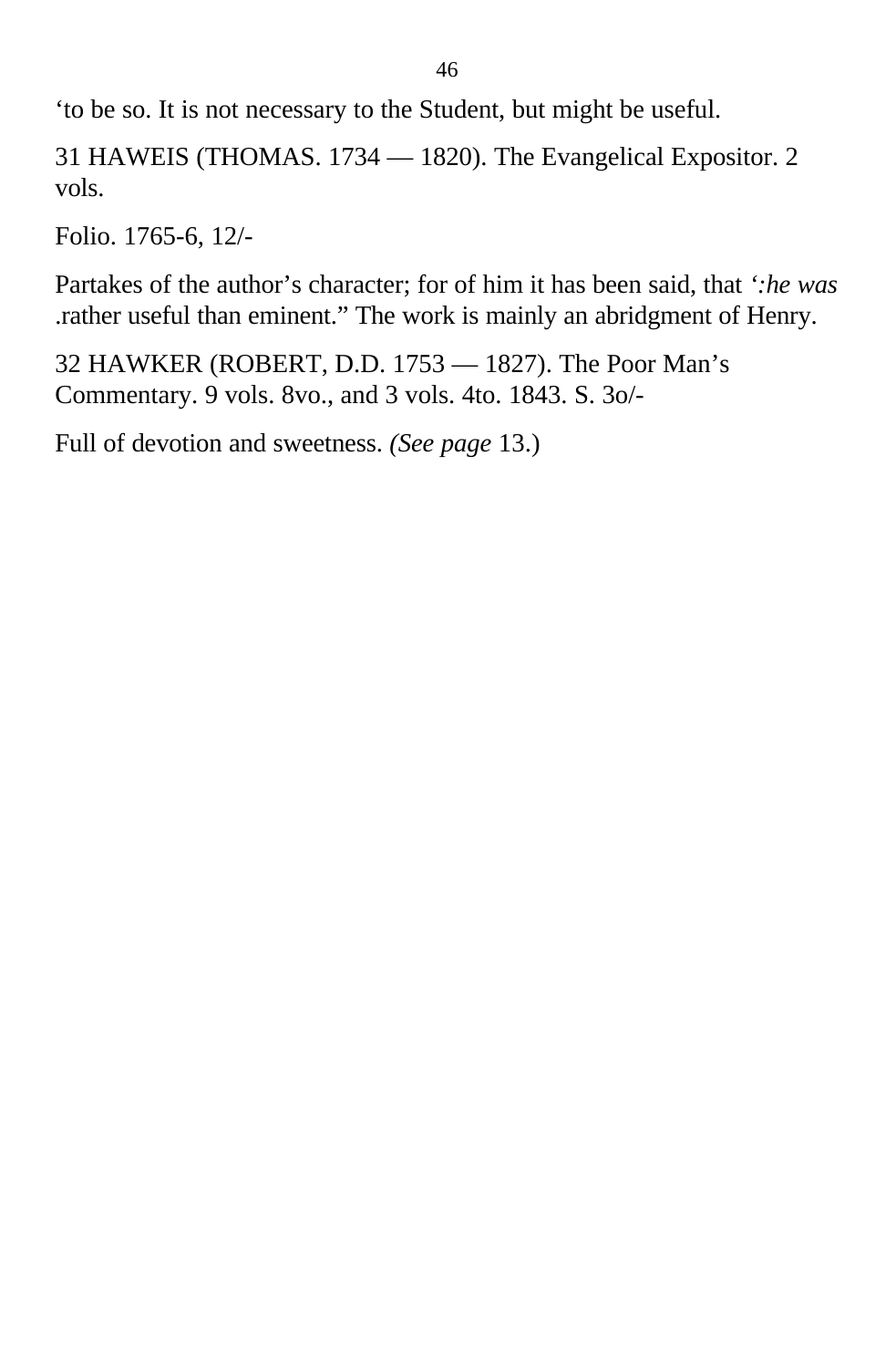‘to be so. It is not necessary to the Student, but might be useful.

31 HAWEIS (THOMAS. 1734 — 1820). The Evangelical Expositor. 2 vols.

Folio. 1765-6, 12/-

Partakes of the author’s character; for of him it has been said, that *‘:he was* .rather useful than eminent.” The work is mainly an abridgment of Henry.

32 HAWKER (ROBERT, D.D. 1753 — 1827). The Poor Man’s Commentary. 9 vols. 8vo., and 3 vols. 4to. 1843. S. 3o/-

Full of devotion and sweetness. *(See page* 13.)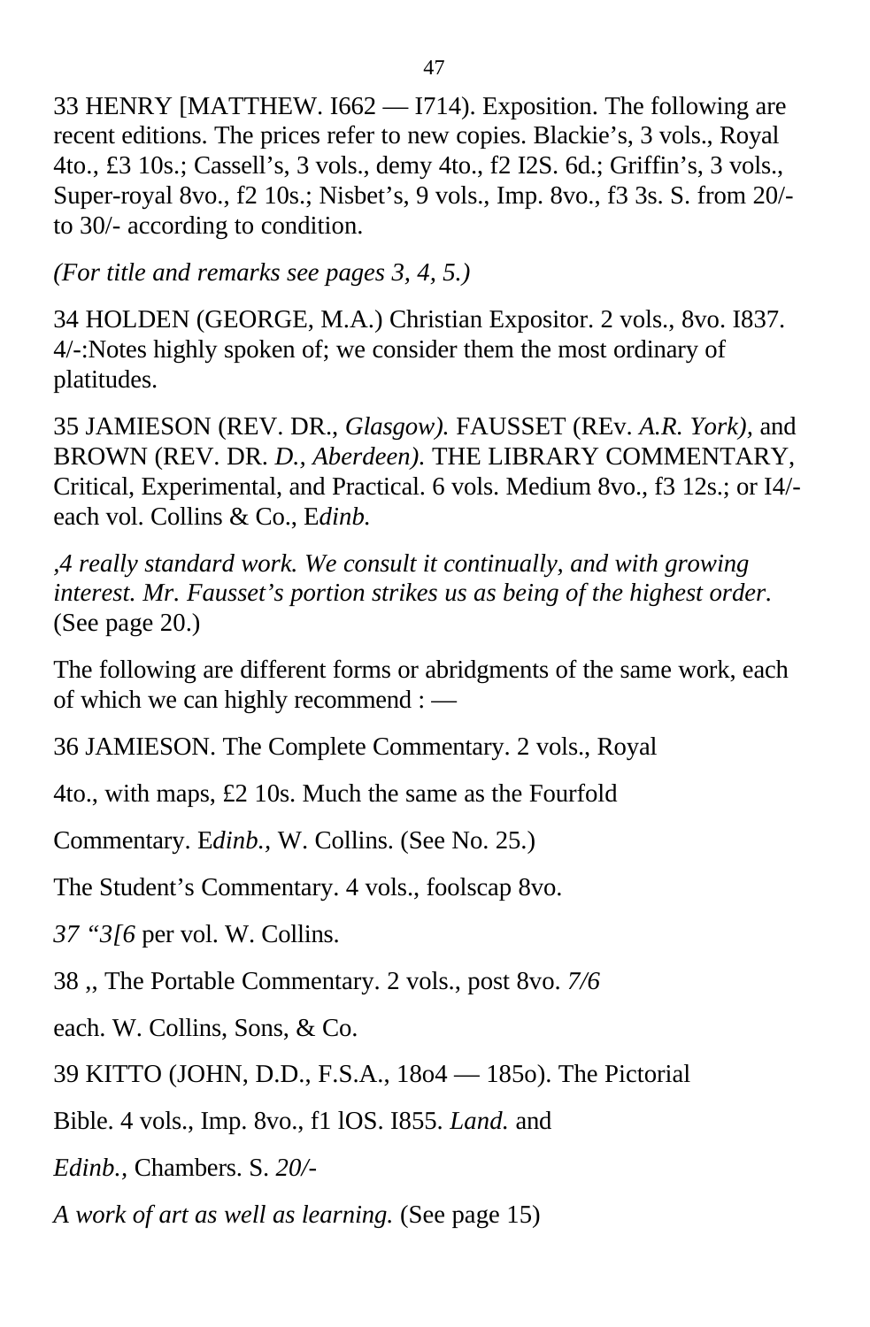33 HENRY [MATTHEW. I662 — I714). Exposition. The following are recent editions. The prices refer to new copies. Blackie's, 3 vols., Royal 4to., £3 10s.; Cassell's, 3 vols., demy 4to., f2 I2S. 6d.; Griffin's, 3 vols., Super-royal 8vo., f2 10s.; Nisbet's, 9 vols., Imp. 8vo., f3 3s. S. from 20/- to 30/- according to condition.

*(For title and remarks see pages 3, 4, 5.)*

34 HOLDEN (GEORGE, M.A.) Christian Expositor. 2 vols., 8vo. I837. 4/-:Notes highly spoken of; we consider them the most ordinary of platitudes.

35 JAMIESON (REV. DR., *Glasgow).* FAUSSET (REv. *A.R. York),* and BROWN (REV. DR. *D., Aberdeen).* THE LIBRARY COMMENTARY, Critical, Experimental, and Practical. 6 vols. Medium 8vo., f3 12s.; or I4/- each vol. Collins & Co., E*dinb.*

*,4 really standard work. We consult it continually, and with growing interest. Mr. Fausset's portion strikes us as being of the highest order.* (See page 20.)

The following are different forms or abridgments of the same work, each of which we can highly recommend : —

36 JAMIESON. The Complete Commentary. 2 vols., Royal

4to., with maps, £2 10s. Much the same as the Fourfold

Commentary. E*dinb.,* W. Collins. (See No. 25.)

The Student's Commentary. 4 vols., foolscap 8vo.

*37 "3[6* per vol. W. Collins.

38 ,, The Portable Commentary. 2 vols., post 8vo. *7/6*

each. W. Collins, Sons, & Co.

39 KITTO (JOHN, D.D., F.S.A., 18o4 — 185o). The Pictorial

Bible. 4 vols., Imp. 8vo., f1 lOS. I855. *Land.* and

*Edinb.,* Chambers. S. *20/-*

*A work of art as well as learning.* (See page 15)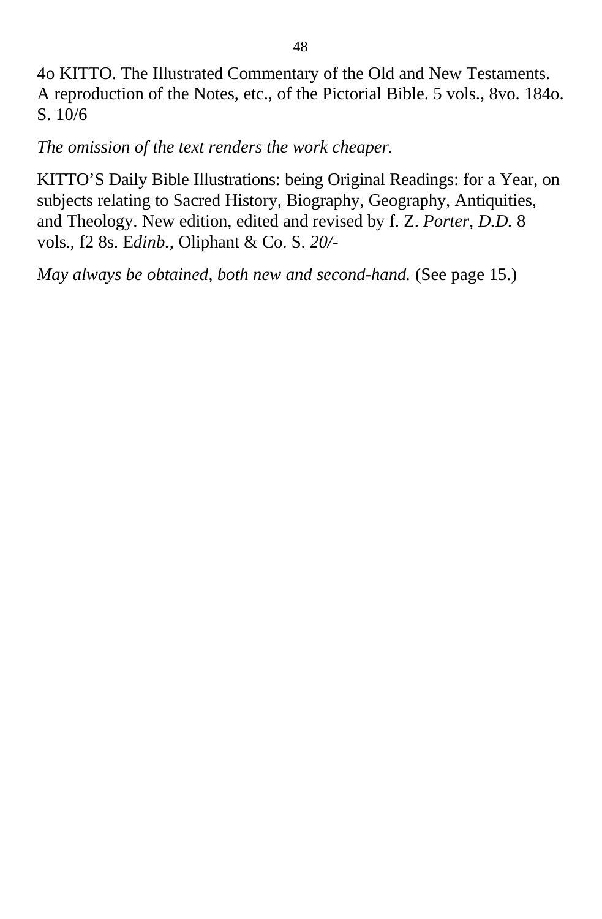4o KITTO. The Illustrated Commentary of the Old and New Testaments. A reproduction of the Notes, etc., of the Pictorial Bible. 5 vols., 8vo. 184o. S. 10/6

*The omission of the text renders the work cheaper.*

KITTO'S Daily Bible Illustrations: being Original Readings: for a Year, on subjects relating to Sacred History, Biography, Geography, Antiquities, and Theology. New edition, edited and revised by f. Z. *Porter, D.D.* 8 vols., f2 8s. E*dinb.,* Oliphant & Co. S. *20/-*

*May always be obtained, both new and second-hand.* (See page 15.)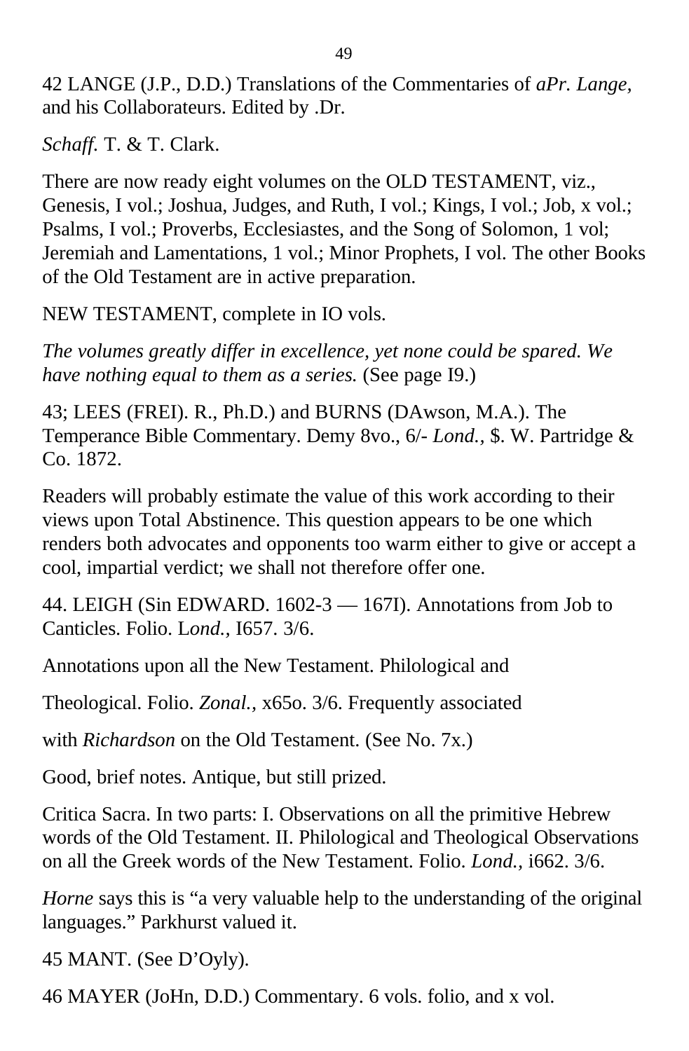42 LANGE (J.P., D.D.) Translations of the Commentaries of *aPr. Lange*, and his Collaborateurs. Edited by .Dr.

*Schaff.* T. & T. Clark.

There are now ready eight volumes on the OLD TESTAMENT, viz., Genesis, I vol.; Joshua, Judges, and Ruth, I vol.; Kings, I vol.; Job, x vol.; Psalms, I vol.; Proverbs, Ecclesiastes, and the Song of Solomon, 1 vol; Jeremiah and Lamentations, 1 vol.; Minor Prophets, I vol. The other Books of the Old Testament are in active preparation.

NEW TESTAMENT, complete in IO vols.

*The volumes greatly differ in excellence, yet none could be spared. We have nothing equal to them as a series.* (See page I9.)

43; LEES (FREI). R., Ph.D.) and BURNS (DAwson, M.A.). The Temperance Bible Commentary. Demy 8vo., 6/- *Lond.*, $. W. Partridge & Co. 1872.

Readers will probably estimate the value of this work according to their views upon Total Abstinence. This question appears to be one which renders both advocates and opponents too warm either to give or accept a cool, impartial verdict; we shall not therefore offer one.

44. LEIGH (Sin EDWARD. 1602-3 — 167I). Annotations from Job to Canticles. Folio. L*ond.*, I657. 3/6.

Annotations upon all the New Testament. Philological and

Theological. Folio. *Zonal.*, x65o. 3/6. Frequently associated

with *Richardson* on the Old Testament. (See No. 7x.)

Good, brief notes. Antique, but still prized.

Critica Sacra. In two parts: I. Observations on all the primitive Hebrew words of the Old Testament. II. Philological and Theological Observations on all the Greek words of the New Testament. Folio. *Lond.*, i662. 3/6.

*Horne* says this is “a very valuable help to the understanding of the original languages.” Parkhurst valued it.

45 MANT. (See D’Oyly).

46 MAYER (JoHn, D.D.) Commentary. 6 vols. folio, and x vol.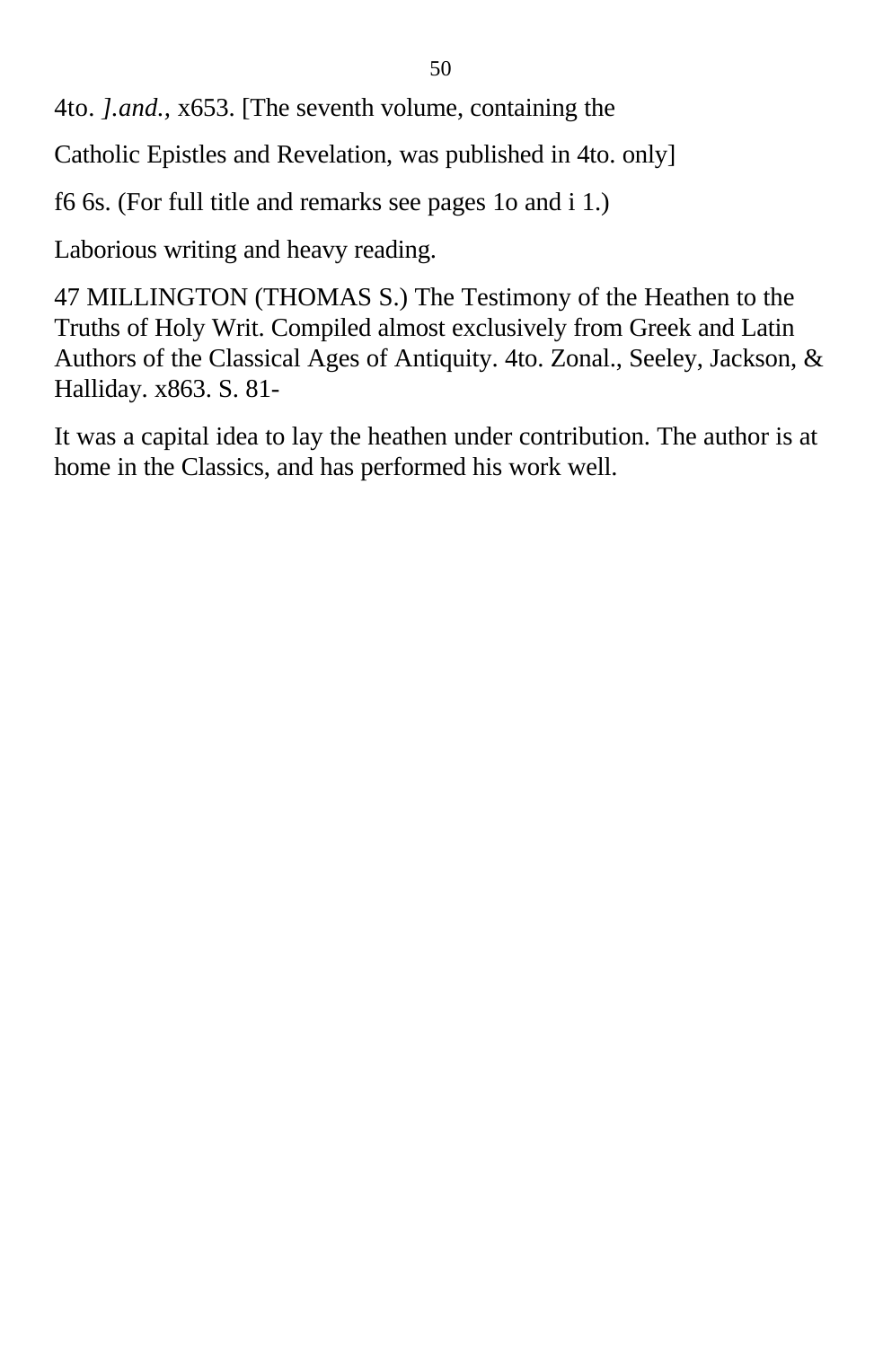4to. *].and.*, x653. [The seventh volume, containing the

Catholic Epistles and Revelation, was published in 4to. only]

f6 6s. (For full title and remarks see pages 1o and i 1.)

Laborious writing and heavy reading.

47 MILLINGTON (THOMAS S.) The Testimony of the Heathen to the Truths of Holy Writ. Compiled almost exclusively from Greek and Latin Authors of the Classical Ages of Antiquity. 4to. Zonal., Seeley, Jackson, & Halliday. x863. S. 81-

It was a capital idea to lay the heathen under contribution. The author is at home in the Classics, and has performed his work well.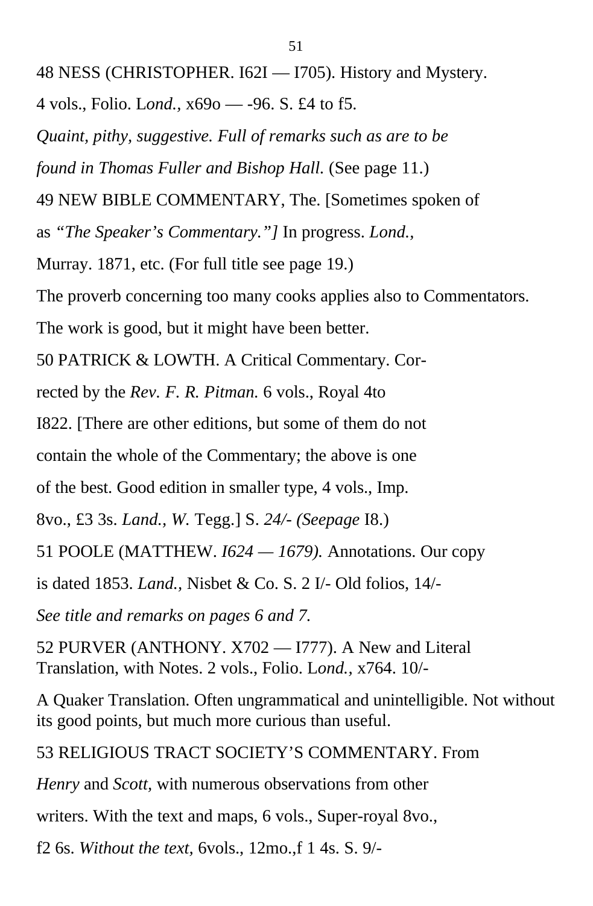48 NESS (CHRISTOPHER. I62I — I705). History and Mystery. 4 vols., Folio. L*ond.,* x69o — -96. S. £4 to f5.

*Quaint, pithy, suggestive. Full of remarks such as are to be found in Thomas Fuller and Bishop Hall.* (See page 11.)

49 NEW BIBLE COMMENTARY, The. [Sometimes spoken of as *"The Speaker's Commentary."]* In progress. *Lond.,* Murray. 1871, etc. (For full title see page 19.)

The proverb concerning too many cooks applies also to Commentators. The work is good, but it might have been better.

50 PATRICK & LOWTH. A Critical Commentary. Corrected by the *Rev. F. R. Pitman.* 6 vols., Royal 4to I822. [There are other editions, but some of them do not contain the whole of the Commentary; the above is one of the best. Good edition in smaller type, 4 vols., Imp. 8vo., £3 3s. *Land., W.* Tegg.] S. *24/- (Seepage* I8.)

51 POOLE (MATTHEW. *I624 — 1679).* Annotations. Our copy is dated 1853. *Land.,* Nisbet & Co. S. 2 I/- Old folios, 14/-

*See title and remarks on pages 6 and 7.*

52 PURVER (ANTHONY. X702 — I777). A New and Literal Translation, with Notes. 2 vols., Folio. L*ond.,* x764. 10/-

A Quaker Translation. Often ungrammatical and unintelligible. Not without its good points, but much more curious than useful.

53 RELIGIOUS TRACT SOCIETY'S COMMENTARY. From *Henry* and *Scott,* with numerous observations from other writers. With the text and maps, 6 vols., Super-royal 8vo., f2 6s. *Without the text,* 6vols., 12mo.,f 1 4s. S. 9/-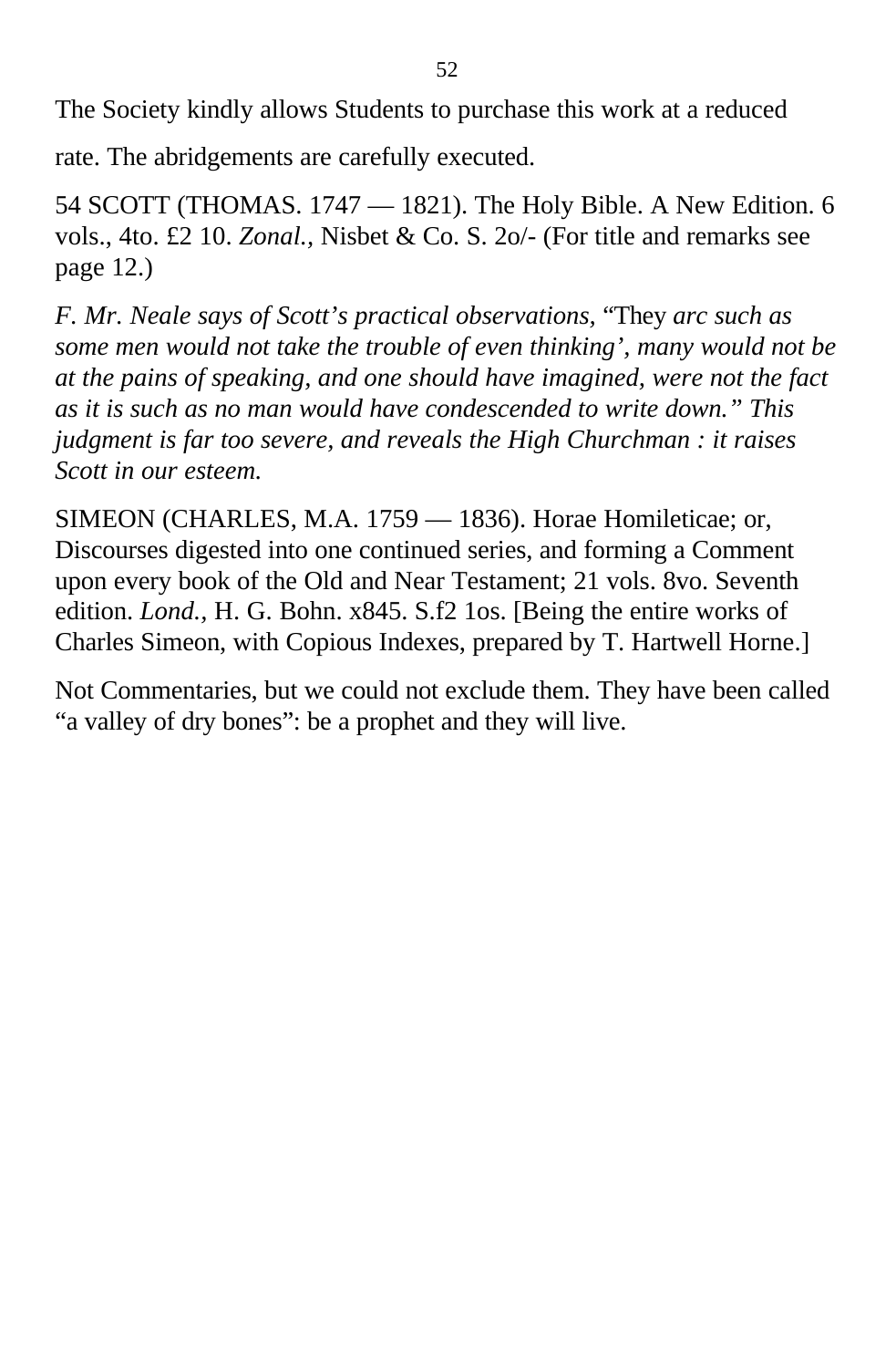The Society kindly allows Students to purchase this work at a reduced

rate. The abridgements are carefully executed.

54 SCOTT (THOMAS. 1747 — 1821). The Holy Bible. A New Edition. 6 vols., 4to. £2 10. *Zonal.*, Nisbet & Co. S. 2o/- (For title and remarks see page 12.)

*F. Mr. Neale says of Scott's practical observations,* "They *arc such as some men would not take the trouble of even thinking', many would not be at the pains of speaking, and one should have imagined, were not the fact as it is such as no man would have condescended to write down." This judgment is far too severe, and reveals the High Churchman : it raises Scott in our esteem.*

SIMEON (CHARLES, M.A. 1759 — 1836). Horae Homileticae; or, Discourses digested into one continued series, and forming a Comment upon every book of the Old and Near Testament; 21 vols. 8vo. Seventh edition. *Lond.*, H. G. Bohn. x845. S.f2 1os. [Being the entire works of Charles Simeon, with Copious Indexes, prepared by T. Hartwell Horne.]

Not Commentaries, but we could not exclude them. They have been called "a valley of dry bones": be a prophet and they will live.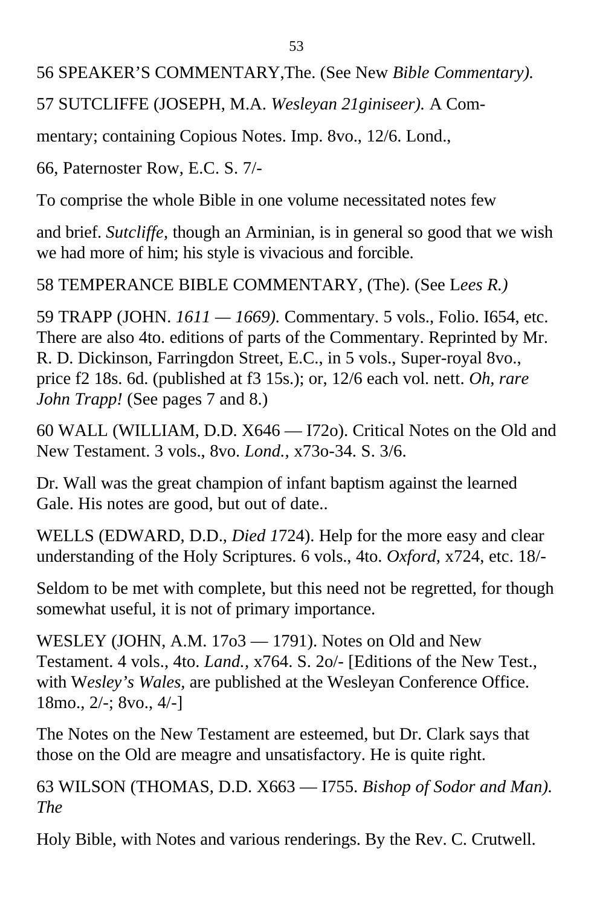56 SPEAKER'S COMMENTARY,The. (See New *Bible Commentary).*

57 SUTCLIFFE (JOSEPH, M.A. *Wesleyan 21giniseer).* A Com-

mentary; containing Copious Notes. Imp. 8vo., 12/6. Lond.,

66, Paternoster Row, E.C. S. 7/-

To comprise the whole Bible in one volume necessitated notes few

and brief. *Sutcliffe,* though an Arminian, is in general so good that we wish we had more of him; his style is vivacious and forcible.

58 TEMPERANCE BIBLE COMMENTARY, (The). (See L*ees R.)*

59 TRAPP (JOHN. *1611 — 1669).* Commentary. 5 vols., Folio. I654, etc. There are also 4to. editions of parts of the Commentary. Reprinted by Mr. R. D. Dickinson, Farringdon Street, E.C., in 5 vols., Super-royal 8vo., price f2 18s. 6d. (published at f3 15s.); or, 12/6 each vol. nett. *Oh, rare John Trapp!* (See pages 7 and 8.)

60 WALL (WILLIAM, D.D. X646 — I72o). Critical Notes on the Old and New Testament. 3 vols., 8vo. *Lond.,* x73o-34. S. 3/6.

Dr. Wall was the great champion of infant baptism against the learned Gale. His notes are good, but out of date..

WELLS (EDWARD, D.D., *Died 1*724). Help for the more easy and clear understanding of the Holy Scriptures. 6 vols., 4to. *Oxford,* x724, etc. 18/-

Seldom to be met with complete, but this need not be regretted, for though somewhat useful, it is not of primary importance.

WESLEY (JOHN, A.M. 17o3 — 1791). Notes on Old and New Testament. 4 vols., 4to. *Land.,* x764. S. 2o/- [Editions of the New Test., with W*esley's Wales,* are published at the Wesleyan Conference Office. 18mo., 2/-; 8vo., 4/-]

The Notes on the New Testament are esteemed, but Dr. Clark says that those on the Old are meagre and unsatisfactory. He is quite right.

63 WILSON (THOMAS, D.D. X663 — I755. *Bishop of Sodor and Man). The*

Holy Bible, with Notes and various renderings. By the Rev. C. Crutwell.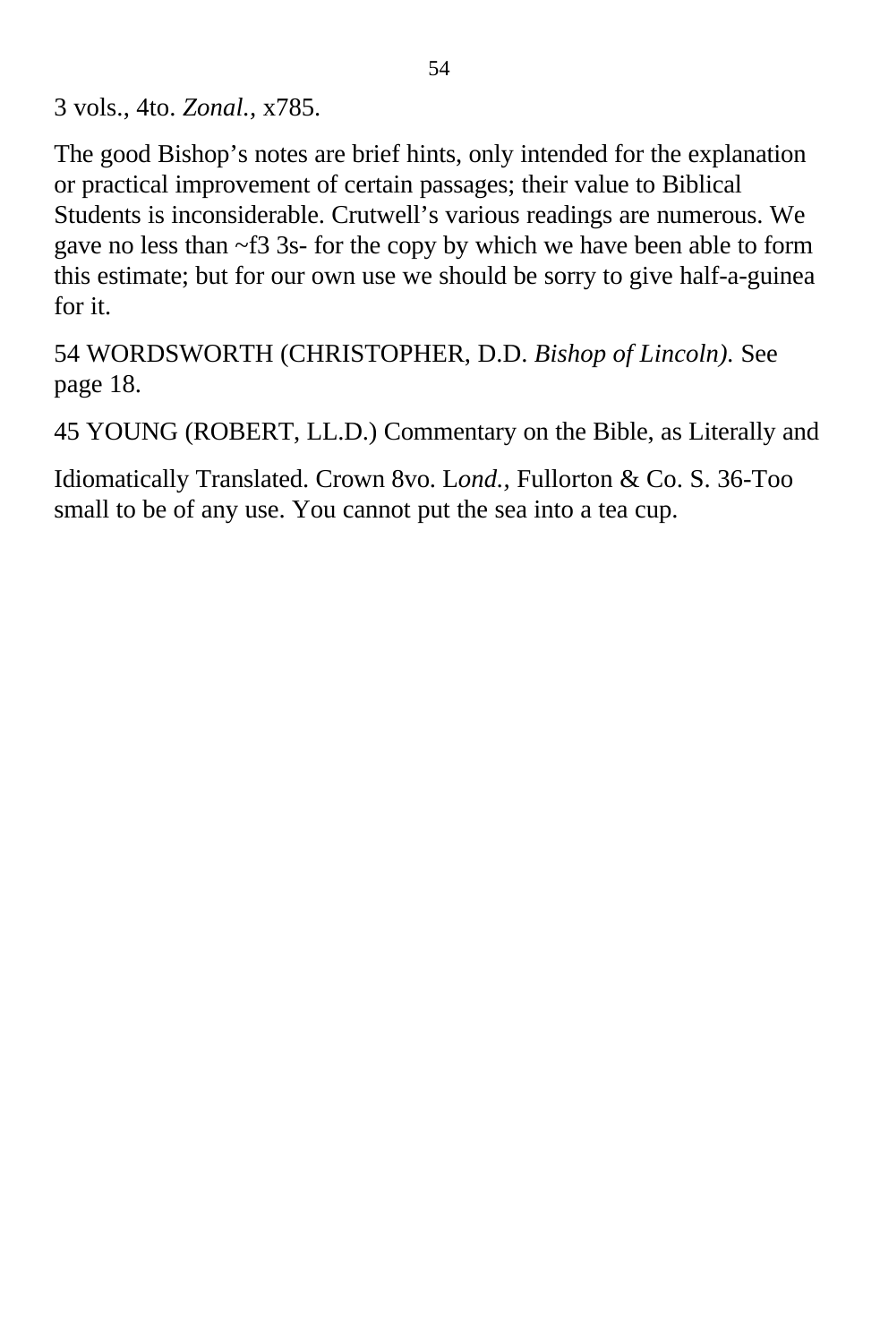3 vols., 4to. *Zonal.*, x785.

The good Bishop’s notes are brief hints, only intended for the explanation or practical improvement of certain passages; their value to Biblical Students is inconsiderable. Crutwell’s various readings are numerous. We gave no less than ~f3 3s- for the copy by which we have been able to form this estimate; but for our own use we should be sorry to give half-a-guinea for it.

54 WORDSWORTH (CHRISTOPHER, D.D. *Bishop of Lincoln).* See page 18.

45 YOUNG (ROBERT, LL.D.) Commentary on the Bible, as Literally and

Idiomatically Translated. Crown 8vo. L*ond.*, Fullorton & Co. S. 36-Too small to be of any use. You cannot put the sea into a tea cup.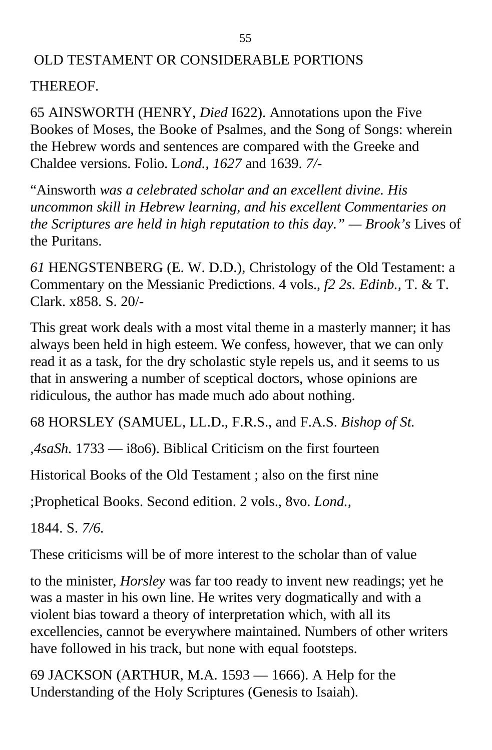## OLD TESTAMENT OR CONSIDERABLE PORTIONS THEREOF.

65 AINSWORTH (HENRY, *Died* I622). Annotations upon the Five Bookes of Moses, the Booke of Psalmes, and the Song of Songs: wherein the Hebrew words and sentences are compared with the Greeke and Chaldee versions. Folio. L*ond., 1627* and 1639. *7/-*

"Ainsworth *was a celebrated scholar and an excellent divine. His uncommon skill in Hebrew learning, and his excellent Commentaries on the Scriptures are held in high reputation to this day." — Brook's* Lives of the Puritans.

*61* HENGSTENBERG (E. W. D.D.), Christology of the Old Testament: a Commentary on the Messianic Predictions. 4 vols., *f2 2s. Edinb.,* T. & T. Clark. x858. S. 20/-

This great work deals with a most vital theme in a masterly manner; it has always been held in high esteem. We confess, however, that we can only read it as a task, for the dry scholastic style repels us, and it seems to us that in answering a number of sceptical doctors, whose opinions are ridiculous, the author has made much ado about nothing.

68 HORSLEY (SAMUEL, LL.D., F.R.S., and F.A.S. *Bishop of St.*

*,4saSh.* 1733 — i8o6). Biblical Criticism on the first fourteen

Historical Books of the Old Testament ; also on the first nine

;Prophetical Books. Second edition. 2 vols., 8vo. *Lond.,*

1844. S. *7/6.*

These criticisms will be of more interest to the scholar than of value

to the minister, *Horsley* was far too ready to invent new readings; yet he was a master in his own line. He writes very dogmatically and with a violent bias toward a theory of interpretation which, with all its excellencies, cannot be everywhere maintained. Numbers of other writers have followed in his track, but none with equal footsteps.

69 JACKSON (ARTHUR, M.A. 1593 — 1666). A Help for the Understanding of the Holy Scriptures (Genesis to Isaiah).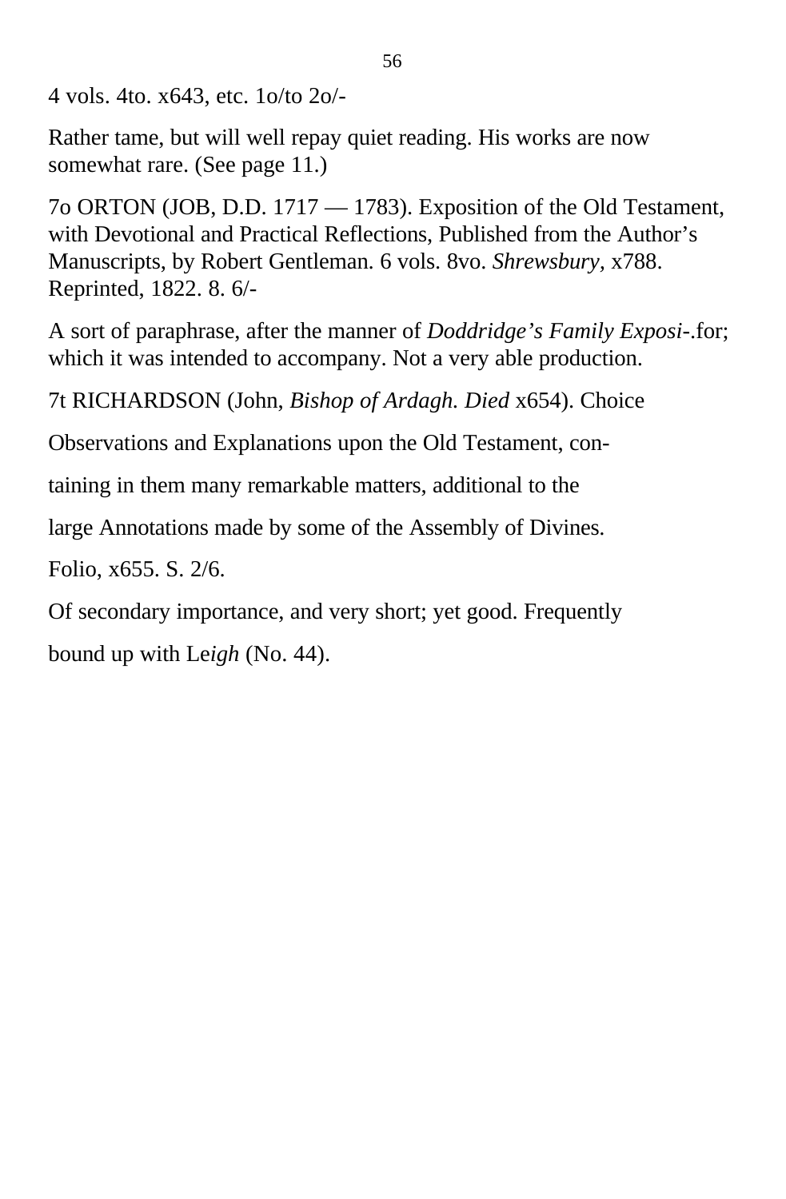4 vols. 4to. x643, etc. 1o/to 2o/-

Rather tame, but will well repay quiet reading. His works are now somewhat rare. (See page 11.)

7o ORTON (JOB, D.D. 1717 — 1783). Exposition of the Old Testament, with Devotional and Practical Reflections, Published from the Author's Manuscripts, by Robert Gentleman. 6 vols. 8vo. *Shrewsbury,* x788. Reprinted, 1822. 8. 6/-

A sort of paraphrase, after the manner of *Doddridge's Family Exposi*-.for; which it was intended to accompany. Not a very able production.

7t RICHARDSON (John, *Bishop of Ardagh. Died* x654). Choice

Observations and Explanations upon the Old Testament, con-

taining in them many remarkable matters, additional to the

large Annotations made by some of the Assembly of Divines.

Folio, x655. S. 2/6.

Of secondary importance, and very short; yet good. Frequently

bound up with Le*igh* (No. 44).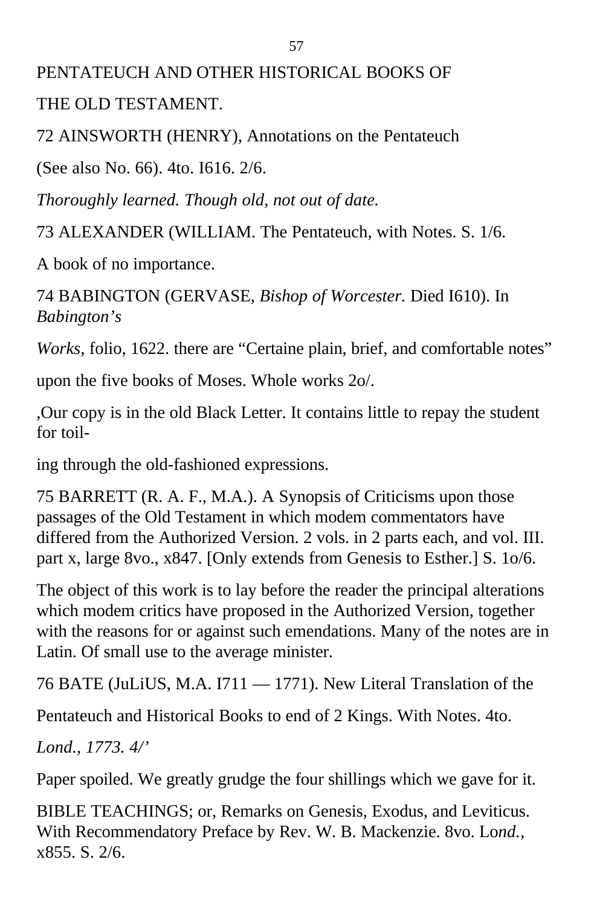PENTATEUCH AND OTHER HISTORICAL BOOKS OF

THE OLD TESTAMENT.

72 AINSWORTH (HENRY), Annotations on the Pentateuch

(See also No. 66). 4to. I616. 2/6.

*Thoroughly learned. Though old, not out of date.*

73 ALEXANDER (WILLIAM. The Pentateuch, with Notes. S. 1/6.

A book of no importance.

74 BABINGTON (GERVASE, *Bishop of Worcester.* Died I610). In *Babington's*

*Works,* folio, 1622. there are "Certaine plain, brief, and comfortable notes"

upon the five books of Moses. Whole works 2o/.

,Our copy is in the old Black Letter. It contains little to repay the student for toil-

ing through the old-fashioned expressions.

75 BARRETT (R. A. F., M.A.). A Synopsis of Criticisms upon those passages of the Old Testament in which modem commentators have differed from the Authorized Version. 2 vols. in 2 parts each, and vol. III. part x, large 8vo., x847. [Only extends from Genesis to Esther.] S. 1o/6.

The object of this work is to lay before the reader the principal alterations which modem critics have proposed in the Authorized Version, together with the reasons for or against such emendations. Many of the notes are in Latin. Of small use to the average minister.

76 BATE (JuLiUS, M.A. I711 — 1771). New Literal Translation of the

Pentateuch and Historical Books to end of 2 Kings. With Notes. 4to.

*Lond., 1773. 4/'*

Paper spoiled. We greatly grudge the four shillings which we gave for it.

BIBLE TEACHINGS; or, Remarks on Genesis, Exodus, and Leviticus. With Recommendatory Preface by Rev. W. B. Mackenzie. 8vo. Lo*nd.,* x855. S. 2/6.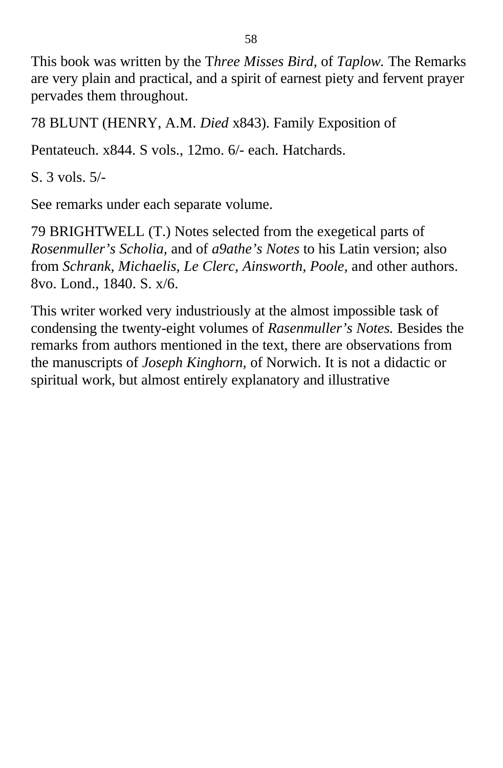This book was written by the T*hree Misses Bird,* of *Taplow.* The Remarks are very plain and practical, and a spirit of earnest piety and fervent prayer pervades them throughout.

78 BLUNT (HENRY, A.M. *Died* x843). Family Exposition of

Pentateuch. x844. S vols., 12mo. 6/- each. Hatchards.

S. 3 vols. 5/-

See remarks under each separate volume.

79 BRIGHTWELL (T.) Notes selected from the exegetical parts of *Rosenmuller's Scholia,* and of *a9athe's Notes* to his Latin version; also from *Schrank, Michaelis, Le Clerc, Ainsworth, Poole,* and other authors. 8vo. Lond., 1840. S. x/6.

This writer worked very industriously at the almost impossible task of condensing the twenty-eight volumes of *Rasenmuller's Notes.* Besides the remarks from authors mentioned in the text, there are observations from the manuscripts of *Joseph Kinghorn,* of Norwich. It is not a didactic or spiritual work, but almost entirely explanatory and illustrative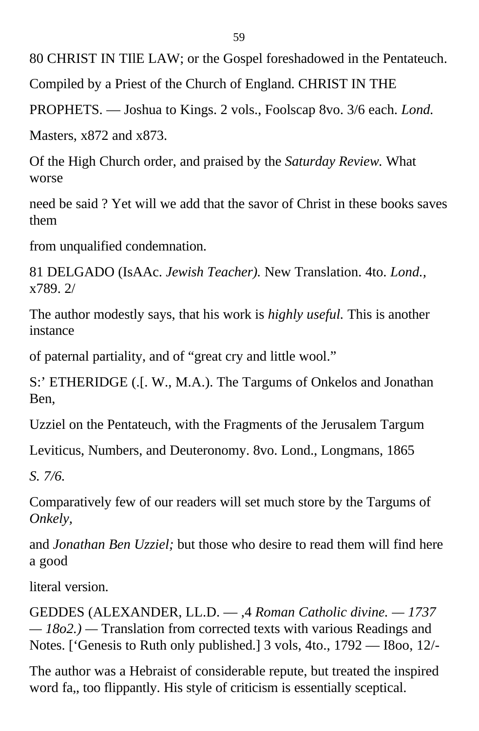80 CHRIST IN TIlE LAW; or the Gospel foreshadowed in the Pentateuch.

Compiled by a Priest of the Church of England. CHRIST IN THE

PROPHETS. — Joshua to Kings. 2 vols., Foolscap 8vo. 3/6 each. *Lond.*

Masters, x872 and x873.

Of the High Church order, and praised by the *Saturday Review.* What worse

need be said ? Yet will we add that the savor of Christ in these books saves them

from unqualified condemnation.

81 DELGADO (IsAAc. *Jewish Teacher).* New Translation. 4to. *Lond.,* x789. 2/

The author modestly says, that his work is *highly useful.* This is another instance

of paternal partiality, and of “great cry and little wool.”

S:’ ETHERIDGE (.[. W., M.A.). The Targums of Onkelos and Jonathan Ben,

Uzziel on the Pentateuch, with the Fragments of the Jerusalem Targum

Leviticus, Numbers, and Deuteronomy. 8vo. Lond., Longmans, 1865

*S. 7/6.*

Comparatively few of our readers will set much store by the Targums of *Onkely,*

and *Jonathan Ben Uzziel;* but those who desire to read them will find here a good

literal version.

GEDDES (ALEXANDER, LL.D. — ,4 *Roman Catholic divine. — 1737 — 18o2.)* — Translation from corrected texts with various Readings and Notes. [‘Genesis to Ruth only published.] 3 vols, 4to., 1792 — I8oo, 12/-

The author was a Hebraist of considerable repute, but treated the inspired word fa,, too flippantly. His style of criticism is essentially sceptical.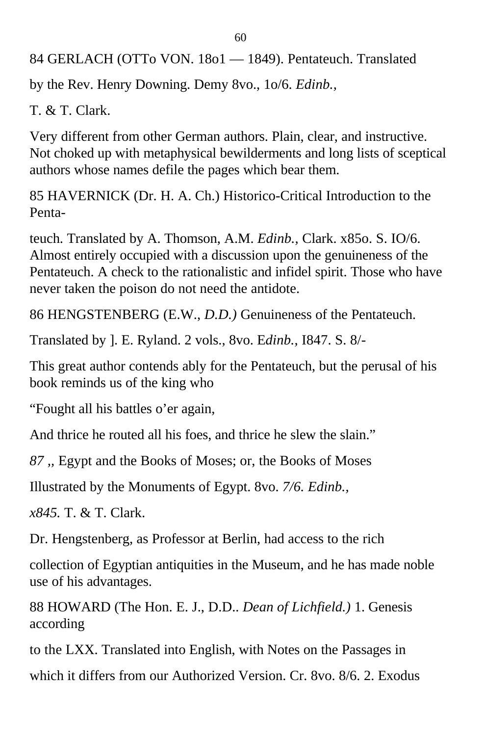84 GERLACH (OTTo VON. 18o1 — 1849). Pentateuch. Translated

by the Rev. Henry Downing. Demy 8vo., 1o/6. *Edinb.,*

T. & T. Clark.

Very different from other German authors. Plain, clear, and instructive. Not choked up with metaphysical bewilderments and long lists of sceptical authors whose names defile the pages which bear them.

85 HAVERNICK (Dr. H. A. Ch.) Historico-Critical Introduction to the Penta-

teuch. Translated by A. Thomson, A.M. *Edinb.,* Clark. x85o. S. IO/6. Almost entirely occupied with a discussion upon the genuineness of the Pentateuch. A check to the rationalistic and infidel spirit. Those who have never taken the poison do not need the antidote.

86 HENGSTENBERG (E.W., *D.D.)* Genuineness of the Pentateuch.

Translated by ]. E. Ryland. 2 vols., 8vo. E*dinb.,* I847. S. 8/-

This great author contends ably for the Pentateuch, but the perusal of his book reminds us of the king who

"Fought all his battles o'er again,

And thrice he routed all his foes, and thrice he slew the slain."

*87 ,,* Egypt and the Books of Moses; or, the Books of Moses

Illustrated by the Monuments of Egypt. 8vo. *7/6. Edinb.,*

*x845.* T. & T. Clark.

Dr. Hengstenberg, as Professor at Berlin, had access to the rich

collection of Egyptian antiquities in the Museum, and he has made noble use of his advantages.

88 HOWARD (The Hon. E. J., D.D.. *Dean of Lichfield.)* 1. Genesis according

to the LXX. Translated into English, with Notes on the Passages in

which it differs from our Authorized Version. Cr. 8vo. 8/6. 2. Exodus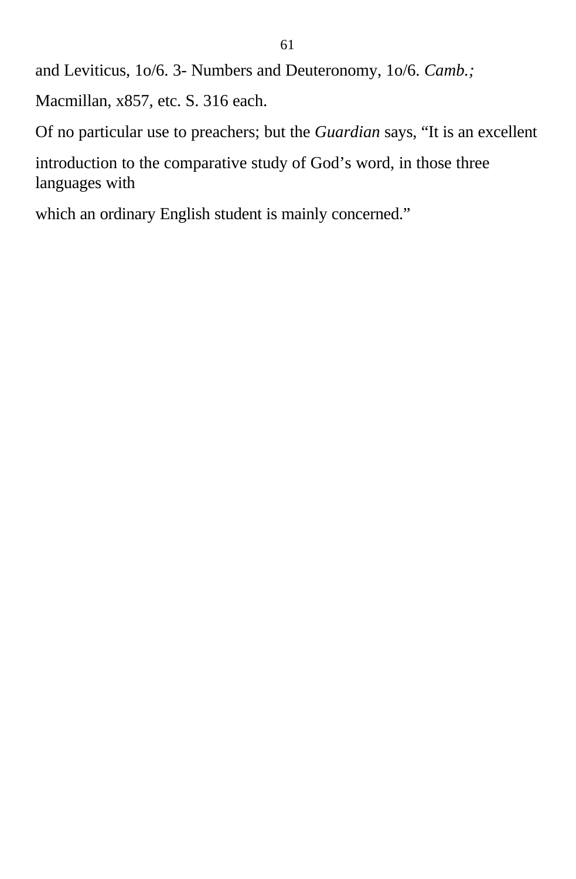and Leviticus, 1o/6. 3- Numbers and Deuteronomy, 1o/6. *Camb.;*

Macmillan, x857, etc. S. 316 each.

Of no particular use to preachers; but the *Guardian* says, “It is an excellent introduction to the comparative study of God’s word, in those three languages with which an ordinary English student is mainly concerned.”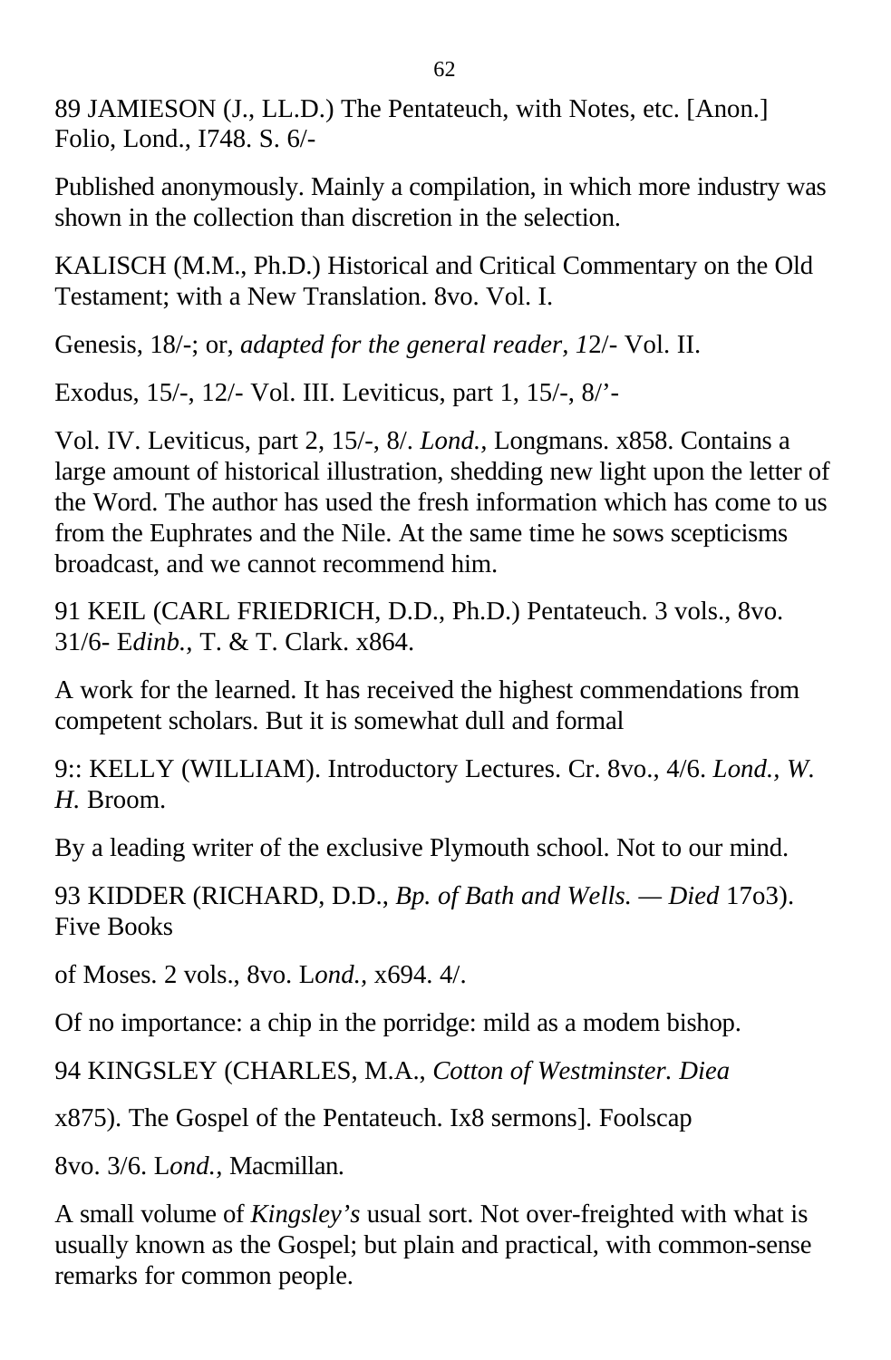89 JAMIESON (J., LL.D.) The Pentateuch, with Notes, etc. [Anon.] Folio, Lond., I748. S. 6/-

Published anonymously. Mainly a compilation, in which more industry was shown in the collection than discretion in the selection.

KALISCH (M.M., Ph.D.) Historical and Critical Commentary on the Old Testament; with a New Translation. 8vo. Vol. I.

Genesis, 18/-; or, *adapted for the general reader, 1*2/- Vol. II.

Exodus, 15/-, 12/- Vol. III. Leviticus, part 1, 15/-, 8/’-

Vol. IV. Leviticus, part 2, 15/-, 8/. *Lond.,* Longmans. x858. Contains a large amount of historical illustration, shedding new light upon the letter of the Word. The author has used the fresh information which has come to us from the Euphrates and the Nile. At the same time he sows scepticisms broadcast, and we cannot recommend him.

91 KEIL (CARL FRIEDRICH, D.D., Ph.D.) Pentateuch. 3 vols., 8vo. 31/6- E*dinb.,* T. & T. Clark. x864.

A work for the learned. It has received the highest commendations from competent scholars. But it is somewhat dull and formal

9:: KELLY (WILLIAM). Introductory Lectures. Cr. 8vo., 4/6. *Lond., W. H.* Broom.

By a leading writer of the exclusive Plymouth school. Not to our mind.

93 KIDDER (RICHARD, D.D., *Bp. of Bath and Wells. — Died* 17o3). Five Books

of Moses. 2 vols., 8vo. L*ond.,* x694. 4/.

Of no importance: a chip in the porridge: mild as a modem bishop.

94 KINGSLEY (CHARLES, M.A., *Cotton of Westminster. Diea*

x875). The Gospel of the Pentateuch. Ix8 sermons]. Foolscap

8vo. 3/6. L*ond.,* Macmillan.

A small volume of *Kingsley’s* usual sort. Not over-freighted with what is usually known as the Gospel; but plain and practical, with common-sense remarks for common people.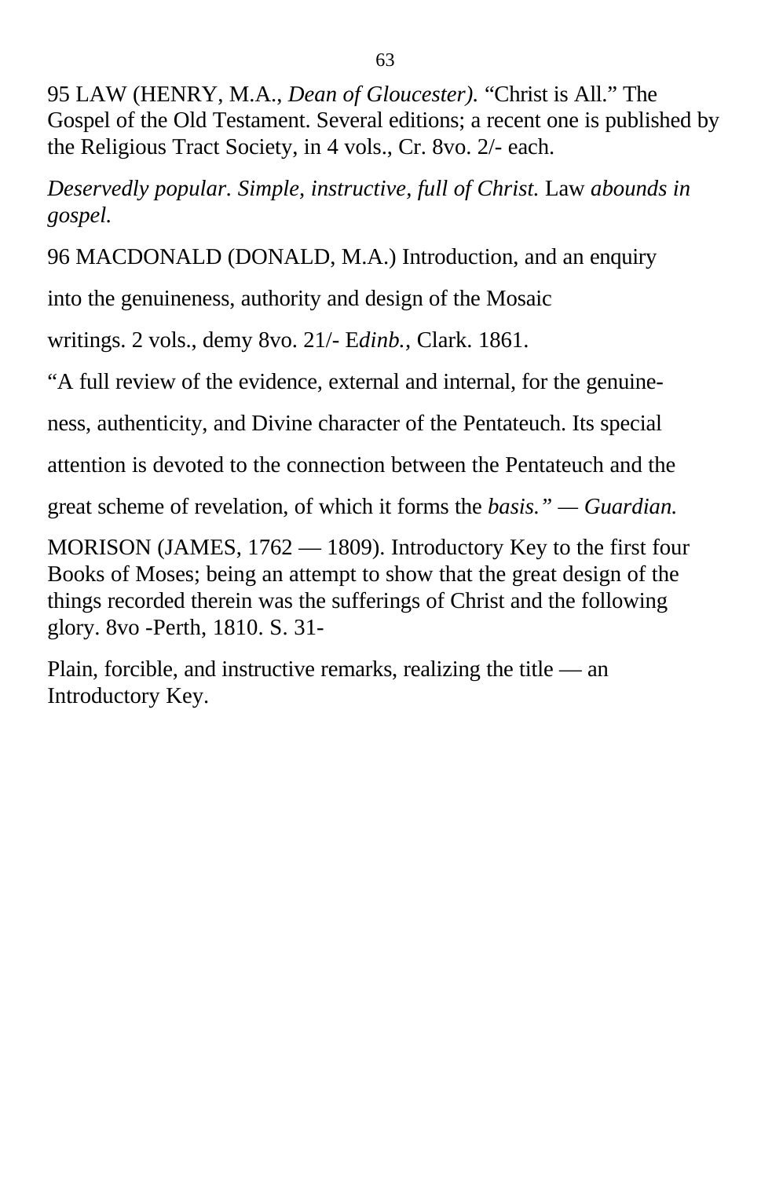95 LAW (HENRY, M.A., *Dean of Gloucester).* "Christ is All." The Gospel of the Old Testament. Several editions; a recent one is published by the Religious Tract Society, in 4 vols., Cr. 8vo. 2/- each.

*Deservedly popular. Simple, instructive, full of Christ.* Law *abounds in gospel.*

96 MACDONALD (DONALD, M.A.) Introduction, and an enquiry

into the genuineness, authority and design of the Mosaic

writings. 2 vols., demy 8vo. 21/- E*dinb.,* Clark. 1861.

"A full review of the evidence, external and internal, for the genuine-

ness, authenticity, and Divine character of the Pentateuch. Its special

attention is devoted to the connection between the Pentateuch and the

great scheme of revelation, of which it forms the *basis." — Guardian.*

MORISON (JAMES, 1762 — 1809). Introductory Key to the first four Books of Moses; being an attempt to show that the great design of the things recorded therein was the sufferings of Christ and the following glory. 8vo -Perth, 1810. S. 31-

Plain, forcible, and instructive remarks, realizing the title — an Introductory Key.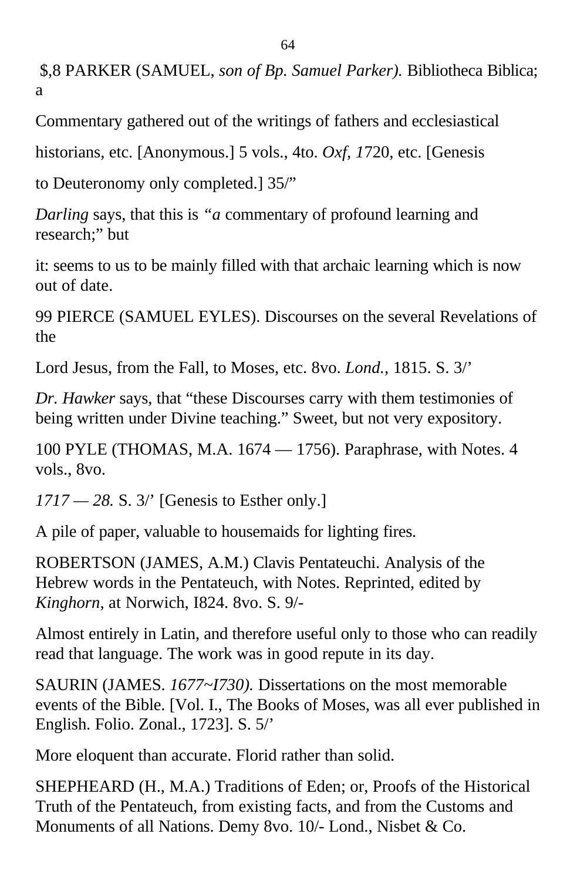$,8 PARKER (SAMUEL, *son of Bp. Samuel Parker).* Bibliotheca Biblica; a Commentary gathered out of the writings of fathers and ecclesiastical historians, etc. [Anonymous.] 5 vols., 4to. *Oxf, 1*720, etc. [Genesis to Deuteronomy only completed.] 35/"

*Darling* says, that this is *"a* commentary of profound learning and research;" but it: seems to us to be mainly filled with that archaic learning which is now out of date.

99 PIERCE (SAMUEL EYLES). Discourses on the several Revelations of the Lord Jesus, from the Fall, to Moses, etc. 8vo. *Lond.,* 1815. S. 3/'

*Dr. Hawker* says, that "these Discourses carry with them testimonies of being written under Divine teaching." Sweet, but not very expository.

100 PYLE (THOMAS, M.A. 1674 — 1756). Paraphrase, with Notes. 4 vols., 8vo. *1717 — 28.* S. 3/' [Genesis to Esther only.]

A pile of paper, valuable to housemaids for lighting fires.

ROBERTSON (JAMES, A.M.) Clavis Pentateuchi. Analysis of the Hebrew words in the Pentateuch, with Notes. Reprinted, edited by *Kinghorn,* at Norwich, I824. 8vo. S. 9/-

Almost entirely in Latin, and therefore useful only to those who can readily read that language. The work was in good repute in its day.

SAURIN (JAMES. *1677~I730).* Dissertations on the most memorable events of the Bible. [Vol. I., The Books of Moses, was all ever published in English. Folio. Zonal., 1723]. S. 5/'

More eloquent than accurate. Florid rather than solid.

SHEPHEARD (H., M.A.) Traditions of Eden; or, Proofs of the Historical Truth of the Pentateuch, from existing facts, and from the Customs and Monuments of all Nations. Demy 8vo. 10/- Lond., Nisbet & Co.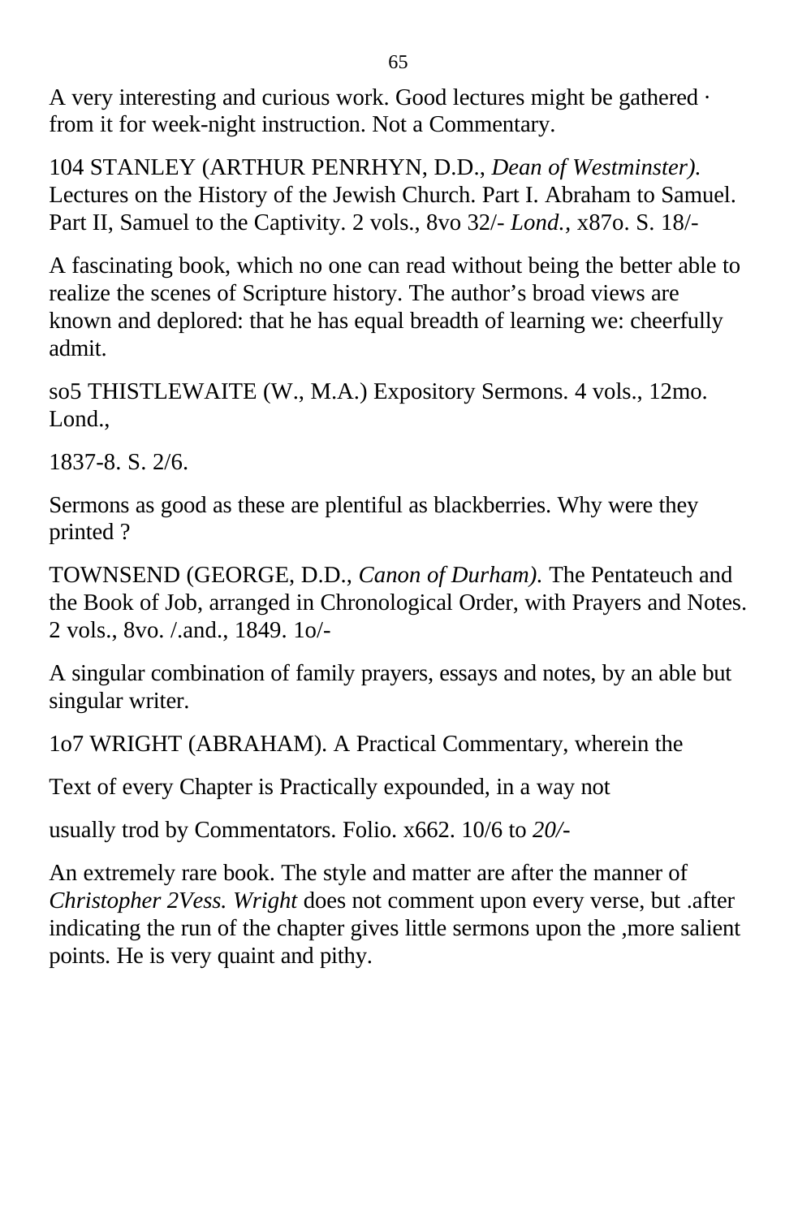A very interesting and curious work. Good lectures might be gathered · from it for week-night instruction. Not a Commentary.

104 STANLEY (ARTHUR PENRHYN, D.D., *Dean of Westminster).* Lectures on the History of the Jewish Church. Part I. Abraham to Samuel. Part II, Samuel to the Captivity. 2 vols., 8vo 32/- *Lond.*, x87o. S. 18/-

A fascinating book, which no one can read without being the better able to realize the scenes of Scripture history. The author's broad views are known and deplored: that he has equal breadth of learning we: cheerfully admit.

so5 THISTLEWAITE (W., M.A.) Expository Sermons. 4 vols., 12mo. Lond.,

1837-8. S. 2/6.

Sermons as good as these are plentiful as blackberries. Why were they printed ?

TOWNSEND (GEORGE, D.D., *Canon of Durham).* The Pentateuch and the Book of Job, arranged in Chronological Order, with Prayers and Notes. 2 vols., 8vo. /.and., 1849. 1o/-

A singular combination of family prayers, essays and notes, by an able but singular writer.

1o7 WRIGHT (ABRAHAM). A Practical Commentary, wherein the

Text of every Chapter is Practically expounded, in a way not

usually trod by Commentators. Folio. x662. 10/6 to *20/-*

An extremely rare book. The style and matter are after the manner of *Christopher 2Vess. Wright* does not comment upon every verse, but .after indicating the run of the chapter gives little sermons upon the ,more salient points. He is very quaint and pithy.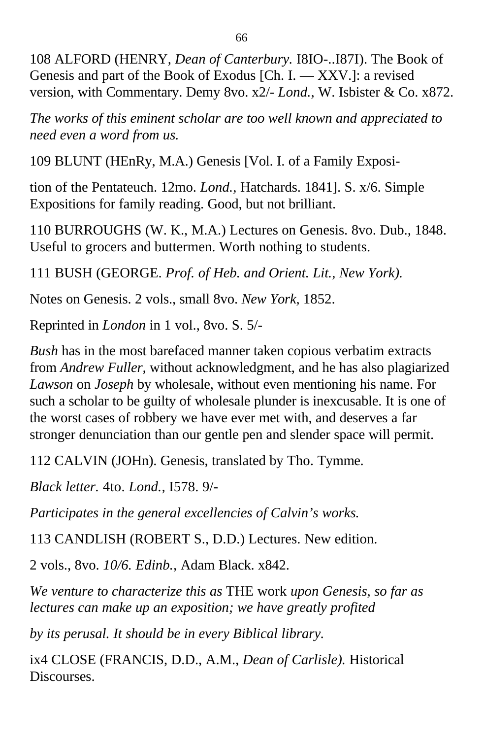108 ALFORD (HENRY, *Dean of Canterbury.* I8IO-..I87I). The Book of Genesis and part of the Book of Exodus [Ch. I. — XXV.]: a revised version, with Commentary. Demy 8vo. x2/- *Lond.,* W. Isbister & Co. x872.

*The works of this eminent scholar are too well known and appreciated to need even a word from us.*

109 BLUNT (HEnRy, M.A.) Genesis [Vol. I. of a Family Exposi-

tion of the Pentateuch. 12mo. *Lond.*, Hatchards. 1841]. S. x/6. Simple Expositions for family reading. Good, but not brilliant.

110 BURROUGHS (W. K., M.A.) Lectures on Genesis. 8vo. Dub., 1848. Useful to grocers and buttermen. Worth nothing to students.

111 BUSH (GEORGE. *Prof. of Heb. and Orient. Lit., New York).*

Notes on Genesis. 2 vols., small 8vo. *New York,* 1852.

Reprinted in *London* in 1 vol., 8vo. S. 5/-

*Bush* has in the most barefaced manner taken copious verbatim extracts from *Andrew Fuller*, without acknowledgment, and he has also plagiarized *Lawson* on *Joseph* by wholesale, without even mentioning his name. For such a scholar to be guilty of wholesale plunder is inexcusable. It is one of the worst cases of robbery we have ever met with, and deserves a far stronger denunciation than our gentle pen and slender space will permit.

112 CALVIN (JOHn). Genesis, translated by Tho. Tymme.

*Black letter.* 4to. *Lond.,* I578. 9/-

*Participates in the general excellencies of Calvin's works.*

113 CANDLISH (ROBERT S., D.D.) Lectures. New edition.

2 vols., 8vo. *10/6. Edinb.,* Adam Black. x842.

*We venture to characterize this as* THE work *upon Genesis, so far as lectures can make up an exposition; we have greatly profited*

*by its perusal. It should be in every Biblical library.*

ix4 CLOSE (FRANCIS, D.D., A.M., *Dean of Carlisle).* Historical Discourses.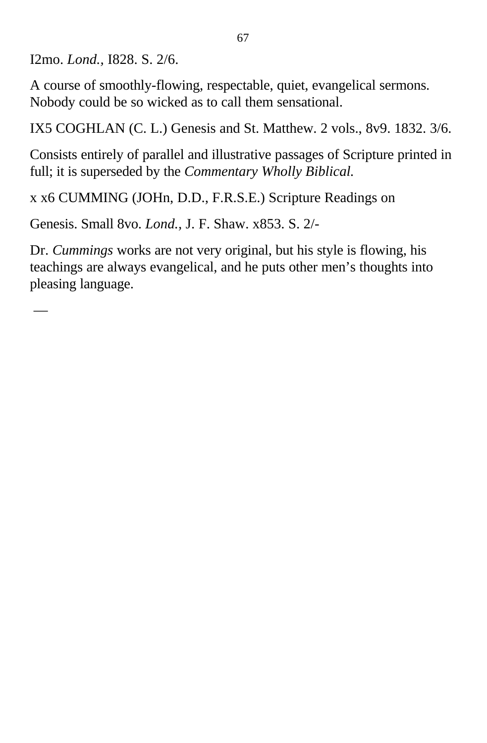I2mo. *Lond.*, I828. S. 2/6.

A course of smoothly-flowing, respectable, quiet, evangelical sermons. Nobody could be so wicked as to call them sensational.

IX5 COGHLAN (C. L.) Genesis and St. Matthew. 2 vols., 8v9. 1832. 3/6.

Consists entirely of parallel and illustrative passages of Scripture printed in full; it is superseded by the *Commentary Wholly Biblical.*

x x6 CUMMING (JOHn, D.D., F.R.S.E.) Scripture Readings on

Genesis. Small 8vo. *Lond.*, J. F. Shaw. x853. S. 2/-

Dr. *Cummings* works are not very original, but his style is flowing, his teachings are always evangelical, and he puts other men's thoughts into pleasing language.

—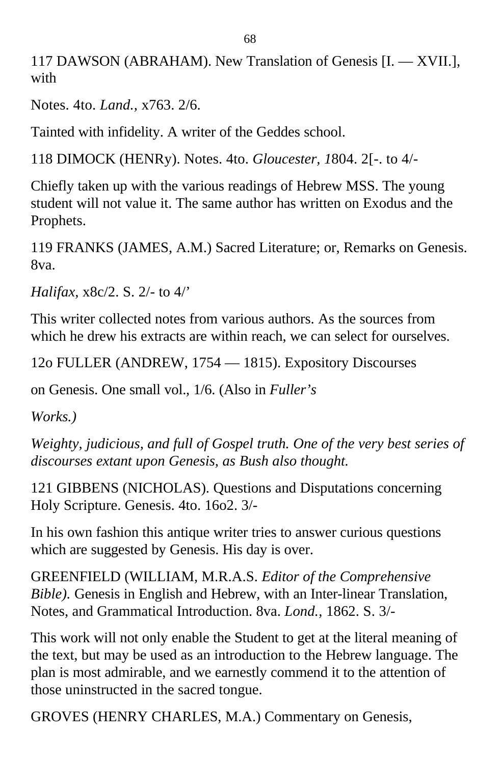117 DAWSON (ABRAHAM). New Translation of Genesis [I. — XVII.], with

Notes. 4to. *Land.,* x763. 2/6.

Tainted with infidelity. A writer of the Geddes school.

118 DIMOCK (HENRy). Notes. 4to. *Gloucester, 1*804. 2[-. to 4/-

Chiefly taken up with the various readings of Hebrew MSS. The young student will not value it. The same author has written on Exodus and the Prophets.

119 FRANKS (JAMES, A.M.) Sacred Literature; or, Remarks on Genesis. 8va.

*Halifax,* x8c/2. S. 2/- to 4/'

This writer collected notes from various authors. As the sources from which he drew his extracts are within reach, we can select for ourselves.

12o FULLER (ANDREW, 1754 — 1815). Expository Discourses

on Genesis. One small vol., 1/6. (Also in *Fuller's*

*Works.)*

*Weighty, judicious, and full of Gospel truth. One of the very best series of discourses extant upon Genesis, as Bush also thought.*

121 GIBBENS (NICHOLAS). Questions and Disputations concerning Holy Scripture. Genesis. 4to. 16o2. 3/-

In his own fashion this antique writer tries to answer curious questions which are suggested by Genesis. His day is over.

GREENFIELD (WILLIAM, M.R.A.S. *Editor of the Comprehensive Bible).* Genesis in English and Hebrew, with an Inter-linear Translation, Notes, and Grammatical Introduction. 8va. *Lond.,* 1862. S. 3/-

This work will not only enable the Student to get at the literal meaning of the text, but may be used as an introduction to the Hebrew language. The plan is most admirable, and we earnestly commend it to the attention of those uninstructed in the sacred tongue.

GROVES (HENRY CHARLES, M.A.) Commentary on Genesis,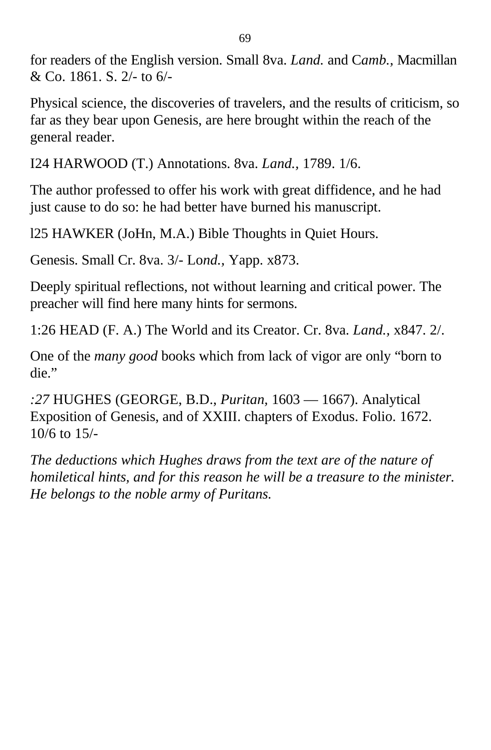for readers of the English version. Small 8va. *Land.* and C*amb.*, Macmillan & Co. 1861. S. 2/- to 6/-

Physical science, the discoveries of travelers, and the results of criticism, so far as they bear upon Genesis, are here brought within the reach of the general reader.

I24 HARWOOD (T.) Annotations. 8va. *Land.*, 1789. 1/6.

The author professed to offer his work with great diffidence, and he had just cause to do so: he had better have burned his manuscript.

l25 HAWKER (JoHn, M.A.) Bible Thoughts in Quiet Hours.

Genesis. Small Cr. 8va. 3/- Lo*nd.*, Yapp. x873.

Deeply spiritual reflections, not without learning and critical power. The preacher will find here many hints for sermons.

1:26 HEAD (F. A.) The World and its Creator. Cr. 8va. *Land.*, x847. 2/.

One of the *many good* books which from lack of vigor are only "born to die."

*:27* HUGHES (GEORGE, B.D., *Puritan*, 1603 — 1667). Analytical Exposition of Genesis, and of XXIII. chapters of Exodus. Folio. 1672. 10/6 to 15/-

*The deductions which Hughes draws from the text are of the nature of homiletical hints, and for this reason he will be a treasure to the minister. He belongs to the noble army of Puritans.*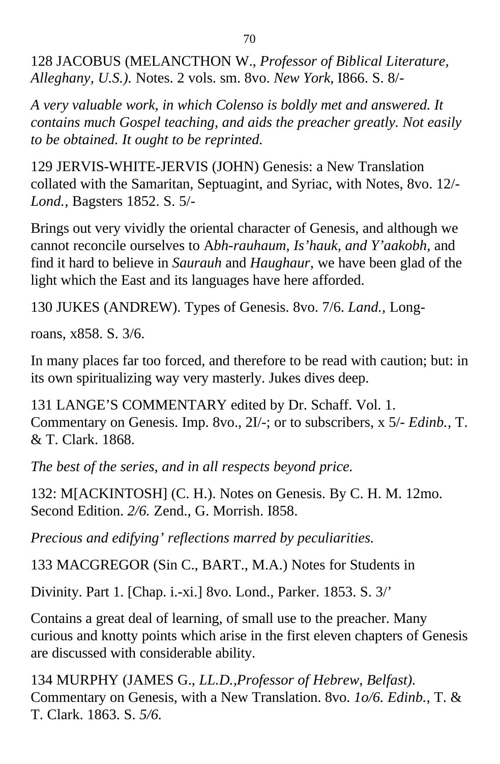128 JACOBUS (MELANCTHON W., *Professor of Biblical Literature, Alleghany, U.S.).* Notes. 2 vols. sm. 8vo. *New York*, I866. S. 8/-

*A very valuable work, in which Colenso is boldly met and answered. It contains much Gospel teaching, and aids the preacher greatly. Not easily to be obtained. It ought to be reprinted.*

129 JERVIS-WHITE-JERVIS (JOHN) Genesis: a New Translation collated with the Samaritan, Septuagint, and Syriac, with Notes, 8vo. 12/- *Lond.*, Bagsters 1852. S. 5/-

Brings out very vividly the oriental character of Genesis, and although we cannot reconcile ourselves to A*bh-rauhaum, Is'hauk, and Y'aakobh,* and find it hard to believe in *Saurauh* and *Haughaur,* we have been glad of the light which the East and its languages have here afforded.

130 JUKES (ANDREW). Types of Genesis. 8vo. 7/6. *Land.*, Long-

roans, x858. S. 3/6.

In many places far too forced, and therefore to be read with caution; but: in its own spiritualizing way very masterly. Jukes dives deep.

131 LANGE'S COMMENTARY edited by Dr. Schaff. Vol. 1. Commentary on Genesis. Imp. 8vo., 2I/-; or to subscribers, x 5/- *Edinb.*, T. & T. Clark. 1868.

*The best of the series, and in all respects beyond price.*

132: M[ACKINTOSH] (C. H.). Notes on Genesis. By C. H. M. 12mo. Second Edition. *2/6.* Zend., G. Morrish. I858.

*Precious and edifying' reflections marred by peculiarities.*

133 MACGREGOR (Sin C., BART., M.A.) Notes for Students in

Divinity. Part 1. [Chap. i.-xi.] 8vo. Lond., Parker. 1853. S. 3/'

Contains a great deal of learning, of small use to the preacher. Many curious and knotty points which arise in the first eleven chapters of Genesis are discussed with considerable ability.

134 MURPHY (JAMES G., *LL.D.,Professor of Hebrew, Belfast).* Commentary on Genesis, with a New Translation. 8vo. *1o/6. Edinb.*, T. & T. Clark. 1863. S. *5/6.*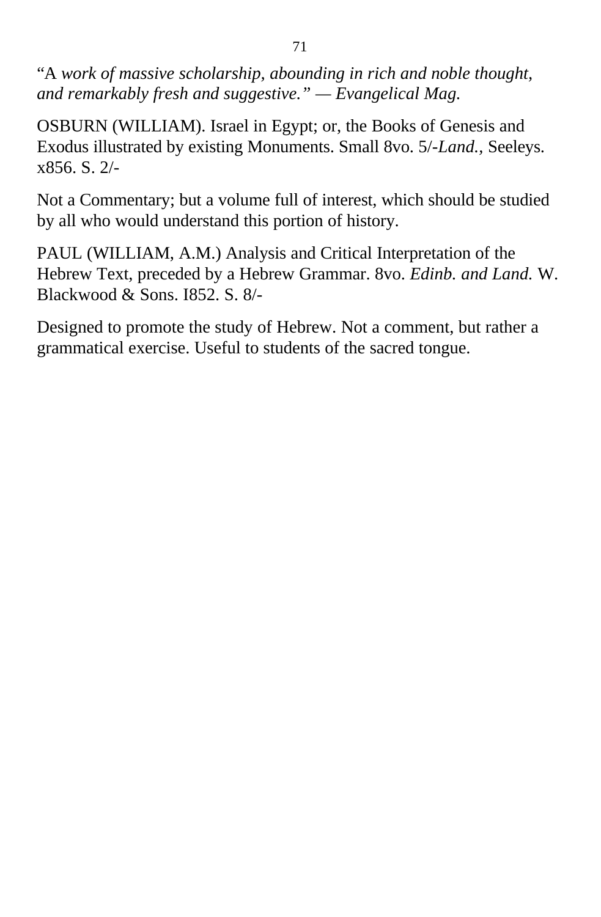“A *work of massive scholarship, abounding in rich and noble thought, and remarkably fresh and suggestive.” — Evangelical Mag.*

OSBURN (WILLIAM). Israel in Egypt; or, the Books of Genesis and Exodus illustrated by existing Monuments. Small 8vo. 5/-*Land.*, Seeleys. x856. S. 2/-

Not a Commentary; but a volume full of interest, which should be studied by all who would understand this portion of history.

PAUL (WILLIAM, A.M.) Analysis and Critical Interpretation of the Hebrew Text, preceded by a Hebrew Grammar. 8vo. *Edinb. and Land.* W. Blackwood & Sons. I852. S. 8/-

Designed to promote the study of Hebrew. Not a comment, but rather a grammatical exercise. Useful to students of the sacred tongue.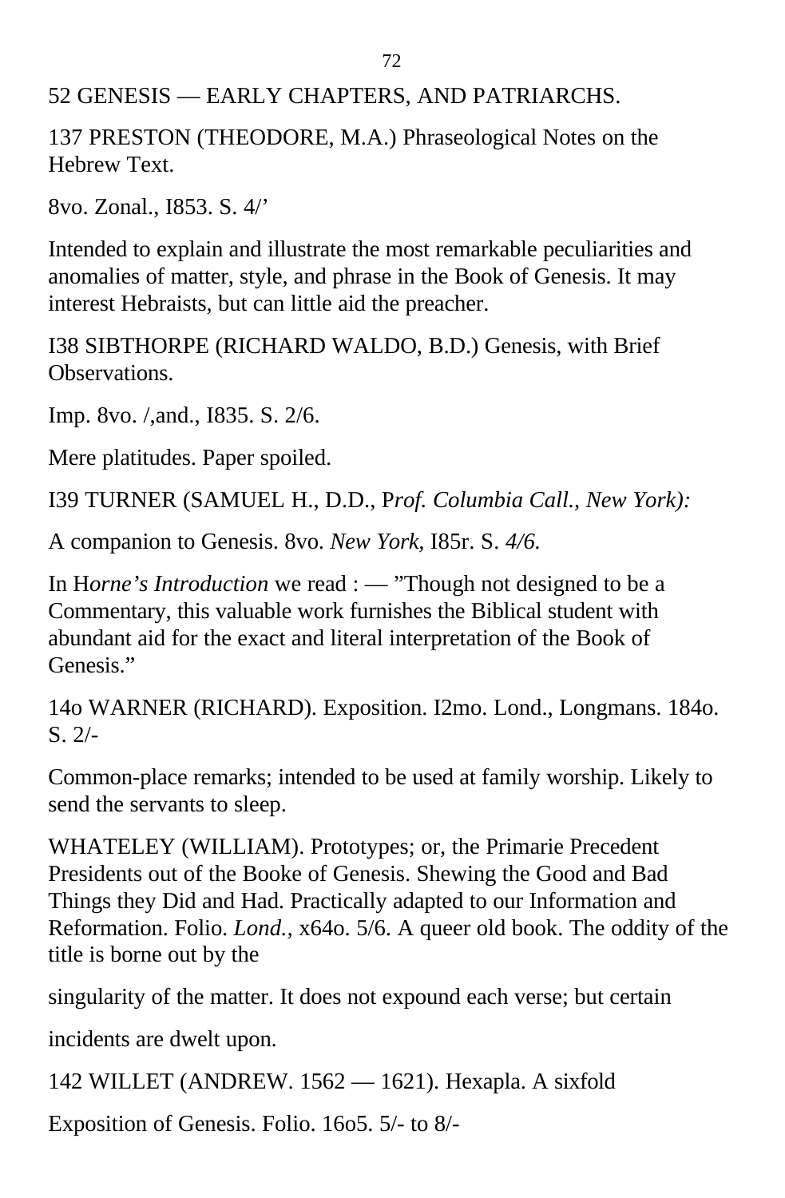52 GENESIS — EARLY CHAPTERS, AND PATRIARCHS.

137 PRESTON (THEODORE, M.A.) Phraseological Notes on the Hebrew Text.

8vo. Zonal., I853. S. 4/’

Intended to explain and illustrate the most remarkable peculiarities and anomalies of matter, style, and phrase in the Book of Genesis. It may interest Hebraists, but can little aid the preacher.

I38 SIBTHORPE (RICHARD WALDO, B.D.) Genesis, with Brief Observations.

Imp. 8vo. /,and., I835. S. 2/6.

Mere platitudes. Paper spoiled.

I39 TURNER (SAMUEL H., D.D., P*rof. Columbia Call., New York):*

A companion to Genesis. 8vo. *New York,* I85r. S. *4/6.*

In H*orne’s Introduction* we read : — ”Though not designed to be a Commentary, this valuable work furnishes the Biblical student with abundant aid for the exact and literal interpretation of the Book of Genesis.”

14o WARNER (RICHARD). Exposition. I2mo. Lond., Longmans. 184o. S. 2/-

Common-place remarks; intended to be used at family worship. Likely to send the servants to sleep.

WHATELEY (WILLIAM). Prototypes; or, the Primarie Precedent Presidents out of the Booke of Genesis. Shewing the Good and Bad Things they Did and Had. Practically adapted to our Information and Reformation. Folio. *Lond.,* x64o. 5/6. A queer old book. The oddity of the title is borne out by the singularity of the matter. It does not expound each verse; but certain incidents are dwelt upon.

142 WILLET (ANDREW. 1562 — 1621). Hexapla. A sixfold Exposition of Genesis. Folio. 16o5. 5/- to 8/-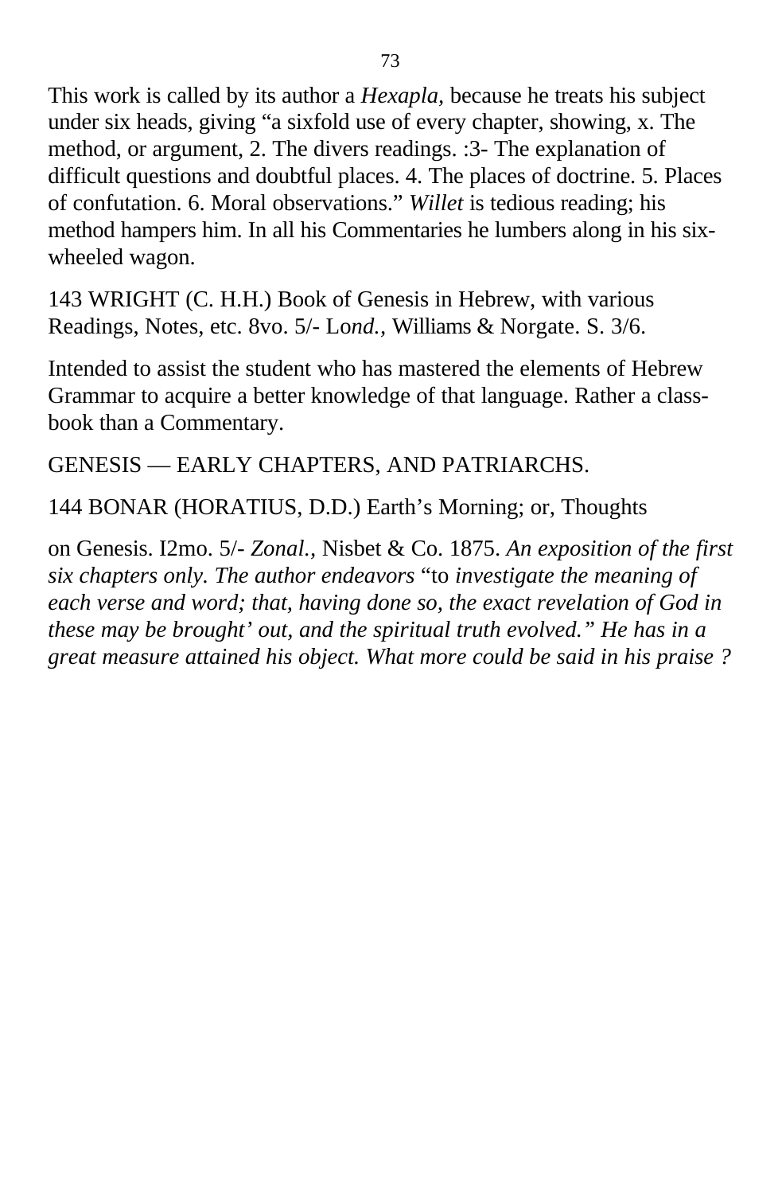This work is called by its author a *Hexapla,* because he treats his subject under six heads, giving "a sixfold use of every chapter, showing, x. The method, or argument, 2. The divers readings. :3- The explanation of difficult questions and doubtful places. 4. The places of doctrine. 5. Places of confutation. 6. Moral observations." *Willet* is tedious reading; his method hampers him. In all his Commentaries he lumbers along in his six-wheeled wagon.

143 WRIGHT (C. H.H.) Book of Genesis in Hebrew, with various Readings, Notes, etc. 8vo. 5/- L*ond.,* Williams & Norgate. S. 3/6.

Intended to assist the student who has mastered the elements of Hebrew Grammar to acquire a better knowledge of that language. Rather a class-book than a Commentary.

GENESIS — EARLY CHAPTERS, AND PATRIARCHS.

144 BONAR (HORATIUS, D.D.) Earth's Morning; or, Thoughts

on Genesis. I2mo. 5/- *Zonal.*, Nisbet & Co. 1875. *An exposition of the first six chapters only. The author endeavors* "to *investigate the meaning of each verse and word; that, having done so, the exact revelation of God in these may be brought' out, and the spiritual truth evolved." He has in a great measure attained his object. What more could be said in his praise ?*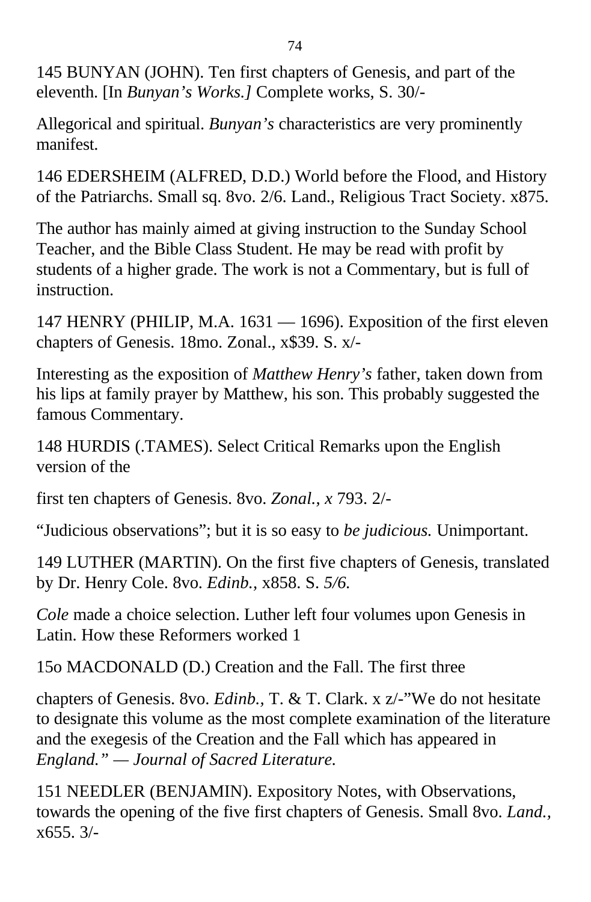145 BUNYAN (JOHN). Ten first chapters of Genesis, and part of the eleventh. [In *Bunyan's Works.]* Complete works, S. 30/-

Allegorical and spiritual. *Bunyan's* characteristics are very prominently manifest.

146 EDERSHEIM (ALFRED, D.D.) World before the Flood, and History of the Patriarchs. Small sq. 8vo. 2/6. Land., Religious Tract Society. x875.

The author has mainly aimed at giving instruction to the Sunday School Teacher, and the Bible Class Student. He may be read with profit by students of a higher grade. The work is not a Commentary, but is full of instruction.

147 HENRY (PHILIP, M.A. 1631 — 1696). Exposition of the first eleven chapters of Genesis. 18mo. Zonal., x$39. S. x/-

Interesting as the exposition of *Matthew Henry's* father, taken down from his lips at family prayer by Matthew, his son. This probably suggested the famous Commentary.

148 HURDIS (.TAMES). Select Critical Remarks upon the English version of the

first ten chapters of Genesis. 8vo. *Zonal., x* 793. 2/-

"Judicious observations"; but it is so easy to *be judicious.* Unimportant.

149 LUTHER (MARTIN). On the first five chapters of Genesis, translated by Dr. Henry Cole. 8vo. *Edinb.,* x858. S. *5/6.*

*Cole* made a choice selection. Luther left four volumes upon Genesis in Latin. How these Reformers worked 1

15o MACDONALD (D.) Creation and the Fall. The first three

chapters of Genesis. 8vo. *Edinb.,* T. & T. Clark. x z/-"We do not hesitate to designate this volume as the most complete examination of the literature and the exegesis of the Creation and the Fall which has appeared in *England." — Journal of Sacred Literature.*

151 NEEDLER (BENJAMIN). Expository Notes, with Observations, towards the opening of the five first chapters of Genesis. Small 8vo. *Land.,* x655. 3/-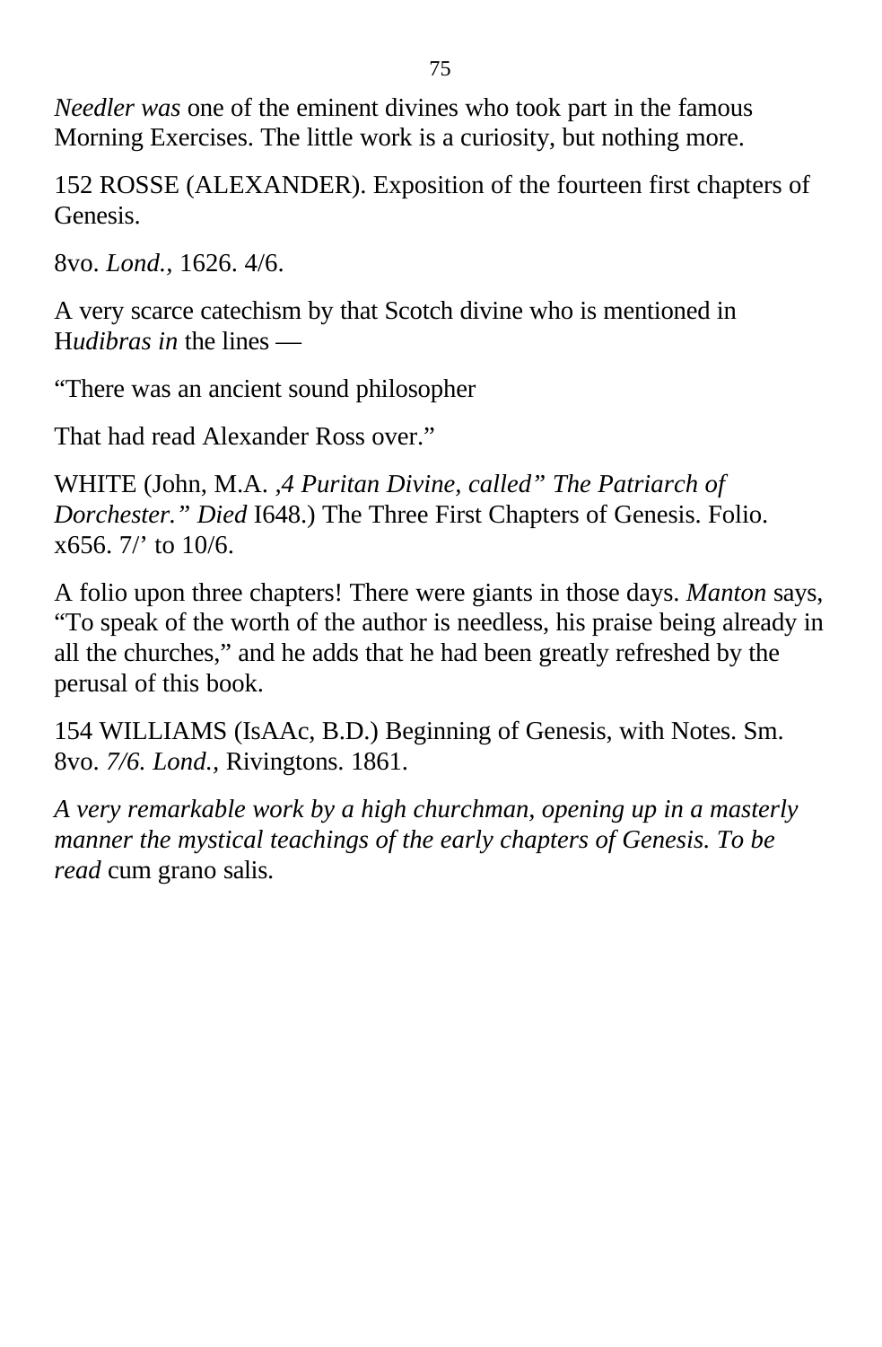*Needler was* one of the eminent divines who took part in the famous Morning Exercises. The little work is a curiosity, but nothing more.

152 ROSSE (ALEXANDER). Exposition of the fourteen first chapters of Genesis.

8vo. *Lond.,* 1626. 4/6.

A very scarce catechism by that Scotch divine who is mentioned in H*udibras in* the lines —

“There was an ancient sound philosopher

That had read Alexander Ross over.”

WHITE (John, M.A. *,4 Puritan Divine, called” The Patriarch of Dorchester.” Died* I648.) The Three First Chapters of Genesis. Folio. x656. 7/’ to 10/6.

A folio upon three chapters! There were giants in those days. *Manton* says, “To speak of the worth of the author is needless, his praise being already in all the churches,” and he adds that he had been greatly refreshed by the perusal of this book.

154 WILLIAMS (IsAAc, B.D.) Beginning of Genesis, with Notes. Sm. 8vo. *7/6. Lond.,* Rivingtons. 1861.

*A very remarkable work by a high churchman, opening up in a masterly manner the mystical teachings of the early chapters of Genesis. To be read* cum grano salis.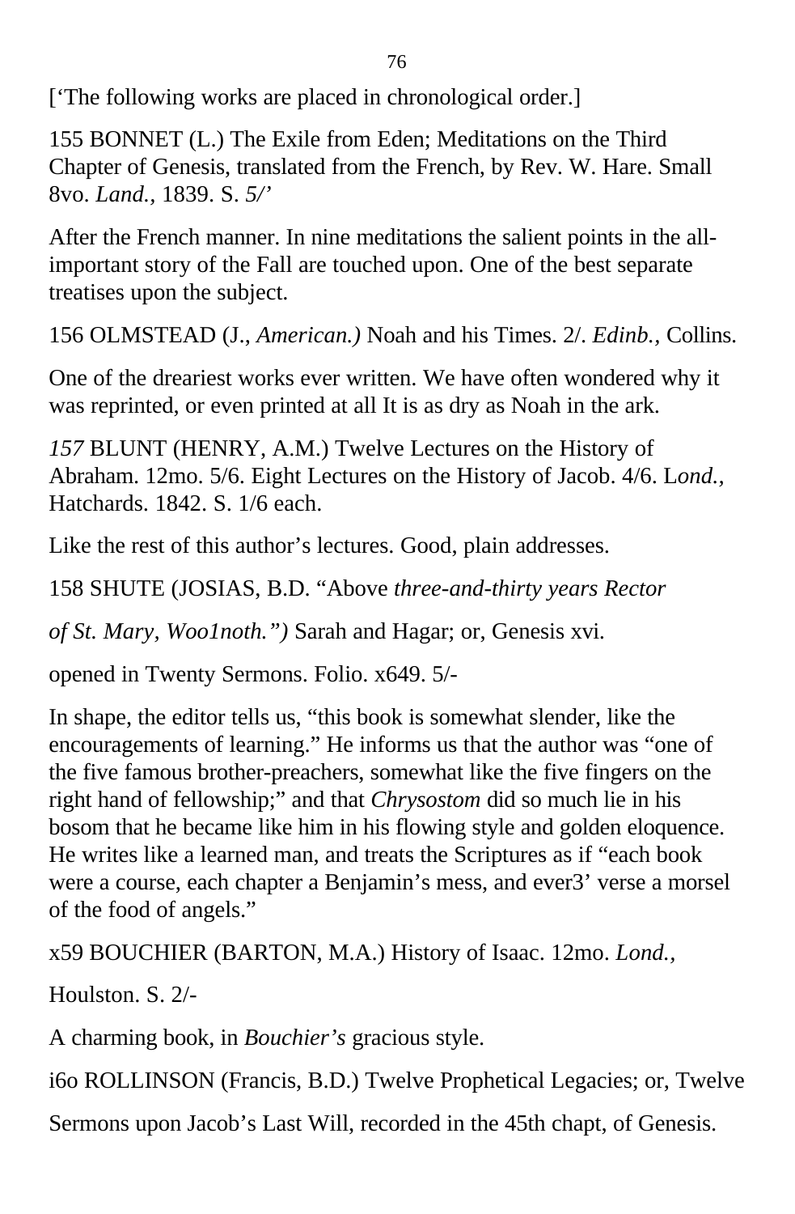[‘The following works are placed in chronological order.]

155 BONNET (L.) The Exile from Eden; Meditations on the Third Chapter of Genesis, translated from the French, by Rev. W. Hare. Small 8vo. *Land.,* 1839. S. *5/’*

After the French manner. In nine meditations the salient points in the all-important story of the Fall are touched upon. One of the best separate treatises upon the subject.

156 OLMSTEAD (J., *American.)* Noah and his Times. 2/. *Edinb.,* Collins.

One of the dreariest works ever written. We have often wondered why it was reprinted, or even printed at all It is as dry as Noah in the ark.

*157* BLUNT (HENRY, A.M.) Twelve Lectures on the History of Abraham. 12mo. 5/6. Eight Lectures on the History of Jacob. 4/6. L*ond.,* Hatchards. 1842. S. 1/6 each.

Like the rest of this author’s lectures. Good, plain addresses.

158 SHUTE (JOSIAS, B.D. “Above *three-and-thirty years Rector*

*of St. Mary, Woo1noth.”)* Sarah and Hagar; or, Genesis xvi.

opened in Twenty Sermons. Folio. x649. 5/-

In shape, the editor tells us, “this book is somewhat slender, like the encouragements of learning.” He informs us that the author was “one of the five famous brother-preachers, somewhat like the five fingers on the right hand of fellowship;” and that *Chrysostom* did so much lie in his bosom that he became like him in his flowing style and golden eloquence. He writes like a learned man, and treats the Scriptures as if “each book were a course, each chapter a Benjamin’s mess, and ever3’ verse a morsel of the food of angels.”

x59 BOUCHIER (BARTON, M.A.) History of Isaac. 12mo. *Lond.,*

Houlston. S. 2/-

A charming book, in *Bouchier’s* gracious style.

i6o ROLLINSON (Francis, B.D.) Twelve Prophetical Legacies; or, Twelve

Sermons upon Jacob’s Last Will, recorded in the 45th chapt, of Genesis.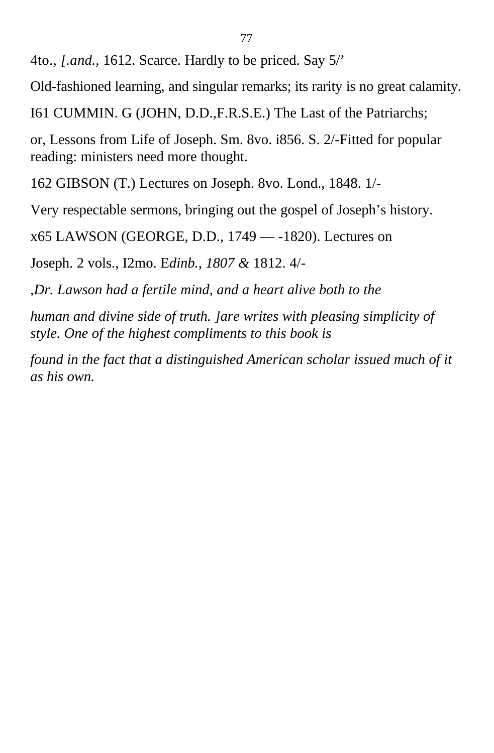4to., *[.and.,* 1612. Scarce. Hardly to be priced. Say 5/'

Old-fashioned learning, and singular remarks; its rarity is no great calamity.

I61 CUMMIN. G (JOHN, D.D.,F.R.S.E.) The Last of the Patriarchs;

or, Lessons from Life of Joseph. Sm. 8vo. i856. S. 2/-Fitted for popular reading: ministers need more thought.

162 GIBSON (T.) Lectures on Joseph. 8vo. Lond., 1848. 1/-

Very respectable sermons, bringing out the gospel of Joseph's history.

x65 LAWSON (GEORGE, D.D., 1749 — -1820). Lectures on

Joseph. 2 vols., I2mo. E*dinb., 1807 &* 1812. 4/-

*,Dr. Lawson had a fertile mind, and a heart alive both to the*

*human and divine side of truth. ]are writes with pleasing simplicity of style. One of the highest compliments to this book is*

*found in the fact that a distinguished American scholar issued much of it as his own.*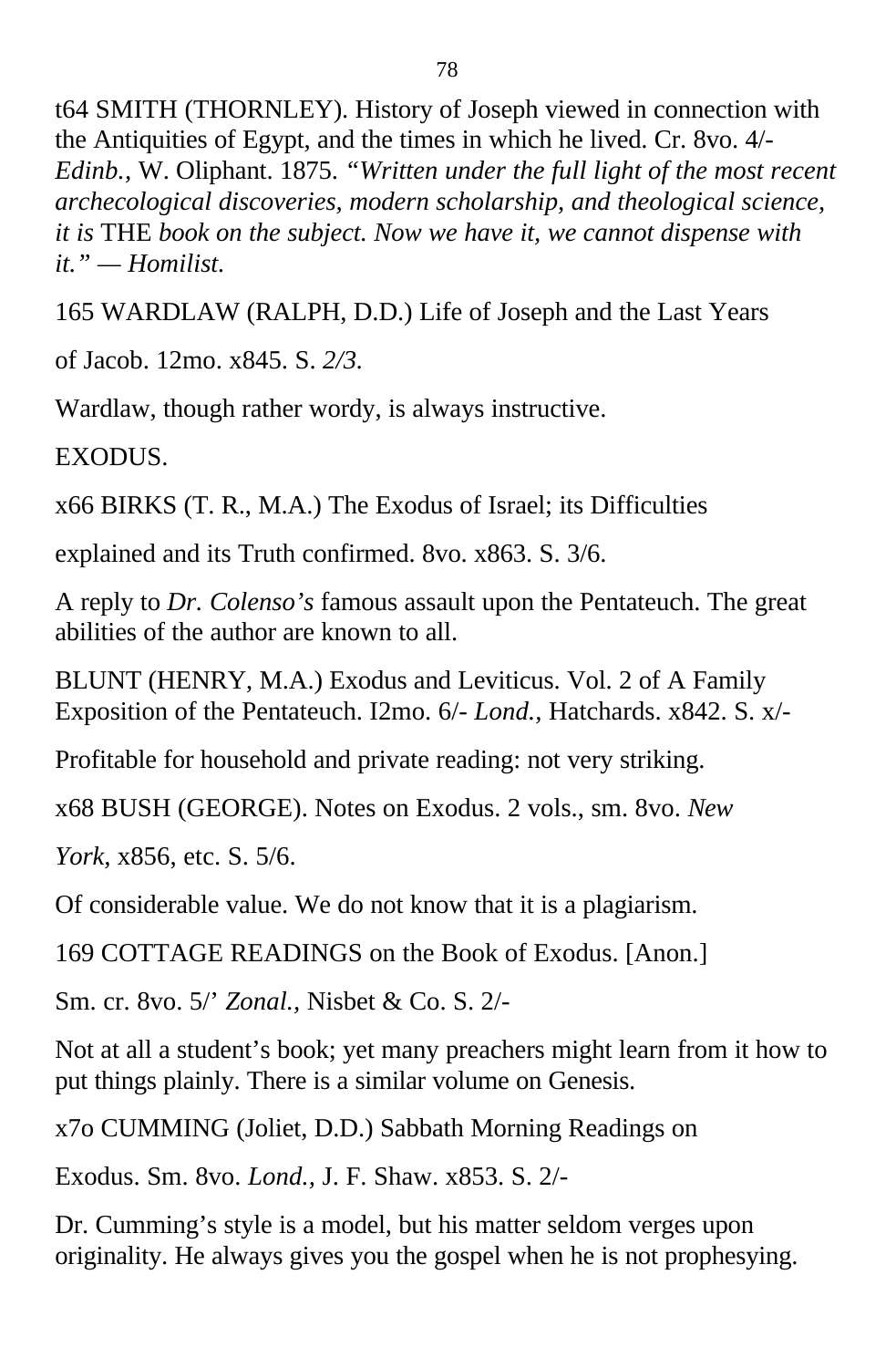t64 SMITH (THORNLEY). History of Joseph viewed in connection with the Antiquities of Egypt, and the times in which he lived. Cr. 8vo. 4/- *Edinb.,* W. Oliphant. 1875. *"Written under the full light of the most recent archecological discoveries, modern scholarship, and theological science, it is* THE *book on the subject. Now we have it, we cannot dispense with it." — Homilist.*

165 WARDLAW (RALPH, D.D.) Life of Joseph and the Last Years

of Jacob. 12mo. x845. S. *2/3.*

Wardlaw, though rather wordy, is always instructive.

EXODUS.

x66 BIRKS (T. R., M.A.) The Exodus of Israel; its Difficulties

explained and its Truth confirmed. 8vo. x863. S. 3/6.

A reply to *Dr. Colenso's* famous assault upon the Pentateuch. The great abilities of the author are known to all.

BLUNT (HENRY, M.A.) Exodus and Leviticus. Vol. 2 of A Family Exposition of the Pentateuch. I2mo. 6/- *Lond.,* Hatchards. x842. S. x/-

Profitable for household and private reading: not very striking.

x68 BUSH (GEORGE). Notes on Exodus. 2 vols., sm. 8vo. *New*

*York*, x856, etc. S. 5/6.

Of considerable value. We do not know that it is a plagiarism.

169 COTTAGE READINGS on the Book of Exodus. [Anon.]

Sm. cr. 8vo. 5/' *Zonal.,* Nisbet & Co. S. 2/-

Not at all a student's book; yet many preachers might learn from it how to put things plainly. There is a similar volume on Genesis.

x7o CUMMING (Joliet, D.D.) Sabbath Morning Readings on

Exodus. Sm. 8vo. *Lond.,* J. F. Shaw. x853. S. 2/-

Dr. Cumming's style is a model, but his matter seldom verges upon originality. He always gives you the gospel when he is not prophesying.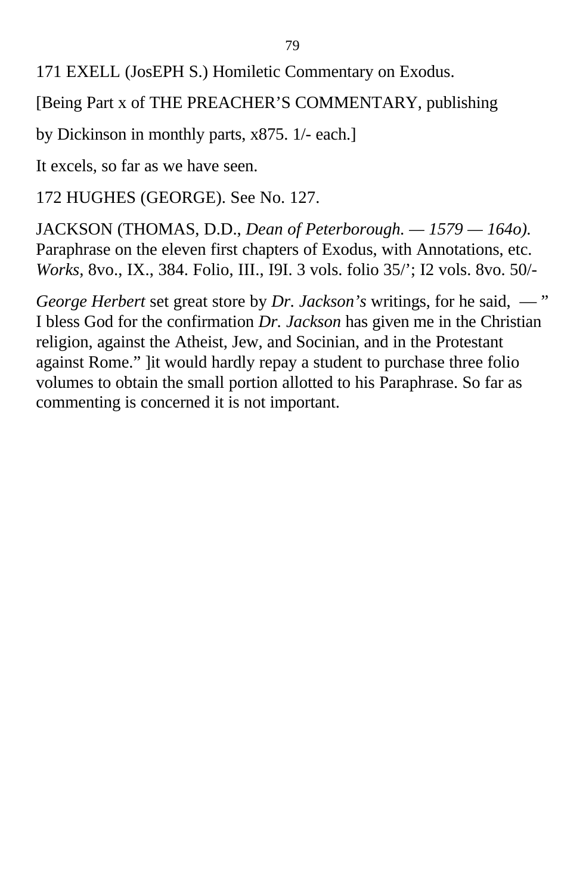171 EXELL (JosEPH S.) Homiletic Commentary on Exodus.

[Being Part x of THE PREACHER'S COMMENTARY, publishing

by Dickinson in monthly parts, x875. 1/- each.]

It excels, so far as we have seen.

172 HUGHES (GEORGE). See No. 127.

JACKSON (THOMAS, D.D., *Dean of Peterborough. — 1579 — 164o).* Paraphrase on the eleven first chapters of Exodus, with Annotations, etc. *Works,* 8vo., IX., 384. Folio, III., I9I. 3 vols. folio 35/'; I2 vols. 8vo. 50/-

*George Herbert* set great store by *Dr. Jackson's* writings, for he said, — " I bless God for the confirmation *Dr. Jackson* has given me in the Christian religion, against the Atheist, Jew, and Socinian, and in the Protestant against Rome." ]it would hardly repay a student to purchase three folio volumes to obtain the small portion allotted to his Paraphrase. So far as commenting is concerned it is not important.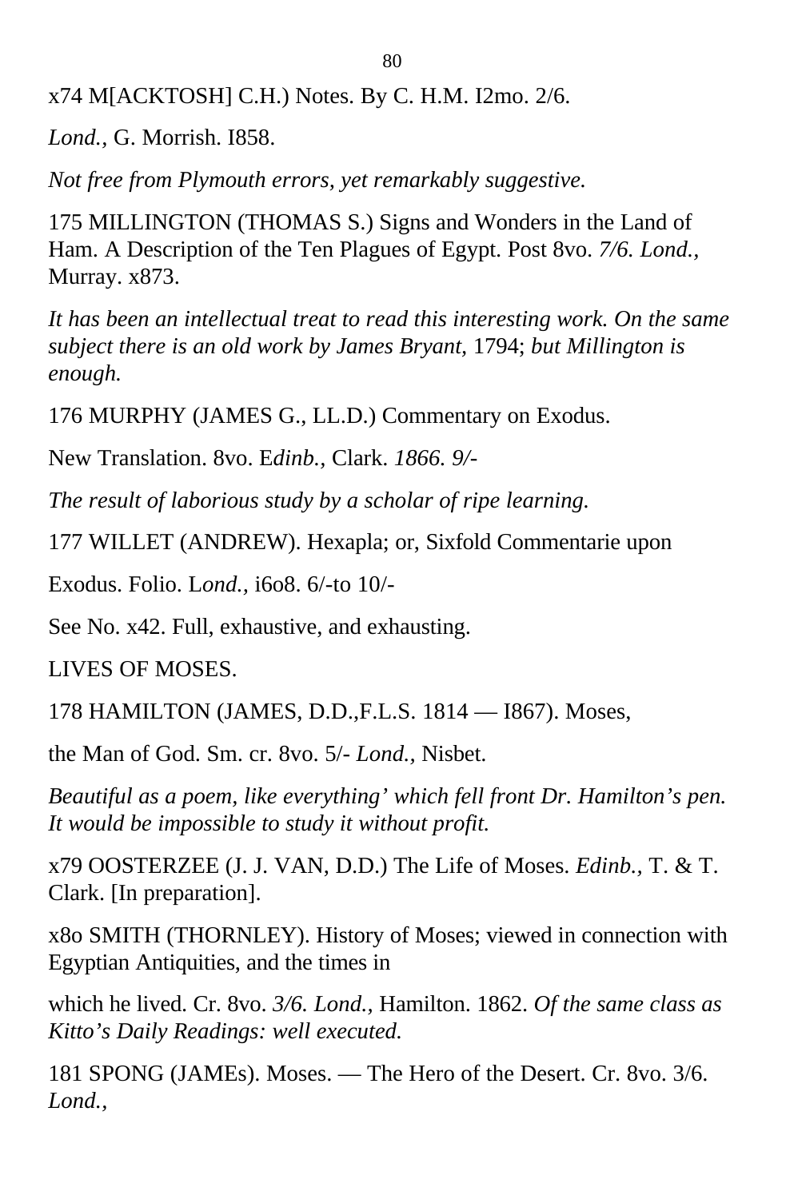x74 M[ACKTOSH] C.H.) Notes. By C. H.M. I2mo. 2/6.

*Lond.,* G. Morrish. I858.

*Not free from Plymouth errors, yet remarkably suggestive.*

175 MILLINGTON (THOMAS S.) Signs and Wonders in the Land of Ham. A Description of the Ten Plagues of Egypt. Post 8vo. *7/6. Lond.,* Murray. x873.

*It has been an intellectual treat to read this interesting work. On the same subject there is an old work by James Bryant,* 1794; *but Millington is enough.*

176 MURPHY (JAMES G., LL.D.) Commentary on Exodus.

New Translation. 8vo. E*dinb.,* Clark. *1866. 9/-*

*The result of laborious study by a scholar of ripe learning.*

177 WILLET (ANDREW). Hexapla; or, Sixfold Commentarie upon

Exodus. Folio. L*ond.,* i6o8. 6/-to 10/-

See No. x42. Full, exhaustive, and exhausting.

LIVES OF MOSES.

178 HAMILTON (JAMES, D.D.,F.L.S. 1814 — I867). Moses,

the Man of God. Sm. cr. 8vo. 5/- *Lond.,* Nisbet.

*Beautiful as a poem, like everything' which fell front Dr. Hamilton's pen. It would be impossible to study it without profit.*

x79 OOSTERZEE (J. J. VAN, D.D.) The Life of Moses. *Edinb.,* T. & T. Clark. [In preparation].

x8o SMITH (THORNLEY). History of Moses; viewed in connection with Egyptian Antiquities, and the times in

which he lived. Cr. 8vo. *3/6. Lond.,* Hamilton. 1862. *Of the same class as Kitto's Daily Readings: well executed.*

181 SPONG (JAMEs). Moses. — The Hero of the Desert. Cr. 8vo. 3/6. *Lond.,*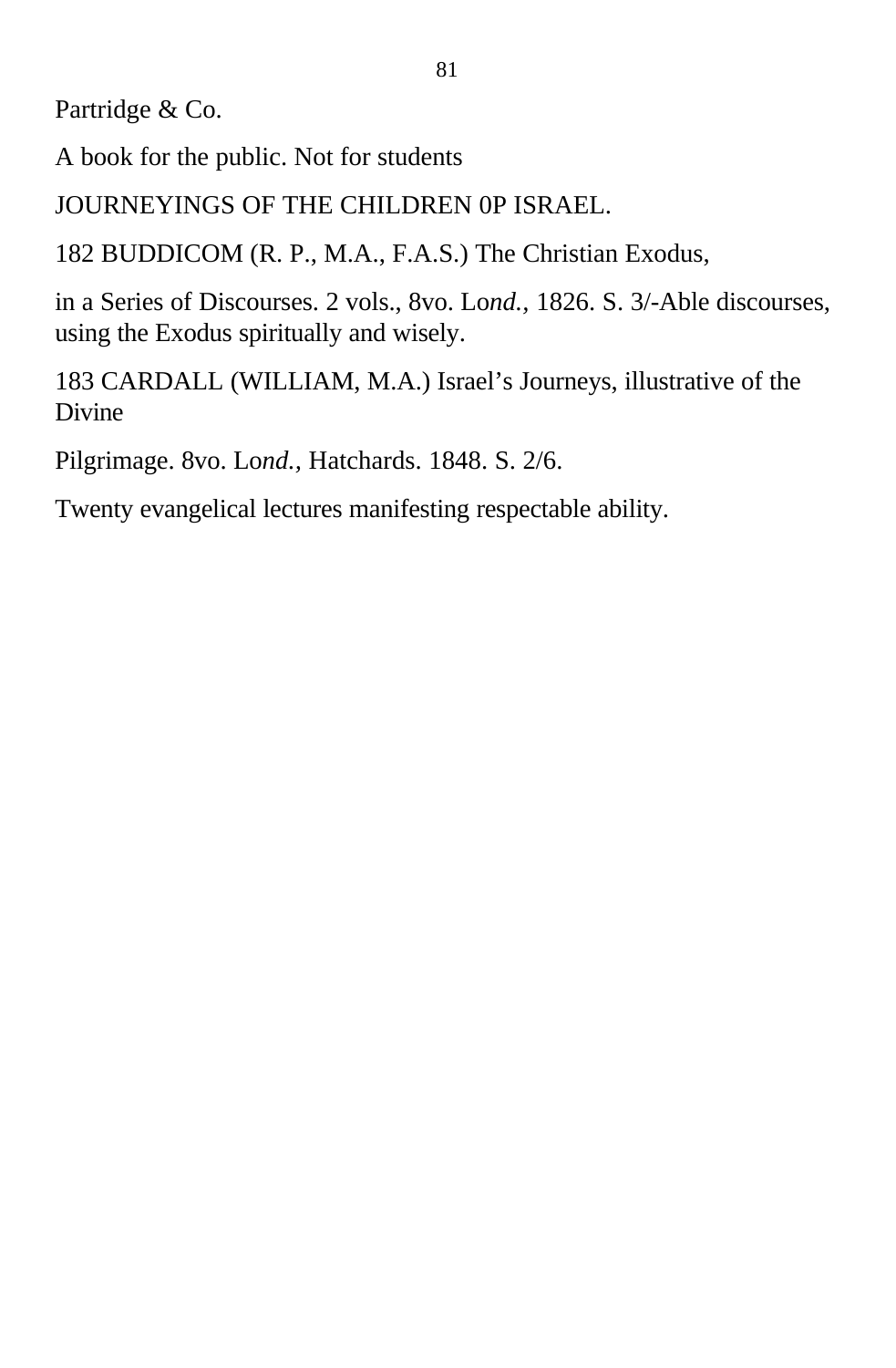Partridge & Co.

A book for the public. Not for students

JOURNEYINGS OF THE CHILDREN 0P ISRAEL.

182 BUDDICOM (R. P., M.A., F.A.S.) The Christian Exodus,

in a Series of Discourses. 2 vols., 8vo. L*ond.*, 1826. S. 3/-Able discourses, using the Exodus spiritually and wisely.

183 CARDALL (WILLIAM, M.A.) Israel's Journeys, illustrative of the Divine

Pilgrimage. 8vo. L*ond.*, Hatchards. 1848. S. 2/6.

Twenty evangelical lectures manifesting respectable ability.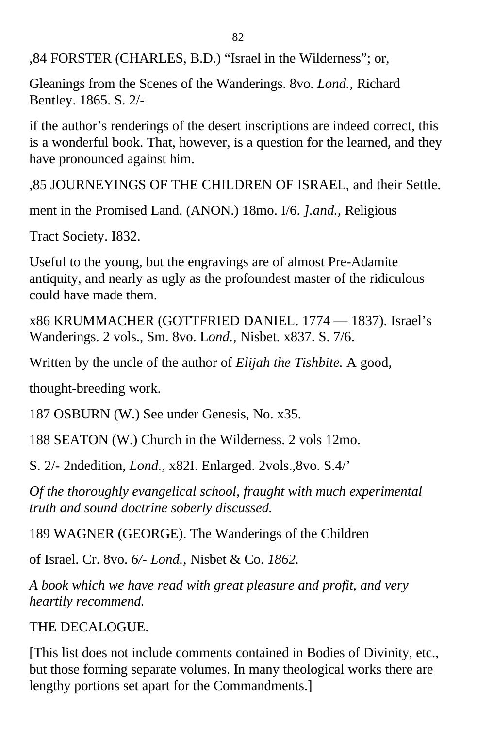,84 FORSTER (CHARLES, B.D.) “Israel in the Wilderness”; or,

Gleanings from the Scenes of the Wanderings. 8vo. *Lond.,* Richard Bentley. 1865. S. 2/-

if the author’s renderings of the desert inscriptions are indeed correct, this is a wonderful book. That, however, is a question for the learned, and they have pronounced against him.

,85 JOURNEYINGS OF THE CHILDREN OF ISRAEL, and their Settle.

ment in the Promised Land. (ANON.) 18mo. I/6. *].and.,* Religious

Tract Society. I832.

Useful to the young, but the engravings are of almost Pre-Adamite antiquity, and nearly as ugly as the profoundest master of the ridiculous could have made them.

x86 KRUMMACHER (GOTTFRIED DANIEL. 1774 — 1837). Israel’s Wanderings. 2 vols., Sm. 8vo. L*ond.,* Nisbet. x837. S. 7/6.

Written by the uncle of the author of *Elijah the Tishbite.* A good,

thought-breeding work.

187 OSBURN (W.) See under Genesis, No. x35.

188 SEATON (W.) Church in the Wilderness. 2 vols 12mo.

S. 2/- 2ndedition, *Lond.,* x82I. Enlarged. 2vols.,8vo. S.4/’

*Of the thoroughly evangelical school, fraught with much experimental truth and sound doctrine soberly discussed.*

189 WAGNER (GEORGE). The Wanderings of the Children

of Israel. Cr. 8vo. *6/- Lond.,* Nisbet & Co. *1862.*

*A book which we have read with great pleasure and profit, and very heartily recommend.*

THE DECALOGUE.

[This list does not include comments contained in Bodies of Divinity, etc., but those forming separate volumes. In many theological works there are lengthy portions set apart for the Commandments.]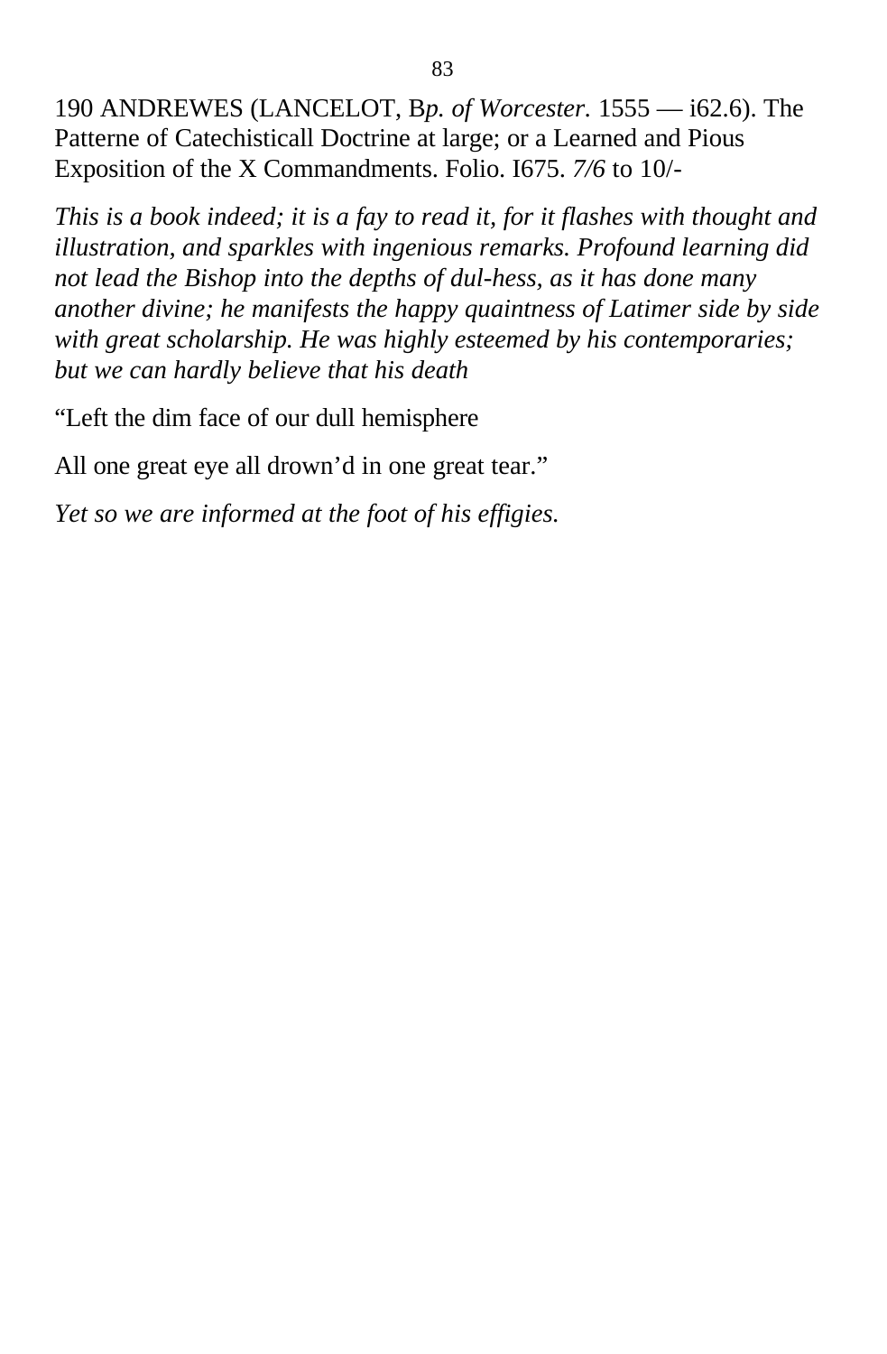190 ANDREWES (LANCELOT, B*p. of Worcester.* 1555 — i62.6). The Patterne of Catechisticall Doctrine at large; or a Learned and Pious Exposition of the X Commandments. Folio. I675. *7/6* to 10/-

*This is a book indeed; it is a fay to read it, for it flashes with thought and illustration, and sparkles with ingenious remarks. Profound learning did not lead the Bishop into the depths of dul-hess, as it has done many another divine; he manifests the happy quaintness of Latimer side by side with great scholarship. He was highly esteemed by his contemporaries; but we can hardly believe that his death*

“Left the dim face of our dull hemisphere

All one great eye all drown’d in one great tear.”

*Yet so we are informed at the foot of his effigies.*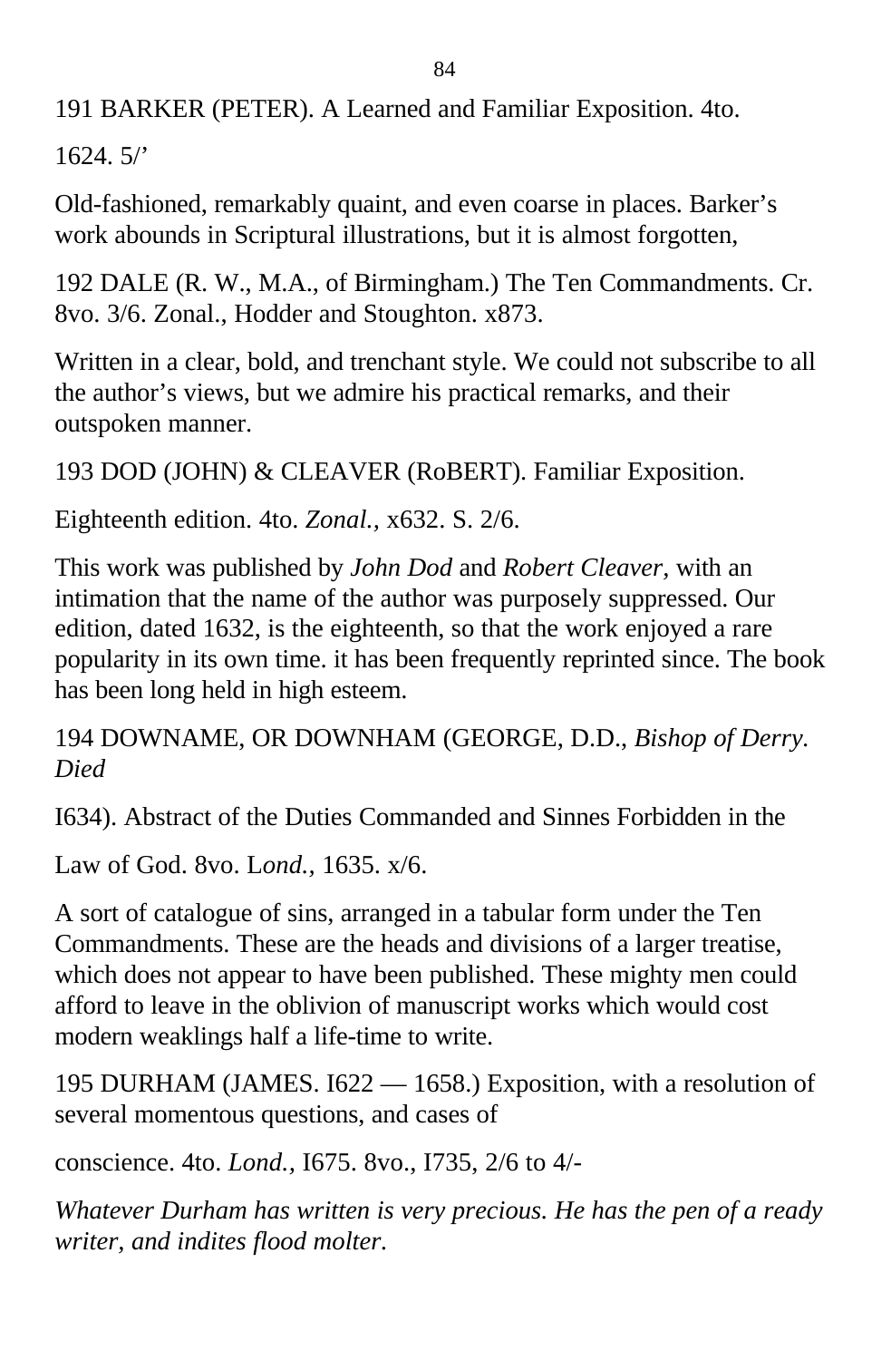191 BARKER (PETER). A Learned and Familiar Exposition. 4to.

1624. 5/’

Old-fashioned, remarkably quaint, and even coarse in places. Barker’s work abounds in Scriptural illustrations, but it is almost forgotten,

192 DALE (R. W., M.A., of Birmingham.) The Ten Commandments. Cr. 8vo. 3/6. Zonal., Hodder and Stoughton. x873.

Written in a clear, bold, and trenchant style. We could not subscribe to all the author’s views, but we admire his practical remarks, and their outspoken manner.

193 DOD (JOHN) & CLEAVER (RoBERT). Familiar Exposition.

Eighteenth edition. 4to. *Zonal.,* x632. S. 2/6.

This work was published by *John Dod* and *Robert Cleaver,* with an intimation that the name of the author was purposely suppressed. Our edition, dated 1632, is the eighteenth, so that the work enjoyed a rare popularity in its own time. it has been frequently reprinted since. The book has been long held in high esteem.

194 DOWNAME, OR DOWNHAM (GEORGE, D.D., *Bishop of Derry. Died*

I634). Abstract of the Duties Commanded and Sinnes Forbidden in the

Law of God. 8vo. L*ond.,* 1635. x/6.

A sort of catalogue of sins, arranged in a tabular form under the Ten Commandments. These are the heads and divisions of a larger treatise, which does not appear to have been published. These mighty men could afford to leave in the oblivion of manuscript works which would cost modern weaklings half a life-time to write.

195 DURHAM (JAMES. I622 — 1658.) Exposition, with a resolution of several momentous questions, and cases of

conscience. 4to. *Lond.,* I675. 8vo., I735, 2/6 to 4/-

*Whatever Durham has written is very precious. He has the pen of a ready writer, and indites flood molter.*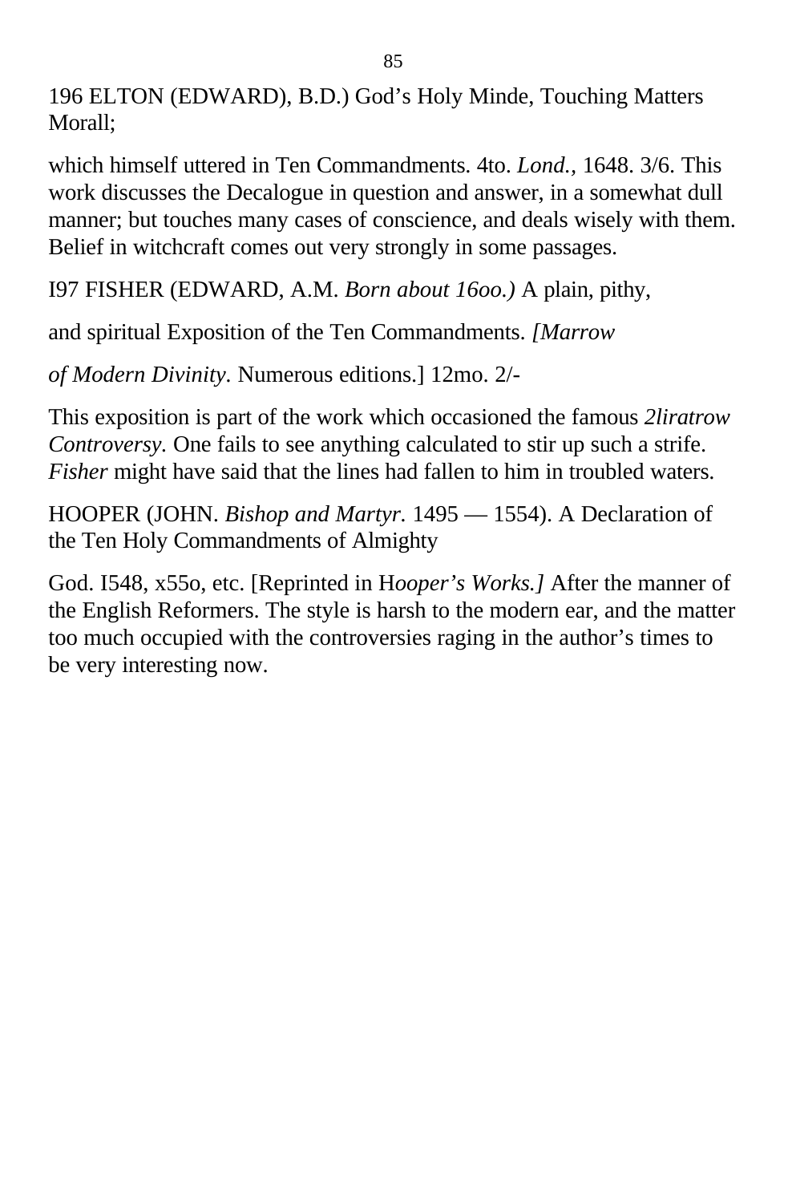196 ELTON (EDWARD), B.D.) God’s Holy Minde, Touching Matters Morall;

which himself uttered in Ten Commandments. 4to. *Lond.,* 1648. 3/6. This work discusses the Decalogue in question and answer, in a somewhat dull manner; but touches many cases of conscience, and deals wisely with them. Belief in witchcraft comes out very strongly in some passages.

I97 FISHER (EDWARD, A.M. *Born about 16oo.)* A plain, pithy,

and spiritual Exposition of the Ten Commandments. *[Marrow*

*of Modern Divinity*. Numerous editions.] 12mo. 2/-

This exposition is part of the work which occasioned the famous *2liratrow Controversy*. One fails to see anything calculated to stir up such a strife. *Fisher* might have said that the lines had fallen to him in troubled waters.

HOOPER (JOHN. *Bishop and Martyr.* 1495 — 1554). A Declaration of the Ten Holy Commandments of Almighty

God. I548, x55o, etc. [Reprinted in H*ooper’s Works.]* After the manner of the English Reformers. The style is harsh to the modern ear, and the matter too much occupied with the controversies raging in the author’s times to be very interesting now.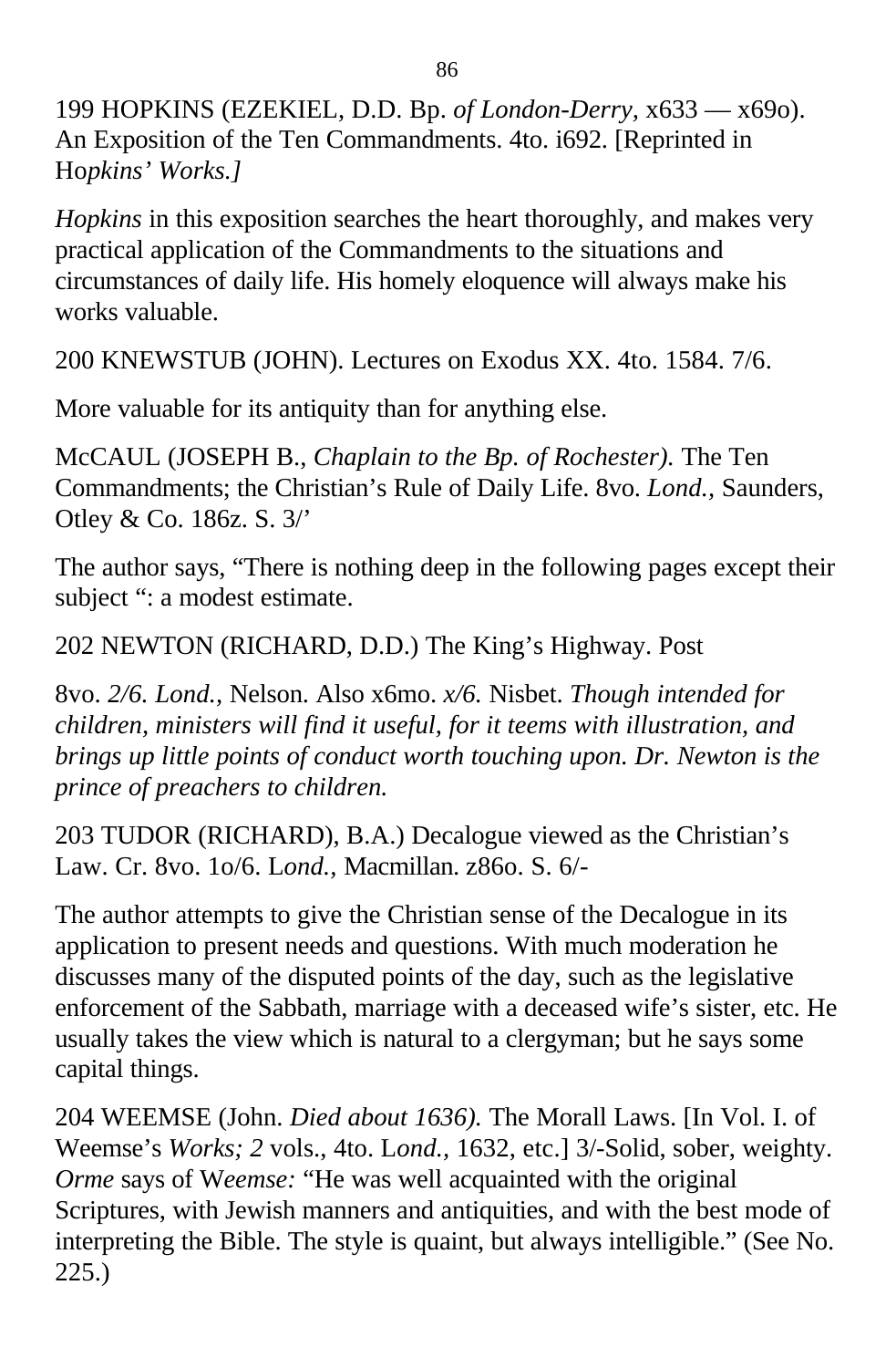199 HOPKINS (EZEKIEL, D.D. Bp. *of London-Derry,* x633 — x69o). An Exposition of the Ten Commandments. 4to. i692. [Reprinted in Ho*pkins' Works.]*

*Hopkins* in this exposition searches the heart thoroughly, and makes very practical application of the Commandments to the situations and circumstances of daily life. His homely eloquence will always make his works valuable.

200 KNEWSTUB (JOHN). Lectures on Exodus XX. 4to. 1584. 7/6.

More valuable for its antiquity than for anything else.

McCAUL (JOSEPH B., *Chaplain to the Bp. of Rochester).* The Ten Commandments; the Christian's Rule of Daily Life. 8vo. *Lond.,* Saunders, Otley & Co. 186z. S. 3/'

The author says, "There is nothing deep in the following pages except their subject ": a modest estimate.

202 NEWTON (RICHARD, D.D.) The King's Highway. Post

8vo. *2/6. Lond.,* Nelson. Also x6mo. *x/6.* Nisbet. *Though intended for children, ministers will find it useful, for it teems with illustration, and brings up little points of conduct worth touching upon. Dr. Newton is the prince of preachers to children.*

203 TUDOR (RICHARD), B.A.) Decalogue viewed as the Christian's Law. Cr. 8vo. 1o/6. L*ond.,* Macmillan. z86o. S. 6/-

The author attempts to give the Christian sense of the Decalogue in its application to present needs and questions. With much moderation he discusses many of the disputed points of the day, such as the legislative enforcement of the Sabbath, marriage with a deceased wife's sister, etc. He usually takes the view which is natural to a clergyman; but he says some capital things.

204 WEEMSE (John. *Died about 1636).* The Morall Laws. [In Vol. I. of Weemse's *Works; 2* vols., 4to. L*ond.,* 1632, etc.] 3/-Solid, sober, weighty. *Orme* says of W*eemse:* "He was well acquainted with the original Scriptures, with Jewish manners and antiquities, and with the best mode of interpreting the Bible. The style is quaint, but always intelligible." (See No. 225.)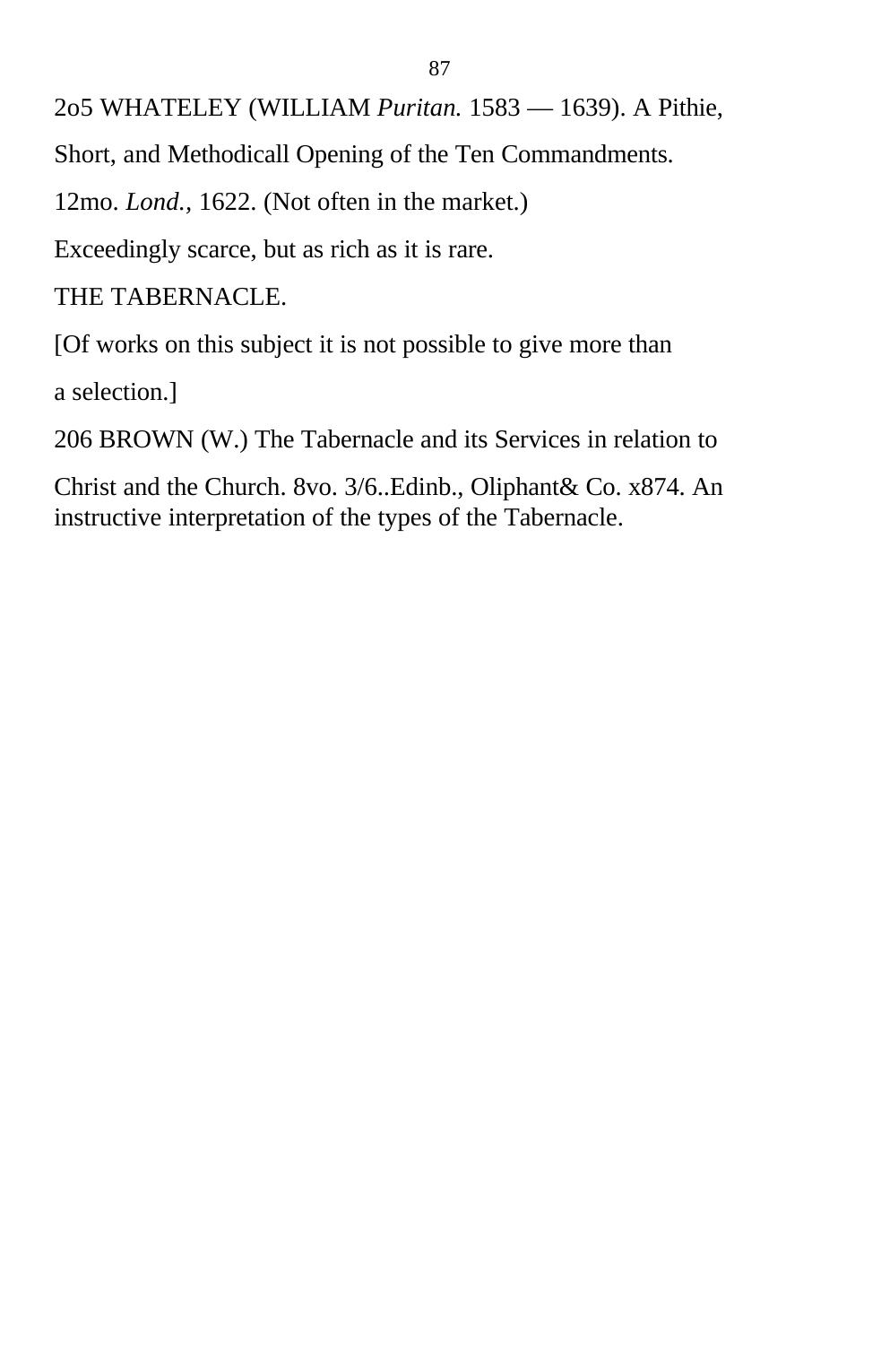2o5 WHATELEY (WILLIAM *Puritan.* 1583 — 1639). A Pithie, Short, and Methodicall Opening of the Ten Commandments. 12mo. *Lond.*, 1622. (Not often in the market.)

Exceedingly scarce, but as rich as it is rare.

## THE TABERNACLE.

[Of works on this subject it is not possible to give more than a selection.]

206 BROWN (W.) The Tabernacle and its Services in relation to Christ and the Church. 8vo. 3/6..Edinb., Oliphant& Co. x874. An instructive interpretation of the types of the Tabernacle.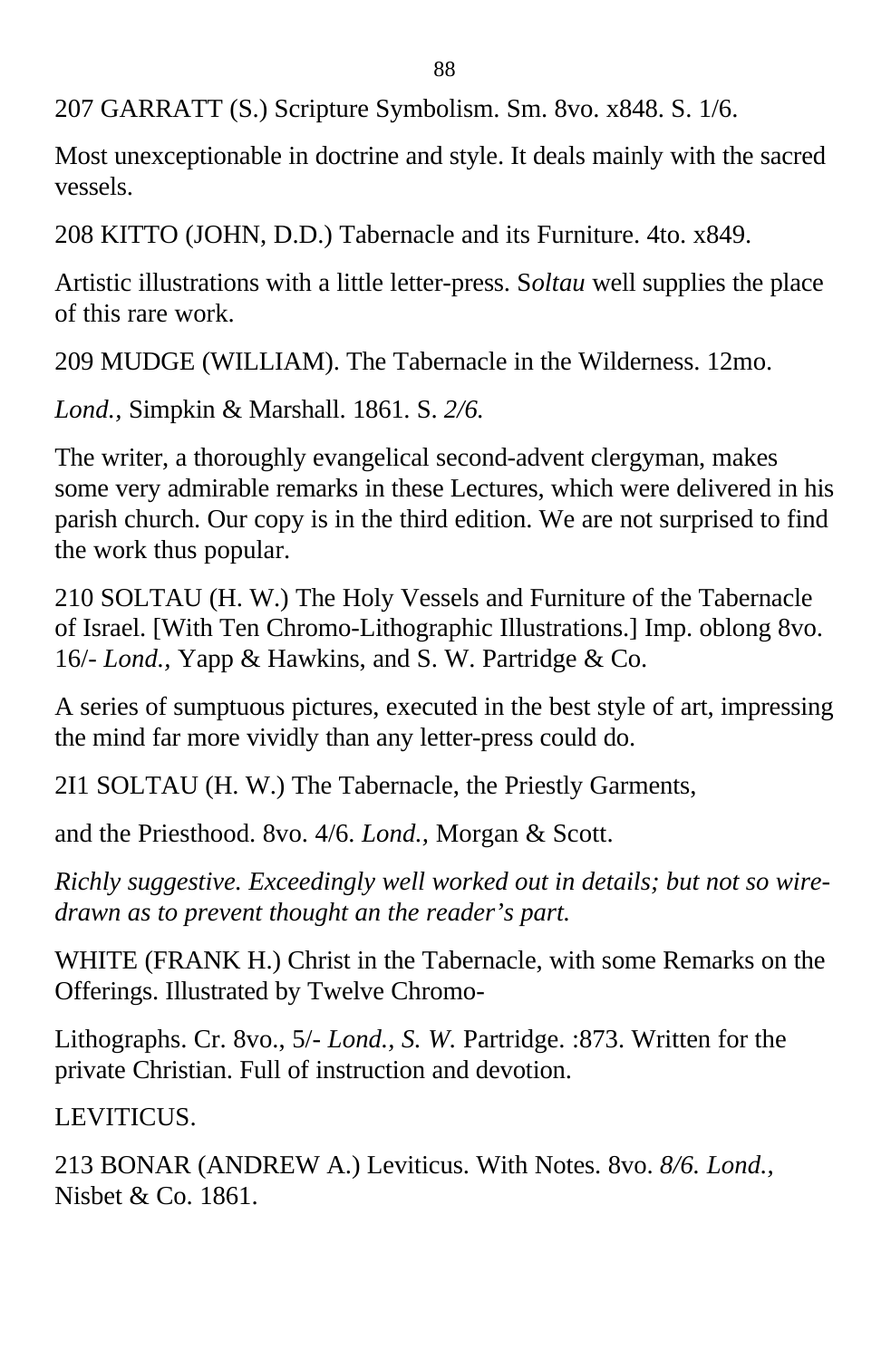207 GARRATT (S.) Scripture Symbolism. Sm. 8vo. x848. S. 1/6.

Most unexceptionable in doctrine and style. It deals mainly with the sacred vessels.

208 KITTO (JOHN, D.D.) Tabernacle and its Furniture. 4to. x849.

Artistic illustrations with a little letter-press. S*oltau* well supplies the place of this rare work.

209 MUDGE (WILLIAM). The Tabernacle in the Wilderness. 12mo.

*Lond.,* Simpkin & Marshall. 1861. S. *2/6.*

The writer, a thoroughly evangelical second-advent clergyman, makes some very admirable remarks in these Lectures, which were delivered in his parish church. Our copy is in the third edition. We are not surprised to find the work thus popular.

210 SOLTAU (H. W.) The Holy Vessels and Furniture of the Tabernacle of Israel. [With Ten Chromo-Lithographic Illustrations.] Imp. oblong 8vo. 16/- *Lond.,* Yapp & Hawkins, and S. W. Partridge & Co.

A series of sumptuous pictures, executed in the best style of art, impressing the mind far more vividly than any letter-press could do.

2I1 SOLTAU (H. W.) The Tabernacle, the Priestly Garments,

and the Priesthood. 8vo. 4/6. *Lond.,* Morgan & Scott.

*Richly suggestive. Exceedingly well worked out in details; but not so wire-drawn as to prevent thought an the reader's part.*

WHITE (FRANK H.) Christ in the Tabernacle, with some Remarks on the Offerings. Illustrated by Twelve Chromo-

Lithographs. Cr. 8vo., 5/- *Lond., S. W.* Partridge. :873. Written for the private Christian. Full of instruction and devotion.

LEVITICUS.

213 BONAR (ANDREW A.) Leviticus. With Notes. 8vo. *8/6. Lond.,* Nisbet & Co. 1861.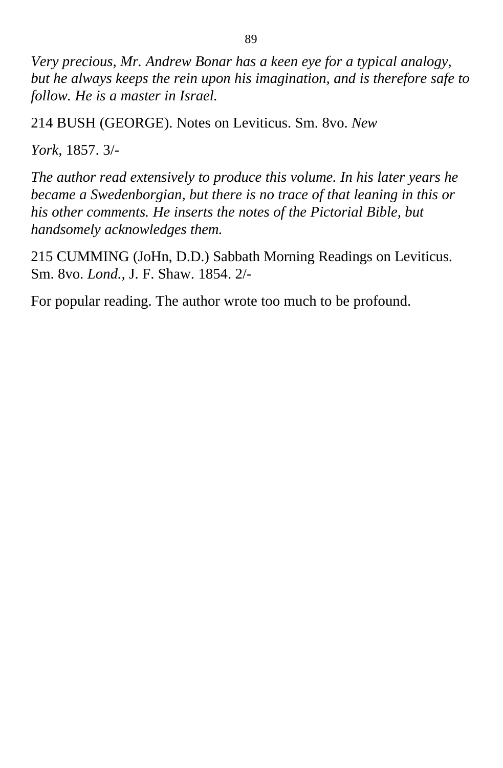*Very precious, Mr. Andrew Bonar has a keen eye for a typical analogy, but he always keeps the rein upon his imagination, and is therefore safe to follow. He is a master in Israel.*

214 BUSH (GEORGE). Notes on Leviticus. Sm. 8vo. *New York,* 1857. 3/-

*The author read extensively to produce this volume. In his later years he became a Swedenborgian, but there is no trace of that leaning in this or his other comments. He inserts the notes of the Pictorial Bible, but handsomely acknowledges them.*

215 CUMMING (JoHn, D.D.) Sabbath Morning Readings on Leviticus. Sm. 8vo. *Lond.,* J. F. Shaw. 1854. 2/-

For popular reading. The author wrote too much to be profound.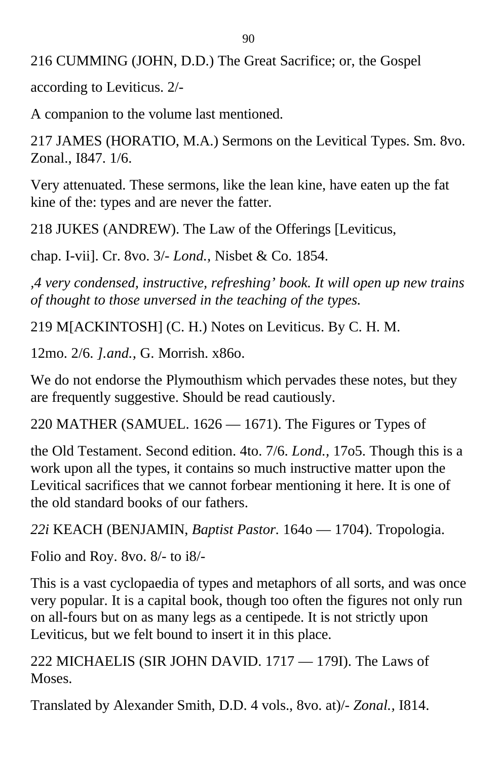216 CUMMING (JOHN, D.D.) The Great Sacrifice; or, the Gospel

according to Leviticus. 2/-

A companion to the volume last mentioned.

217 JAMES (HORATIO, M.A.) Sermons on the Levitical Types. Sm. 8vo. Zonal., I847. 1/6.

Very attenuated. These sermons, like the lean kine, have eaten up the fat kine of the: types and are never the fatter.

218 JUKES (ANDREW). The Law of the Offerings [Leviticus,

chap. I-vii]. Cr. 8vo. 3/- *Lond.,* Nisbet & Co. 1854.

*,4 very condensed, instructive, refreshing' book. It will open up new trains of thought to those unversed in the teaching of the types.*

219 M[ACKINTOSH] (C. H.) Notes on Leviticus. By C. H. M.

12mo. 2/6. *].and.,* G. Morrish. x86o.

We do not endorse the Plymouthism which pervades these notes, but they are frequently suggestive. Should be read cautiously.

220 MATHER (SAMUEL. 1626 — 1671). The Figures or Types of

the Old Testament. Second edition. 4to. 7/6. *Lond.,* 17o5. Though this is a work upon all the types, it contains so much instructive matter upon the Levitical sacrifices that we cannot forbear mentioning it here. It is one of the old standard books of our fathers.

*22i* KEACH (BENJAMIN, *Baptist Pastor.* 164o — 1704). Tropologia.

Folio and Roy. 8vo. 8/- to i8/-

This is a vast cyclopaedia of types and metaphors of all sorts, and was once very popular. It is a capital book, though too often the figures not only run on all-fours but on as many legs as a centipede. It is not strictly upon Leviticus, but we felt bound to insert it in this place.

222 MICHAELIS (SIR JOHN DAVID. 1717 — 179I). The Laws of Moses.

Translated by Alexander Smith, D.D. 4 vols., 8vo. at)/- *Zonal.,* I814.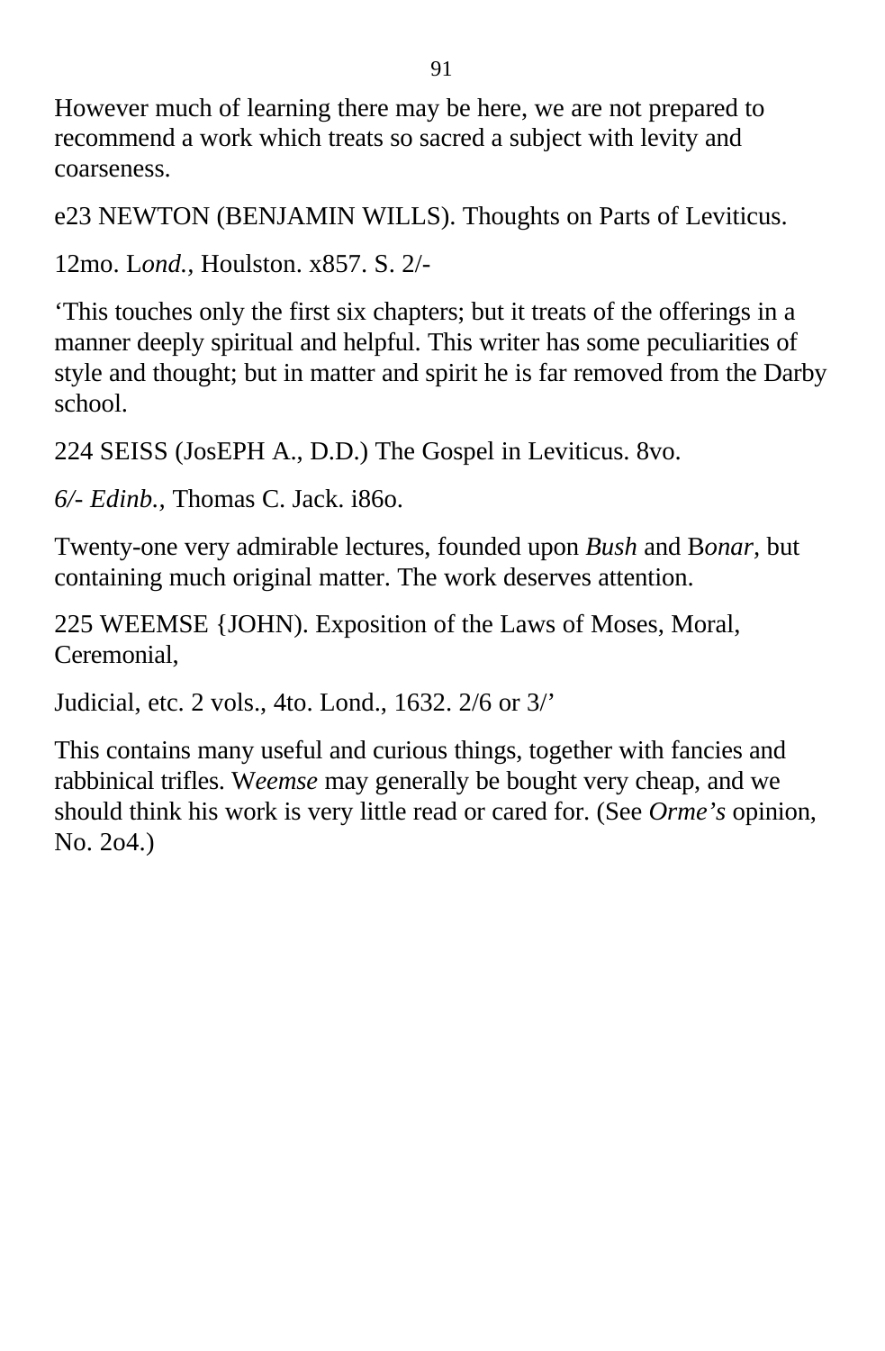However much of learning there may be here, we are not prepared to recommend a work which treats so sacred a subject with levity and coarseness.

e23 NEWTON (BENJAMIN WILLS). Thoughts on Parts of Leviticus.

12mo. L*ond.*, Houlston. x857. S. 2/-

‘This touches only the first six chapters; but it treats of the offerings in a manner deeply spiritual and helpful. This writer has some peculiarities of style and thought; but in matter and spirit he is far removed from the Darby school.

224 SEISS (JosEPH A., D.D.) The Gospel in Leviticus. 8vo.

*6/- Edinb.*, Thomas C. Jack. i86o.

Twenty-one very admirable lectures, founded upon *Bush* and B*onar*, but containing much original matter. The work deserves attention.

225 WEEMSE {JOHN). Exposition of the Laws of Moses, Moral, Ceremonial,

Judicial, etc. 2 vols., 4to. Lond., 1632. 2/6 or 3/’

This contains many useful and curious things, together with fancies and rabbinical trifles. W*eemse* may generally be bought very cheap, and we should think his work is very little read or cared for. (See *Orme’s* opinion, No. 2o4.)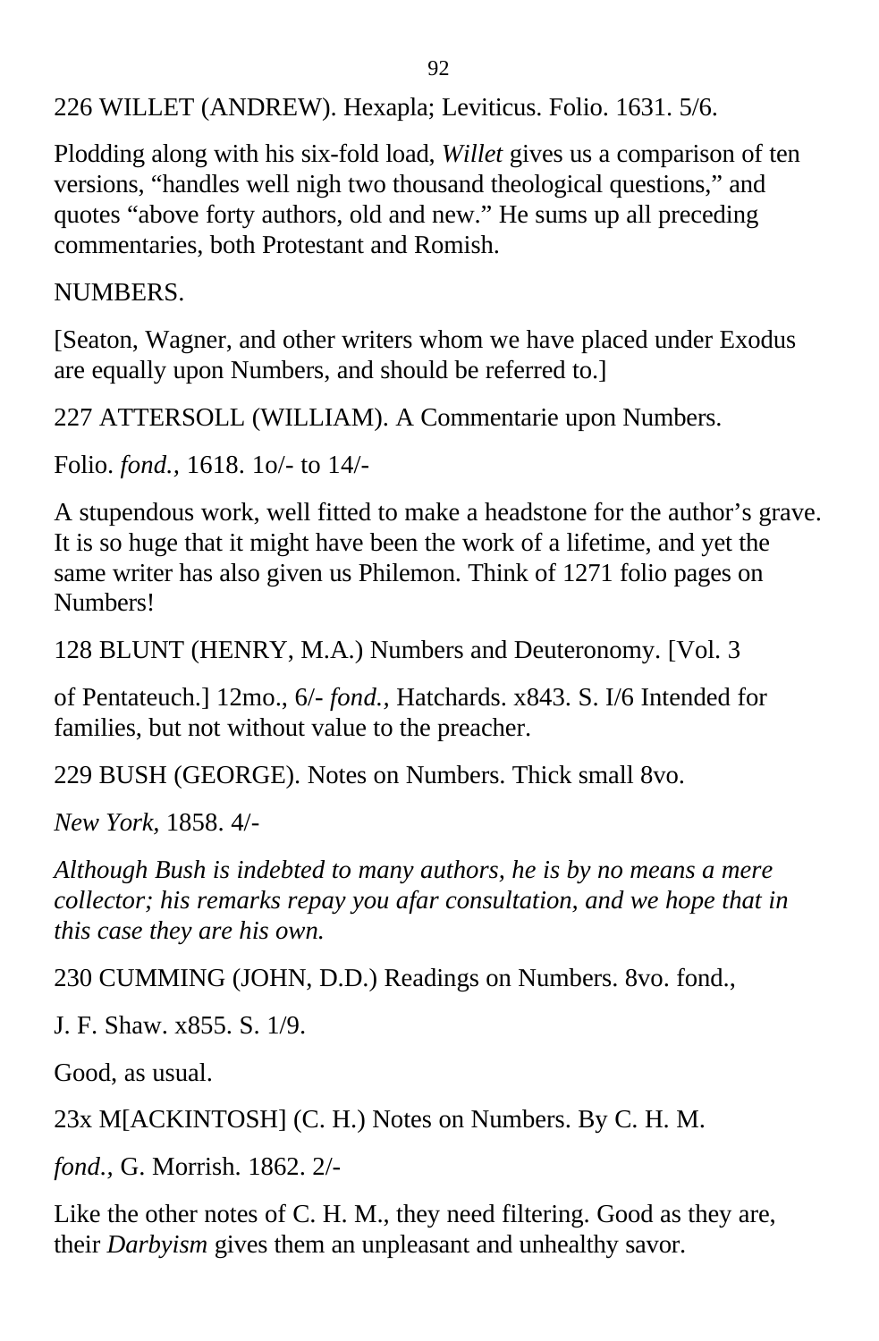226 WILLET (ANDREW). Hexapla; Leviticus. Folio. 1631. 5/6.

Plodding along with his six-fold load, *Willet* gives us a comparison of ten versions, “handles well nigh two thousand theological questions,” and quotes “above forty authors, old and new.” He sums up all preceding commentaries, both Protestant and Romish.

NUMBERS.

[Seaton, Wagner, and other writers whom we have placed under Exodus are equally upon Numbers, and should be referred to.]

227 ATTERSOLL (WILLIAM). A Commentarie upon Numbers.

Folio. *fond.*, 1618. 1o/- to 14/-

A stupendous work, well fitted to make a headstone for the author’s grave. It is so huge that it might have been the work of a lifetime, and yet the same writer has also given us Philemon. Think of 1271 folio pages on Numbers!

128 BLUNT (HENRY, M.A.) Numbers and Deuteronomy. [Vol. 3

of Pentateuch.] 12mo., 6/- *fond.*, Hatchards. x843. S. I/6 Intended for families, but not without value to the preacher.

229 BUSH (GEORGE). Notes on Numbers. Thick small 8vo.

*New York*, 1858. 4/-

*Although Bush is indebted to many authors, he is by no means a mere collector; his remarks repay you afar consultation, and we hope that in this case they are his own.*

230 CUMMING (JOHN, D.D.) Readings on Numbers. 8vo. fond.,

J. F. Shaw. x855. S. 1/9.

Good, as usual.

23x M[ACKINTOSH] (C. H.) Notes on Numbers. By C. H. M.

*fond.*, G. Morrish. 1862. 2/-

Like the other notes of C. H. M., they need filtering. Good as they are, their *Darbyism* gives them an unpleasant and unhealthy savor.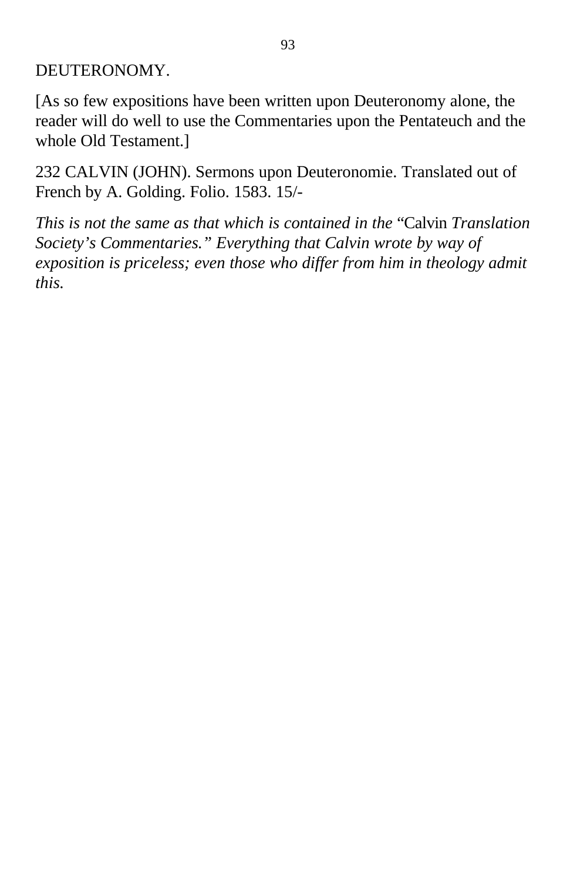## DEUTERONOMY.

[As so few expositions have been written upon Deuteronomy alone, the reader will do well to use the Commentaries upon the Pentateuch and the whole Old Testament.]

232 CALVIN (JOHN). Sermons upon Deuteronomie. Translated out of French by A. Golding. Folio. 1583. 15/-

*This is not the same as that which is contained in the* "Calvin *Translation Society's Commentaries." Everything that Calvin wrote by way of exposition is priceless; even those who differ from him in theology admit this.*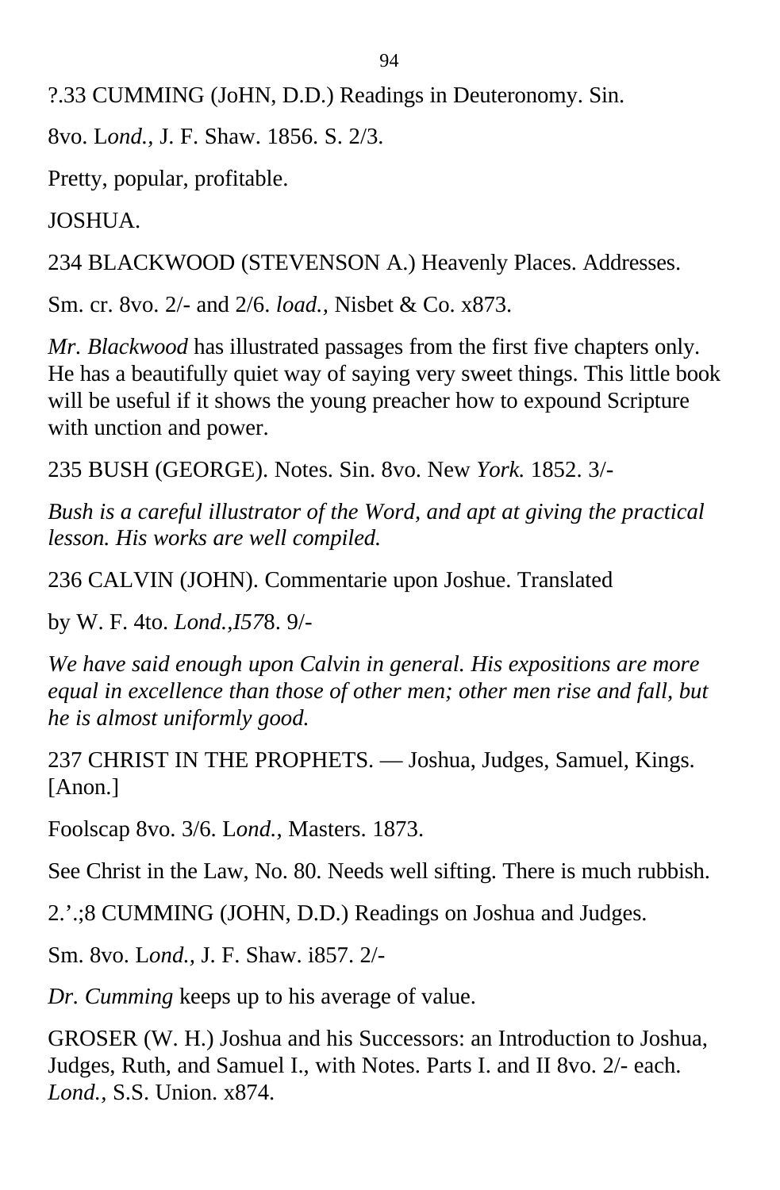?.33 CUMMING (JoHN, D.D.) Readings in Deuteronomy. Sin.

8vo. L*ond.,* J. F. Shaw. 1856. S. 2/3.

Pretty, popular, profitable.

JOSHUA.

234 BLACKWOOD (STEVENSON A.) Heavenly Places. Addresses.

Sm. cr. 8vo. 2/- and 2/6. *load.,* Nisbet & Co. x873.

*Mr. Blackwood* has illustrated passages from the first five chapters only. He has a beautifully quiet way of saying very sweet things. This little book will be useful if it shows the young preacher how to expound Scripture with unction and power.

235 BUSH (GEORGE). Notes. Sin. 8vo. New *York.* 1852. 3/-

*Bush is a careful illustrator of the Word, and apt at giving the practical lesson. His works are well compiled.*

236 CALVIN (JOHN). Commentarie upon Joshue. Translated

by W. F. 4to. *Lond.,I57*8. 9/-

*We have said enough upon Calvin in general. His expositions are more equal in excellence than those of other men; other men rise and fall, but he is almost uniformly good.*

237 CHRIST IN THE PROPHETS. — Joshua, Judges, Samuel, Kings. [Anon.]

Foolscap 8vo. 3/6. L*ond.,* Masters. 1873.

See Christ in the Law, No. 80. Needs well sifting. There is much rubbish.

2.’.;8 CUMMING (JOHN, D.D.) Readings on Joshua and Judges.

Sm. 8vo. L*ond.,* J. F. Shaw. i857. 2/-

*Dr. Cumming* keeps up to his average of value.

GROSER (W. H.) Joshua and his Successors: an Introduction to Joshua, Judges, Ruth, and Samuel I., with Notes. Parts I. and II 8vo. 2/- each. *Lond.,* S.S. Union. x874.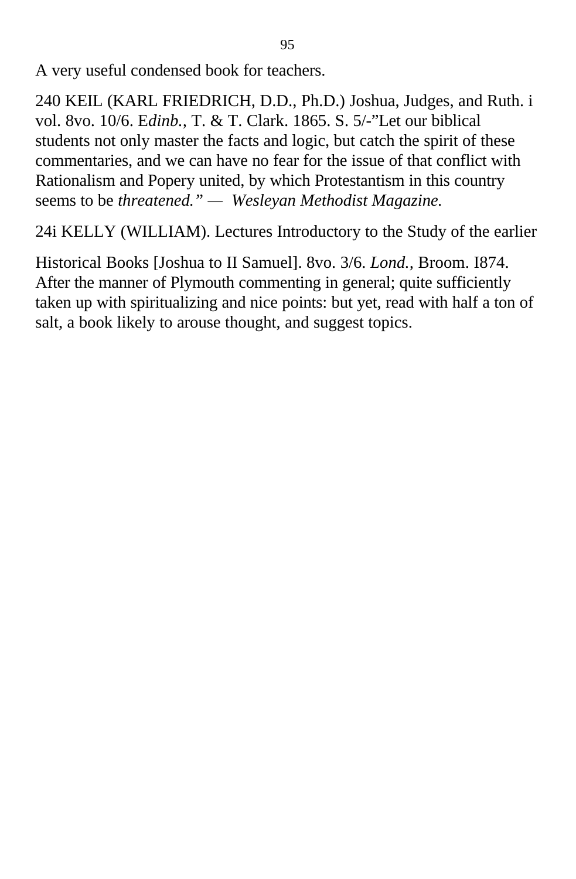A very useful condensed book for teachers.

240 KEIL (KARL FRIEDRICH, D.D., Ph.D.) Joshua, Judges, and Ruth. i vol. 8vo. 10/6. E*dinb.*, T. & T. Clark. 1865. S. 5/-"Let our biblical students not only master the facts and logic, but catch the spirit of these commentaries, and we can have no fear for the issue of that conflict with Rationalism and Popery united, by which Protestantism in this country seems to be *threatened." — Wesleyan Methodist Magazine.*

24i KELLY (WILLIAM). Lectures Introductory to the Study of the earlier

Historical Books [Joshua to II Samuel]. 8vo. 3/6. *Lond.*, Broom. I874. After the manner of Plymouth commenting in general; quite sufficiently taken up with spiritualizing and nice points: but yet, read with half a ton of salt, a book likely to arouse thought, and suggest topics.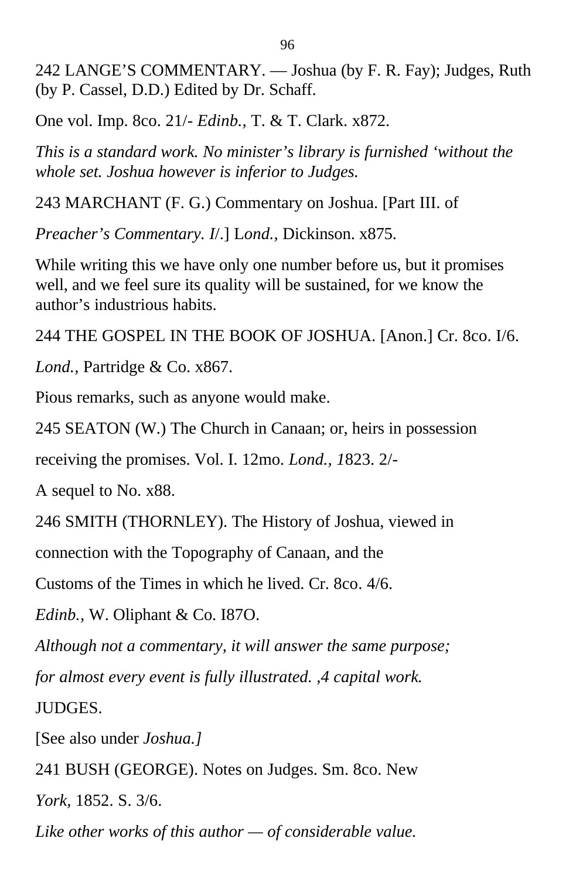242 LANGE'S COMMENTARY. — Joshua (by F. R. Fay); Judges, Ruth (by P. Cassel, D.D.) Edited by Dr. Schaff.

One vol. Imp. 8co. 21/- *Edinb.,* T. & T. Clark. x872.

*This is a standard work. No minister's library is furnished 'without the whole set. Joshua however is inferior to Judges.*

243 MARCHANT (F. G.) Commentary on Joshua. [Part III. of

*Preacher's Commentary. I*/.] L*ond.,* Dickinson. x875.

While writing this we have only one number before us, but it promises well, and we feel sure its quality will be sustained, for we know the author's industrious habits.

244 THE GOSPEL IN THE BOOK OF JOSHUA. [Anon.] Cr. 8co. I/6.

*Lond.,* Partridge & Co. x867.

Pious remarks, such as anyone would make.

245 SEATON (W.) The Church in Canaan; or, heirs in possession

receiving the promises. Vol. I. 12mo. *Lond., 1*823. 2/-

A sequel to No. x88.

246 SMITH (THORNLEY). The History of Joshua, viewed in

connection with the Topography of Canaan, and the

Customs of the Times in which he lived. Cr. 8co. 4/6.

*Edinb.,* W. Oliphant & Co. I87O.

*Although not a commentary, it will answer the same purpose;*

*for almost every event is fully illustrated. ,4 capital work.*

JUDGES.

[See also under *Joshua.]*

241 BUSH (GEORGE). Notes on Judges. Sm. 8co. New

*York,* 1852. S. 3/6.

*Like other works of this author — of considerable value.*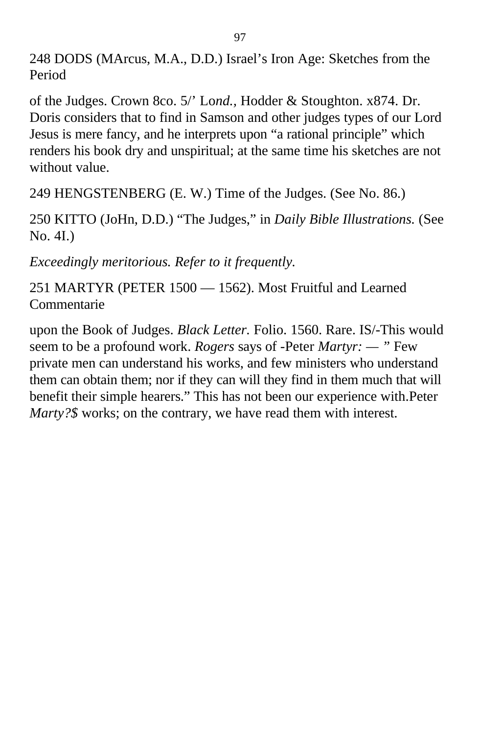248 DODS (MArcus, M.A., D.D.) Israel's Iron Age: Sketches from the Period

of the Judges. Crown 8co. 5/' Lo*nd.,* Hodder & Stoughton. x874. Dr. Doris considers that to find in Samson and other judges types of our Lord Jesus is mere fancy, and he interprets upon "a rational principle" which renders his book dry and unspiritual; at the same time his sketches are not without value.

249 HENGSTENBERG (E. W.) Time of the Judges. (See No. 86.)

250 KITTO (JoHn, D.D.) "The Judges," in *Daily Bible Illustrations.* (See No. 4I.)

*Exceedingly meritorious. Refer to it frequently.*

251 MARTYR (PETER 1500 — 1562). Most Fruitful and Learned Commentarie

upon the Book of Judges. *Black Letter.* Folio. 1560. Rare. IS/-This would seem to be a profound work. *Rogers* says of -Peter *Martyr: —* " Few private men can understand his works, and few ministers who understand them can obtain them; nor if they can will they find in them much that will benefit their simple hearers." This has not been our experience with.Peter *Marty?$* works; on the contrary, we have read them with interest.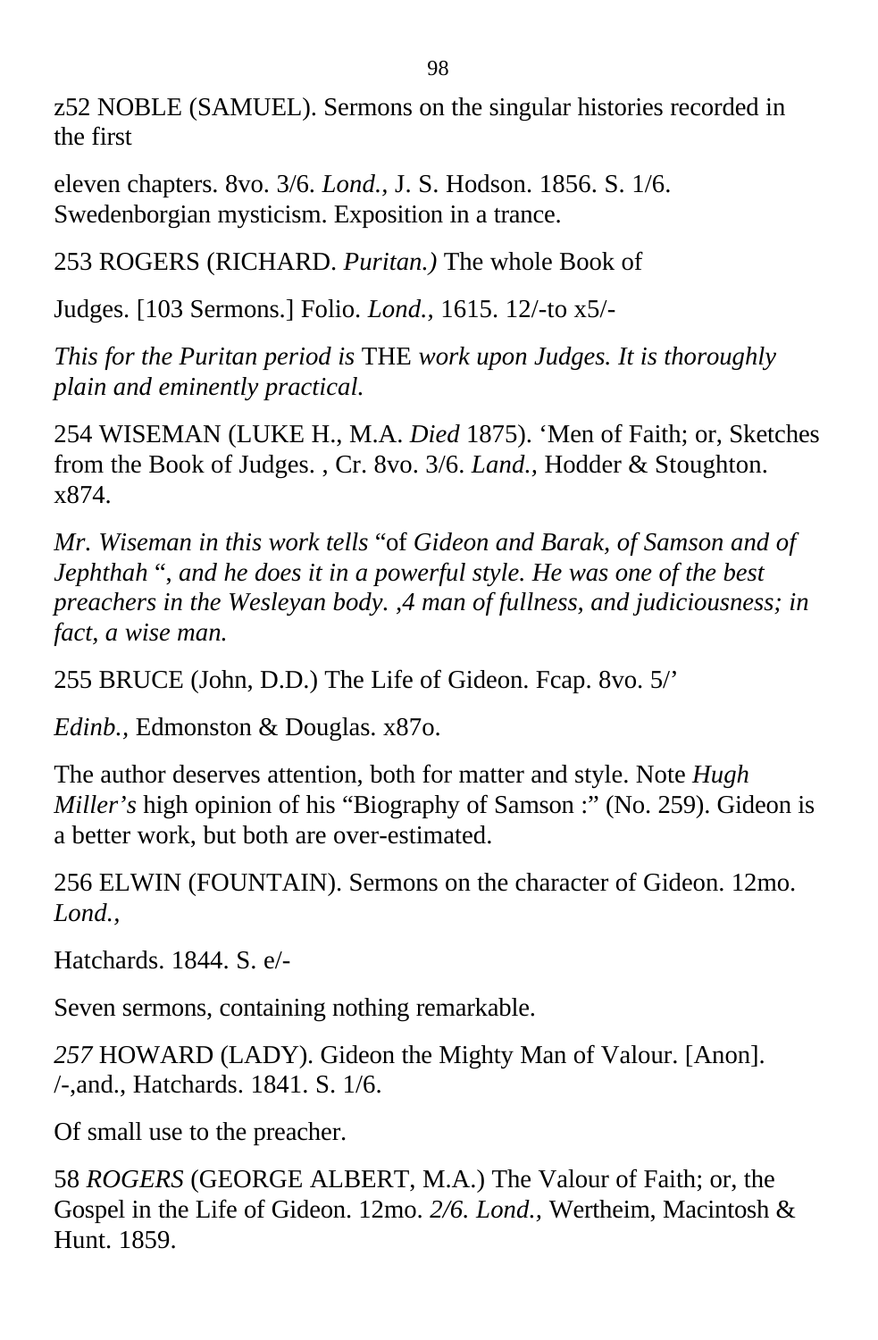z52 NOBLE (SAMUEL). Sermons on the singular histories recorded in the first

eleven chapters. 8vo. 3/6. *Lond.,* J. S. Hodson. 1856. S. 1/6. Swedenborgian mysticism. Exposition in a trance.

253 ROGERS (RICHARD. *Puritan.)* The whole Book of

Judges. [103 Sermons.] Folio. *Lond.,* 1615. 12/-to x5/-

*This for the Puritan period is* THE *work upon Judges. It is thoroughly plain and eminently practical.*

254 WISEMAN (LUKE H., M.A. *Died* 1875). 'Men of Faith; or, Sketches from the Book of Judges. , Cr. 8vo. 3/6. *Land.,* Hodder & Stoughton. x874.

*Mr. Wiseman in this work tells* "of *Gideon and Barak, of Samson and of Jephthah* ", *and he does it in a powerful style. He was one of the best preachers in the Wesleyan body. ,4 man of fullness, and judiciousness; in fact, a wise man.*

255 BRUCE (John, D.D.) The Life of Gideon. Fcap. 8vo. 5/'

*Edinb.,* Edmonston & Douglas. x87o.

The author deserves attention, both for matter and style. Note *Hugh Miller's* high opinion of his "Biography of Samson :" (No. 259). Gideon is a better work, but both are over-estimated.

256 ELWIN (FOUNTAIN). Sermons on the character of Gideon. 12mo. *Lond.,*

Hatchards. 1844. S. e/-

Seven sermons, containing nothing remarkable.

*257* HOWARD (LADY). Gideon the Mighty Man of Valour. [Anon]. /-,and., Hatchards. 1841. S. 1/6.

Of small use to the preacher.

58 *ROGERS* (GEORGE ALBERT, M.A.) The Valour of Faith; or, the Gospel in the Life of Gideon. 12mo. *2/6. Lond.,* Wertheim, Macintosh & Hunt. 1859.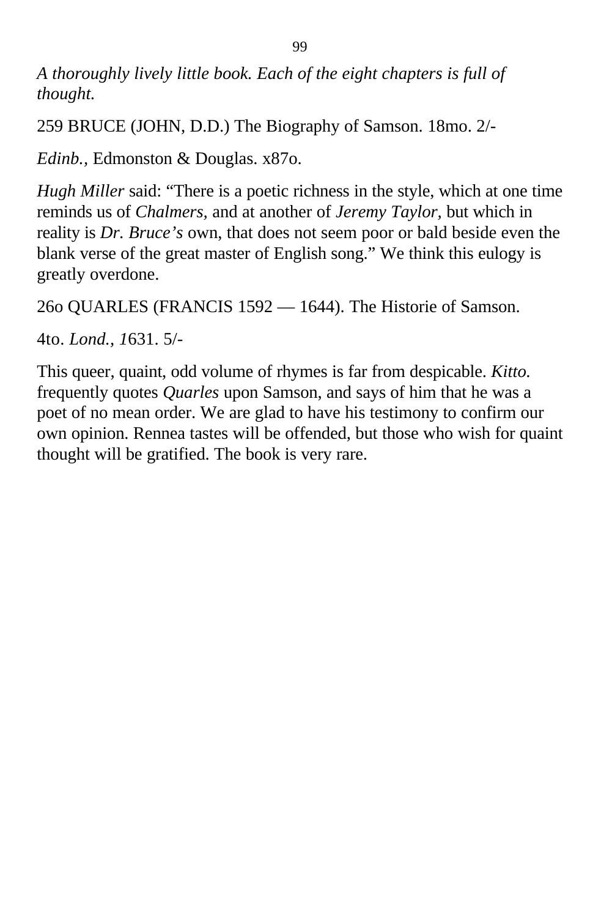*A thoroughly lively little book. Each of the eight chapters is full of thought.*

259 BRUCE (JOHN, D.D.) The Biography of Samson. 18mo. 2/-

*Edinb.*, Edmonston & Douglas. x87o.

*Hugh Miller* said: "There is a poetic richness in the style, which at one time reminds us of *Chalmers*, and at another of *Jeremy Taylor*, but which in reality is *Dr. Bruce's* own, that does not seem poor or bald beside even the blank verse of the great master of English song." We think this eulogy is greatly overdone.

26o QUARLES (FRANCIS 1592 — 1644). The Historie of Samson.

4to. *Lond.*, *1*631. 5/-

This queer, quaint, odd volume of rhymes is far from despicable. *Kitto.* frequently quotes *Quarles* upon Samson, and says of him that he was a poet of no mean order. We are glad to have his testimony to confirm our own opinion. Rennea tastes will be offended, but those who wish for quaint thought will be gratified. The book is very rare.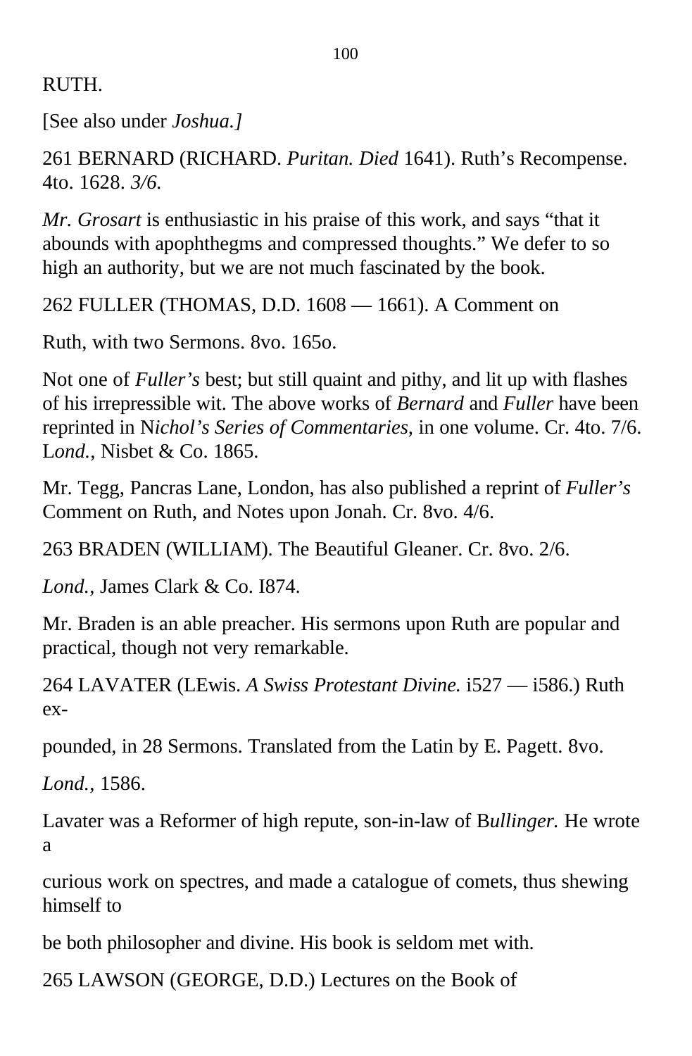RUTH.

[See also under *Joshua.]*

261 BERNARD (RICHARD. *Puritan. Died* 1641). Ruth's Recompense. 4to. 1628. *3/6.*

*Mr. Grosart* is enthusiastic in his praise of this work, and says "that it abounds with apophthegms and compressed thoughts." We defer to so high an authority, but we are not much fascinated by the book.

262 FULLER (THOMAS, D.D. 1608 — 1661). A Comment on

Ruth, with two Sermons. 8vo. 165o.

Not one of *Fuller's* best; but still quaint and pithy, and lit up with flashes of his irrepressible wit. The above works of *Bernard* and *Fuller* have been reprinted in N*ichol's Series of Commentaries,* in one volume. Cr. 4to. 7/6. L*ond.,* Nisbet & Co. 1865.

Mr. Tegg, Pancras Lane, London, has also published a reprint of *Fuller's* Comment on Ruth, and Notes upon Jonah. Cr. 8vo. 4/6.

263 BRADEN (WILLIAM). The Beautiful Gleaner. Cr. 8vo. 2/6.

*Lond.,* James Clark & Co. I874.

Mr. Braden is an able preacher. His sermons upon Ruth are popular and practical, though not very remarkable.

264 LAVATER (LEwis. *A Swiss Protestant Divine.* i527 — i586.) Ruth ex-

pounded, in 28 Sermons. Translated from the Latin by E. Pagett. 8vo.

*Lond.,* 1586.

Lavater was a Reformer of high repute, son-in-law of B*ullinger.* He wrote a

curious work on spectres, and made a catalogue of comets, thus shewing himself to

be both philosopher and divine. His book is seldom met with.

265 LAWSON (GEORGE, D.D.) Lectures on the Book of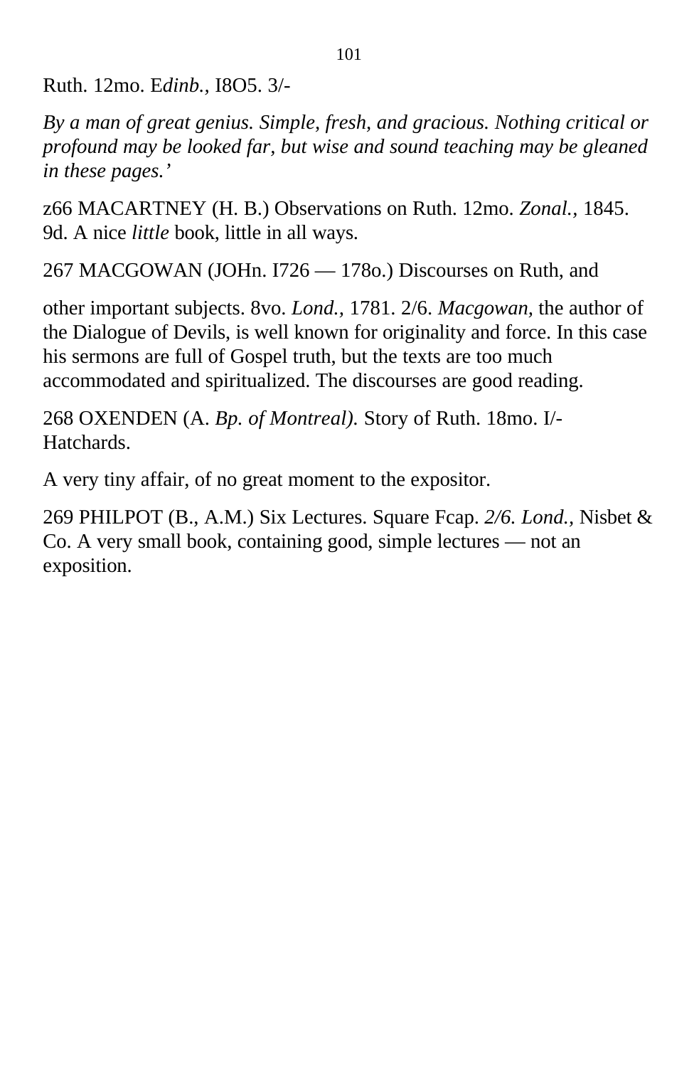Ruth. 12mo. E*dinb.*, I8O5. 3/-

*By a man of great genius. Simple, fresh, and gracious. Nothing critical or profound may be looked far, but wise and sound teaching may be gleaned in these pages.'*

z66 MACARTNEY (H. B.) Observations on Ruth. 12mo. *Zonal.*, 1845. 9d. A nice *little* book, little in all ways.

267 MACGOWAN (JOHn. I726 — 178o.) Discourses on Ruth, and

other important subjects. 8vo. *Lond.*, 1781. 2/6. *Macgowan,* the author of the Dialogue of Devils, is well known for originality and force. In this case his sermons are full of Gospel truth, but the texts are too much accommodated and spiritualized. The discourses are good reading.

268 OXENDEN (A. *Bp. of Montreal).* Story of Ruth. 18mo. I/- Hatchards.

A very tiny affair, of no great moment to the expositor.

269 PHILPOT (B., A.M.) Six Lectures. Square Fcap. *2/6. Lond.*, Nisbet & Co. A very small book, containing good, simple lectures — not an exposition.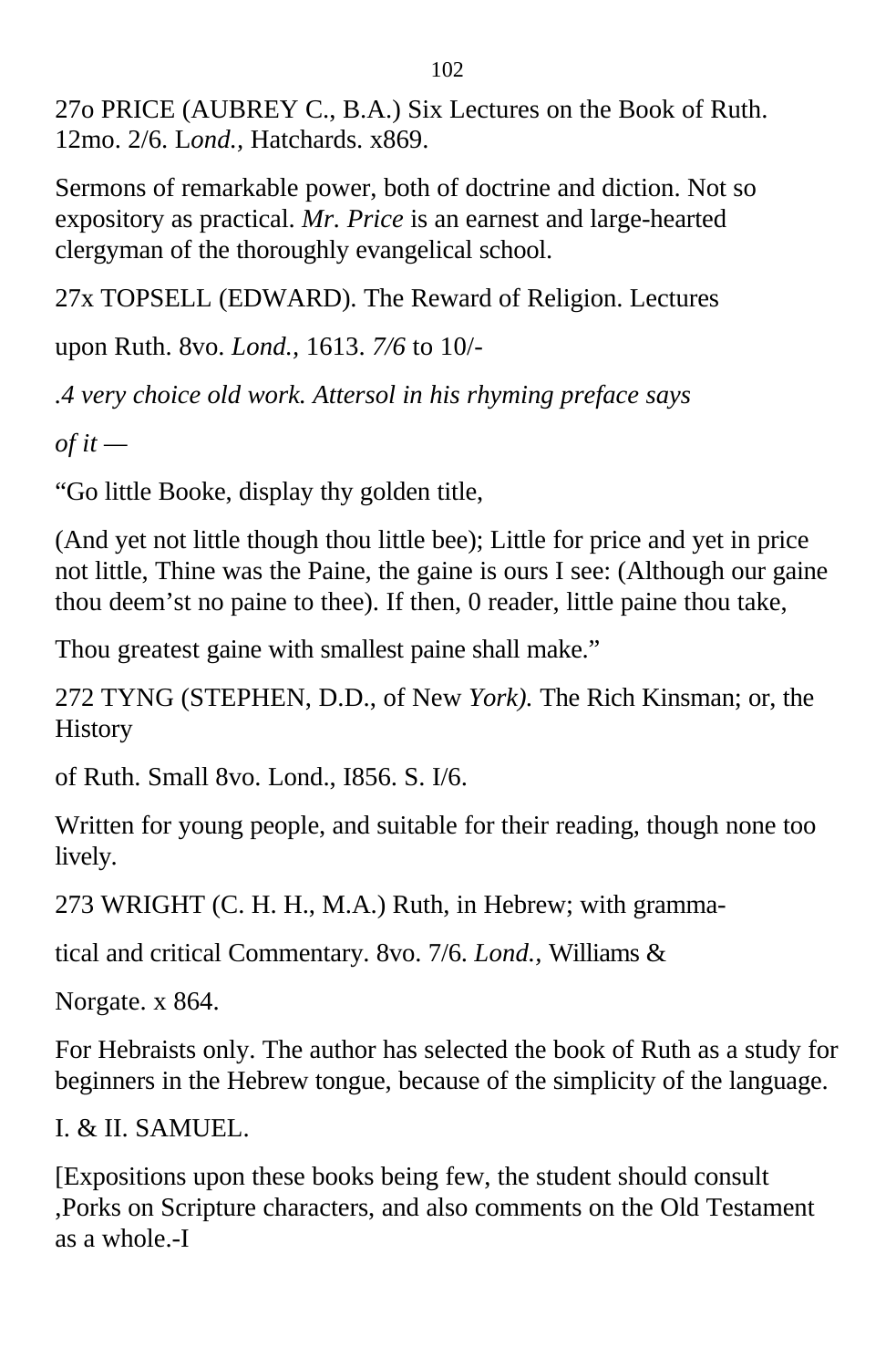27o PRICE (AUBREY C., B.A.) Six Lectures on the Book of Ruth. 12mo. 2/6. L*ond.,* Hatchards. x869.

Sermons of remarkable power, both of doctrine and diction. Not so expository as practical. *Mr. Price* is an earnest and large-hearted clergyman of the thoroughly evangelical school.

27x TOPSELL (EDWARD). The Reward of Religion. Lectures

upon Ruth. 8vo. *Lond.,* 1613. *7/6* to 10/-

*.4 very choice old work. Attersol in his rhyming preface says*

*of it —*

“Go little Booke, display thy golden title,

(And yet not little though thou little bee); Little for price and yet in price not little, Thine was the Paine, the gaine is ours I see: (Although our gaine thou deem’st no paine to thee). If then, 0 reader, little paine thou take,

Thou greatest gaine with smallest paine shall make.”

272 TYNG (STEPHEN, D.D., of New *York).* The Rich Kinsman; or, the History

of Ruth. Small 8vo. Lond., I856. S. I/6.

Written for young people, and suitable for their reading, though none too lively.

273 WRIGHT (C. H. H., M.A.) Ruth, in Hebrew; with gramma-

tical and critical Commentary. 8vo. 7/6. *Lond.,* Williams &

Norgate. x 864.

For Hebraists only. The author has selected the book of Ruth as a study for beginners in the Hebrew tongue, because of the simplicity of the language.

I. & II. SAMUEL.

[Expositions upon these books being few, the student should consult ,Porks on Scripture characters, and also comments on the Old Testament as a whole.-I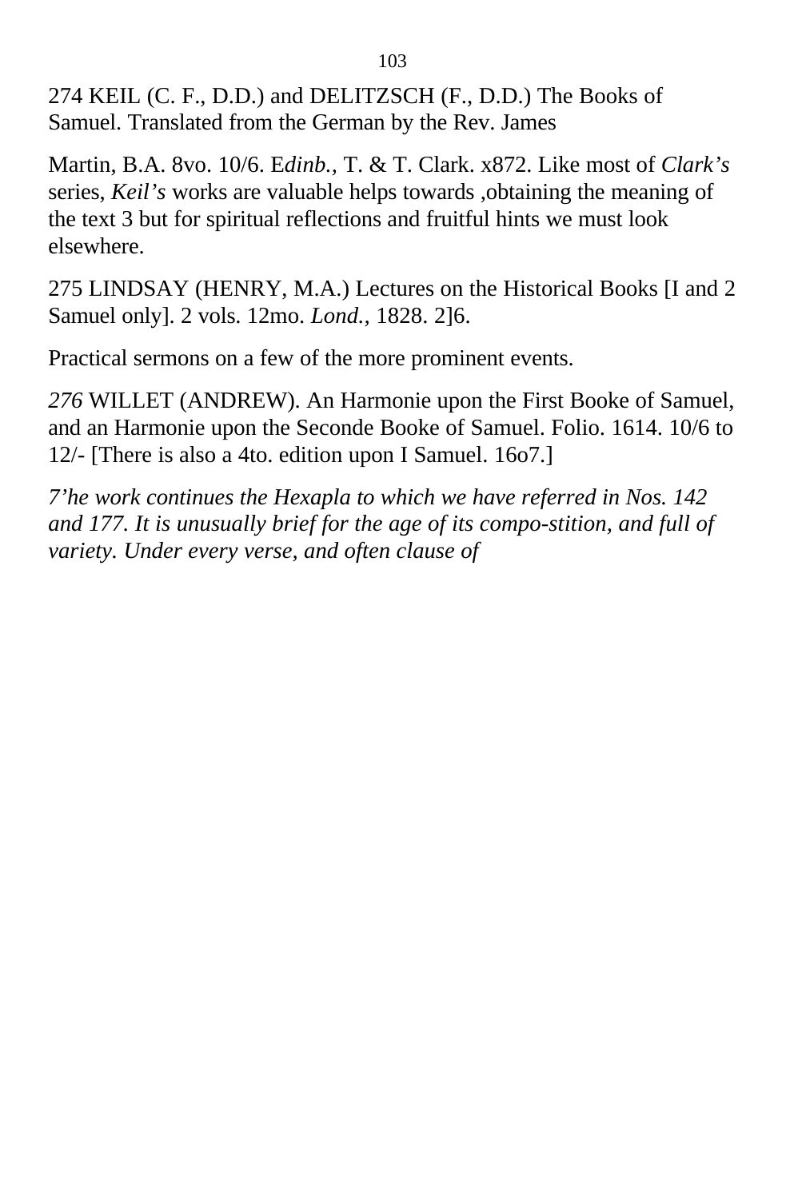274 KEIL (C. F., D.D.) and DELITZSCH (F., D.D.) The Books of Samuel. Translated from the German by the Rev. James

Martin, B.A. 8vo. 10/6. E*dinb.*, T. & T. Clark. x872. Like most of *Clark's* series, *Keil's* works are valuable helps towards ,obtaining the meaning of the text 3 but for spiritual reflections and fruitful hints we must look elsewhere.

275 LINDSAY (HENRY, M.A.) Lectures on the Historical Books [I and 2 Samuel only]. 2 vols. 12mo. *Lond.*, 1828. 2]6.

Practical sermons on a few of the more prominent events.

*276* WILLET (ANDREW). An Harmonie upon the First Booke of Samuel, and an Harmonie upon the Seconde Booke of Samuel. Folio. 1614. 10/6 to 12/- [There is also a 4to. edition upon I Samuel. 16o7.]

*7'he work continues the Hexapla to which we have referred in Nos. 142 and 177. It is unusually brief for the age of its compo-stition, and full of variety. Under every verse, and often clause of*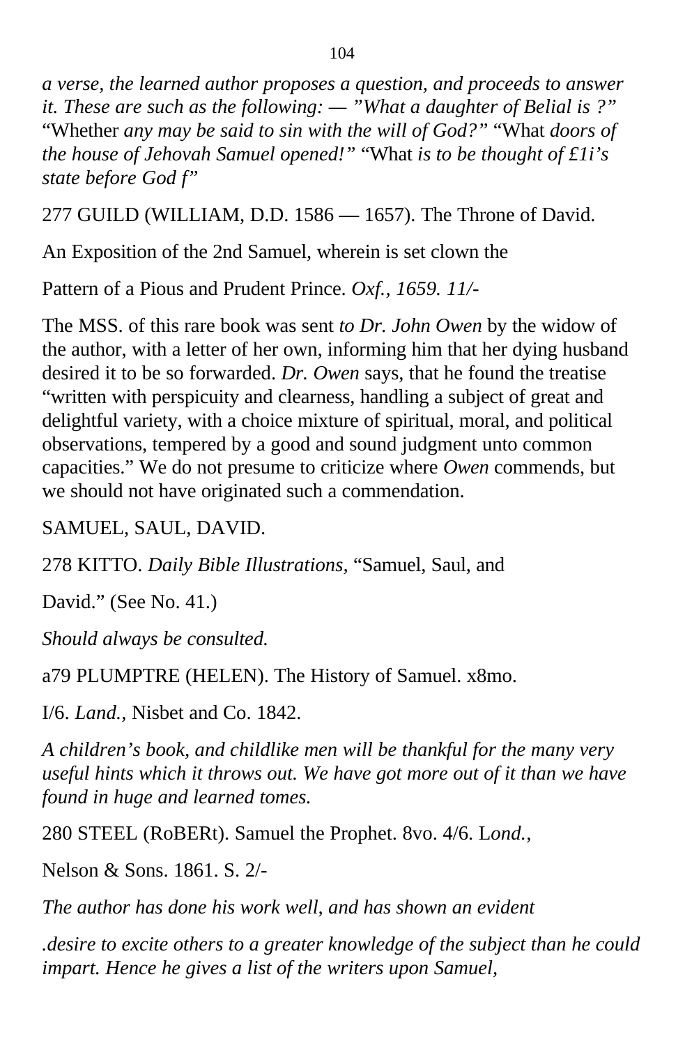*a verse, the learned author proposes a question, and proceeds to answer it. These are such as the following: — "What a daughter of Belial is ?"* "Whether *any may be said to sin with the will of God?"* "What *doors of the house of Jehovah Samuel opened!"* "What *is to be thought of £1i's state before God f"*

277 GUILD (WILLIAM, D.D. 1586 — 1657). The Throne of David.

An Exposition of the 2nd Samuel, wherein is set clown the

Pattern of a Pious and Prudent Prince. *Oxf., 1659. 11/-*

The MSS. of this rare book was sent *to Dr. John Owen* by the widow of the author, with a letter of her own, informing him that her dying husband desired it to be so forwarded. *Dr. Owen* says, that he found the treatise "written with perspicuity and clearness, handling a subject of great and delightful variety, with a choice mixture of spiritual, moral, and political observations, tempered by a good and sound judgment unto common capacities." We do not presume to criticize where *Owen* commends, but we should not have originated such a commendation.

SAMUEL, SAUL, DAVID.

278 KITTO. *Daily Bible Illustrations,* "Samuel, Saul, and

David." (See No. 41.)

*Should always be consulted.*

a79 PLUMPTRE (HELEN). The History of Samuel. x8mo.

I/6. *Land.,* Nisbet and Co. 1842.

*A children's book, and childlike men will be thankful for the many very useful hints which it throws out. We have got more out of it than we have found in huge and learned tomes.*

280 STEEL (RoBERt). Samuel the Prophet. 8vo. 4/6. L*ond.,*

Nelson & Sons. 1861. S. 2/-

*The author has done his work well, and has shown an evident*

*.desire to excite others to a greater knowledge of the subject than he could impart. Hence he gives a list of the writers upon Samuel,*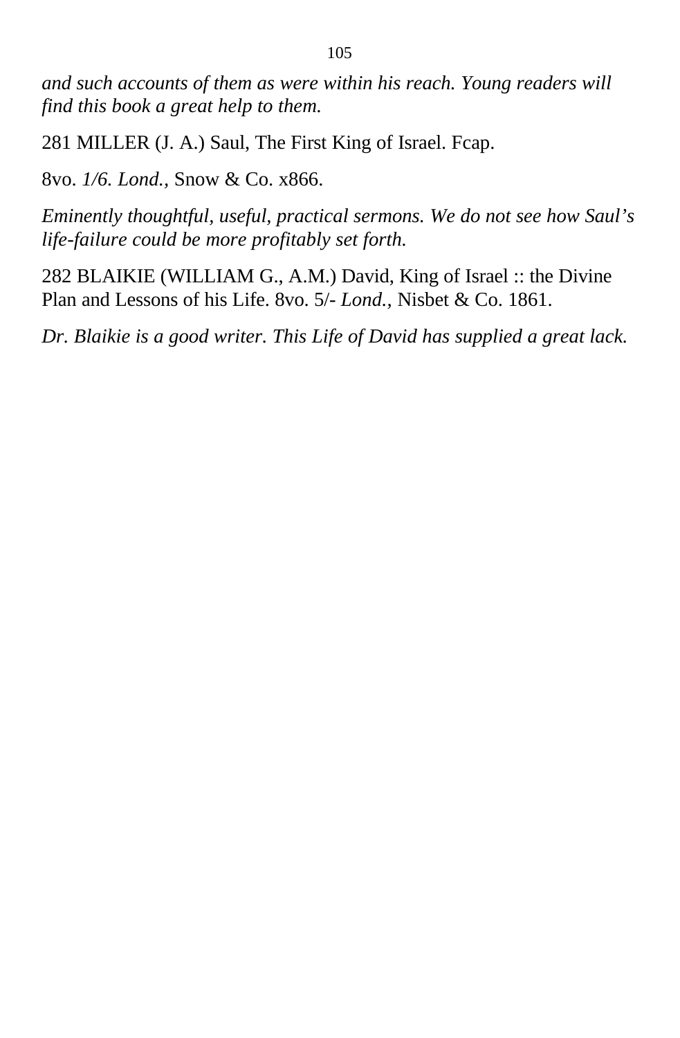*and such accounts of them as were within his reach. Young readers will find this book a great help to them.*

281 MILLER (J. A.) Saul, The First King of Israel. Fcap.

8vo. *1/6. Lond.,* Snow & Co. x866.

*Eminently thoughtful, useful, practical sermons. We do not see how Saul's life-failure could be more profitably set forth.*

282 BLAIKIE (WILLIAM G., A.M.) David, King of Israel :: the Divine Plan and Lessons of his Life. 8vo. 5/- *Lond.,* Nisbet & Co. 1861.

*Dr. Blaikie is a good writer. This Life of David has supplied a great lack.*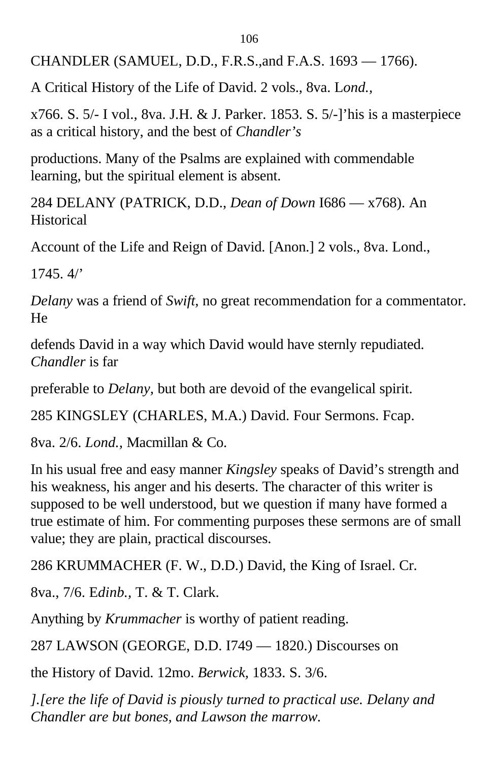CHANDLER (SAMUEL, D.D., F.R.S.,and F.A.S. 1693 — 1766).

A Critical History of the Life of David. 2 vols., 8va. L*ond.,*

x766. S. 5/- I vol., 8va. J.H. & J. Parker. 1853. S. 5/-]'his is a masterpiece as a critical history, and the best of *Chandler's*

productions. Many of the Psalms are explained with commendable learning, but the spiritual element is absent.

284 DELANY (PATRICK, D.D., *Dean of Down* I686 — x768). An Historical

Account of the Life and Reign of David. [Anon.] 2 vols., 8va. Lond.,

1745. 4/'

*Delany* was a friend of *Swift,* no great recommendation for a commentator. He

defends David in a way which David would have sternly repudiated. *Chandler* is far

preferable to *Delany,* but both are devoid of the evangelical spirit.

285 KINGSLEY (CHARLES, M.A.) David. Four Sermons. Fcap.

8va. 2/6. *Lond.,* Macmillan & Co.

In his usual free and easy manner *Kingsley* speaks of David's strength and his weakness, his anger and his deserts. The character of this writer is supposed to be well understood, but we question if many have formed a true estimate of him. For commenting purposes these sermons are of small value; they are plain, practical discourses.

286 KRUMMACHER (F. W., D.D.) David, the King of Israel. Cr.

8va., 7/6. E*dinb.,* T. & T. Clark.

Anything by *Krummacher* is worthy of patient reading.

287 LAWSON (GEORGE, D.D. I749 — 1820.) Discourses on

the History of David. 12mo. *Berwick,* 1833. S. 3/6.

*].[ere the life of David is piously turned to practical use. Delany and Chandler are but bones, and Lawson the marrow.*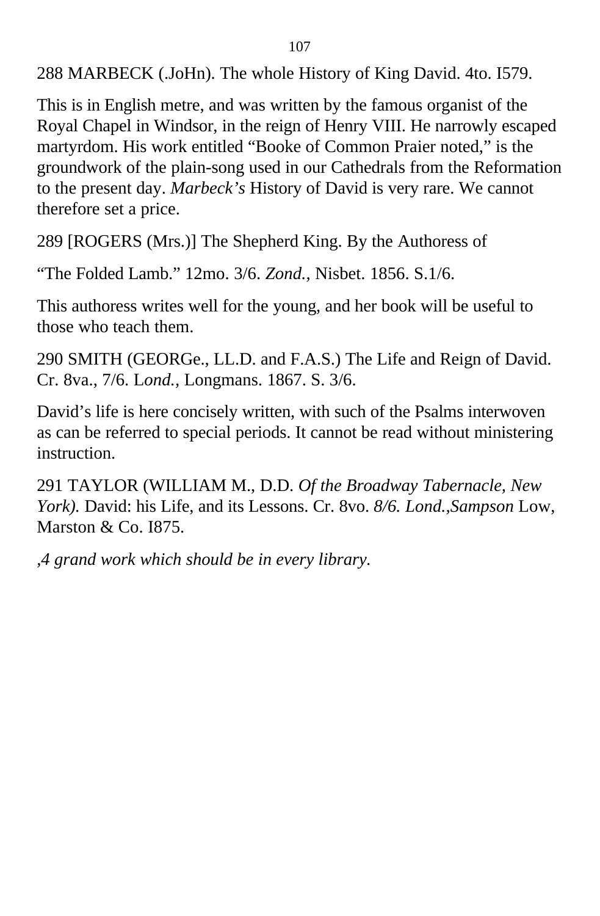288 MARBECK (.JoHn). The whole History of King David. 4to. I579.

This is in English metre, and was written by the famous organist of the Royal Chapel in Windsor, in the reign of Henry VIII. He narrowly escaped martyrdom. His work entitled “Booke of Common Praier noted,” is the groundwork of the plain-song used in our Cathedrals from the Reformation to the present day. *Marbeck’s* History of David is very rare. We cannot therefore set a price.

289 [ROGERS (Mrs.)] The Shepherd King. By the Authoress of

“The Folded Lamb.” 12mo. 3/6. *Zond.*, Nisbet. 1856. S.1/6.

This authoress writes well for the young, and her book will be useful to those who teach them.

290 SMITH (GEORGe., LL.D. and F.A.S.) The Life and Reign of David. Cr. 8va., 7/6. L*ond.*, Longmans. 1867. S. 3/6.

David’s life is here concisely written, with such of the Psalms interwoven as can be referred to special periods. It cannot be read without ministering instruction.

291 TAYLOR (WILLIAM M., D.D. *Of the Broadway Tabernacle, New York).* David: his Life, and its Lessons. Cr. 8vo. *8/6. Lond.,Sampson* Low, Marston & Co. I875.

*,4 grand work which should be in every library.*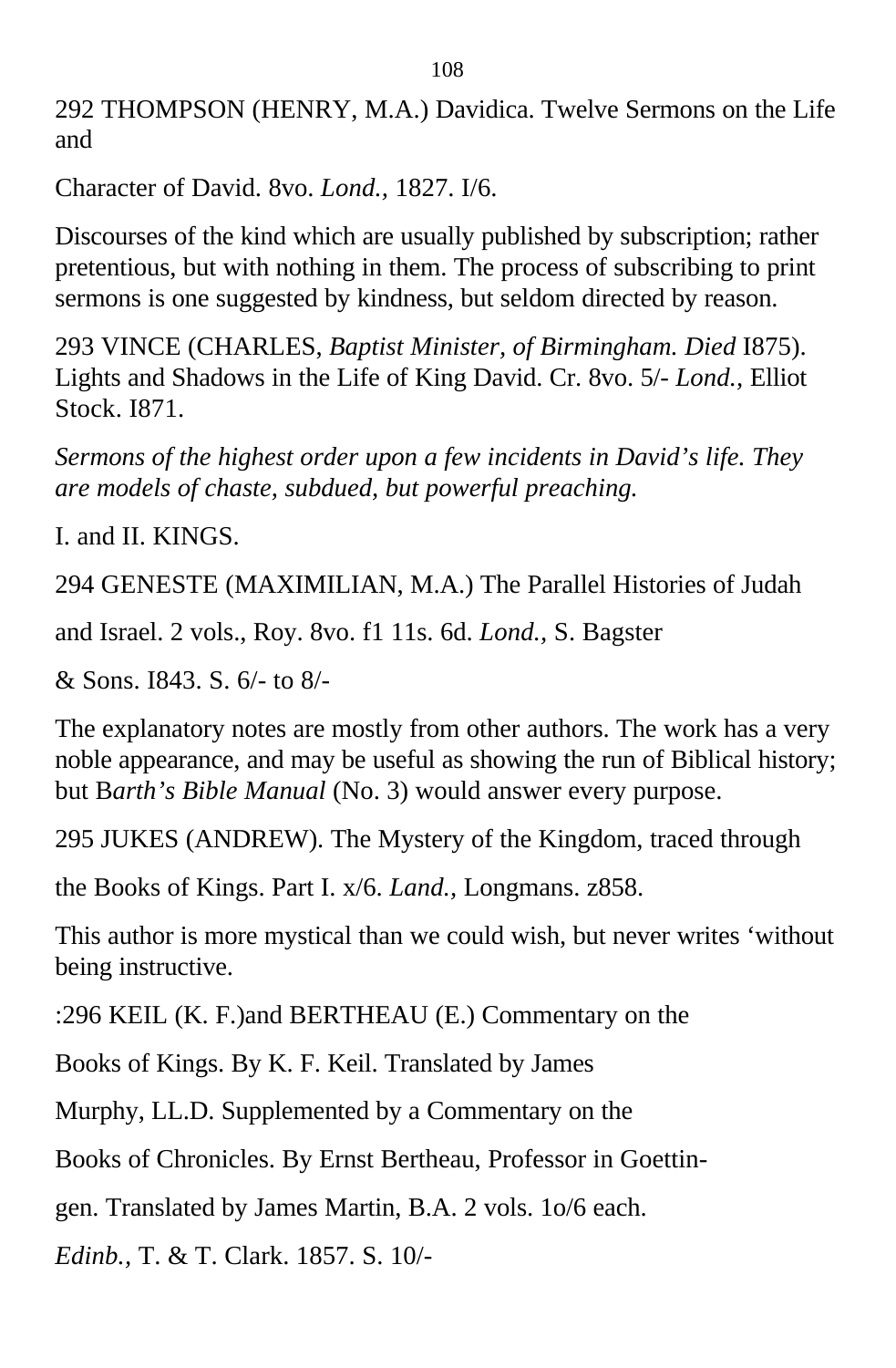292 THOMPSON (HENRY, M.A.) Davidica. Twelve Sermons on the Life and

Character of David. 8vo. *Lond.,* 1827. I/6.

Discourses of the kind which are usually published by subscription; rather pretentious, but with nothing in them. The process of subscribing to print sermons is one suggested by kindness, but seldom directed by reason.

293 VINCE (CHARLES, *Baptist Minister, of Birmingham. Died* I875). Lights and Shadows in the Life of King David. Cr. 8vo. 5/- *Lond.,* Elliot Stock. I871.

*Sermons of the highest order upon a few incidents in David's life. They are models of chaste, subdued, but powerful preaching.*

I. and II. KINGS.

294 GENESTE (MAXIMILIAN, M.A.) The Parallel Histories of Judah

and Israel. 2 vols., Roy. 8vo. f1 11s. 6d. *Lond.,* S. Bagster

& Sons. I843. S. 6/- to 8/-

The explanatory notes are mostly from other authors. The work has a very noble appearance, and may be useful as showing the run of Biblical history; but B*arth's Bible Manual* (No. 3) would answer every purpose.

295 JUKES (ANDREW). The Mystery of the Kingdom, traced through

the Books of Kings. Part I. x/6. *Land.,* Longmans. z858.

This author is more mystical than we could wish, but never writes 'without being instructive.

:296 KEIL (K. F.)and BERTHEAU (E.) Commentary on the

Books of Kings. By K. F. Keil. Translated by James

Murphy, LL.D. Supplemented by a Commentary on the

Books of Chronicles. By Ernst Bertheau, Professor in Goettin-

gen. Translated by James Martin, B.A. 2 vols. 1o/6 each.

*Edinb.,* T. & T. Clark. 1857. S. 10/-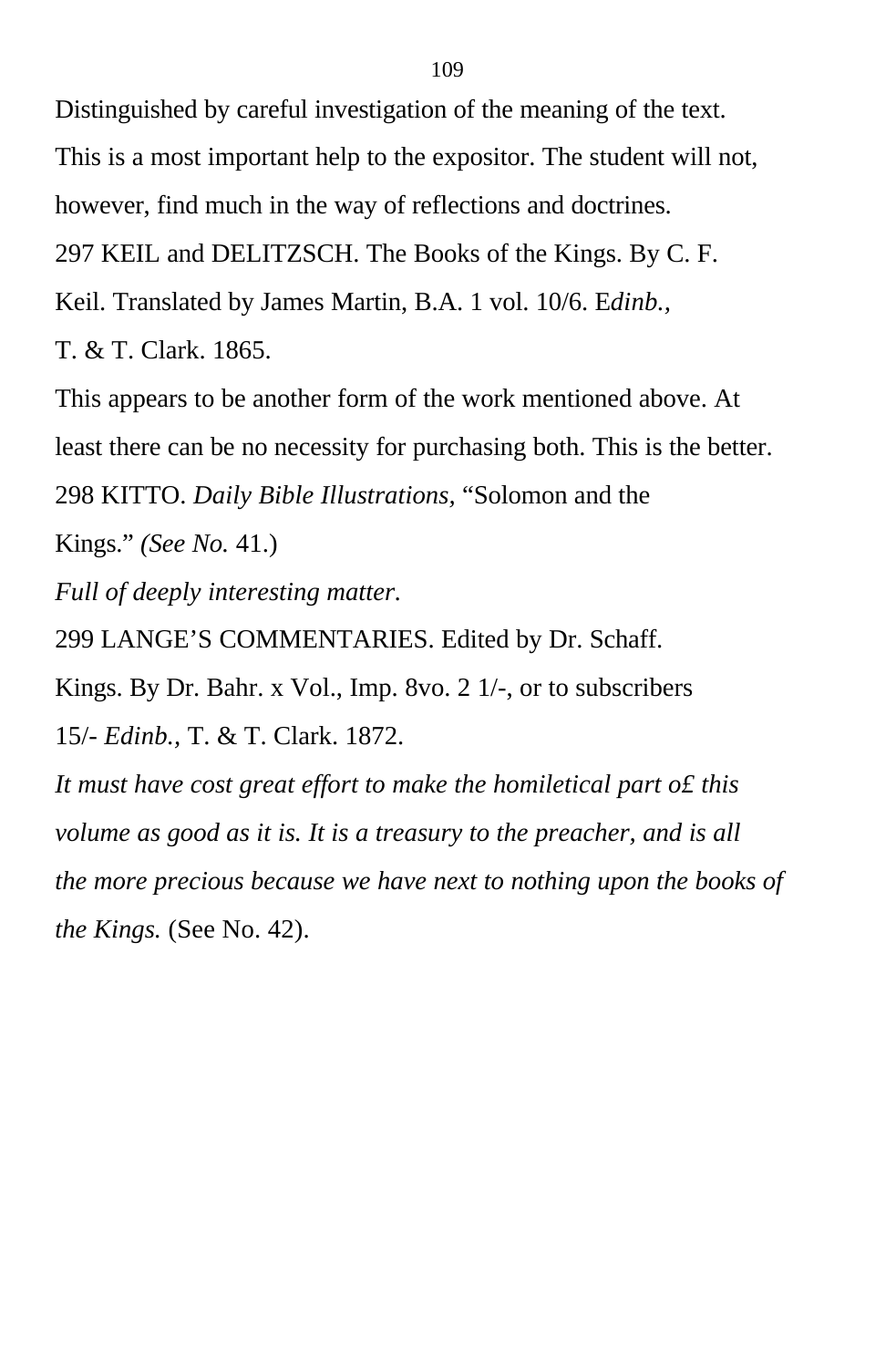Distinguished by careful investigation of the meaning of the text. This is a most important help to the expositor. The student will not, however, find much in the way of reflections and doctrines.

297 KEIL and DELITZSCH. The Books of the Kings. By C. F. Keil. Translated by James Martin, B.A. 1 vol. 10/6. E*dinb.,* T. & T. Clark. 1865.

This appears to be another form of the work mentioned above. At least there can be no necessity for purchasing both. This is the better.

298 KITTO. *Daily Bible Illustrations,* “Solomon and the Kings.” *(See No.* 41.)

*Full of deeply interesting matter.*

299 LANGE’S COMMENTARIES. Edited by Dr. Schaff. Kings. By Dr. Bahr. x Vol., Imp. 8vo. 2 1/-, or to subscribers 15/- *Edinb.,* T. & T. Clark. 1872.

*It must have cost great effort to make the homiletical part o£ this volume as good as it is. It is a treasury to the preacher, and is all the more precious because we have next to nothing upon the books of the Kings.* (See No. 42).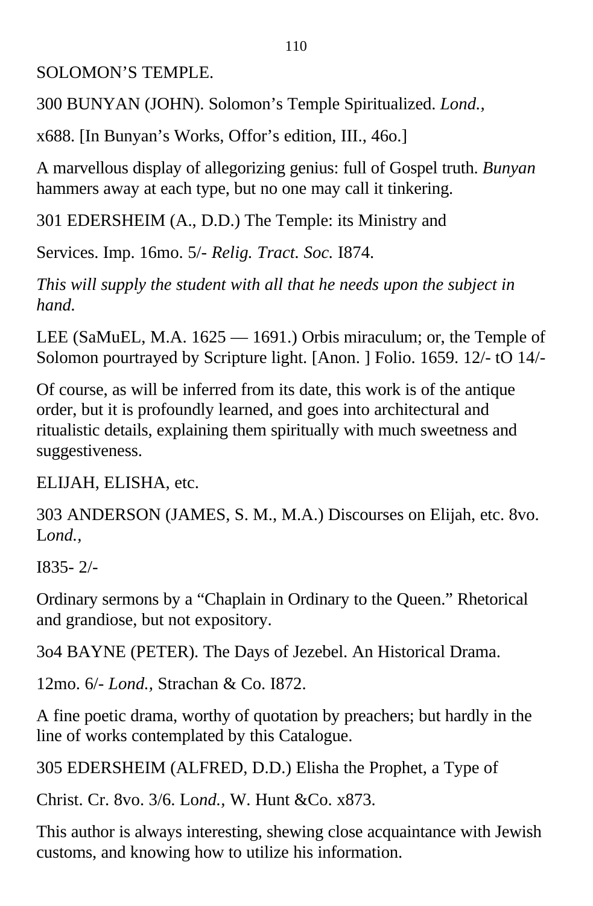SOLOMON’S TEMPLE.

300 BUNYAN (JOHN). Solomon’s Temple Spiritualized. *Lond.,*

x688. [In Bunyan’s Works, Offor’s edition, III., 46o.]

A marvellous display of allegorizing genius: full of Gospel truth. *Bunyan* hammers away at each type, but no one may call it tinkering.

301 EDERSHEIM (A., D.D.) The Temple: its Ministry and

Services. Imp. 16mo. 5/- *Relig. Tract. Soc.* I874.

*This will supply the student with all that he needs upon the subject in hand.*

LEE (SaMuEL, M.A. 1625 — 1691.) Orbis miraculum; or, the Temple of Solomon pourtrayed by Scripture light. [Anon. ] Folio. 1659. 12/- tO 14/-

Of course, as will be inferred from its date, this work is of the antique order, but it is profoundly learned, and goes into architectural and ritualistic details, explaining them spiritually with much sweetness and suggestiveness.

ELIJAH, ELISHA, etc.

303 ANDERSON (JAMES, S. M., M.A.) Discourses on Elijah, etc. 8vo. L*ond.,*

I835- 2/-

Ordinary sermons by a “Chaplain in Ordinary to the Queen.” Rhetorical and grandiose, but not expository.

3o4 BAYNE (PETER). The Days of Jezebel. An Historical Drama.

12mo. 6/- *Lond.,* Strachan & Co. I872.

A fine poetic drama, worthy of quotation by preachers; but hardly in the line of works contemplated by this Catalogue.

305 EDERSHEIM (ALFRED, D.D.) Elisha the Prophet, a Type of

Christ. Cr. 8vo. 3/6. Lo*nd.,* W. Hunt &Co. x873.

This author is always interesting, shewing close acquaintance with Jewish customs, and knowing how to utilize his information.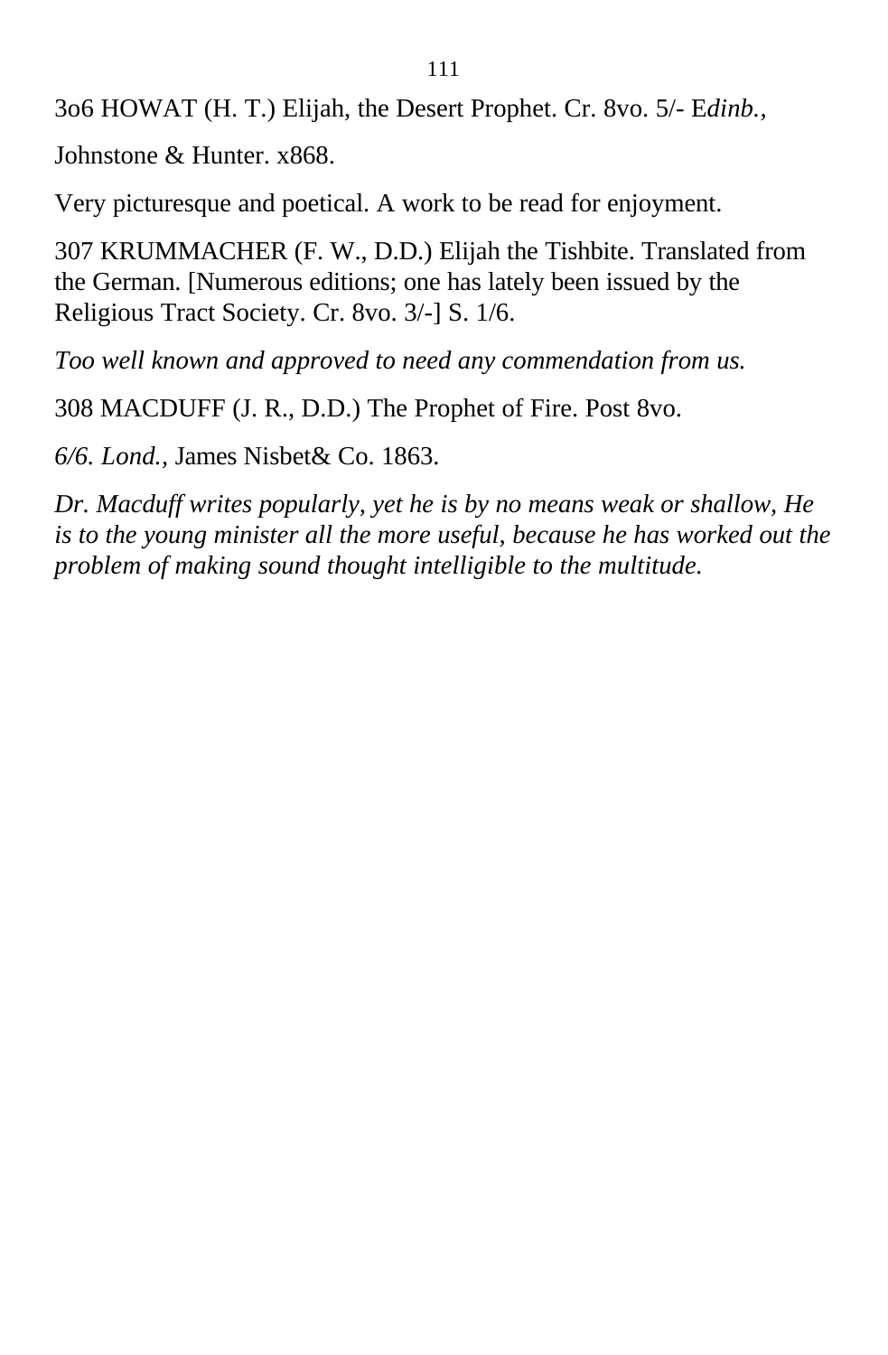3o6 HOWAT (H. T.) Elijah, the Desert Prophet. Cr. 8vo. 5/- E*dinb.*,

Johnstone & Hunter. x868.

Very picturesque and poetical. A work to be read for enjoyment.

307 KRUMMACHER (F. W., D.D.) Elijah the Tishbite. Translated from the German. [Numerous editions; one has lately been issued by the Religious Tract Society. Cr. 8vo. 3/-] S. 1/6.

*Too well known and approved to need any commendation from us.*

308 MACDUFF (J. R., D.D.) The Prophet of Fire. Post 8vo.

*6/6. Lond.,* James Nisbet& Co. 1863.

*Dr. Macduff writes popularly, yet he is by no means weak or shallow, He is to the young minister all the more useful, because he has worked out the problem of making sound thought intelligible to the multitude.*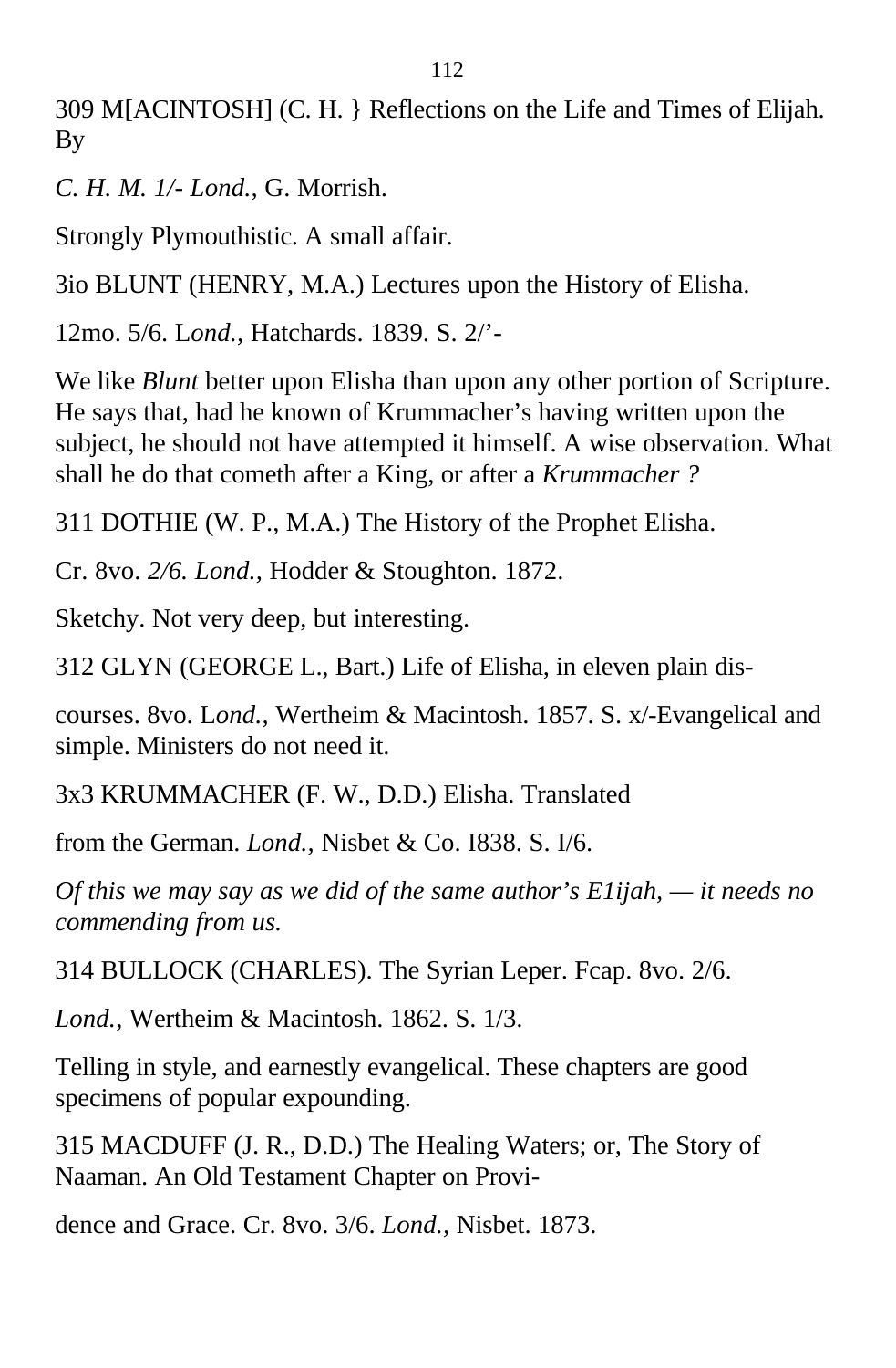309 M[ACINTOSH] (C. H. } Reflections on the Life and Times of Elijah. By

*C. H. M. 1/- Lond.,* G. Morrish.

Strongly Plymouthistic. A small affair.

3io BLUNT (HENRY, M.A.) Lectures upon the History of Elisha.

12mo. 5/6. L*ond.,* Hatchards. 1839. S. 2/'-

We like *Blunt* better upon Elisha than upon any other portion of Scripture. He says that, had he known of Krummacher's having written upon the subject, he should not have attempted it himself. A wise observation. What shall he do that cometh after a King, or after a *Krummacher ?*

311 DOTHIE (W. P., M.A.) The History of the Prophet Elisha.

Cr. 8vo. *2/6. Lond.,* Hodder & Stoughton. 1872.

Sketchy. Not very deep, but interesting.

312 GLYN (GEORGE L., Bart.) Life of Elisha, in eleven plain dis-

courses. 8vo. L*ond.,* Wertheim & Macintosh. 1857. S. x/-Evangelical and simple. Ministers do not need it.

3x3 KRUMMACHER (F. W., D.D.) Elisha. Translated

from the German. *Lond.,* Nisbet & Co. I838. S. I/6.

*Of this we may say as we did of the same author's E1ijah, — it needs no commending from us.*

314 BULLOCK (CHARLES). The Syrian Leper. Fcap. 8vo. 2/6.

*Lond.,* Wertheim & Macintosh. 1862. S. 1/3.

Telling in style, and earnestly evangelical. These chapters are good specimens of popular expounding.

315 MACDUFF (J. R., D.D.) The Healing Waters; or, The Story of Naaman. An Old Testament Chapter on Provi-

dence and Grace. Cr. 8vo. 3/6. *Lond.,* Nisbet. 1873.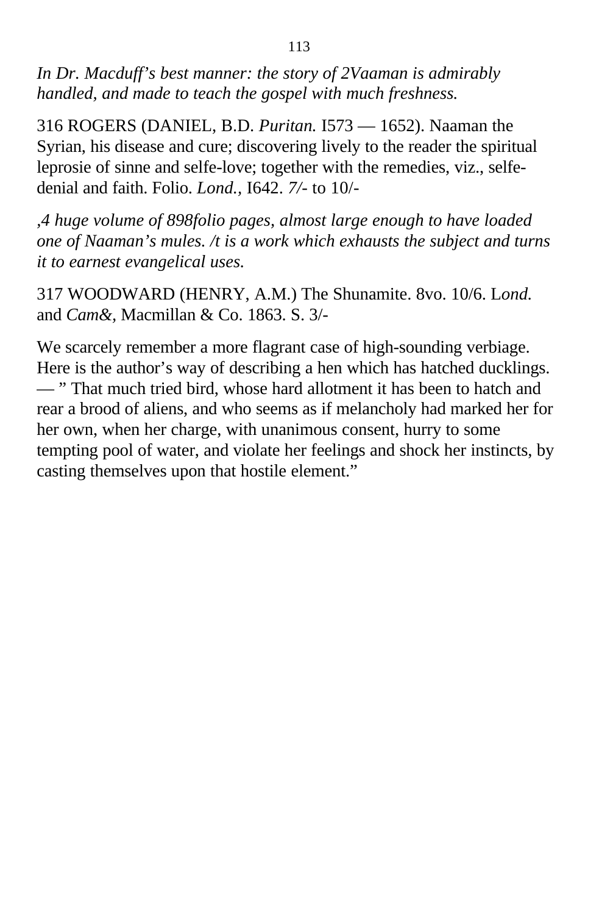*In Dr. Macduff's best manner: the story of 2Vaaman is admirably handled, and made to teach the gospel with much freshness.*

316 ROGERS (DANIEL, B.D. *Puritan.* I573 — 1652). Naaman the Syrian, his disease and cure; discovering lively to the reader the spiritual leprosie of sinne and selfe-love; together with the remedies, viz., selfe-denial and faith. Folio. *Lond.*, I642. *7/-* to 10/-

*,4 huge volume of 898folio pages, almost large enough to have loaded one of Naaman's mules. /t is a work which exhausts the subject and turns it to earnest evangelical uses.*

317 WOODWARD (HENRY, A.M.) The Shunamite. 8vo. 10/6. L*ond.* and *Cam&,* Macmillan & Co. 1863. S. 3/-

We scarcely remember a more flagrant case of high-sounding verbiage. Here is the author's way of describing a hen which has hatched ducklings. — " That much tried bird, whose hard allotment it has been to hatch and rear a brood of aliens, and who seems as if melancholy had marked her for her own, when her charge, with unanimous consent, hurry to some tempting pool of water, and violate her feelings and shock her instincts, by casting themselves upon that hostile element."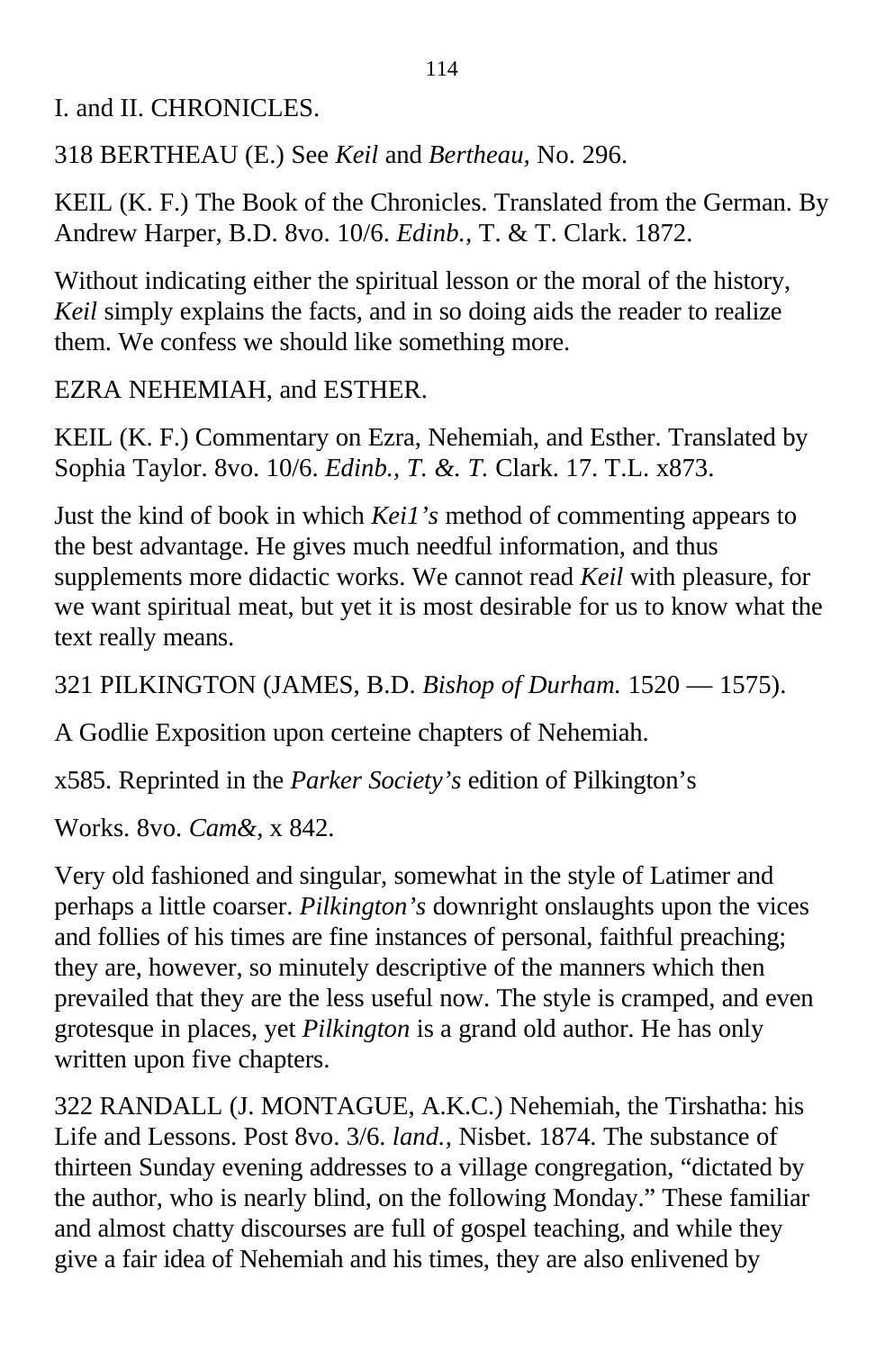I. and II. CHRONICLES.

318 BERTHEAU (E.) See *Keil* and *Bertheau,* No. 296.

KEIL (K. F.) The Book of the Chronicles. Translated from the German. By Andrew Harper, B.D. 8vo. 10/6. *Edinb.,* T. & T. Clark. 1872.

Without indicating either the spiritual lesson or the moral of the history, *Keil* simply explains the facts, and in so doing aids the reader to realize them. We confess we should like something more.

EZRA NEHEMIAH, and ESTHER.

KEIL (K. F.) Commentary on Ezra, Nehemiah, and Esther. Translated by Sophia Taylor. 8vo. 10/6. *Edinb., T. &. T.* Clark. 17. T.L. x873.

Just the kind of book in which *Kei1's* method of commenting appears to the best advantage. He gives much needful information, and thus supplements more didactic works. We cannot read *Keil* with pleasure, for we want spiritual meat, but yet it is most desirable for us to know what the text really means.

321 PILKINGTON (JAMES, B.D. *Bishop of Durham.* 1520 — 1575).

A Godlie Exposition upon certeine chapters of Nehemiah.

x585. Reprinted in the *Parker Society's* edition of Pilkington's

Works. 8vo. *Cam&,* x 842.

Very old fashioned and singular, somewhat in the style of Latimer and perhaps a little coarser. *Pilkington's* downright onslaughts upon the vices and follies of his times are fine instances of personal, faithful preaching; they are, however, so minutely descriptive of the manners which then prevailed that they are the less useful now. The style is cramped, and even grotesque in places, yet *Pilkington* is a grand old author. He has only written upon five chapters.

322 RANDALL (J. MONTAGUE, A.K.C.) Nehemiah, the Tirshatha: his Life and Lessons. Post 8vo. 3/6. *land.,* Nisbet. 1874. The substance of thirteen Sunday evening addresses to a village congregation, "dictated by the author, who is nearly blind, on the following Monday." These familiar and almost chatty discourses are full of gospel teaching, and while they give a fair idea of Nehemiah and his times, they are also enlivened by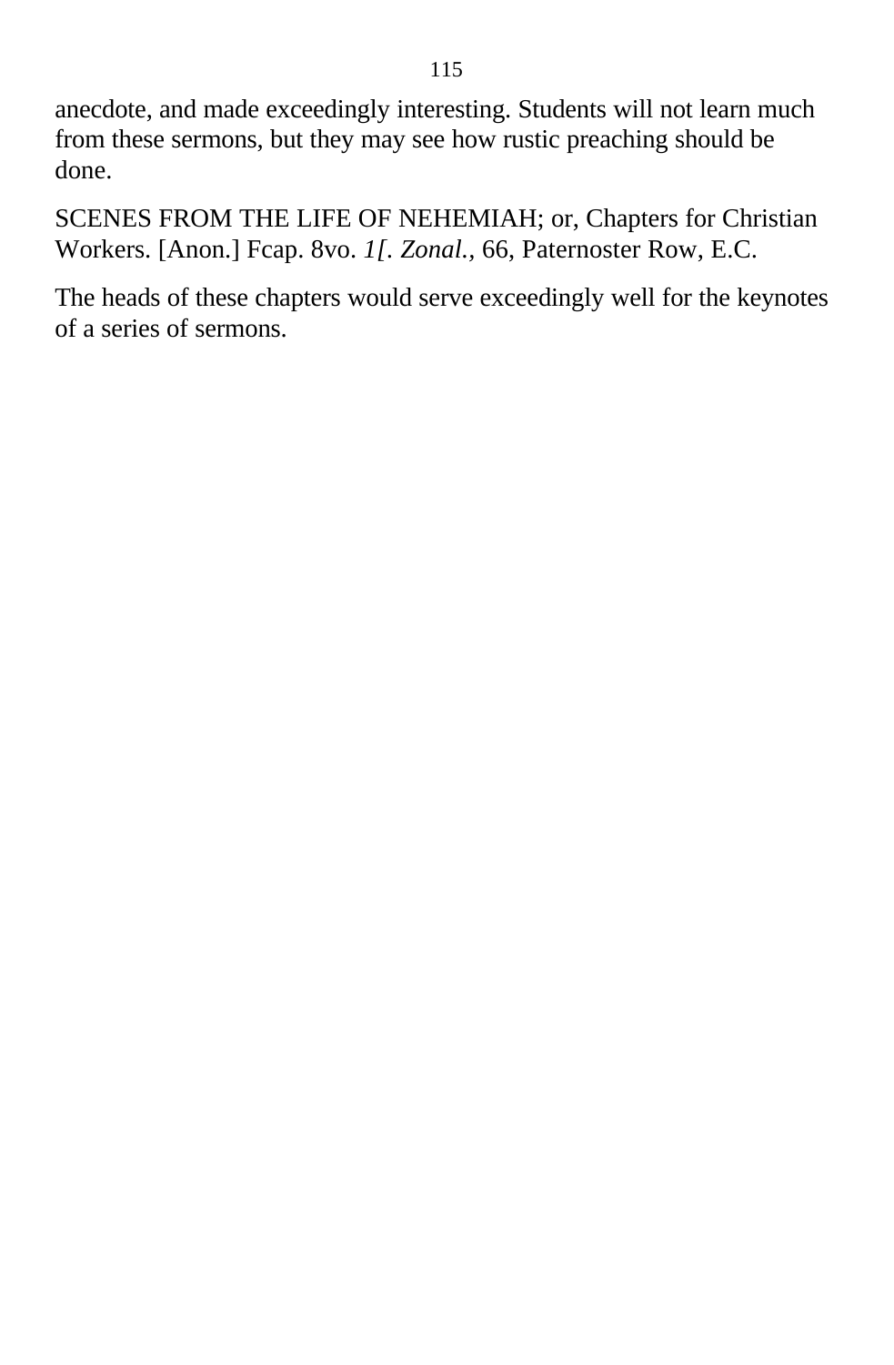anecdote, and made exceedingly interesting. Students will not learn much from these sermons, but they may see how rustic preaching should be done.

SCENES FROM THE LIFE OF NEHEMIAH; or, Chapters for Christian Workers. [Anon.] Fcap. 8vo. *1[. Zonal.,* 66, Paternoster Row, E.C.

The heads of these chapters would serve exceedingly well for the keynotes of a series of sermons.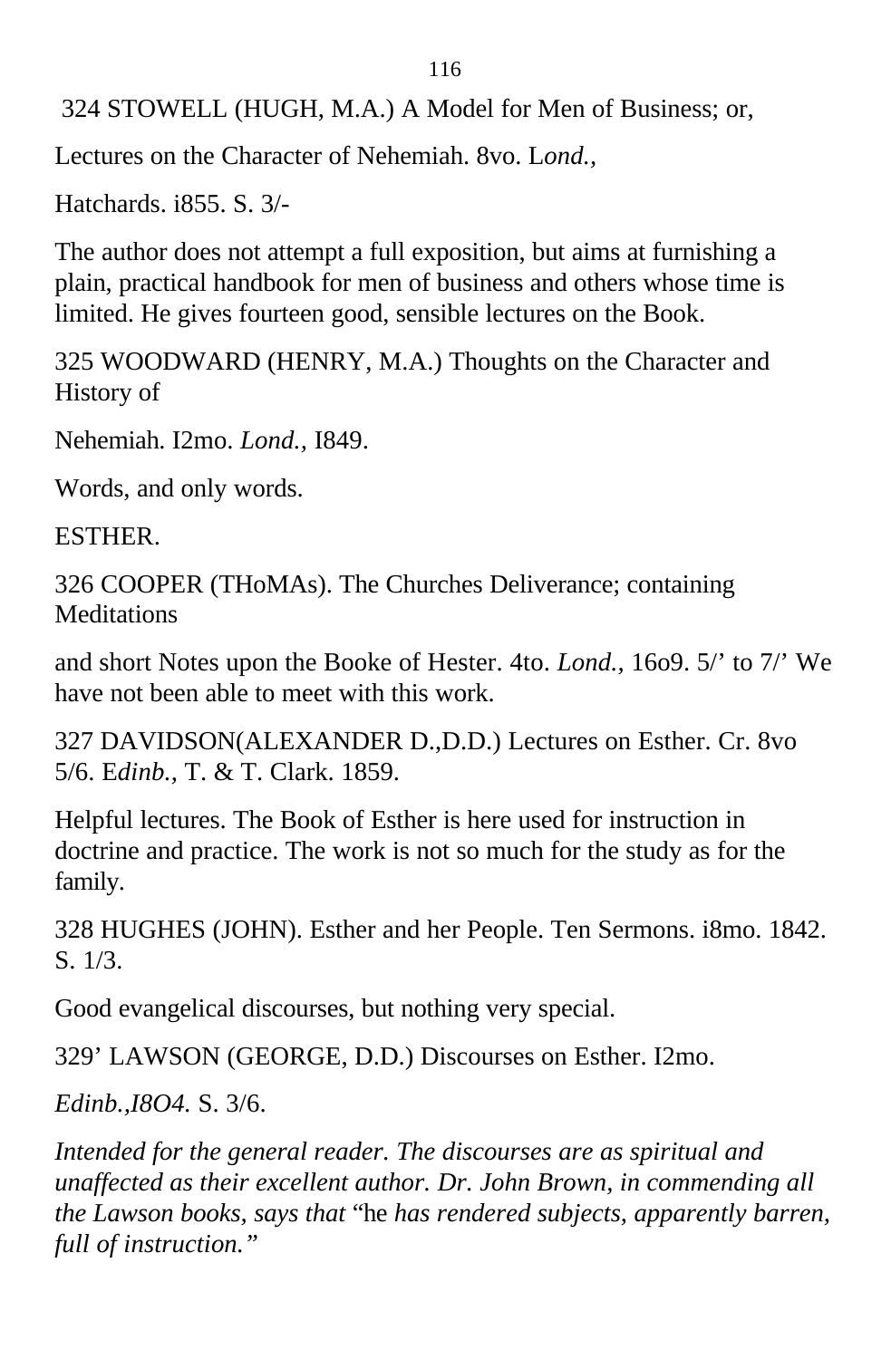324 STOWELL (HUGH, M.A.) A Model for Men of Business; or,

Lectures on the Character of Nehemiah. 8vo. L*ond.,*

Hatchards. i855. S. 3/-

The author does not attempt a full exposition, but aims at furnishing a plain, practical handbook for men of business and others whose time is limited. He gives fourteen good, sensible lectures on the Book.

325 WOODWARD (HENRY, M.A.) Thoughts on the Character and History of

Nehemiah. I2mo. *Lond.,* I849.

Words, and only words.

ESTHER.

326 COOPER (THoMAs). The Churches Deliverance; containing Meditations

and short Notes upon the Booke of Hester. 4to. *Lond.,* 16o9. 5/' to 7/' We have not been able to meet with this work.

327 DAVIDSON(ALEXANDER D.,D.D.) Lectures on Esther. Cr. 8vo 5/6. E*dinb.,* T. & T. Clark. 1859.

Helpful lectures. The Book of Esther is here used for instruction in doctrine and practice. The work is not so much for the study as for the family.

328 HUGHES (JOHN). Esther and her People. Ten Sermons. i8mo. 1842. S. 1/3.

Good evangelical discourses, but nothing very special.

329' LAWSON (GEORGE, D.D.) Discourses on Esther. I2mo.

*Edinb.,I8O4.* S. 3/6.

*Intended for the general reader. The discourses are as spiritual and unaffected as their excellent author. Dr. John Brown, in commending all the Lawson books, says that* "he *has rendered subjects, apparently barren, full of instruction."*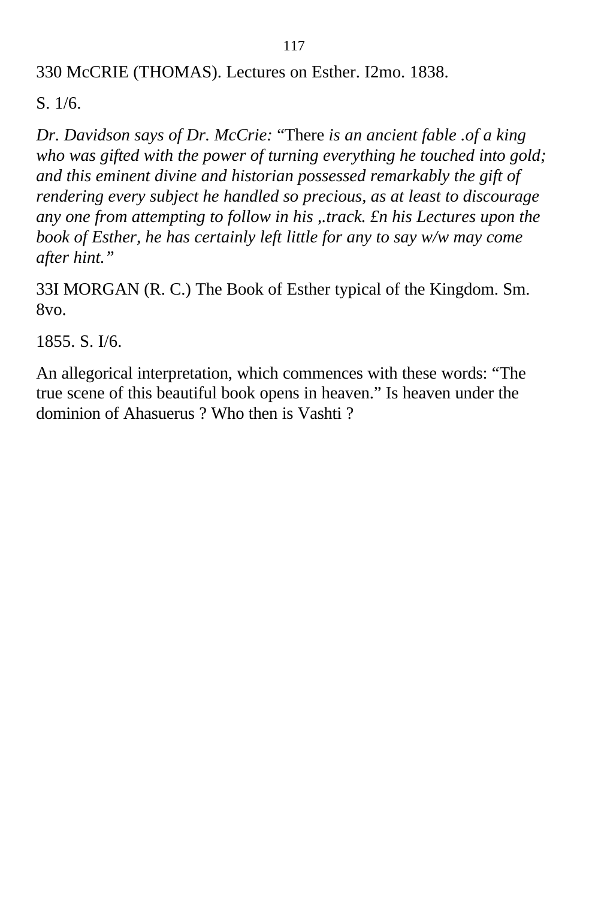330 McCRIE (THOMAS). Lectures on Esther. I2mo. 1838.

S. 1/6.

*Dr. Davidson says of Dr. McCrie:* “There *is an ancient fable .of a king who was gifted with the power of turning everything he touched into gold; and this eminent divine and historian possessed remarkably the gift of rendering every subject he handled so precious, as at least to discourage any one from attempting to follow in his ,.track. £n his Lectures upon the book of Esther, he has certainly left little for any to say w/w may come after hint.”*

33I MORGAN (R. C.) The Book of Esther typical of the Kingdom. Sm. 8vo.

1855. S. I/6.

An allegorical interpretation, which commences with these words: “The true scene of this beautiful book opens in heaven.” Is heaven under the dominion of Ahasuerus ? Who then is Vashti ?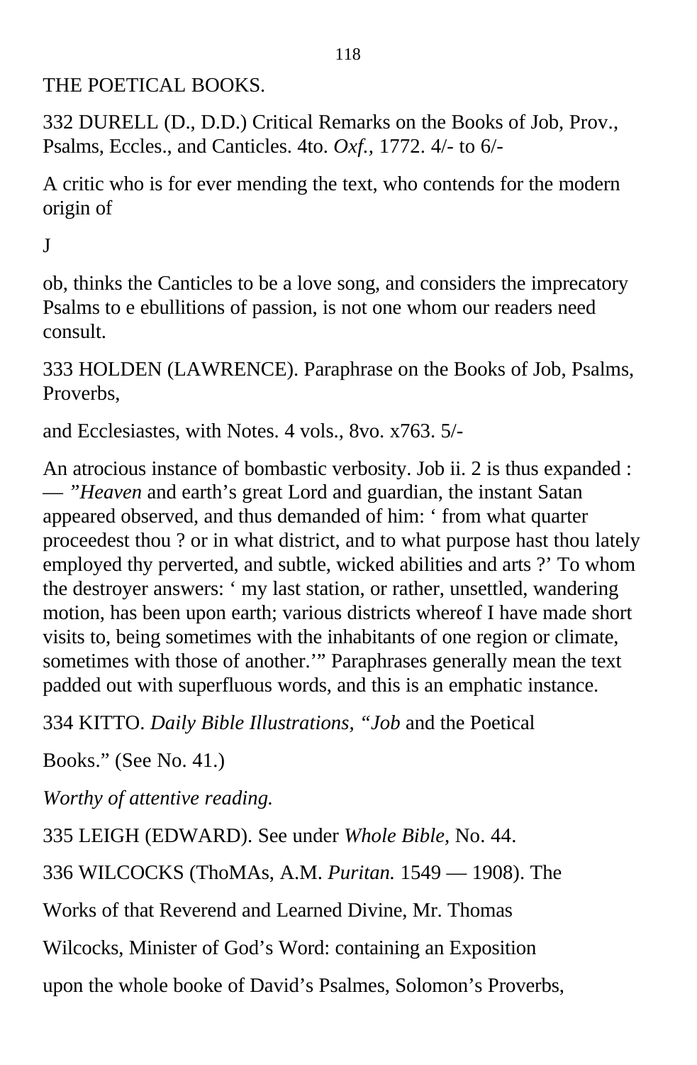THE POETICAL BOOKS.

332 DURELL (D., D.D.) Critical Remarks on the Books of Job, Prov., Psalms, Eccles., and Canticles. 4to. *Oxf.*, 1772. 4/- to 6/-

A critic who is for ever mending the text, who contends for the modern origin of

J

ob, thinks the Canticles to be a love song, and considers the imprecatory Psalms to e ebullitions of passion, is not one whom our readers need consult.

333 HOLDEN (LAWRENCE). Paraphrase on the Books of Job, Psalms, Proverbs,

and Ecclesiastes, with Notes. 4 vols., 8vo. x763. 5/-

An atrocious instance of bombastic verbosity. Job ii. 2 is thus expanded : — ”*Heaven* and earth’s great Lord and guardian, the instant Satan appeared observed, and thus demanded of him: ‘ from what quarter proceedest thou ? or in what district, and to what purpose hast thou lately employed thy perverted, and subtle, wicked abilities and arts ?’ To whom the destroyer answers: ‘ my last station, or rather, unsettled, wandering motion, has been upon earth; various districts whereof I have made short visits to, being sometimes with the inhabitants of one region or climate, sometimes with those of another.’” Paraphrases generally mean the text padded out with superfluous words, and this is an emphatic instance.

334 KITTO. *Daily Bible Illustrations, “Job* and the Poetical

Books.” (See No. 41.)

*Worthy of attentive reading.*

335 LEIGH (EDWARD). See under *Whole Bible,* No. 44.

336 WILCOCKS (ThoMAs, A.M. *Puritan.* 1549 — 1908). The

Works of that Reverend and Learned Divine, Mr. Thomas

Wilcocks, Minister of God’s Word: containing an Exposition

upon the whole booke of David’s Psalmes, Solomon’s Proverbs,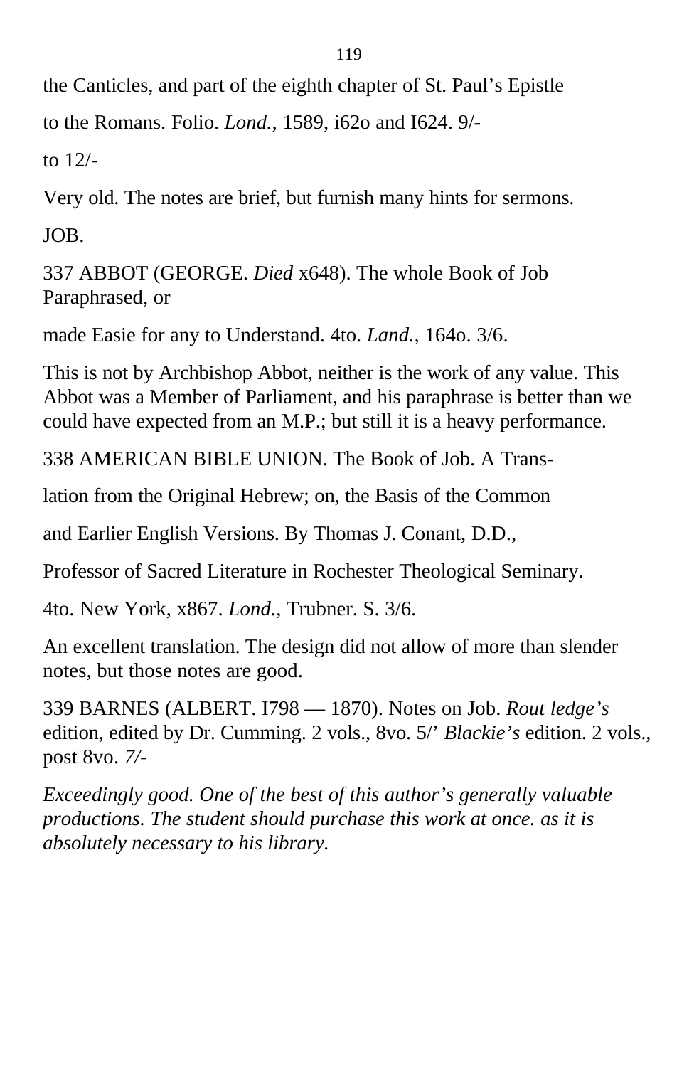the Canticles, and part of the eighth chapter of St. Paul’s Epistle

to the Romans. Folio. *Lond.*, 1589, i62o and I624. 9/-

to 12/-

Very old. The notes are brief, but furnish many hints for sermons.

JOB.

337 ABBOT (GEORGE. *Died* x648). The whole Book of Job Paraphrased, or

made Easie for any to Understand. 4to. *Land.*, 164o. 3/6.

This is not by Archbishop Abbot, neither is the work of any value. This Abbot was a Member of Parliament, and his paraphrase is better than we could have expected from an M.P.; but still it is a heavy performance.

338 AMERICAN BIBLE UNION. The Book of Job. A Trans-

lation from the Original Hebrew; on, the Basis of the Common

and Earlier English Versions. By Thomas J. Conant, D.D.,

Professor of Sacred Literature in Rochester Theological Seminary.

4to. New York, x867. *Lond.*, Trubner. S. 3/6.

An excellent translation. The design did not allow of more than slender notes, but those notes are good.

339 BARNES (ALBERT. I798 — 1870). Notes on Job. *Rout ledge’s* edition, edited by Dr. Cumming. 2 vols., 8vo. 5/’ *Blackie’s* edition. 2 vols., post 8vo. *7/-*

*Exceedingly good. One of the best of this author’s generally valuable productions. The student should purchase this work at once. as it is absolutely necessary to his library.*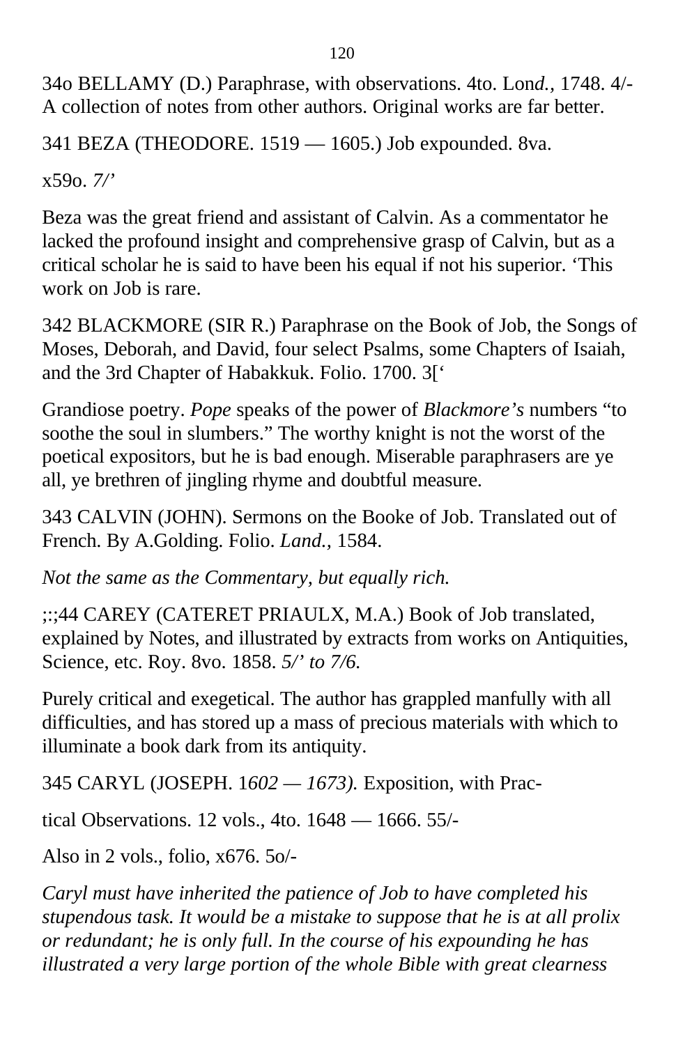34o BELLAMY (D.) Paraphrase, with observations. 4to. Lon*d.,* 1748. 4/- A collection of notes from other authors. Original works are far better.

341 BEZA (THEODORE. 1519 — 1605.) Job expounded. 8va.

x59o. *7/'*

Beza was the great friend and assistant of Calvin. As a commentator he lacked the profound insight and comprehensive grasp of Calvin, but as a critical scholar he is said to have been his equal if not his superior. ‘This work on Job is rare.

342 BLACKMORE (SIR R.) Paraphrase on the Book of Job, the Songs of Moses, Deborah, and David, four select Psalms, some Chapters of Isaiah, and the 3rd Chapter of Habakkuk. Folio. 1700. 3[‘

Grandiose poetry. *Pope* speaks of the power of *Blackmore’s* numbers “to soothe the soul in slumbers.” The worthy knight is not the worst of the poetical expositors, but he is bad enough. Miserable paraphrasers are ye all, ye brethren of jingling rhyme and doubtful measure.

343 CALVIN (JOHN). Sermons on the Booke of Job. Translated out of French. By A.Golding. Folio. *Land.,* 1584.

*Not the same as the Commentary, but equally rich.*

;:;44 CAREY (CATERET PRIAULX, M.A.) Book of Job translated, explained by Notes, and illustrated by extracts from works on Antiquities, Science, etc. Roy. 8vo. 1858. *5/’ to 7/6.*

Purely critical and exegetical. The author has grappled manfully with all difficulties, and has stored up a mass of precious materials with which to illuminate a book dark from its antiquity.

345 CARYL (JOSEPH. 1*602 — 1673).* Exposition, with Prac-

tical Observations. 12 vols., 4to. 1648 — 1666. 55/-

Also in 2 vols., folio, x676. 5o/-

*Caryl must have inherited the patience of Job to have completed his stupendous task. It would be a mistake to suppose that he is at all prolix or redundant; he is only full. In the course of his expounding he has illustrated a very large portion of the whole Bible with great clearness*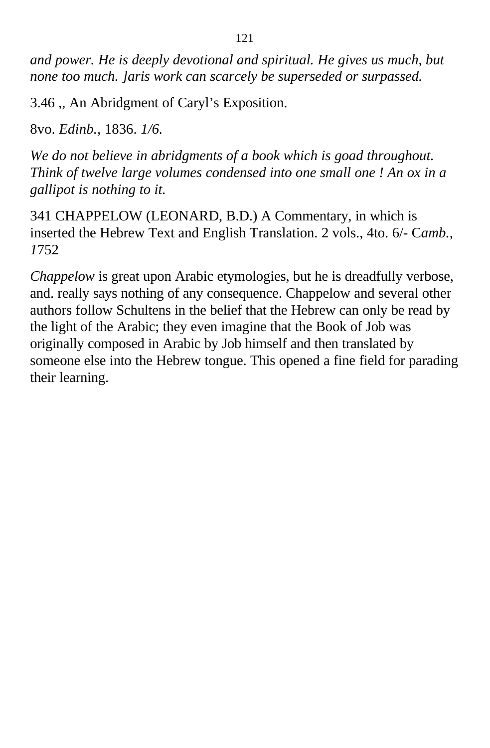*and power. He is deeply devotional and spiritual. He gives us much, but none too much. ]aris work can scarcely be superseded or surpassed.*

3.46 ,, An Abridgment of Caryl's Exposition.

8vo. *Edinb.,* 1836. *1/6.*

*We do not believe in abridgments of a book which is goad throughout. Think of twelve large volumes condensed into one small one ! An ox in a gallipot is nothing to it.*

341 CHAPPELOW (LEONARD, B.D.) A Commentary, in which is inserted the Hebrew Text and English Translation. 2 vols., 4to. 6/- C*amb., 1*752

*Chappelow* is great upon Arabic etymologies, but he is dreadfully verbose, and. really says nothing of any consequence. Chappelow and several other authors follow Schultens in the belief that the Hebrew can only be read by the light of the Arabic; they even imagine that the Book of Job was originally composed in Arabic by Job himself and then translated by someone else into the Hebrew tongue. This opened a fine field for parading their learning.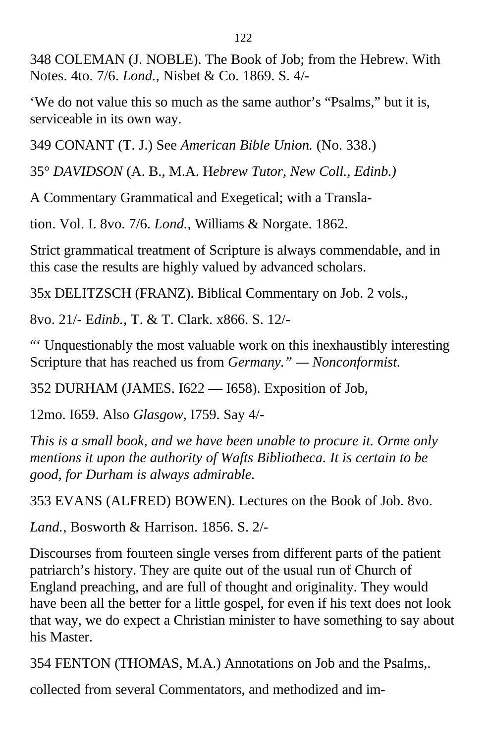348 COLEMAN (J. NOBLE). The Book of Job; from the Hebrew. With Notes. 4to. 7/6. *Lond.*, Nisbet & Co. 1869. S. 4/-

‘We do not value this so much as the same author’s “Psalms,” but it is, serviceable in its own way.

349 CONANT (T. J.) See *American Bible Union.* (No. 338.)

35° *DAVIDSON* (A. B., M.A. H*ebrew Tutor, New Coll., Edinb.)*

A Commentary Grammatical and Exegetical; with a Transla-

tion. Vol. I. 8vo. 7/6. *Lond.*, Williams & Norgate. 1862.

Strict grammatical treatment of Scripture is always commendable, and in this case the results are highly valued by advanced scholars.

35x DELITZSCH (FRANZ). Biblical Commentary on Job. 2 vols.,

8vo. 21/- E*dinb.*, T. & T. Clark. x866. S. 12/-

“‘ Unquestionably the most valuable work on this inexhaustibly interesting Scripture that has reached us from *Germany.” — Nonconformist.*

352 DURHAM (JAMES. I622 — I658). Exposition of Job,

12mo. I659. Also *Glasgow,* I759. Say 4/-

*This is a small book, and we have been unable to procure it. Orme only mentions it upon the authority of Wafts Bibliotheca. It is certain to be good, for Durham is always admirable.*

353 EVANS (ALFRED) BOWEN). Lectures on the Book of Job. 8vo.

*Land.,* Bosworth & Harrison. 1856. S. 2/-

Discourses from fourteen single verses from different parts of the patient patriarch’s history. They are quite out of the usual run of Church of England preaching, and are full of thought and originality. They would have been all the better for a little gospel, for even if his text does not look that way, we do expect a Christian minister to have something to say about his Master.

354 FENTON (THOMAS, M.A.) Annotations on Job and the Psalms,.

collected from several Commentators, and methodized and im-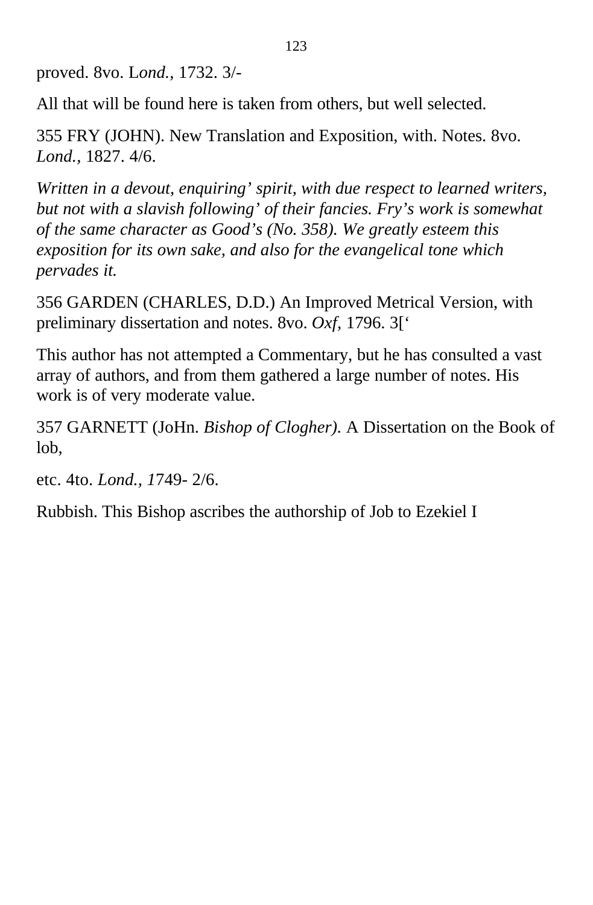proved. 8vo. L*ond.*, 1732. 3/-

All that will be found here is taken from others, but well selected.

355 FRY (JOHN). New Translation and Exposition, with. Notes. 8vo. *Lond.*, 1827. 4/6.

*Written in a devout, enquiring' spirit, with due respect to learned writers, but not with a slavish following' of their fancies. Fry's work is somewhat of the same character as Good's (No. 358). We greatly esteem this exposition for its own sake, and also for the evangelical tone which pervades it.*

356 GARDEN (CHARLES, D.D.) An Improved Metrical Version, with preliminary dissertation and notes. 8vo. *Oxf*, 1796. 3['

This author has not attempted a Commentary, but he has consulted a vast array of authors, and from them gathered a large number of notes. His work is of very moderate value.

357 GARNETT (JoHn. *Bishop of Clogher).* A Dissertation on the Book of lob,

etc. 4to. *Lond., 1*749- 2/6.

Rubbish. This Bishop ascribes the authorship of Job to Ezekiel I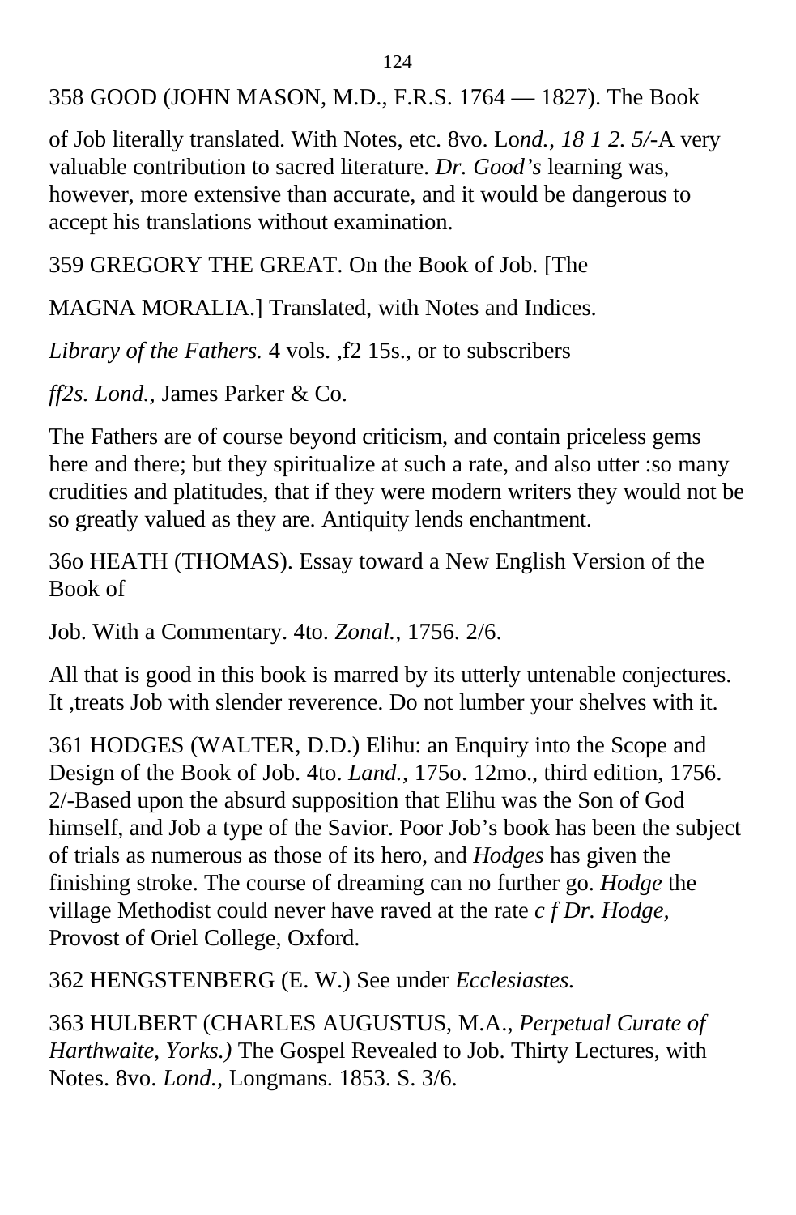358 GOOD (JOHN MASON, M.D., F.R.S. 1764 — 1827). The Book

of Job literally translated. With Notes, etc. 8vo. Lo*nd., 18 1 2. 5/-*A very valuable contribution to sacred literature. *Dr. Good's* learning was, however, more extensive than accurate, and it would be dangerous to accept his translations without examination.

359 GREGORY THE GREAT. On the Book of Job. [The

MAGNA MORALIA.] Translated, with Notes and Indices.

*Library of the Fathers.* 4 vols. ,f2 15s., or to subscribers

*ff2s. Lond.,* James Parker & Co.

The Fathers are of course beyond criticism, and contain priceless gems here and there; but they spiritualize at such a rate, and also utter :so many crudities and platitudes, that if they were modern writers they would not be so greatly valued as they are. Antiquity lends enchantment.

36o HEATH (THOMAS). Essay toward a New English Version of the Book of

Job. With a Commentary. 4to. *Zonal.,* 1756. 2/6.

All that is good in this book is marred by its utterly untenable conjectures. It ,treats Job with slender reverence. Do not lumber your shelves with it.

361 HODGES (WALTER, D.D.) Elihu: an Enquiry into the Scope and Design of the Book of Job. 4to. *Land.,* 175o. 12mo., third edition, 1756. 2/-Based upon the absurd supposition that Elihu was the Son of God himself, and Job a type of the Savior. Poor Job's book has been the subject of trials as numerous as those of its hero, and *Hodges* has given the finishing stroke. The course of dreaming can no further go. *Hodge* the village Methodist could never have raved at the rate *c f Dr. Hodge,* Provost of Oriel College, Oxford.

362 HENGSTENBERG (E. W.) See under *Ecclesiastes.*

363 HULBERT (CHARLES AUGUSTUS, M.A., *Perpetual Curate of Harthwaite, Yorks.)* The Gospel Revealed to Job. Thirty Lectures, with Notes. 8vo. *Lond.,* Longmans. 1853. S. 3/6.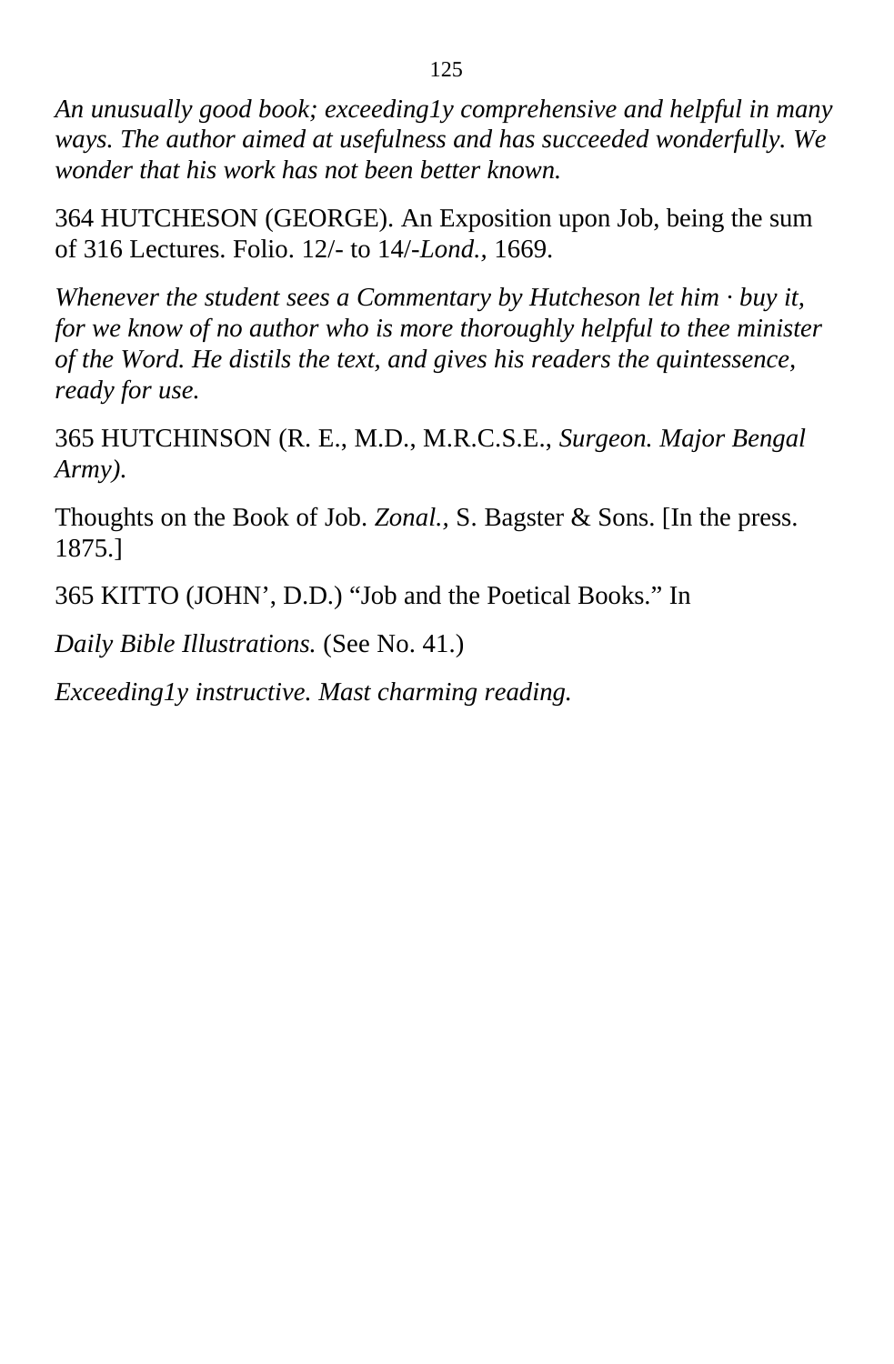*An unusually good book; exceeding1y comprehensive and helpful in many ways. The author aimed at usefulness and has succeeded wonderfully. We wonder that his work has not been better known.*

364 HUTCHESON (GEORGE). An Exposition upon Job, being the sum of 316 Lectures. Folio. 12/- to 14/-*Lond.,* 1669.

*Whenever the student sees a Commentary by Hutcheson let him · buy it, for we know of no author who is more thoroughly helpful to thee minister of the Word. He distils the text, and gives his readers the quintessence, ready for use.*

365 HUTCHINSON (R. E., M.D., M.R.C.S.E., *Surgeon. Major Bengal Army).*

Thoughts on the Book of Job. *Zonal.,* S. Bagster & Sons. [In the press. 1875.]

365 KITTO (JOHN', D.D.) "Job and the Poetical Books." In

*Daily Bible Illustrations.* (See No. 41.)

*Exceeding1y instructive. Mast charming reading.*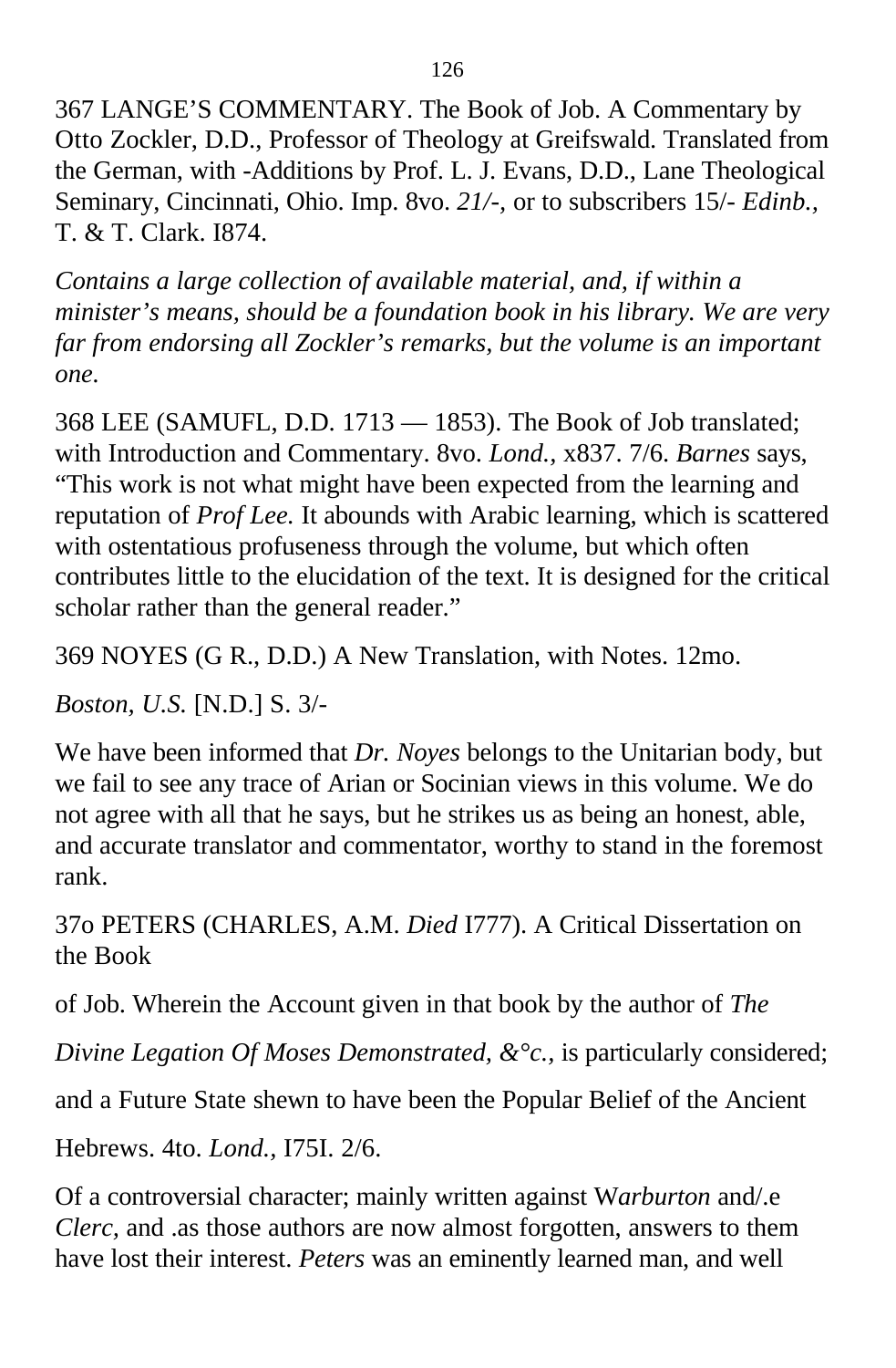367 LANGE'S COMMENTARY. The Book of Job. A Commentary by Otto Zockler, D.D., Professor of Theology at Greifswald. Translated from the German, with -Additions by Prof. L. J. Evans, D.D., Lane Theological Seminary, Cincinnati, Ohio. Imp. 8vo. *21/-*, or to subscribers 15/- *Edinb.*, T. & T. Clark. I874.

*Contains a large collection of available material, and, if within a minister's means, should be a foundation book in his library. We are very far from endorsing all Zockler's remarks, but the volume is an important one.*

368 LEE (SAMUFL, D.D. 1713 — 1853). The Book of Job translated; with Introduction and Commentary. 8vo. *Lond.*, x837. 7/6. *Barnes* says, "This work is not what might have been expected from the learning and reputation of *Prof Lee.* It abounds with Arabic learning, which is scattered with ostentatious profuseness through the volume, but which often contributes little to the elucidation of the text. It is designed for the critical scholar rather than the general reader."

369 NOYES (G R., D.D.) A New Translation, with Notes. 12mo.

*Boston, U.S.* [N.D.] S. 3/-

We have been informed that *Dr. Noyes* belongs to the Unitarian body, but we fail to see any trace of Arian or Socinian views in this volume. We do not agree with all that he says, but he strikes us as being an honest, able, and accurate translator and commentator, worthy to stand in the foremost rank.

37o PETERS (CHARLES, A.M. *Died* I777). A Critical Dissertation on the Book

of Job. Wherein the Account given in that book by the author of *The*

*Divine Legation Of Moses Demonstrated, &°c.,* is particularly considered;

and a Future State shewn to have been the Popular Belief of the Ancient

Hebrews. 4to. *Lond.,* I75I. 2/6.

Of a controversial character; mainly written against W*arburton* and/.e *Clerc*, and .as those authors are now almost forgotten, answers to them have lost their interest. *Peters* was an eminently learned man, and well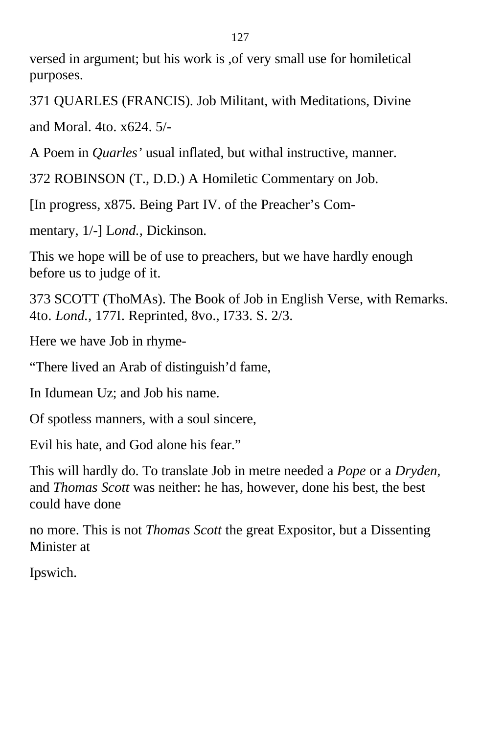versed in argument; but his work is ,of very small use for homiletical purposes.

371 QUARLES (FRANCIS). Job Militant, with Meditations, Divine

and Moral. 4to. x624. 5/-

A Poem in *Quarles'* usual inflated, but withal instructive, manner.

372 ROBINSON (T., D.D.) A Homiletic Commentary on Job.

[In progress, x875. Being Part IV. of the Preacher's Com-

mentary, 1/-] L*ond.,* Dickinson.

This we hope will be of use to preachers, but we have hardly enough before us to judge of it.

373 SCOTT (ThoMAs). The Book of Job in English Verse, with Remarks. 4to. *Lond.*, 177I. Reprinted, 8vo., I733. S. 2/3.

Here we have Job in rhyme-

"There lived an Arab of distinguish'd fame,

In Idumean Uz; and Job his name.

Of spotless manners, with a soul sincere,

Evil his hate, and God alone his fear."

This will hardly do. To translate Job in metre needed a *Pope* or a *Dryden,* and *Thomas Scott* was neither: he has, however, done his best, the best could have done

no more. This is not *Thomas Scott* the great Expositor, but a Dissenting Minister at

Ipswich.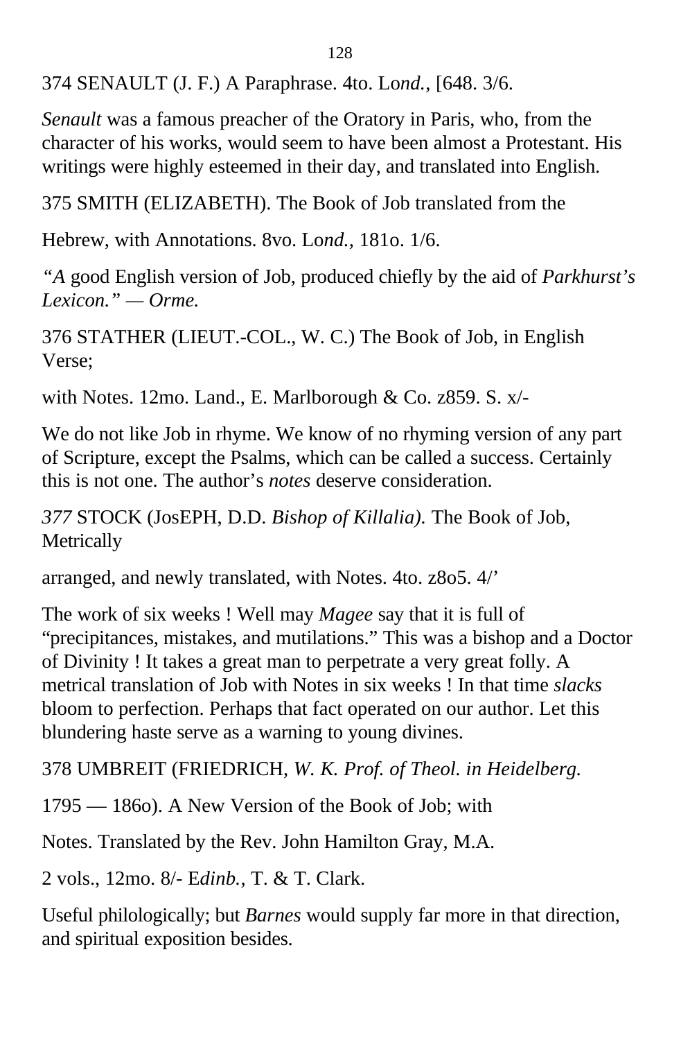374 SENAULT (J. F.) A Paraphrase. 4to. Lo*nd.*, [648. 3/6.

*Senault* was a famous preacher of the Oratory in Paris, who, from the character of his works, would seem to have been almost a Protestant. His writings were highly esteemed in their day, and translated into English.

375 SMITH (ELIZABETH). The Book of Job translated from the

Hebrew, with Annotations. 8vo. Lo*nd.*, 181o. 1/6.

*"A* good English version of Job, produced chiefly by the aid of *Parkhurst's Lexicon." — Orme.*

376 STATHER (LIEUT.-COL., W. C.) The Book of Job, in English Verse;

with Notes. 12mo. Land., E. Marlborough & Co. z859. S. x/-

We do not like Job in rhyme. We know of no rhyming version of any part of Scripture, except the Psalms, which can be called a success. Certainly this is not one. The author's *notes* deserve consideration.

*377* STOCK (JosEPH, D.D. *Bishop of Killalia).* The Book of Job, Metrically

arranged, and newly translated, with Notes. 4to. z8o5. 4/'

The work of six weeks ! Well may *Magee* say that it is full of "precipitances, mistakes, and mutilations." This was a bishop and a Doctor of Divinity ! It takes a great man to perpetrate a very great folly. A metrical translation of Job with Notes in six weeks ! In that time *slacks* bloom to perfection. Perhaps that fact operated on our author. Let this blundering haste serve as a warning to young divines.

378 UMBREIT (FRIEDRICH, *W. K. Prof. of Theol. in Heidelberg.*

1795 — 186o). A New Version of the Book of Job; with

Notes. Translated by the Rev. John Hamilton Gray, M.A.

2 vols., 12mo. 8/- E*dinb.*, T. & T. Clark.

Useful philologically; but *Barnes* would supply far more in that direction, and spiritual exposition besides.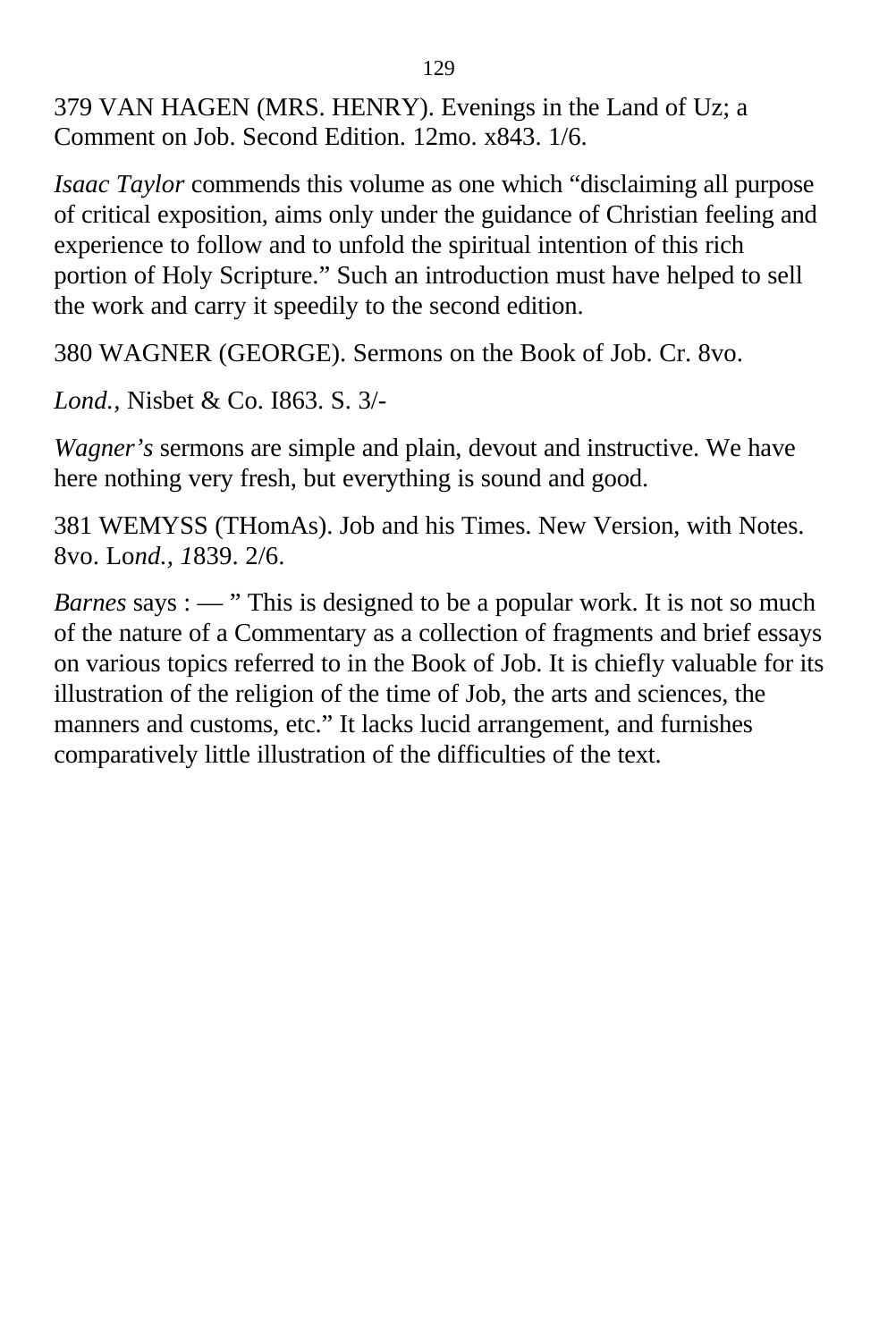379 VAN HAGEN (MRS. HENRY). Evenings in the Land of Uz; a Comment on Job. Second Edition. 12mo. x843. 1/6.

*Isaac Taylor* commends this volume as one which “disclaiming all purpose of critical exposition, aims only under the guidance of Christian feeling and experience to follow and to unfold the spiritual intention of this rich portion of Holy Scripture.” Such an introduction must have helped to sell the work and carry it speedily to the second edition.

380 WAGNER (GEORGE). Sermons on the Book of Job. Cr. 8vo.

*Lond.,* Nisbet & Co. I863. S. 3/-

*Wagner’s* sermons are simple and plain, devout and instructive. We have here nothing very fresh, but everything is sound and good.

381 WEMYSS (THomAs). Job and his Times. New Version, with Notes. 8vo. Lo*nd., 1*839. 2/6.

*Barnes* says : — ” This is designed to be a popular work. It is not so much of the nature of a Commentary as a collection of fragments and brief essays on various topics referred to in the Book of Job. It is chiefly valuable for its illustration of the religion of the time of Job, the arts and sciences, the manners and customs, etc.” It lacks lucid arrangement, and furnishes comparatively little illustration of the difficulties of the text.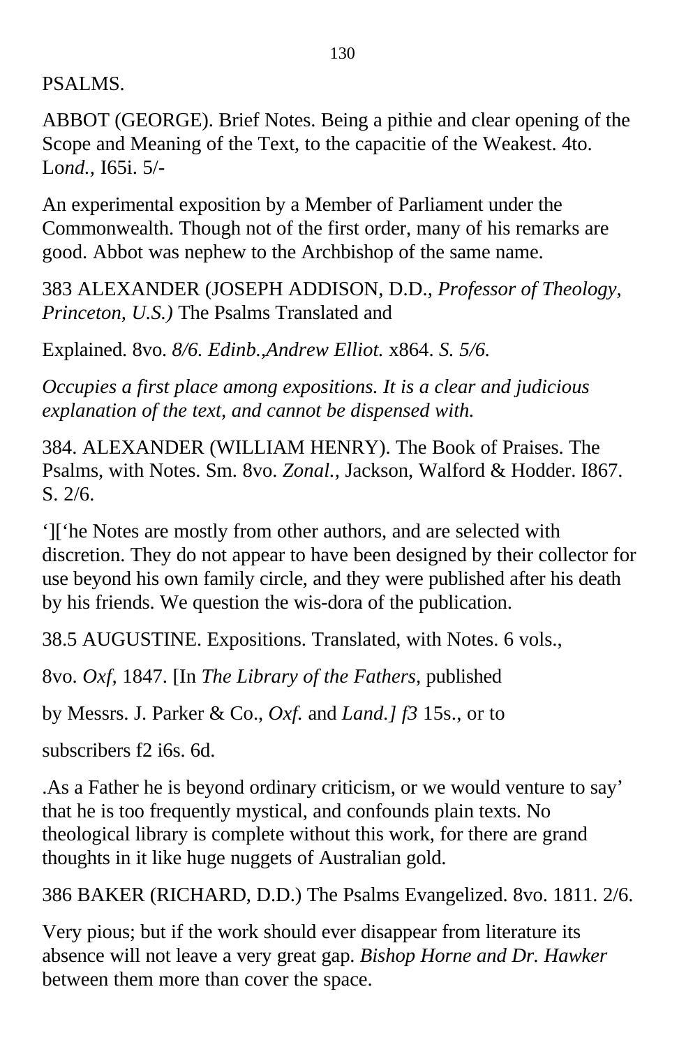PSALMS.

ABBOT (GEORGE). Brief Notes. Being a pithie and clear opening of the Scope and Meaning of the Text, to the capacitie of the Weakest. 4to. L*ond.,* I65i. 5/-

An experimental exposition by a Member of Parliament under the Commonwealth. Though not of the first order, many of his remarks are good. Abbot was nephew to the Archbishop of the same name.

383 ALEXANDER (JOSEPH ADDISON, D.D., *Professor of Theology, Princeton, U.S.)* The Psalms Translated and

Explained. 8vo. *8/6. Edinb.,Andrew Elliot.* x864. *S. 5/6.*

*Occupies a first place among expositions. It is a clear and judicious explanation of the text, and cannot be dispensed with.*

384. ALEXANDER (WILLIAM HENRY). The Book of Praises. The Psalms, with Notes. Sm. 8vo. *Zonal.,* Jackson, Walford & Hodder. I867. S. 2/6.

‘][‘he Notes are mostly from other authors, and are selected with discretion. They do not appear to have been designed by their collector for use beyond his own family circle, and they were published after his death by his friends. We question the wis-dora of the publication.

38.5 AUGUSTINE. Expositions. Translated, with Notes. 6 vols.,

8vo. *Oxf,* 1847. [In *The Library of the Fathers,* published

by Messrs. J. Parker & Co., *Oxf.* and *Land.] f3* 15s., or to

subscribers f2 i6s. 6d.

.As a Father he is beyond ordinary criticism, or we would venture to say’ that he is too frequently mystical, and confounds plain texts. No theological library is complete without this work, for there are grand thoughts in it like huge nuggets of Australian gold.

386 BAKER (RICHARD, D.D.) The Psalms Evangelized. 8vo. 1811. 2/6.

Very pious; but if the work should ever disappear from literature its absence will not leave a very great gap. *Bishop Horne and Dr. Hawker* between them more than cover the space.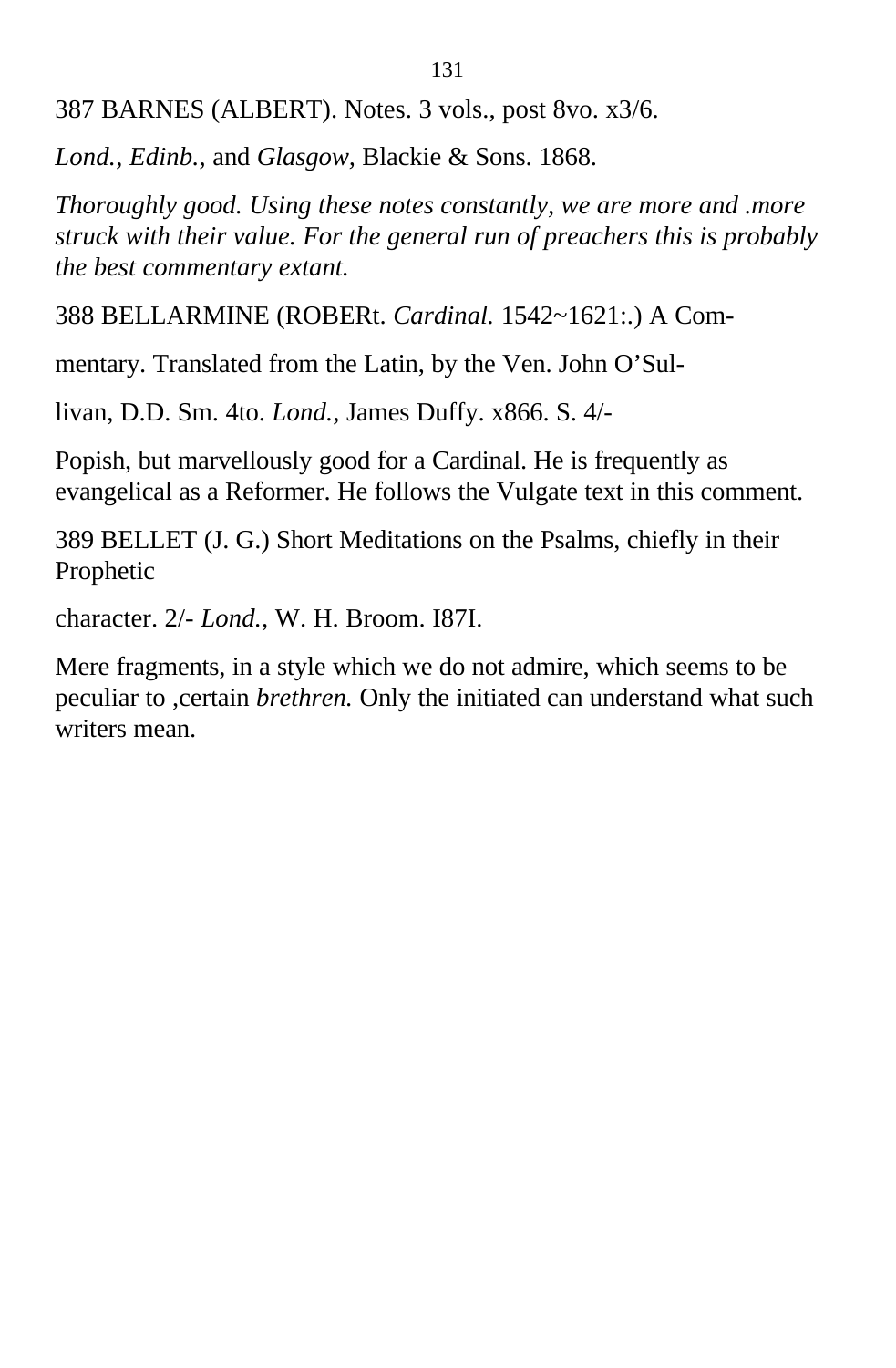387 BARNES (ALBERT). Notes. 3 vols., post 8vo. x3/6.

*Lond., Edinb.,* and *Glasgow,* Blackie & Sons. 1868.

*Thoroughly good. Using these notes constantly, we are more and .more struck with their value. For the general run of preachers this is probably the best commentary extant.*

388 BELLARMINE (ROBERt. *Cardinal.* 1542~1621:.) A Com-

mentary. Translated from the Latin, by the Ven. John O'Sul-

livan, D.D. Sm. 4to. *Lond.,* James Duffy. x866. S. 4/-

Popish, but marvellously good for a Cardinal. He is frequently as evangelical as a Reformer. He follows the Vulgate text in this comment.

389 BELLET (J. G.) Short Meditations on the Psalms, chiefly in their Prophetic

character. 2/- *Lond.,* W. H. Broom. I87I.

Mere fragments, in a style which we do not admire, which seems to be peculiar to ,certain *brethren.* Only the initiated can understand what such writers mean.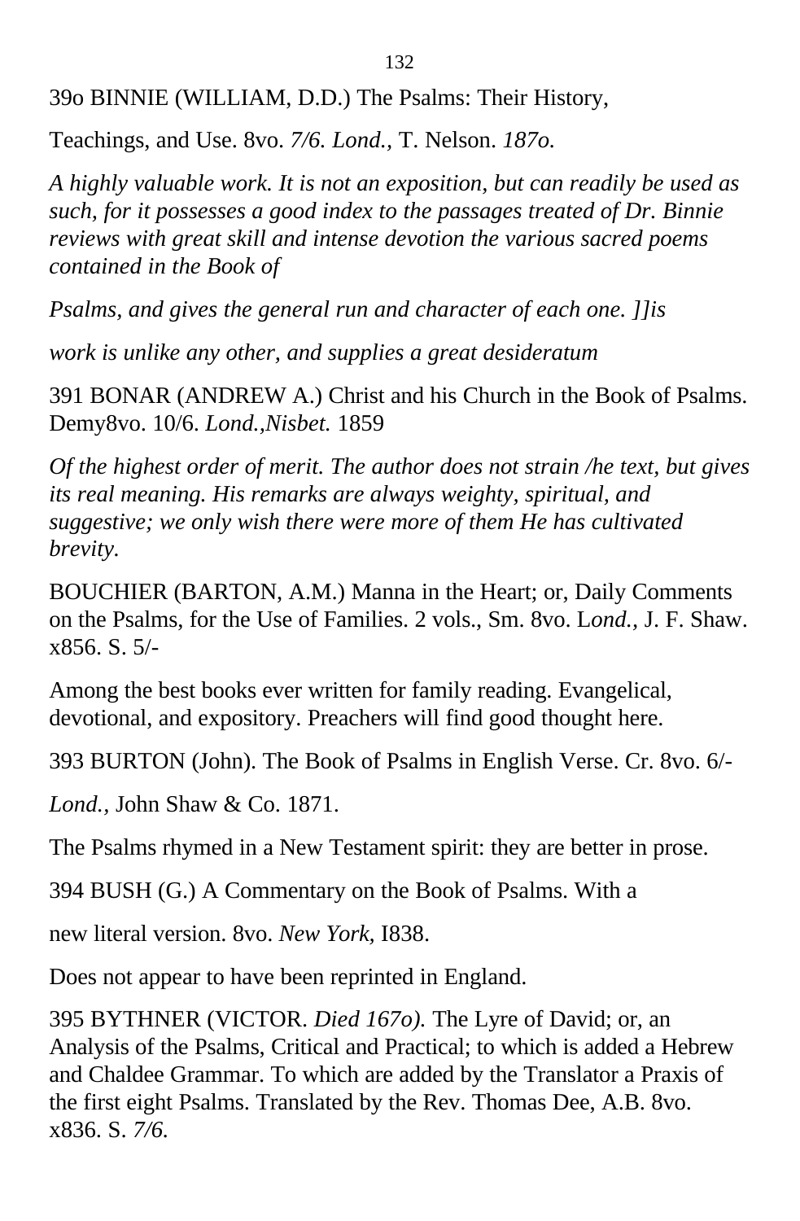39o BINNIE (WILLIAM, D.D.) The Psalms: Their History,

Teachings, and Use. 8vo. *7/6. Lond.*, T. Nelson. *187o.*

*A highly valuable work. It is not an exposition, but can readily be used as such, for it possesses a good index to the passages treated of Dr. Binnie reviews with great skill and intense devotion the various sacred poems contained in the Book of*

*Psalms, and gives the general run and character of each one. ]]is*

*work is unlike any other, and supplies a great desideratum*

391 BONAR (ANDREW A.) Christ and his Church in the Book of Psalms. Demy8vo. 10/6. *Lond.,Nisbet.* 1859

*Of the highest order of merit. The author does not strain /he text, but gives its real meaning. His remarks are always weighty, spiritual, and suggestive; we only wish there were more of them He has cultivated brevity.*

BOUCHIER (BARTON, A.M.) Manna in the Heart; or, Daily Comments on the Psalms, for the Use of Families. 2 vols., Sm. 8vo. L*ond.*, J. F. Shaw. x856. S. 5/-

Among the best books ever written for family reading. Evangelical, devotional, and expository. Preachers will find good thought here.

393 BURTON (John). The Book of Psalms in English Verse. Cr. 8vo. 6/-

*Lond.*, John Shaw & Co. 1871.

The Psalms rhymed in a New Testament spirit: they are better in prose.

394 BUSH (G.) A Commentary on the Book of Psalms. With a

new literal version. 8vo. *New York*, I838.

Does not appear to have been reprinted in England.

395 BYTHNER (VICTOR. *Died 167o).* The Lyre of David; or, an Analysis of the Psalms, Critical and Practical; to which is added a Hebrew and Chaldee Grammar. To which are added by the Translator a Praxis of the first eight Psalms. Translated by the Rev. Thomas Dee, A.B. 8vo. x836. S. *7/6.*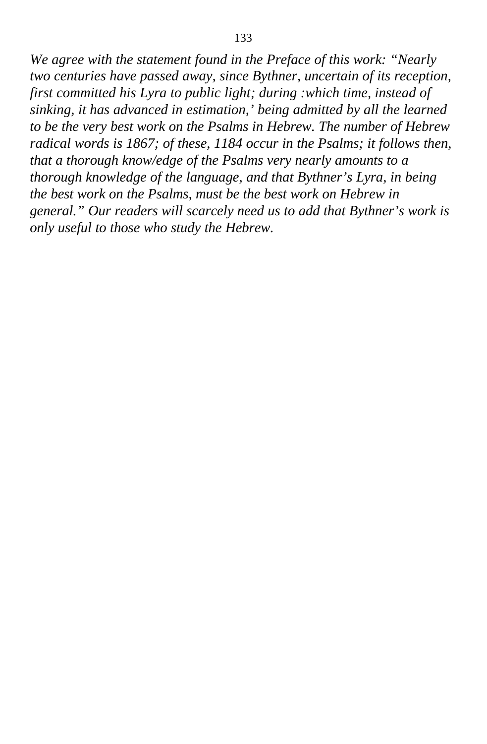*We agree with the statement found in the Preface of this work: “Nearly two centuries have passed away, since Bythner, uncertain of its reception, first committed his Lyra to public light; during :which time, instead of sinking, it has advanced in estimation,’ being admitted by all the learned to be the very best work on the Psalms in Hebrew. The number of Hebrew radical words is 1867; of these, 1184 occur in the Psalms; it follows then, that a thorough know/edge of the Psalms very nearly amounts to a thorough knowledge of the language, and that Bythner’s Lyra, in being the best work on the Psalms, must be the best work on Hebrew in general.” Our readers will scarcely need us to add that Bythner’s work is only useful to those who study the Hebrew.*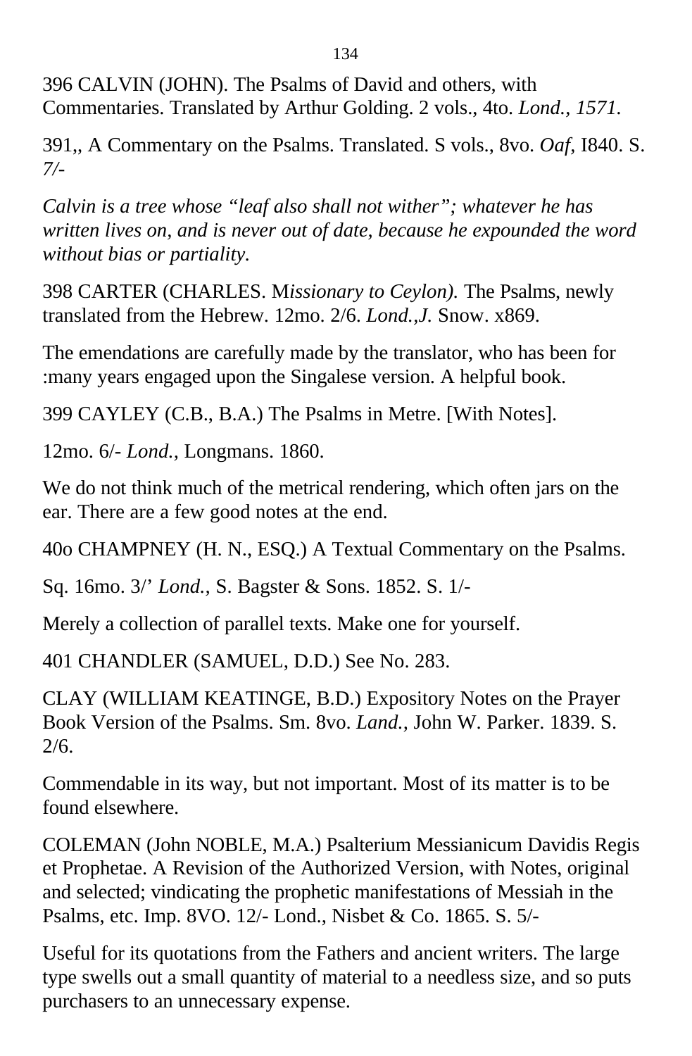396 CALVIN (JOHN). The Psalms of David and others, with Commentaries. Translated by Arthur Golding. 2 vols., 4to. *Lond., 1571.*

391,, A Commentary on the Psalms. Translated. S vols., 8vo. *Oaf,* I840. S. *7/-*

*Calvin is a tree whose "leaf also shall not wither"; whatever he has written lives on, and is never out of date, because he expounded the word without bias or partiality.*

398 CARTER (CHARLES. M*issionary to Ceylon).* The Psalms, newly translated from the Hebrew. 12mo. 2/6. *Lond.,J.* Snow. x869.

The emendations are carefully made by the translator, who has been for :many years engaged upon the Singalese version. A helpful book.

399 CAYLEY (C.B., B.A.) The Psalms in Metre. [With Notes].

12mo. 6/- *Lond.,* Longmans. 1860.

We do not think much of the metrical rendering, which often jars on the ear. There are a few good notes at the end.

40o CHAMPNEY (H. N., ESQ.) A Textual Commentary on the Psalms.

Sq. 16mo. 3/' *Lond.,* S. Bagster & Sons. 1852. S. 1/-

Merely a collection of parallel texts. Make one for yourself.

401 CHANDLER (SAMUEL, D.D.) See No. 283.

CLAY (WILLIAM KEATINGE, B.D.) Expository Notes on the Prayer Book Version of the Psalms. Sm. 8vo. *Land.,* John W. Parker. 1839. S. 2/6.

Commendable in its way, but not important. Most of its matter is to be found elsewhere.

COLEMAN (John NOBLE, M.A.) Psalterium Messianicum Davidis Regis et Prophetae. A Revision of the Authorized Version, with Notes, original and selected; vindicating the prophetic manifestations of Messiah in the Psalms, etc. Imp. 8VO. 12/- Lond., Nisbet & Co. 1865. S. 5/-

Useful for its quotations from the Fathers and ancient writers. The large type swells out a small quantity of material to a needless size, and so puts purchasers to an unnecessary expense.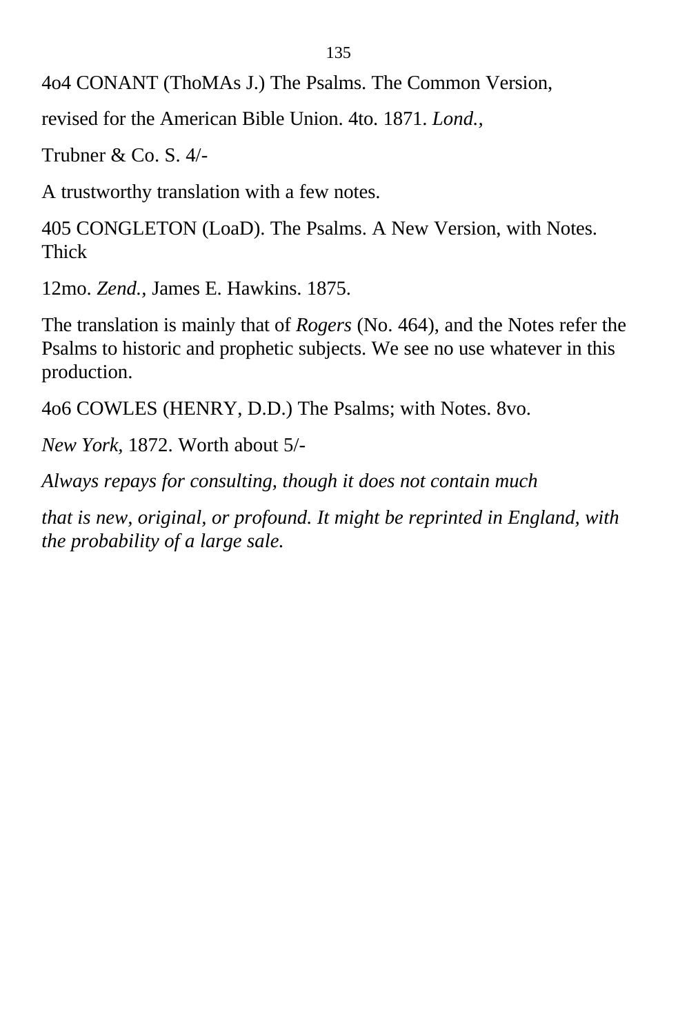4o4 CONANT (ThoMAs J.) The Psalms. The Common Version,

revised for the American Bible Union. 4to. 1871. *Lond.,*

Trubner & Co. S. 4/-

A trustworthy translation with a few notes.

405 CONGLETON (LoaD). The Psalms. A New Version, with Notes. Thick

12mo. *Zend.,* James E. Hawkins. 1875.

The translation is mainly that of *Rogers* (No. 464), and the Notes refer the Psalms to historic and prophetic subjects. We see no use whatever in this production.

4o6 COWLES (HENRY, D.D.) The Psalms; with Notes. 8vo.

*New York,* 1872. Worth about 5/-

*Always repays for consulting, though it does not contain much*

*that is new, original, or profound. It might be reprinted in England, with the probability of a large sale.*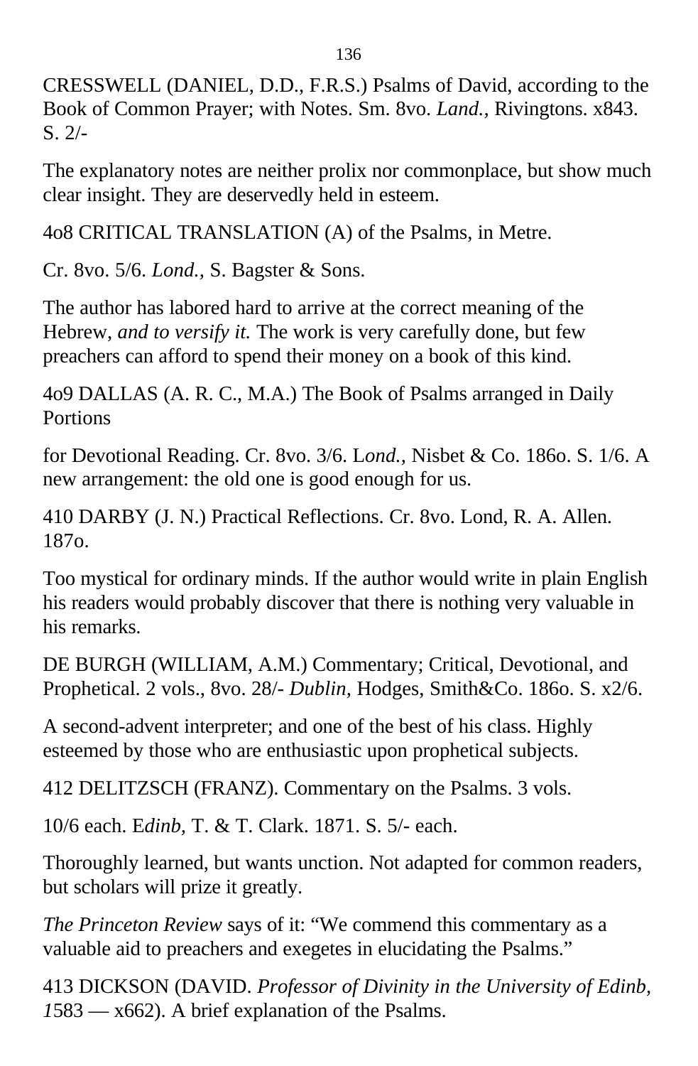CRESSWELL (DANIEL, D.D., F.R.S.) Psalms of David, according to the Book of Common Prayer; with Notes. Sm. 8vo. *Land.*, Rivingtons. x843. S. 2/-

The explanatory notes are neither prolix nor commonplace, but show much clear insight. They are deservedly held in esteem.

4o8 CRITICAL TRANSLATION (A) of the Psalms, in Metre.

Cr. 8vo. 5/6. *Lond.*, S. Bagster & Sons.

The author has labored hard to arrive at the correct meaning of the Hebrew, *and to versify it.* The work is very carefully done, but few preachers can afford to spend their money on a book of this kind.

4o9 DALLAS (A. R. C., M.A.) The Book of Psalms arranged in Daily Portions

for Devotional Reading. Cr. 8vo. 3/6. L*ond.*, Nisbet & Co. 186o. S. 1/6. A new arrangement: the old one is good enough for us.

410 DARBY (J. N.) Practical Reflections. Cr. 8vo. Lond, R. A. Allen. 187o.

Too mystical for ordinary minds. If the author would write in plain English his readers would probably discover that there is nothing very valuable in his remarks.

DE BURGH (WILLIAM, A.M.) Commentary; Critical, Devotional, and Prophetical. 2 vols., 8vo. 28/- *Dublin*, Hodges, Smith&Co. 186o. S. x2/6.

A second-advent interpreter; and one of the best of his class. Highly esteemed by those who are enthusiastic upon prophetical subjects.

412 DELITZSCH (FRANZ). Commentary on the Psalms. 3 vols.

10/6 each. E*dinb*, T. & T. Clark. 1871. S. 5/- each.

Thoroughly learned, but wants unction. Not adapted for common readers, but scholars will prize it greatly.

*The Princeton Review* says of it: “We commend this commentary as a valuable aid to preachers and exegetes in elucidating the Psalms.”

413 DICKSON (DAVID. *Professor of Divinity in the University of Edinb, 1*583 — x662). A brief explanation of the Psalms.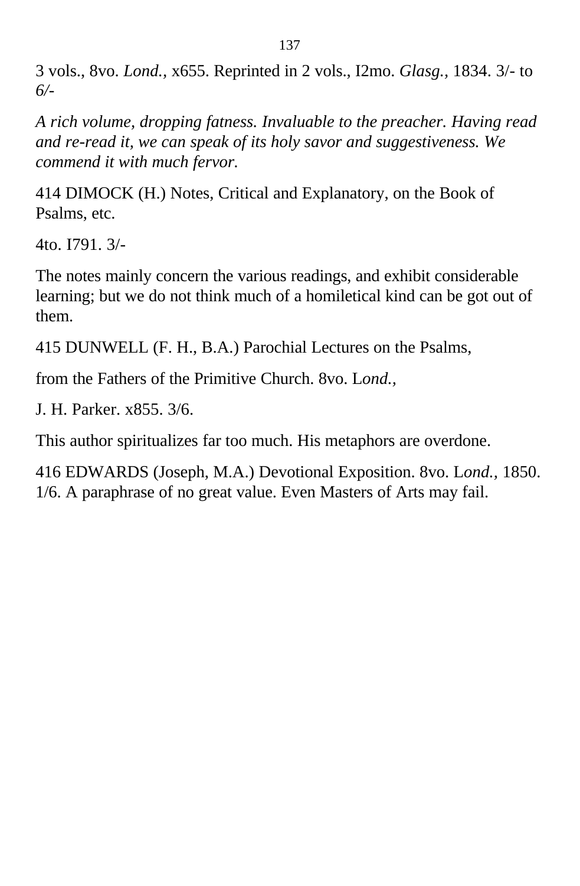3 vols., 8vo. *Lond.*, x655. Reprinted in 2 vols., I2mo. *Glasg.*, 1834. 3/- to *6/-*

*A rich volume, dropping fatness. Invaluable to the preacher. Having read and re-read it, we can speak of its holy savor and suggestiveness. We commend it with much fervor.*

414 DIMOCK (H.) Notes, Critical and Explanatory, on the Book of Psalms, etc.

4to. I791. 3/-

The notes mainly concern the various readings, and exhibit considerable learning; but we do not think much of a homiletical kind can be got out of them.

415 DUNWELL (F. H., B.A.) Parochial Lectures on the Psalms,

from the Fathers of the Primitive Church. 8vo. L*ond.*,

J. H. Parker. x855. 3/6.

This author spiritualizes far too much. His metaphors are overdone.

416 EDWARDS (Joseph, M.A.) Devotional Exposition. 8vo. L*ond.*, 1850. 1/6. A paraphrase of no great value. Even Masters of Arts may fail.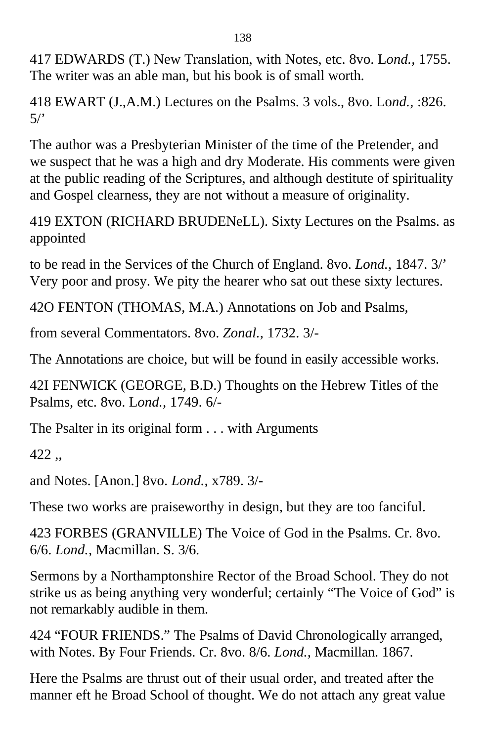417 EDWARDS (T.) New Translation, with Notes, etc. 8vo. L*ond.*, 1755. The writer was an able man, but his book is of small worth.

418 EWART (J.,A.M.) Lectures on the Psalms. 3 vols., 8vo. Lo*nd.*, :826. 5/'

The author was a Presbyterian Minister of the time of the Pretender, and we suspect that he was a high and dry Moderate. His comments were given at the public reading of the Scriptures, and although destitute of spirituality and Gospel clearness, they are not without a measure of originality.

419 EXTON (RICHARD BRUDENeLL). Sixty Lectures on the Psalms. as appointed

to be read in the Services of the Church of England. 8vo. *Lond.*, 1847. 3/' Very poor and prosy. We pity the hearer who sat out these sixty lectures.

42O FENTON (THOMAS, M.A.) Annotations on Job and Psalms,

from several Commentators. 8vo. *Zonal.*, 1732. 3/-

The Annotations are choice, but will be found in easily accessible works.

42I FENWICK (GEORGE, B.D.) Thoughts on the Hebrew Titles of the Psalms, etc. 8vo. L*ond.*, 1749. 6/-

The Psalter in its original form . . . with Arguments

422 ,,

and Notes. [Anon.] 8vo. *Lond.*, x789. 3/-

These two works are praiseworthy in design, but they are too fanciful.

423 FORBES (GRANVILLE) The Voice of God in the Psalms. Cr. 8vo. 6/6. *Lond.*, Macmillan. S. 3/6.

Sermons by a Northamptonshire Rector of the Broad School. They do not strike us as being anything very wonderful; certainly "The Voice of God" is not remarkably audible in them.

424 "FOUR FRIENDS." The Psalms of David Chronologically arranged, with Notes. By Four Friends. Cr. 8vo. 8/6. *Lond.*, Macmillan. 1867.

Here the Psalms are thrust out of their usual order, and treated after the manner eft he Broad School of thought. We do not attach any great value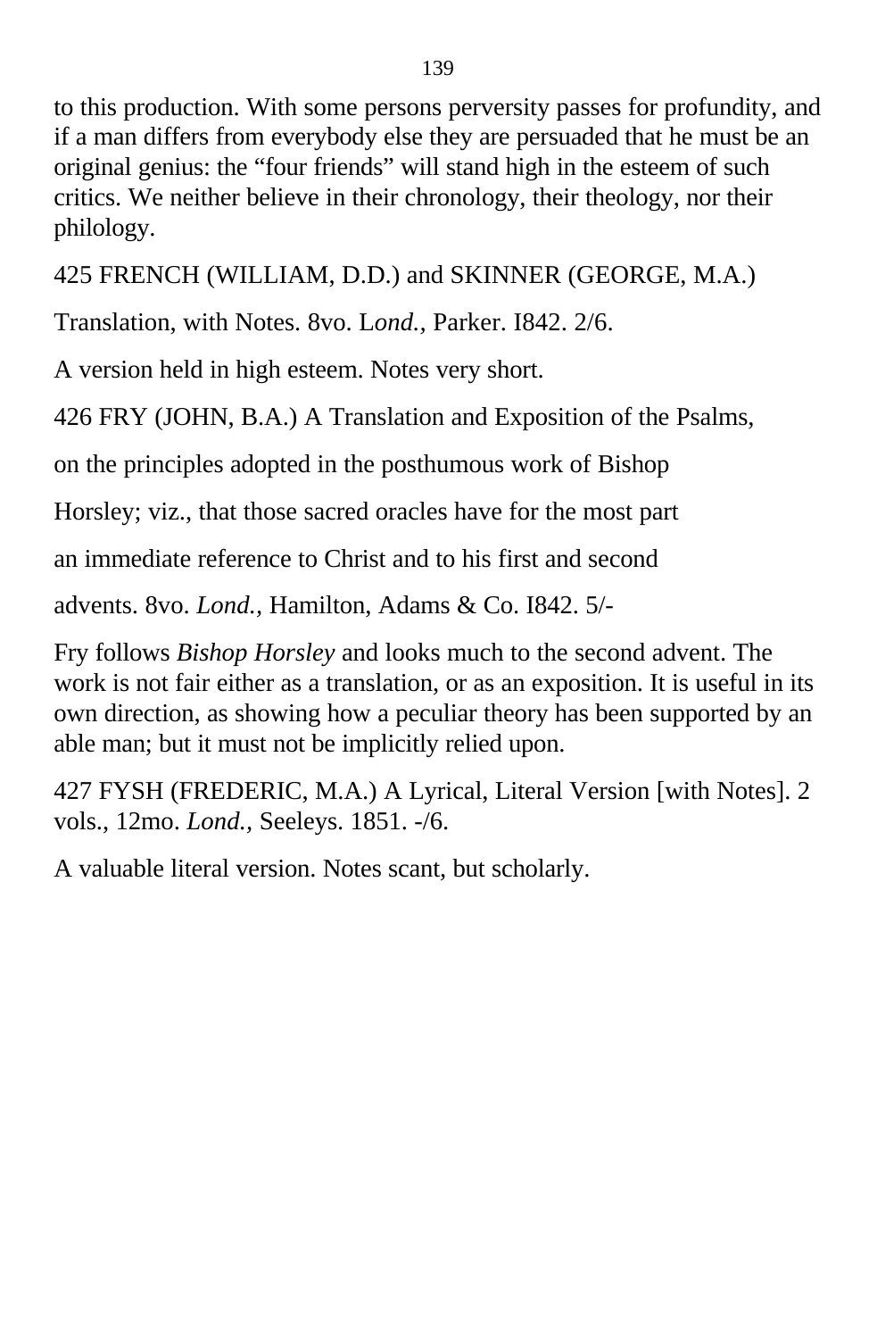to this production. With some persons perversity passes for profundity, and if a man differs from everybody else they are persuaded that he must be an original genius: the “four friends” will stand high in the esteem of such critics. We neither believe in their chronology, their theology, nor their philology.

425 FRENCH (WILLIAM, D.D.) and SKINNER (GEORGE, M.A.)

Translation, with Notes. 8vo. L*ond.*, Parker. I842. 2/6.

A version held in high esteem. Notes very short.

426 FRY (JOHN, B.A.) A Translation and Exposition of the Psalms,

on the principles adopted in the posthumous work of Bishop

Horsley; viz., that those sacred oracles have for the most part

an immediate reference to Christ and to his first and second

advents. 8vo. *Lond.*, Hamilton, Adams & Co. I842. 5/-

Fry follows *Bishop Horsley* and looks much to the second advent. The work is not fair either as a translation, or as an exposition. It is useful in its own direction, as showing how a peculiar theory has been supported by an able man; but it must not be implicitly relied upon.

427 FYSH (FREDERIC, M.A.) A Lyrical, Literal Version [with Notes]. 2 vols., 12mo. *Lond.*, Seeleys. 1851. -/6.

A valuable literal version. Notes scant, but scholarly.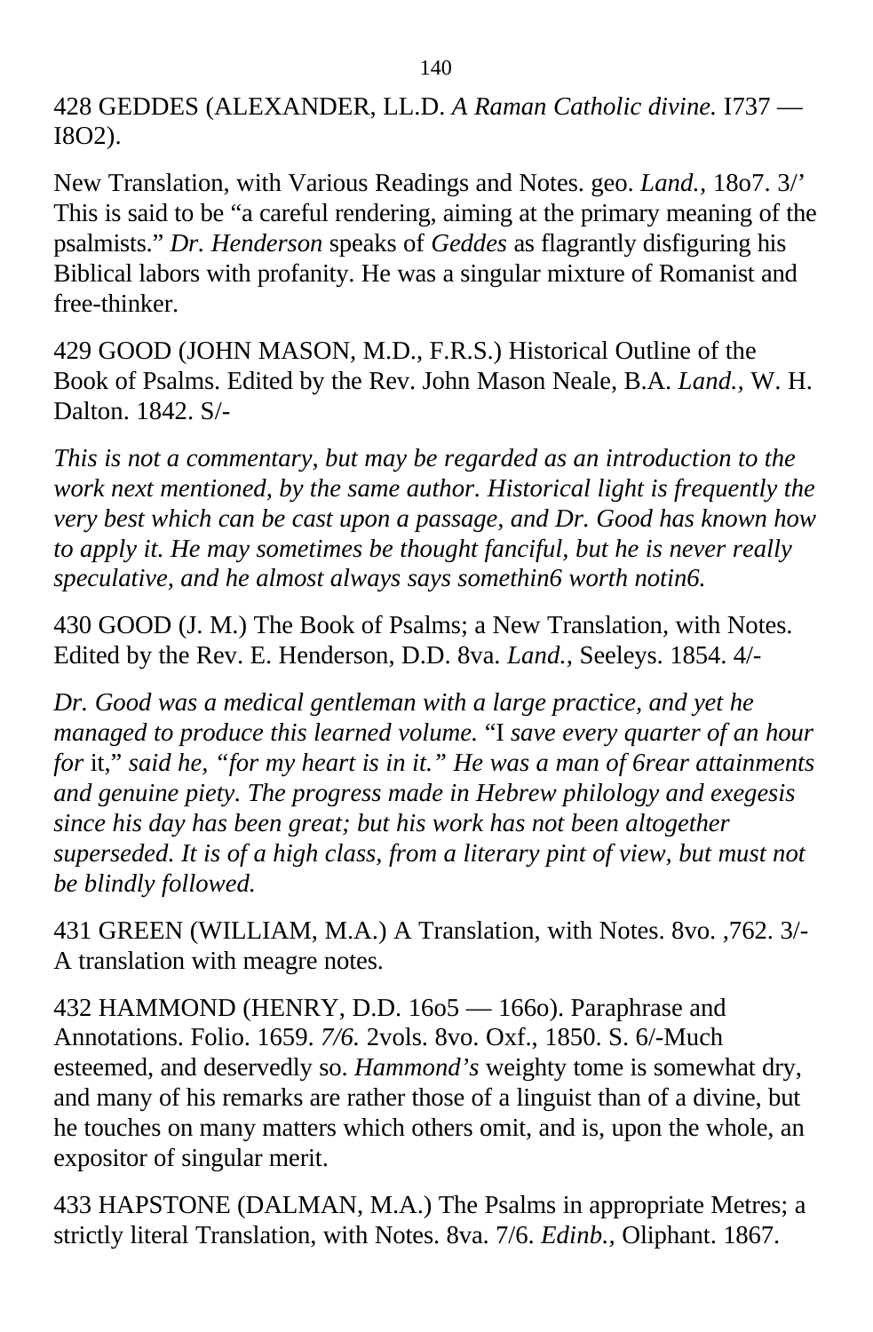428 GEDDES (ALEXANDER, LL.D. *A Raman Catholic divine.* I737 — I8O2).

New Translation, with Various Readings and Notes. geo. *Land.,* 18o7. 3/’ This is said to be “a careful rendering, aiming at the primary meaning of the psalmists.” *Dr. Henderson* speaks of *Geddes* as flagrantly disfiguring his Biblical labors with profanity. He was a singular mixture of Romanist and free-thinker.

429 GOOD (JOHN MASON, M.D., F.R.S.) Historical Outline of the Book of Psalms. Edited by the Rev. John Mason Neale, B.A. *Land.,* W. H. Dalton. 1842. S/-

*This is not a commentary, but may be regarded as an introduction to the work next mentioned, by the same author. Historical light is frequently the very best which can be cast upon a passage, and Dr. Good has known how to apply it. He may sometimes be thought fanciful, but he is never really speculative, and he almost always says somethin6 worth notin6.*

430 GOOD (J. M.) The Book of Psalms; a New Translation, with Notes. Edited by the Rev. E. Henderson, D.D. 8va. *Land.,* Seeleys. 1854. 4/-

*Dr. Good was a medical gentleman with a large practice, and yet he managed to produce this learned volume.* “I *save every quarter of an hour for* it,” *said he, “for my heart is in it.” He was a man of 6rear attainments and genuine piety. The progress made in Hebrew philology and exegesis since his day has been great; but his work has not been altogether superseded. It is of a high class, from a literary pint of view, but must not be blindly followed.*

431 GREEN (WILLIAM, M.A.) A Translation, with Notes. 8vo. ,762. 3/- A translation with meagre notes.

432 HAMMOND (HENRY, D.D. 16o5 — 166o). Paraphrase and Annotations. Folio. 1659. *7/6.* 2vols. 8vo. Oxf., 1850. S. 6/-Much esteemed, and deservedly so. *Hammond’s* weighty tome is somewhat dry, and many of his remarks are rather those of a linguist than of a divine, but he touches on many matters which others omit, and is, upon the whole, an expositor of singular merit.

433 HAPSTONE (DALMAN, M.A.) The Psalms in appropriate Metres; a strictly literal Translation, with Notes. 8va. 7/6. *Edinb.,* Oliphant. 1867.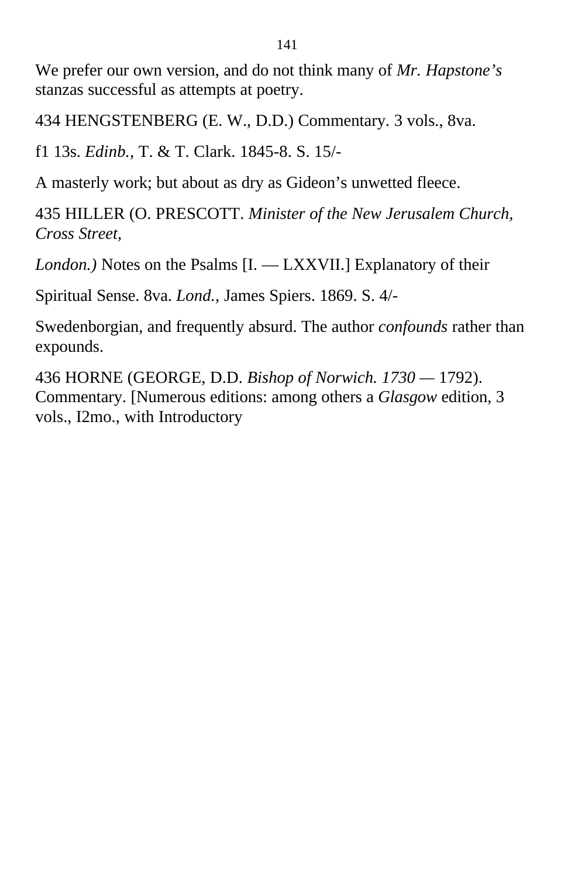We prefer our own version, and do not think many of *Mr. Hapstone's* stanzas successful as attempts at poetry.

434 HENGSTENBERG (E. W., D.D.) Commentary. 3 vols., 8va.

f1 13s. *Edinb.*, T. & T. Clark. 1845-8. S. 15/-

A masterly work; but about as dry as Gideon's unwetted fleece.

435 HILLER (O. PRESCOTT. *Minister of the New Jerusalem Church, Cross Street,*

*London.)* Notes on the Psalms [I. — LXXVII.] Explanatory of their

Spiritual Sense. 8va. *Lond.*, James Spiers. 1869. S. 4/-

Swedenborgian, and frequently absurd. The author *confounds* rather than expounds.

436 HORNE (GEORGE, D.D. *Bishop of Norwich. 1730* — 1792). Commentary. [Numerous editions: among others a *Glasgow* edition, 3 vols., I2mo., with Introductory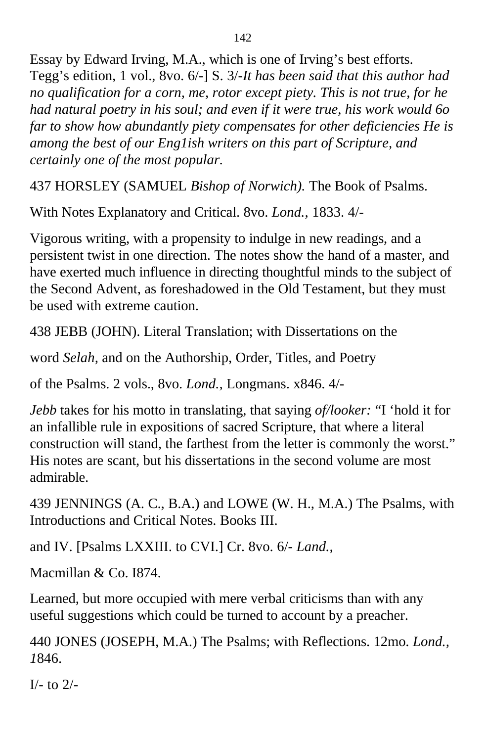Essay by Edward Irving, M.A., which is one of Irving's best efforts. Tegg's edition, 1 vol., 8vo. 6/-] S. 3/-*It has been said that this author had no qualification for a corn, me, rotor except piety. This is not true, for he had natural poetry in his soul; and even if it were true, his work would 6o far to show how abundantly piety compensates for other deficiencies He is among the best of our Eng1ish writers on this part of Scripture, and certainly one of the most popular.*

437 HORSLEY (SAMUEL *Bishop of Norwich).* The Book of Psalms.

With Notes Explanatory and Critical. 8vo. *Lond.,* 1833. 4/-

Vigorous writing, with a propensity to indulge in new readings, and a persistent twist in one direction. The notes show the hand of a master, and have exerted much influence in directing thoughtful minds to the subject of the Second Advent, as foreshadowed in the Old Testament, but they must be used with extreme caution.

438 JEBB (JOHN). Literal Translation; with Dissertations on the

word *Selah,* and on the Authorship, Order, Titles, and Poetry

of the Psalms. 2 vols., 8vo. *Lond.,* Longmans. x846. 4/-

*Jebb* takes for his motto in translating, that saying *of/looker:* "I 'hold it for an infallible rule in expositions of sacred Scripture, that where a literal construction will stand, the farthest from the letter is commonly the worst." His notes are scant, but his dissertations in the second volume are most admirable.

439 JENNINGS (A. C., B.A.) and LOWE (W. H., M.A.) The Psalms, with Introductions and Critical Notes. Books III.

and IV. [Psalms LXXIII. to CVI.] Cr. 8vo. 6/- *Land.,*

Macmillan & Co. I874.

Learned, but more occupied with mere verbal criticisms than with any useful suggestions which could be turned to account by a preacher.

440 JONES (JOSEPH, M.A.) The Psalms; with Reflections. 12mo. *Lond., 1*846.

I/- to 2/-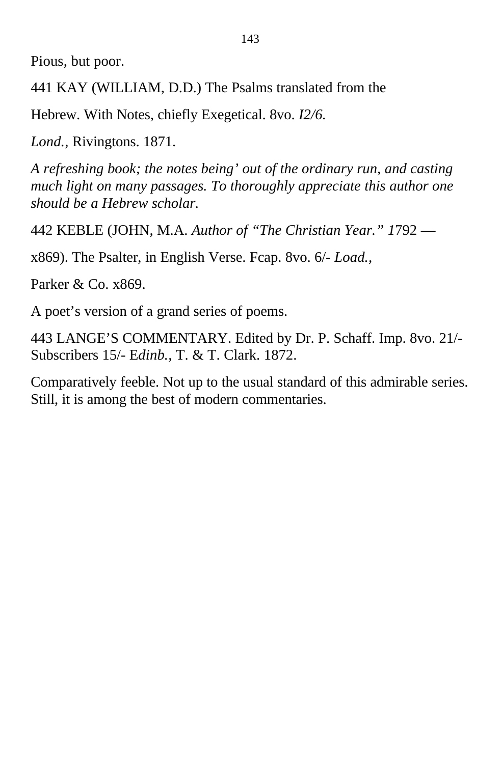Pious, but poor.

441 KAY (WILLIAM, D.D.) The Psalms translated from the

Hebrew. With Notes, chiefly Exegetical. 8vo. *I2/6.*

*Lond.,* Rivingtons. 1871.

*A refreshing book; the notes being' out of the ordinary run, and casting much light on many passages. To thoroughly appreciate this author one should be a Hebrew scholar.*

442 KEBLE (JOHN, M.A. *Author of "The Christian Year." 1*792 —

x869). The Psalter, in English Verse. Fcap. 8vo. 6/- *Load.,*

Parker & Co. x869.

A poet's version of a grand series of poems.

443 LANGE'S COMMENTARY. Edited by Dr. P. Schaff. Imp. 8vo. 21/- Subscribers 15/- E*dinb.*, T. & T. Clark. 1872.

Comparatively feeble. Not up to the usual standard of this admirable series. Still, it is among the best of modern commentaries.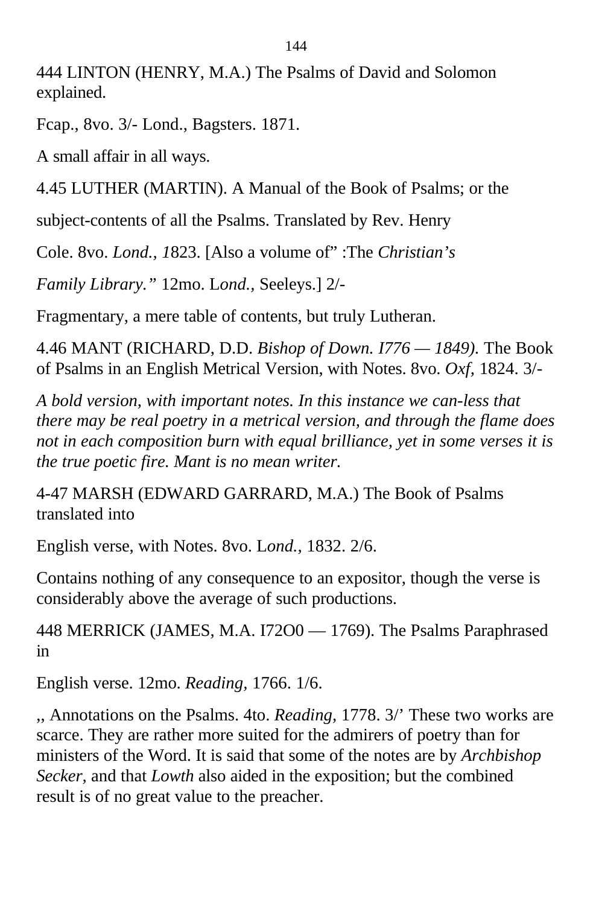444 LINTON (HENRY, M.A.) The Psalms of David and Solomon explained.

Fcap., 8vo. 3/- Lond., Bagsters. 1871.

A small affair in all ways.

4.45 LUTHER (MARTIN). A Manual of the Book of Psalms; or the

subject-contents of all the Psalms. Translated by Rev. Henry

Cole. 8vo. *Lond., 1*823. [Also a volume of" :The *Christian's*

*Family Library."* 12mo. L*ond.,* Seeleys.] 2/-

Fragmentary, a mere table of contents, but truly Lutheran.

4.46 MANT (RICHARD, D.D. *Bishop of Down. I776 — 1849).* The Book of Psalms in an English Metrical Version, with Notes. 8vo. *Oxf,* 1824. 3/-

*A bold version, with important notes. In this instance we can-less that there may be real poetry in a metrical version, and through the flame does not in each composition burn with equal brilliance, yet in some verses it is the true poetic fire. Mant is no mean writer.*

4-47 MARSH (EDWARD GARRARD, M.A.) The Book of Psalms translated into

English verse, with Notes. 8vo. L*ond.,* 1832. 2/6.

Contains nothing of any consequence to an expositor, though the verse is considerably above the average of such productions.

448 MERRICK (JAMES, M.A. I72O0 — 1769). The Psalms Paraphrased in

English verse. 12mo. *Reading,* 1766. 1/6.

,, Annotations on the Psalms. 4to. *Reading,* 1778. 3/' These two works are scarce. They are rather more suited for the admirers of poetry than for ministers of the Word. It is said that some of the notes are by *Archbishop Secker,* and that *Lowth* also aided in the exposition; but the combined result is of no great value to the preacher.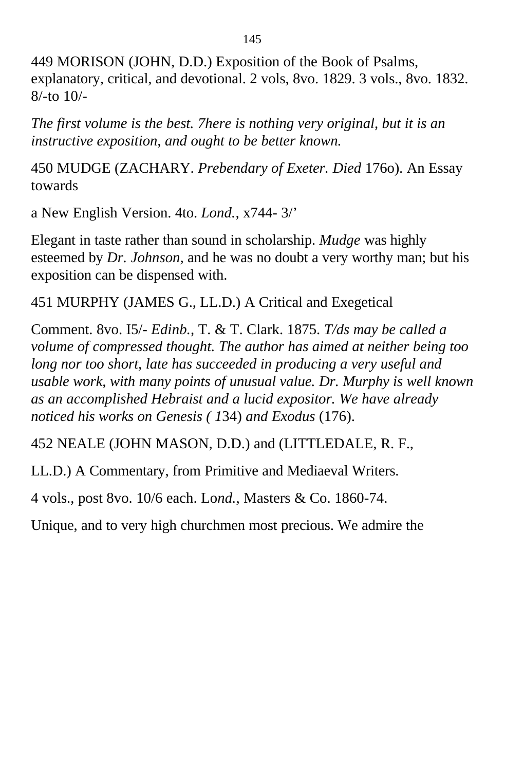449 MORISON (JOHN, D.D.) Exposition of the Book of Psalms, explanatory, critical, and devotional. 2 vols, 8vo. 1829. 3 vols., 8vo. 1832. 8/-to 10/-

*The first volume is the best. 7here is nothing very original, but it is an instructive exposition, and ought to be better known.*

450 MUDGE (ZACHARY. *Prebendary of Exeter. Died* 176o). An Essay towards

a New English Version. 4to. *Lond.*, x744- 3/’

Elegant in taste rather than sound in scholarship. *Mudge* was highly esteemed by *Dr. Johnson*, and he was no doubt a very worthy man; but his exposition can be dispensed with.

451 MURPHY (JAMES G., LL.D.) A Critical and Exegetical

Comment. 8vo. I5/- *Edinb.*, T. & T. Clark. 1875. *T/ds may be called a volume of compressed thought. The author has aimed at neither being too long nor too short, late has succeeded in producing a very useful and usable work, with many points of unusual value. Dr. Murphy is well known as an accomplished Hebraist and a lucid expositor. We have already noticed his works on Genesis ( 1*34) *and Exodus* (176).

452 NEALE (JOHN MASON, D.D.) and (LITTLEDALE, R. F.,

LL.D.) A Commentary, from Primitive and Mediaeval Writers.

4 vols., post 8vo. 10/6 each. Lo*nd.*, Masters & Co. 1860-74.

Unique, and to very high churchmen most precious. We admire the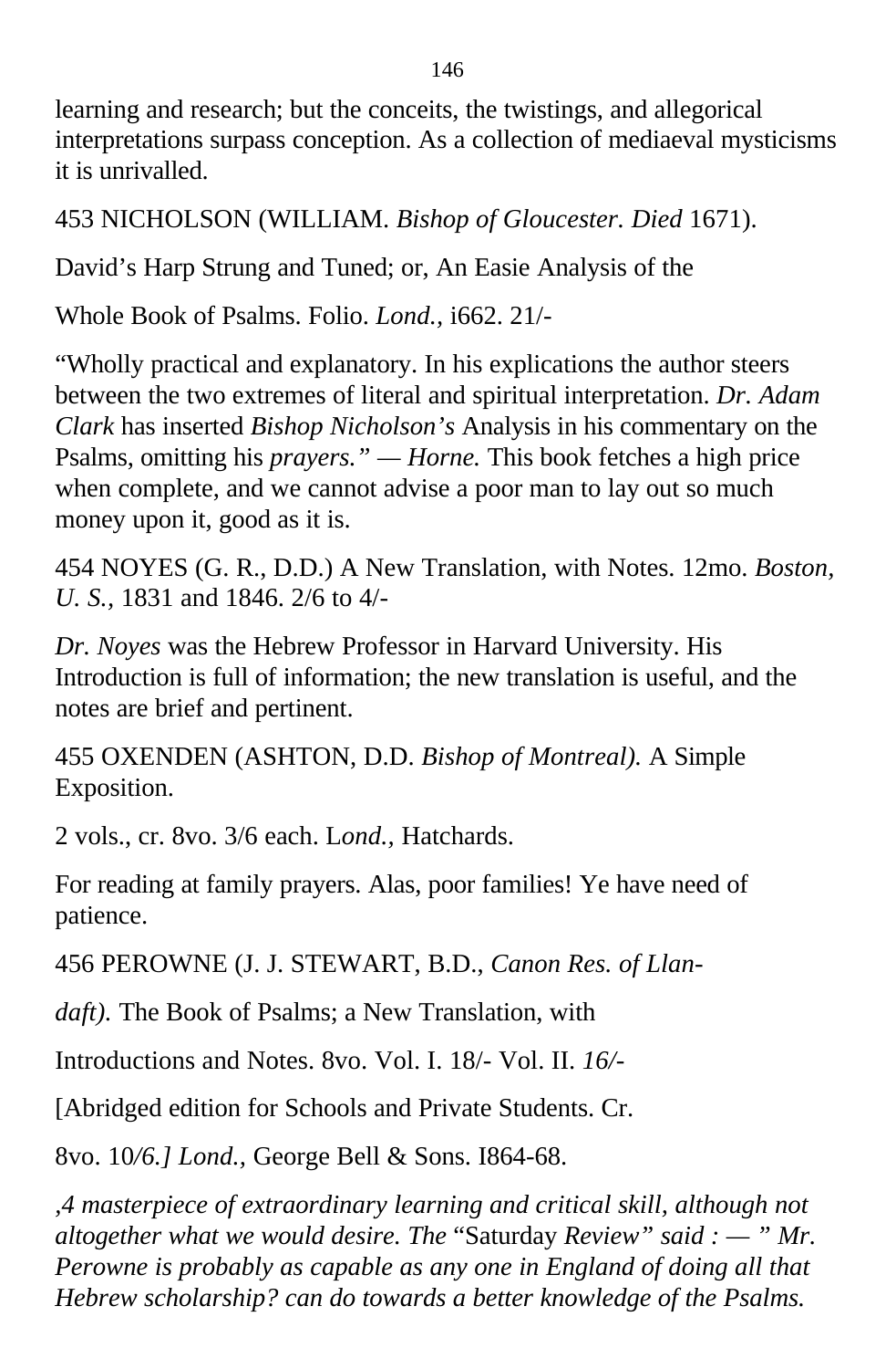learning and research; but the conceits, the twistings, and allegorical interpretations surpass conception. As a collection of mediaeval mysticisms it is unrivalled.

453 NICHOLSON (WILLIAM. *Bishop of Gloucester. Died* 1671).

David’s Harp Strung and Tuned; or, An Easie Analysis of the

Whole Book of Psalms. Folio. *Lond.,* i662. 21/-

“Wholly practical and explanatory. In his explications the author steers between the two extremes of literal and spiritual interpretation. *Dr. Adam Clark* has inserted *Bishop Nicholson’s* Analysis in his commentary on the Psalms, omitting his *prayers.” — Horne.* This book fetches a high price when complete, and we cannot advise a poor man to lay out so much money upon it, good as it is.

454 NOYES (G. R., D.D.) A New Translation, with Notes. 12mo. *Boston, U. S.,* 1831 and 1846. 2/6 to 4/-

*Dr. Noyes* was the Hebrew Professor in Harvard University. His Introduction is full of information; the new translation is useful, and the notes are brief and pertinent.

455 OXENDEN (ASHTON, D.D. *Bishop of Montreal).* A Simple Exposition.

2 vols., cr. 8vo. 3/6 each. L*ond.,* Hatchards.

For reading at family prayers. Alas, poor families! Ye have need of patience.

456 PEROWNE (J. J. STEWART, B.D., *Canon Res. of Llan-*

*daft).* The Book of Psalms; a New Translation, with

Introductions and Notes. 8vo. Vol. I. 18/- Vol. II. *16/-*

[Abridged edition for Schools and Private Students. Cr.

8vo. 10*/6.] Lond.,* George Bell & Sons. I864-68.

*,4 masterpiece of extraordinary learning and critical skill, although not altogether what we would desire. The* “Saturday *Review” said : — ” Mr. Perowne is probably as capable as any one in England of doing all that Hebrew scholarship? can do towards a better knowledge of the Psalms.*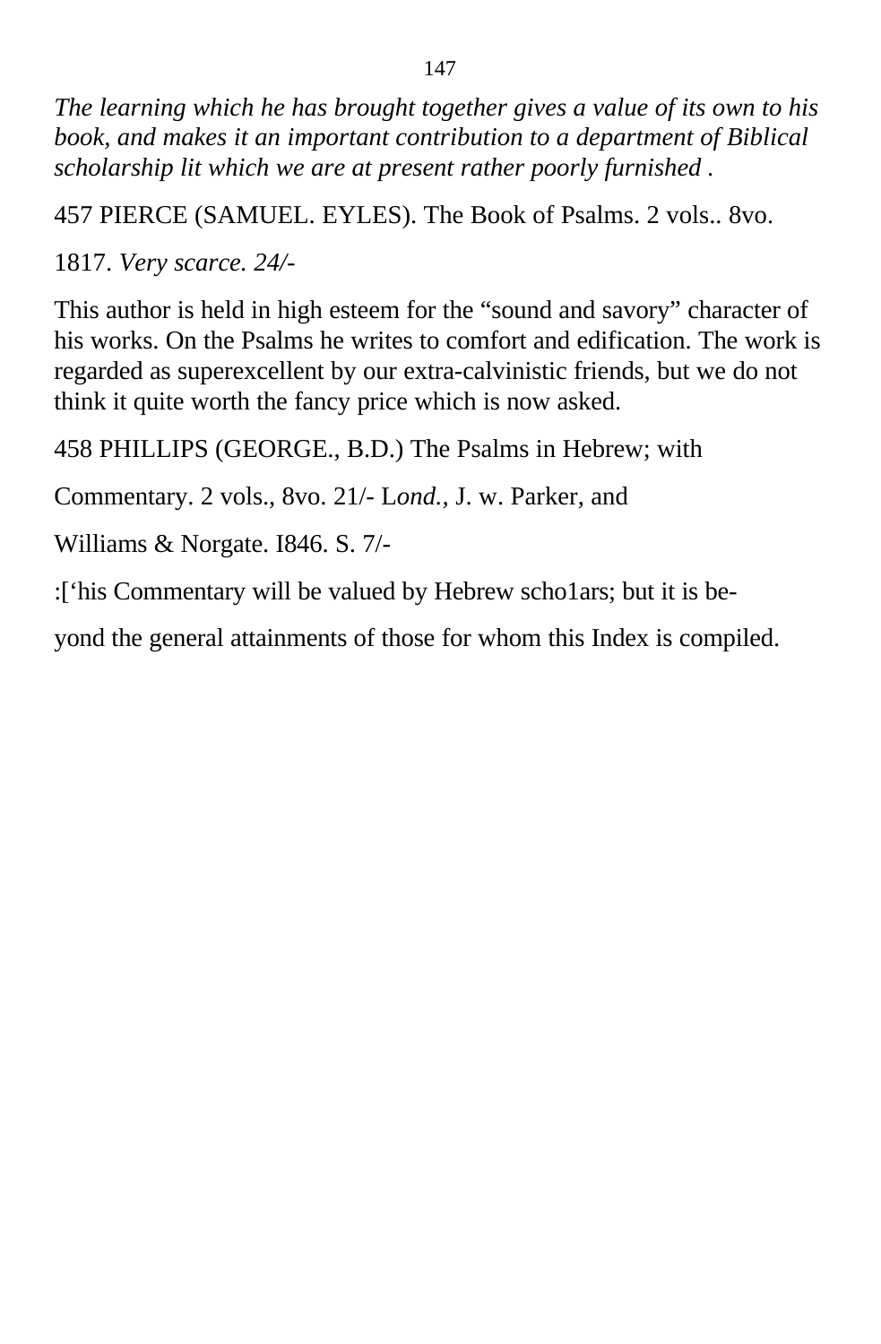*The learning which he has brought together gives a value of its own to his book, and makes it an important contribution to a department of Biblical scholarship lit which we are at present rather poorly furnished .*

457 PIERCE (SAMUEL. EYLES). The Book of Psalms. 2 vols.. 8vo.

1817. *Very scarce. 24/-*

This author is held in high esteem for the "sound and savory" character of his works. On the Psalms he writes to comfort and edification. The work is regarded as superexcellent by our extra-calvinistic friends, but we do not think it quite worth the fancy price which is now asked.

458 PHILLIPS (GEORGE., B.D.) The Psalms in Hebrew; with

Commentary. 2 vols., 8vo. 21/- L*ond.,* J. w. Parker, and

Williams & Norgate. I846. S. 7/-

:['his Commentary will be valued by Hebrew scho1ars; but it is be-

yond the general attainments of those for whom this Index is compiled.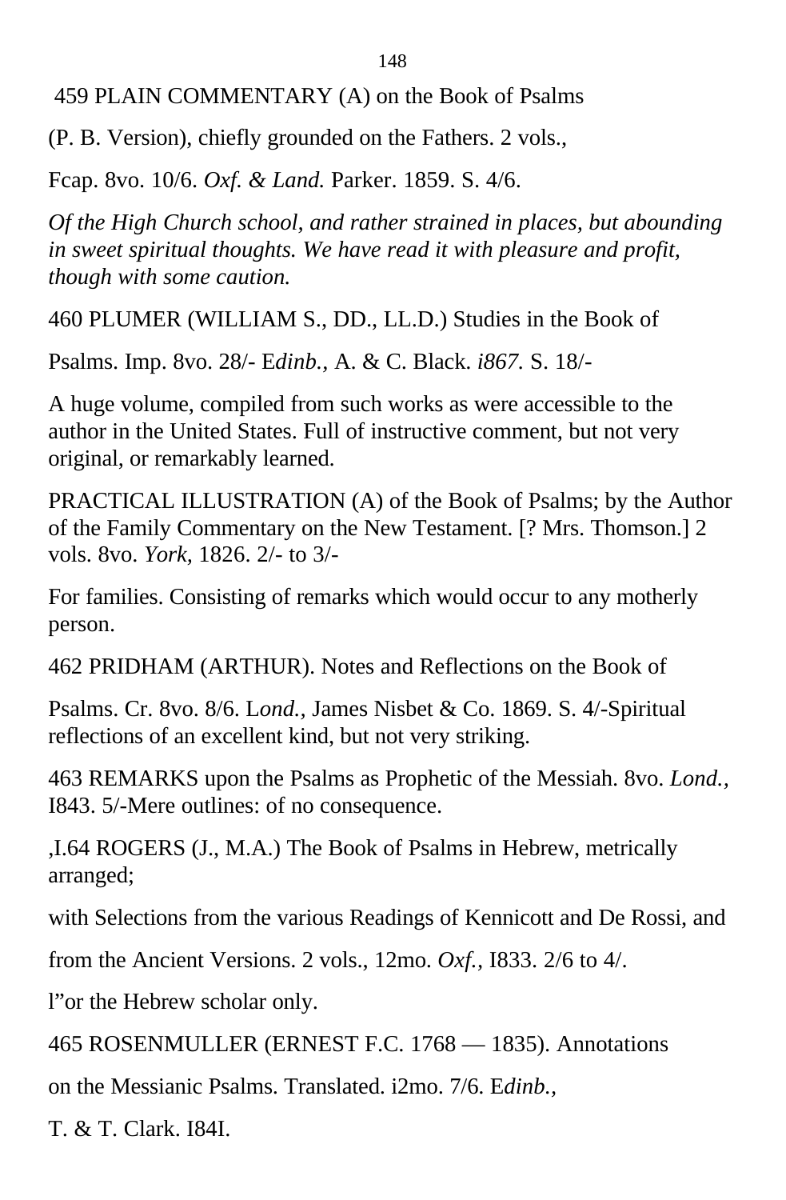459 PLAIN COMMENTARY (A) on the Book of Psalms

(P. B. Version), chiefly grounded on the Fathers. 2 vols.,

Fcap. 8vo. 10/6. *Oxf. & Land.* Parker. 1859. S. 4/6.

*Of the High Church school, and rather strained in places, but abounding in sweet spiritual thoughts. We have read it with pleasure and profit, though with some caution.*

460 PLUMER (WILLIAM S., DD., LL.D.) Studies in the Book of

Psalms. Imp. 8vo. 28/- E*dinb.*, A. & C. Black. *i867.* S. 18/-

A huge volume, compiled from such works as were accessible to the author in the United States. Full of instructive comment, but not very original, or remarkably learned.

PRACTICAL ILLUSTRATION (A) of the Book of Psalms; by the Author of the Family Commentary on the New Testament. [? Mrs. Thomson.] 2 vols. 8vo. *York*, 1826. 2/- to 3/-

For families. Consisting of remarks which would occur to any motherly person.

462 PRIDHAM (ARTHUR). Notes and Reflections on the Book of

Psalms. Cr. 8vo. 8/6. L*ond.*, James Nisbet & Co. 1869. S. 4/-Spiritual reflections of an excellent kind, but not very striking.

463 REMARKS upon the Psalms as Prophetic of the Messiah. 8vo. *Lond.*, I843. 5/-Mere outlines: of no consequence.

,I.64 ROGERS (J., M.A.) The Book of Psalms in Hebrew, metrically arranged;

with Selections from the various Readings of Kennicott and De Rossi, and

from the Ancient Versions. 2 vols., 12mo. *Oxf.*, I833. 2/6 to 4/.

l"or the Hebrew scholar only.

465 ROSENMULLER (ERNEST F.C. 1768 — 1835). Annotations

on the Messianic Psalms. Translated. i2mo. 7/6. E*dinb.*,

T. & T. Clark. I84I.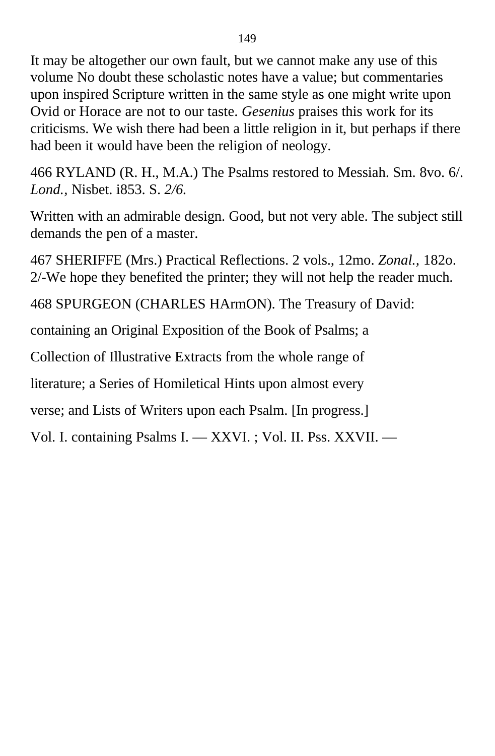It may be altogether our own fault, but we cannot make any use of this volume No doubt these scholastic notes have a value; but commentaries upon inspired Scripture written in the same style as one might write upon Ovid or Horace are not to our taste. *Gesenius* praises this work for its criticisms. We wish there had been a little religion in it, but perhaps if there had been it would have been the religion of neology.

466 RYLAND (R. H., M.A.) The Psalms restored to Messiah. Sm. 8vo. 6/. *Lond.,* Nisbet. i853. S. *2/6.*

Written with an admirable design. Good, but not very able. The subject still demands the pen of a master.

467 SHERIFFE (Mrs.) Practical Reflections. 2 vols., 12mo. *Zonal.,* 182o. 2/-We hope they benefited the printer; they will not help the reader much.

468 SPURGEON (CHARLES HArmON). The Treasury of David:

containing an Original Exposition of the Book of Psalms; a

Collection of Illustrative Extracts from the whole range of

literature; a Series of Homiletical Hints upon almost every

verse; and Lists of Writers upon each Psalm. [In progress.]

Vol. I. containing Psalms I. — XXVI. ; Vol. II. Pss. XXVII. —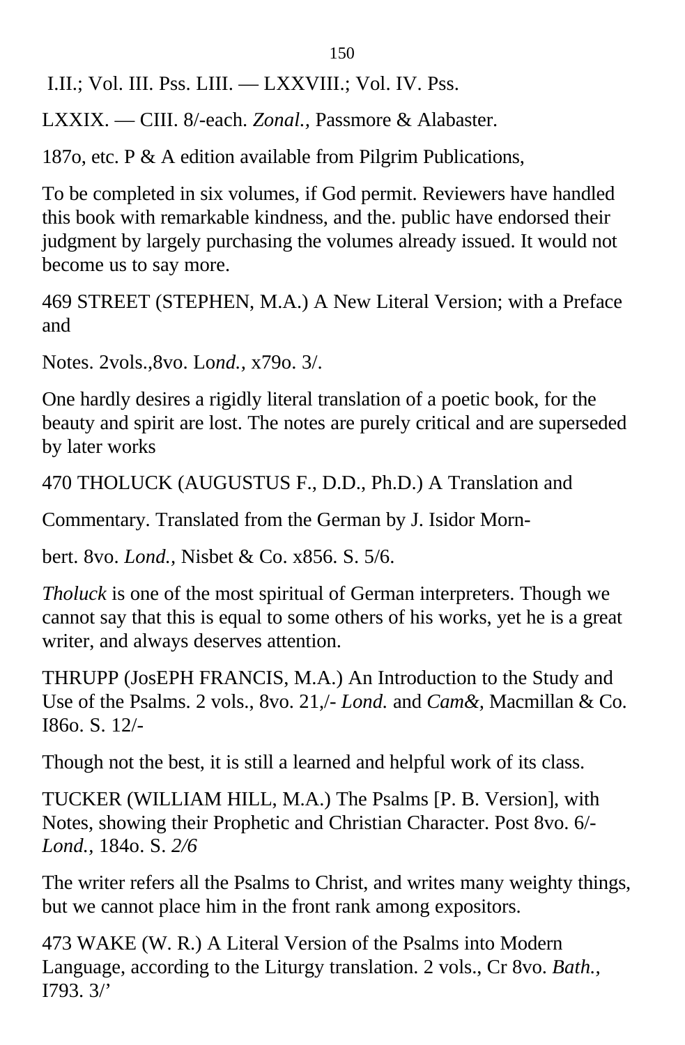I.II.; Vol. III. Pss. LIII. — LXXVIII.; Vol. IV. Pss.

LXXIX. — CIII. 8/-each. *Zonal.,* Passmore & Alabaster.

187o, etc. P & A edition available from Pilgrim Publications,

To be completed in six volumes, if God permit. Reviewers have handled this book with remarkable kindness, and the. public have endorsed their judgment by largely purchasing the volumes already issued. It would not become us to say more.

469 STREET (STEPHEN, M.A.) A New Literal Version; with a Preface and

Notes. 2vols.,8vo. Lo*nd.,* x79o. 3/.

One hardly desires a rigidly literal translation of a poetic book, for the beauty and spirit are lost. The notes are purely critical and are superseded by later works

470 THOLUCK (AUGUSTUS F., D.D., Ph.D.) A Translation and

Commentary. Translated from the German by J. Isidor Morn-

bert. 8vo. *Lond.,* Nisbet & Co. x856. S. 5/6.

*Tholuck* is one of the most spiritual of German interpreters. Though we cannot say that this is equal to some others of his works, yet he is a great writer, and always deserves attention.

THRUPP (JosEPH FRANCIS, M.A.) An Introduction to the Study and Use of the Psalms. 2 vols., 8vo. 21,/- *Lond.* and *Cam&,* Macmillan & Co. I86o. S. 12/-

Though not the best, it is still a learned and helpful work of its class.

TUCKER (WILLIAM HILL, M.A.) The Psalms [P. B. Version], with Notes, showing their Prophetic and Christian Character. Post 8vo. 6/- *Lond.,* 184o. S. *2/6*

The writer refers all the Psalms to Christ, and writes many weighty things, but we cannot place him in the front rank among expositors.

473 WAKE (W. R.) A Literal Version of the Psalms into Modern Language, according to the Liturgy translation. 2 vols., Cr 8vo. *Bath.,* I793. 3/’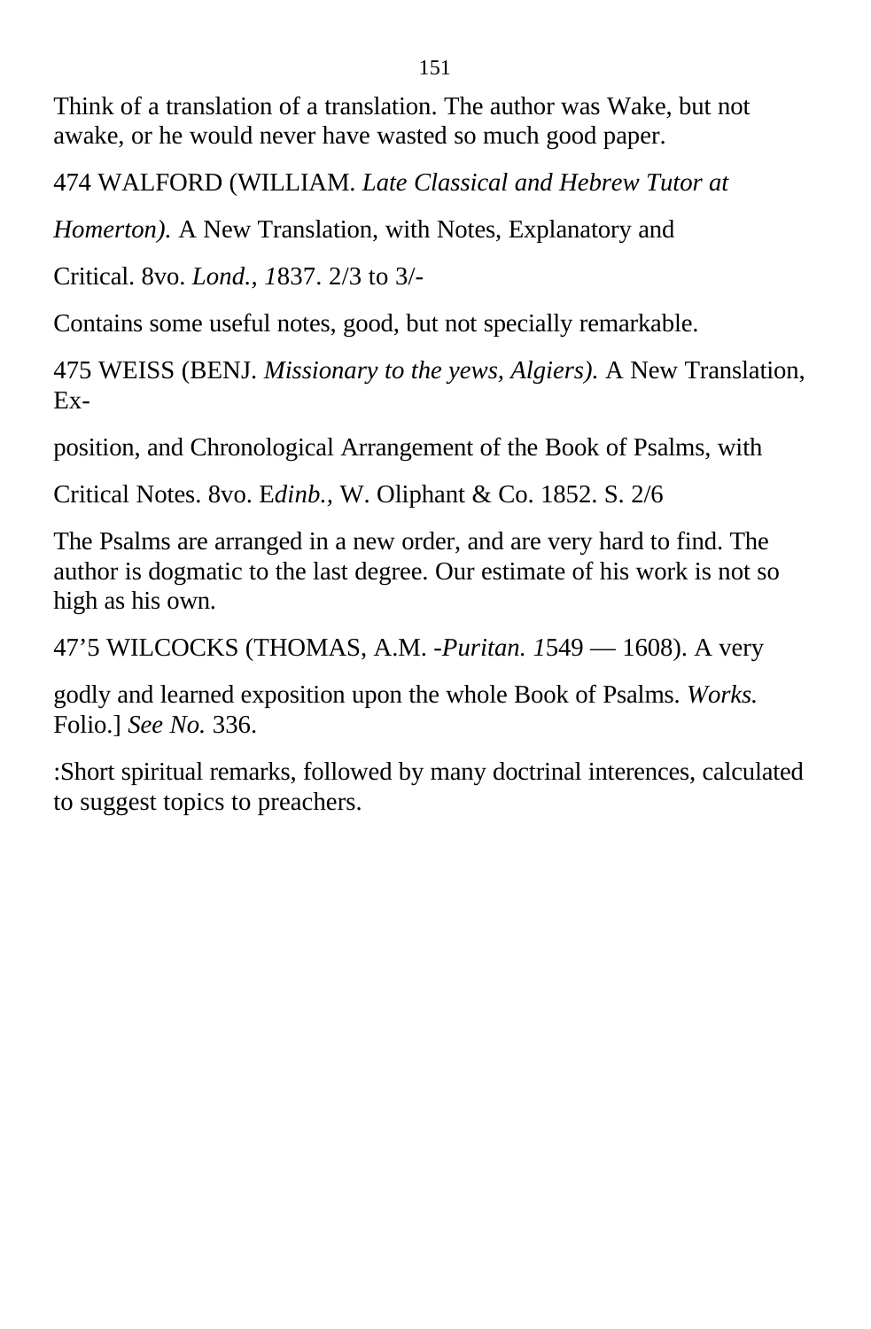Think of a translation of a translation. The author was Wake, but not awake, or he would never have wasted so much good paper.

474 WALFORD (WILLIAM. *Late Classical and Hebrew Tutor at Homerton).* A New Translation, with Notes, Explanatory and Critical. 8vo. *Lond., 1*837. 2/3 to 3/-

Contains some useful notes, good, but not specially remarkable.

475 WEISS (BENJ. *Missionary to the yews, Algiers).* A New Translation, Exposition, and Chronological Arrangement of the Book of Psalms, with Critical Notes. 8vo. E*dinb.,* W. Oliphant & Co. 1852. S. 2/6

The Psalms are arranged in a new order, and are very hard to find. The author is dogmatic to the last degree. Our estimate of his work is not so high as his own.

47’5 WILCOCKS (THOMAS, A.M. -*Puritan. 1*549 — 1608). A very godly and learned exposition upon the whole Book of Psalms. *Works.* Folio.] *See No.* 336.

:Short spiritual remarks, followed by many doctrinal interences, calculated to suggest topics to preachers.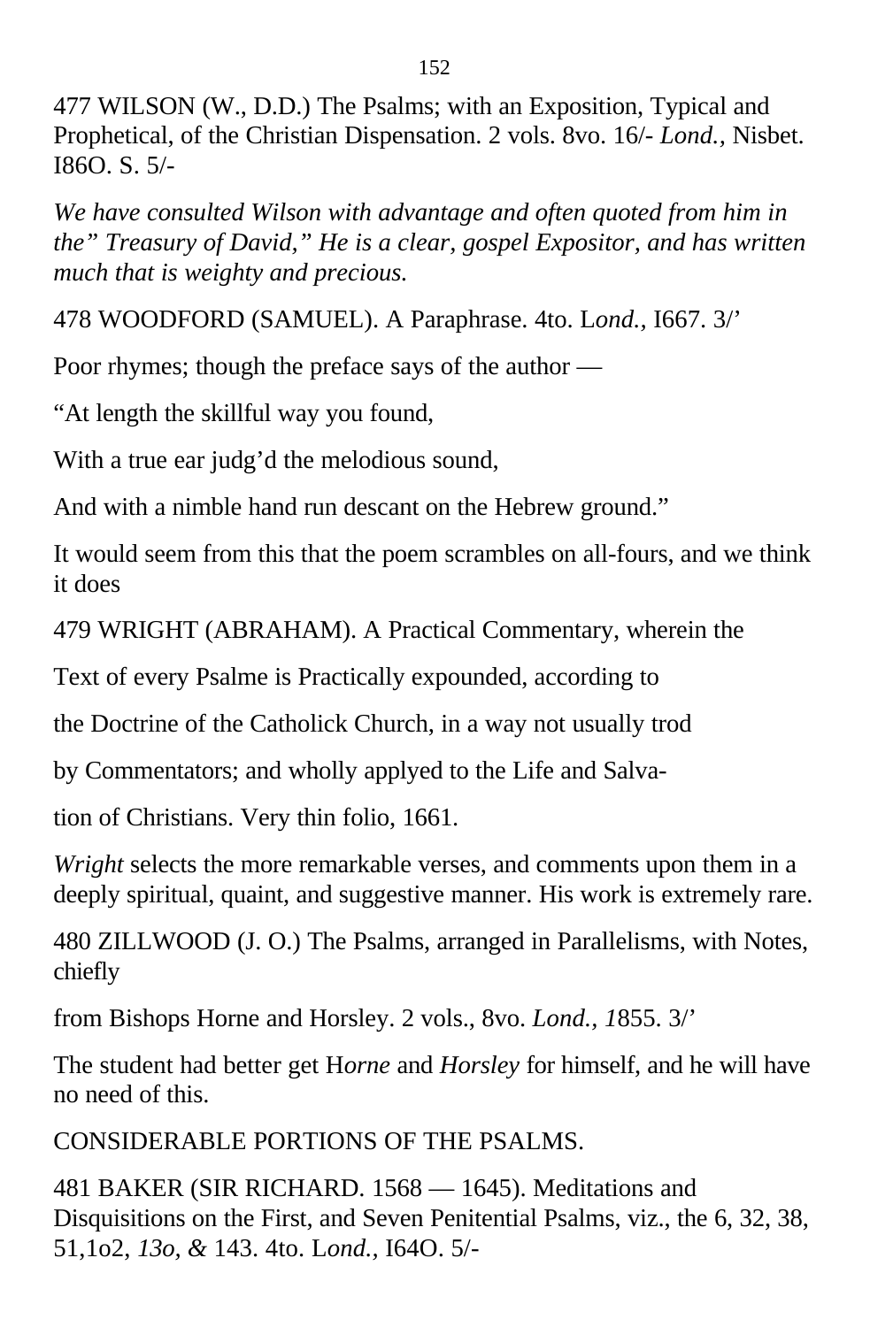477 WILSON (W., D.D.) The Psalms; with an Exposition, Typical and Prophetical, of the Christian Dispensation. 2 vols. 8vo. 16/- *Lond.,* Nisbet. I86O. S. 5/-

*We have consulted Wilson with advantage and often quoted from him in the" Treasury of David," He is a clear, gospel Expositor, and has written much that is weighty and precious.*

478 WOODFORD (SAMUEL). A Paraphrase. 4to. L*ond.*, I667. 3/'

Poor rhymes; though the preface says of the author —

"At length the skillful way you found,

With a true ear judg'd the melodious sound,

And with a nimble hand run descant on the Hebrew ground."

It would seem from this that the poem scrambles on all-fours, and we think it does

479 WRIGHT (ABRAHAM). A Practical Commentary, wherein the

Text of every Psalme is Practically expounded, according to

the Doctrine of the Catholick Church, in a way not usually trod

by Commentators; and wholly applyed to the Life and Salva-

tion of Christians. Very thin folio, 1661.

*Wright* selects the more remarkable verses, and comments upon them in a deeply spiritual, quaint, and suggestive manner. His work is extremely rare.

480 ZILLWOOD (J. O.) The Psalms, arranged in Parallelisms, with Notes, chiefly

from Bishops Horne and Horsley. 2 vols., 8vo. *Lond., 1*855. 3/'

The student had better get H*orne* and *Horsley* for himself, and he will have no need of this.

CONSIDERABLE PORTIONS OF THE PSALMS.

481 BAKER (SIR RICHARD. 1568 — 1645). Meditations and Disquisitions on the First, and Seven Penitential Psalms, viz., the 6, 32, 38, 51,1o2, *13o, &* 143. 4to. L*ond.*, I64O. 5/-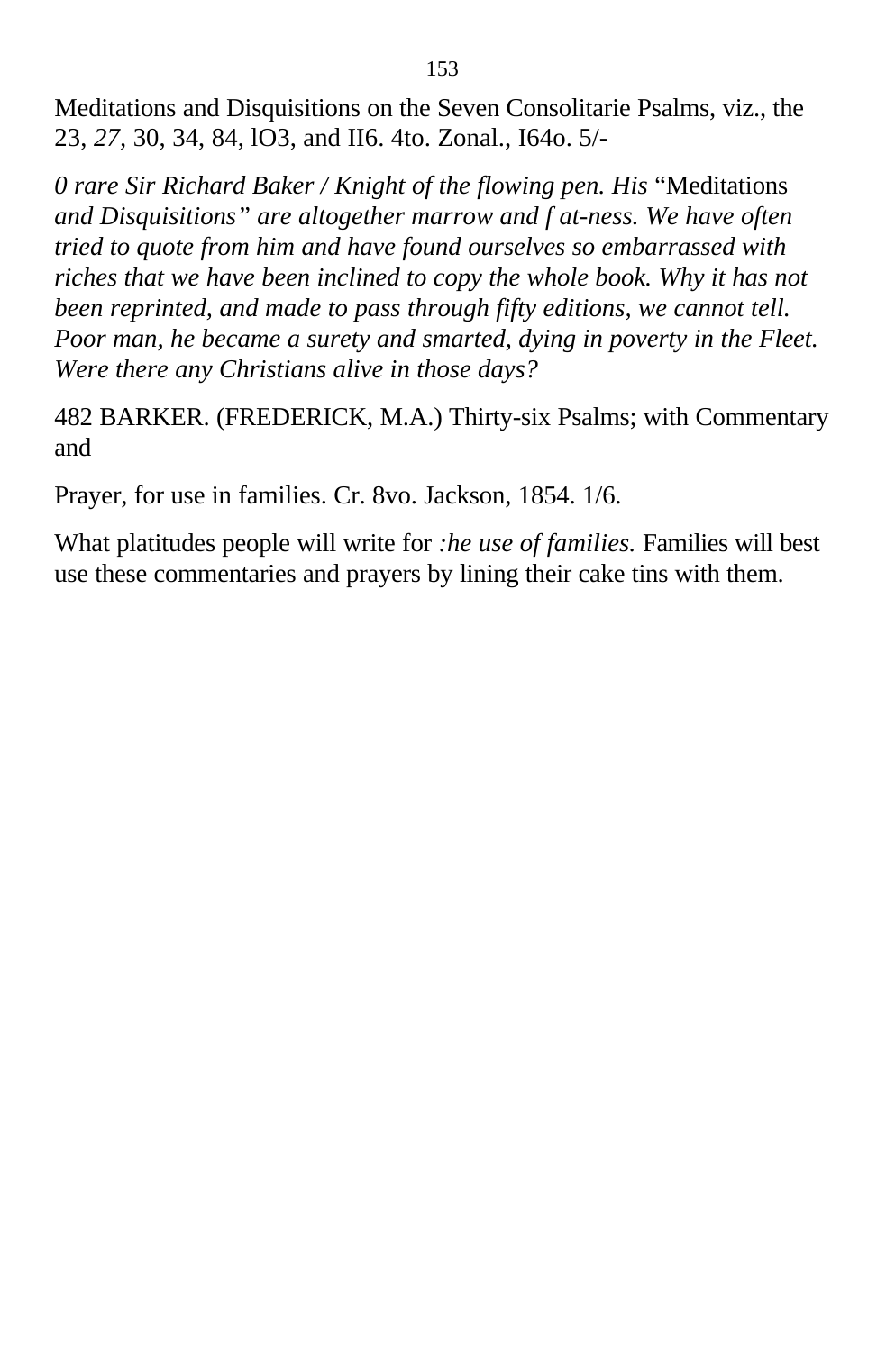Meditations and Disquisitions on the Seven Consolitarie Psalms, viz., the 23, *27*, 30, 34, 84, lO3, and II6. 4to. Zonal., I64o. 5/-

*0 rare Sir Richard Baker / Knight of the flowing pen. His* “Meditations *and Disquisitions” are altogether marrow and f at-ness. We have often tried to quote from him and have found ourselves so embarrassed with riches that we have been inclined to copy the whole book. Why it has not been reprinted, and made to pass through fifty editions, we cannot tell. Poor man, he became a surety and smarted, dying in poverty in the Fleet. Were there any Christians alive in those days?*

482 BARKER. (FREDERICK, M.A.) Thirty-six Psalms; with Commentary and

Prayer, for use in families. Cr. 8vo. Jackson, 1854. 1/6.

What platitudes people will write for *:he use of families.* Families will best use these commentaries and prayers by lining their cake tins with them.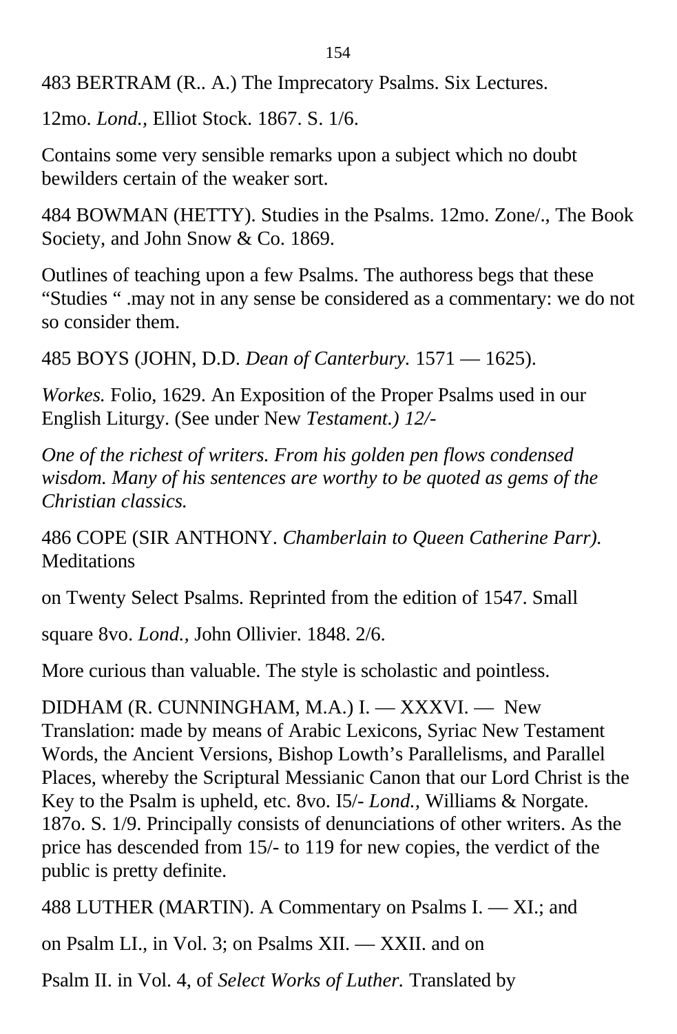483 BERTRAM (R.. A.) The Imprecatory Psalms. Six Lectures.

12mo. *Lond.*, Elliot Stock. 1867. S. 1/6.

Contains some very sensible remarks upon a subject which no doubt bewilders certain of the weaker sort.

484 BOWMAN (HETTY). Studies in the Psalms. 12mo. Zone/., The Book Society, and John Snow & Co. 1869.

Outlines of teaching upon a few Psalms. The authoress begs that these "Studies " .may not in any sense be considered as a commentary: we do not so consider them.

485 BOYS (JOHN, D.D. *Dean of Canterbury.* 1571 — 1625).

*Workes.* Folio, 1629. An Exposition of the Proper Psalms used in our English Liturgy. (See under New *Testament.) 12/-*

*One of the richest of writers. From his golden pen flows condensed wisdom. Many of his sentences are worthy to be quoted as gems of the Christian classics.*

486 COPE (SIR ANTHONY. *Chamberlain to Queen Catherine Parr).* Meditations

on Twenty Select Psalms. Reprinted from the edition of 1547. Small

square 8vo. *Lond.,* John Ollivier. 1848. 2/6.

More curious than valuable. The style is scholastic and pointless.

DIDHAM (R. CUNNINGHAM, M.A.) I. — XXXVI. — New Translation: made by means of Arabic Lexicons, Syriac New Testament Words, the Ancient Versions, Bishop Lowth's Parallelisms, and Parallel Places, whereby the Scriptural Messianic Canon that our Lord Christ is the Key to the Psalm is upheld, etc. 8vo. I5/- *Lond.,* Williams & Norgate. 187o. S. 1/9. Principally consists of denunciations of other writers. As the price has descended from 15/- to 119 for new copies, the verdict of the public is pretty definite.

488 LUTHER (MARTIN). A Commentary on Psalms I. — XI.; and

on Psalm LI., in Vol. 3; on Psalms XII. — XXII. and on

Psalm II. in Vol. 4, of *Select Works of Luther.* Translated by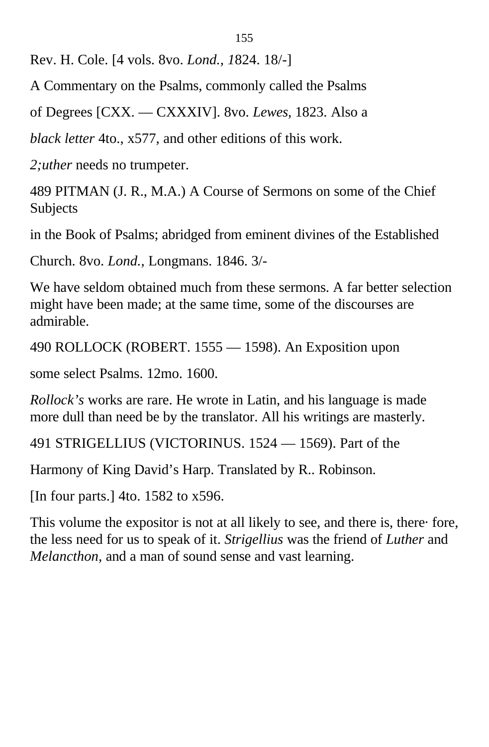Rev. H. Cole. [4 vols. 8vo. *Lond., 1*824. 18/-]

A Commentary on the Psalms, commonly called the Psalms

of Degrees [CXX. — CXXXIV]. 8vo. *Lewes*, 1823. Also a

*black letter* 4to., x577, and other editions of this work.

*2;uther* needs no trumpeter.

489 PITMAN (J. R., M.A.) A Course of Sermons on some of the Chief Subjects

in the Book of Psalms; abridged from eminent divines of the Established

Church. 8vo. *Lond.,* Longmans. 1846. 3/-

We have seldom obtained much from these sermons. A far better selection might have been made; at the same time, some of the discourses are admirable.

490 ROLLOCK (ROBERT. 1555 — 1598). An Exposition upon

some select Psalms. 12mo. 1600.

*Rollock's* works are rare. He wrote in Latin, and his language is made more dull than need be by the translator. All his writings are masterly.

491 STRIGELLIUS (VICTORINUS. 1524 — 1569). Part of the

Harmony of King David's Harp. Translated by R.. Robinson.

[In four parts.] 4to. 1582 to x596.

This volume the expositor is not at all likely to see, and there is, there· fore, the less need for us to speak of it. *Strigellius* was the friend of *Luther* and *Melancthon,* and a man of sound sense and vast learning.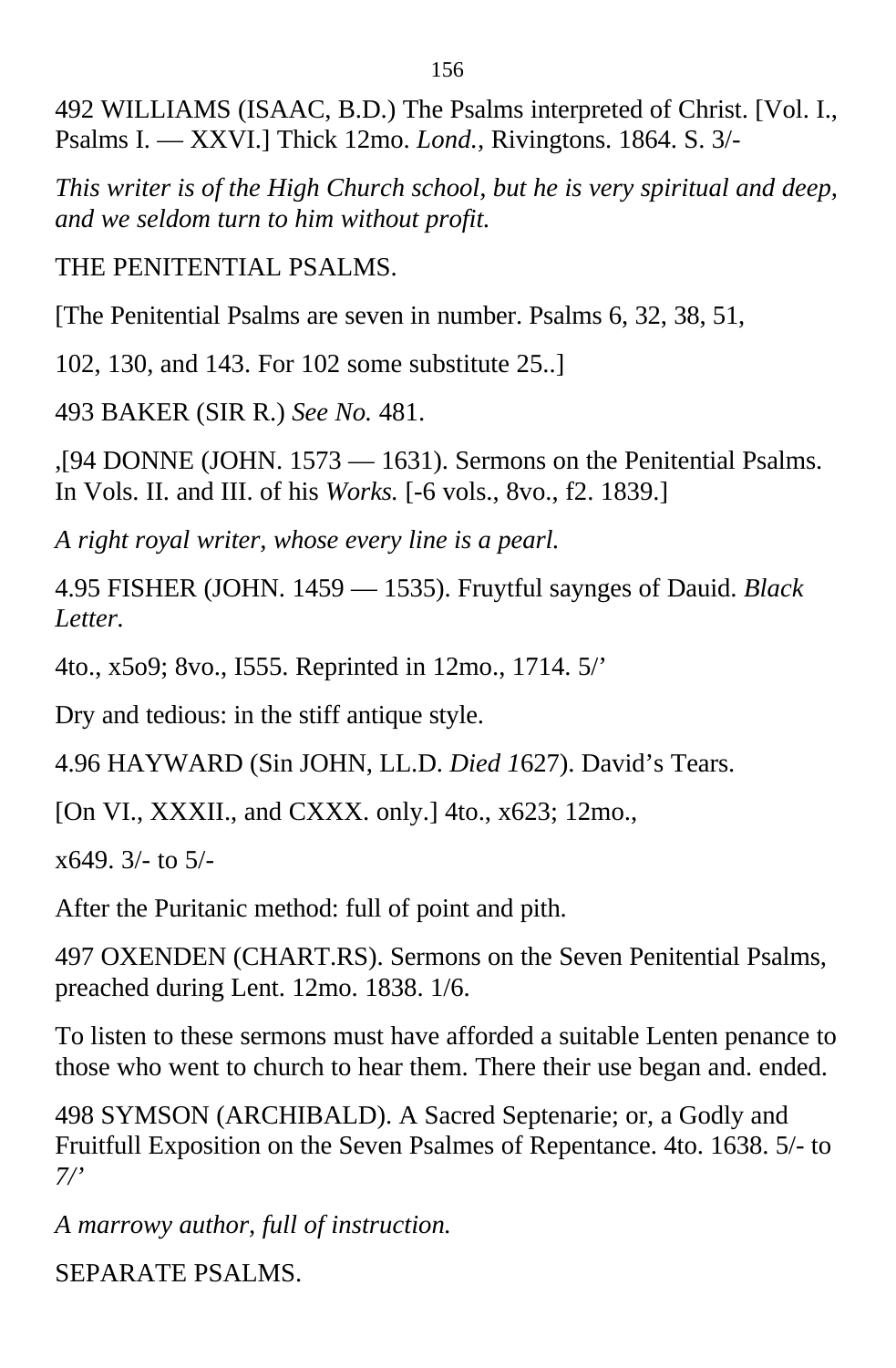492 WILLIAMS (ISAAC, B.D.) The Psalms interpreted of Christ. [Vol. I., Psalms I. — XXVI.] Thick 12mo. *Lond.*, Rivingtons. 1864. S. 3/-

*This writer is of the High Church school, but he is very spiritual and deep, and we seldom turn to him without profit.*

THE PENITENTIAL PSALMS.

[The Penitential Psalms are seven in number. Psalms 6, 32, 38, 51,

102, 130, and 143. For 102 some substitute 25..]

493 BAKER (SIR R.) *See No.* 481.

,[94 DONNE (JOHN. 1573 — 1631). Sermons on the Penitential Psalms. In Vols. II. and III. of his *Works.* [-6 vols., 8vo., f2. 1839.]

*A right royal writer, whose every line is a pearl.*

4.95 FISHER (JOHN. 1459 — 1535). Fruytful sayinges of Dauid. *Black Letter.*

4to., x5o9; 8vo., I555. Reprinted in 12mo., 1714. 5/'

Dry and tedious: in the stiff antique style.

4.96 HAYWARD (Sin JOHN, LL.D. *Died 1*627). David's Tears.

[On VI., XXXII., and CXXX. only.] 4to., x623; 12mo.,

x649. 3/- to 5/-

After the Puritanic method: full of point and pith.

497 OXENDEN (CHART.RS). Sermons on the Seven Penitential Psalms, preached during Lent. 12mo. 1838. 1/6.

To listen to these sermons must have afforded a suitable Lenten penance to those who went to church to hear them. There their use began and. ended.

498 SYMSON (ARCHIBALD). A Sacred Septenarie; or, a Godly and Fruitfull Exposition on the Seven Psalmes of Repentance. 4to. 1638. 5/- to *7/'*

*A marrowy author, full of instruction.*

SEPARATE PSALMS.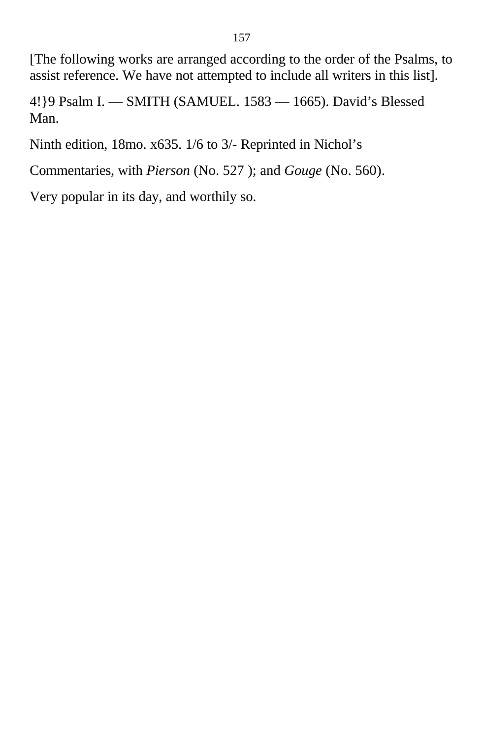[The following works are arranged according to the order of the Psalms, to assist reference. We have not attempted to include all writers in this list].

4!}9 Psalm I. — SMITH (SAMUEL. 1583 — 1665). David's Blessed Man.

Ninth edition, 18mo. x635. 1/6 to 3/- Reprinted in Nichol's

Commentaries, with *Pierson* (No. 527 ); and *Gouge* (No. 560).

Very popular in its day, and worthily so.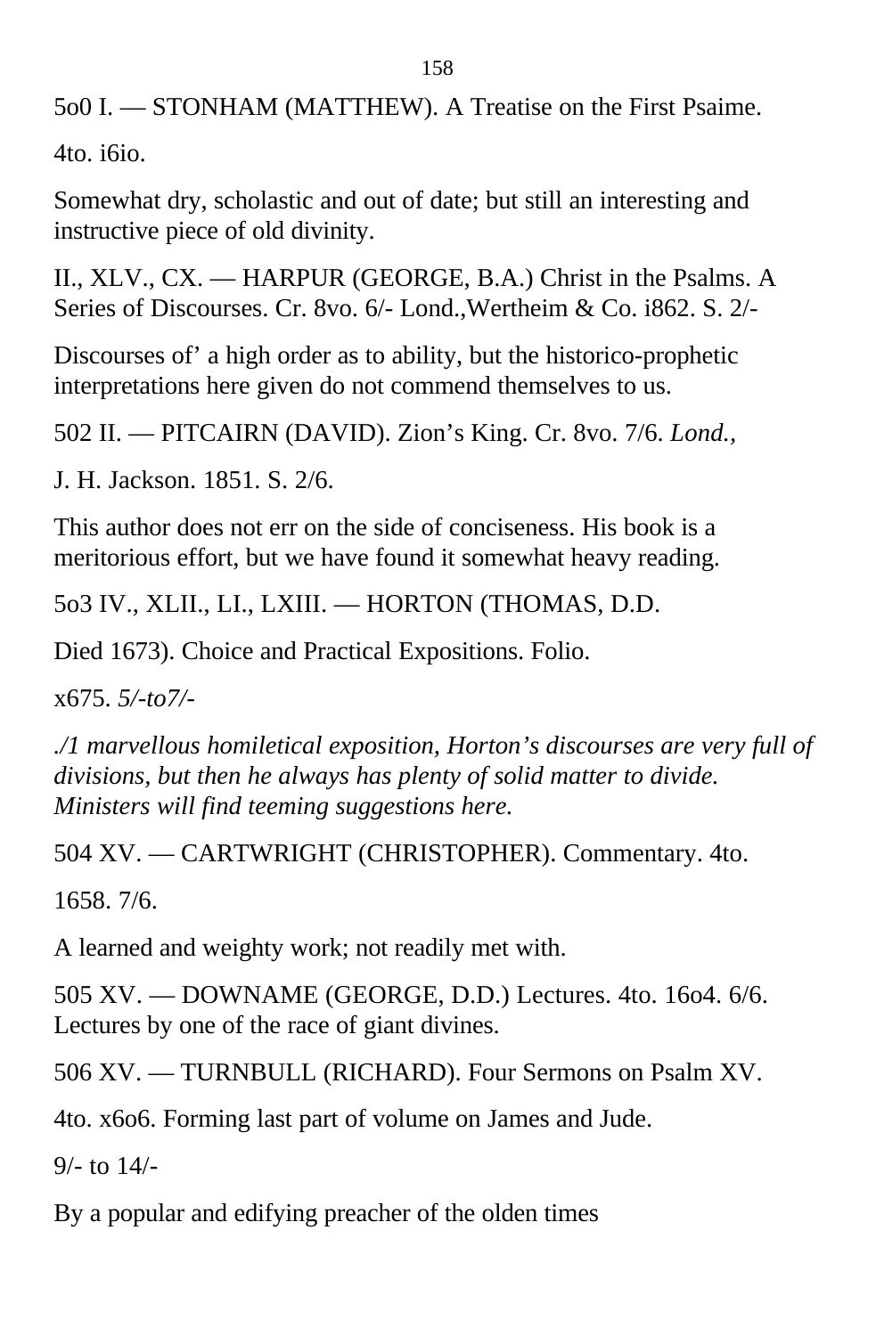5o0 I. — STONHAM (MATTHEW). A Treatise on the First Psaime.

4to. i6io.

Somewhat dry, scholastic and out of date; but still an interesting and instructive piece of old divinity.

II., XLV., CX. — HARPUR (GEORGE, B.A.) Christ in the Psalms. A Series of Discourses. Cr. 8vo. 6/- Lond.,Wertheim & Co. i862. S. 2/-

Discourses of' a high order as to ability, but the historico-prophetic interpretations here given do not commend themselves to us.

502 II. — PITCAIRN (DAVID). Zion's King. Cr. 8vo. 7/6. *Lond.,*

J. H. Jackson. 1851. S. 2/6.

This author does not err on the side of conciseness. His book is a meritorious effort, but we have found it somewhat heavy reading.

5o3 IV., XLII., LI., LXIII. — HORTON (THOMAS, D.D.

Died 1673). Choice and Practical Expositions. Folio.

x675. *5/-to7/-*

*./1 marvellous homiletical exposition, Horton's discourses are very full of divisions, but then he always has plenty of solid matter to divide. Ministers will find teeming suggestions here.*

504 XV. — CARTWRIGHT (CHRISTOPHER). Commentary. 4to.

1658. 7/6.

A learned and weighty work; not readily met with.

505 XV. — DOWNAME (GEORGE, D.D.) Lectures. 4to. 16o4. 6/6. Lectures by one of the race of giant divines.

506 XV. — TURNBULL (RICHARD). Four Sermons on Psalm XV.

4to. x6o6. Forming last part of volume on James and Jude.

9/- to 14/-

By a popular and edifying preacher of the olden times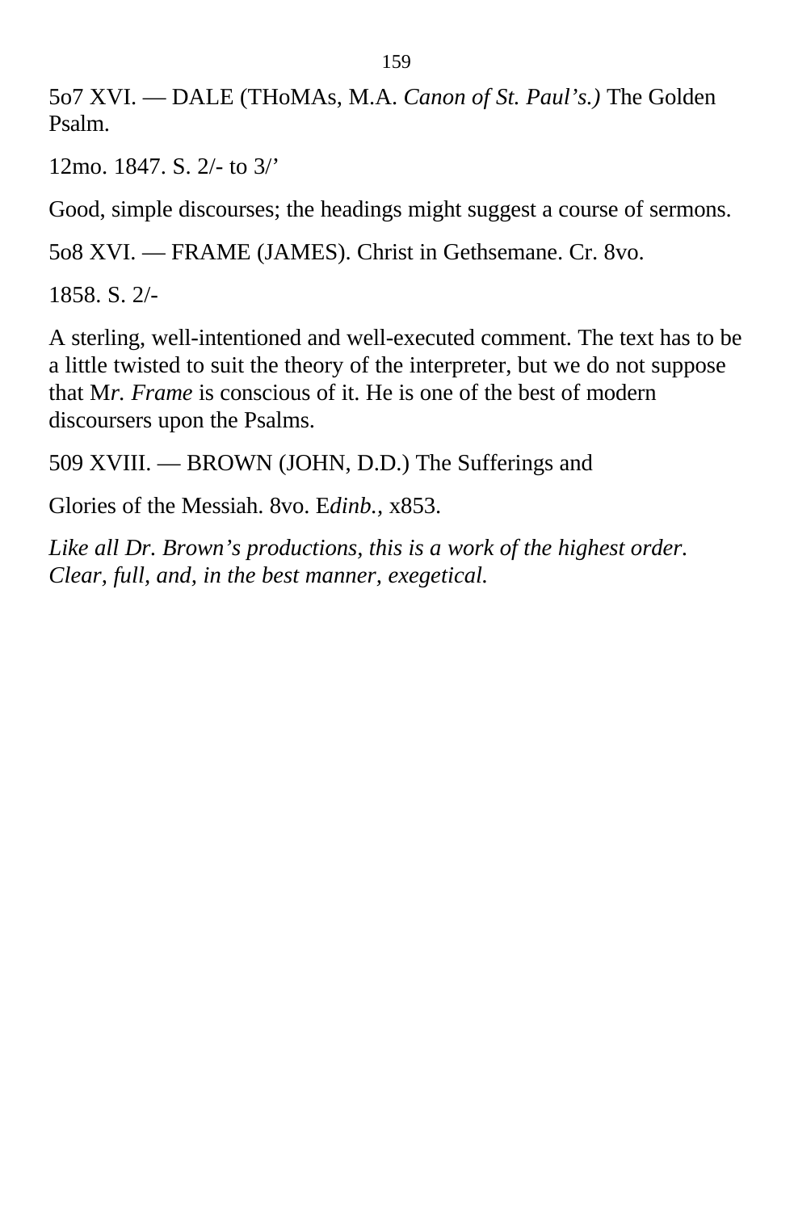5o7 XVI. — DALE (THoMAs, M.A. *Canon of St. Paul's.)* The Golden Psalm.

12mo. 1847. S. 2/- to 3/'

Good, simple discourses; the headings might suggest a course of sermons.

5o8 XVI. — FRAME (JAMES). Christ in Gethsemane. Cr. 8vo.

1858. S. 2/-

A sterling, well-intentioned and well-executed comment. The text has to be a little twisted to suit the theory of the interpreter, but we do not suppose that M*r. Frame* is conscious of it. He is one of the best of modern discoursers upon the Psalms.

509 XVIII. — BROWN (JOHN, D.D.) The Sufferings and

Glories of the Messiah. 8vo. E*dinb.,* x853.

*Like all Dr. Brown's productions, this is a work of the highest order. Clear, full, and, in the best manner, exegetical.*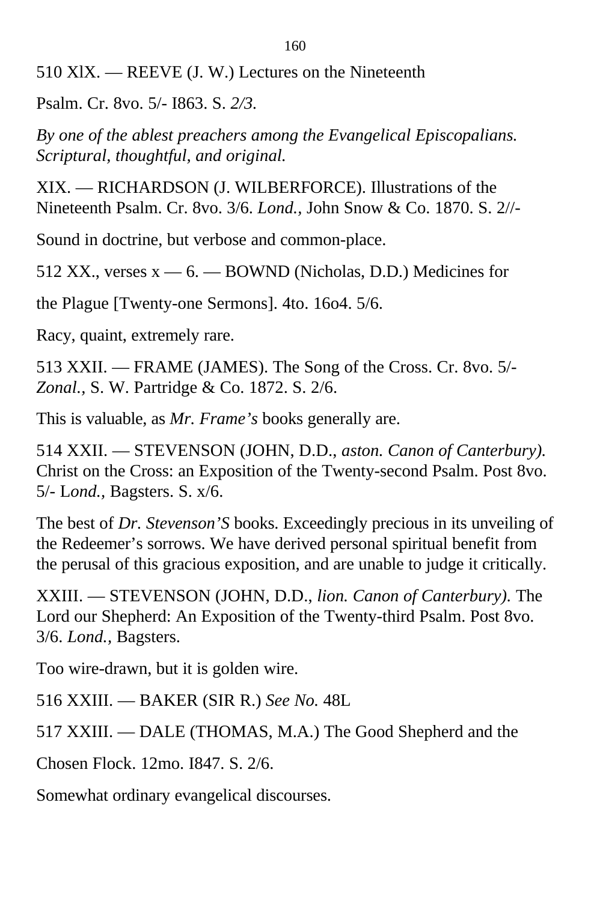510 XlX. — REEVE (J. W.) Lectures on the Nineteenth

Psalm. Cr. 8vo. 5/- I863. S. *2/3.*

*By one of the ablest preachers among the Evangelical Episcopalians. Scriptural, thoughtful, and original.*

XIX. — RICHARDSON (J. WILBERFORCE). Illustrations of the Nineteenth Psalm. Cr. 8vo. 3/6. *Lond.,* John Snow & Co. 1870. S. 2//-

Sound in doctrine, but verbose and common-place.

512 XX., verses x — 6. — BOWND (Nicholas, D.D.) Medicines for

the Plague [Twenty-one Sermons]. 4to. 16o4. 5/6.

Racy, quaint, extremely rare.

513 XXII. — FRAME (JAMES). The Song of the Cross. Cr. 8vo. 5/- *Zonal.,* S. W. Partridge & Co. 1872. S. 2/6.

This is valuable, as *Mr. Frame's* books generally are.

514 XXII. — STEVENSON (JOHN, D.D., *aston. Canon of Canterbury).* Christ on the Cross: an Exposition of the Twenty-second Psalm. Post 8vo. 5/- L*ond.,* Bagsters. S. x/6.

The best of *Dr. Stevenson'S* books. Exceedingly precious in its unveiling of the Redeemer's sorrows. We have derived personal spiritual benefit from the perusal of this gracious exposition, and are unable to judge it critically.

XXIII. — STEVENSON (JOHN, D.D., *lion. Canon of Canterbury).* The Lord our Shepherd: An Exposition of the Twenty-third Psalm. Post 8vo. 3/6. *Lond.,* Bagsters.

Too wire-drawn, but it is golden wire.

516 XXIII. — BAKER (SIR R.) *See No.* 48L

517 XXIII. — DALE (THOMAS, M.A.) The Good Shepherd and the

Chosen Flock. 12mo. I847. S. 2/6.

Somewhat ordinary evangelical discourses.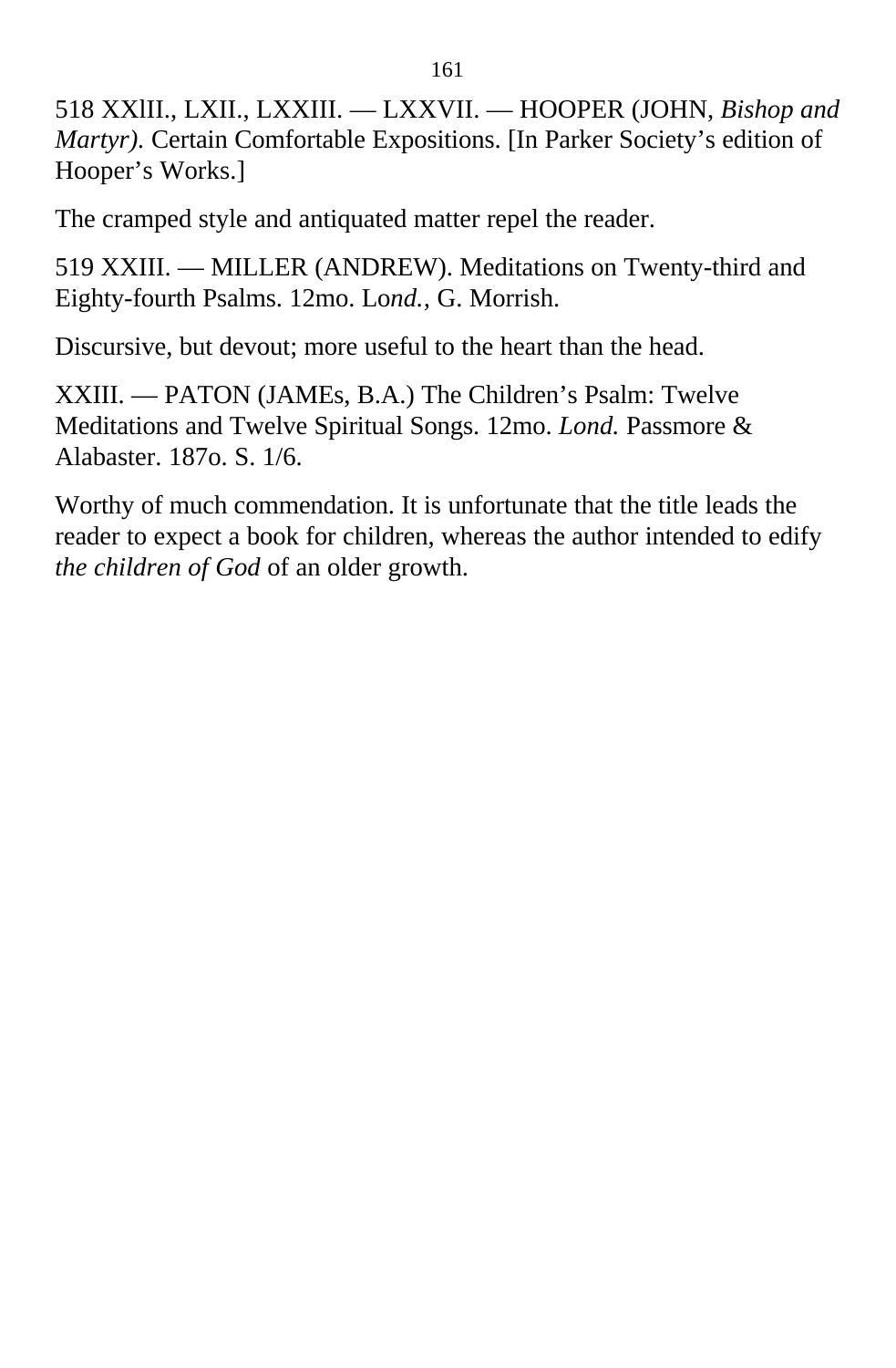518 XXlII., LXII., LXXIII. — LXXVII. — HOOPER (JOHN, *Bishop and Martyr).* Certain Comfortable Expositions. [In Parker Society's edition of Hooper's Works.]

The cramped style and antiquated matter repel the reader.

519 XXIII. — MILLER (ANDREW). Meditations on Twenty-third and Eighty-fourth Psalms. 12mo. Lo*nd.,* G. Morrish.

Discursive, but devout; more useful to the heart than the head.

XXIII. — PATON (JAMEs, B.A.) The Children's Psalm: Twelve Meditations and Twelve Spiritual Songs. 12mo. *Lond.* Passmore & Alabaster. 187o. S. 1/6.

Worthy of much commendation. It is unfortunate that the title leads the reader to expect a book for children, whereas the author intended to edify *the children of God* of an older growth.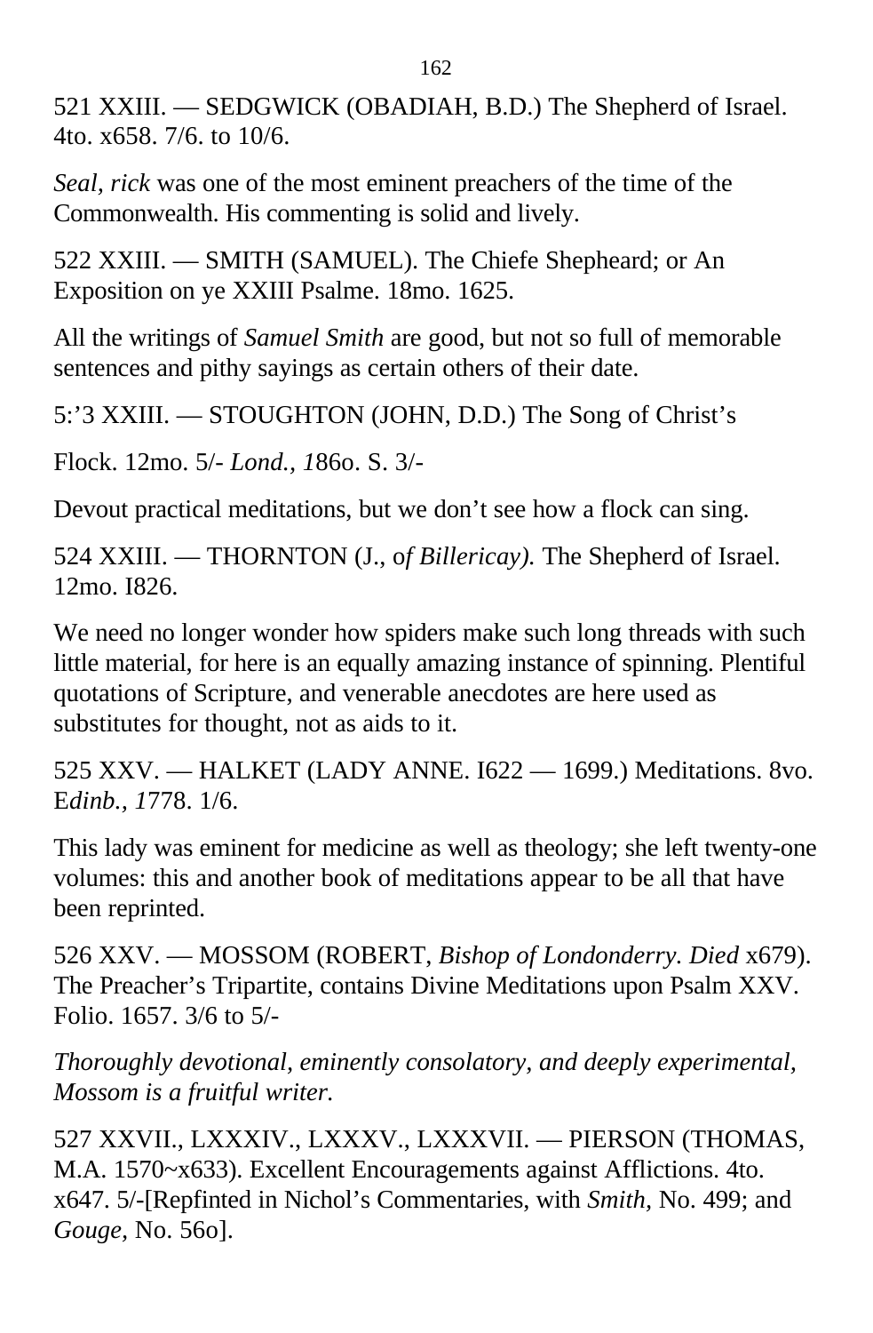521 XXIII. — SEDGWICK (OBADIAH, B.D.) The Shepherd of Israel. 4to. x658. 7/6. to 10/6.

*Seal, rick* was one of the most eminent preachers of the time of the Commonwealth. His commenting is solid and lively.

522 XXIII. — SMITH (SAMUEL). The Chiefe Shepheard; or An Exposition on ye XXIII Psalme. 18mo. 1625.

All the writings of *Samuel Smith* are good, but not so full of memorable sentences and pithy sayings as certain others of their date.

5:'3 XXIII. — STOUGHTON (JOHN, D.D.) The Song of Christ's

Flock. 12mo. 5/- *Lond., 1*86o. S. 3/-

Devout practical meditations, but we don't see how a flock can sing.

524 XXIII. — THORNTON (J., o*f Billericay).* The Shepherd of Israel. 12mo. I826.

We need no longer wonder how spiders make such long threads with such little material, for here is an equally amazing instance of spinning. Plentiful quotations of Scripture, and venerable anecdotes are here used as substitutes for thought, not as aids to it.

525 XXV. — HALKET (LADY ANNE. I622 — 1699.) Meditations. 8vo. E*dinb., 1*778. 1/6.

This lady was eminent for medicine as well as theology; she left twenty-one volumes: this and another book of meditations appear to be all that have been reprinted.

526 XXV. — MOSSOM (ROBERT, *Bishop of Londonderry. Died* x679). The Preacher's Tripartite, contains Divine Meditations upon Psalm XXV. Folio. 1657. 3/6 to 5/-

*Thoroughly devotional, eminently consolatory, and deeply experimental, Mossom is a fruitful writer.*

527 XXVII., LXXXIV., LXXXV., LXXXVII. — PIERSON (THOMAS, M.A. 1570~x633). Excellent Encouragements against Afflictions. 4to. x647. 5/-[Repfinted in Nichol's Commentaries, with *Smith,* No. 499; and *Gouge*, No. 56o].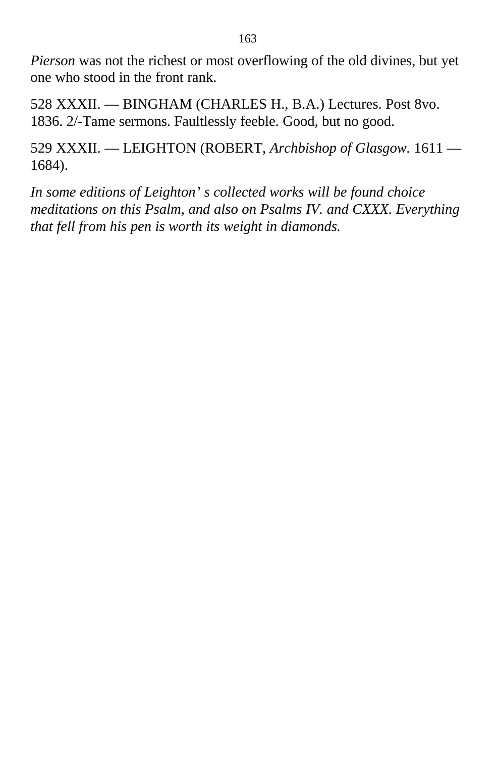*Pierson* was not the richest or most overflowing of the old divines, but yet one who stood in the front rank.

528 XXXII. — BINGHAM (CHARLES H., B.A.) Lectures. Post 8vo. 1836. 2/-Tame sermons. Faultlessly feeble. Good, but no good.

529 XXXII. — LEIGHTON (ROBERT, *Archbishop of Glasgow.* 1611 — 1684).

*In some editions of Leighton' s collected works will be found choice meditations on this Psalm, and also on Psalms IV. and CXXX. Everything that fell from his pen is worth its weight in diamonds.*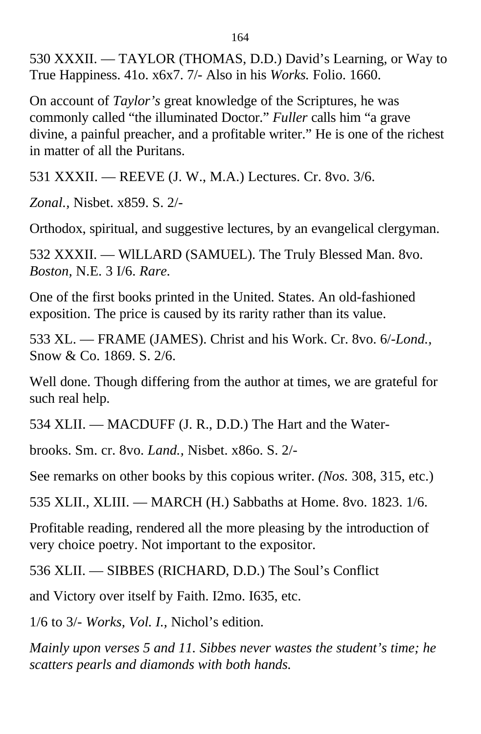530 XXXII. — TAYLOR (THOMAS, D.D.) David's Learning, or Way to True Happiness. 41o. x6x7. 7/- Also in his *Works.* Folio. 1660.

On account of *Taylor's* great knowledge of the Scriptures, he was commonly called "the illuminated Doctor." *Fuller* calls him "a grave divine, a painful preacher, and a profitable writer." He is one of the richest in matter of all the Puritans.

531 XXXII. — REEVE (J. W., M.A.) Lectures. Cr. 8vo. 3/6.

*Zonal.,* Nisbet. x859. S. 2/-

Orthodox, spiritual, and suggestive lectures, by an evangelical clergyman.

532 XXXII. — WlLLARD (SAMUEL). The Truly Blessed Man. 8vo. *Boston,* N.E. 3 I/6. *Rare.*

One of the first books printed in the United. States. An old-fashioned exposition. The price is caused by its rarity rather than its value.

533 XL. — FRAME (JAMES). Christ and his Work. Cr. 8vo. 6/-*Lond.,* Snow & Co. 1869. S. 2/6.

Well done. Though differing from the author at times, we are grateful for such real help.

534 XLII. — MACDUFF (J. R., D.D.) The Hart and the Water-

brooks. Sm. cr. 8vo. *Land.,* Nisbet. x86o. S. 2/-

See remarks on other books by this copious writer. *(Nos.* 308, 315, etc.)

535 XLII., XLIII. — MARCH (H.) Sabbaths at Home. 8vo. 1823. 1/6.

Profitable reading, rendered all the more pleasing by the introduction of very choice poetry. Not important to the expositor.

536 XLII. — SIBBES (RICHARD, D.D.) The Soul's Conflict

and Victory over itself by Faith. I2mo. I635, etc.

1/6 to 3/- *Works, Vol. I.,* Nichol's edition.

*Mainly upon verses 5 and 11. Sibbes never wastes the student's time; he scatters pearls and diamonds with both hands.*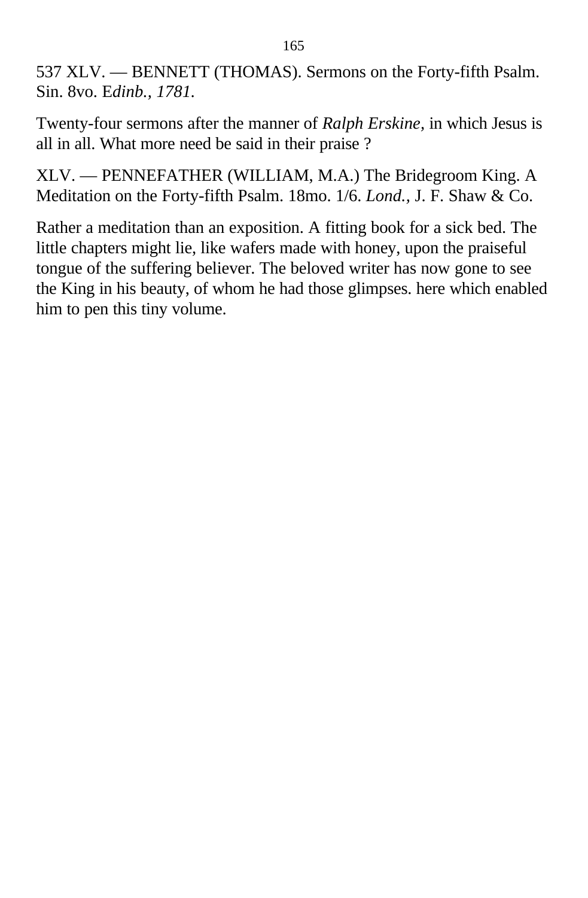537 XLV. — BENNETT (THOMAS). Sermons on the Forty-fifth Psalm. Sin. 8vo. E*dinb., 1781.*

Twenty-four sermons after the manner of *Ralph Erskine,* in which Jesus is all in all. What more need be said in their praise ?

XLV. — PENNEFATHER (WILLIAM, M.A.) The Bridegroom King. A Meditation on the Forty-fifth Psalm. 18mo. 1/6. *Lond.,* J. F. Shaw & Co.

Rather a meditation than an exposition. A fitting book for a sick bed. The little chapters might lie, like wafers made with honey, upon the praiseful tongue of the suffering believer. The beloved writer has now gone to see the King in his beauty, of whom he had those glimpses. here which enabled him to pen this tiny volume.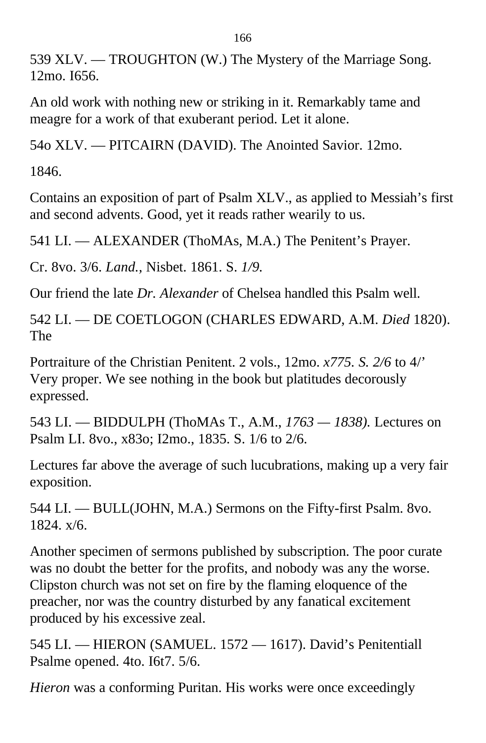539 XLV. — TROUGHTON (W.) The Mystery of the Marriage Song. 12mo. I656.

An old work with nothing new or striking in it. Remarkably tame and meagre for a work of that exuberant period. Let it alone.

54o XLV. — PITCAIRN (DAVID). The Anointed Savior. 12mo.

1846.

Contains an exposition of part of Psalm XLV., as applied to Messiah's first and second advents. Good, yet it reads rather wearily to us.

541 LI. — ALEXANDER (ThoMAs, M.A.) The Penitent's Prayer.

Cr. 8vo. 3/6. *Land.*, Nisbet. 1861. S. *1/9.*

Our friend the late *Dr. Alexander* of Chelsea handled this Psalm well.

542 LI. — DE COETLOGON (CHARLES EDWARD, A.M. *Died* 1820). The

Portraiture of the Christian Penitent. 2 vols., 12mo. *x775. S. 2/6* to 4/' Very proper. We see nothing in the book but platitudes decorously expressed.

543 LI. — BIDDULPH (ThoMAs T., A.M., *1763 — 1838).* Lectures on Psalm LI. 8vo., x83o; I2mo., 1835. S. 1/6 to 2/6.

Lectures far above the average of such lucubrations, making up a very fair exposition.

544 LI. — BULL(JOHN, M.A.) Sermons on the Fifty-first Psalm. 8vo. 1824. x/6.

Another specimen of sermons published by subscription. The poor curate was no doubt the better for the profits, and nobody was any the worse. Clipston church was not set on fire by the flaming eloquence of the preacher, nor was the country disturbed by any fanatical excitement produced by his excessive zeal.

545 LI. — HIERON (SAMUEL. 1572 — 1617). David's Penitentiall Psalme opened. 4to. I6t7. 5/6.

*Hieron* was a conforming Puritan. His works were once exceedingly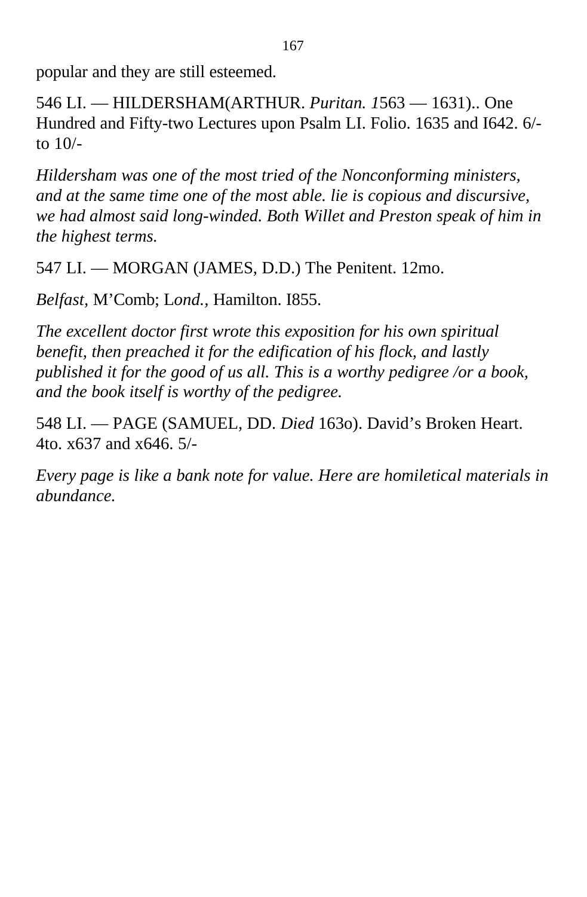popular and they are still esteemed.

546 LI. — HILDERSHAM(ARTHUR. *Puritan. 1*563 — 1631).. One Hundred and Fifty-two Lectures upon Psalm LI. Folio. 1635 and I642. 6/- to 10/-

*Hildersham was one of the most tried of the Nonconforming ministers, and at the same time one of the most able. lie is copious and discursive, we had almost said long-winded. Both Willet and Preston speak of him in the highest terms.*

547 LI. — MORGAN (JAMES, D.D.) The Penitent. 12mo.

*Belfast*, M'Comb; L*ond.*, Hamilton. I855.

*The excellent doctor first wrote this exposition for his own spiritual benefit, then preached it for the edification of his flock, and lastly published it for the good of us all. This is a worthy pedigree /or a book, and the book itself is worthy of the pedigree.*

548 LI. — PAGE (SAMUEL, DD. *Died* 163o). David's Broken Heart. 4to. x637 and x646. 5/-

*Every page is like a bank note for value. Here are homiletical materials in abundance.*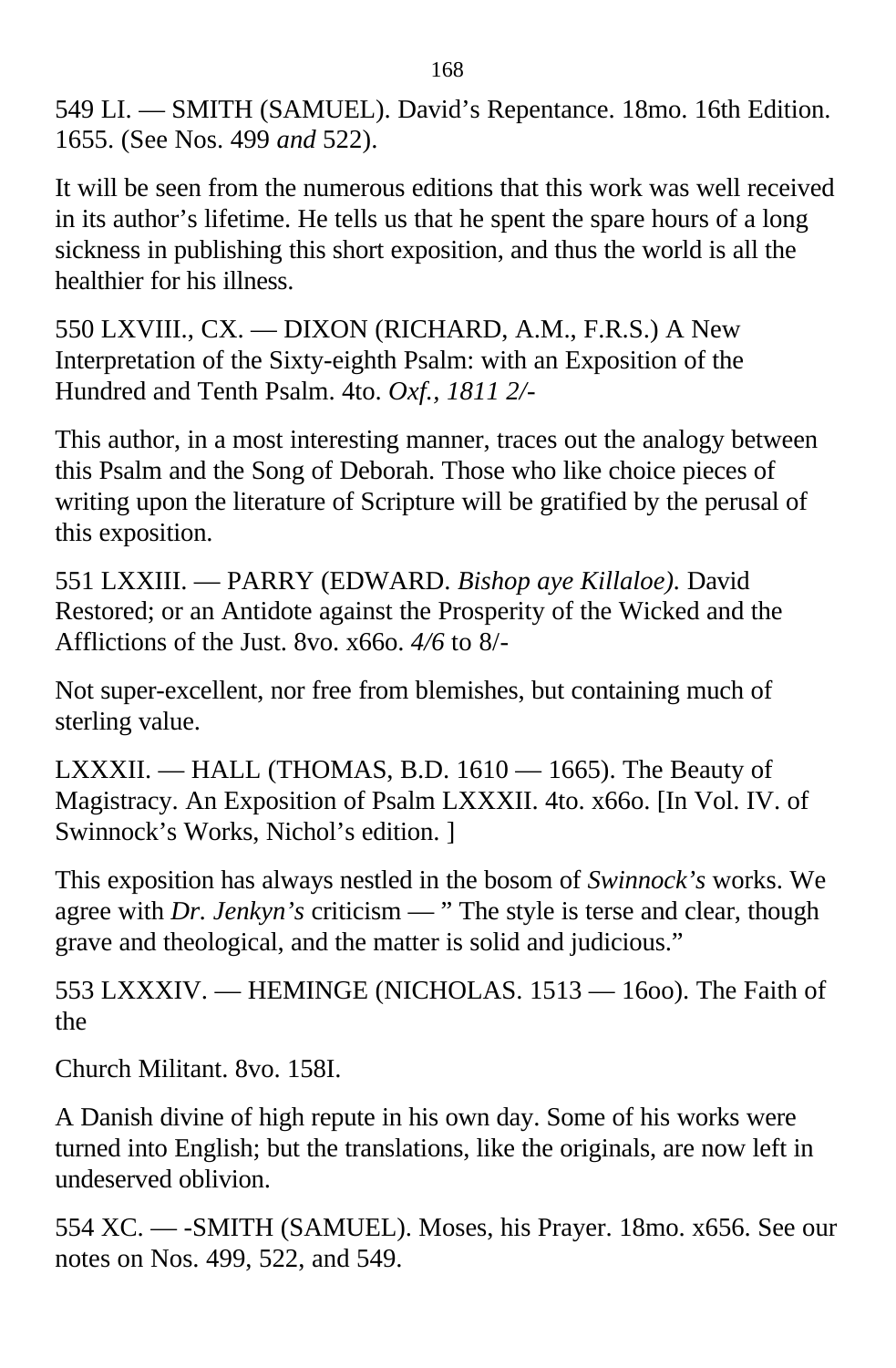549 LI. — SMITH (SAMUEL). David's Repentance. 18mo. 16th Edition. 1655. (See Nos. 499 *and* 522).

It will be seen from the numerous editions that this work was well received in its author's lifetime. He tells us that he spent the spare hours of a long sickness in publishing this short exposition, and thus the world is all the healthier for his illness.

550 LXVIII., CX. — DIXON (RICHARD, A.M., F.R.S.) A New Interpretation of the Sixty-eighth Psalm: with an Exposition of the Hundred and Tenth Psalm. 4to. *Oxf., 1811 2/-*

This author, in a most interesting manner, traces out the analogy between this Psalm and the Song of Deborah. Those who like choice pieces of writing upon the literature of Scripture will be gratified by the perusal of this exposition.

551 LXXIII. — PARRY (EDWARD. *Bishop aye Killaloe).* David Restored; or an Antidote against the Prosperity of the Wicked and the Afflictions of the Just. 8vo. x66o. *4/6* to 8/-

Not super-excellent, nor free from blemishes, but containing much of sterling value.

LXXXII. — HALL (THOMAS, B.D. 1610 — 1665). The Beauty of Magistracy. An Exposition of Psalm LXXXII. 4to. x66o. [In Vol. IV. of Swinnock's Works, Nichol's edition. ]

This exposition has always nestled in the bosom of *Swinnock's* works. We agree with *Dr. Jenkyn's* criticism — " The style is terse and clear, though grave and theological, and the matter is solid and judicious."

553 LXXXIV. — HEMINGE (NICHOLAS. 1513 — 16oo). The Faith of the

Church Militant. 8vo. 158I.

A Danish divine of high repute in his own day. Some of his works were turned into English; but the translations, like the originals, are now left in undeserved oblivion.

554 XC. — -SMITH (SAMUEL). Moses, his Prayer. 18mo. x656. See our notes on Nos. 499, 522, and 549.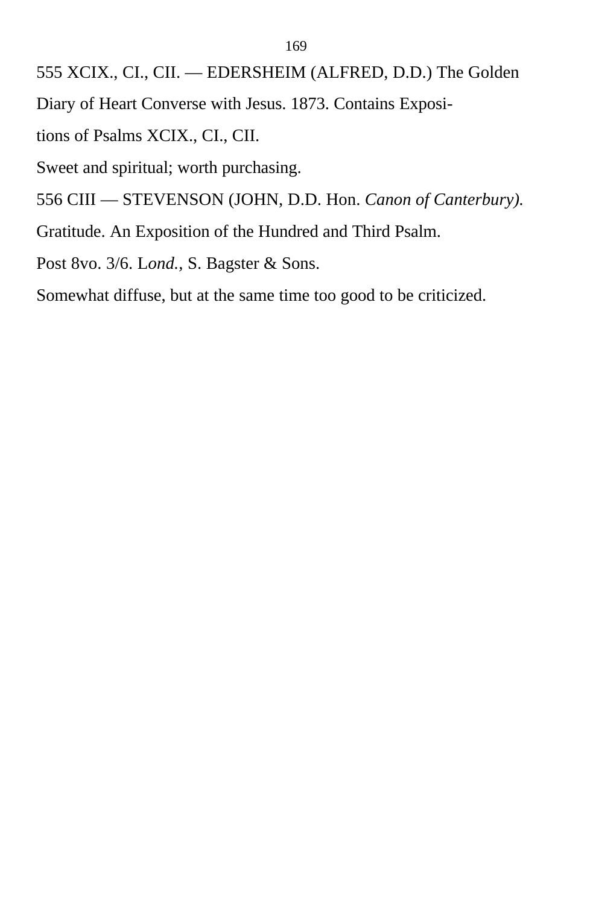555 XCIX., CI., CII. — EDERSHEIM (ALFRED, D.D.) The Golden Diary of Heart Converse with Jesus. 1873. Contains Expositions of Psalms XCIX., CI., CII.

Sweet and spiritual; worth purchasing.

556 CIII — STEVENSON (JOHN, D.D. Hon. *Canon of Canterbury).* Gratitude. An Exposition of the Hundred and Third Psalm. Post 8vo. 3/6. L*ond.,* S. Bagster & Sons.

Somewhat diffuse, but at the same time too good to be criticized.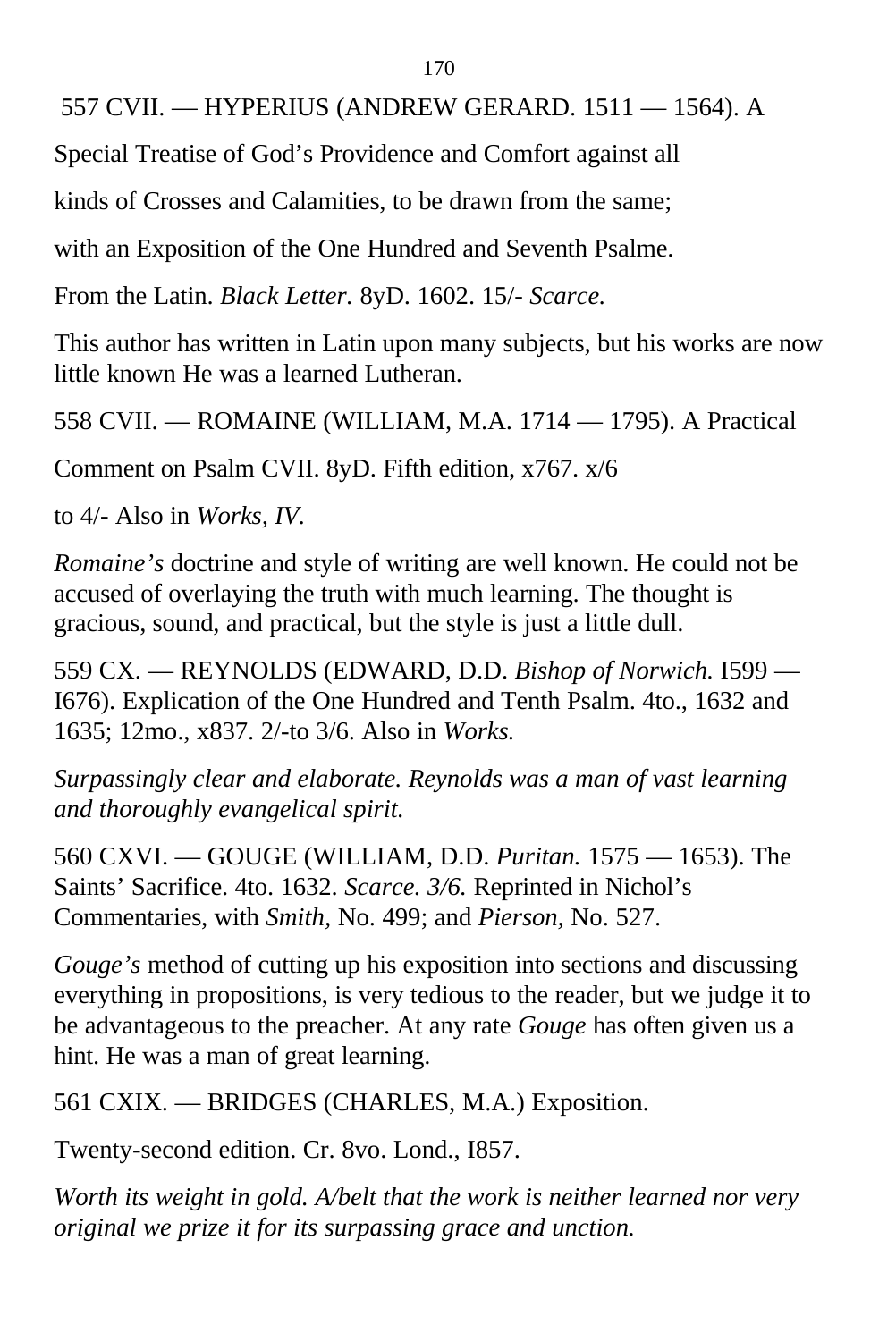557 CVII. — HYPERIUS (ANDREW GERARD. 1511 — 1564). A Special Treatise of God's Providence and Comfort against all kinds of Crosses and Calamities, to be drawn from the same; with an Exposition of the One Hundred and Seventh Psalme. From the Latin. *Black Letter.* 8yD. 1602. 15/- *Scarce.*

This author has written in Latin upon many subjects, but his works are now little known He was a learned Lutheran.

558 CVII. — ROMAINE (WILLIAM, M.A. 1714 — 1795). A Practical Comment on Psalm CVII. 8yD. Fifth edition, x767. x/6 to 4/- Also in *Works, IV.*

*Romaine's* doctrine and style of writing are well known. He could not be accused of overlaying the truth with much learning. The thought is gracious, sound, and practical, but the style is just a little dull.

559 CX. — REYNOLDS (EDWARD, D.D. *Bishop of Norwich.* I599 — I676). Explication of the One Hundred and Tenth Psalm. 4to., 1632 and 1635; 12mo., x837. 2/-to 3/6. Also in *Works.*

*Surpassingly clear and elaborate. Reynolds was a man of vast learning and thoroughly evangelical spirit.*

560 CXVI. — GOUGE (WILLIAM, D.D. *Puritan.* 1575 — 1653). The Saints' Sacrifice. 4to. 1632. *Scarce. 3/6.* Reprinted in Nichol's Commentaries, with *Smith,* No. 499; and *Pierson,* No. 527.

*Gouge's* method of cutting up his exposition into sections and discussing everything in propositions, is very tedious to the reader, but we judge it to be advantageous to the preacher. At any rate *Gouge* has often given us a hint. He was a man of great learning.

561 CXIX. — BRIDGES (CHARLES, M.A.) Exposition. Twenty-second edition. Cr. 8vo. Lond., I857.

*Worth its weight in gold. A/belt that the work is neither learned nor very original we prize it for its surpassing grace and unction.*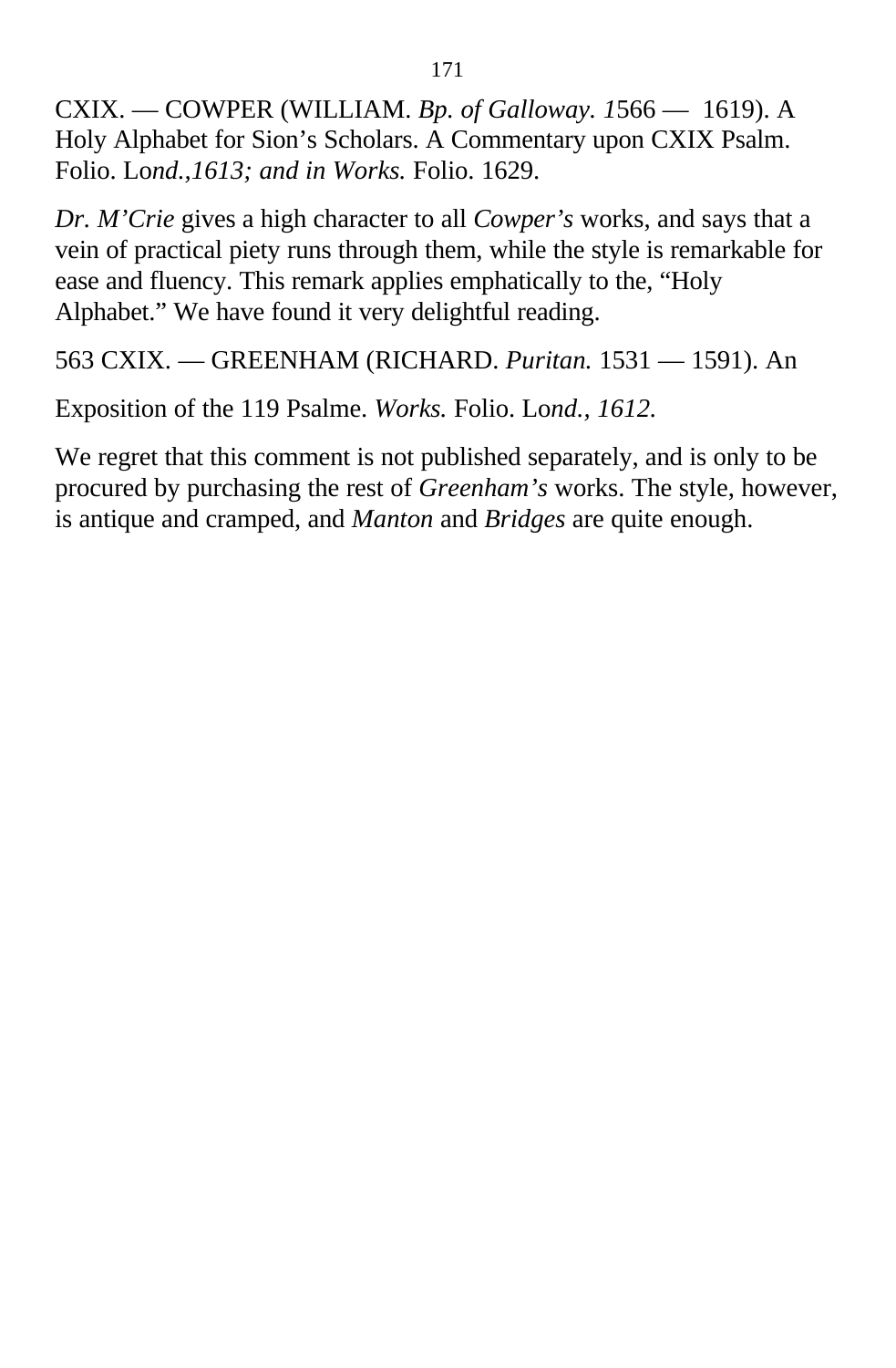CXIX. — COWPER (WILLIAM. *Bp. of Galloway. 1*566 — 1619). A Holy Alphabet for Sion’s Scholars. A Commentary upon CXIX Psalm. Folio. Lo*nd.,1613; and in Works.* Folio. 1629.

*Dr. M’Crie* gives a high character to all *Cowper’s* works, and says that a vein of practical piety runs through them, while the style is remarkable for ease and fluency. This remark applies emphatically to the, “Holy Alphabet.” We have found it very delightful reading.

563 CXIX. — GREENHAM (RICHARD. *Puritan.* 1531 — 1591). An

Exposition of the 119 Psalme. *Works.* Folio. Lo*nd., 1612.*

We regret that this comment is not published separately, and is only to be procured by purchasing the rest of *Greenham’s* works. The style, however, is antique and cramped, and *Manton* and *Bridges* are quite enough.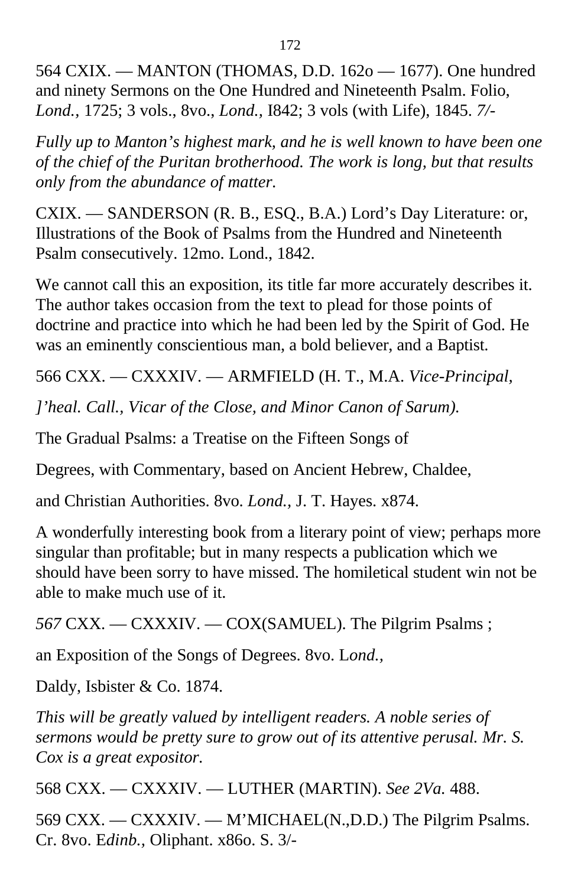564 CXIX. — MANTON (THOMAS, D.D. 162o — 1677). One hundred and ninety Sermons on the One Hundred and Nineteenth Psalm. Folio, *Lond.,* 1725; 3 vols., 8vo., *Lond.,* I842; 3 vols (with Life), 1845. *7/-*

*Fully up to Manton's highest mark, and he is well known to have been one of the chief of the Puritan brotherhood. The work is long, but that results only from the abundance of matter.*

CXIX. — SANDERSON (R. B., ESQ., B.A.) Lord's Day Literature: or, Illustrations of the Book of Psalms from the Hundred and Nineteenth Psalm consecutively. 12mo. Lond., 1842.

We cannot call this an exposition, its title far more accurately describes it. The author takes occasion from the text to plead for those points of doctrine and practice into which he had been led by the Spirit of God. He was an eminently conscientious man, a bold believer, and a Baptist.

566 CXX. — CXXXIV. — ARMFIELD (H. T., M.A. *Vice-Principal,*

*]'heal. Call., Vicar of the Close, and Minor Canon of Sarum).*

The Gradual Psalms: a Treatise on the Fifteen Songs of

Degrees, with Commentary, based on Ancient Hebrew, Chaldee,

and Christian Authorities. 8vo. *Lond.,* J. T. Hayes. x874.

A wonderfully interesting book from a literary point of view; perhaps more singular than profitable; but in many respects a publication which we should have been sorry to have missed. The homiletical student win not be able to make much use of it.

*567* CXX. — CXXXIV. — COX(SAMUEL). The Pilgrim Psalms ;

an Exposition of the Songs of Degrees. 8vo. L*ond.,*

Daldy, Isbister & Co. 1874.

*This will be greatly valued by intelligent readers. A noble series of sermons would be pretty sure to grow out of its attentive perusal. Mr. S. Cox is a great expositor.*

568 CXX. — CXXXIV. — LUTHER (MARTIN). *See 2Va.* 488.

569 CXX. — CXXXIV. — M'MICHAEL(N.,D.D.) The Pilgrim Psalms. Cr. 8vo. E*dinb.,* Oliphant. x86o. S. 3/-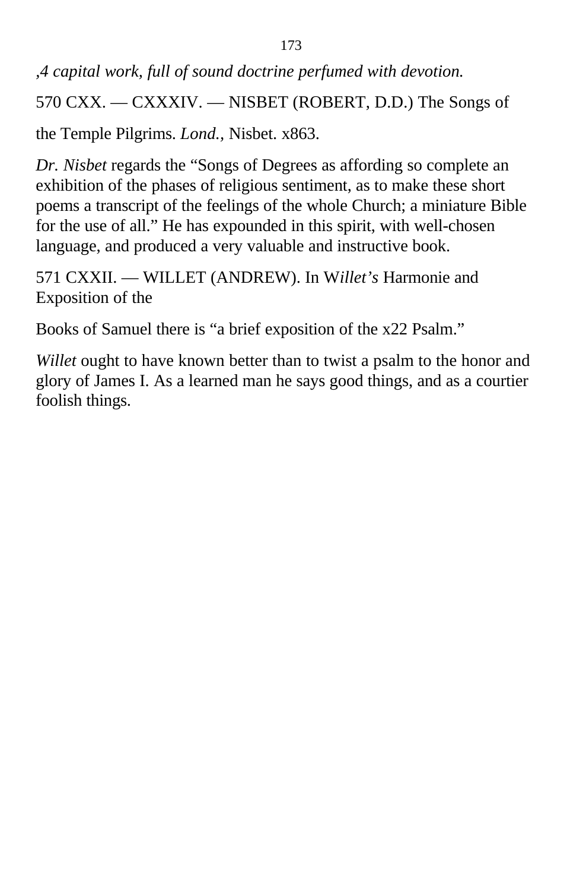*,4 capital work, full of sound doctrine perfumed with devotion.*

570 CXX. — CXXXIV. — NISBET (ROBERT, D.D.) The Songs of

the Temple Pilgrims. *Lond.*, Nisbet. x863.

*Dr. Nisbet* regards the "Songs of Degrees as affording so complete an exhibition of the phases of religious sentiment, as to make these short poems a transcript of the feelings of the whole Church; a miniature Bible for the use of all." He has expounded in this spirit, with well-chosen language, and produced a very valuable and instructive book.

571 CXXII. — WILLET (ANDREW). In W*illet's* Harmonie and Exposition of the

Books of Samuel there is "a brief exposition of the x22 Psalm."

*Willet* ought to have known better than to twist a psalm to the honor and glory of James I. As a learned man he says good things, and as a courtier foolish things.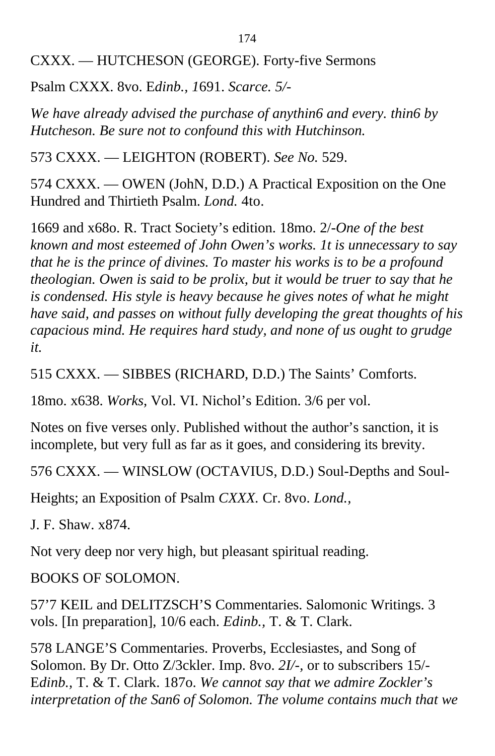CXXX. — HUTCHESON (GEORGE). Forty-five Sermons

Psalm CXXX. 8vo. E*dinb., 1*691. *Scarce. 5/-*

*We have already advised the purchase of anythin6 and every. thin6 by Hutcheson. Be sure not to confound this with Hutchinson.*

573 CXXX. — LEIGHTON (ROBERT). *See No.* 529.

574 CXXX. — OWEN (JohN, D.D.) A Practical Exposition on the One Hundred and Thirtieth Psalm. *Lond.* 4to.

1669 and x68o. R. Tract Society's edition. 18mo. 2/-*One of the best known and most esteemed of John Owen's works. 1t is unnecessary to say that he is the prince of divines. To master his works is to be a profound theologian. Owen is said to be prolix, but it would be truer to say that he is condensed. His style is heavy because he gives notes of what he might have said, and passes on without fully developing the great thoughts of his capacious mind. He requires hard study, and none of us ought to grudge it.*

515 CXXX. — SIBBES (RICHARD, D.D.) The Saints' Comforts.

18mo. x638. *Works,* Vol. VI. Nichol's Edition. 3/6 per vol.

Notes on five verses only. Published without the author's sanction, it is incomplete, but very full as far as it goes, and considering its brevity.

576 CXXX. — WINSLOW (OCTAVIUS, D.D.) Soul-Depths and Soul-

Heights; an Exposition of Psalm *CXXX.* Cr. 8vo. *Lond.,*

J. F. Shaw. x874.

Not very deep nor very high, but pleasant spiritual reading.

BOOKS OF SOLOMON.

57'7 KEIL and DELITZSCH'S Commentaries. Salomonic Writings. 3 vols. [In preparation], 10/6 each. *Edinb.,* T. & T. Clark.

578 LANGE'S Commentaries. Proverbs, Ecclesiastes, and Song of Solomon. By Dr. Otto Z/3ckler. Imp. 8vo. *2I/-*, or to subscribers 15/- E*dinb.,* T. & T. Clark. 187o. *We cannot say that we admire Zockler's interpretation of the San6 of Solomon. The volume contains much that we*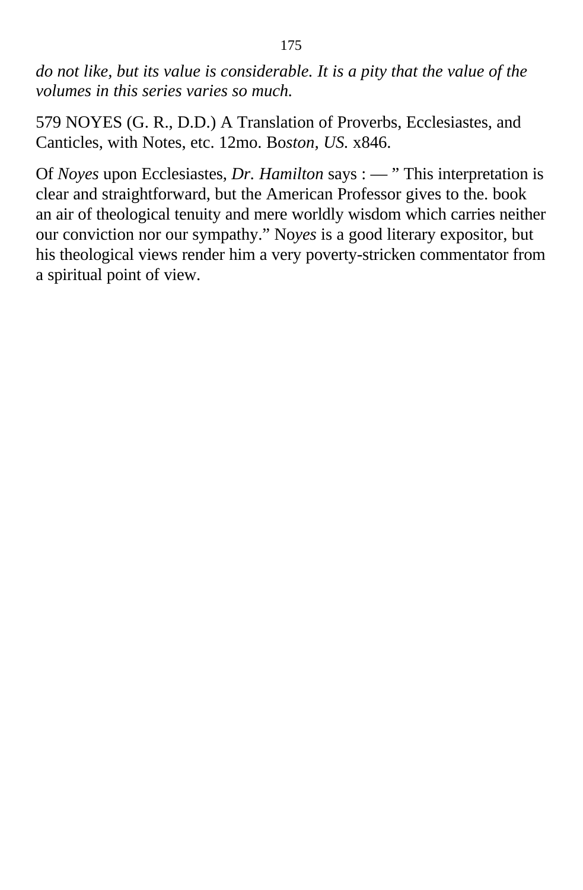*do not like, but its value is considerable. It is a pity that the value of the volumes in this series varies so much.*

579 NOYES (G. R., D.D.) A Translation of Proverbs, Ecclesiastes, and Canticles, with Notes, etc. 12mo. Bo*ston, US.* x846.

Of *Noyes* upon Ecclesiastes, *Dr. Hamilton* says : — ” This interpretation is clear and straightforward, but the American Professor gives to the. book an air of theological tenuity and mere worldly wisdom which carries neither our conviction nor our sympathy.” No*yes* is a good literary expositor, but his theological views render him a very poverty-stricken commentator from a spiritual point of view.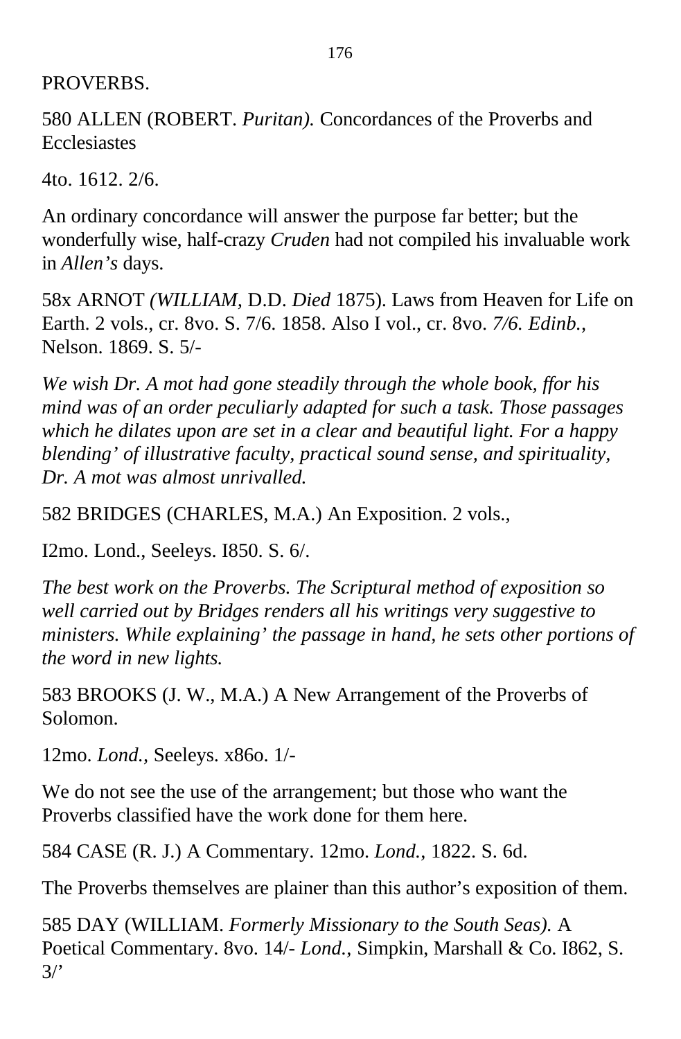PROVERBS.

580 ALLEN (ROBERT. *Puritan).* Concordances of the Proverbs and Ecclesiastes

4to. 1612. 2/6.

An ordinary concordance will answer the purpose far better; but the wonderfully wise, half-crazy *Cruden* had not compiled his invaluable work in *Allen's* days.

58x ARNOT *(WILLIAM,* D.D. *Died* 1875). Laws from Heaven for Life on Earth. 2 vols., cr. 8vo. S. 7/6. 1858. Also I vol., cr. 8vo. *7/6. Edinb.,* Nelson. 1869. S. 5/-

*We wish Dr. A mot had gone steadily through the whole book, ffor his mind was of an order peculiarly adapted for such a task. Those passages which he dilates upon are set in a clear and beautiful light. For a happy blending' of illustrative faculty, practical sound sense, and spirituality, Dr. A mot was almost unrivalled.*

582 BRIDGES (CHARLES, M.A.) An Exposition. 2 vols.,

I2mo. Lond., Seeleys. I850. S. 6/.

*The best work on the Proverbs. The Scriptural method of exposition so well carried out by Bridges renders all his writings very suggestive to ministers. While explaining' the passage in hand, he sets other portions of the word in new lights.*

583 BROOKS (J. W., M.A.) A New Arrangement of the Proverbs of Solomon.

12mo. *Lond.,* Seeleys. x86o. 1/-

We do not see the use of the arrangement; but those who want the Proverbs classified have the work done for them here.

584 CASE (R. J.) A Commentary. 12mo. *Lond.,* 1822. S. 6d.

The Proverbs themselves are plainer than this author's exposition of them.

585 DAY (WILLIAM. *Formerly Missionary to the South Seas).* A Poetical Commentary. 8vo. 14/- *Lond.,* Simpkin, Marshall & Co. I862, S. 3/'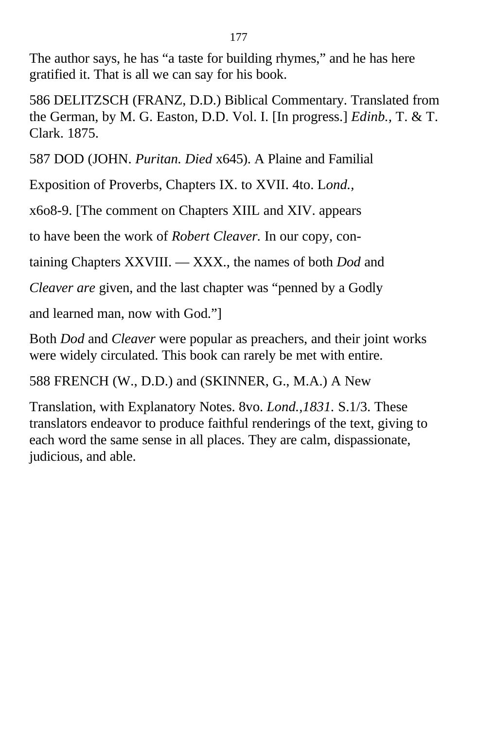The author says, he has "a taste for building rhymes," and he has here gratified it. That is all we can say for his book.

586 DELITZSCH (FRANZ, D.D.) Biblical Commentary. Translated from the German, by M. G. Easton, D.D. Vol. I. [In progress.] *Edinb.*, T. & T. Clark. 1875.

587 DOD (JOHN. *Puritan. Died* x645). A Plaine and Familial

Exposition of Proverbs, Chapters IX. to XVII. 4to. L*ond.*,

x6o8-9. [The comment on Chapters XIIL and XIV. appears

to have been the work of *Robert Cleaver.* In our copy, con-

taining Chapters XXVIII. — XXX., the names of both *Dod* and

*Cleaver are* given, and the last chapter was "penned by a Godly

and learned man, now with God."]

Both *Dod* and *Cleaver* were popular as preachers, and their joint works were widely circulated. This book can rarely be met with entire.

588 FRENCH (W., D.D.) and (SKINNER, G., M.A.) A New

Translation, with Explanatory Notes. 8vo. *Lond.,1831.* S.1/3. These translators endeavor to produce faithful renderings of the text, giving to each word the same sense in all places. They are calm, dispassionate, judicious, and able.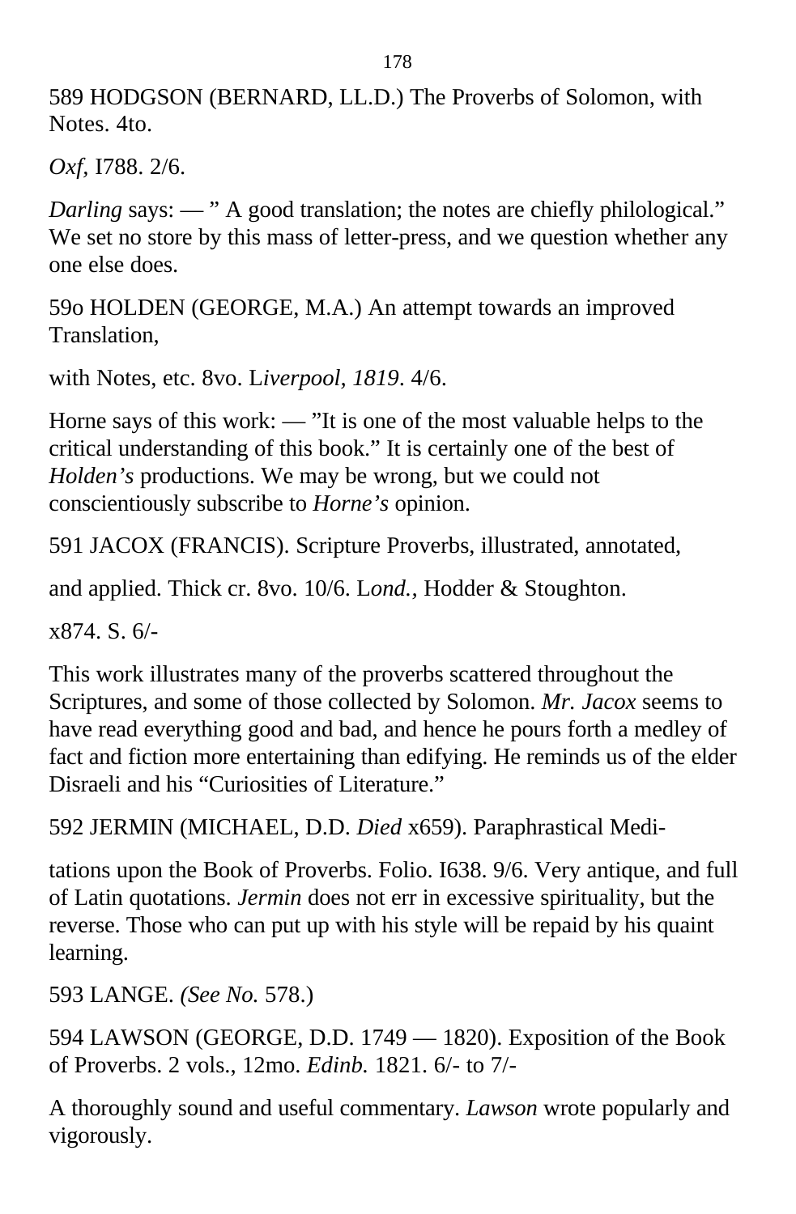589 HODGSON (BERNARD, LL.D.) The Proverbs of Solomon, with Notes. 4to.

*Oxf,* I788. 2/6.

*Darling* says: — " A good translation; the notes are chiefly philological." We set no store by this mass of letter-press, and we question whether any one else does.

59o HOLDEN (GEORGE, M.A.) An attempt towards an improved Translation,

with Notes, etc. 8vo. L*iverpool, 1819*. 4/6.

Horne says of this work: — "It is one of the most valuable helps to the critical understanding of this book." It is certainly one of the best of *Holden's* productions. We may be wrong, but we could not conscientiously subscribe to *Horne's* opinion.

591 JACOX (FRANCIS). Scripture Proverbs, illustrated, annotated,

and applied. Thick cr. 8vo. 10/6. L*ond.,* Hodder & Stoughton.

x874. S. 6/-

This work illustrates many of the proverbs scattered throughout the Scriptures, and some of those collected by Solomon. *Mr. Jacox* seems to have read everything good and bad, and hence he pours forth a medley of fact and fiction more entertaining than edifying. He reminds us of the elder Disraeli and his "Curiosities of Literature."

592 JERMIN (MICHAEL, D.D. *Died* x659). Paraphrastical Medi-

tations upon the Book of Proverbs. Folio. I638. 9/6. Very antique, and full of Latin quotations. *Jermin* does not err in excessive spirituality, but the reverse. Those who can put up with his style will be repaid by his quaint learning.

593 LANGE. *(See No.* 578.)

594 LAWSON (GEORGE, D.D. 1749 — 1820). Exposition of the Book of Proverbs. 2 vols., 12mo. *Edinb.* 1821. 6/- to 7/-

A thoroughly sound and useful commentary. *Lawson* wrote popularly and vigorously.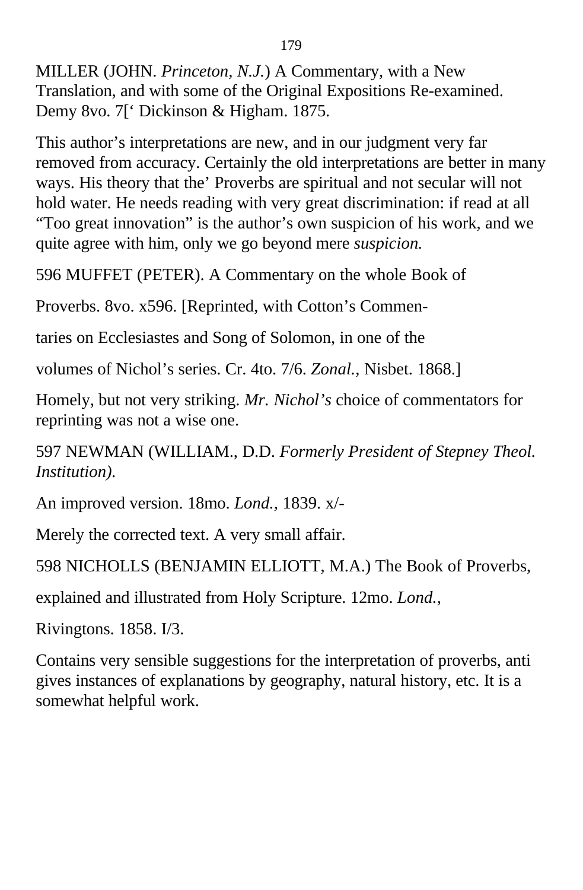MILLER (JOHN. *Princeton, N.J.*) A Commentary, with a New Translation, and with some of the Original Expositions Re-examined. Demy 8vo. 7[‘ Dickinson & Higham. 1875.

This author’s interpretations are new, and in our judgment very far removed from accuracy. Certainly the old interpretations are better in many ways. His theory that the’ Proverbs are spiritual and not secular will not hold water. He needs reading with very great discrimination: if read at all “Too great innovation” is the author’s own suspicion of his work, and we quite agree with him, only we go beyond mere *suspicion.*

596 MUFFET (PETER). A Commentary on the whole Book of

Proverbs. 8vo. x596. [Reprinted, with Cotton’s Commen-

taries on Ecclesiastes and Song of Solomon, in one of the

volumes of Nichol’s series. Cr. 4to. 7/6. *Zonal.*, Nisbet. 1868.]

Homely, but not very striking. *Mr. Nichol’s* choice of commentators for reprinting was not a wise one.

597 NEWMAN (WILLIAM., D.D. *Formerly President of Stepney Theol. Institution).*

An improved version. 18mo. *Lond.*, 1839. x/-

Merely the corrected text. A very small affair.

598 NICHOLLS (BENJAMIN ELLIOTT, M.A.) The Book of Proverbs,

explained and illustrated from Holy Scripture. 12mo. *Lond.*,

Rivingtons. 1858. I/3.

Contains very sensible suggestions for the interpretation of proverbs, anti gives instances of explanations by geography, natural history, etc. It is a somewhat helpful work.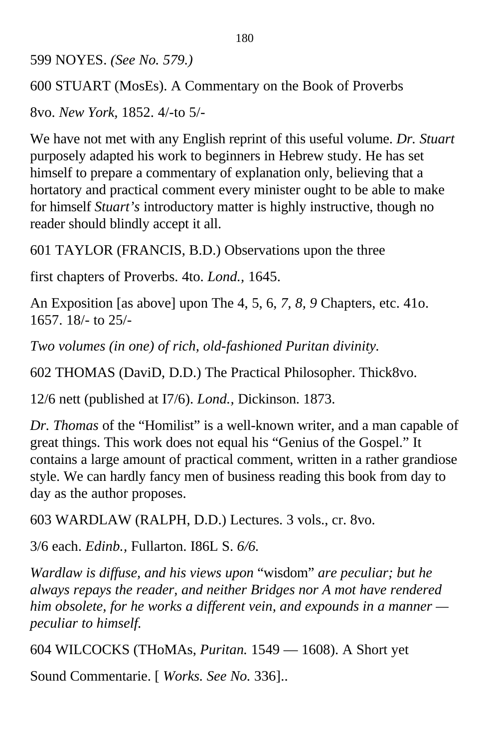599 NOYES. *(See No. 579.)*

600 STUART (MosEs). A Commentary on the Book of Proverbs

8vo. *New York*, 1852. 4/-to 5/-

We have not met with any English reprint of this useful volume. *Dr. Stuart* purposely adapted his work to beginners in Hebrew study. He has set himself to prepare a commentary of explanation only, believing that a hortatory and practical comment every minister ought to be able to make for himself *Stuart's* introductory matter is highly instructive, though no reader should blindly accept it all.

601 TAYLOR (FRANCIS, B.D.) Observations upon the three

first chapters of Proverbs. 4to. *Lond.*, 1645.

An Exposition [as above] upon The 4, 5, 6, *7, 8, 9* Chapters, etc. 41o. 1657. 18/- to 25/-

*Two volumes (in one) of rich, old-fashioned Puritan divinity.*

602 THOMAS (DaviD, D.D.) The Practical Philosopher. Thick8vo.

12/6 nett (published at I7/6). *Lond.*, Dickinson. 1873.

*Dr. Thomas* of the "Homilist" is a well-known writer, and a man capable of great things. This work does not equal his "Genius of the Gospel." It contains a large amount of practical comment, written in a rather grandiose style. We can hardly fancy men of business reading this book from day to day as the author proposes.

603 WARDLAW (RALPH, D.D.) Lectures. 3 vols., cr. 8vo.

3/6 each. *Edinb.*, Fullarton. I86L S. *6/6.*

*Wardlaw is diffuse, and his views upon* "wisdom" *are peculiar; but he always repays the reader, and neither Bridges nor A mot have rendered him obsolete, for he works a different vein, and expounds in a manner — peculiar to himself.*

604 WILCOCKS (THoMAs, *Puritan.* 1549 — 1608). A Short yet

Sound Commentarie. [ *Works. See No.* 336]..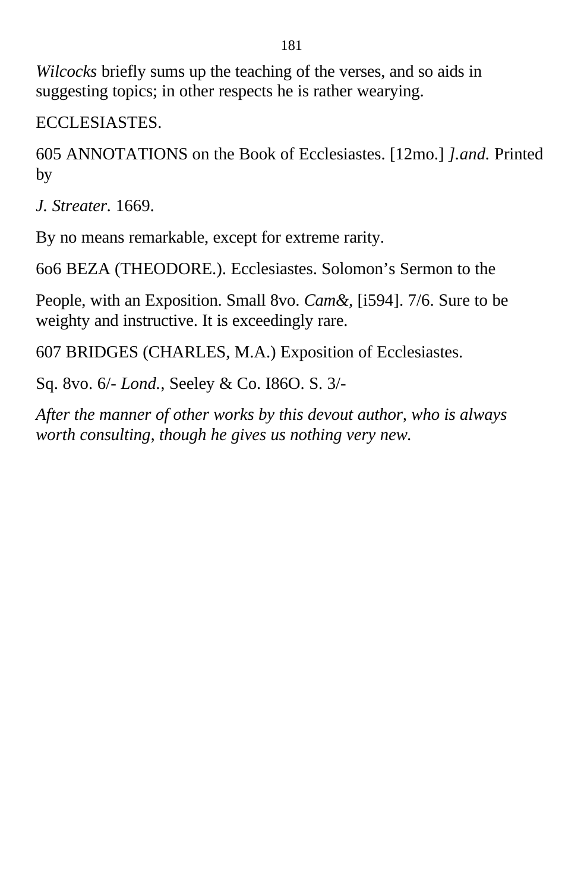*Wilcocks* briefly sums up the teaching of the verses, and so aids in suggesting topics; in other respects he is rather wearying.

ECCLESIASTES.

605 ANNOTATIONS on the Book of Ecclesiastes. [12mo.] *].and.* Printed by

*J. Streater.* 1669.

By no means remarkable, except for extreme rarity.

6o6 BEZA (THEODORE.). Ecclesiastes. Solomon's Sermon to the

People, with an Exposition. Small 8vo. *Cam&,* [i594]. 7/6. Sure to be weighty and instructive. It is exceedingly rare.

607 BRIDGES (CHARLES, M.A.) Exposition of Ecclesiastes.

Sq. 8vo. 6/- *Lond.,* Seeley & Co. I86O. S. 3/-

*After the manner of other works by this devout author, who is always worth consulting, though he gives us nothing very new.*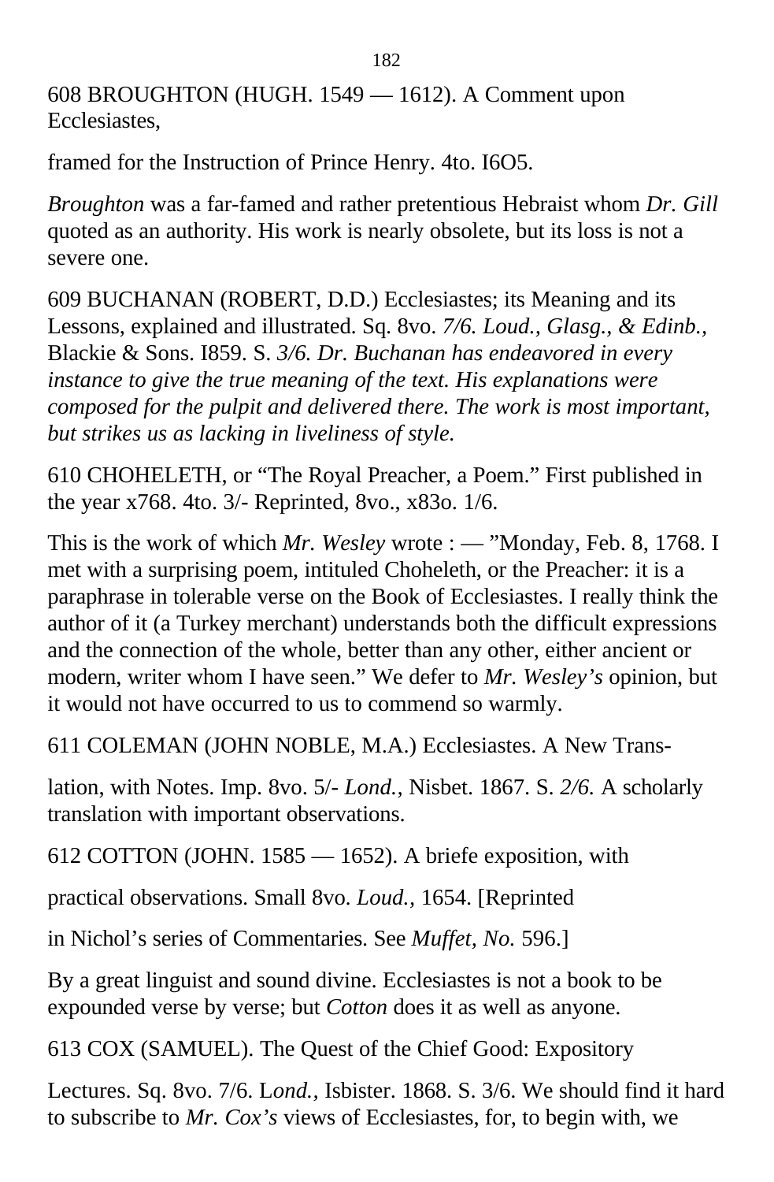608 BROUGHTON (HUGH. 1549 — 1612). A Comment upon Ecclesiastes,

framed for the Instruction of Prince Henry. 4to. I6O5.

*Broughton* was a far-famed and rather pretentious Hebraist whom *Dr. Gill* quoted as an authority. His work is nearly obsolete, but its loss is not a severe one.

609 BUCHANAN (ROBERT, D.D.) Ecclesiastes; its Meaning and its Lessons, explained and illustrated. Sq. 8vo. *7/6. Loud., Glasg., & Edinb.,* Blackie & Sons. I859. S. *3/6. Dr. Buchanan has endeavored in every instance to give the true meaning of the text. His explanations were composed for the pulpit and delivered there. The work is most important, but strikes us as lacking in liveliness of style.*

610 CHOHELETH, or "The Royal Preacher, a Poem." First published in the year x768. 4to. 3/- Reprinted, 8vo., x83o. 1/6.

This is the work of which *Mr. Wesley* wrote : — "Monday, Feb. 8, 1768. I met with a surprising poem, intituled Choheleth, or the Preacher: it is a paraphrase in tolerable verse on the Book of Ecclesiastes. I really think the author of it (a Turkey merchant) understands both the difficult expressions and the connection of the whole, better than any other, either ancient or modern, writer whom I have seen." We defer to *Mr. Wesley's* opinion, but it would not have occurred to us to commend so warmly.

611 COLEMAN (JOHN NOBLE, M.A.) Ecclesiastes. A New Trans-

lation, with Notes. Imp. 8vo. 5/- *Lond.,* Nisbet. 1867. S. *2/6.* A scholarly translation with important observations.

612 COTTON (JOHN. 1585 — 1652). A briefe exposition, with

practical observations. Small 8vo. *Loud.,* 1654. [Reprinted

in Nichol's series of Commentaries. See *Muffet, No.* 596.]

By a great linguist and sound divine. Ecclesiastes is not a book to be expounded verse by verse; but *Cotton* does it as well as anyone.

613 COX (SAMUEL). The Quest of the Chief Good: Expository

Lectures. Sq. 8vo. 7/6. L*ond.,* Isbister. 1868. S. 3/6. We should find it hard to subscribe to *Mr. Cox's* views of Ecclesiastes, for, to begin with, we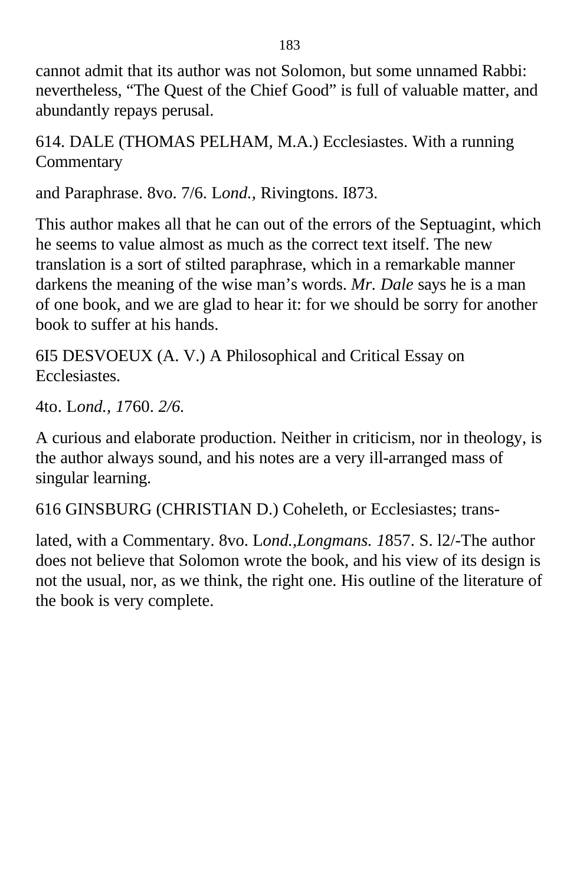cannot admit that its author was not Solomon, but some unnamed Rabbi: nevertheless, "The Quest of the Chief Good" is full of valuable matter, and abundantly repays perusal.

614. DALE (THOMAS PELHAM, M.A.) Ecclesiastes. With a running Commentary

and Paraphrase. 8vo. 7/6. L*ond.,* Rivingtons. I873.

This author makes all that he can out of the errors of the Septuagint, which he seems to value almost as much as the correct text itself. The new translation is a sort of stilted paraphrase, which in a remarkable manner darkens the meaning of the wise man's words. *Mr. Dale* says he is a man of one book, and we are glad to hear it: for we should be sorry for another book to suffer at his hands.

6I5 DESVOEUX (A. V.) A Philosophical and Critical Essay on Ecclesiastes.

4to. L*ond., 1*760. *2/6.*

A curious and elaborate production. Neither in criticism, nor in theology, is the author always sound, and his notes are a very ill-arranged mass of singular learning.

616 GINSBURG (CHRISTIAN D.) Coheleth, or Ecclesiastes; trans-

lated, with a Commentary. 8vo. L*ond.,Longmans. 1*857. S. l2/-The author does not believe that Solomon wrote the book, and his view of its design is not the usual, nor, as we think, the right one. His outline of the literature of the book is very complete.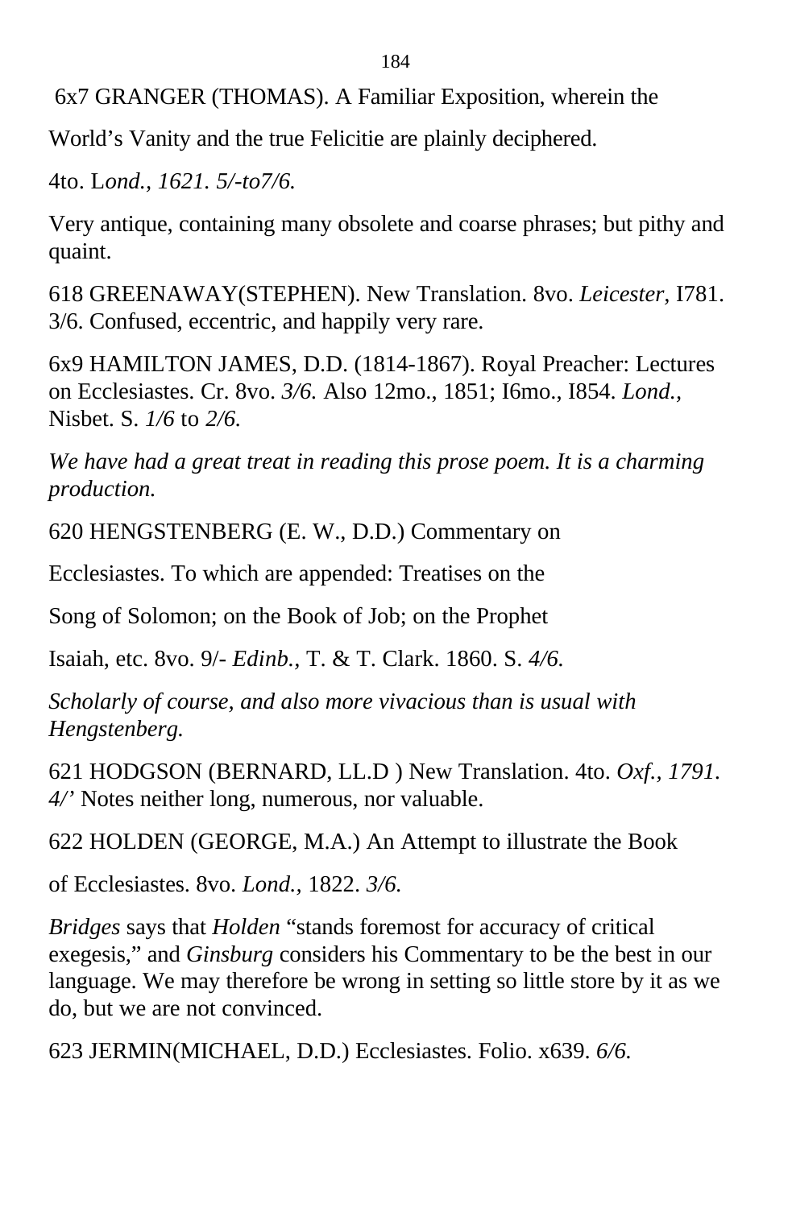6x7 GRANGER (THOMAS). A Familiar Exposition, wherein the

World's Vanity and the true Felicitie are plainly deciphered.

4to. L*ond., 1621. 5/-to7/6.*

Very antique, containing many obsolete and coarse phrases; but pithy and quaint.

618 GREENAWAY(STEPHEN). New Translation. 8vo. *Leicester*, I781. 3/6. Confused, eccentric, and happily very rare.

6x9 HAMILTON JAMES, D.D. (1814-1867). Royal Preacher: Lectures on Ecclesiastes. Cr. 8vo. *3/6.* Also 12mo., 1851; I6mo., I854. *Lond.,* Nisbet. S. *1/6* to *2/6.*

*We have had a great treat in reading this prose poem. It is a charming production.*

620 HENGSTENBERG (E. W., D.D.) Commentary on

Ecclesiastes. To which are appended: Treatises on the

Song of Solomon; on the Book of Job; on the Prophet

Isaiah, etc. 8vo. 9/- *Edinb.,* T. & T. Clark. 1860. S. *4/6.*

*Scholarly of course, and also more vivacious than is usual with Hengstenberg.*

621 HODGSON (BERNARD, LL.D ) New Translation. 4to. *Oxf., 1791. 4/'* Notes neither long, numerous, nor valuable.

622 HOLDEN (GEORGE, M.A.) An Attempt to illustrate the Book

of Ecclesiastes. 8vo. *Lond.,* 1822. *3/6.*

*Bridges* says that *Holden* "stands foremost for accuracy of critical exegesis," and *Ginsburg* considers his Commentary to be the best in our language. We may therefore be wrong in setting so little store by it as we do, but we are not convinced.

623 JERMIN(MICHAEL, D.D.) Ecclesiastes. Folio. x639. *6/6.*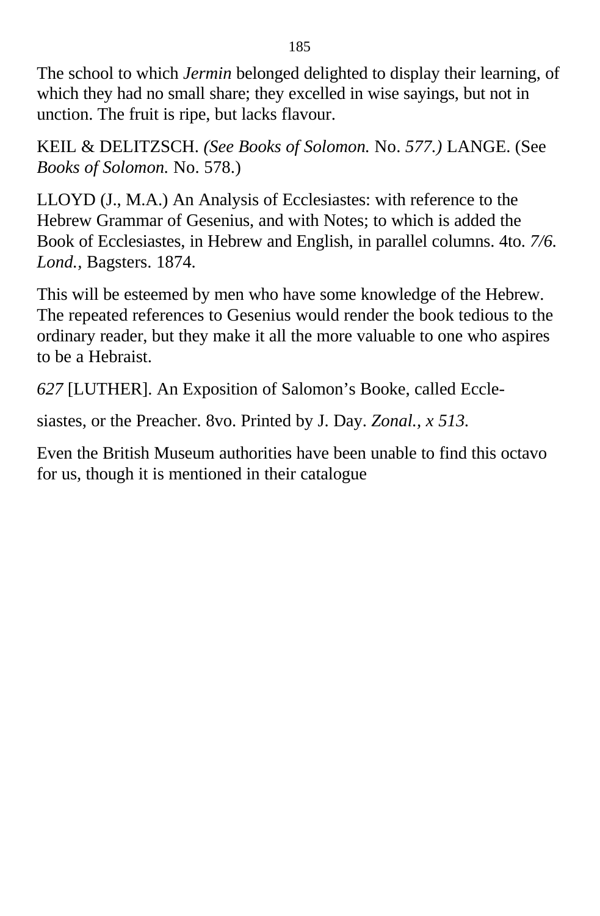The school to which *Jermin* belonged delighted to display their learning, of which they had no small share; they excelled in wise sayings, but not in unction. The fruit is ripe, but lacks flavour.

KEIL & DELITZSCH. *(See Books of Solomon.* No. *577.)* LANGE. (See *Books of Solomon.* No. 578.)

LLOYD (J., M.A.) An Analysis of Ecclesiastes: with reference to the Hebrew Grammar of Gesenius, and with Notes; to which is added the Book of Ecclesiastes, in Hebrew and English, in parallel columns. 4to. *7/6. Lond.,* Bagsters. 1874.

This will be esteemed by men who have some knowledge of the Hebrew. The repeated references to Gesenius would render the book tedious to the ordinary reader, but they make it all the more valuable to one who aspires to be a Hebraist.

*627* [LUTHER]. An Exposition of Salomon's Booke, called Eccle-

siastes, or the Preacher. 8vo. Printed by J. Day. *Zonal., x 513.*

Even the British Museum authorities have been unable to find this octavo for us, though it is mentioned in their catalogue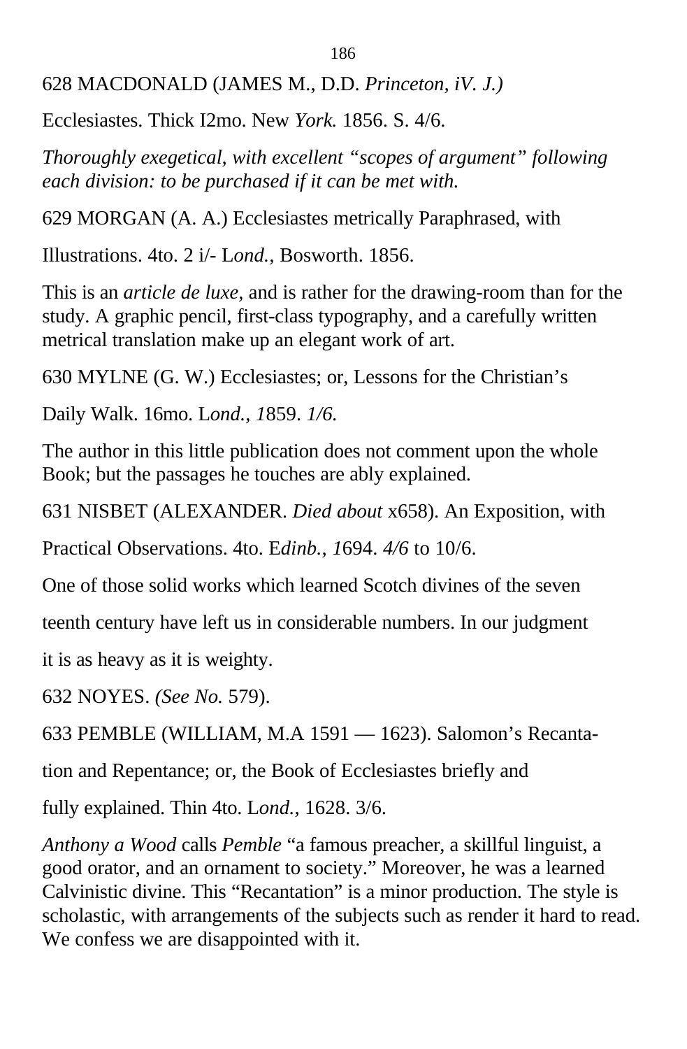628 MACDONALD (JAMES M., D.D. *Princeton, iV. J.)*

Ecclesiastes. Thick I2mo. New *York.* 1856. S. 4/6.

*Thoroughly exegetical, with excellent "scopes of argument" following each division: to be purchased if it can be met with.*

629 MORGAN (A. A.) Ecclesiastes metrically Paraphrased, with

Illustrations. 4to. 2 i/- L*ond.*, Bosworth. 1856.

This is an *article de luxe*, and is rather for the drawing-room than for the study. A graphic pencil, first-class typography, and a carefully written metrical translation make up an elegant work of art.

630 MYLNE (G. W.) Ecclesiastes; or, Lessons for the Christian's

Daily Walk. 16mo. L*ond., 1*859. *1/6.*

The author in this little publication does not comment upon the whole Book; but the passages he touches are ably explained.

631 NISBET (ALEXANDER. *Died about* x658). An Exposition, with

Practical Observations. 4to. E*dinb., 1*694. *4/6* to 10/6.

One of those solid works which learned Scotch divines of the seven

teenth century have left us in considerable numbers. In our judgment

it is as heavy as it is weighty.

632 NOYES. *(See No.* 579).

633 PEMBLE (WILLIAM, M.A 1591 — 1623). Salomon's Recanta-

tion and Repentance; or, the Book of Ecclesiastes briefly and

fully explained. Thin 4to. L*ond.*, 1628. 3/6.

*Anthony a Wood* calls *Pemble* "a famous preacher, a skillful linguist, a good orator, and an ornament to society." Moreover, he was a learned Calvinistic divine. This "Recantation" is a minor production. The style is scholastic, with arrangements of the subjects such as render it hard to read. We confess we are disappointed with it.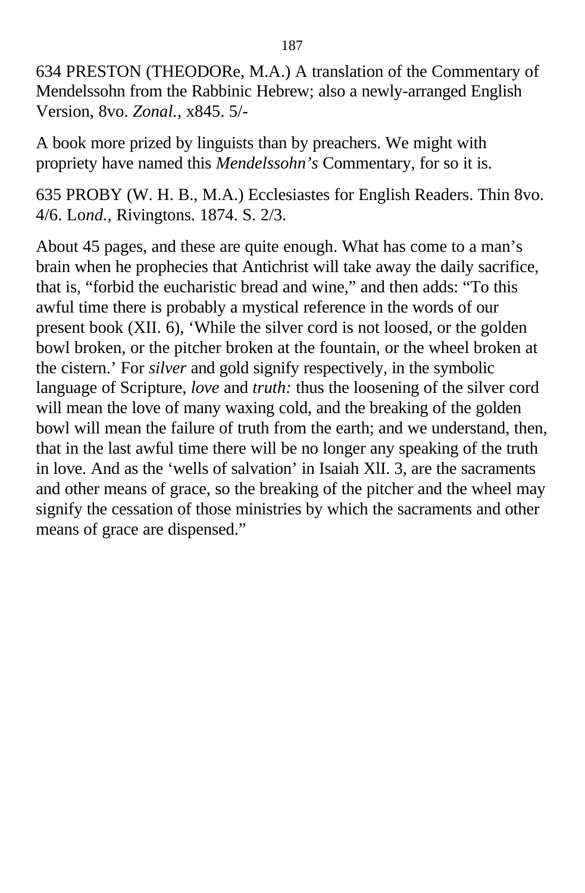634 PRESTON (THEODORe, M.A.) A translation of the Commentary of Mendelssohn from the Rabbinic Hebrew; also a newly-arranged English Version, 8vo. *Zonal.,* x845. 5/-

A book more prized by linguists than by preachers. We might with propriety have named this *Mendelssohn's* Commentary, for so it is.

635 PROBY (W. H. B., M.A.) Ecclesiastes for English Readers. Thin 8vo. 4/6. Lo*nd.*, Rivingtons. 1874. S. 2/3.

About 45 pages, and these are quite enough. What has come to a man's brain when he prophecies that Antichrist will take away the daily sacrifice, that is, "forbid the eucharistic bread and wine," and then adds: "To this awful time there is probably a mystical reference in the words of our present book (XII. 6), 'While the silver cord is not loosed, or the golden bowl broken, or the pitcher broken at the fountain, or the wheel broken at the cistern.' For *silver* and gold signify respectively, in the symbolic language of Scripture, *love* and *truth:* thus the loosening of the silver cord will mean the love of many waxing cold, and the breaking of the golden bowl will mean the failure of truth from the earth; and we understand, then, that in the last awful time there will be no longer any speaking of the truth in love. And as the 'wells of salvation' in Isaiah XlI. 3, are the sacraments and other means of grace, so the breaking of the pitcher and the wheel may signify the cessation of those ministries by which the sacraments and other means of grace are dispensed."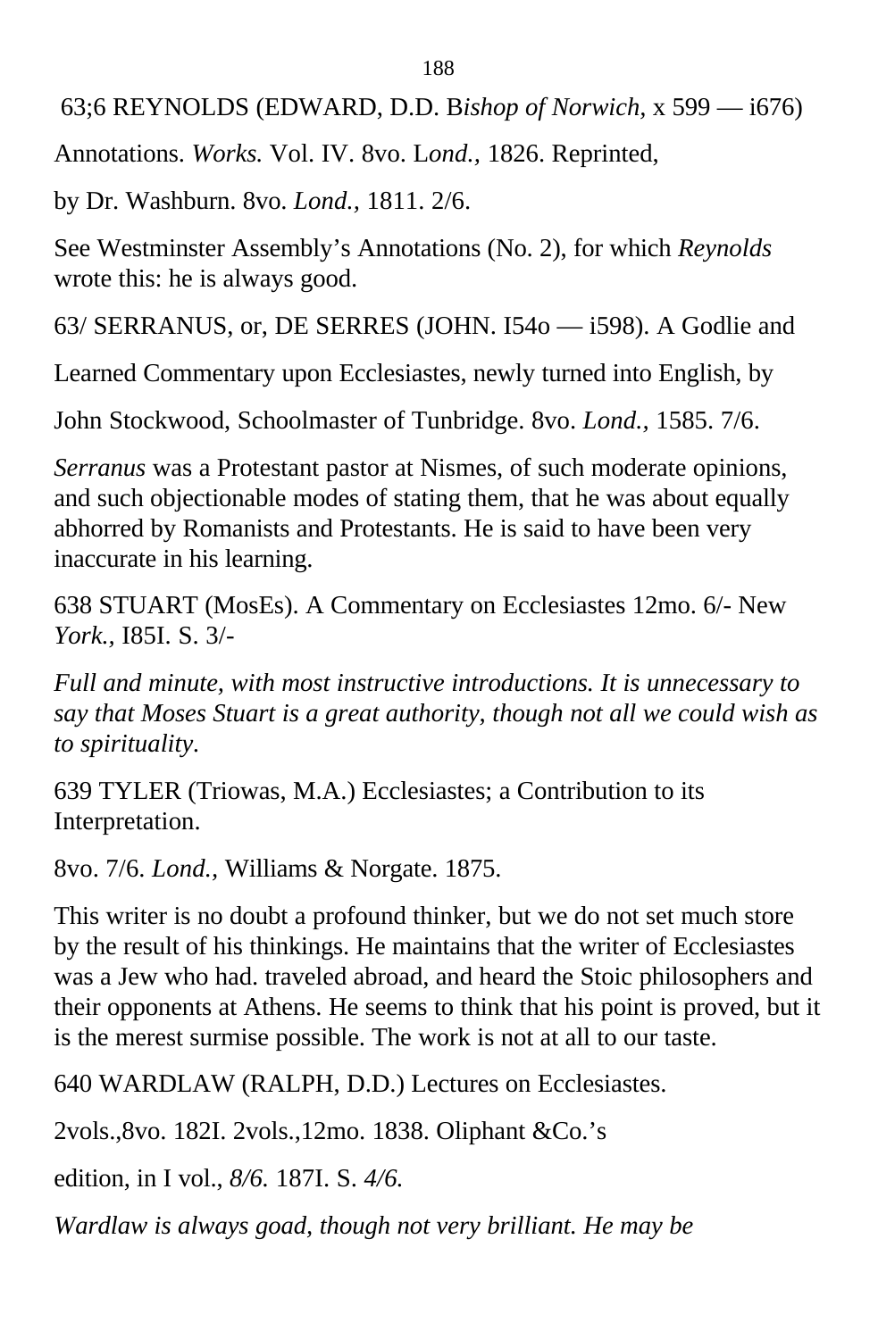63;6 REYNOLDS (EDWARD, D.D. B*ishop of Norwich,* x 599 — i676)

Annotations. *Works.* Vol. IV. 8vo. L*ond.,* 1826. Reprinted,

by Dr. Washburn. 8vo. *Lond.*, 1811. 2/6.

See Westminster Assembly's Annotations (No. 2), for which *Reynolds* wrote this: he is always good.

63/ SERRANUS, or, DE SERRES (JOHN. I54o — i598). A Godlie and

Learned Commentary upon Ecclesiastes, newly turned into English, by

John Stockwood, Schoolmaster of Tunbridge. 8vo. *Lond.,* 1585. 7/6.

*Serranus* was a Protestant pastor at Nismes, of such moderate opinions, and such objectionable modes of stating them, that he was about equally abhorred by Romanists and Protestants. He is said to have been very inaccurate in his learning.

638 STUART (MosEs). A Commentary on Ecclesiastes 12mo. 6/- New *York.*, I85I. S. 3/-

*Full and minute, with most instructive introductions. It is unnecessary to say that Moses Stuart is a great authority, though not all we could wish as to spirituality.*

639 TYLER (Triowas, M.A.) Ecclesiastes; a Contribution to its Interpretation.

8vo. 7/6. *Lond.,* Williams & Norgate. 1875.

This writer is no doubt a profound thinker, but we do not set much store by the result of his thinkings. He maintains that the writer of Ecclesiastes was a Jew who had. traveled abroad, and heard the Stoic philosophers and their opponents at Athens. He seems to think that his point is proved, but it is the merest surmise possible. The work is not at all to our taste.

640 WARDLAW (RALPH, D.D.) Lectures on Ecclesiastes.

2vols.,8vo. 182I. 2vols.,12mo. 1838. Oliphant &Co.'s

edition, in I vol., *8/6.* 187I. S. *4/6.*

*Wardlaw is always goad, though not very brilliant. He may be*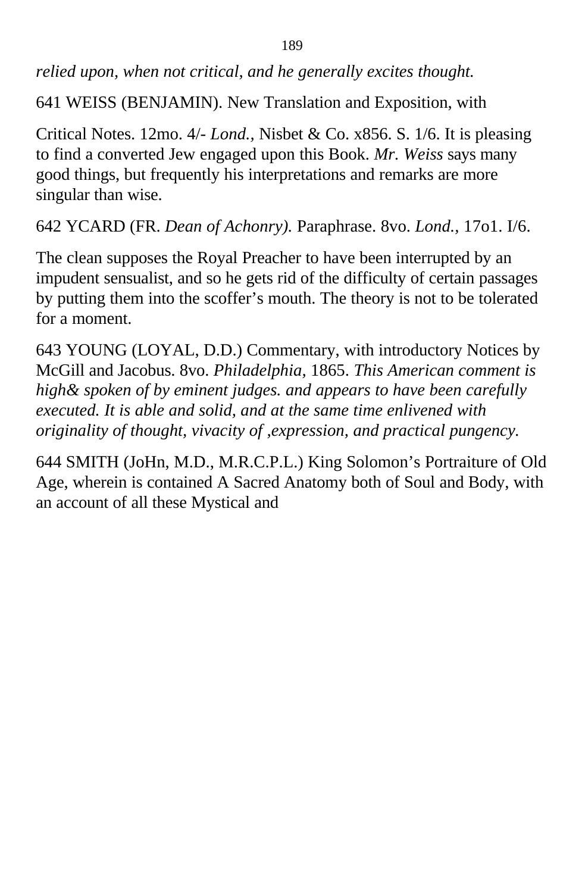*relied upon, when not critical, and he generally excites thought.*

641 WEISS (BENJAMIN). New Translation and Exposition, with

Critical Notes. 12mo. 4/- *Lond.*, Nisbet & Co. x856. S. 1/6. It is pleasing to find a converted Jew engaged upon this Book. *Mr. Weiss* says many good things, but frequently his interpretations and remarks are more singular than wise.

642 YCARD (FR. *Dean of Achonry).* Paraphrase. 8vo. *Lond.*, 17o1. I/6.

The clean supposes the Royal Preacher to have been interrupted by an impudent sensualist, and so he gets rid of the difficulty of certain passages by putting them into the scoffer's mouth. The theory is not to be tolerated for a moment.

643 YOUNG (LOYAL, D.D.) Commentary, with introductory Notices by McGill and Jacobus. 8vo. *Philadelphia,* 1865. *This American comment is high& spoken of by eminent judges. and appears to have been carefully executed. It is able and solid, and at the same time enlivened with originality of thought, vivacity of ,expression, and practical pungency.*

644 SMITH (JoHn, M.D., M.R.C.P.L.) King Solomon's Portraiture of Old Age, wherein is contained A Sacred Anatomy both of Soul and Body, with an account of all these Mystical and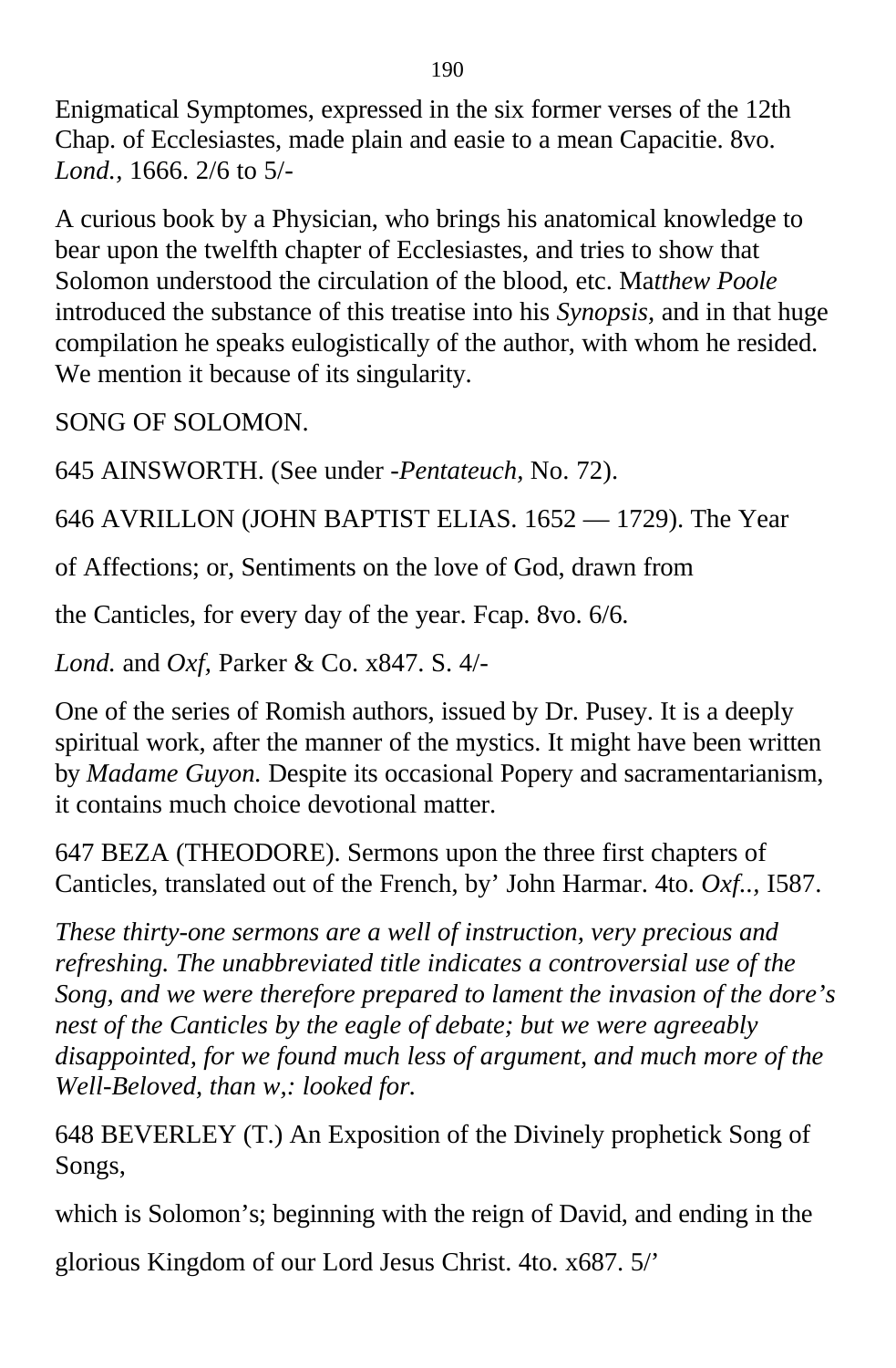Enigmatical Symptomes, expressed in the six former verses of the 12th Chap. of Ecclesiastes, made plain and easie to a mean Capacitie. 8vo. *Lond.,* 1666. 2/6 to 5/-

A curious book by a Physician, who brings his anatomical knowledge to bear upon the twelfth chapter of Ecclesiastes, and tries to show that Solomon understood the circulation of the blood, etc. Ma*tthew Poole* introduced the substance of this treatise into his *Synopsis,* and in that huge compilation he speaks eulogistically of the author, with whom he resided. We mention it because of its singularity.

SONG OF SOLOMON.

645 AINSWORTH. (See under -*Pentateuch,* No. 72).

646 AVRILLON (JOHN BAPTIST ELIAS. 1652 — 1729). The Year

of Affections; or, Sentiments on the love of God, drawn from

the Canticles, for every day of the year. Fcap. 8vo. 6/6.

*Lond.* and *Oxf,* Parker & Co. x847. S. 4/-

One of the series of Romish authors, issued by Dr. Pusey. It is a deeply spiritual work, after the manner of the mystics. It might have been written by *Madame Guyon.* Despite its occasional Popery and sacramentarianism, it contains much choice devotional matter.

647 BEZA (THEODORE). Sermons upon the three first chapters of Canticles, translated out of the French, by' John Harmar. 4to. *Oxf..,* I587.

*These thirty-one sermons are a well of instruction, very precious and refreshing. The unabbreviated title indicates a controversial use of the Song, and we were therefore prepared to lament the invasion of the dore's nest of the Canticles by the eagle of debate; but we were agreeably disappointed, for we found much less of argument, and much more of the Well-Beloved, than w,: looked for.*

648 BEVERLEY (T.) An Exposition of the Divinely prophetick Song of Songs,

which is Solomon's; beginning with the reign of David, and ending in the

glorious Kingdom of our Lord Jesus Christ. 4to. x687. 5/'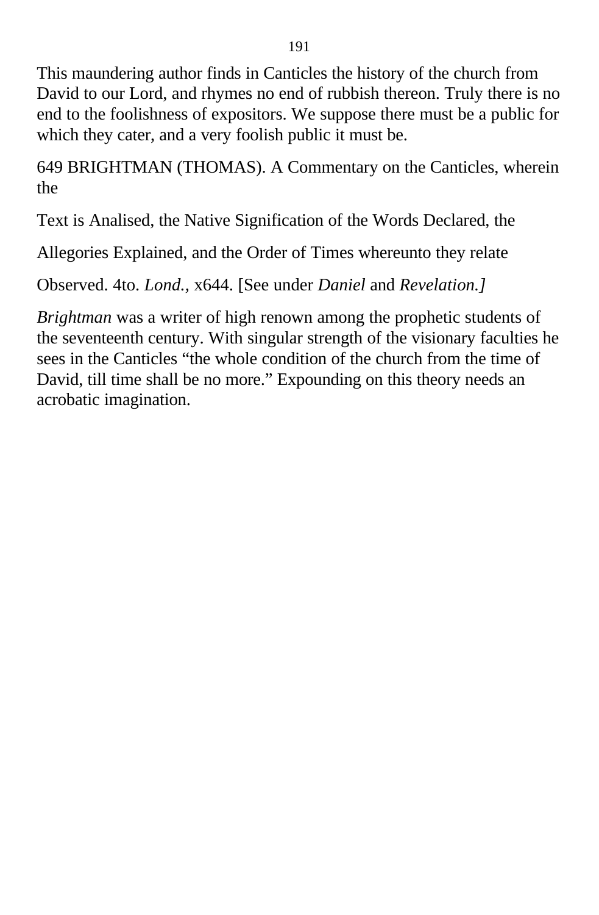This maundering author finds in Canticles the history of the church from David to our Lord, and rhymes no end of rubbish thereon. Truly there is no end to the foolishness of expositors. We suppose there must be a public for which they cater, and a very foolish public it must be.

649 BRIGHTMAN (THOMAS). A Commentary on the Canticles, wherein the

Text is Analised, the Native Signification of the Words Declared, the

Allegories Explained, and the Order of Times whereunto they relate

Observed. 4to. *Lond.,* x644. [See under *Daniel* and *Revelation.]*

*Brightman* was a writer of high renown among the prophetic students of the seventeenth century. With singular strength of the visionary faculties he sees in the Canticles "the whole condition of the church from the time of David, till time shall be no more." Expounding on this theory needs an acrobatic imagination.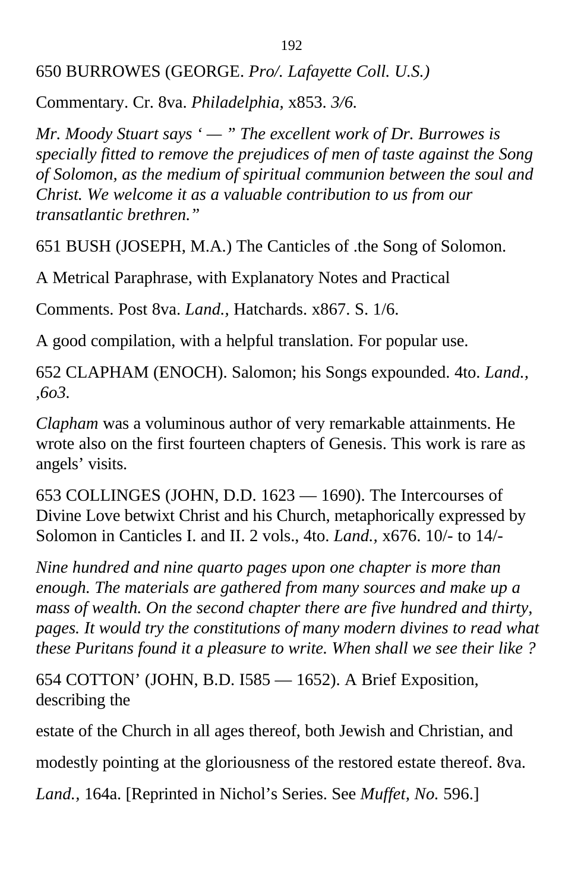650 BURROWES (GEORGE. *Pro/. Lafayette Coll. U.S.)*

Commentary. Cr. 8va. *Philadelphia*, x853. *3/6.*

*Mr. Moody Stuart says ' — " The excellent work of Dr. Burrowes is specially fitted to remove the prejudices of men of taste against the Song of Solomon, as the medium of spiritual communion between the soul and Christ. We welcome it as a valuable contribution to us from our transatlantic brethren."*

651 BUSH (JOSEPH, M.A.) The Canticles of .the Song of Solomon.

A Metrical Paraphrase, with Explanatory Notes and Practical

Comments. Post 8va. *Land.*, Hatchards. x867. S. 1/6.

A good compilation, with a helpful translation. For popular use.

652 CLAPHAM (ENOCH). Salomon; his Songs expounded. 4to. *Land., ,6o3.*

*Clapham* was a voluminous author of very remarkable attainments. He wrote also on the first fourteen chapters of Genesis. This work is rare as angels' visits.

653 COLLINGES (JOHN, D.D. 1623 — 1690). The Intercourses of Divine Love betwixt Christ and his Church, metaphorically expressed by Solomon in Canticles I. and II. 2 vols., 4to. *Land.*, x676. 10/- to 14/-

*Nine hundred and nine quarto pages upon one chapter is more than enough. The materials are gathered from many sources and make up a mass of wealth. On the second chapter there are five hundred and thirty, pages. It would try the constitutions of many modern divines to read what these Puritans found it a pleasure to write. When shall we see their like ?*

654 COTTON' (JOHN, B.D. I585 — 1652). A Brief Exposition, describing the

estate of the Church in all ages thereof, both Jewish and Christian, and

modestly pointing at the gloriousness of the restored estate thereof. 8va.

*Land.*, 164a. [Reprinted in Nichol's Series. See *Muffet, No.* 596.]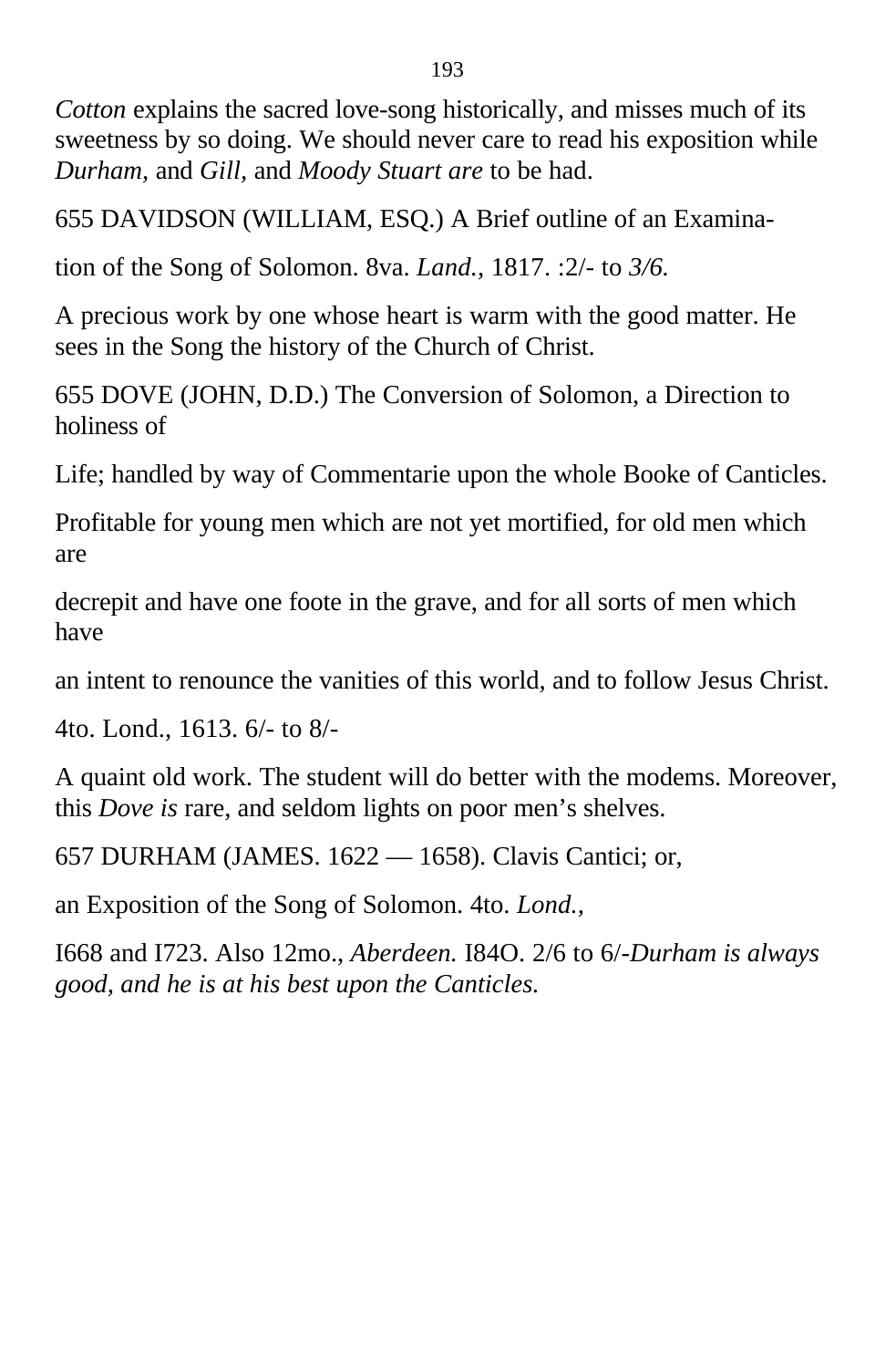*Cotton* explains the sacred love-song historically, and misses much of its sweetness by so doing. We should never care to read his exposition while *Durham,* and *Gill,* and *Moody Stuart are* to be had.

655 DAVIDSON (WILLIAM, ESQ.) A Brief outline of an Examina-

tion of the Song of Solomon. 8va. *Land.,* 1817. :2/- to *3/6.*

A precious work by one whose heart is warm with the good matter. He sees in the Song the history of the Church of Christ.

655 DOVE (JOHN, D.D.) The Conversion of Solomon, a Direction to holiness of

Life; handled by way of Commentarie upon the whole Booke of Canticles.

Profitable for young men which are not yet mortified, for old men which are

decrepit and have one foote in the grave, and for all sorts of men which have

an intent to renounce the vanities of this world, and to follow Jesus Christ.

4to. Lond., 1613. 6/- to 8/-

A quaint old work. The student will do better with the modems. Moreover, this *Dove is* rare, and seldom lights on poor men's shelves.

657 DURHAM (JAMES. 1622 — 1658). Clavis Cantici; or,

an Exposition of the Song of Solomon. 4to. *Lond.,*

I668 and I723. Also 12mo., *Aberdeen.* I84O. 2/6 to 6/-*Durham is always good, and he is at his best upon the Canticles.*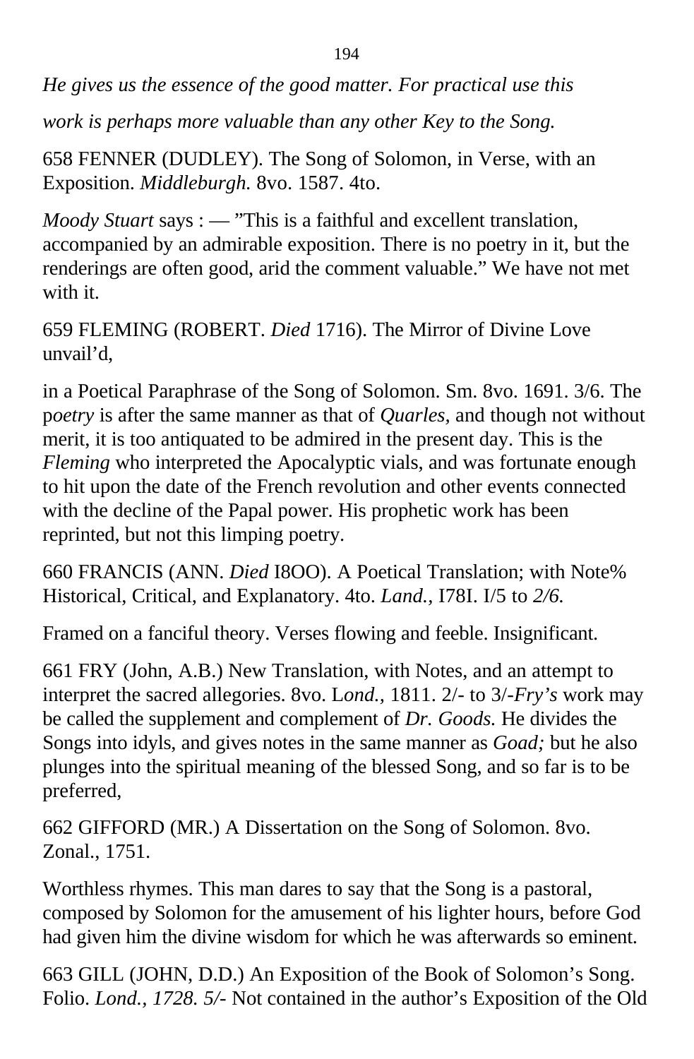*He gives us the essence of the good matter. For practical use this work is perhaps more valuable than any other Key to the Song.*

658 FENNER (DUDLEY). The Song of Solomon, in Verse, with an Exposition. *Middleburgh.* 8vo. 1587. 4to.

*Moody Stuart* says : — "This is a faithful and excellent translation, accompanied by an admirable exposition. There is no poetry in it, but the renderings are often good, arid the comment valuable." We have not met with it.

659 FLEMING (ROBERT. *Died* 1716). The Mirror of Divine Love unvail'd,

in a Poetical Paraphrase of the Song of Solomon. Sm. 8vo. 1691. 3/6. The p*oetry* is after the same manner as that of *Quarles,* and though not without merit, it is too antiquated to be admired in the present day. This is the *Fleming* who interpreted the Apocalyptic vials, and was fortunate enough to hit upon the date of the French revolution and other events connected with the decline of the Papal power. His prophetic work has been reprinted, but not this limping poetry.

660 FRANCIS (ANN. *Died* I8OO). A Poetical Translation; with Note% Historical, Critical, and Explanatory. 4to. *Land.,* I78I. I/5 to *2/6.*

Framed on a fanciful theory. Verses flowing and feeble. Insignificant.

661 FRY (John, A.B.) New Translation, with Notes, and an attempt to interpret the sacred allegories. 8vo. L*ond.,* 1811. 2/- to 3/-*Fry's* work may be called the supplement and complement of *Dr. Goods.* He divides the Songs into idyls, and gives notes in the same manner as *Goad;* but he also plunges into the spiritual meaning of the blessed Song, and so far is to be preferred,

662 GIFFORD (MR.) A Dissertation on the Song of Solomon. 8vo. Zonal., 1751.

Worthless rhymes. This man dares to say that the Song is a pastoral, composed by Solomon for the amusement of his lighter hours, before God had given him the divine wisdom for which he was afterwards so eminent.

663 GILL (JOHN, D.D.) An Exposition of the Book of Solomon's Song. Folio. *Lond., 1728. 5/-* Not contained in the author's Exposition of the Old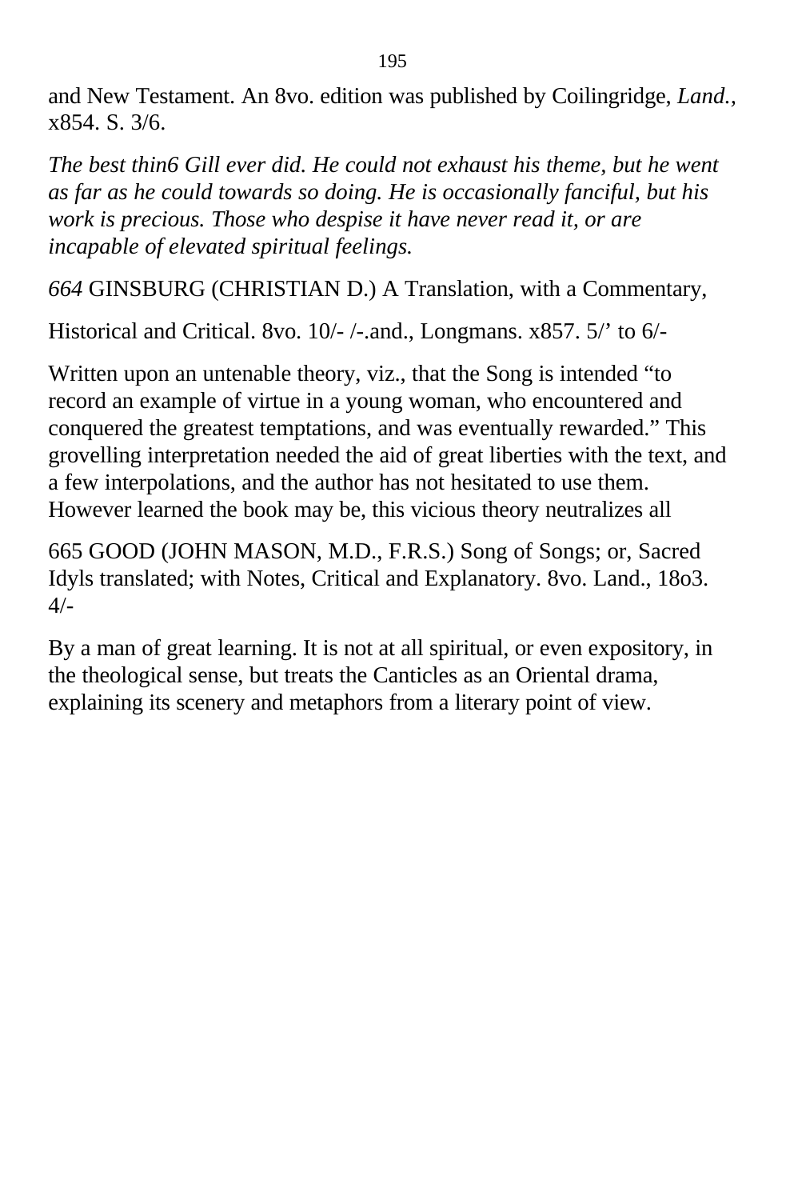and New Testament. An 8vo. edition was published by Coilingridge, *Land.*, x854. S. 3/6.

*The best thin6 Gill ever did. He could not exhaust his theme, but he went as far as he could towards so doing. He is occasionally fanciful, but his work is precious. Those who despise it have never read it, or are incapable of elevated spiritual feelings.*

*664* GINSBURG (CHRISTIAN D.) A Translation, with a Commentary,

Historical and Critical. 8vo. 10/- /-.and., Longmans. x857. 5/' to 6/-

Written upon an untenable theory, viz., that the Song is intended "to record an example of virtue in a young woman, who encountered and conquered the greatest temptations, and was eventually rewarded." This grovelling interpretation needed the aid of great liberties with the text, and a few interpolations, and the author has not hesitated to use them. However learned the book may be, this vicious theory neutralizes all

665 GOOD (JOHN MASON, M.D., F.R.S.) Song of Songs; or, Sacred Idyls translated; with Notes, Critical and Explanatory. 8vo. Land., 18o3. 4/-

By a man of great learning. It is not at all spiritual, or even expository, in the theological sense, but treats the Canticles as an Oriental drama, explaining its scenery and metaphors from a literary point of view.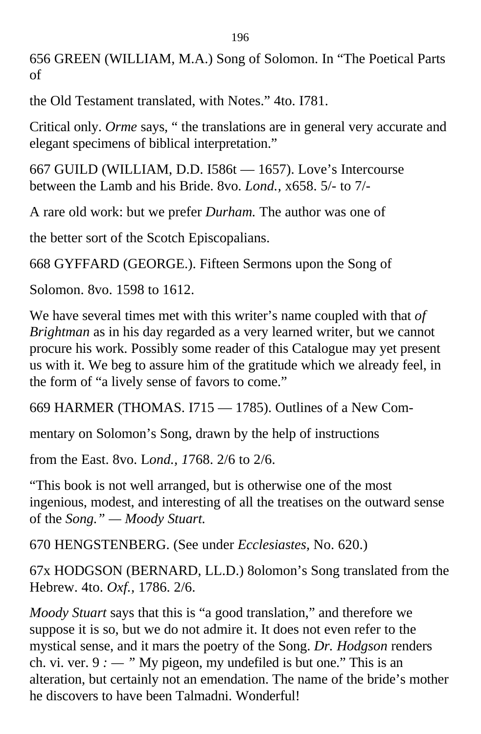656 GREEN (WILLIAM, M.A.) Song of Solomon. In “The Poetical Parts of

the Old Testament translated, with Notes.” 4to. I781.

Critical only. *Orme* says, “ the translations are in general very accurate and elegant specimens of biblical interpretation.”

667 GUILD (WILLIAM, D.D. I586t — 1657). Love’s Intercourse between the Lamb and his Bride. 8vo. *Lond.*, x658. 5/- to 7/-

A rare old work: but we prefer *Durham.* The author was one of

the better sort of the Scotch Episcopalians.

668 GYFFARD (GEORGE.). Fifteen Sermons upon the Song of

Solomon. 8vo. 1598 to 1612.

We have several times met with this writer’s name coupled with that *of Brightman* as in his day regarded as a very learned writer, but we cannot procure his work. Possibly some reader of this Catalogue may yet present us with it. We beg to assure him of the gratitude which we already feel, in the form of “a lively sense of favors to come.”

669 HARMER (THOMAS. I715 — 1785). Outlines of a New Com-

mentary on Solomon’s Song, drawn by the help of instructions

from the East. 8vo. L*ond.*, *1*768. 2/6 to 2/6.

“This book is not well arranged, but is otherwise one of the most ingenious, modest, and interesting of all the treatises on the outward sense of the *Song.” — Moody Stuart.*

670 HENGSTENBERG. (See under *Ecclesiastes,* No. 620.)

67x HODGSON (BERNARD, LL.D.) 8olomon’s Song translated from the Hebrew. 4to. *Oxf.*, 1786. 2/6.

*Moody Stuart* says that this is “a good translation,” and therefore we suppose it is so, but we do not admire it. It does not even refer to the mystical sense, and it mars the poetry of the Song. *Dr. Hodgson* renders ch. vi. ver. 9 *:* — ” My pigeon, my undefiled is but one.” This is an alteration, but certainly not an emendation. The name of the bride’s mother he discovers to have been Talmadni. Wonderful!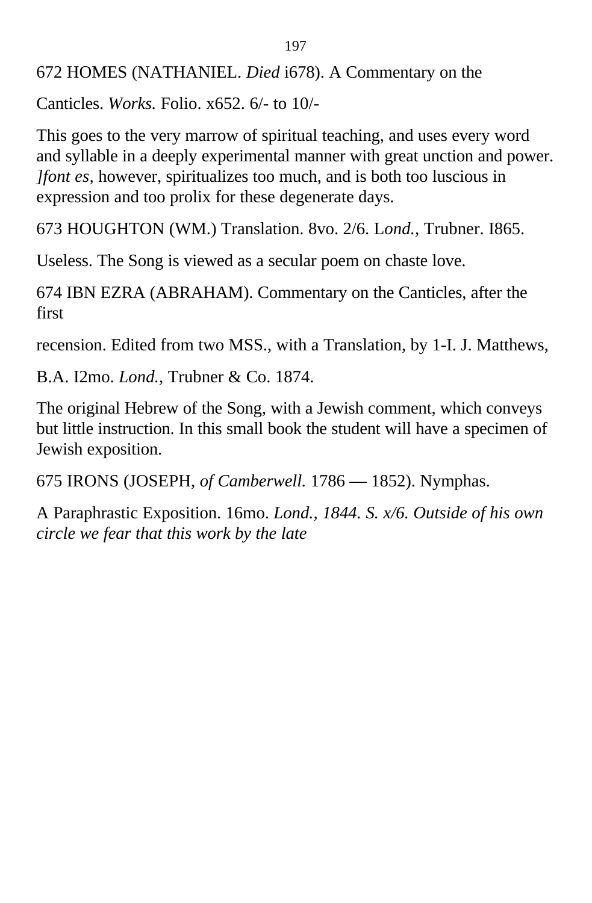672 HOMES (NATHANIEL. *Died* i678). A Commentary on the

Canticles. *Works.* Folio. x652. 6/- to 10/-

This goes to the very marrow of spiritual teaching, and uses every word and syllable in a deeply experimental manner with great unction and power. *]font es,* however, spiritualizes too much, and is both too luscious in expression and too prolix for these degenerate days.

673 HOUGHTON (WM.) Translation. 8vo. 2/6. L*ond.,* Trubner. I865.

Useless. The Song is viewed as a secular poem on chaste love.

674 IBN EZRA (ABRAHAM). Commentary on the Canticles, after the first

recension. Edited from two MSS., with a Translation, by 1-I. J. Matthews,

B.A. I2mo. *Lond.,* Trubner & Co. 1874.

The original Hebrew of the Song, with a Jewish comment, which conveys but little instruction. In this small book the student will have a specimen of Jewish exposition.

675 IRONS (JOSEPH, *of Camberwell.* 1786 — 1852). Nymphas.

A Paraphrastic Exposition. 16mo. *Lond., 1844. S. x/6. Outside of his own circle we fear that this work by the late*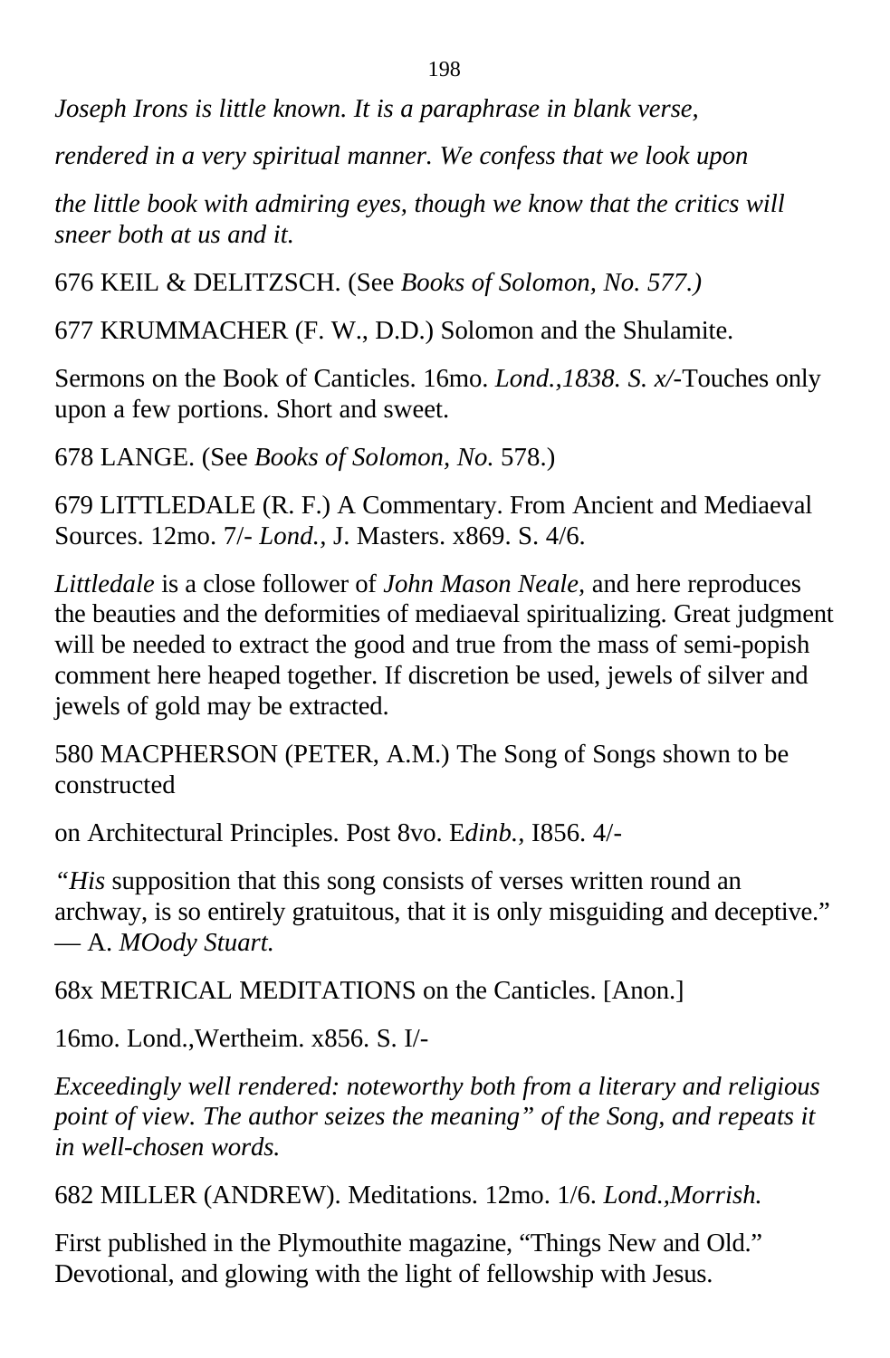*Joseph Irons is little known. It is a paraphrase in blank verse,*

*rendered in a very spiritual manner. We confess that we look upon*

*the little book with admiring eyes, though we know that the critics will sneer both at us and it.*

676 KEIL & DELITZSCH. (See *Books of Solomon, No. 577.)*

677 KRUMMACHER (F. W., D.D.) Solomon and the Shulamite.

Sermons on the Book of Canticles. 16mo. *Lond.,1838. S. x/-*Touches only upon a few portions. Short and sweet.

678 LANGE. (See *Books of Solomon, No.* 578.)

679 LITTLEDALE (R. F.) A Commentary. From Ancient and Mediaeval Sources. 12mo. 7/- *Lond.,* J. Masters. x869. S. 4/6.

*Littledale* is a close follower of *John Mason Neale,* and here reproduces the beauties and the deformities of mediaeval spiritualizing. Great judgment will be needed to extract the good and true from the mass of semi-popish comment here heaped together. If discretion be used, jewels of silver and jewels of gold may be extracted.

580 MACPHERSON (PETER, A.M.) The Song of Songs shown to be constructed

on Architectural Principles. Post 8vo. E*dinb.,* I856. 4/-

*"His* supposition that this song consists of verses written round an archway, is so entirely gratuitous, that it is only misguiding and deceptive." — A. *MOody Stuart.*

68x METRICAL MEDITATIONS on the Canticles. [Anon.]

16mo. Lond.,Wertheim. x856. S. I/-

*Exceedingly well rendered: noteworthy both from a literary and religious point of view. The author seizes the meaning" of the Song, and repeats it in well-chosen words.*

682 MILLER (ANDREW). Meditations. 12mo. 1/6. *Lond.,Morrish.*

First published in the Plymouthite magazine, "Things New and Old." Devotional, and glowing with the light of fellowship with Jesus.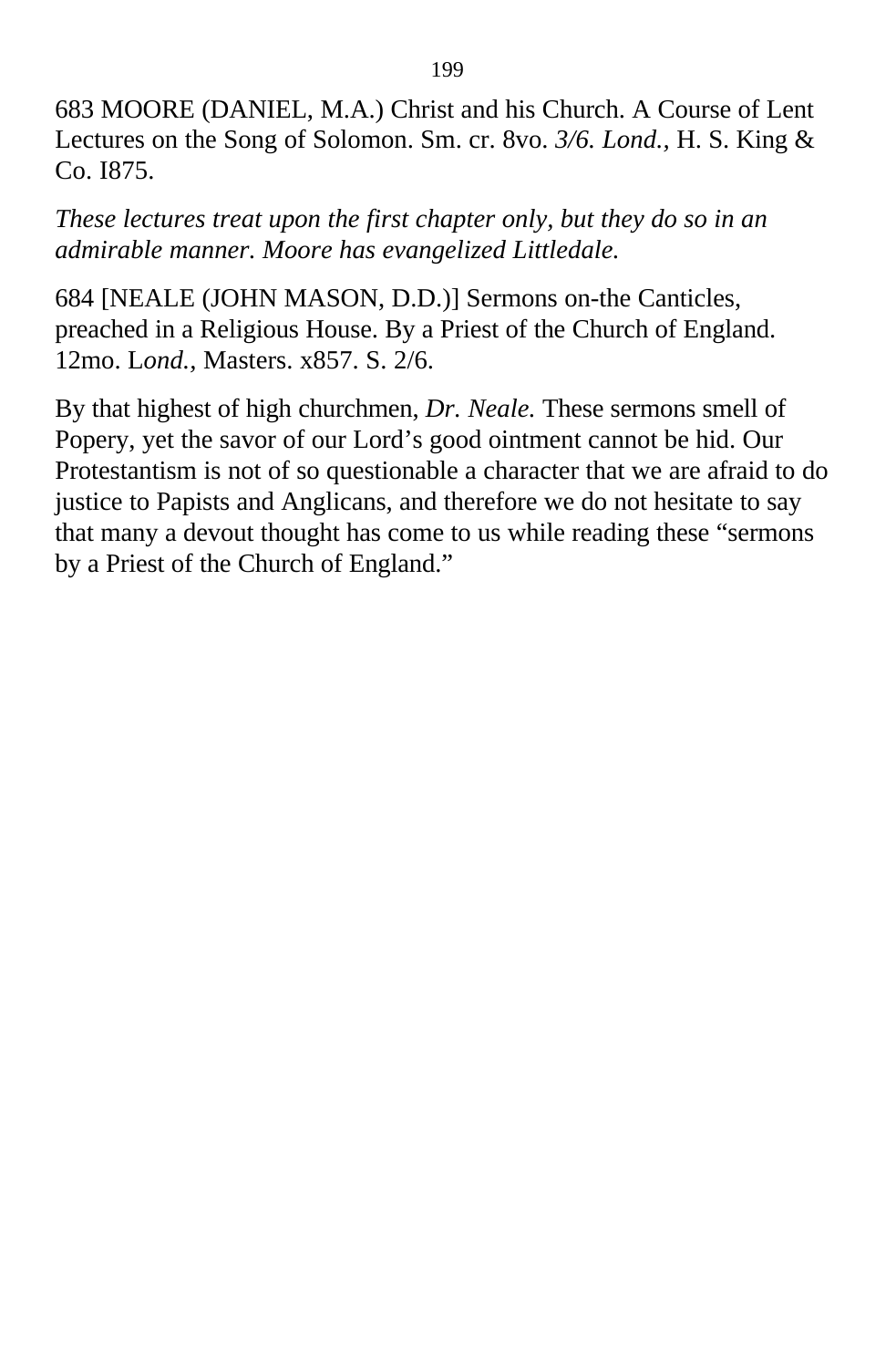683 MOORE (DANIEL, M.A.) Christ and his Church. A Course of Lent Lectures on the Song of Solomon. Sm. cr. 8vo. *3/6. Lond.,* H. S. King & Co. I875.

*These lectures treat upon the first chapter only, but they do so in an admirable manner. Moore has evangelized Littledale.*

684 [NEALE (JOHN MASON, D.D.)] Sermons on-the Canticles, preached in a Religious House. By a Priest of the Church of England. 12mo. L*ond.*, Masters. x857. S. 2/6.

By that highest of high churchmen, *Dr. Neale.* These sermons smell of Popery, yet the savor of our Lord's good ointment cannot be hid. Our Protestantism is not of so questionable a character that we are afraid to do justice to Papists and Anglicans, and therefore we do not hesitate to say that many a devout thought has come to us while reading these "sermons by a Priest of the Church of England."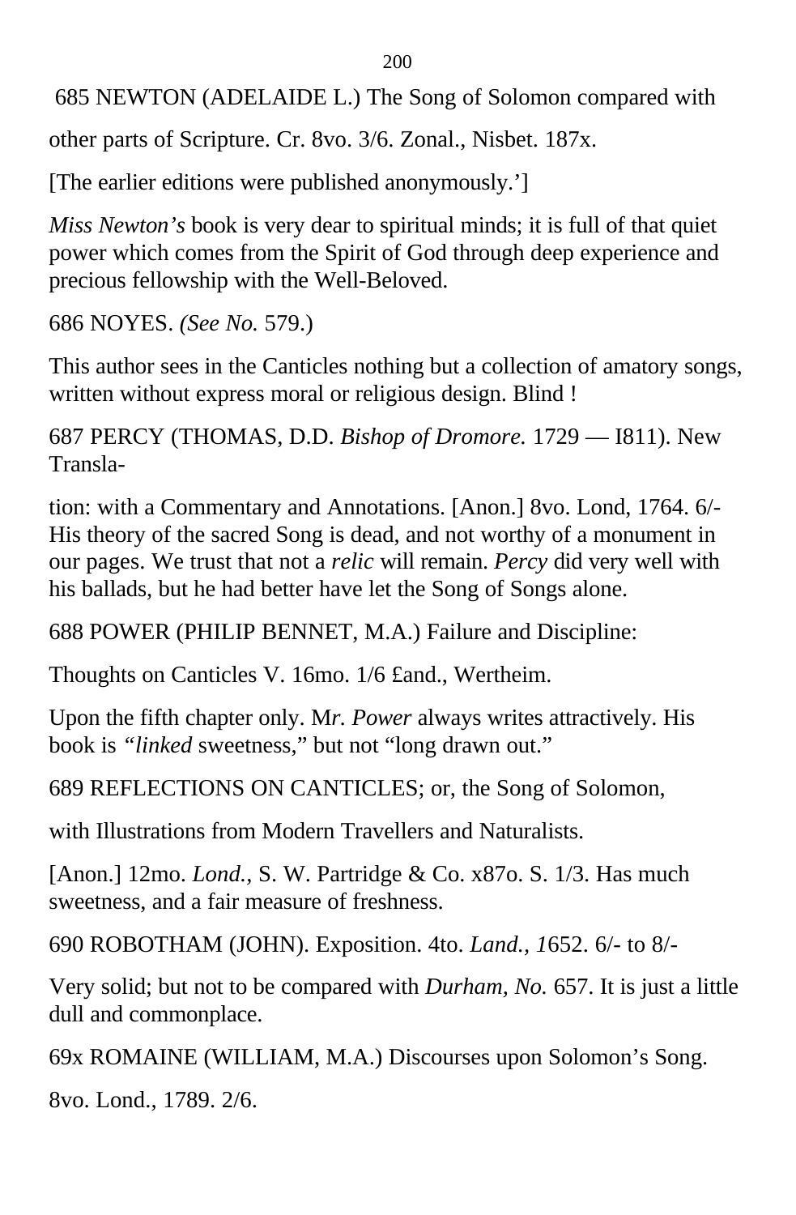685 NEWTON (ADELAIDE L.) The Song of Solomon compared with

other parts of Scripture. Cr. 8vo. 3/6. Zonal., Nisbet. 187x.

[The earlier editions were published anonymously.']

*Miss Newton's* book is very dear to spiritual minds; it is full of that quiet power which comes from the Spirit of God through deep experience and precious fellowship with the Well-Beloved.

686 NOYES. *(See No.* 579.)

This author sees in the Canticles nothing but a collection of amatory songs, written without express moral or religious design. Blind !

687 PERCY (THOMAS, D.D. *Bishop of Dromore.* 1729 — I811). New Transla-

tion: with a Commentary and Annotations. [Anon.] 8vo. Lond, 1764. 6/- His theory of the sacred Song is dead, and not worthy of a monument in our pages. We trust that not a *relic* will remain. *Percy* did very well with his ballads, but he had better have let the Song of Songs alone.

688 POWER (PHILIP BENNET, M.A.) Failure and Discipline:

Thoughts on Canticles V. 16mo. 1/6 £and., Wertheim.

Upon the fifth chapter only. M*r. Power* always writes attractively. His book is *"linked* sweetness," but not "long drawn out."

689 REFLECTIONS ON CANTICLES; or, the Song of Solomon,

with Illustrations from Modern Travellers and Naturalists.

[Anon.] 12mo. *Lond.,* S. W. Partridge & Co. x87o. S. 1/3. Has much sweetness, and a fair measure of freshness.

690 ROBOTHAM (JOHN). Exposition. 4to. *Land., 1*652. 6/- to 8/-

Very solid; but not to be compared with *Durham, No.* 657. It is just a little dull and commonplace.

69x ROMAINE (WILLIAM, M.A.) Discourses upon Solomon's Song.

8vo. Lond., 1789. 2/6.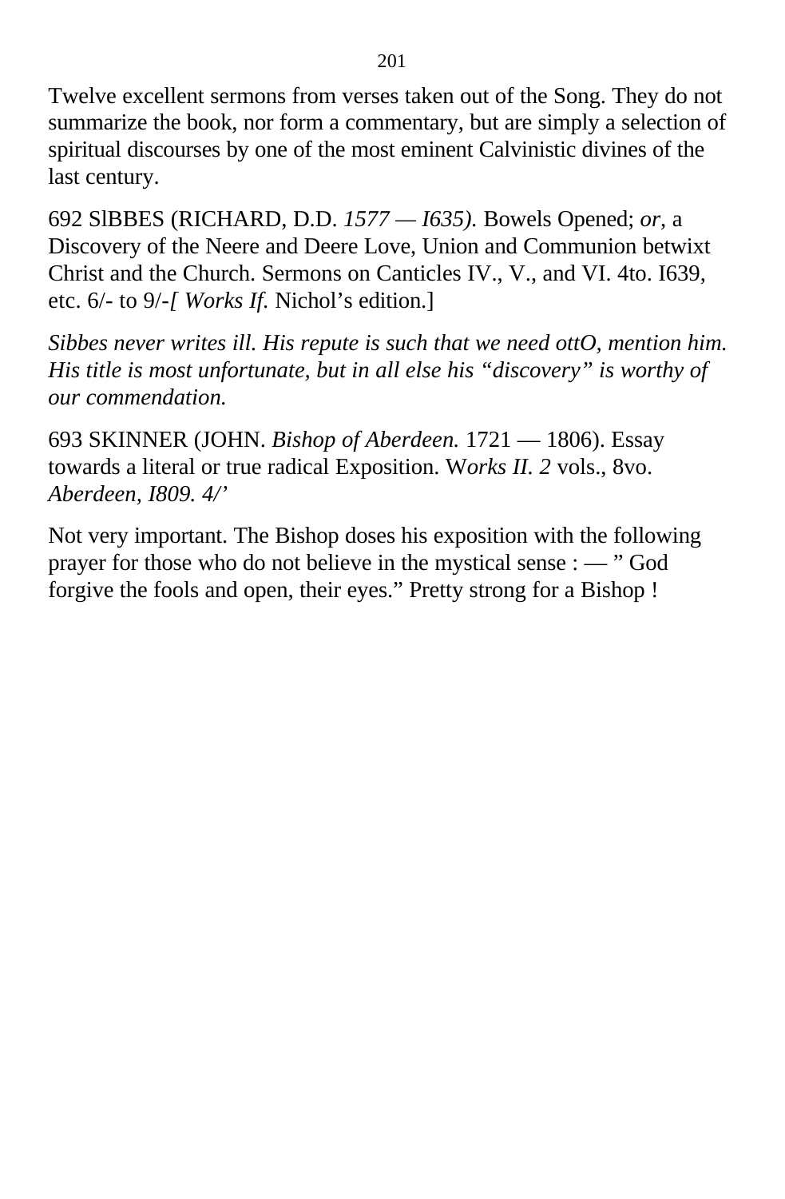Twelve excellent sermons from verses taken out of the Song. They do not summarize the book, nor form a commentary, but are simply a selection of spiritual discourses by one of the most eminent Calvinistic divines of the last century.

692 SlBBES (RICHARD, D.D. *1577 — I635).* Bowels Opened; *or,* a Discovery of the Neere and Deere Love, Union and Communion betwixt Christ and the Church. Sermons on Canticles IV., V., and VI. 4to. I639, etc. 6/- to 9/-*[ Works If.* Nichol's edition.]

*Sibbes never writes ill. His repute is such that we need ottO, mention him. His title is most unfortunate, but in all else his "discovery" is worthy of our commendation.*

693 SKINNER (JOHN. *Bishop of Aberdeen.* 1721 — 1806). Essay towards a literal or true radical Exposition. W*orks II. 2* vols., 8vo. *Aberdeen, I809. 4/'*

Not very important. The Bishop doses his exposition with the following prayer for those who do not believe in the mystical sense : — " God forgive the fools and open, their eyes." Pretty strong for a Bishop !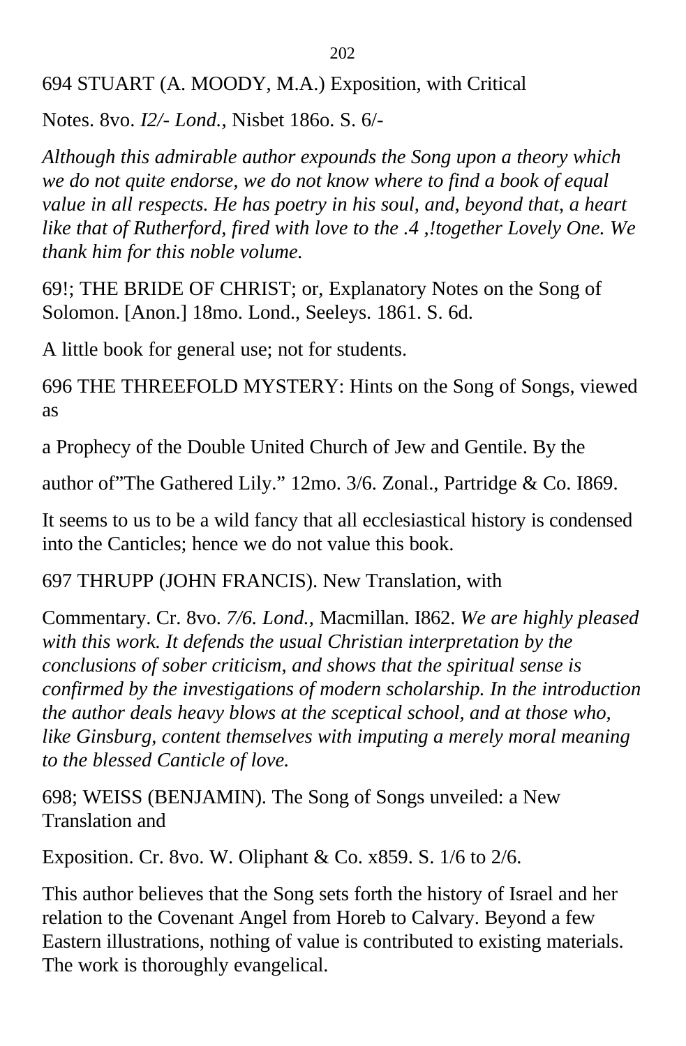694 STUART (A. MOODY, M.A.) Exposition, with Critical

Notes. 8vo. *I2/- Lond.,* Nisbet 186o. S. 6/-

*Although this admirable author expounds the Song upon a theory which we do not quite endorse, we do not know where to find a book of equal value in all respects. He has poetry in his soul, and, beyond that, a heart like that of Rutherford, fired with love to the .4 ,!together Lovely One. We thank him for this noble volume.*

69!; THE BRIDE OF CHRIST; or, Explanatory Notes on the Song of Solomon. [Anon.] 18mo. Lond., Seeleys. 1861. S. 6d.

A little book for general use; not for students.

696 THE THREEFOLD MYSTERY: Hints on the Song of Songs, viewed as

a Prophecy of the Double United Church of Jew and Gentile. By the

author of"The Gathered Lily." 12mo. 3/6. Zonal., Partridge & Co. I869.

It seems to us to be a wild fancy that all ecclesiastical history is condensed into the Canticles; hence we do not value this book.

697 THRUPP (JOHN FRANCIS). New Translation, with

Commentary. Cr. 8vo. *7/6. Lond.,* Macmillan. I862. *We are highly pleased with this work. It defends the usual Christian interpretation by the conclusions of sober criticism, and shows that the spiritual sense is confirmed by the investigations of modern scholarship. In the introduction the author deals heavy blows at the sceptical school, and at those who, like Ginsburg, content themselves with imputing a merely moral meaning to the blessed Canticle of love.*

698; WEISS (BENJAMIN). The Song of Songs unveiled: a New Translation and

Exposition. Cr. 8vo. W. Oliphant & Co. x859. S. 1/6 to 2/6.

This author believes that the Song sets forth the history of Israel and her relation to the Covenant Angel from Horeb to Calvary. Beyond a few Eastern illustrations, nothing of value is contributed to existing materials. The work is thoroughly evangelical.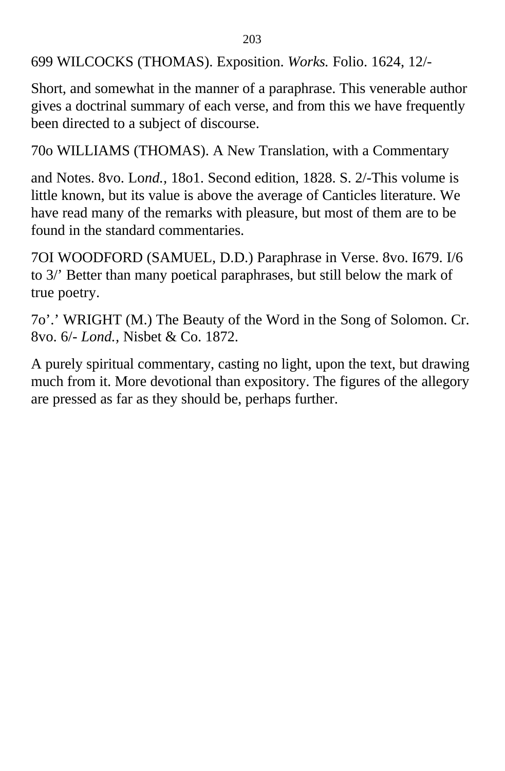699 WILCOCKS (THOMAS). Exposition. *Works.* Folio. 1624, 12/-

Short, and somewhat in the manner of a paraphrase. This venerable author gives a doctrinal summary of each verse, and from this we have frequently been directed to a subject of discourse.

70o WILLIAMS (THOMAS). A New Translation, with a Commentary

and Notes. 8vo. Lo*nd.*, 18o1. Second edition, 1828. S. 2/-This volume is little known, but its value is above the average of Canticles literature. We have read many of the remarks with pleasure, but most of them are to be found in the standard commentaries.

7OI WOODFORD (SAMUEL, D.D.) Paraphrase in Verse. 8vo. I679. I/6 to 3/’ Better than many poetical paraphrases, but still below the mark of true poetry.

7o’.’ WRIGHT (M.) The Beauty of the Word in the Song of Solomon. Cr. 8vo. 6/- *Lond.*, Nisbet & Co. 1872.

A purely spiritual commentary, casting no light, upon the text, but drawing much from it. More devotional than expository. The figures of the allegory are pressed as far as they should be, perhaps further.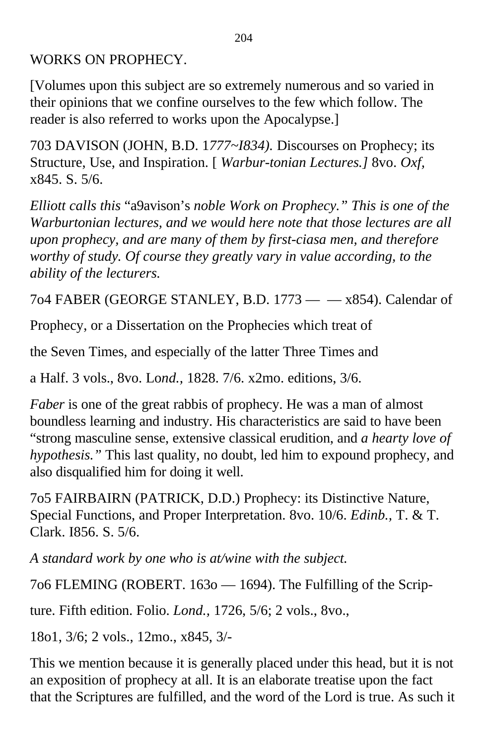WORKS ON PROPHECY.

[Volumes upon this subject are so extremely numerous and so varied in their opinions that we confine ourselves to the few which follow. The reader is also referred to works upon the Apocalypse.]

703 DAVISON (JOHN, B.D. 1*777~I834).* Discourses on Prophecy; its Structure, Use, and Inspiration. [ *Warbur-tonian Lectures.]* 8vo. *Oxf,* x845. S. 5/6.

*Elliott calls this* "a9avison's *noble Work on Prophecy." This is one of the Warburtonian lectures, and we would here note that those lectures are all upon prophecy, and are many of them by first-ciasa men, and therefore worthy of study. Of course they greatly vary in value according, to the ability of the lecturers.*

7o4 FABER (GEORGE STANLEY, B.D. 1773 — — x854). Calendar of

Prophecy, or a Dissertation on the Prophecies which treat of

the Seven Times, and especially of the latter Three Times and

a Half. 3 vols., 8vo. Lo*nd.*, 1828. 7/6. x2mo. editions, 3/6.

*Faber* is one of the great rabbis of prophecy. He was a man of almost boundless learning and industry. His characteristics are said to have been "strong masculine sense, extensive classical erudition, and *a hearty love of hypothesis."* This last quality, no doubt, led him to expound prophecy, and also disqualified him for doing it well.

7o5 FAIRBAIRN (PATRICK, D.D.) Prophecy: its Distinctive Nature, Special Functions, and Proper Interpretation. 8vo. 10/6. *Edinb.*, T. & T. Clark. I856. S. 5/6.

*A standard work by one who is at/wine with the subject.*

7o6 FLEMING (ROBERT. 163o — 1694). The Fulfilling of the Scrip-

ture. Fifth edition. Folio. *Lond.*, 1726, 5/6; 2 vols., 8vo.,

18o1, 3/6; 2 vols., 12mo., x845, 3/-

This we mention because it is generally placed under this head, but it is not an exposition of prophecy at all. It is an elaborate treatise upon the fact that the Scriptures are fulfilled, and the word of the Lord is true. As such it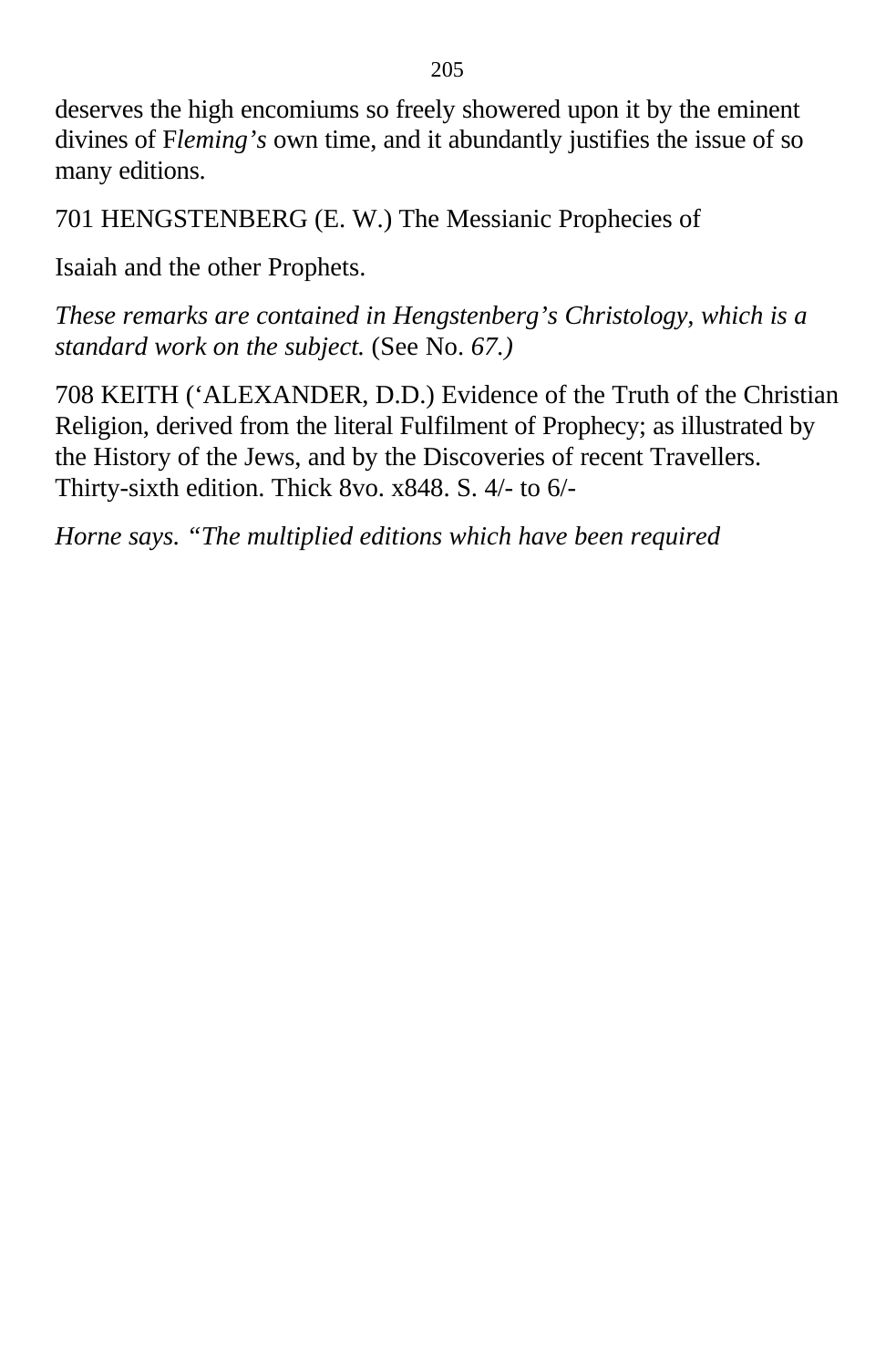deserves the high encomiums so freely showered upon it by the eminent divines of F*leming's* own time, and it abundantly justifies the issue of so many editions.

701 HENGSTENBERG (E. W.) The Messianic Prophecies of

Isaiah and the other Prophets.

*These remarks are contained in Hengstenberg's Christology, which is a standard work on the subject.* (See No. *67.)*

708 KEITH ('ALEXANDER, D.D.) Evidence of the Truth of the Christian Religion, derived from the literal Fulfilment of Prophecy; as illustrated by the History of the Jews, and by the Discoveries of recent Travellers. Thirty-sixth edition. Thick 8vo. x848. S. 4/- to 6/-

*Horne says. "The multiplied editions which have been required*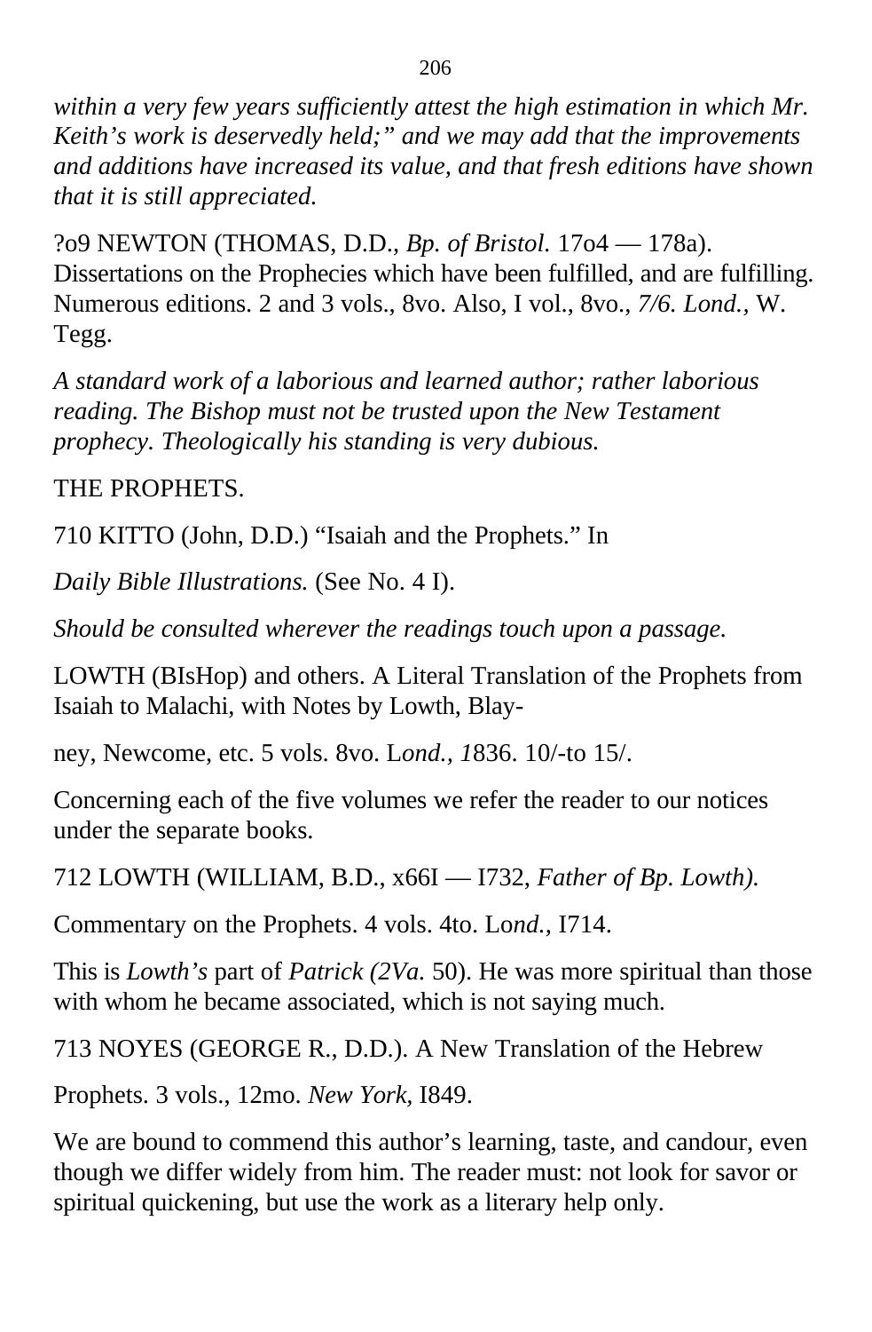*within a very few years sufficiently attest the high estimation in which Mr. Keith's work is deservedly held;" and we may add that the improvements and additions have increased its value, and that fresh editions have shown that it is still appreciated.*

?o9 NEWTON (THOMAS, D.D., *Bp. of Bristol.* 17o4 — 178a). Dissertations on the Prophecies which have been fulfilled, and are fulfilling. Numerous editions. 2 and 3 vols., 8vo. Also, I vol., 8vo., *7/6. Lond.*, W. Tegg.

*A standard work of a laborious and learned author; rather laborious reading. The Bishop must not be trusted upon the New Testament prophecy. Theologically his standing is very dubious.*

THE PROPHETS.

710 KITTO (John, D.D.) "Isaiah and the Prophets." In

*Daily Bible Illustrations.* (See No. 4 I).

*Should be consulted wherever the readings touch upon a passage.*

LOWTH (BIsHop) and others. A Literal Translation of the Prophets from Isaiah to Malachi, with Notes by Lowth, Blay-

ney, Newcome, etc. 5 vols. 8vo. L*ond., 1*836. 10/-to 15/.

Concerning each of the five volumes we refer the reader to our notices under the separate books.

712 LOWTH (WILLIAM, B.D., x66I — I732, *Father of Bp. Lowth).*

Commentary on the Prophets. 4 vols. 4to. Lo*nd.*, I714.

This is *Lowth's* part of *Patrick (2Va.* 50). He was more spiritual than those with whom he became associated, which is not saying much.

713 NOYES (GEORGE R., D.D.). A New Translation of the Hebrew

Prophets. 3 vols., 12mo. *New York,* I849.

We are bound to commend this author's learning, taste, and candour, even though we differ widely from him. The reader must: not look for savor or spiritual quickening, but use the work as a literary help only.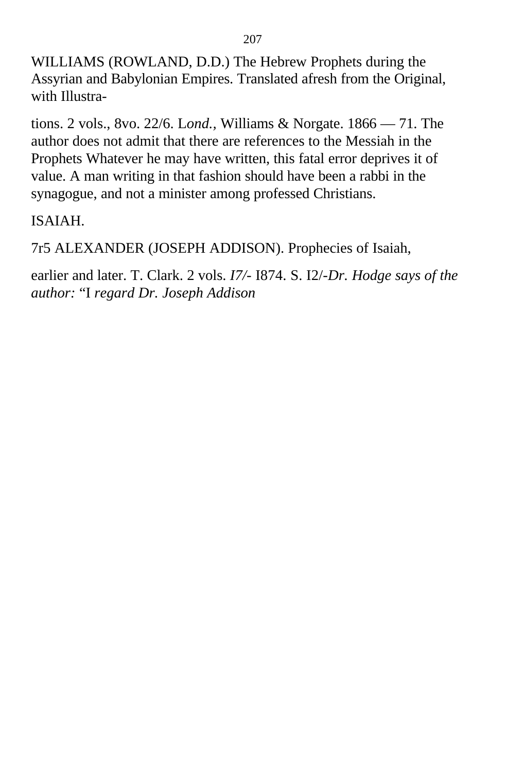WILLIAMS (ROWLAND, D.D.) The Hebrew Prophets during the Assyrian and Babylonian Empires. Translated afresh from the Original, with Illustra-

tions. 2 vols., 8vo. 22/6. L*ond.*, Williams & Norgate. 1866 — 71. The author does not admit that there are references to the Messiah in the Prophets Whatever he may have written, this fatal error deprives it of value. A man writing in that fashion should have been a rabbi in the synagogue, and not a minister among professed Christians.

ISAIAH.

7r5 ALEXANDER (JOSEPH ADDISON). Prophecies of Isaiah,

earlier and later. T. Clark. 2 vols. *I7/-* I874. S. I2/-*Dr. Hodge says of the author:* "I *regard Dr. Joseph Addison*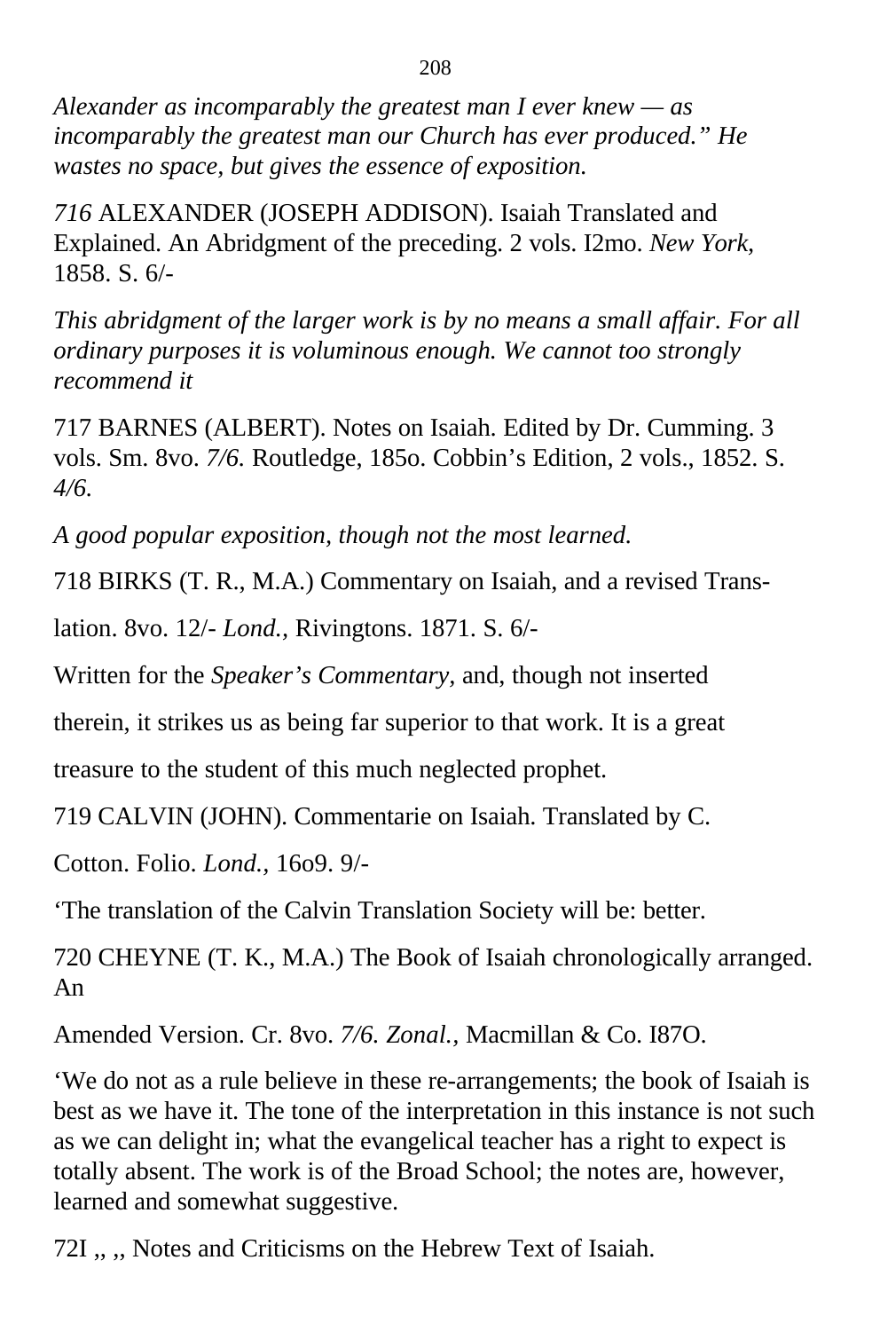*Alexander as incomparably the greatest man I ever knew — as incomparably the greatest man our Church has ever produced.” He wastes no space, but gives the essence of exposition.*

*716* ALEXANDER (JOSEPH ADDISON). Isaiah Translated and Explained. An Abridgment of the preceding. 2 vols. I2mo. *New York,* 1858. S. 6/-

*This abridgment of the larger work is by no means a small affair. For all ordinary purposes it is voluminous enough. We cannot too strongly recommend it*

717 BARNES (ALBERT). Notes on Isaiah. Edited by Dr. Cumming. 3 vols. Sm. 8vo. *7/6.* Routledge, 185o. Cobbin’s Edition, 2 vols., 1852. S. *4/6.*

*A good popular exposition, though not the most learned.*

718 BIRKS (T. R., M.A.) Commentary on Isaiah, and a revised Trans-

lation. 8vo. 12/- *Lond.,* Rivingtons. 1871. S. 6/-

Written for the *Speaker’s Commentary,* and, though not inserted

therein, it strikes us as being far superior to that work. It is a great

treasure to the student of this much neglected prophet.

719 CALVIN (JOHN). Commentarie on Isaiah. Translated by C.

Cotton. Folio. *Lond.,* 16o9. 9/-

‘The translation of the Calvin Translation Society will be: better.

720 CHEYNE (T. K., M.A.) The Book of Isaiah chronologically arranged. An

Amended Version. Cr. 8vo. *7/6. Zonal.,* Macmillan & Co. I87O.

‘We do not as a rule believe in these re-arrangements; the book of Isaiah is best as we have it. The tone of the interpretation in this instance is not such as we can delight in; what the evangelical teacher has a right to expect is totally absent. The work is of the Broad School; the notes are, however, learned and somewhat suggestive.

72I ,, ,, Notes and Criticisms on the Hebrew Text of Isaiah.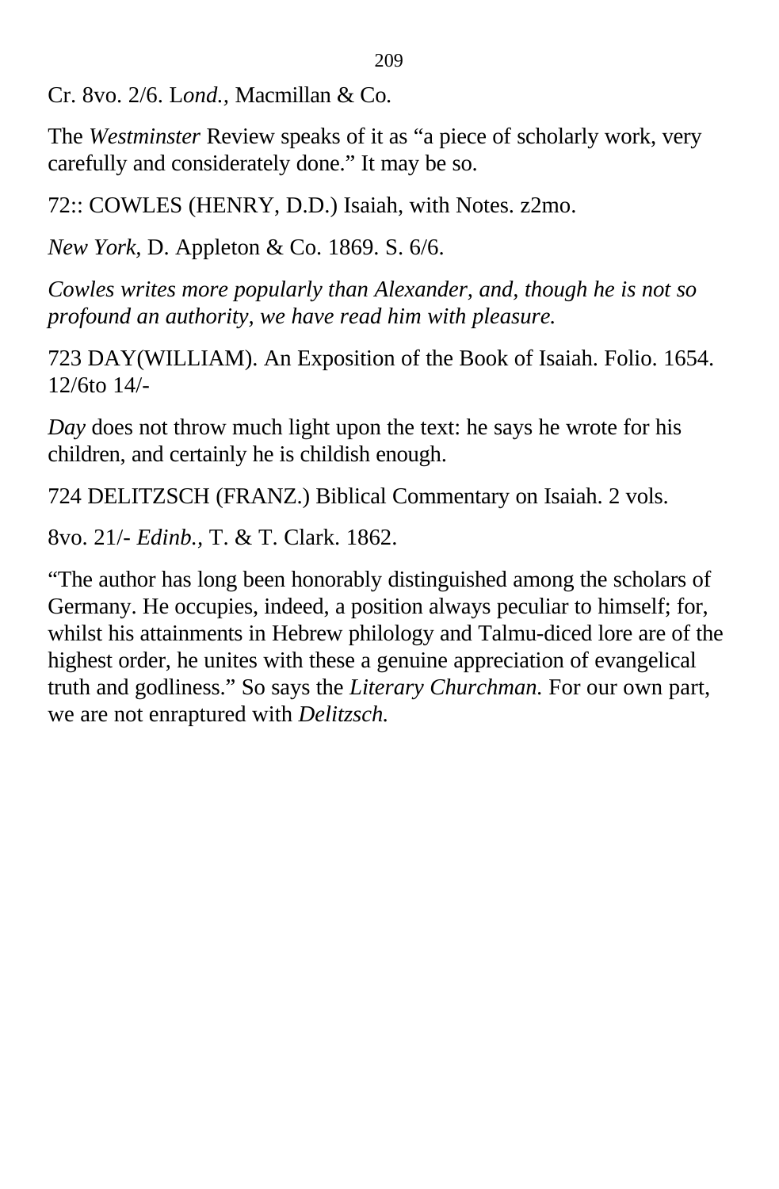Cr. 8vo. 2/6. L*ond.*, Macmillan & Co.

The *Westminster* Review speaks of it as “a piece of scholarly work, very carefully and considerately done.” It may be so.

72:: COWLES (HENRY, D.D.) Isaiah, with Notes. z2mo.

*New York,* D. Appleton & Co. 1869. S. 6/6.

*Cowles writes more popularly than Alexander, and, though he is not so profound an authority, we have read him with pleasure.*

723 DAY(WILLIAM). An Exposition of the Book of Isaiah. Folio. 1654. 12/6to 14/-

*Day* does not throw much light upon the text: he says he wrote for his children, and certainly he is childish enough.

724 DELITZSCH (FRANZ.) Biblical Commentary on Isaiah. 2 vols.

8vo. 21/- *Edinb.*, T. & T. Clark. 1862.

“The author has long been honorably distinguished among the scholars of Germany. He occupies, indeed, a position always peculiar to himself; for, whilst his attainments in Hebrew philology and Talmu-diced lore are of the highest order, he unites with these a genuine appreciation of evangelical truth and godliness.” So says the *Literary Churchman.* For our own part, we are not enraptured with *Delitzsch.*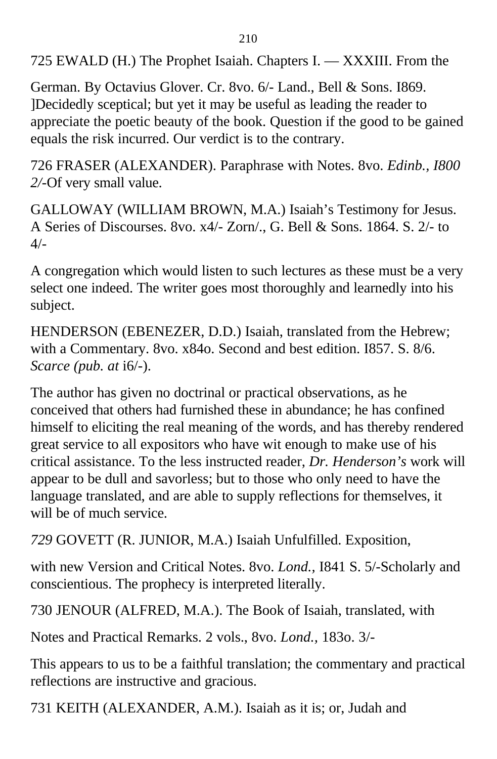725 EWALD (H.) The Prophet Isaiah. Chapters I. — XXXIII. From the

German. By Octavius Glover. Cr. 8vo. 6/- Land., Bell & Sons. I869. ]Decidedly sceptical; but yet it may be useful as leading the reader to appreciate the poetic beauty of the book. Question if the good to be gained equals the risk incurred. Our verdict is to the contrary.

726 FRASER (ALEXANDER). Paraphrase with Notes. 8vo. *Edinb., I800 2/-*Of very small value.

GALLOWAY (WILLIAM BROWN, M.A.) Isaiah's Testimony for Jesus. A Series of Discourses. 8vo. x4/- Zorn/., G. Bell & Sons. 1864. S. 2/- to 4/-

A congregation which would listen to such lectures as these must be a very select one indeed. The writer goes most thoroughly and learnedly into his subject.

HENDERSON (EBENEZER, D.D.) Isaiah, translated from the Hebrew; with a Commentary. 8vo. x84o. Second and best edition. I857. S. 8/6. *Scarce (pub. at* i6/-).

The author has given no doctrinal or practical observations, as he conceived that others had furnished these in abundance; he has confined himself to eliciting the real meaning of the words, and has thereby rendered great service to all expositors who have wit enough to make use of his critical assistance. To the less instructed reader, *Dr. Henderson's* work will appear to be dull and savorless; but to those who only need to have the language translated, and are able to supply reflections for themselves, it will be of much service.

*729* GOVETT (R. JUNIOR, M.A.) Isaiah Unfulfilled. Exposition,

with new Version and Critical Notes. 8vo. *Lond.,* I841 S. 5/-Scholarly and conscientious. The prophecy is interpreted literally.

730 JENOUR (ALFRED, M.A.). The Book of Isaiah, translated, with

Notes and Practical Remarks. 2 vols., 8vo. *Lond.,* 183o. 3/-

This appears to us to be a faithful translation; the commentary and practical reflections are instructive and gracious.

731 KEITH (ALEXANDER, A.M.). Isaiah as it is; or, Judah and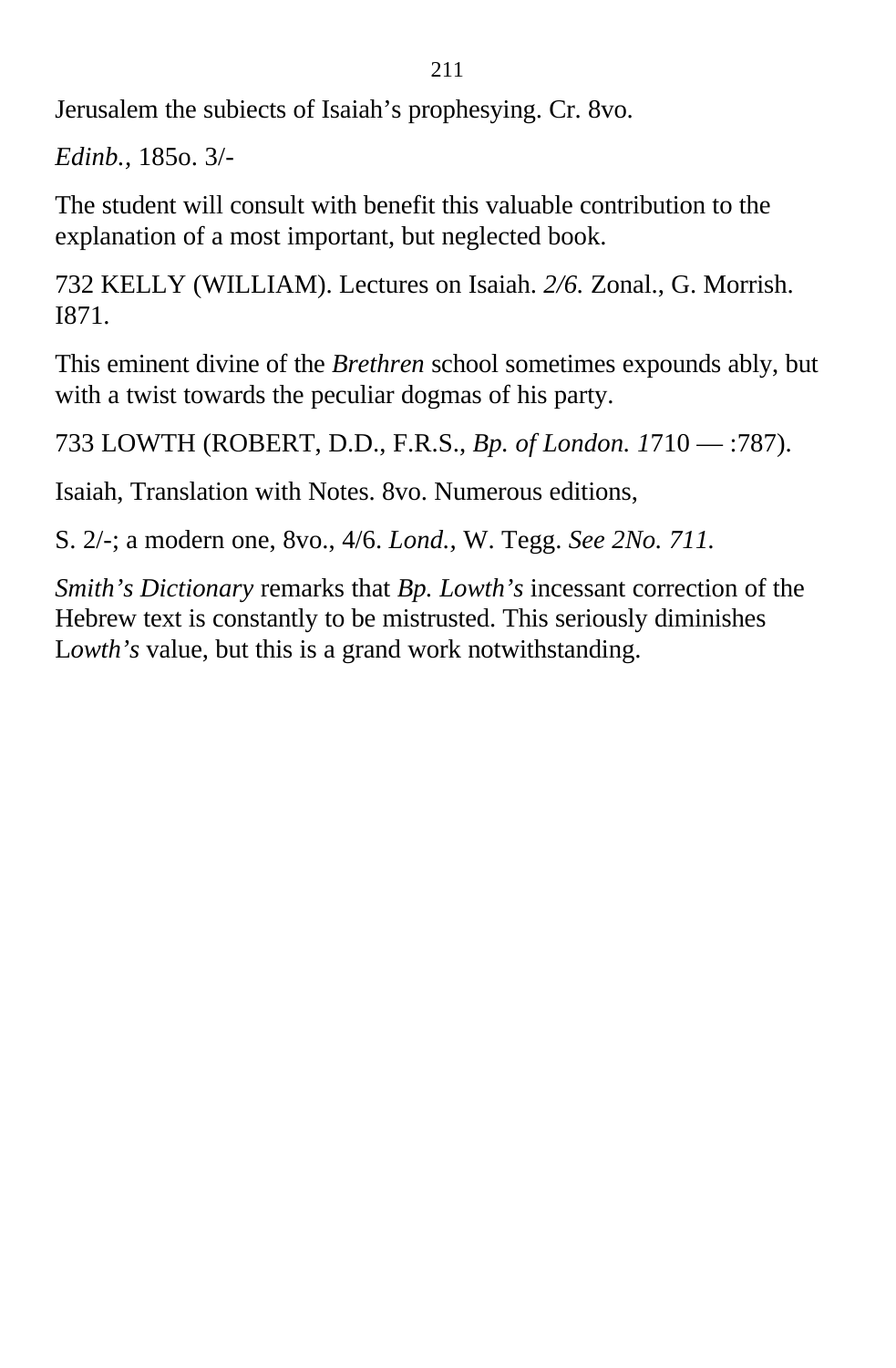Jerusalem the subiects of Isaiah's prophesying. Cr. 8vo.

*Edinb.*, 185o. 3/-

The student will consult with benefit this valuable contribution to the explanation of a most important, but neglected book.

732 KELLY (WILLIAM). Lectures on Isaiah. *2/6.* Zonal., G. Morrish. I871.

This eminent divine of the *Brethren* school sometimes expounds ably, but with a twist towards the peculiar dogmas of his party.

733 LOWTH (ROBERT, D.D., F.R.S., *Bp. of London. 1*710 — :787).

Isaiah, Translation with Notes. 8vo. Numerous editions,

S. 2/-; a modern one, 8vo., 4/6. *Lond.*, W. Tegg. *See 2No. 711.*

*Smith's Dictionary* remarks that *Bp. Lowth's* incessant correction of the Hebrew text is constantly to be mistrusted. This seriously diminishes L*owth's* value, but this is a grand work notwithstanding.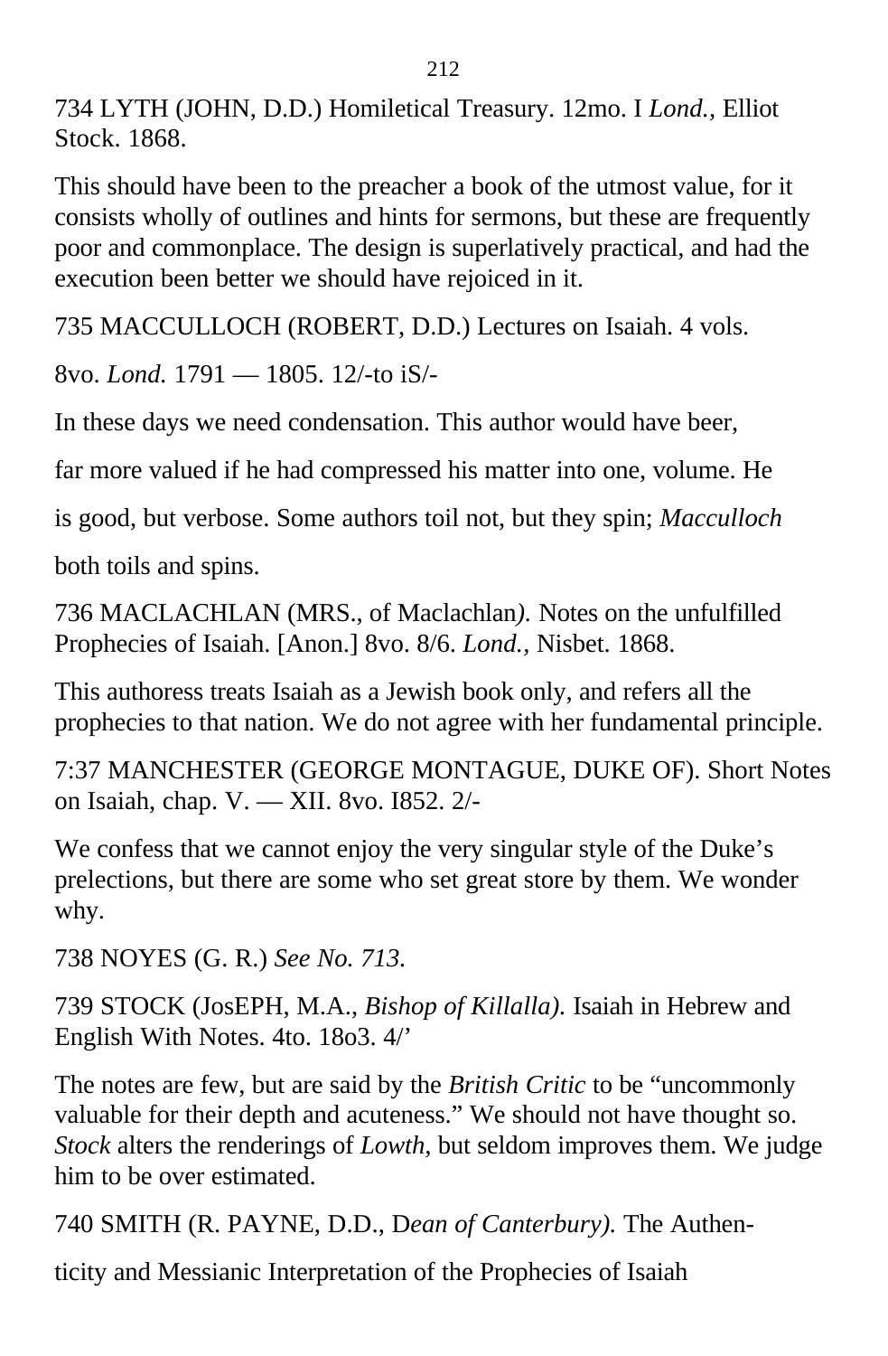734 LYTH (JOHN, D.D.) Homiletical Treasury. 12mo. I *Lond.,* Elliot Stock. 1868.

This should have been to the preacher a book of the utmost value, for it consists wholly of outlines and hints for sermons, but these are frequently poor and commonplace. The design is superlatively practical, and had the execution been better we should have rejoiced in it.

735 MACCULLOCH (ROBERT, D.D.) Lectures on Isaiah. 4 vols.

8vo. *Lond.* 1791 — 1805. 12/-to iS/-

In these days we need condensation. This author would have beer,

far more valued if he had compressed his matter into one, volume. He

is good, but verbose. Some authors toil not, but they spin; *Macculloch*

both toils and spins.

736 MACLACHLAN (MRS., of Maclachlan*).* Notes on the unfulfilled Prophecies of Isaiah. [Anon.] 8vo. 8/6. *Lond.,* Nisbet. 1868.

This authoress treats Isaiah as a Jewish book only, and refers all the prophecies to that nation. We do not agree with her fundamental principle.

7:37 MANCHESTER (GEORGE MONTAGUE, DUKE OF). Short Notes on Isaiah, chap. V. — XII. 8vo. I852. 2/-

We confess that we cannot enjoy the very singular style of the Duke's prelections, but there are some who set great store by them. We wonder why.

738 NOYES (G. R.) *See No. 713.*

739 STOCK (JosEPH, M.A., *Bishop of Killalla).* Isaiah in Hebrew and English With Notes. 4to. 18o3. 4/'

The notes are few, but are said by the *British Critic* to be "uncommonly valuable for their depth and acuteness." We should not have thought so. *Stock* alters the renderings of *Lowth,* but seldom improves them. We judge him to be over estimated.

740 SMITH (R. PAYNE, D.D., D*ean of Canterbury).* The Authen-

ticity and Messianic Interpretation of the Prophecies of Isaiah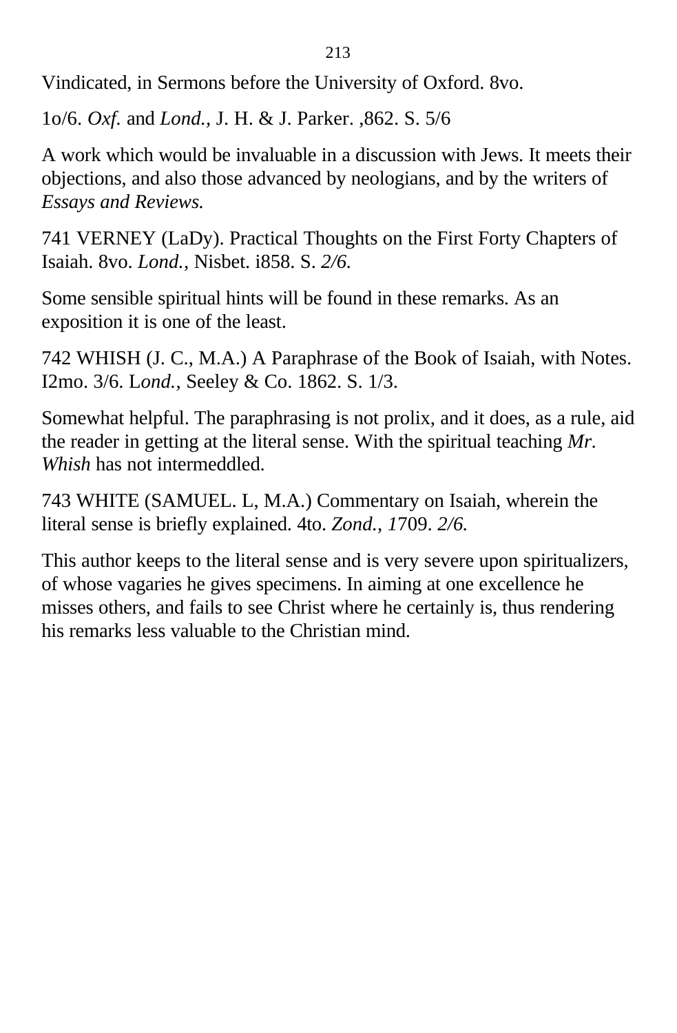Vindicated, in Sermons before the University of Oxford. 8vo.

1o/6. *Oxf.* and *Lond.,* J. H. & J. Parker. ,862. S. 5/6

A work which would be invaluable in a discussion with Jews. It meets their objections, and also those advanced by neologians, and by the writers of *Essays and Reviews.*

741 VERNEY (LaDy). Practical Thoughts on the First Forty Chapters of Isaiah. 8vo. *Lond.,* Nisbet. i858. S. *2/6.*

Some sensible spiritual hints will be found in these remarks. As an exposition it is one of the least.

742 WHISH (J. C., M.A.) A Paraphrase of the Book of Isaiah, with Notes. I2mo. 3/6. L*ond.,* Seeley & Co. 1862. S. 1/3.

Somewhat helpful. The paraphrasing is not prolix, and it does, as a rule, aid the reader in getting at the literal sense. With the spiritual teaching *Mr. Whish* has not intermeddled.

743 WHITE (SAMUEL. L, M.A.) Commentary on Isaiah, wherein the literal sense is briefly explained. 4to. *Zond., 1*709. *2/6.*

This author keeps to the literal sense and is very severe upon spiritualizers, of whose vagaries he gives specimens. In aiming at one excellence he misses others, and fails to see Christ where he certainly is, thus rendering his remarks less valuable to the Christian mind.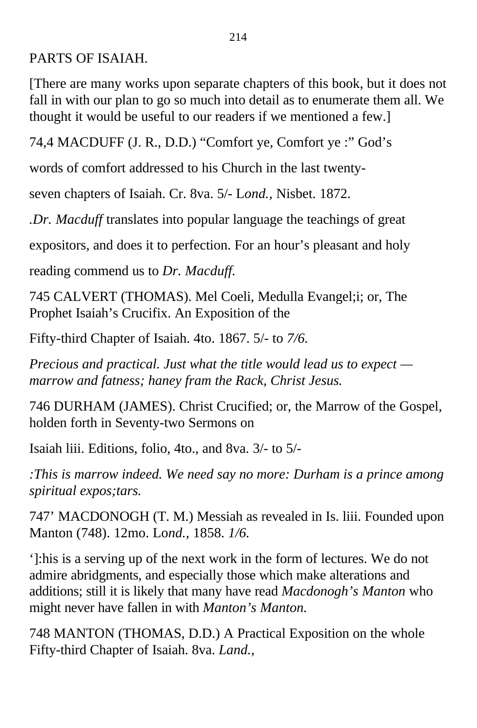PARTS OF ISAIAH.

[There are many works upon separate chapters of this book, but it does not fall in with our plan to go so much into detail as to enumerate them all. We thought it would be useful to our readers if we mentioned a few.]

74,4 MACDUFF (J. R., D.D.) “Comfort ye, Comfort ye :” God’s words of comfort addressed to his Church in the last twenty-seven chapters of Isaiah. Cr. 8va. 5/- L*ond.,* Nisbet. 1872.

.*Dr. Macduff* translates into popular language the teachings of great expositors, and does it to perfection. For an hour’s pleasant and holy reading commend us to *Dr. Macduff.*

745 CALVERT (THOMAS). Mel Coeli, Medulla Evangel;i; or, The Prophet Isaiah’s Crucifix. An Exposition of the Fifty-third Chapter of Isaiah. 4to. 1867. 5/- to *7/6.*

*Precious and practical. Just what the title would lead us to expect — marrow and fatness; haney fram the Rack, Christ Jesus.*

746 DURHAM (JAMES). Christ Crucified; or, the Marrow of the Gospel, holden forth in Seventy-two Sermons on Isaiah liii. Editions, folio, 4to., and 8va. 3/- to 5/-

*:This is marrow indeed. We need say no more: Durham is a prince among spiritual expos;tars.*

747’ MACDONOGH (T. M.) Messiah as revealed in Is. liii. Founded upon Manton (748). 12mo. Lo*nd.,* 1858. *1/6.*

‘]:his is a serving up of the next work in the form of lectures. We do not admire abridgments, and especially those which make alterations and additions; still it is likely that many have read *Macdonogh’s Manton* who might never have fallen in with *Manton’s Manton.*

748 MANTON (THOMAS, D.D.) A Practical Exposition on the whole Fifty-third Chapter of Isaiah. 8va. *Land.,*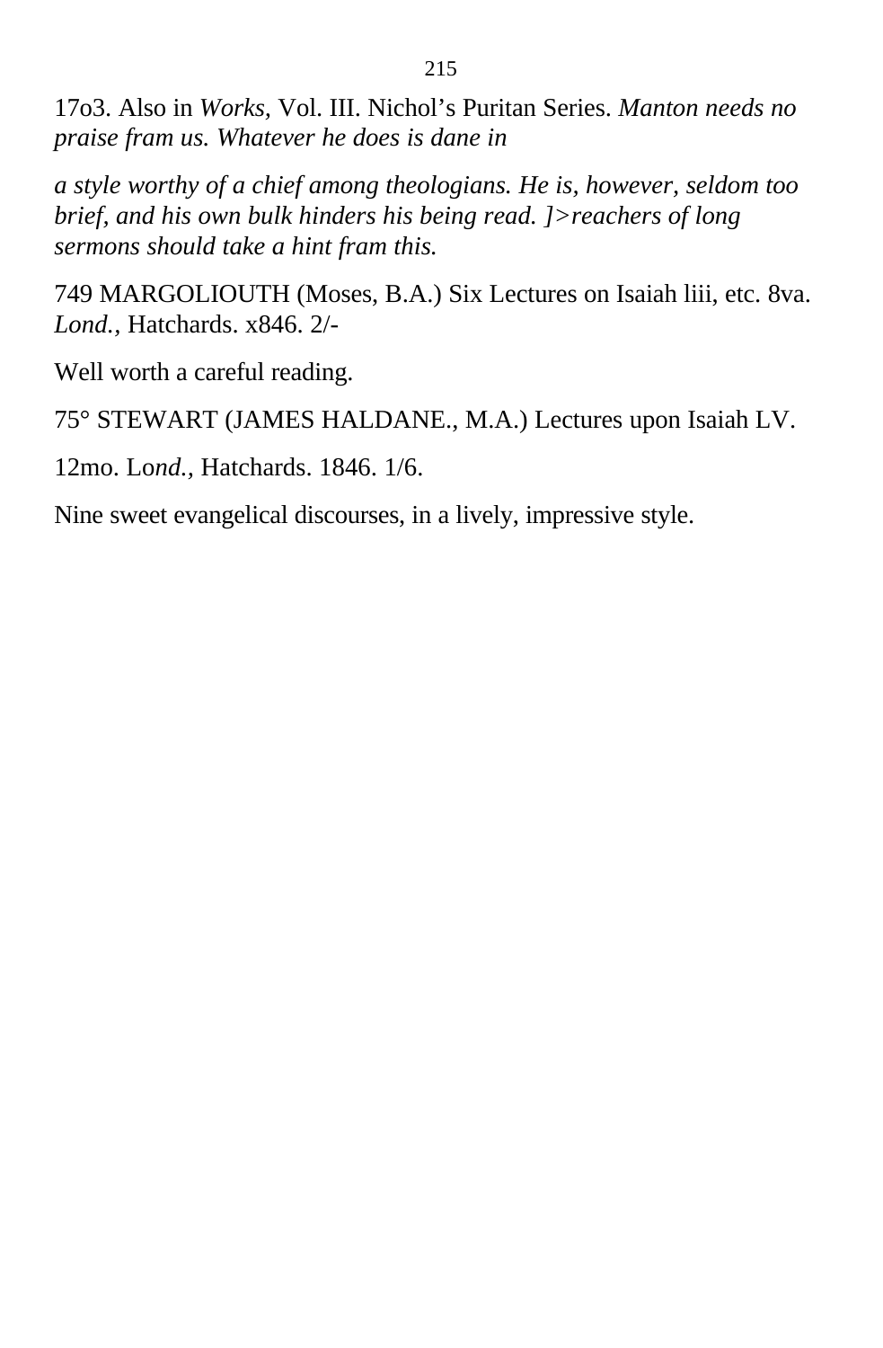17o3. Also in *Works,* Vol. III. Nichol's Puritan Series. *Manton needs no praise fram us. Whatever he does is dane in*

*a style worthy of a chief among theologians. He is, however, seldom too brief, and his own bulk hinders his being read. ]>reachers of long sermons should take a hint fram this.*

749 MARGOLIOUTH (Moses, B.A.) Six Lectures on Isaiah liii, etc. 8va. *Lond.*, Hatchards. x846. 2/-

Well worth a careful reading.

75° STEWART (JAMES HALDANE., M.A.) Lectures upon Isaiah LV.

12mo. Lo*nd.*, Hatchards. 1846. 1/6.

Nine sweet evangelical discourses, in a lively, impressive style.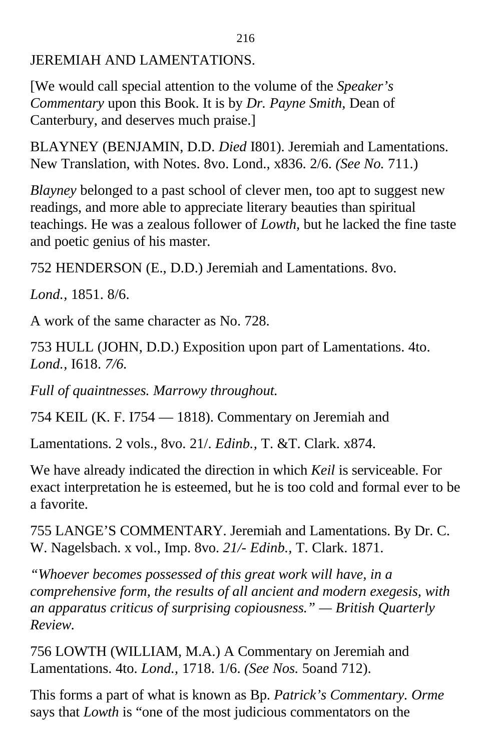JEREMIAH AND LAMENTATIONS.

[We would call special attention to the volume of the *Speaker's Commentary* upon this Book. It is by *Dr. Payne Smith,* Dean of Canterbury, and deserves much praise.]

BLAYNEY (BENJAMIN, D.D. *Died* I801). Jeremiah and Lamentations. New Translation, with Notes. 8vo. Lond., x836. 2/6. *(See No.* 711.)

*Blayney* belonged to a past school of clever men, too apt to suggest new readings, and more able to appreciate literary beauties than spiritual teachings. He was a zealous follower of *Lowth,* but he lacked the fine taste and poetic genius of his master.

752 HENDERSON (E., D.D.) Jeremiah and Lamentations. 8vo.

*Lond.,* 1851. 8/6.

A work of the same character as No. 728.

753 HULL (JOHN, D.D.) Exposition upon part of Lamentations. 4to. *Lond.,* I618. *7/6.*

*Full of quaintnesses. Marrowy throughout.*

754 KEIL (K. F. I754 — 1818). Commentary on Jeremiah and

Lamentations. 2 vols., 8vo. 21/. *Edinb.,* T. &T. Clark. x874.

We have already indicated the direction in which *Keil* is serviceable. For exact interpretation he is esteemed, but he is too cold and formal ever to be a favorite.

755 LANGE'S COMMENTARY. Jeremiah and Lamentations. By Dr. C. W. Nagelsbach. x vol., Imp. 8vo. *21/- Edinb.,* T. Clark. 1871.

*"Whoever becomes possessed of this great work will have, in a comprehensive form, the results of all ancient and modern exegesis, with an apparatus criticus of surprising copiousness." — British Quarterly Review.*

756 LOWTH (WILLIAM, M.A.) A Commentary on Jeremiah and Lamentations. 4to. *Lond.,* 1718. 1/6. *(See Nos.* 5oand 712).

This forms a part of what is known as Bp. *Patrick's Commentary. Orme* says that *Lowth* is "one of the most judicious commentators on the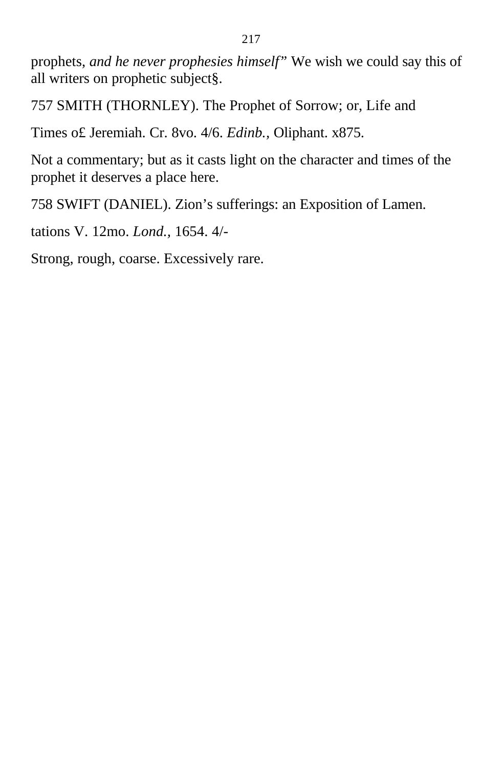prophets, *and he never prophesies himself*” We wish we could say this of all writers on prophetic subject§.

757 SMITH (THORNLEY). The Prophet of Sorrow; or, Life and

Times o£ Jeremiah. Cr. 8vo. 4/6. *Edinb.,* Oliphant. x875.

Not a commentary; but as it casts light on the character and times of the prophet it deserves a place here.

758 SWIFT (DANIEL). Zion’s sufferings: an Exposition of Lamen.

tations V. 12mo. *Lond.,* 1654. 4/-

Strong, rough, coarse. Excessively rare.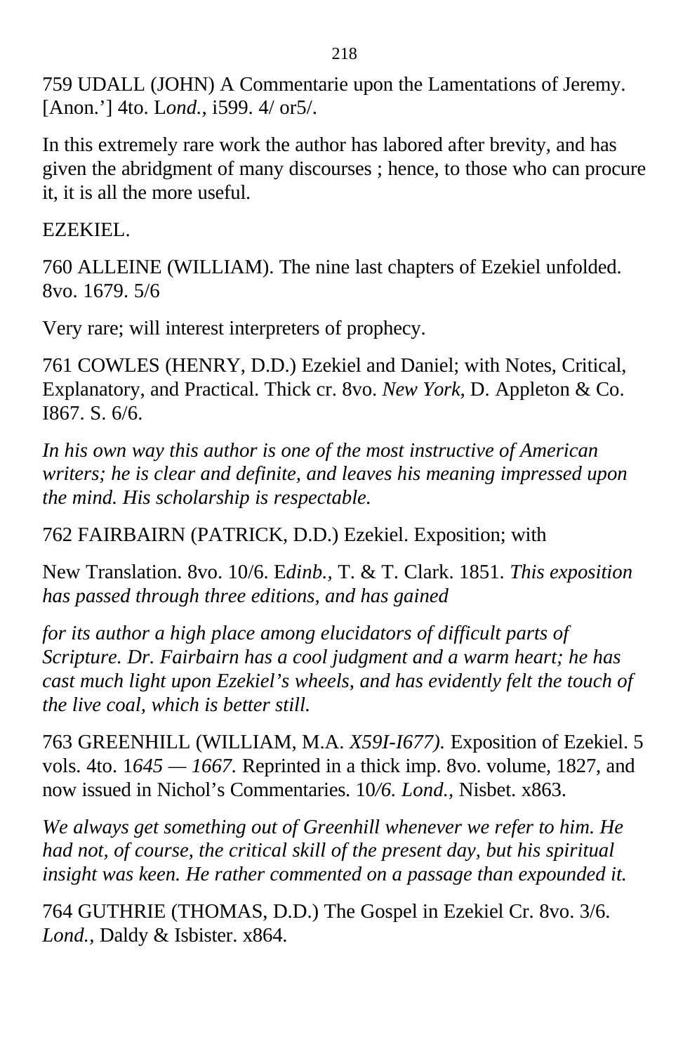759 UDALL (JOHN) A Commentarie upon the Lamentations of Jeremy. [Anon.'] 4to. L*ond.*, i599. 4/ or5/.

In this extremely rare work the author has labored after brevity, and has given the abridgment of many discourses ; hence, to those who can procure it, it is all the more useful.

EZEKIEL.

760 ALLEINE (WILLIAM). The nine last chapters of Ezekiel unfolded. 8vo. 1679. 5/6

Very rare; will interest interpreters of prophecy.

761 COWLES (HENRY, D.D.) Ezekiel and Daniel; with Notes, Critical, Explanatory, and Practical. Thick cr. 8vo. *New York*, D. Appleton & Co. I867. S. 6/6.

*In his own way this author is one of the most instructive of American writers; he is clear and definite, and leaves his meaning impressed upon the mind. His scholarship is respectable.*

762 FAIRBAIRN (PATRICK, D.D.) Ezekiel. Exposition; with

New Translation. 8vo. 10/6. E*dinb.*, T. & T. Clark. 1851. *This exposition has passed through three editions, and has gained*

*for its author a high place among elucidators of difficult parts of Scripture. Dr. Fairbairn has a cool judgment and a warm heart; he has cast much light upon Ezekiel's wheels, and has evidently felt the touch of the live coal, which is better still.*

763 GREENHILL (WILLIAM, M.A. *X59I-I677).* Exposition of Ezekiel. 5 vols. 4to. 1*645 — 1667.* Reprinted in a thick imp. 8vo. volume, 1827, and now issued in Nichol's Commentaries. 10*/6. Lond.,* Nisbet. x863.

*We always get something out of Greenhill whenever we refer to him. He had not, of course, the critical skill of the present day, but his spiritual insight was keen. He rather commented on a passage than expounded it.*

764 GUTHRIE (THOMAS, D.D.) The Gospel in Ezekiel Cr. 8vo. 3/6. *Lond.,* Daldy & Isbister. x864.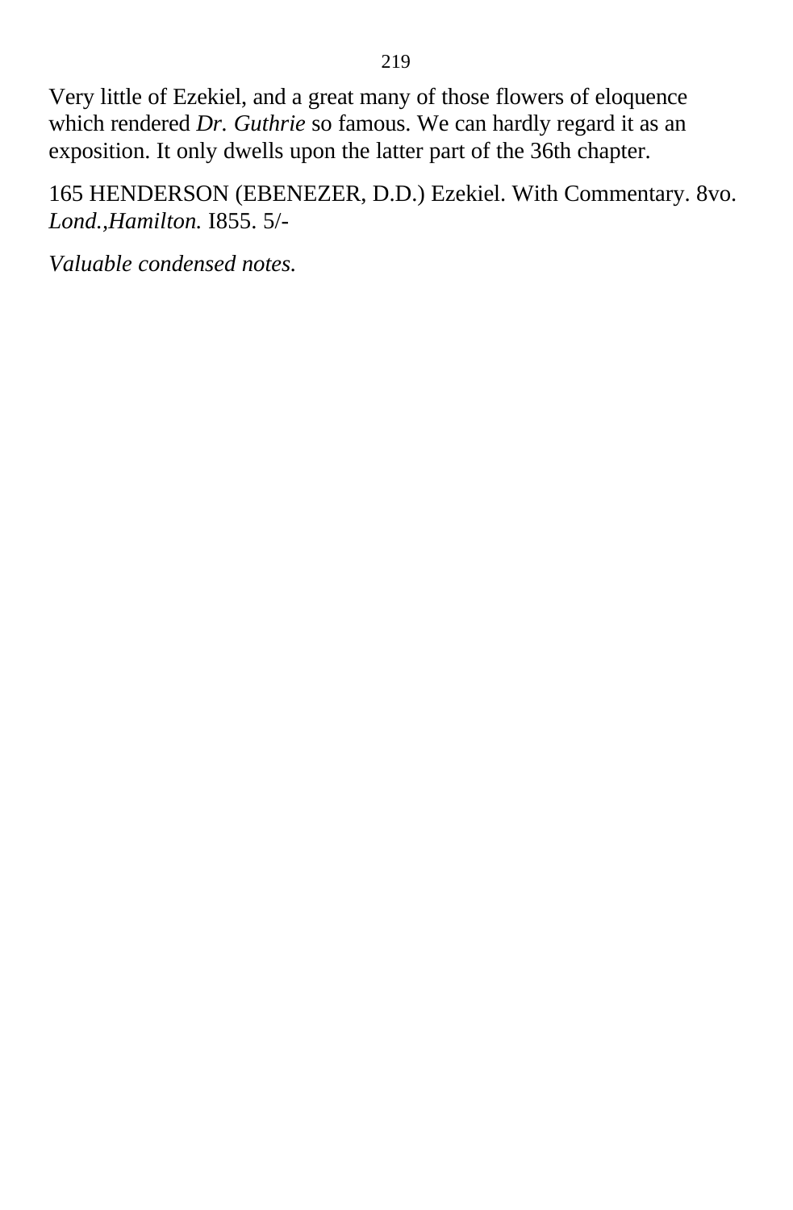Very little of Ezekiel, and a great many of those flowers of eloquence which rendered *Dr. Guthrie* so famous. We can hardly regard it as an exposition. It only dwells upon the latter part of the 36th chapter.

165 HENDERSON (EBENEZER, D.D.) Ezekiel. With Commentary. 8vo. *Lond.,Hamilton.* I855. 5/-

*Valuable condensed notes.*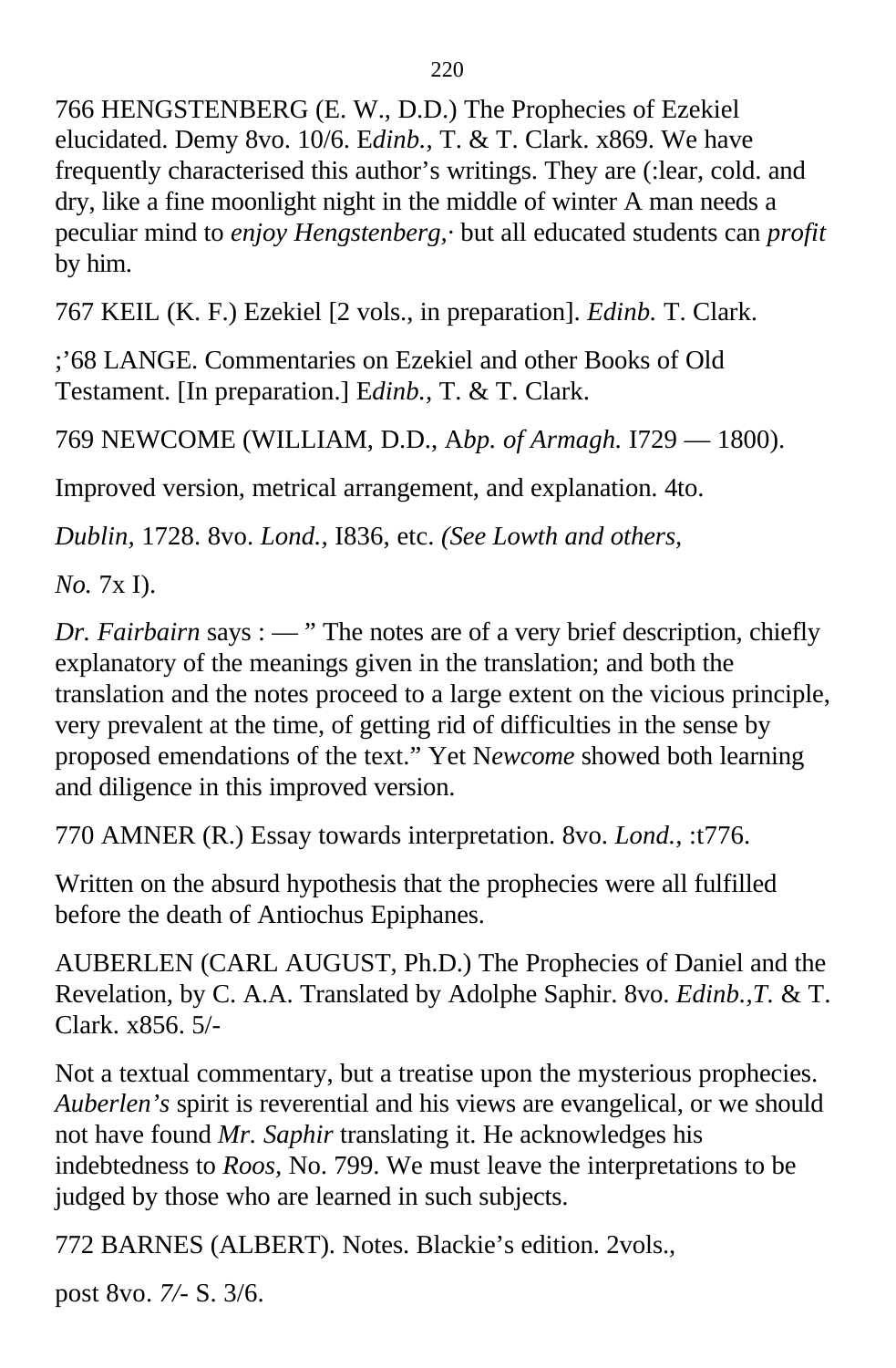766 HENGSTENBERG (E. W., D.D.) The Prophecies of Ezekiel elucidated. Demy 8vo. 10/6. E*dinb.*, T. & T. Clark. x869. We have frequently characterised this author's writings. They are (:lear, cold. and dry, like a fine moonlight night in the middle of winter A man needs a peculiar mind to *enjoy Hengstenberg,·* but all educated students can *profit* by him.

767 KEIL (K. F.) Ezekiel [2 vols., in preparation]. *Edinb.* T. Clark.

;'68 LANGE. Commentaries on Ezekiel and other Books of Old Testament. [In preparation.] E*dinb.,* T. & T. Clark.

769 NEWCOME (WILLIAM, D.D., A*bp. of Armagh.* I729 — 1800).

Improved version, metrical arrangement, and explanation. 4to.

*Dublin*, 1728. 8vo. *Lond.,* I836, etc. *(See Lowth and others,*

*No.* 7x I).

*Dr. Fairbairn* says : — " The notes are of a very brief description, chiefly explanatory of the meanings given in the translation; and both the translation and the notes proceed to a large extent on the vicious principle, very prevalent at the time, of getting rid of difficulties in the sense by proposed emendations of the text." Yet N*ewcome* showed both learning and diligence in this improved version.

770 AMNER (R.) Essay towards interpretation. 8vo. *Lond.,* :t776.

Written on the absurd hypothesis that the prophecies were all fulfilled before the death of Antiochus Epiphanes.

AUBERLEN (CARL AUGUST, Ph.D.) The Prophecies of Daniel and the Revelation, by C. A.A. Translated by Adolphe Saphir. 8vo. *Edinb.,T.* & T. Clark. x856. 5/-

Not a textual commentary, but a treatise upon the mysterious prophecies. *Auberlen's* spirit is reverential and his views are evangelical, or we should not have found *Mr. Saphir* translating it. He acknowledges his indebtedness to *Roos,* No. 799. We must leave the interpretations to be judged by those who are learned in such subjects.

772 BARNES (ALBERT). Notes. Blackie's edition. 2vols.,

post 8vo. *7/-* S. 3/6.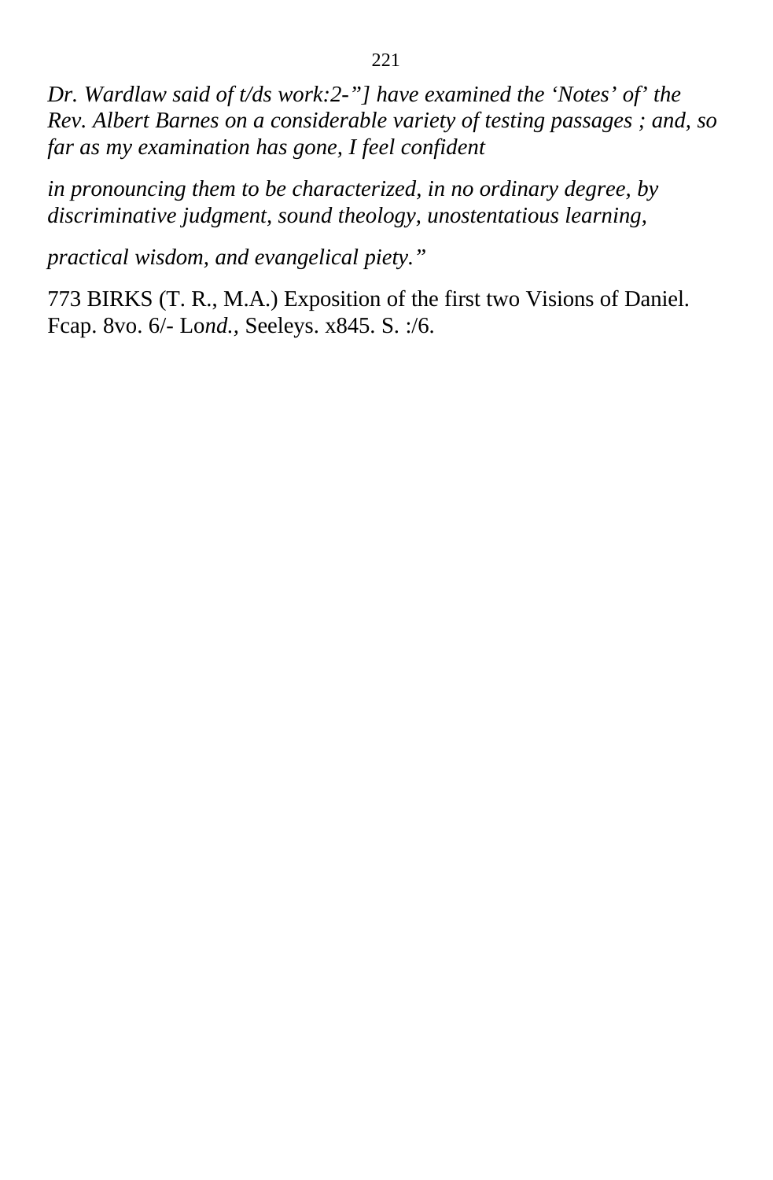*Dr. Wardlaw said of t/ds work:2-"] have examined the 'Notes' of' the Rev. Albert Barnes on a considerable variety of testing passages ; and, so far as my examination has gone, I feel confident*

*in pronouncing them to be characterized, in no ordinary degree, by discriminative judgment, sound theology, unostentatious learning,*

*practical wisdom, and evangelical piety."*

773 BIRKS (T. R., M.A.) Exposition of the first two Visions of Daniel. Fcap. 8vo. 6/- Lo*nd.*, Seeleys. x845. S. :/6.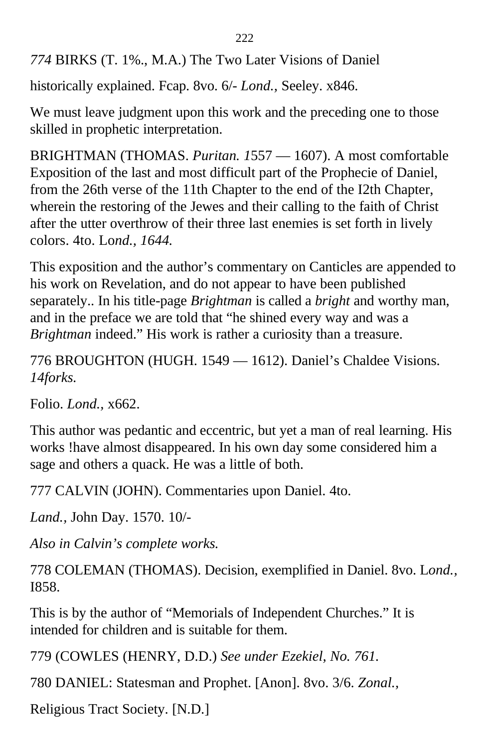*774* BIRKS (T. 1%., M.A.) The Two Later Visions of Daniel

historically explained. Fcap. 8vo. 6/- *Lond.,* Seeley. x846.

We must leave judgment upon this work and the preceding one to those skilled in prophetic interpretation.

BRIGHTMAN (THOMAS. *Puritan. 1*557 — 1607). A most comfortable Exposition of the last and most difficult part of the Prophecie of Daniel, from the 26th verse of the 11th Chapter to the end of the I2th Chapter, wherein the restoring of the Jewes and their calling to the faith of Christ after the utter overthrow of their three last enemies is set forth in lively colors. 4to. Lo*nd., 1644.*

This exposition and the author's commentary on Canticles are appended to his work on Revelation, and do not appear to have been published separately.. In his title-page *Brightman* is called a *bright* and worthy man, and in the preface we are told that "he shined every way and was a *Brightman* indeed." His work is rather a curiosity than a treasure.

776 BROUGHTON (HUGH. 1549 — 1612). Daniel's Chaldee Visions. *14forks.*

Folio. *Lond.,* x662.

This author was pedantic and eccentric, but yet a man of real learning. His works !have almost disappeared. In his own day some considered him a sage and others a quack. He was a little of both.

777 CALVIN (JOHN). Commentaries upon Daniel. 4to.

*Land.,* John Day. 1570. 10/-

*Also in Calvin's complete works.*

778 COLEMAN (THOMAS). Decision, exemplified in Daniel. 8vo. L*ond.,* I858.

This is by the author of "Memorials of Independent Churches." It is intended for children and is suitable for them.

779 (COWLES (HENRY, D.D.) *See under Ezekiel, No. 761.*

780 DANIEL: Statesman and Prophet. [Anon]. 8vo. 3/6. *Zonal.,*

Religious Tract Society. [N.D.]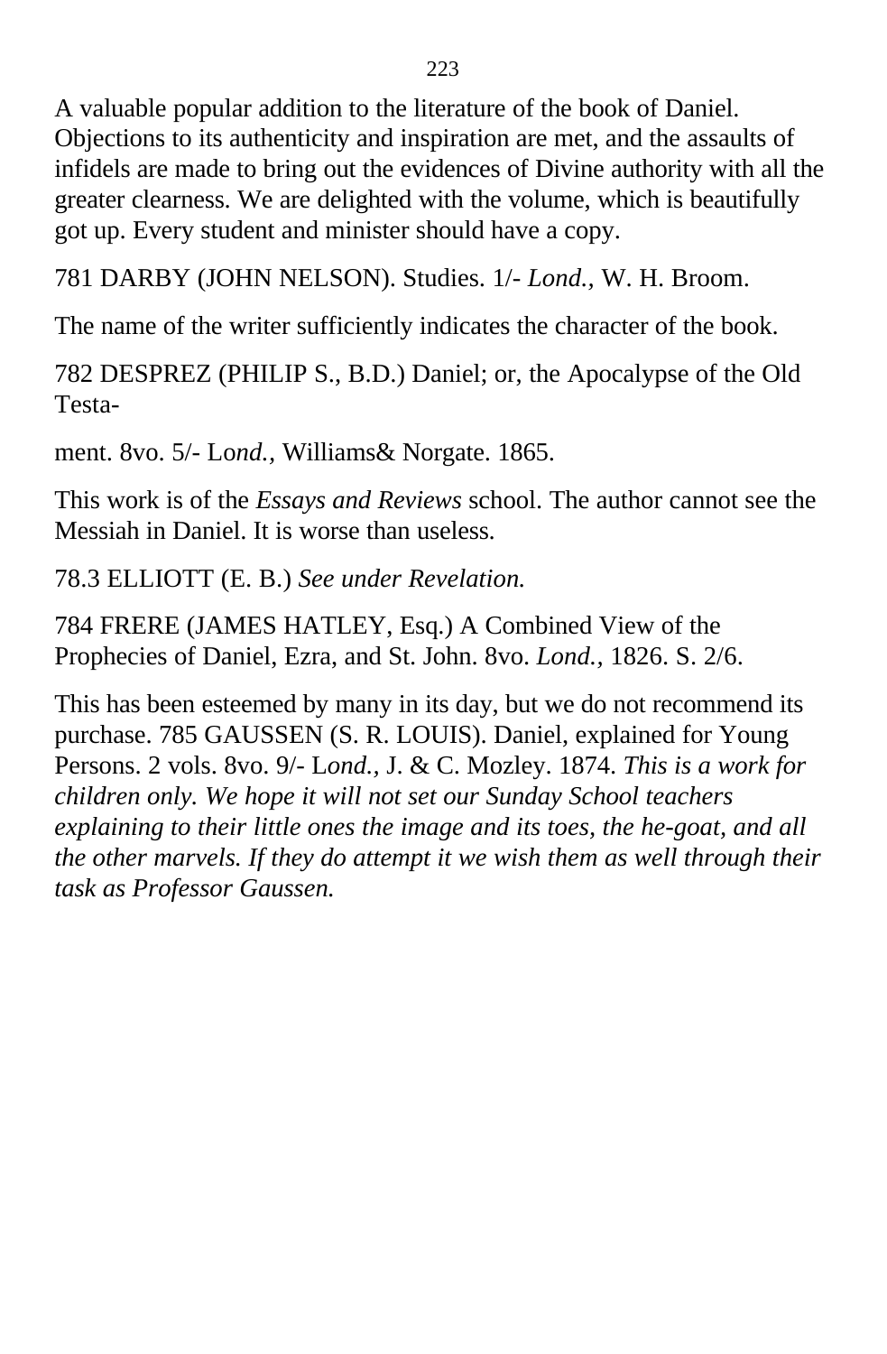A valuable popular addition to the literature of the book of Daniel. Objections to its authenticity and inspiration are met, and the assaults of infidels are made to bring out the evidences of Divine authority with all the greater clearness. We are delighted with the volume, which is beautifully got up. Every student and minister should have a copy.

781 DARBY (JOHN NELSON). Studies. 1/- *Lond.,* W. H. Broom.

The name of the writer sufficiently indicates the character of the book.

782 DESPREZ (PHILIP S., B.D.) Daniel; or, the Apocalypse of the Old Testa-

ment. 8vo. 5/- L*ond.,* Williams& Norgate. 1865.

This work is of the *Essays and Reviews* school. The author cannot see the Messiah in Daniel. It is worse than useless.

78.3 ELLIOTT (E. B.) *See under Revelation.*

784 FRERE (JAMES HATLEY, Esq.) A Combined View of the Prophecies of Daniel, Ezra, and St. John. 8vo. *Lond.,* 1826. S. 2/6.

This has been esteemed by many in its day, but we do not recommend its purchase. 785 GAUSSEN (S. R. LOUIS). Daniel, explained for Young Persons. 2 vols. 8vo. 9/- L*ond.,* J. & C. Mozley. 1874. *This is a work for children only. We hope it will not set our Sunday School teachers explaining to their little ones the image and its toes, the he-goat, and all the other marvels. If they do attempt it we wish them as well through their task as Professor Gaussen.*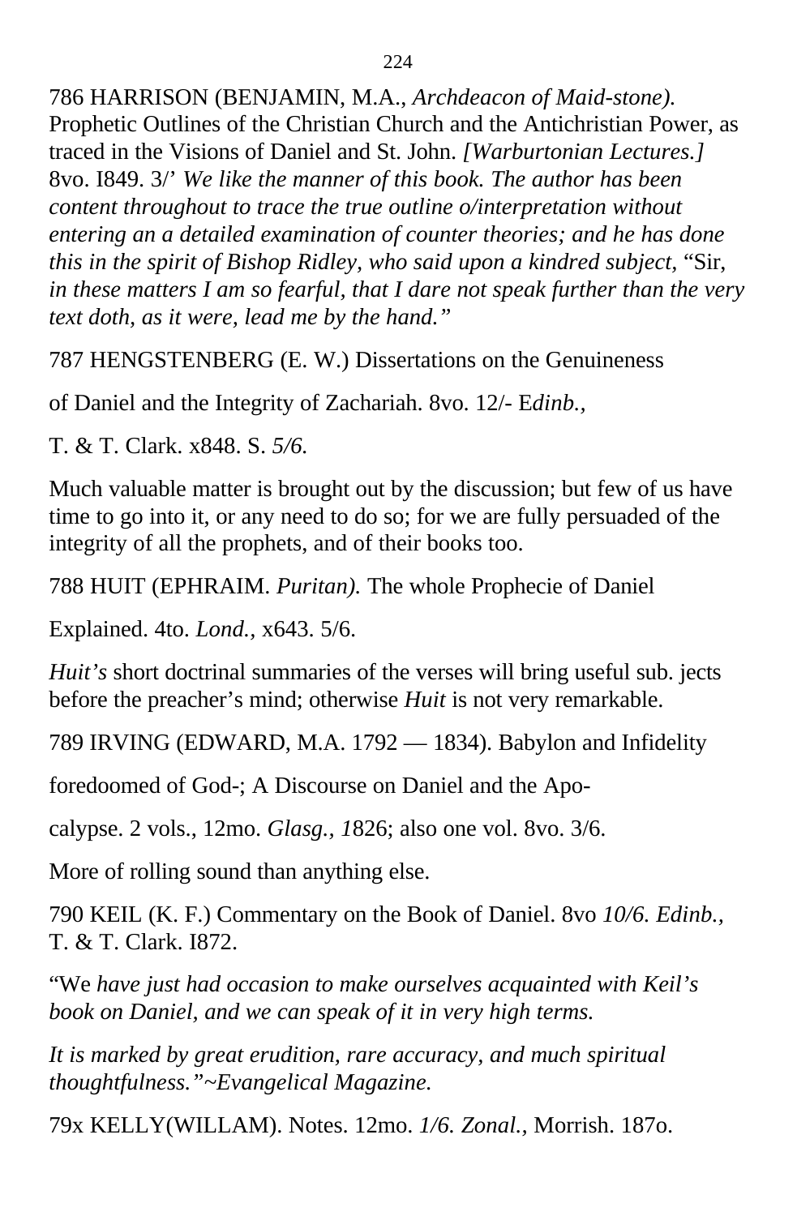786 HARRISON (BENJAMIN, M.A., *Archdeacon of Maid-stone).* Prophetic Outlines of the Christian Church and the Antichristian Power, as traced in the Visions of Daniel and St. John. *[Warburtonian Lectures.]* 8vo. I849. 3/' *We like the manner of this book. The author has been content throughout to trace the true outline o/interpretation without entering an a detailed examination of counter theories; and he has done this in the spirit of Bishop Ridley, who said upon a kindred subject,* "Sir, *in these matters I am so fearful, that I dare not speak further than the very text doth, as it were, lead me by the hand."*

787 HENGSTENBERG (E. W.) Dissertations on the Genuineness

of Daniel and the Integrity of Zachariah. 8vo. 12/- E*dinb.,*

T. & T. Clark. x848. S. *5/6.*

Much valuable matter is brought out by the discussion; but few of us have time to go into it, or any need to do so; for we are fully persuaded of the integrity of all the prophets, and of their books too.

788 HUIT (EPHRAIM. *Puritan).* The whole Prophecie of Daniel

Explained. 4to. *Lond.,* x643. 5/6.

*Huit's* short doctrinal summaries of the verses will bring useful sub. jects before the preacher's mind; otherwise *Huit* is not very remarkable.

789 IRVING (EDWARD, M.A. 1792 — 1834). Babylon and Infidelity

foredoomed of God-; A Discourse on Daniel and the Apo-

calypse. 2 vols., 12mo. *Glasg., 1*826; also one vol. 8vo. 3/6.

More of rolling sound than anything else.

790 KEIL (K. F.) Commentary on the Book of Daniel. 8vo *10/6. Edinb.,* T. & T. Clark. I872.

"We *have just had occasion to make ourselves acquainted with Keil's book on Daniel, and we can speak of it in very high terms.*

*It is marked by great erudition, rare accuracy, and much spiritual thoughtfulness."~Evangelical Magazine.*

79x KELLY(WILLAM). Notes. 12mo. *1/6. Zonal.,* Morrish. 187o.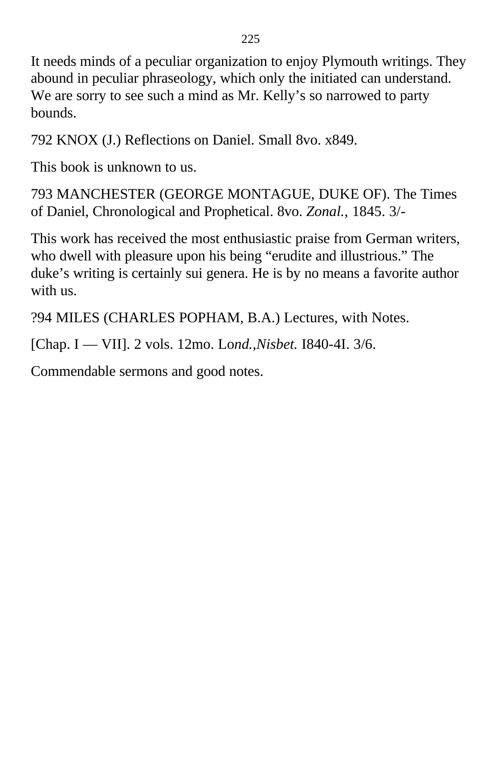It needs minds of a peculiar organization to enjoy Plymouth writings. They abound in peculiar phraseology, which only the initiated can understand. We are sorry to see such a mind as Mr. Kelly's so narrowed to party bounds.

792 KNOX (J.) Reflections on Daniel. Small 8vo. x849.

This book is unknown to us.

793 MANCHESTER (GEORGE MONTAGUE, DUKE OF). The Times of Daniel, Chronological and Prophetical. 8vo. *Zonal.*, 1845. 3/-

This work has received the most enthusiastic praise from German writers, who dwell with pleasure upon his being "erudite and illustrious." The duke's writing is certainly sui genera. He is by no means a favorite author with us.

?94 MILES (CHARLES POPHAM, B.A.) Lectures, with Notes.

[Chap. I — VII]. 2 vols. 12mo. Lo*nd.*,*Nisbet.* I840-4I. 3/6.

Commendable sermons and good notes.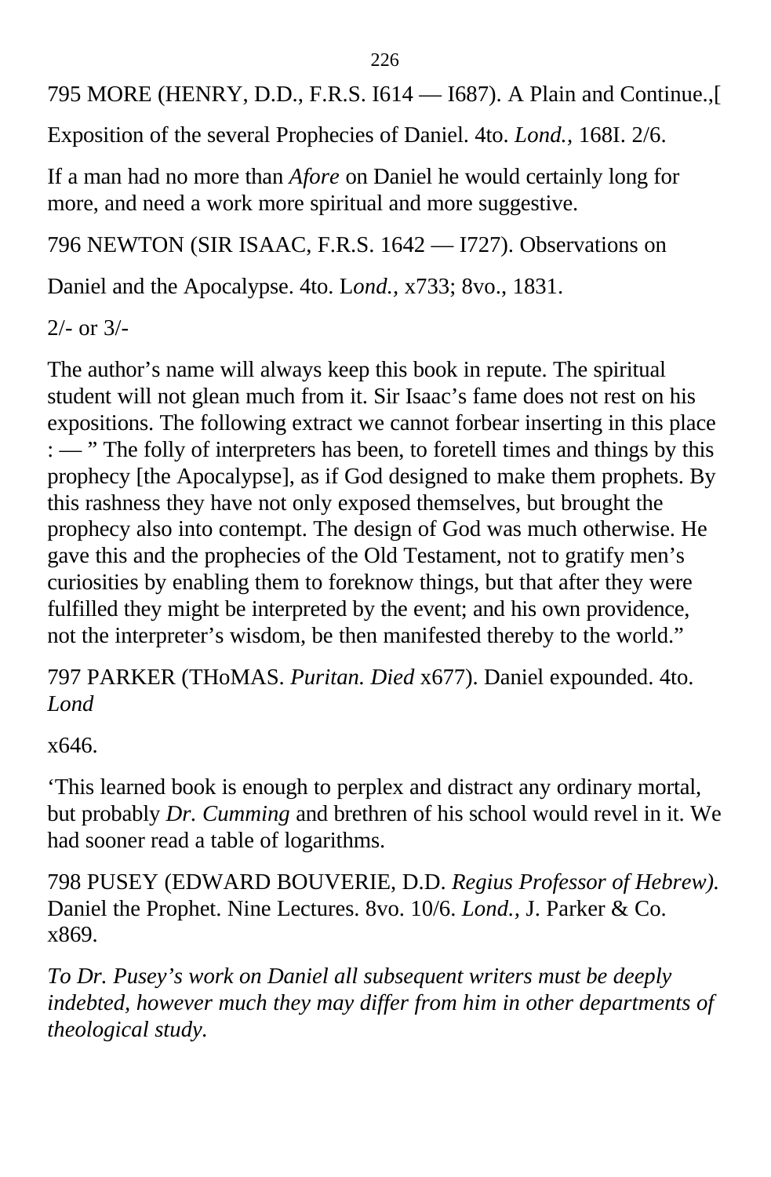795 MORE (HENRY, D.D., F.R.S. I614 — I687). A Plain and Continue.,[

Exposition of the several Prophecies of Daniel. 4to. *Lond.,* 168I. 2/6.

If a man had no more than *Afore* on Daniel he would certainly long for more, and need a work more spiritual and more suggestive.

796 NEWTON (SIR ISAAC, F.R.S. 1642 — I727). Observations on

Daniel and the Apocalypse. 4to. L*ond.,* x733; 8vo., 1831.

2/- or 3/-

The author's name will always keep this book in repute. The spiritual student will not glean much from it. Sir Isaac's fame does not rest on his expositions. The following extract we cannot forbear inserting in this place : — " The folly of interpreters has been, to foretell times and things by this prophecy [the Apocalypse], as if God designed to make them prophets. By this rashness they have not only exposed themselves, but brought the prophecy also into contempt. The design of God was much otherwise. He gave this and the prophecies of the Old Testament, not to gratify men's curiosities by enabling them to foreknow things, but that after they were fulfilled they might be interpreted by the event; and his own providence, not the interpreter's wisdom, be then manifested thereby to the world."

797 PARKER (THoMAS. *Puritan. Died* x677). Daniel expounded. 4to. *Lond*

x646.

'This learned book is enough to perplex and distract any ordinary mortal, but probably *Dr. Cumming* and brethren of his school would revel in it. We had sooner read a table of logarithms.

798 PUSEY (EDWARD BOUVERIE, D.D. *Regius Professor of Hebrew).* Daniel the Prophet. Nine Lectures. 8vo. 10/6. *Lond.,* J. Parker & Co. x869.

*To Dr. Pusey's work on Daniel all subsequent writers must be deeply indebted, however much they may differ from him in other departments of theological study.*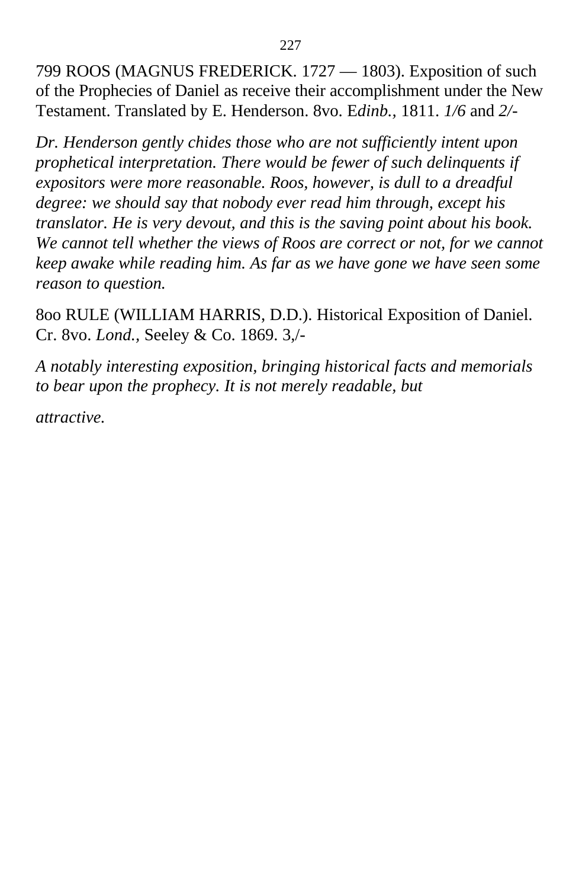799 ROOS (MAGNUS FREDERICK. 1727 — 1803). Exposition of such of the Prophecies of Daniel as receive their accomplishment under the New Testament. Translated by E. Henderson. 8vo. E*dinb.,* 1811. *1/6* and *2/-*

*Dr. Henderson gently chides those who are not sufficiently intent upon prophetical interpretation. There would be fewer of such delinquents if expositors were more reasonable. Roos, however, is dull to a dreadful degree: we should say that nobody ever read him through, except his translator. He is very devout, and this is the saving point about his book. We cannot tell whether the views of Roos are correct or not, for we cannot keep awake while reading him. As far as we have gone we have seen some reason to question.*

8oo RULE (WILLIAM HARRIS, D.D.). Historical Exposition of Daniel. Cr. 8vo. *Lond.,* Seeley & Co. 1869. 3,/-

*A notably interesting exposition, bringing historical facts and memorials to bear upon the prophecy. It is not merely readable, but attractive.*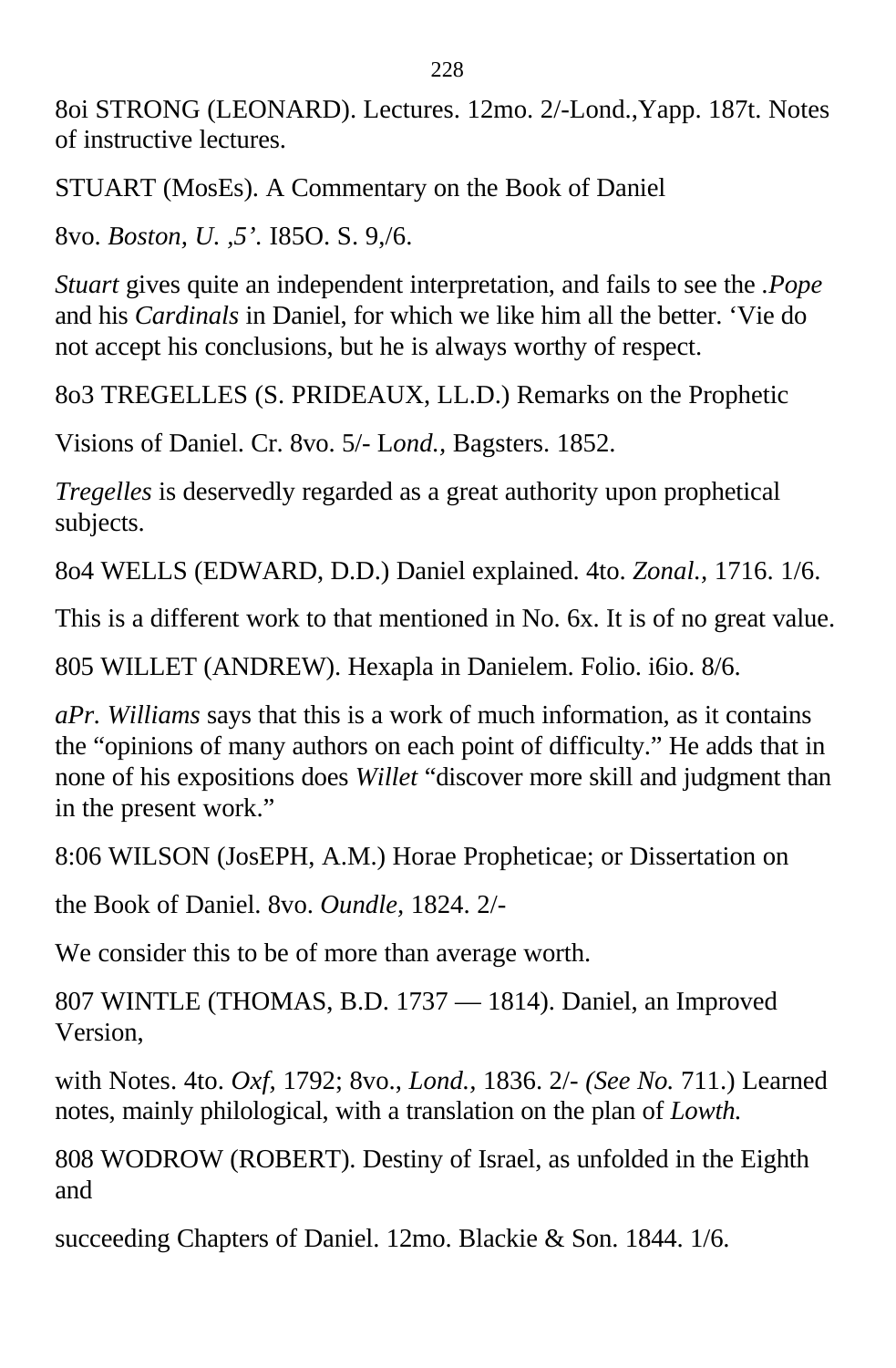8oi STRONG (LEONARD). Lectures. 12mo. 2/-Lond.,Yapp. 187t. Notes of instructive lectures.

STUART (MosEs). A Commentary on the Book of Daniel

8vo. *Boston, U. ,5'.* I85O. S. 9,/6.

*Stuart* gives quite an independent interpretation, and fails to see the *.Pope* and his *Cardinals* in Daniel, for which we like him all the better. 'Vie do not accept his conclusions, but he is always worthy of respect.

8o3 TREGELLES (S. PRIDEAUX, LL.D.) Remarks on the Prophetic

Visions of Daniel. Cr. 8vo. 5/- L*ond.,* Bagsters. 1852.

*Tregelles* is deservedly regarded as a great authority upon prophetical subjects.

8o4 WELLS (EDWARD, D.D.) Daniel explained. 4to. *Zonal.,* 1716. 1/6.

This is a different work to that mentioned in No. 6x. It is of no great value.

805 WILLET (ANDREW). Hexapla in Danielem. Folio. i6io. 8/6.

*aPr. Williams* says that this is a work of much information, as it contains the "opinions of many authors on each point of difficulty." He adds that in none of his expositions does *Willet* "discover more skill and judgment than in the present work."

8:06 WILSON (JosEPH, A.M.) Horae Propheticae; or Dissertation on

the Book of Daniel. 8vo. *Oundle,* 1824. 2/-

We consider this to be of more than average worth.

807 WINTLE (THOMAS, B.D. 1737 — 1814). Daniel, an Improved Version,

with Notes. 4to. *Oxf,* 1792; 8vo., *Lond.,* 1836. 2/- *(See No.* 711.) Learned notes, mainly philological, with a translation on the plan of *Lowth.*

808 WODROW (ROBERT). Destiny of Israel, as unfolded in the Eighth and

succeeding Chapters of Daniel. 12mo. Blackie & Son. 1844. 1/6.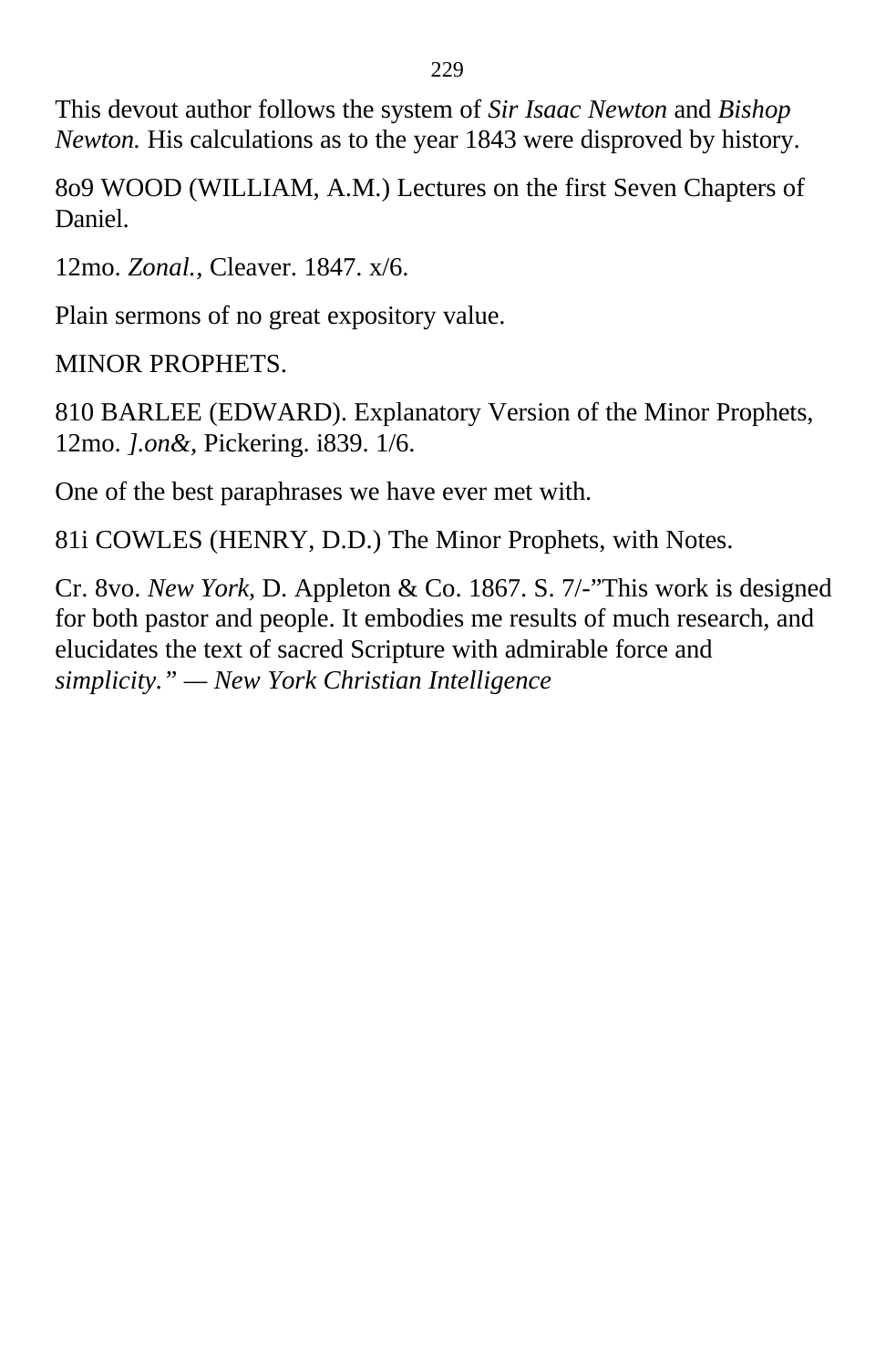This devout author follows the system of *Sir Isaac Newton* and *Bishop Newton.* His calculations as to the year 1843 were disproved by history.

8o9 WOOD (WILLIAM, A.M.) Lectures on the first Seven Chapters of Daniel.

12mo. *Zonal.*, Cleaver. 1847. x/6.

Plain sermons of no great expository value.

MINOR PROPHETS.

810 BARLEE (EDWARD). Explanatory Version of the Minor Prophets, 12mo. *].on&*, Pickering. i839. 1/6.

One of the best paraphrases we have ever met with.

81i COWLES (HENRY, D.D.) The Minor Prophets, with Notes.

Cr. 8vo. *New York*, D. Appleton & Co. 1867. S. 7/-"This work is designed for both pastor and people. It embodies me results of much research, and elucidates the text of sacred Scripture with admirable force and *simplicity." — New York Christian Intelligence*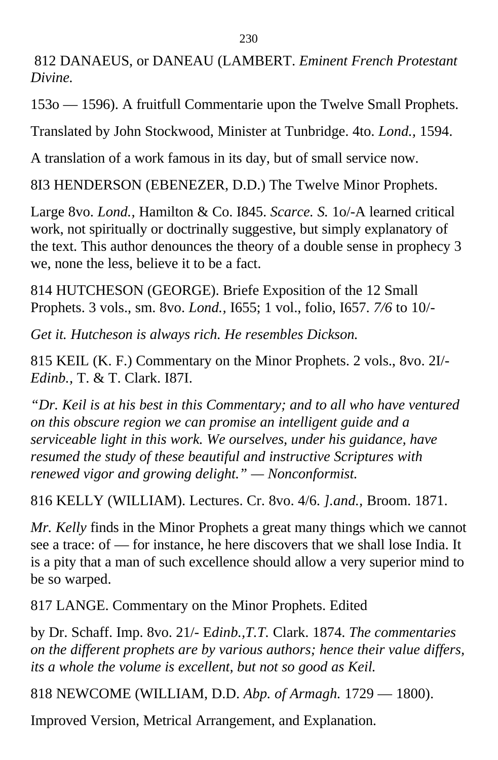812 DANAEUS, or DANEAU (LAMBERT. *Eminent French Protestant Divine.*

153o — 1596). A fruitfull Commentarie upon the Twelve Small Prophets.

Translated by John Stockwood, Minister at Tunbridge. 4to. *Lond.,* 1594.

A translation of a work famous in its day, but of small service now.

8I3 HENDERSON (EBENEZER, D.D.) The Twelve Minor Prophets.

Large 8vo. *Lond.*, Hamilton & Co. I845. *Scarce. S.* 1o/-A learned critical work, not spiritually or doctrinally suggestive, but simply explanatory of the text. This author denounces the theory of a double sense in prophecy 3 we, none the less, believe it to be a fact.

814 HUTCHESON (GEORGE). Briefe Exposition of the 12 Small Prophets. 3 vols., sm. 8vo. *Lond.,* I655; 1 vol., folio, I657. *7/6* to 10/-

*Get it. Hutcheson is always rich. He resembles Dickson.*

815 KEIL (K. F.) Commentary on the Minor Prophets. 2 vols., 8vo. 2I/- *Edinb.*, T. & T. Clark. I87I.

*"Dr. Keil is at his best in this Commentary; and to all who have ventured on this obscure region we can promise an intelligent guide and a serviceable light in this work. We ourselves, under his guidance, have resumed the study of these beautiful and instructive Scriptures with renewed vigor and growing delight." — Nonconformist.*

816 KELLY (WILLIAM). Lectures. Cr. 8vo. 4/6. *].and.,* Broom. 1871.

*Mr. Kelly* finds in the Minor Prophets a great many things which we cannot see a trace: of — for instance, he here discovers that we shall lose India. It is a pity that a man of such excellence should allow a very superior mind to be so warped.

817 LANGE. Commentary on the Minor Prophets. Edited

by Dr. Schaff. Imp. 8vo. 21/- E*dinb.,T.T.* Clark. 1874. *The commentaries on the different prophets are by various authors; hence their value differs, its a whole the volume is excellent, but not so good as Keil.*

818 NEWCOME (WILLIAM, D.D. *Abp. of Armagh.* 1729 — 1800).

Improved Version, Metrical Arrangement, and Explanation.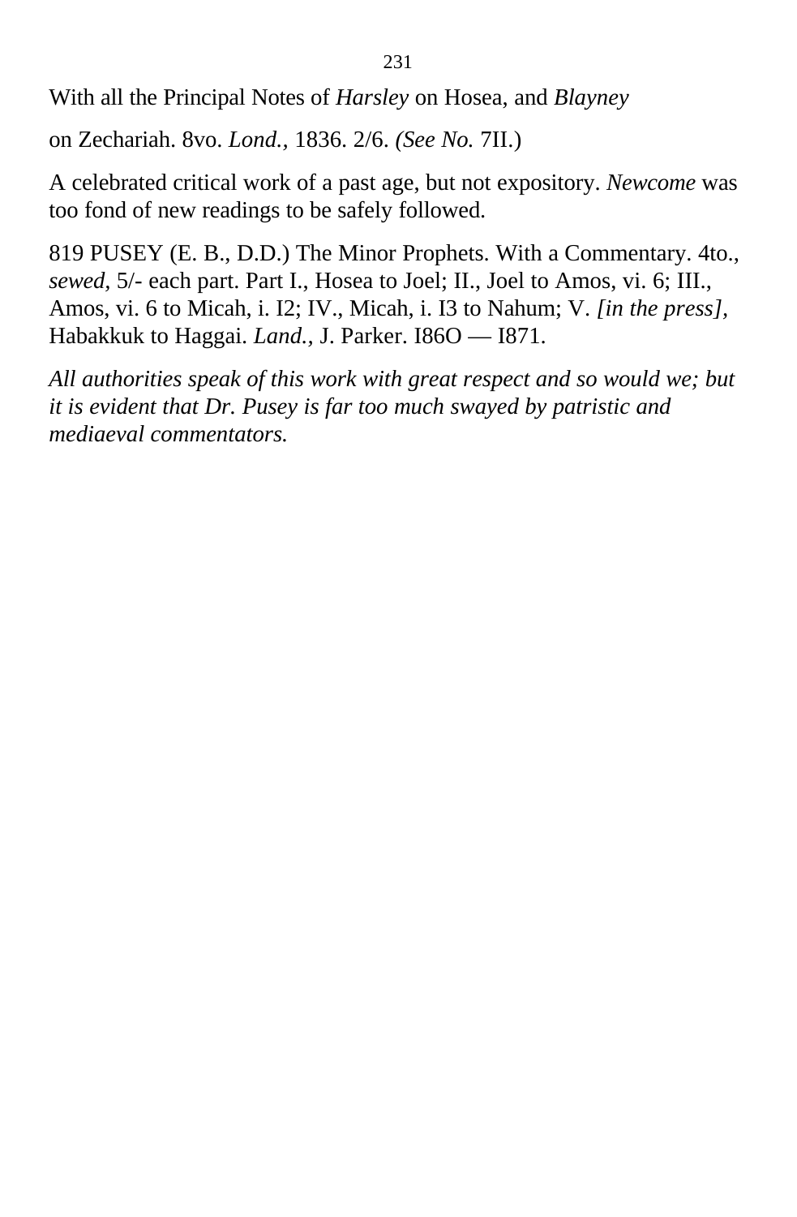With all the Principal Notes of *Harsley* on Hosea, and *Blayney*

on Zechariah. 8vo. *Lond.,* 1836. 2/6. *(See No.* 7II.)

A celebrated critical work of a past age, but not expository. *Newcome* was too fond of new readings to be safely followed.

819 PUSEY (E. B., D.D.) The Minor Prophets. With a Commentary. 4to., *sewed,* 5/- each part. Part I., Hosea to Joel; II., Joel to Amos, vi. 6; III., Amos, vi. 6 to Micah, i. I2; IV., Micah, i. I3 to Nahum; V. *[in the press],* Habakkuk to Haggai. *Land.,* J. Parker. I86O — I871.

*All authorities speak of this work with great respect and so would we; but it is evident that Dr. Pusey is far too much swayed by patristic and mediaeval commentators.*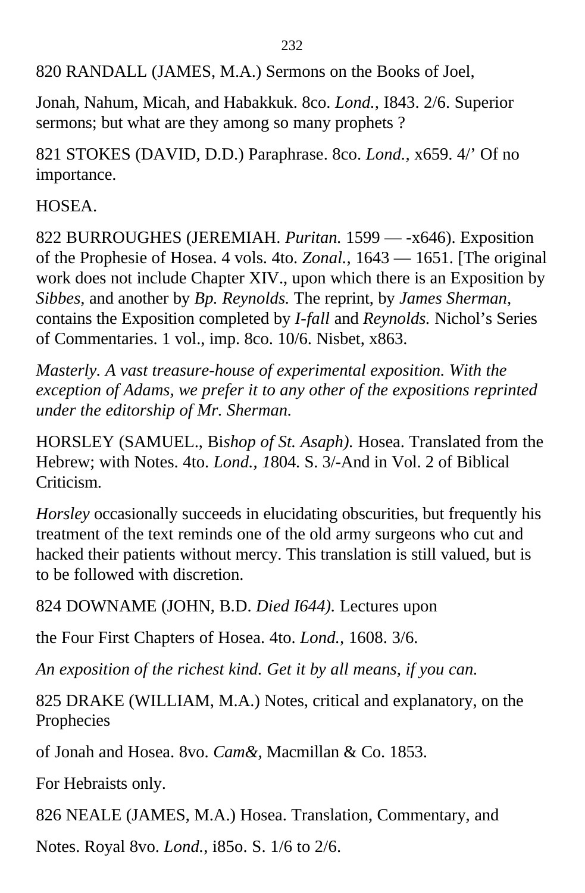820 RANDALL (JAMES, M.A.) Sermons on the Books of Joel,

Jonah, Nahum, Micah, and Habakkuk. 8co. *Lond.*, I843. 2/6. Superior sermons; but what are they among so many prophets ?

821 STOKES (DAVID, D.D.) Paraphrase. 8co. *Lond.*, x659. 4/' Of no importance.

HOSEA.

822 BURROUGHES (JEREMIAH. *Puritan.* 1599 — -x646). Exposition of the Prophesie of Hosea. 4 vols. 4to. *Zonal.*, 1643 — 1651. [The original work does not include Chapter XIV., upon which there is an Exposition by *Sibbes,* and another by *Bp. Reynolds.* The reprint, by *James Sherman,* contains the Exposition completed by *I-fall* and *Reynolds.* Nichol's Series of Commentaries. 1 vol., imp. 8co. 10/6. Nisbet, x863.

*Masterly. A vast treasure-house of experimental exposition. With the exception of Adams, we prefer it to any other of the expositions reprinted under the editorship of Mr. Sherman.*

HORSLEY (SAMUEL., Bi*shop of St. Asaph).* Hosea. Translated from the Hebrew; with Notes. 4to. *Lond., 1*804. S. 3/-And in Vol. 2 of Biblical Criticism.

*Horsley* occasionally succeeds in elucidating obscurities, but frequently his treatment of the text reminds one of the old army surgeons who cut and hacked their patients without mercy. This translation is still valued, but is to be followed with discretion.

824 DOWNAME (JOHN, B.D. *Died I644).* Lectures upon

the Four First Chapters of Hosea. 4to. *Lond.*, 1608. 3/6.

*An exposition of the richest kind. Get it by all means, if you can.*

825 DRAKE (WILLIAM, M.A.) Notes, critical and explanatory, on the Prophecies

of Jonah and Hosea. 8vo. *Cam&*, Macmillan & Co. 1853.

For Hebraists only.

826 NEALE (JAMES, M.A.) Hosea. Translation, Commentary, and

Notes. Royal 8vo. *Lond.*, i85o. S. 1/6 to 2/6.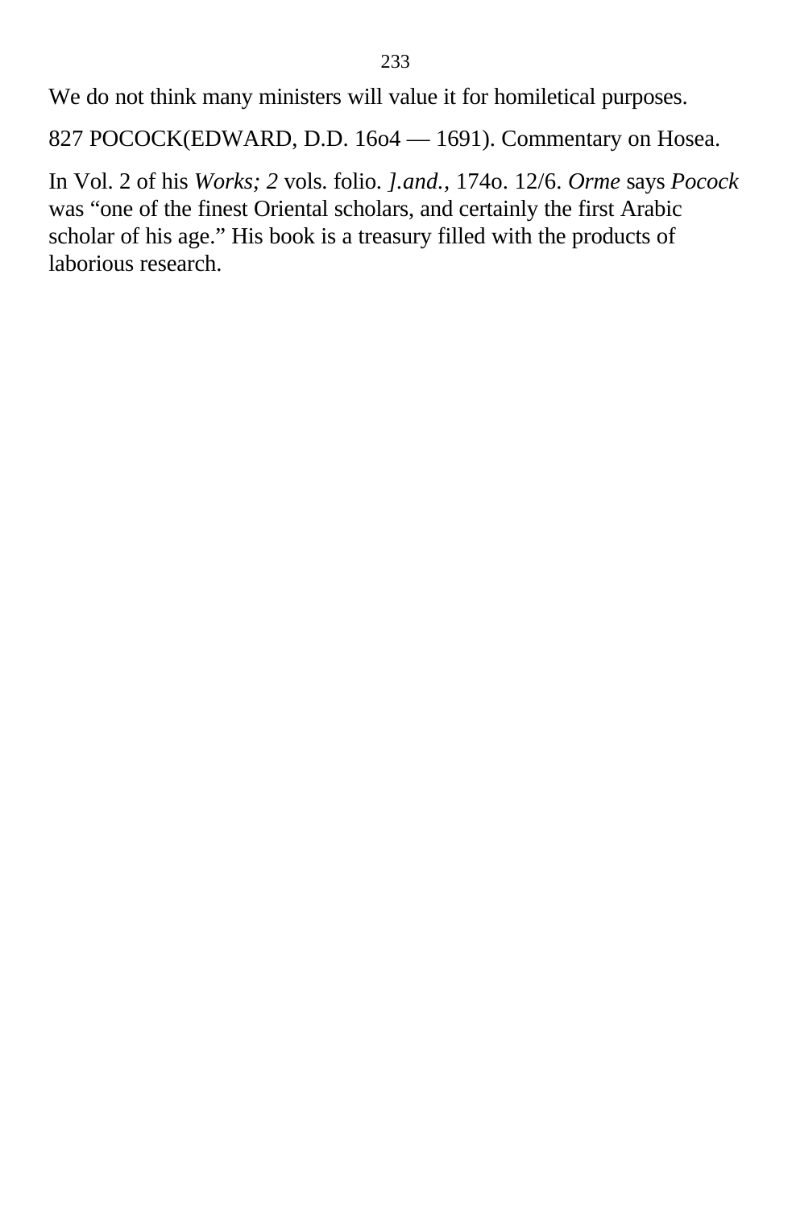We do not think many ministers will value it for homiletical purposes.

827 POCOCK(EDWARD, D.D. 16o4 — 1691). Commentary on Hosea.

In Vol. 2 of his *Works; 2* vols. folio. *].and.,* 174o. 12/6. *Orme* says *Pocock* was "one of the finest Oriental scholars, and certainly the first Arabic scholar of his age." His book is a treasury filled with the products of laborious research.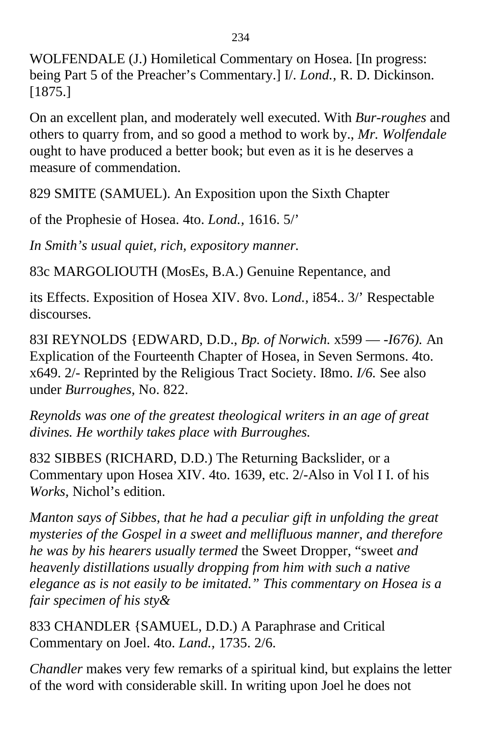WOLFENDALE (J.) Homiletical Commentary on Hosea. [In progress: being Part 5 of the Preacher's Commentary.] I/. *Lond.*, R. D. Dickinson. [1875.]

On an excellent plan, and moderately well executed. With *Bur-roughes* and others to quarry from, and so good a method to work by., *Mr. Wolfendale* ought to have produced a better book; but even as it is he deserves a measure of commendation.

829 SMITE (SAMUEL). An Exposition upon the Sixth Chapter

of the Prophesie of Hosea. 4to. *Lond.,* 1616. 5/'

*In Smith's usual quiet, rich, expository manner.*

83c MARGOLIOUTH (MosEs, B.A.) Genuine Repentance, and

its Effects. Exposition of Hosea XIV. 8vo. L*ond.,* i854.. 3/' Respectable discourses.

83I REYNOLDS {EDWARD, D.D., *Bp. of Norwich.* x599 — *-I676).* An Explication of the Fourteenth Chapter of Hosea, in Seven Sermons. 4to. x649. 2/- Reprinted by the Religious Tract Society. I8mo. *I/6.* See also under *Burroughes,* No. 822.

*Reynolds was one of the greatest theological writers in an age of great divines. He worthily takes place with Burroughes.*

832 SIBBES (RICHARD, D.D.) The Returning Backslider, or a Commentary upon Hosea XIV. 4to. 1639, etc. 2/-Also in Vol I I. of his *Works,* Nichol's edition.

*Manton says of Sibbes, that he had a peculiar gift in unfolding the great mysteries of the Gospel in a sweet and mellifluous manner, and therefore he was by his hearers usually termed* the Sweet Dropper, "sweet *and heavenly distillations usually dropping from him with such a native elegance as is not easily to be imitated." This commentary on Hosea is a fair specimen of his sty&*

833 CHANDLER {SAMUEL, D.D.) A Paraphrase and Critical Commentary on Joel. 4to. *Land.,* 1735. 2/6.

*Chandler* makes very few remarks of a spiritual kind, but explains the letter of the word with considerable skill. In writing upon Joel he does not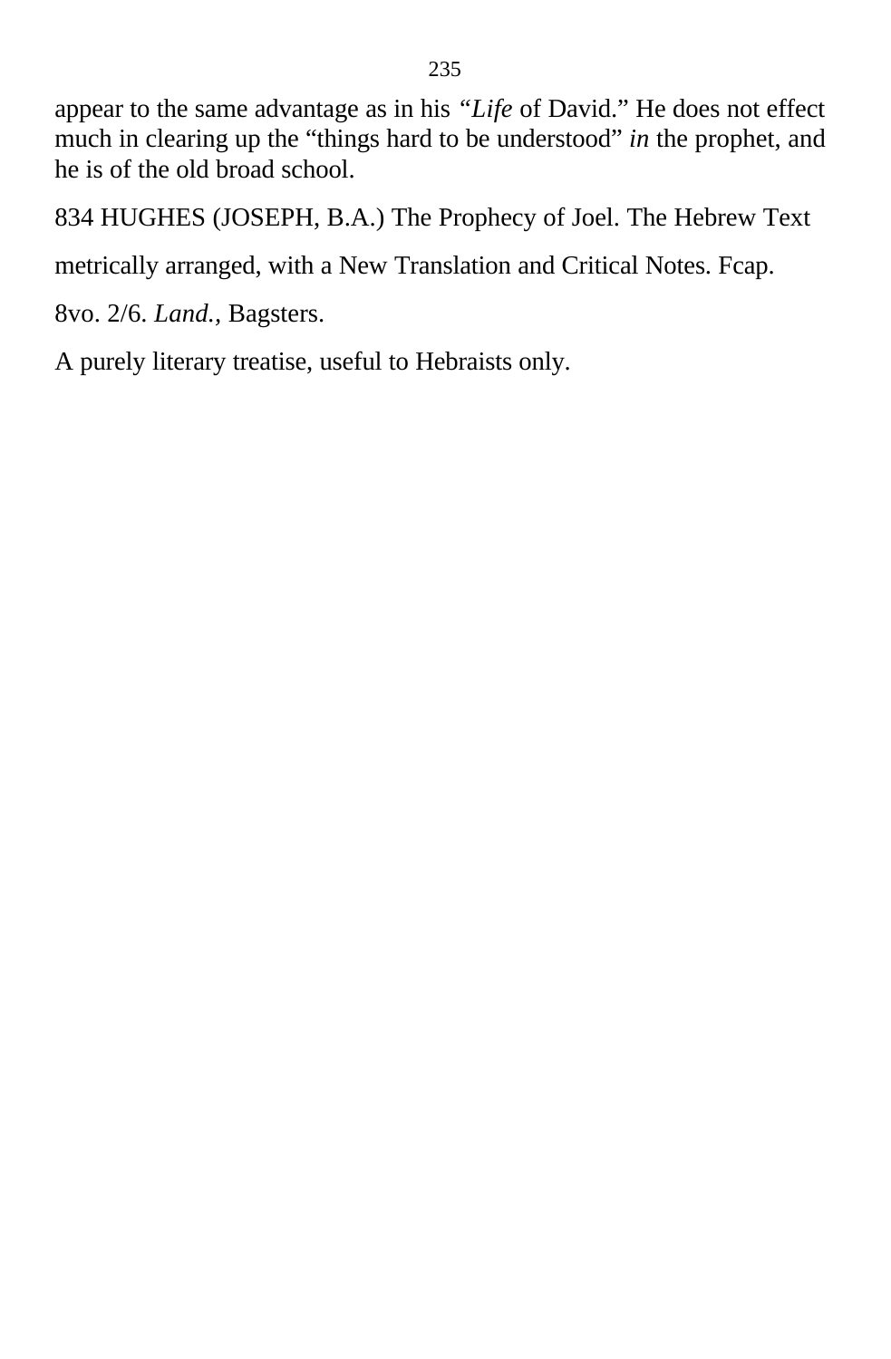appear to the same advantage as in his *"Life* of David." He does not effect much in clearing up the "things hard to be understood" *in* the prophet, and he is of the old broad school.

834 HUGHES (JOSEPH, B.A.) The Prophecy of Joel. The Hebrew Text

metrically arranged, with a New Translation and Critical Notes. Fcap.

8vo. 2/6. *Land.,* Bagsters.

A purely literary treatise, useful to Hebraists only.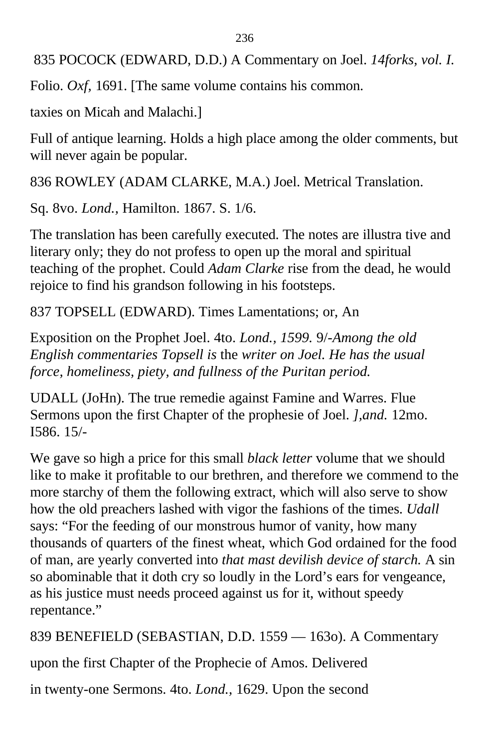835 POCOCK (EDWARD, D.D.) A Commentary on Joel. *14forks, vol. I.*

Folio. *Oxf,* 1691. [The same volume contains his common.

taxies on Micah and Malachi.]

Full of antique learning. Holds a high place among the older comments, but will never again be popular.

836 ROWLEY (ADAM CLARKE, M.A.) Joel. Metrical Translation.

Sq. 8vo. *Lond.,* Hamilton. 1867. S. 1/6.

The translation has been carefully executed. The notes are illustra tive and literary only; they do not profess to open up the moral and spiritual teaching of the prophet. Could *Adam Clarke* rise from the dead, he would rejoice to find his grandson following in his footsteps.

837 TOPSELL (EDWARD). Times Lamentations; or, An

Exposition on the Prophet Joel. 4to. *Lond., 1599.* 9/-*Among the old English commentaries Topsell is* the *writer on Joel. He has the usual force, homeliness, piety, and fullness of the Puritan period.*

UDALL (JoHn). The true remedie against Famine and Warres. Flue Sermons upon the first Chapter of the prophesie of Joel. *],and.* 12mo. I586. 15/-

We gave so high a price for this small *black letter* volume that we should like to make it profitable to our brethren, and therefore we commend to the more starchy of them the following extract, which will also serve to show how the old preachers lashed with vigor the fashions of the times. *Udall* says: "For the feeding of our monstrous humor of vanity, how many thousands of quarters of the finest wheat, which God ordained for the food of man, are yearly converted into *that mast devilish device of starch.* A sin so abominable that it doth cry so loudly in the Lord's ears for vengeance, as his justice must needs proceed against us for it, without speedy repentance."

839 BENEFIELD (SEBASTIAN, D.D. 1559 — 163o). A Commentary

upon the first Chapter of the Prophecie of Amos. Delivered

in twenty-one Sermons. 4to. *Lond.,* 1629. Upon the second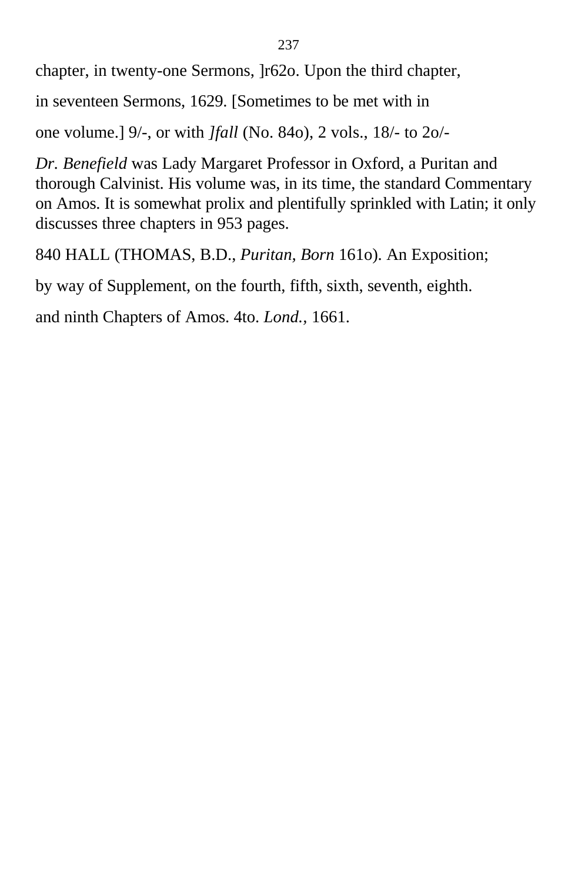chapter, in twenty-one Sermons, ]r62o. Upon the third chapter,

in seventeen Sermons, 1629. [Sometimes to be met with in

one volume.] 9/-, or with *]fall* (No. 84o), 2 vols., 18/- to 2o/-

*Dr. Benefield* was Lady Margaret Professor in Oxford, a Puritan and thorough Calvinist. His volume was, in its time, the standard Commentary on Amos. It is somewhat prolix and plentifully sprinkled with Latin; it only discusses three chapters in 953 pages.

840 HALL (THOMAS, B.D., *Puritan, Born* 161o). An Exposition;

by way of Supplement, on the fourth, fifth, sixth, seventh, eighth.

and ninth Chapters of Amos. 4to. *Lond.*, 1661.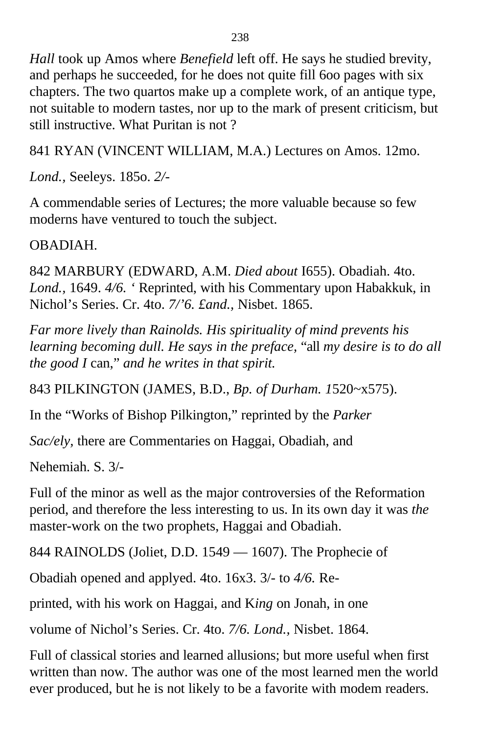*Hall* took up Amos where *Benefield* left off. He says he studied brevity, and perhaps he succeeded, for he does not quite fill 6oo pages with six chapters. The two quartos make up a complete work, of an antique type, not suitable to modern tastes, nor up to the mark of present criticism, but still instructive. What Puritan is not ?

841 RYAN (VINCENT WILLIAM, M.A.) Lectures on Amos. 12mo.

*Lond.,* Seeleys. 185o. *2/-*

A commendable series of Lectures; the more valuable because so few moderns have ventured to touch the subject.

OBADIAH.

842 MARBURY (EDWARD, A.M. *Died about* I655). Obadiah. 4to. *Lond.,* 1649. *4/6.* ‘ Reprinted, with his Commentary upon Habakkuk, in Nichol’s Series. Cr. 4to. *7/’6. £and.,* Nisbet. 1865.

*Far more lively than Rainolds. His spirituality of mind prevents his learning becoming dull. He says in the preface,* “all *my desire is to do all the good I* can,” *and he writes in that spirit.*

843 PILKINGTON (JAMES, B.D., *Bp. of Durham. 1*520~x575).

In the “Works of Bishop Pilkington,” reprinted by the *Parker*

*Sac/ely,* there are Commentaries on Haggai, Obadiah, and

Nehemiah. S. 3/-

Full of the minor as well as the major controversies of the Reformation period, and therefore the less interesting to us. In its own day it was *the* master-work on the two prophets, Haggai and Obadiah.

844 RAINOLDS (Joliet, D.D. 1549 — 1607). The Prophecie of

Obadiah opened and applyed. 4to. 16x3. 3/- to *4/6.* Re-

printed, with his work on Haggai, and K*ing* on Jonah, in one

volume of Nichol’s Series. Cr. 4to. *7/6. Lond.,* Nisbet. 1864.

Full of classical stories and learned allusions; but more useful when first written than now. The author was one of the most learned men the world ever produced, but he is not likely to be a favorite with modem readers.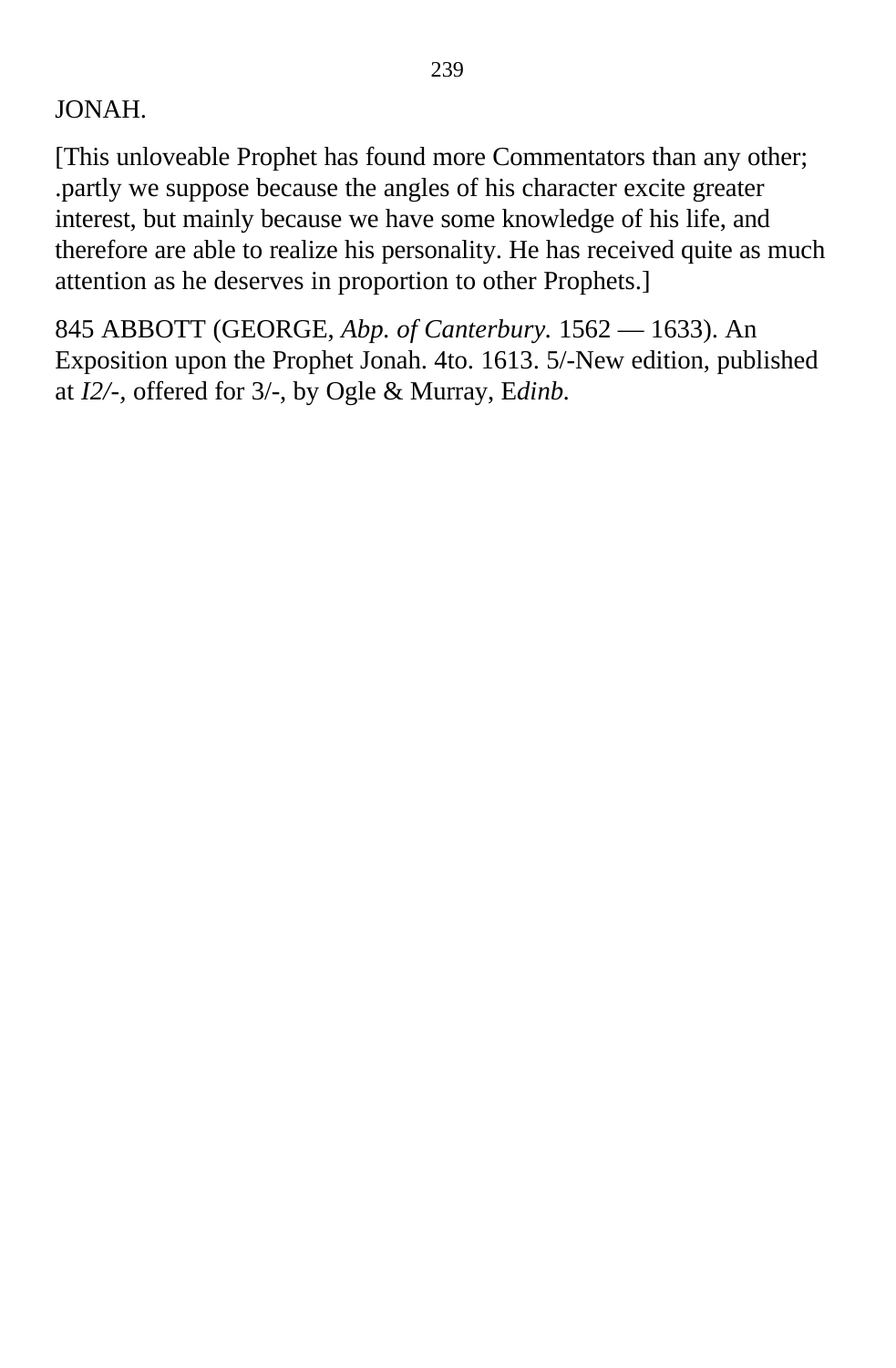JONAH.

[This unloveable Prophet has found more Commentators than any other; .partly we suppose because the angles of his character excite greater interest, but mainly because we have some knowledge of his life, and therefore are able to realize his personality. He has received quite as much attention as he deserves in proportion to other Prophets.]

845 ABBOTT (GEORGE, *Abp. of Canterbury.* 1562 — 1633). An Exposition upon the Prophet Jonah. 4to. 1613. 5/-New edition, published at *I2/-*, offered for 3/-, by Ogle & Murray, E*dinb.*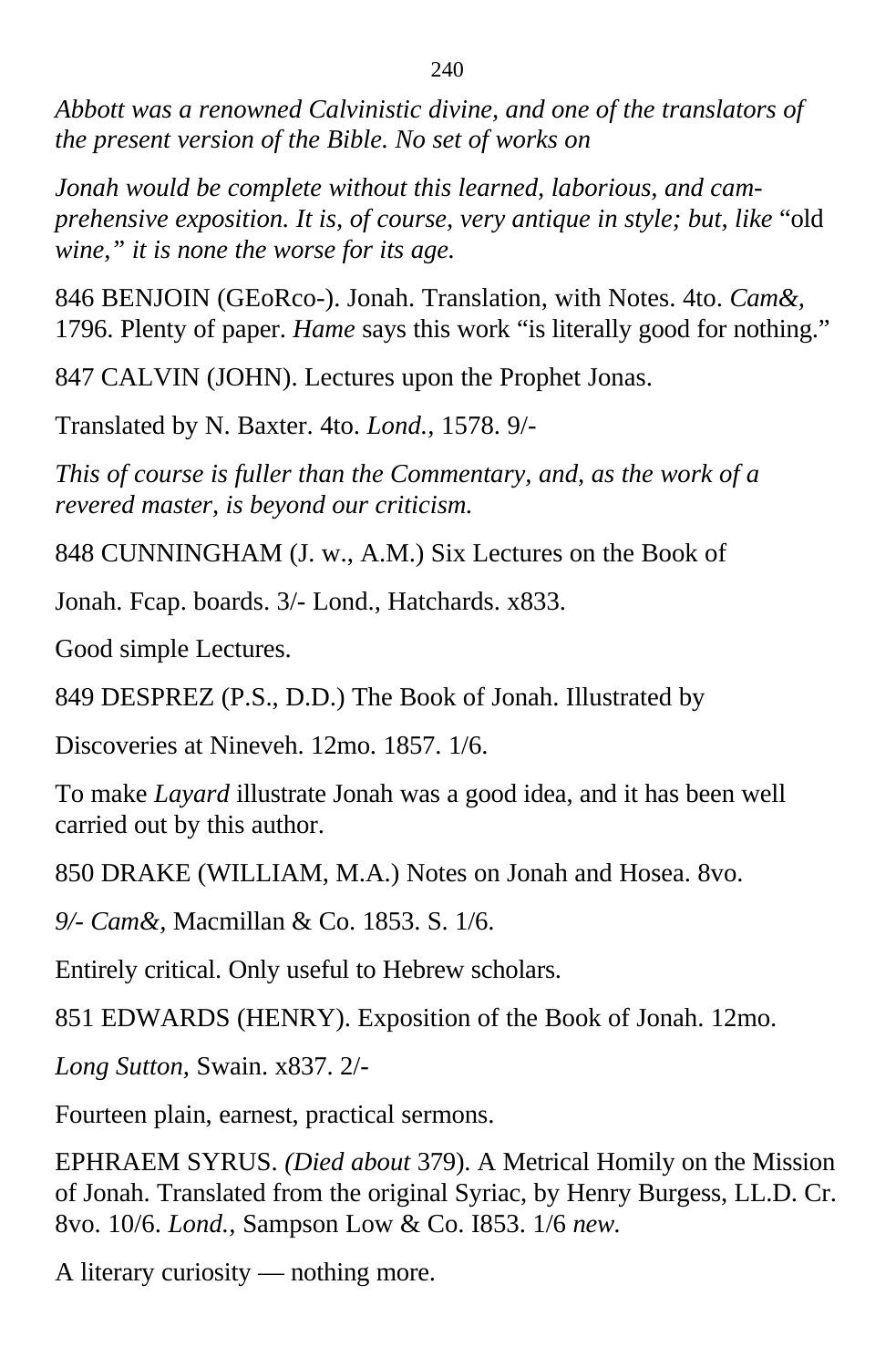*Abbott was a renowned Calvinistic divine, and one of the translators of the present version of the Bible. No set of works on*

*Jonah would be complete without this learned, laborious, and cam-prehensive exposition. It is, of course, very antique in style; but, like* “old *wine,” it is none the worse for its age.*

846 BENJOIN (GEoRco-). Jonah. Translation, with Notes. 4to. *Cam&,* 1796. Plenty of paper. *Hame* says this work “is literally good for nothing.”

847 CALVIN (JOHN). Lectures upon the Prophet Jonas.

Translated by N. Baxter. 4to. *Lond.,* 1578. 9/-

*This of course is fuller than the Commentary, and, as the work of a revered master, is beyond our criticism.*

848 CUNNINGHAM (J. w., A.M.) Six Lectures on the Book of

Jonah. Fcap. boards. 3/- Lond., Hatchards. x833.

Good simple Lectures.

849 DESPREZ (P.S., D.D.) The Book of Jonah. Illustrated by

Discoveries at Nineveh. 12mo. 1857. 1/6.

To make *Layard* illustrate Jonah was a good idea, and it has been well carried out by this author.

850 DRAKE (WILLIAM, M.A.) Notes on Jonah and Hosea. 8vo.

*9/- Cam&,* Macmillan & Co. 1853. S. 1/6.

Entirely critical. Only useful to Hebrew scholars.

851 EDWARDS (HENRY). Exposition of the Book of Jonah. 12mo.

*Long Sutton,* Swain. x837. 2/-

Fourteen plain, earnest, practical sermons.

EPHRAEM SYRUS. *(Died about* 379). A Metrical Homily on the Mission of Jonah. Translated from the original Syriac, by Henry Burgess, LL.D. Cr. 8vo. 10/6. *Lond.,* Sampson Low & Co. I853. 1/6 *new.*

A literary curiosity — nothing more.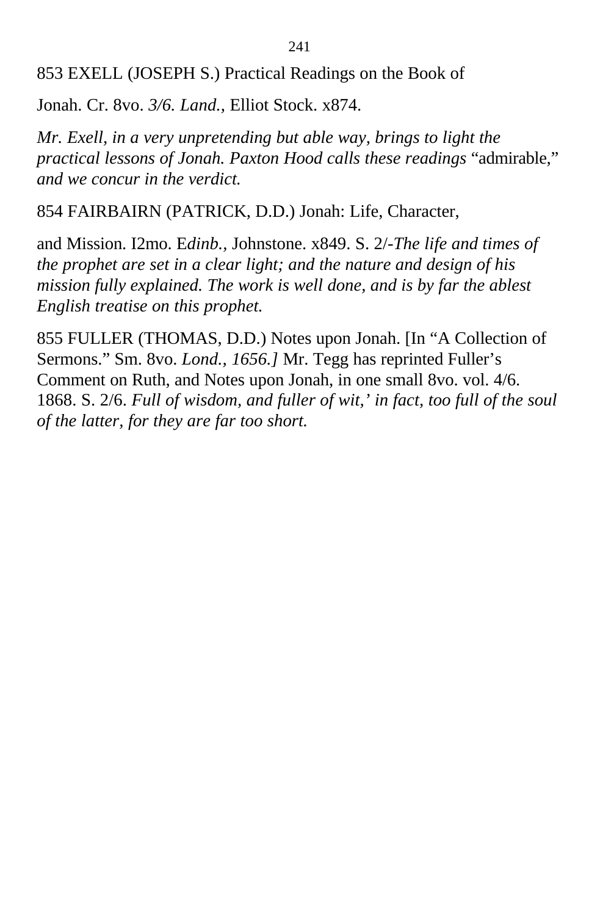853 EXELL (JOSEPH S.) Practical Readings on the Book of

Jonah. Cr. 8vo. *3/6. Land.*, Elliot Stock. x874.

*Mr. Exell, in a very unpretending but able way, brings to light the practical lessons of Jonah. Paxton Hood calls these readings* "admirable," *and we concur in the verdict.*

854 FAIRBAIRN (PATRICK, D.D.) Jonah: Life, Character,

and Mission. I2mo. E*dinb.*, Johnstone. x849. S. 2/-*The life and times of the prophet are set in a clear light; and the nature and design of his mission fully explained. The work is well done, and is by far the ablest English treatise on this prophet.*

855 FULLER (THOMAS, D.D.) Notes upon Jonah. [In "A Collection of Sermons." Sm. 8vo. *Lond., 1656.]* Mr. Tegg has reprinted Fuller's Comment on Ruth, and Notes upon Jonah, in one small 8vo. vol. 4/6. 1868. S. 2/6. *Full of wisdom, and fuller of wit,' in fact, too full of the soul of the latter, for they are far too short.*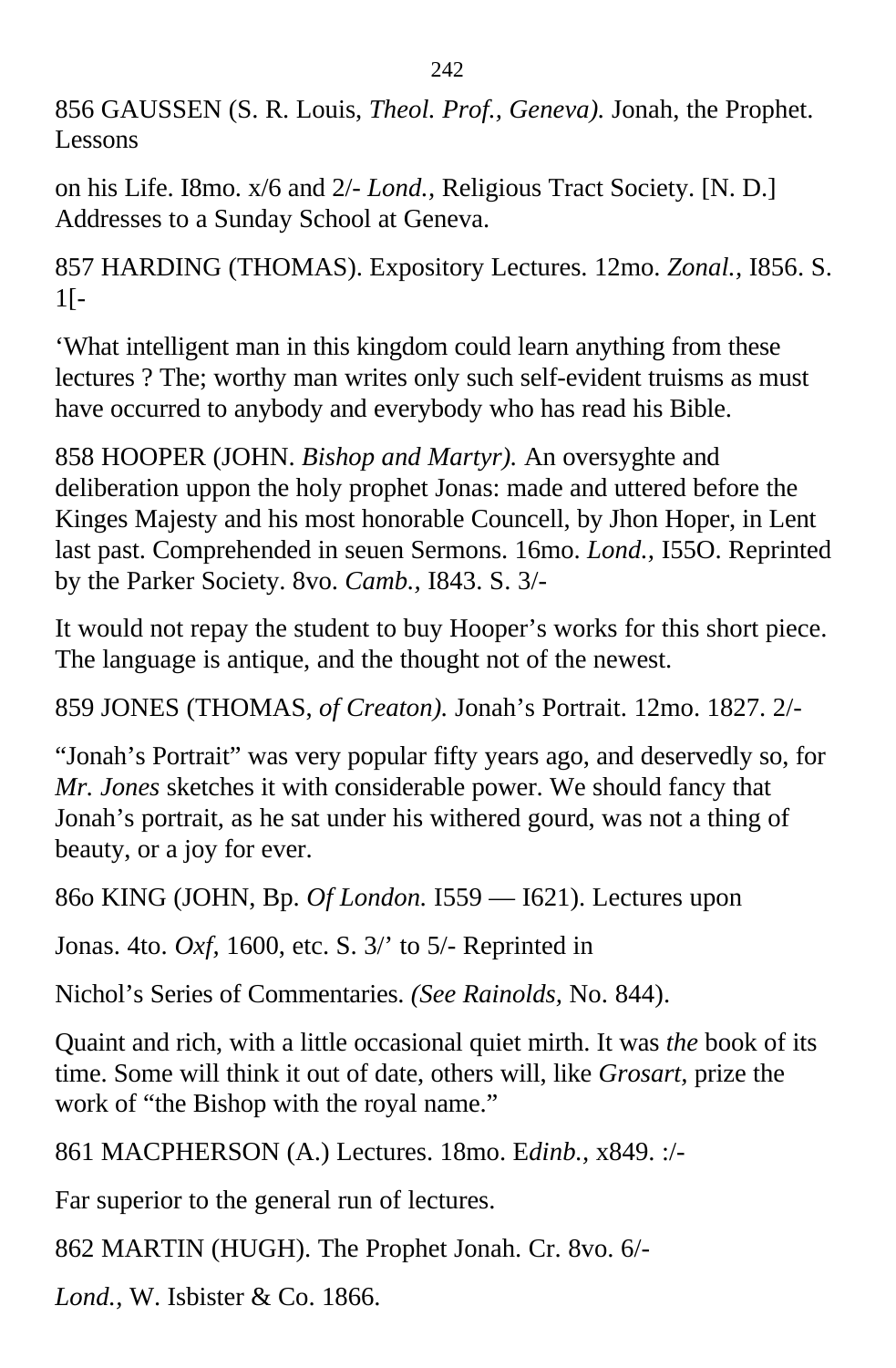856 GAUSSEN (S. R. Louis, *Theol. Prof., Geneva).* Jonah, the Prophet. Lessons

on his Life. I8mo. x/6 and 2/- *Lond.,* Religious Tract Society. [N. D.] Addresses to a Sunday School at Geneva.

857 HARDING (THOMAS). Expository Lectures. 12mo. *Zonal.,* I856. S. 1[-

‘What intelligent man in this kingdom could learn anything from these lectures ? The; worthy man writes only such self-evident truisms as must have occurred to anybody and everybody who has read his Bible.

858 HOOPER (JOHN. *Bishop and Martyr).* An oversyghte and deliberation uppon the holy prophet Jonas: made and uttered before the Kinges Majesty and his most honorable Councell, by Jhon Hoper, in Lent last past. Comprehended in seuen Sermons. 16mo. *Lond.,* I55O. Reprinted by the Parker Society. 8vo. *Camb.,* I843. S. 3/-

It would not repay the student to buy Hooper’s works for this short piece. The language is antique, and the thought not of the newest.

859 JONES (THOMAS, *of Creaton).* Jonah’s Portrait. 12mo. 1827. 2/-

“Jonah’s Portrait” was very popular fifty years ago, and deservedly so, for *Mr. Jones* sketches it with considerable power. We should fancy that Jonah’s portrait, as he sat under his withered gourd, was not a thing of beauty, or a joy for ever.

86o KING (JOHN, Bp. *Of London.* I559 — I621). Lectures upon

Jonas. 4to. *Oxf,* 1600, etc. S. 3/’ to 5/- Reprinted in

Nichol’s Series of Commentaries. *(See Rainolds,* No. 844).

Quaint and rich, with a little occasional quiet mirth. It was *the* book of its time. Some will think it out of date, others will, like *Grosart,* prize the work of “the Bishop with the royal name.”

861 MACPHERSON (A.) Lectures. 18mo. E*dinb.,* x849. :/-

Far superior to the general run of lectures.

862 MARTIN (HUGH). The Prophet Jonah. Cr. 8vo. 6/-

*Lond.,* W. Isbister & Co. 1866.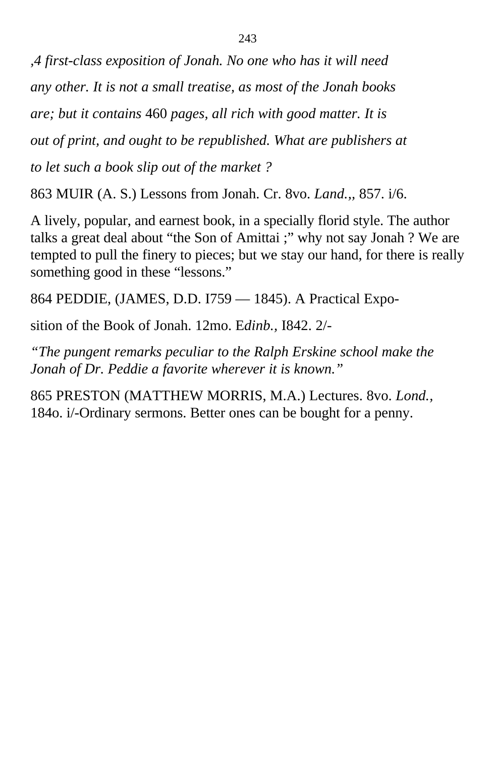*,4 first-class exposition of Jonah. No one who has it will need any other. It is not a small treatise, as most of the Jonah books are; but it contains* 460 *pages, all rich with good matter. It is out of print, and ought to be republished. What are publishers at to let such a book slip out of the market ?*

863 MUIR (A. S.) Lessons from Jonah. Cr. 8vo. *Land.,*, 857. i/6.

A lively, popular, and earnest book, in a specially florid style. The author talks a great deal about "the Son of Amittai ;" why not say Jonah ? We are tempted to pull the finery to pieces; but we stay our hand, for there is really something good in these "lessons."

864 PEDDIE, (JAMES, D.D. I759 — 1845). A Practical Exposition of the Book of Jonah. 12mo. E*dinb.*, I842. 2/-

*"The pungent remarks peculiar to the Ralph Erskine school make the Jonah of Dr. Peddie a favorite wherever it is known."*

865 PRESTON (MATTHEW MORRIS, M.A.) Lectures. 8vo. *Lond.*, 184o. i/-Ordinary sermons. Better ones can be bought for a penny.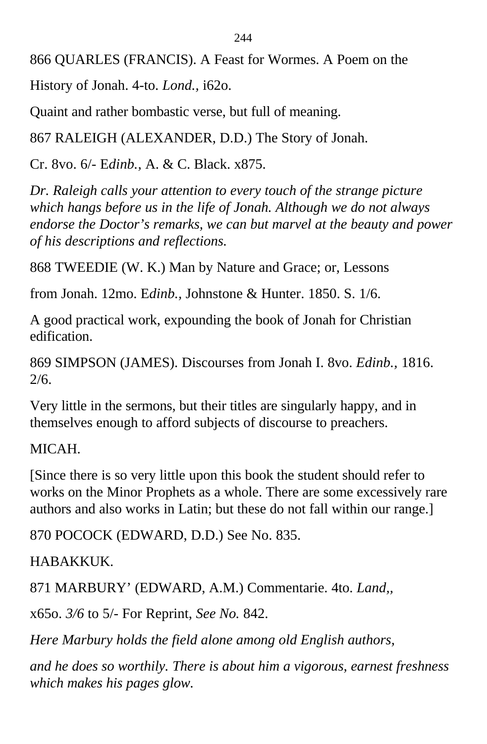866 QUARLES (FRANCIS). A Feast for Wormes. A Poem on the

History of Jonah. 4-to. *Lond.*, i62o.

Quaint and rather bombastic verse, but full of meaning.

867 RALEIGH (ALEXANDER, D.D.) The Story of Jonah.

Cr. 8vo. 6/- E*dinb.*, A. & C. Black. x875.

*Dr. Raleigh calls your attention to every touch of the strange picture which hangs before us in the life of Jonah. Although we do not always endorse the Doctor's remarks, we can but marvel at the beauty and power of his descriptions and reflections.*

868 TWEEDIE (W. K.) Man by Nature and Grace; or, Lessons

from Jonah. 12mo. E*dinb.*, Johnstone & Hunter. 1850. S. 1/6.

A good practical work, expounding the book of Jonah for Christian edification.

869 SIMPSON (JAMES). Discourses from Jonah I. 8vo. *Edinb.*, 1816. 2/6.

Very little in the sermons, but their titles are singularly happy, and in themselves enough to afford subjects of discourse to preachers.

MICAH.

[Since there is so very little upon this book the student should refer to works on the Minor Prophets as a whole. There are some excessively rare authors and also works in Latin; but these do not fall within our range.]

870 POCOCK (EDWARD, D.D.) See No. 835.

HABAKKUK.

871 MARBURY' (EDWARD, A.M.) Commentarie. 4to. *Land,,*

x65o. *3/6* to 5/- For Reprint, *See No.* 842.

*Here Marbury holds the field alone among old English authors,*

*and he does so worthily. There is about him a vigorous, earnest freshness which makes his pages glow.*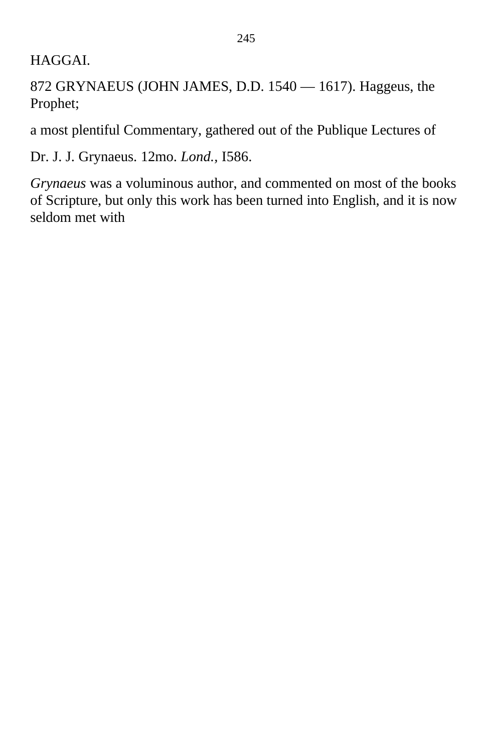HAGGAI.

872 GRYNAEUS (JOHN JAMES, D.D. 1540 — 1617). Haggeus, the Prophet;

a most plentiful Commentary, gathered out of the Publique Lectures of

Dr. J. J. Grynaeus. 12mo. *Lond.,* I586.

*Grynaeus* was a voluminous author, and commented on most of the books of Scripture, but only this work has been turned into English, and it is now seldom met with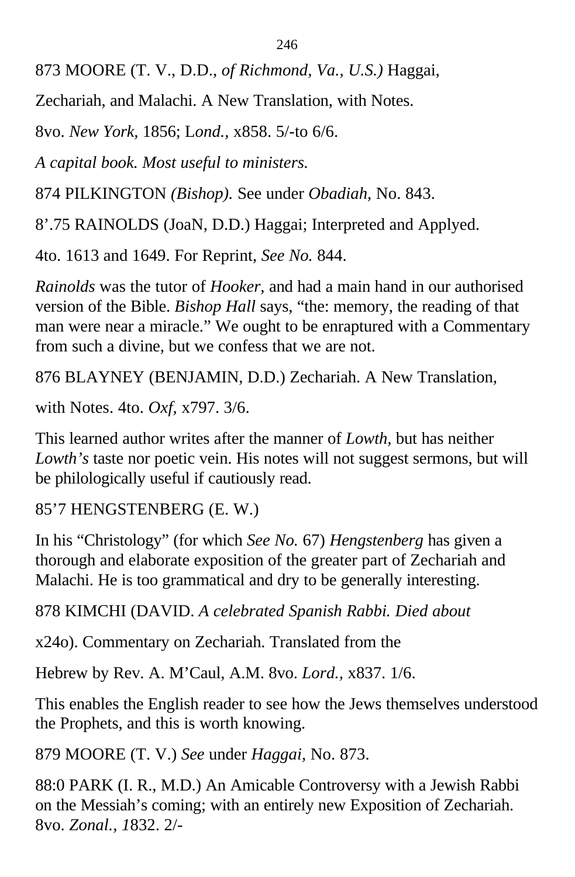873 MOORE (T. V., D.D., *of Richmond, Va., U.S.)* Haggai,

Zechariah, and Malachi. A New Translation, with Notes.

8vo. *New York,* 1856; L*ond.,* x858. 5/-to 6/6.

*A capital book. Most useful to ministers.*

874 PILKINGTON *(Bishop).* See under *Obadiah,* No. 843.

8’.75 RAINOLDS (JoaN, D.D.) Haggai; Interpreted and Applyed.

4to. 1613 and 1649. For Reprint, *See No.* 844.

*Rainolds* was the tutor of *Hooker,* and had a main hand in our authorised version of the Bible. *Bishop Hall* says, “the: memory, the reading of that man were near a miracle.” We ought to be enraptured with a Commentary from such a divine, but we confess that we are not.

876 BLAYNEY (BENJAMIN, D.D.) Zechariah. A New Translation,

with Notes. 4to. *Oxf,* x797. 3/6.

This learned author writes after the manner of *Lowth,* but has neither *Lowth’s* taste nor poetic vein. His notes will not suggest sermons, but will be philologically useful if cautiously read.

85’7 HENGSTENBERG (E. W.)

In his “Christology” (for which *See No.* 67) *Hengstenberg* has given a thorough and elaborate exposition of the greater part of Zechariah and Malachi. He is too grammatical and dry to be generally interesting.

878 KIMCHI (DAVID. *A celebrated Spanish Rabbi. Died about*

x24o). Commentary on Zechariah. Translated from the

Hebrew by Rev. A. M’Caul, A.M. 8vo. *Lord.,* x837. 1/6.

This enables the English reader to see how the Jews themselves understood the Prophets, and this is worth knowing.

879 MOORE (T. V.) *See* under *Haggai,* No. 873.

88:0 PARK (I. R., M.D.) An Amicable Controversy with a Jewish Rabbi on the Messiah’s coming; with an entirely new Exposition of Zechariah. 8vo. *Zonal., 1*832. 2/-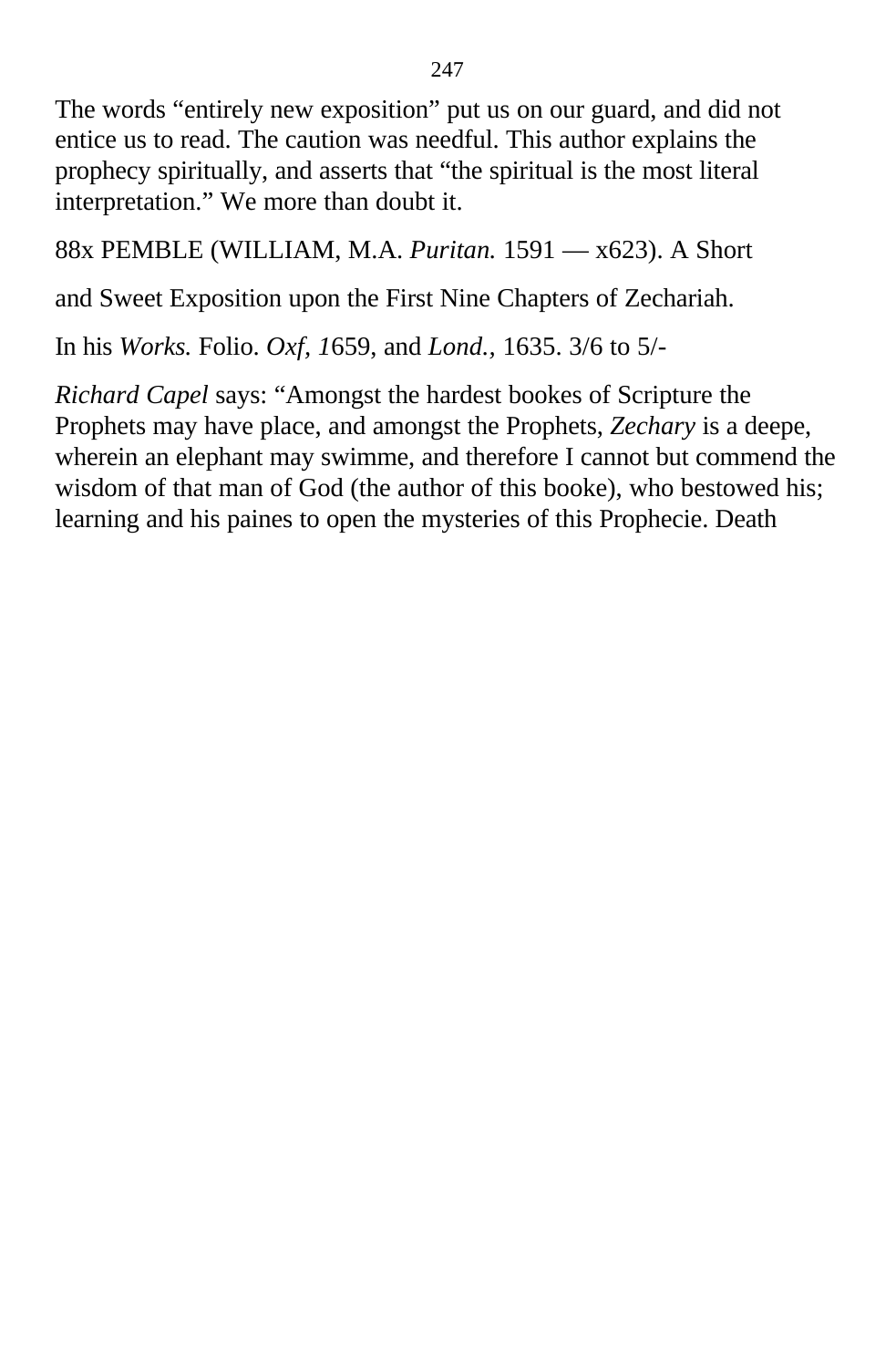The words “entirely new exposition” put us on our guard, and did not entice us to read. The caution was needful. This author explains the prophecy spiritually, and asserts that “the spiritual is the most literal interpretation.” We more than doubt it.

88x PEMBLE (WILLIAM, M.A. *Puritan.* 1591 — x623). A Short

and Sweet Exposition upon the First Nine Chapters of Zechariah.

In his *Works.* Folio. *Oxf, 1*659, and *Lond.,* 1635. 3/6 to 5/-

*Richard Capel* says: “Amongst the hardest bookes of Scripture the Prophets may have place, and amongst the Prophets, *Zechary* is a deepe, wherein an elephant may swimme, and therefore I cannot but commend the wisdom of that man of God (the author of this booke), who bestowed his; learning and his paines to open the mysteries of this Prophecie. Death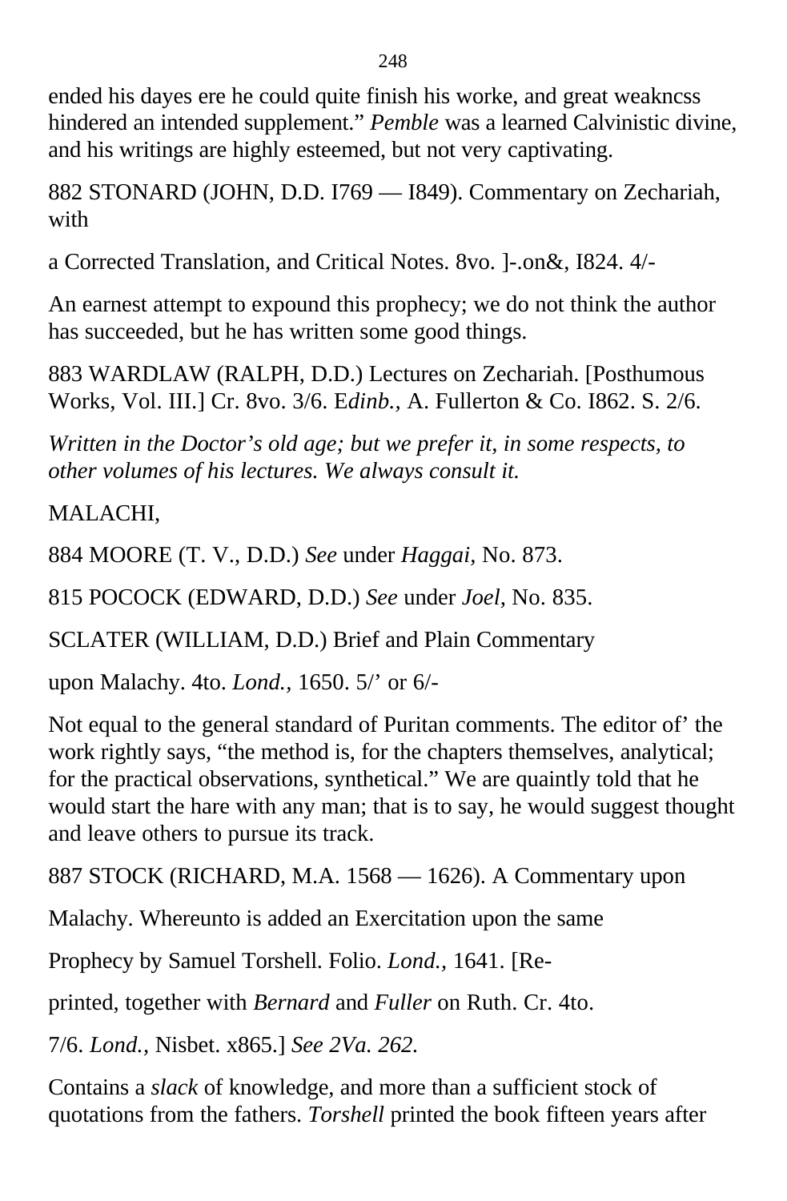ended his dayes ere he could quite finish his worke, and great weakncss hindered an intended supplement.” *Pemble* was a learned Calvinistic divine, and his writings are highly esteemed, but not very captivating.

882 STONARD (JOHN, D.D. I769 — I849). Commentary on Zechariah, with

a Corrected Translation, and Critical Notes. 8vo. ]-.on&, I824. 4/-

An earnest attempt to expound this prophecy; we do not think the author has succeeded, but he has written some good things.

883 WARDLAW (RALPH, D.D.) Lectures on Zechariah. [Posthumous Works, Vol. III.] Cr. 8vo. 3/6. E*dinb.,* A. Fullerton & Co. I862. S. 2/6.

*Written in the Doctor’s old age; but we prefer it, in some respects, to other volumes of his lectures. We always consult it.*

MALACHI,

884 MOORE (T. V., D.D.) *See* under *Haggai,* No. 873.

815 POCOCK (EDWARD, D.D.) *See* under *Joel,* No. 835.

SCLATER (WILLIAM, D.D.) Brief and Plain Commentary

upon Malachy. 4to. *Lond.,* 1650. 5/’ or 6/-

Not equal to the general standard of Puritan comments. The editor of’ the work rightly says, “the method is, for the chapters themselves, analytical; for the practical observations, synthetical.” We are quaintly told that he would start the hare with any man; that is to say, he would suggest thought and leave others to pursue its track.

887 STOCK (RICHARD, M.A. 1568 — 1626). A Commentary upon

Malachy. Whereunto is added an Exercitation upon the same

Prophecy by Samuel Torshell. Folio. *Lond.,* 1641. [Re-

printed, together with *Bernard* and *Fuller* on Ruth. Cr. 4to.

7/6. *Lond.,* Nisbet. x865.] *See 2Va. 262.*

Contains a *slack* of knowledge, and more than a sufficient stock of quotations from the fathers. *Torshell* printed the book fifteen years after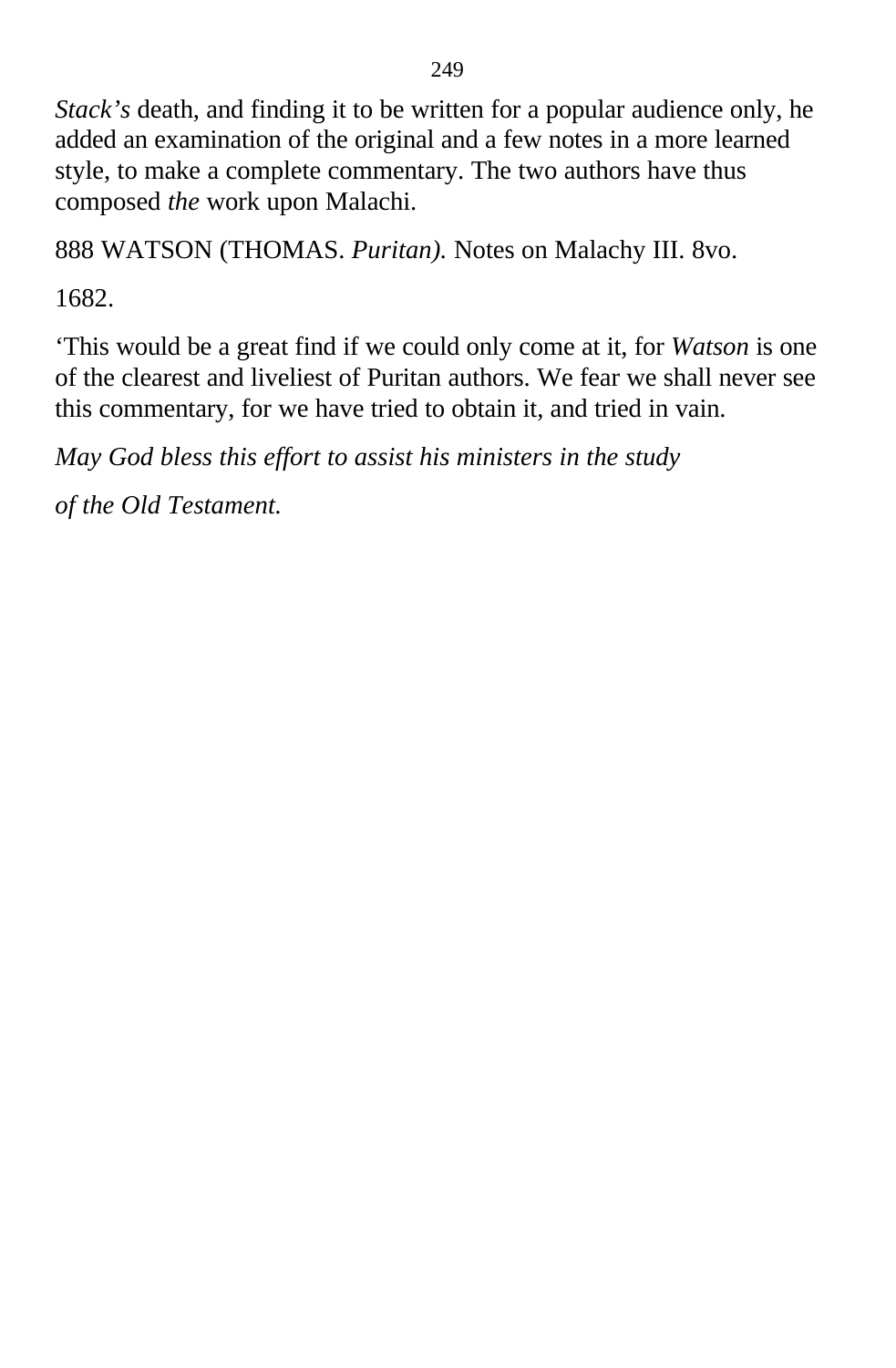*Stack's* death, and finding it to be written for a popular audience only, he added an examination of the original and a few notes in a more learned style, to make a complete commentary. The two authors have thus composed *the* work upon Malachi.

888 WATSON (THOMAS. *Puritan).* Notes on Malachy III. 8vo.

1682.

'This would be a great find if we could only come at it, for *Watson* is one of the clearest and liveliest of Puritan authors. We fear we shall never see this commentary, for we have tried to obtain it, and tried in vain.

*May God bless this effort to assist his ministers in the study*

*of the Old Testament.*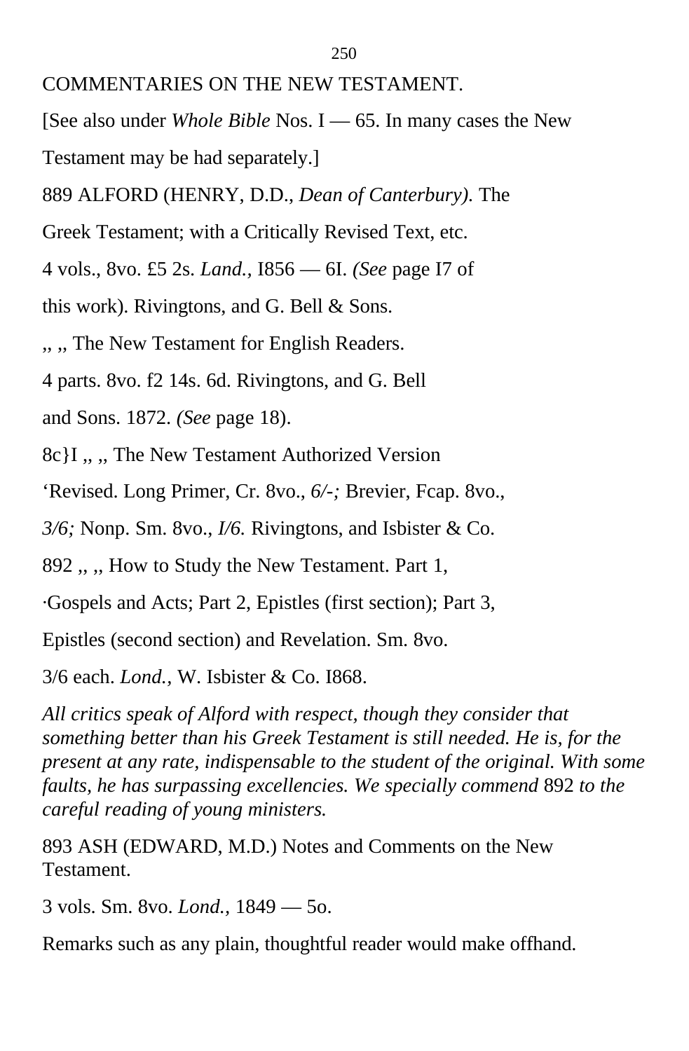COMMENTARIES ON THE NEW TESTAMENT.

[See also under *Whole Bible* Nos. I — 65. In many cases the New Testament may be had separately.]

889 ALFORD (HENRY, D.D., *Dean of Canterbury).* The Greek Testament; with a Critically Revised Text, etc. 4 vols., 8vo. £5 2s. *Land.,* I856 — 6I. *(See* page I7 of this work). Rivingtons, and G. Bell & Sons.

,, ,, The New Testament for English Readers. 4 parts. 8vo. f2 14s. 6d. Rivingtons, and G. Bell and Sons. 1872. *(See* page 18).

8c}I ,, ,, The New Testament Authorized Version 'Revised. Long Primer, Cr. 8vo., *6/-;* Brevier, Fcap. 8vo., *3/6;* Nonp. Sm. 8vo., *I/6.* Rivingtons, and Isbister & Co.

892 ,, ,, How to Study the New Testament. Part 1, ·Gospels and Acts; Part 2, Epistles (first section); Part 3, Epistles (second section) and Revelation. Sm. 8vo. 3/6 each. *Lond.,* W. Isbister & Co. I868.

*All critics speak of Alford with respect, though they consider that something better than his Greek Testament is still needed. He is, for the present at any rate, indispensable to the student of the original. With some faults, he has surpassing excellencies. We specially commend* 892 *to the careful reading of young ministers.*

893 ASH (EDWARD, M.D.) Notes and Comments on the New Testament.

3 vols. Sm. 8vo. *Lond.,* 1849 — 5o.

Remarks such as any plain, thoughtful reader would make offhand.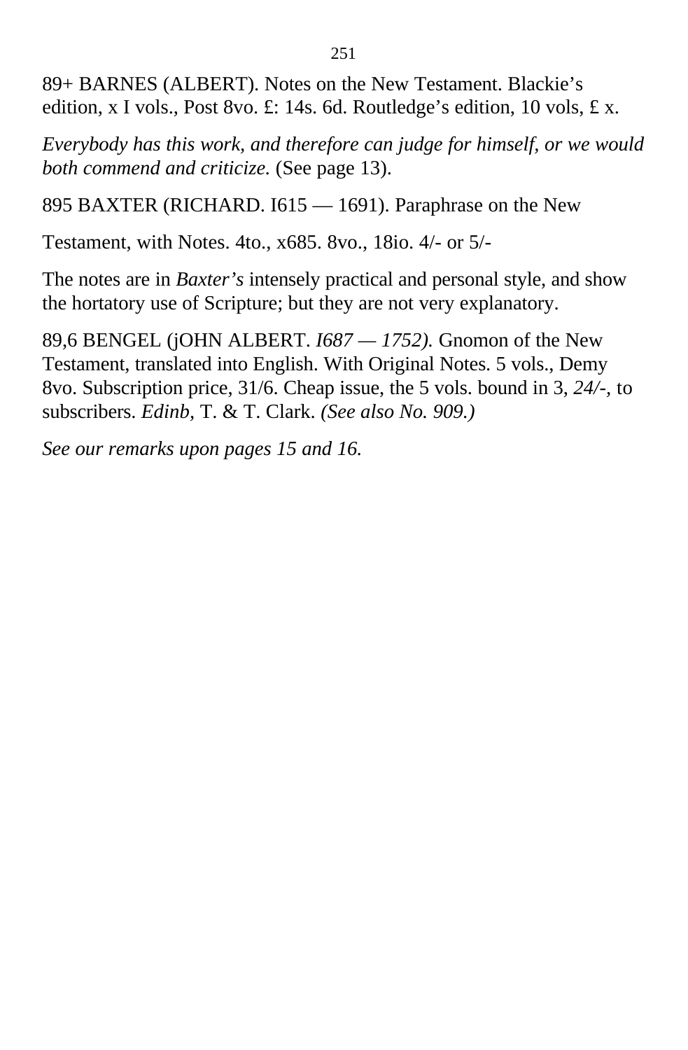89+ BARNES (ALBERT). Notes on the New Testament. Blackie’s edition, x I vols., Post 8vo. £: 14s. 6d. Routledge’s edition, 10 vols, £ x.

*Everybody has this work, and therefore can judge for himself, or we would both commend and criticize.* (See page 13).

895 BAXTER (RICHARD. I615 — 1691). Paraphrase on the New

Testament, with Notes. 4to., x685. 8vo., 18io. 4/- or 5/-

The notes are in *Baxter’s* intensely practical and personal style, and show the hortatory use of Scripture; but they are not very explanatory.

89,6 BENGEL (jOHN ALBERT. *I687 — 1752).* Gnomon of the New Testament, translated into English. With Original Notes. 5 vols., Demy 8vo. Subscription price, 31/6. Cheap issue, the 5 vols. bound in 3, *24/-*, to subscribers. *Edinb*, T. & T. Clark. *(See also No. 909.)*

*See our remarks upon pages 15 and 16.*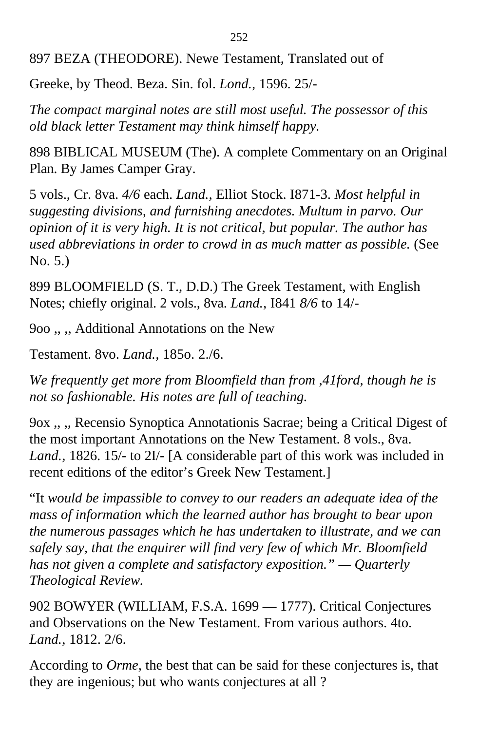897 BEZA (THEODORE). Newe Testament, Translated out of

Greeke, by Theod. Beza. Sin. fol. *Lond.*, 1596. 25/-

*The compact marginal notes are still most useful. The possessor of this old black letter Testament may think himself happy.*

898 BIBLICAL MUSEUM (The). A complete Commentary on an Original Plan. By James Camper Gray.

5 vols., Cr. 8va. *4/6* each. *Land.*, Elliot Stock. I871-3. *Most helpful in suggesting divisions, and furnishing anecdotes. Multum in parvo. Our opinion of it is very high. It is not critical, but popular. The author has used abbreviations in order to crowd in as much matter as possible.* (See No. 5.)

899 BLOOMFIELD (S. T., D.D.) The Greek Testament, with English Notes; chiefly original. 2 vols., 8va. *Land.*, I841 *8/6* to 14/-

9oo ,, ,, Additional Annotations on the New

Testament. 8vo. *Land.*, 185o. 2./6.

*We frequently get more from Bloomfield than from ,41ford, though he is not so fashionable. His notes are full of teaching.*

9ox ,, ,, Recensio Synoptica Annotationis Sacrae; being a Critical Digest of the most important Annotations on the New Testament. 8 vols., 8va. *Land.*, 1826. 15/- to 2I/- [A considerable part of this work was included in recent editions of the editor's Greek New Testament.]

"It *would be impassible to convey to our readers an adequate idea of the mass of information which the learned author has brought to bear upon the numerous passages which he has undertaken to illustrate, and we can safely say, that the enquirer will find very few of which Mr. Bloomfield has not given a complete and satisfactory exposition." — Quarterly Theological Review.*

902 BOWYER (WILLIAM, F.S.A. 1699 — 1777). Critical Conjectures and Observations on the New Testament. From various authors. 4to. *Land.*, 1812. 2/6.

According to *Orme,* the best that can be said for these conjectures is, that they are ingenious; but who wants conjectures at all ?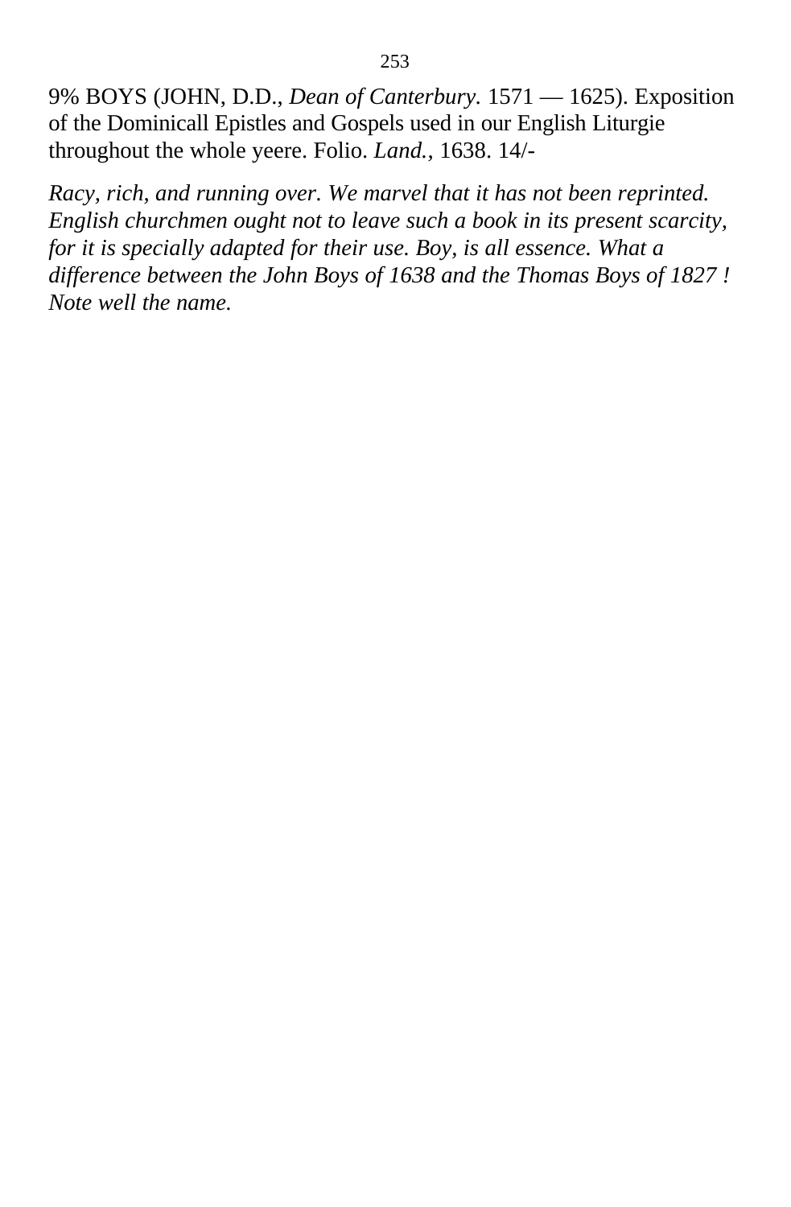9% BOYS (JOHN, D.D., *Dean of Canterbury.* 1571 — 1625). Exposition of the Dominicall Epistles and Gospels used in our English Liturgie throughout the whole yeere. Folio. *Land.*, 1638. 14/-

*Racy, rich, and running over. We marvel that it has not been reprinted. English churchmen ought not to leave such a book in its present scarcity, for it is specially adapted for their use. Boy, is all essence. What a difference between the John Boys of 1638 and the Thomas Boys of 1827 ! Note well the name.*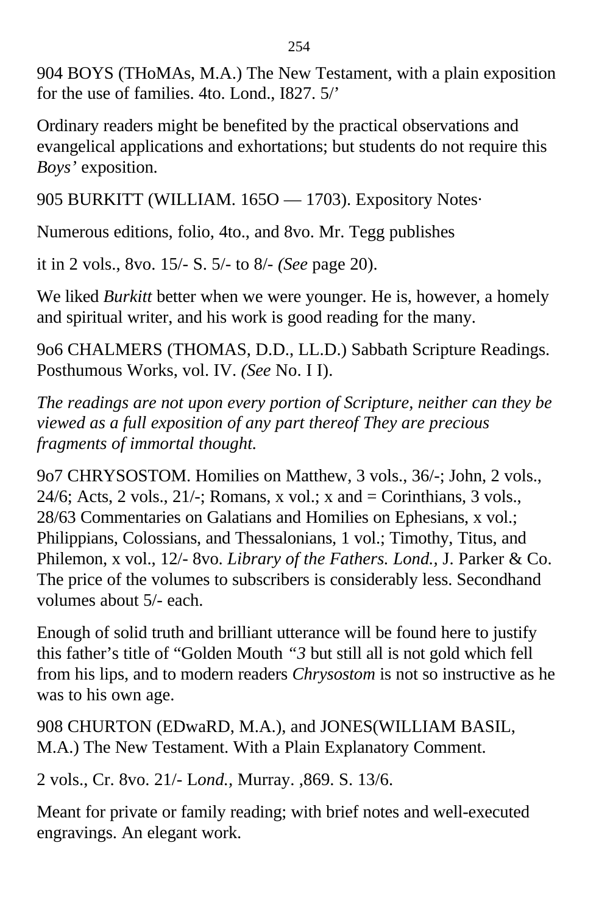904 BOYS (THoMAs, M.A.) The New Testament, with a plain exposition for the use of families. 4to. Lond., I827. 5/’

Ordinary readers might be benefited by the practical observations and evangelical applications and exhortations; but students do not require this *Boys’* exposition.

905 BURKITT (WILLIAM. 165O — 1703). Expository Notes·

Numerous editions, folio, 4to., and 8vo. Mr. Tegg publishes

it in 2 vols., 8vo. 15/- S. 5/- to 8/- *(See* page 20).

We liked *Burkitt* better when we were younger. He is, however, a homely and spiritual writer, and his work is good reading for the many.

9o6 CHALMERS (THOMAS, D.D., LL.D.) Sabbath Scripture Readings. Posthumous Works, vol. IV. *(See* No. I I).

*The readings are not upon every portion of Scripture, neither can they be viewed as a full exposition of any part thereof They are precious fragments of immortal thought.*

9o7 CHRYSOSTOM. Homilies on Matthew, 3 vols., 36/-; John, 2 vols., 24/6; Acts, 2 vols., 21/-; Romans, x vol.; x and = Corinthians, 3 vols., 28/63 Commentaries on Galatians and Homilies on Ephesians, x vol.; Philippians, Colossians, and Thessalonians, 1 vol.; Timothy, Titus, and Philemon, x vol., 12/- 8vo. *Library of the Fathers. Lond.*, J. Parker & Co. The price of the volumes to subscribers is considerably less. Secondhand volumes about 5/- each.

Enough of solid truth and brilliant utterance will be found here to justify this father’s title of “Golden Mouth *“3* but still all is not gold which fell from his lips, and to modern readers *Chrysostom* is not so instructive as he was to his own age.

908 CHURTON (EDwaRD, M.A.), and JONES(WILLIAM BASIL, M.A.) The New Testament. With a Plain Explanatory Comment.

2 vols., Cr. 8vo. 21/- L*ond.*, Murray. ,869. S. 13/6.

Meant for private or family reading; with brief notes and well-executed engravings. An elegant work.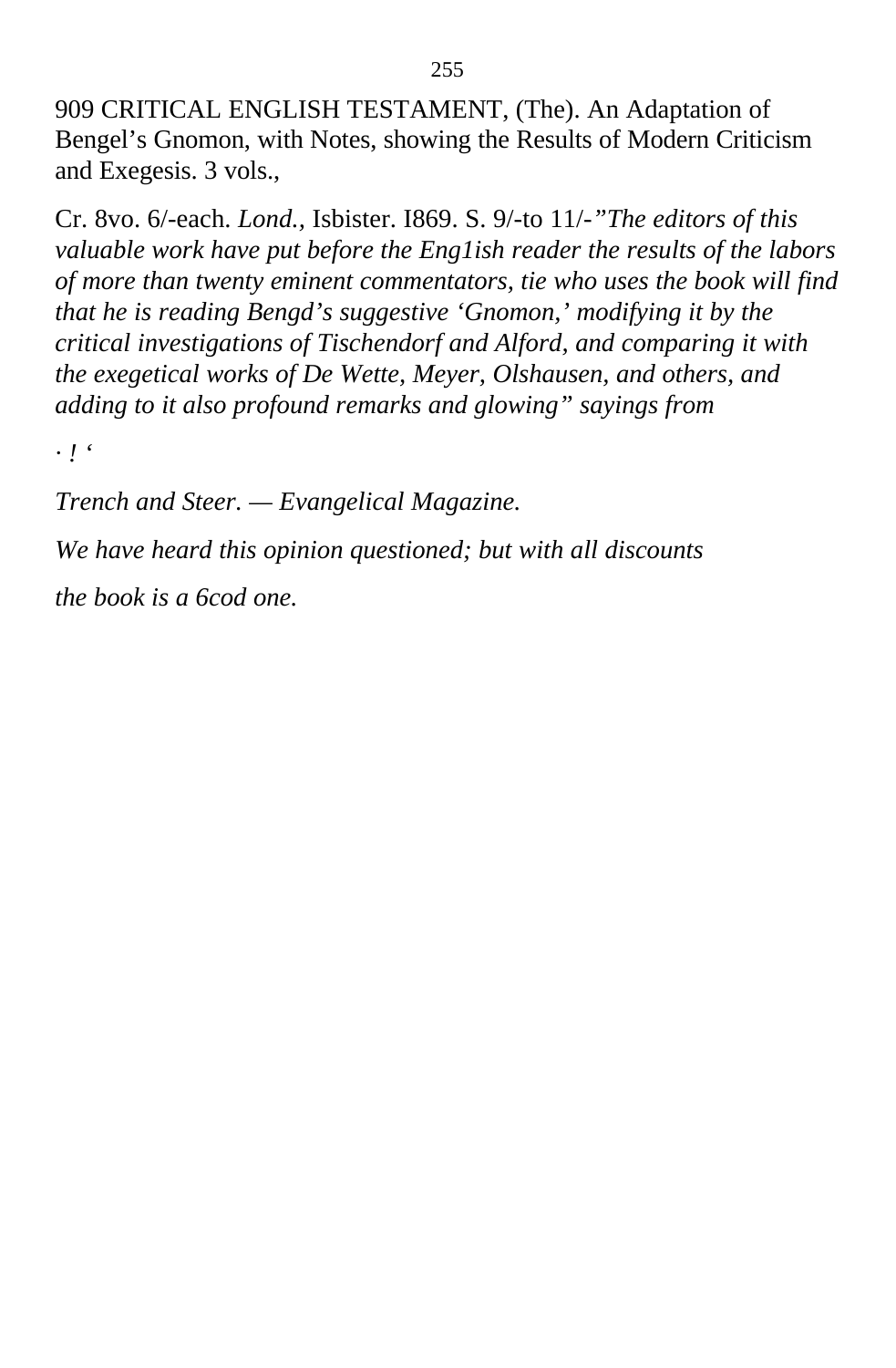909 CRITICAL ENGLISH TESTAMENT, (The). An Adaptation of Bengel's Gnomon, with Notes, showing the Results of Modern Criticism and Exegesis. 3 vols.,

Cr. 8vo. 6/-each. *Lond.,* Isbister. I869. S. 9/-to 11/-*"The editors of this valuable work have put before the Eng1ish reader the results of the labors of more than twenty eminent commentators, tie who uses the book will find that he is reading Bengd's suggestive 'Gnomon,' modifying it by the critical investigations of Tischendorf and Alford, and comparing it with the exegetical works of De Wette, Meyer, Olshausen, and others, and adding to it also profound remarks and glowing" sayings from*

*· ! '*

*Trench and Steer. — Evangelical Magazine.*

*We have heard this opinion questioned; but with all discounts*

*the book is a 6cod one.*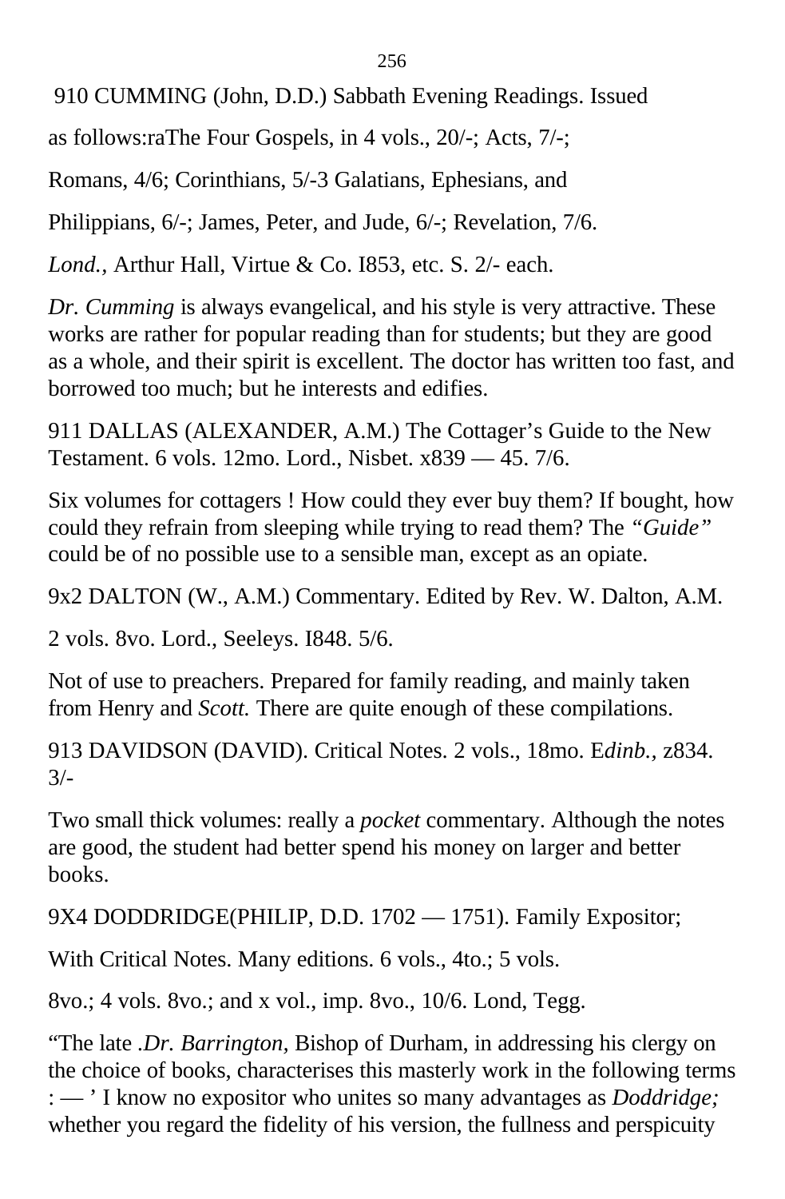910 CUMMING (John, D.D.) Sabbath Evening Readings. Issued

as follows:raThe Four Gospels, in 4 vols., 20/-; Acts, 7/-;

Romans, 4/6; Corinthians, 5/-3 Galatians, Ephesians, and

Philippians, 6/-; James, Peter, and Jude, 6/-; Revelation, 7/6.

*Lond.*, Arthur Hall, Virtue & Co. I853, etc. S. 2/- each.

*Dr. Cumming* is always evangelical, and his style is very attractive. These works are rather for popular reading than for students; but they are good as a whole, and their spirit is excellent. The doctor has written too fast, and borrowed too much; but he interests and edifies.

911 DALLAS (ALEXANDER, A.M.) The Cottager's Guide to the New Testament. 6 vols. 12mo. Lord., Nisbet. x839 — 45. 7/6.

Six volumes for cottagers ! How could they ever buy them? If bought, how could they refrain from sleeping while trying to read them? The *"Guide"* could be of no possible use to a sensible man, except as an opiate.

9x2 DALTON (W., A.M.) Commentary. Edited by Rev. W. Dalton, A.M.

2 vols. 8vo. Lord., Seeleys. I848. 5/6.

Not of use to preachers. Prepared for family reading, and mainly taken from Henry and *Scott.* There are quite enough of these compilations.

913 DAVIDSON (DAVID). Critical Notes. 2 vols., 18mo. E*dinb.*, z834. 3/-

Two small thick volumes: really a *pocket* commentary. Although the notes are good, the student had better spend his money on larger and better books.

9X4 DODDRIDGE(PHILIP, D.D. 1702 — 1751). Family Expositor;

With Critical Notes. Many editions. 6 vols., 4to.; 5 vols.

8vo.; 4 vols. 8vo.; and x vol., imp. 8vo., 10/6. Lond, Tegg.

"The late .*Dr. Barrington*, Bishop of Durham, in addressing his clergy on the choice of books, characterises this masterly work in the following terms : — ' I know no expositor who unites so many advantages as *Doddridge;* whether you regard the fidelity of his version, the fullness and perspicuity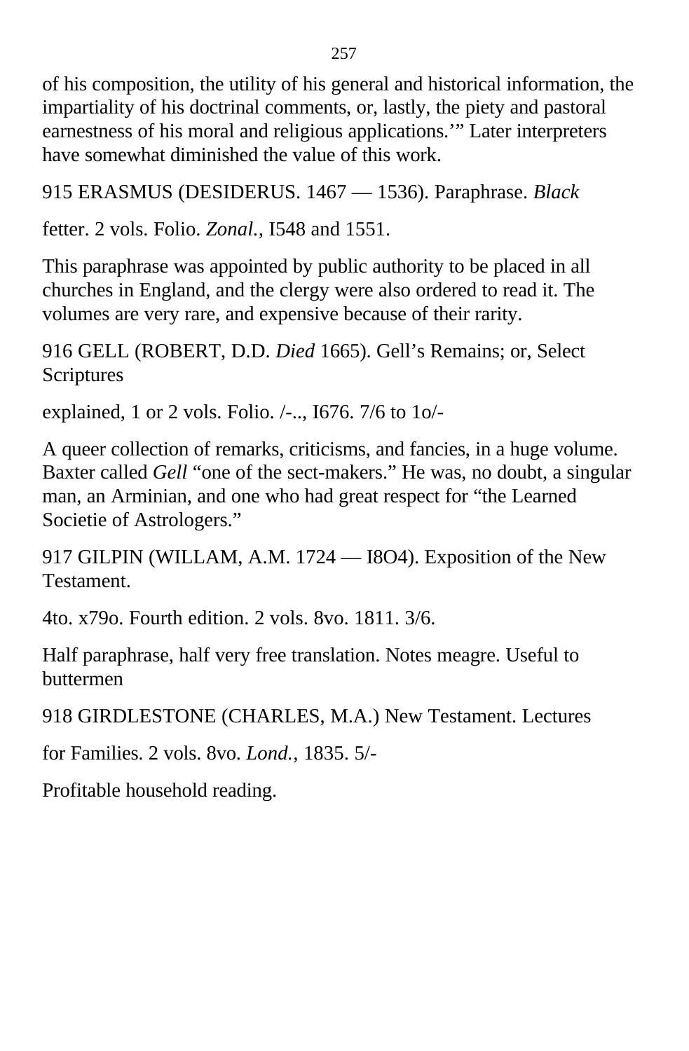of his composition, the utility of his general and historical information, the impartiality of his doctrinal comments, or, lastly, the piety and pastoral earnestness of his moral and religious applications.'" Later interpreters have somewhat diminished the value of this work.

915 ERASMUS (DESIDERUS. 1467 — 1536). Paraphrase. *Black*

fetter. 2 vols. Folio. *Zonal.,* I548 and 1551.

This paraphrase was appointed by public authority to be placed in all churches in England, and the clergy were also ordered to read it. The volumes are very rare, and expensive because of their rarity.

916 GELL (ROBERT, D.D. *Died* 1665). Gell's Remains; or, Select Scriptures

explained, 1 or 2 vols. Folio. /-.., I676. 7/6 to 1o/-

A queer collection of remarks, criticisms, and fancies, in a huge volume. Baxter called *Gell* "one of the sect-makers." He was, no doubt, a singular man, an Arminian, and one who had great respect for "the Learned Societie of Astrologers."

917 GILPIN (WILLAM, A.M. 1724 — I8O4). Exposition of the New Testament.

4to. x79o. Fourth edition. 2 vols. 8vo. 1811. 3/6.

Half paraphrase, half very free translation. Notes meagre. Useful to buttermen

918 GIRDLESTONE (CHARLES, M.A.) New Testament. Lectures

for Families. 2 vols. 8vo. *Lond.,* 1835. 5/-

Profitable household reading.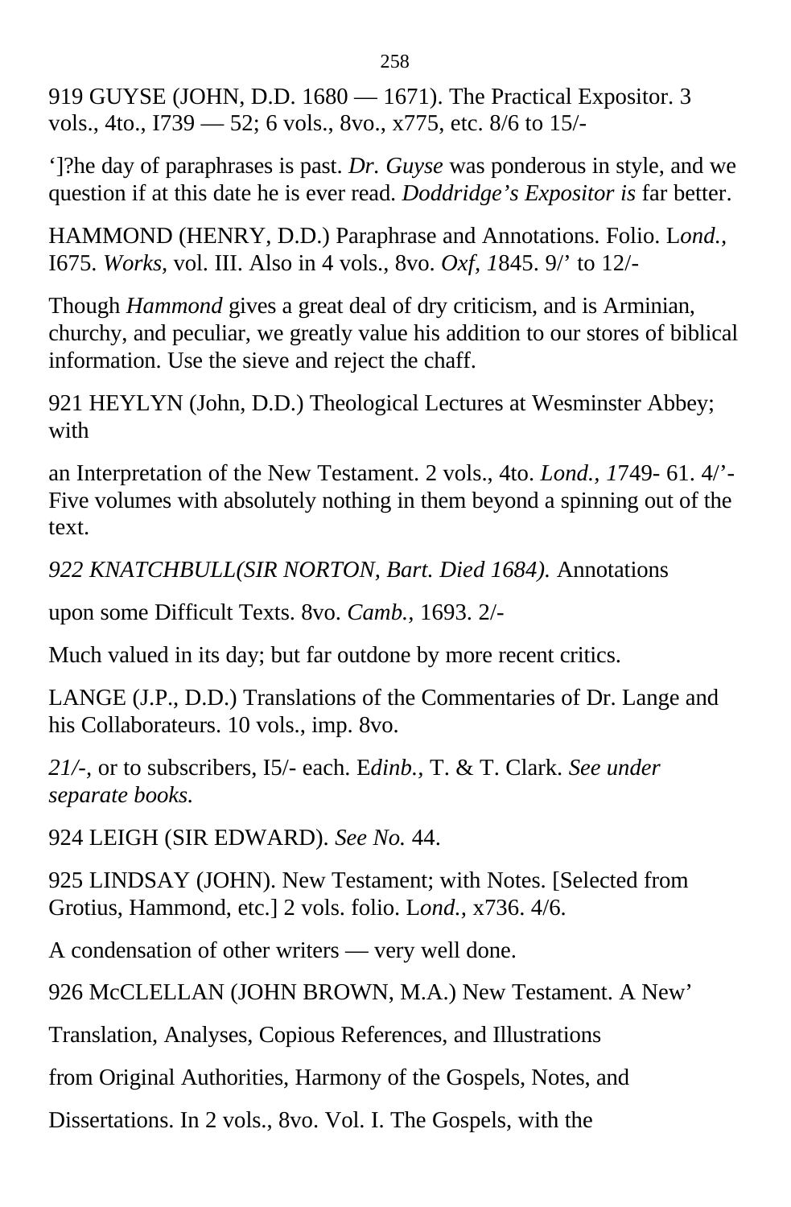919 GUYSE (JOHN, D.D. 1680 — 1671). The Practical Expositor. 3 vols., 4to., I739 — 52; 6 vols., 8vo., x775, etc. 8/6 to 15/-

‘]?he day of paraphrases is past. *Dr. Guyse* was ponderous in style, and we question if at this date he is ever read. *Doddridge’s Expositor is* far better.

HAMMOND (HENRY, D.D.) Paraphrase and Annotations. Folio. L*ond.,* I675. *Works,* vol. III. Also in 4 vols., 8vo. *Oxf, 1*845. 9/’ to 12/-

Though *Hammond* gives a great deal of dry criticism, and is Arminian, churchy, and peculiar, we greatly value his addition to our stores of biblical information. Use the sieve and reject the chaff.

921 HEYLYN (John, D.D.) Theological Lectures at Wesminster Abbey; with

an Interpretation of the New Testament. 2 vols., 4to. *Lond., 1*749- 61. 4/’- Five volumes with absolutely nothing in them beyond a spinning out of the text.

*922 KNATCHBULL(SIR NORTON, Bart. Died 1684).* Annotations

upon some Difficult Texts. 8vo. *Camb.,* 1693. 2/-

Much valued in its day; but far outdone by more recent critics.

LANGE (J.P., D.D.) Translations of the Commentaries of Dr. Lange and his Collaborateurs. 10 vols., imp. 8vo.

*21/-,* or to subscribers, I5/- each. E*dinb.,* T. & T. Clark. *See under separate books.*

924 LEIGH (SIR EDWARD). *See No.* 44.

925 LINDSAY (JOHN). New Testament; with Notes. [Selected from Grotius, Hammond, etc.] 2 vols. folio. L*ond.,* x736. 4/6.

A condensation of other writers — very well done.

926 McCLELLAN (JOHN BROWN, M.A.) New Testament. A New’

Translation, Analyses, Copious References, and Illustrations

from Original Authorities, Harmony of the Gospels, Notes, and

Dissertations. In 2 vols., 8vo. Vol. I. The Gospels, with the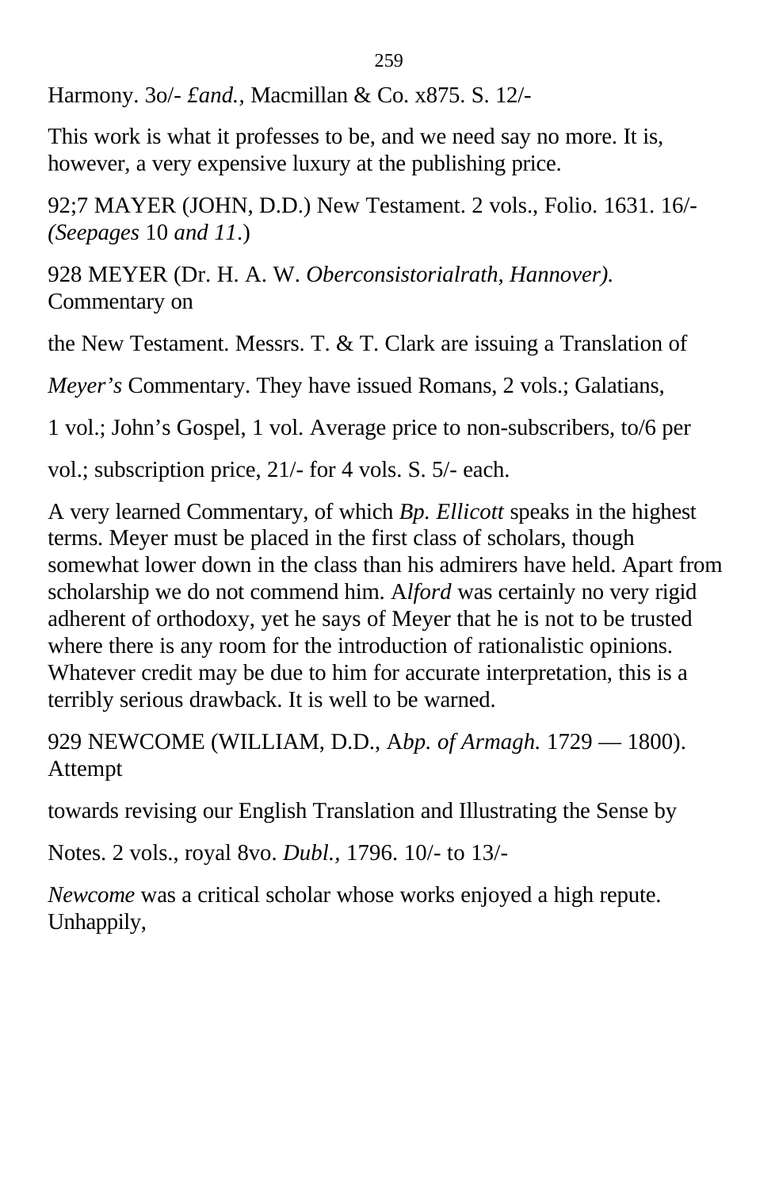Harmony. 3o/- *£and.*, Macmillan & Co. x875. S. 12/-

This work is what it professes to be, and we need say no more. It is, however, a very expensive luxury at the publishing price.

92;7 MAYER (JOHN, D.D.) New Testament. 2 vols., Folio. 1631. 16/- *(Seepages* 10 *and 11*.)

928 MEYER (Dr. H. A. W. *Oberconsistorialrath, Hannover).* Commentary on

the New Testament. Messrs. T. & T. Clark are issuing a Translation of

*Meyer's* Commentary. They have issued Romans, 2 vols.; Galatians,

1 vol.; John's Gospel, 1 vol. Average price to non-subscribers, to/6 per

vol.; subscription price, 21/- for 4 vols. S. 5/- each.

A very learned Commentary, of which *Bp. Ellicott* speaks in the highest terms. Meyer must be placed in the first class of scholars, though somewhat lower down in the class than his admirers have held. Apart from scholarship we do not commend him. A*lford* was certainly no very rigid adherent of orthodoxy, yet he says of Meyer that he is not to be trusted where there is any room for the introduction of rationalistic opinions. Whatever credit may be due to him for accurate interpretation, this is a terribly serious drawback. It is well to be warned.

929 NEWCOME (WILLIAM, D.D., A*bp. of Armagh.* 1729 — 1800). Attempt

towards revising our English Translation and Illustrating the Sense by

Notes. 2 vols., royal 8vo. *Dubl.,* 1796. 10/- to 13/-

*Newcome* was a critical scholar whose works enjoyed a high repute. Unhappily,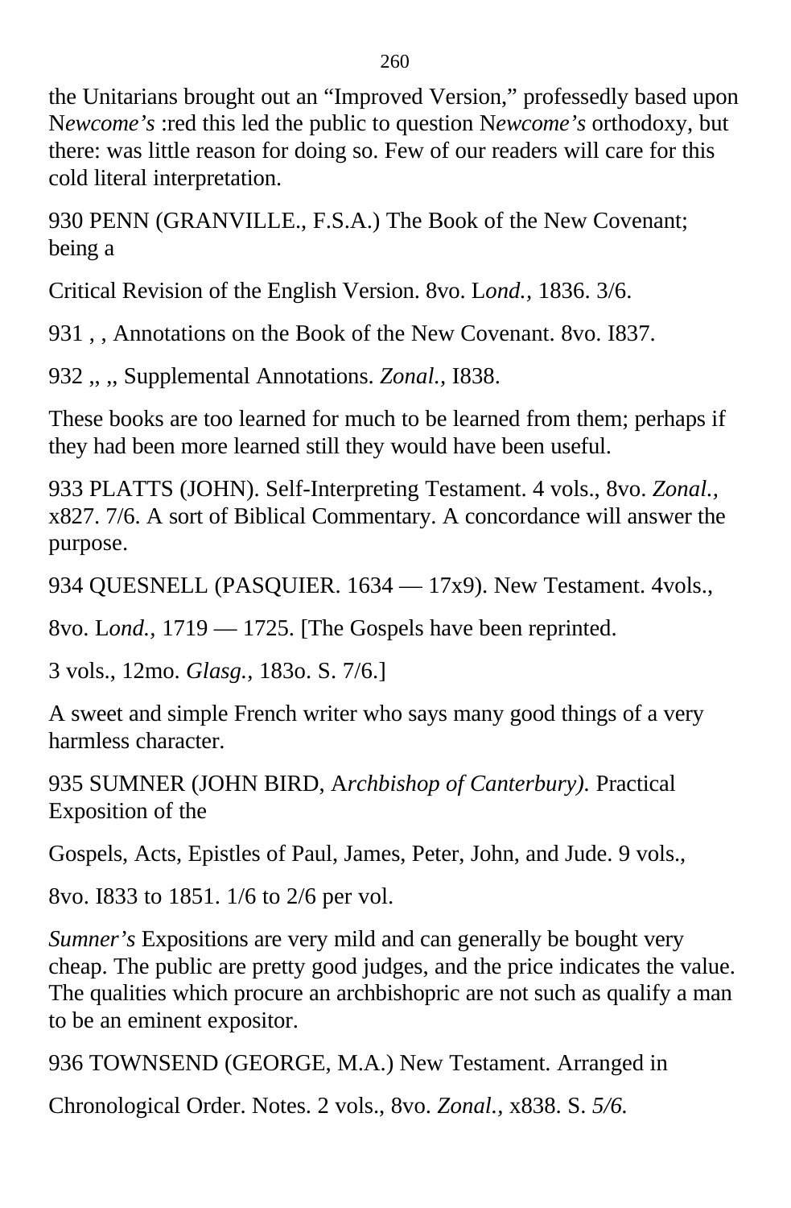the Unitarians brought out an “Improved Version,” professedly based upon N*ewcome’s* :red this led the public to question N*ewcome’s* orthodoxy, but there: was little reason for doing so. Few of our readers will care for this cold literal interpretation.

930 PENN (GRANVILLE., F.S.A.) The Book of the New Covenant; being a

Critical Revision of the English Version. 8vo. L*ond.,* 1836. 3/6.

931 , , Annotations on the Book of the New Covenant. 8vo. I837.

932 ,, ,, Supplemental Annotations. *Zonal.,* I838.

These books are too learned for much to be learned from them; perhaps if they had been more learned still they would have been useful.

933 PLATTS (JOHN). Self-Interpreting Testament. 4 vols., 8vo. *Zonal.,* x827. 7/6. A sort of Biblical Commentary. A concordance will answer the purpose.

934 QUESNELL (PASQUIER. 1634 — 17x9). New Testament. 4vols.,

8vo. L*ond.,* 1719 — 1725. [The Gospels have been reprinted.

3 vols., 12mo. *Glasg.,* 183o. S. 7/6.]

A sweet and simple French writer who says many good things of a very harmless character.

935 SUMNER (JOHN BIRD, A*rchbishop of Canterbury).* Practical Exposition of the

Gospels, Acts, Epistles of Paul, James, Peter, John, and Jude. 9 vols.,

8vo. I833 to 1851. 1/6 to 2/6 per vol.

*Sumner’s* Expositions are very mild and can generally be bought very cheap. The public are pretty good judges, and the price indicates the value. The qualities which procure an archbishopric are not such as qualify a man to be an eminent expositor.

936 TOWNSEND (GEORGE, M.A.) New Testament. Arranged in

Chronological Order. Notes. 2 vols., 8vo. *Zonal.,* x838. S. *5/6.*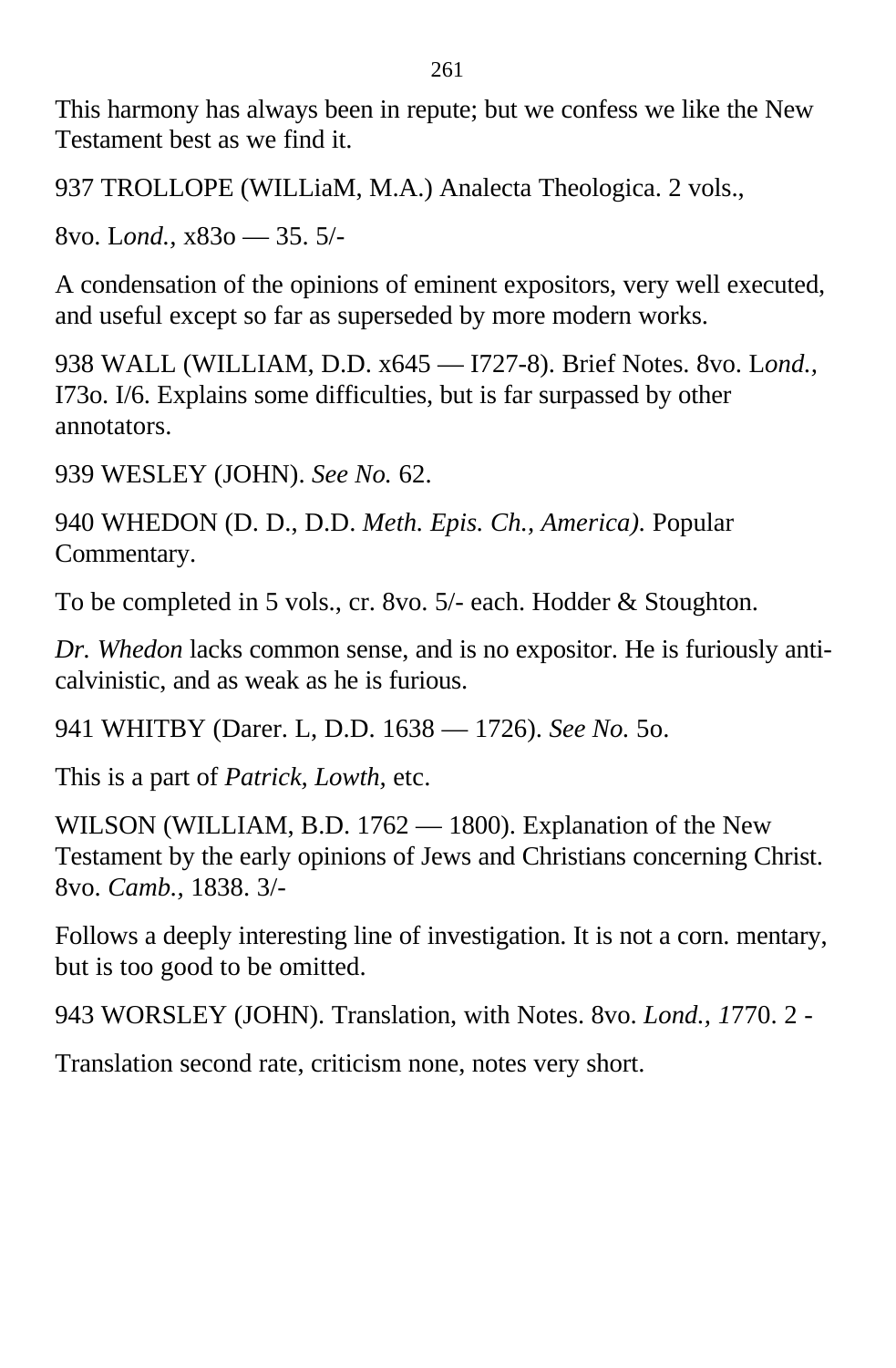This harmony has always been in repute; but we confess we like the New Testament best as we find it.

937 TROLLOPE (WILLiaM, M.A.) Analecta Theologica. 2 vols.,

8vo. L*ond.,* x83o — 35. 5/-

A condensation of the opinions of eminent expositors, very well executed, and useful except so far as superseded by more modern works.

938 WALL (WILLIAM, D.D. x645 — I727-8). Brief Notes. 8vo. L*ond.*, I73o. I/6. Explains some difficulties, but is far surpassed by other annotators.

939 WESLEY (JOHN). *See No.* 62.

940 WHEDON (D. D., D.D. *Meth. Epis. Ch., America).* Popular Commentary.

To be completed in 5 vols., cr. 8vo. 5/- each. Hodder & Stoughton.

*Dr. Whedon* lacks common sense, and is no expositor. He is furiously anti-calvinistic, and as weak as he is furious.

941 WHITBY (Darer. L, D.D. 1638 — 1726). *See No.* 5o.

This is a part of *Patrick, Lowth,* etc.

WILSON (WILLIAM, B.D. 1762 — 1800). Explanation of the New Testament by the early opinions of Jews and Christians concerning Christ. 8vo. *Camb.,* 1838. 3/-

Follows a deeply interesting line of investigation. It is not a corn. mentary, but is too good to be omitted.

943 WORSLEY (JOHN). Translation, with Notes. 8vo. *Lond., 1*770. 2 -

Translation second rate, criticism none, notes very short.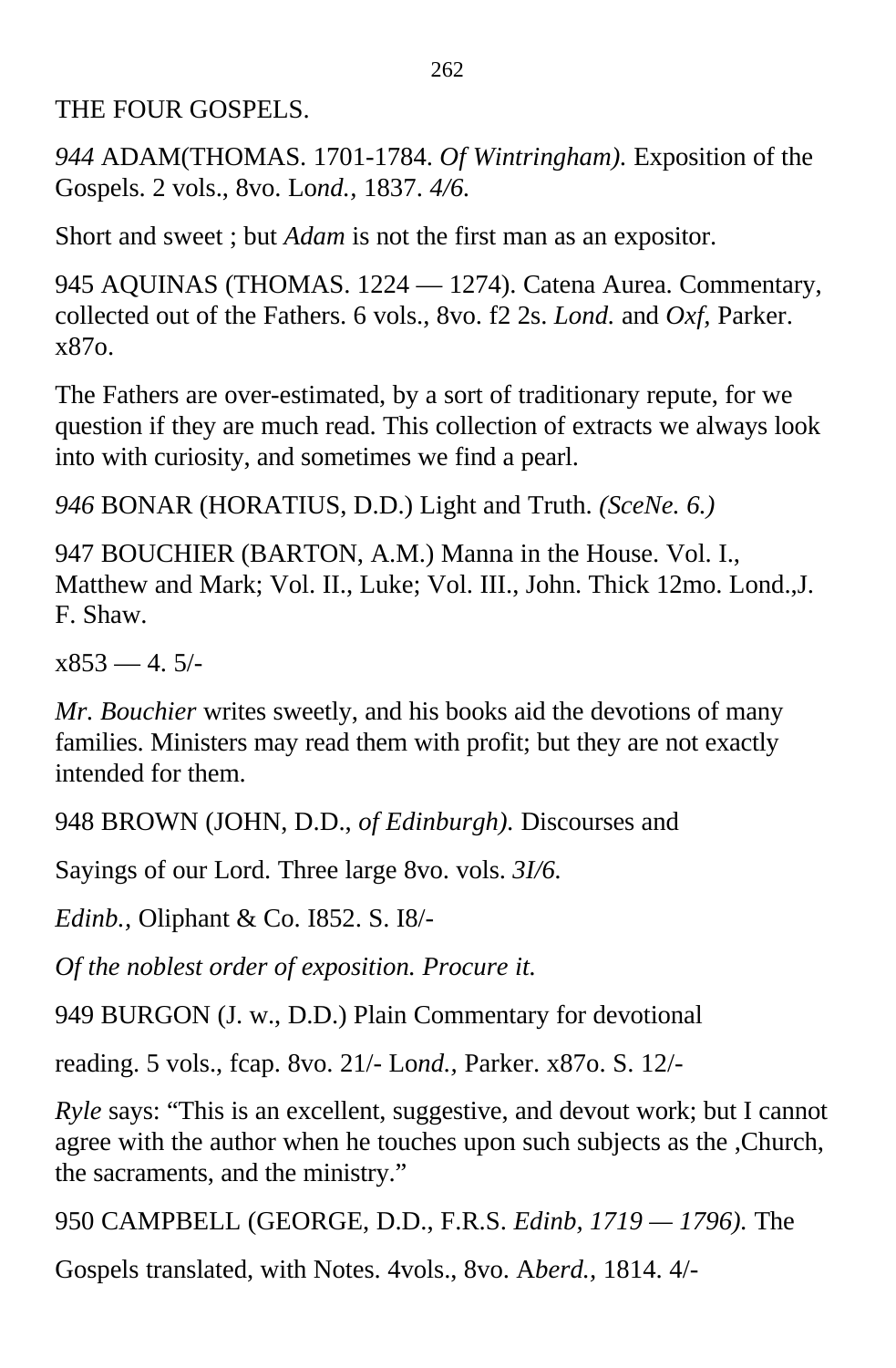THE FOUR GOSPELS.

*944* ADAM(THOMAS. 1701-1784. *Of Wintringham).* Exposition of the Gospels. 2 vols., 8vo. Lo*nd.,* 1837. *4/6.*

Short and sweet ; but *Adam* is not the first man as an expositor.

945 AQUINAS (THOMAS. 1224 — 1274). Catena Aurea. Commentary, collected out of the Fathers. 6 vols., 8vo. f2 2s. *Lond.* and *Oxf,* Parker. x87o.

The Fathers are over-estimated, by a sort of traditionary repute, for we question if they are much read. This collection of extracts we always look into with curiosity, and sometimes we find a pearl.

*946* BONAR (HORATIUS, D.D.) Light and Truth. *(SceNe. 6.)*

947 BOUCHIER (BARTON, A.M.) Manna in the House. Vol. I., Matthew and Mark; Vol. II., Luke; Vol. III., John. Thick 12mo. Lond.,J. F. Shaw.

x853 — 4. 5/-

*Mr. Bouchier* writes sweetly, and his books aid the devotions of many families. Ministers may read them with profit; but they are not exactly intended for them.

948 BROWN (JOHN, D.D., *of Edinburgh).* Discourses and

Sayings of our Lord. Three large 8vo. vols. *3I/6.*

*Edinb.,* Oliphant & Co. I852. S. I8/-

*Of the noblest order of exposition. Procure it.*

949 BURGON (J. w., D.D.) Plain Commentary for devotional

reading. 5 vols., fcap. 8vo. 21/- Lo*nd.,* Parker. x87o. S. 12/-

*Ryle* says: "This is an excellent, suggestive, and devout work; but I cannot agree with the author when he touches upon such subjects as the ,Church, the sacraments, and the ministry."

950 CAMPBELL (GEORGE, D.D., F.R.S. *Edinb, 1719 — 1796).* The

Gospels translated, with Notes. 4vols., 8vo. A*berd.,* 1814. 4/-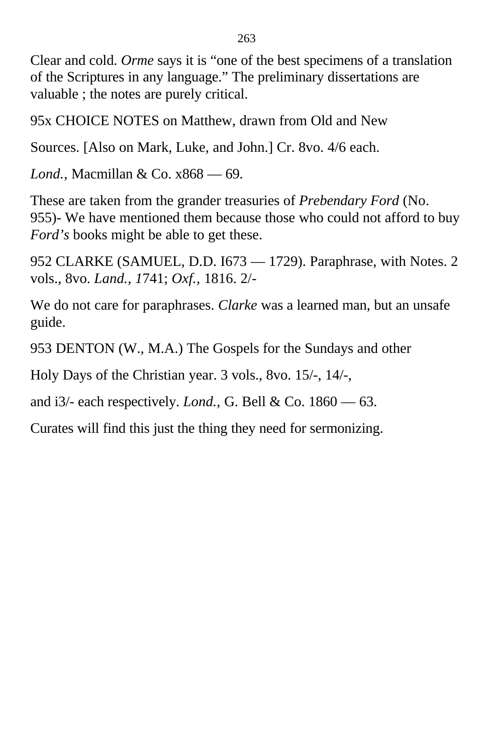Clear and cold. *Orme* says it is “one of the best specimens of a translation of the Scriptures in any language.” The preliminary dissertations are valuable ; the notes are purely critical.

95x CHOICE NOTES on Matthew, drawn from Old and New

Sources. [Also on Mark, Luke, and John.] Cr. 8vo. 4/6 each.

*Lond.,* Macmillan & Co. x868 — 69.

These are taken from the grander treasuries of *Prebendary Ford* (No. 955)- We have mentioned them because those who could not afford to buy *Ford’s* books might be able to get these.

952 CLARKE (SAMUEL, D.D. I673 — 1729). Paraphrase, with Notes. 2 vols., 8vo. *Land., 1*741; *Oxf.,* 1816. 2/-

We do not care for paraphrases. *Clarke* was a learned man, but an unsafe guide.

953 DENTON (W., M.A.) The Gospels for the Sundays and other

Holy Days of the Christian year. 3 vols., 8vo. 15/-, 14/-,

and i3/- each respectively. *Lond.,* G. Bell & Co. 1860 — 63.

Curates will find this just the thing they need for sermonizing.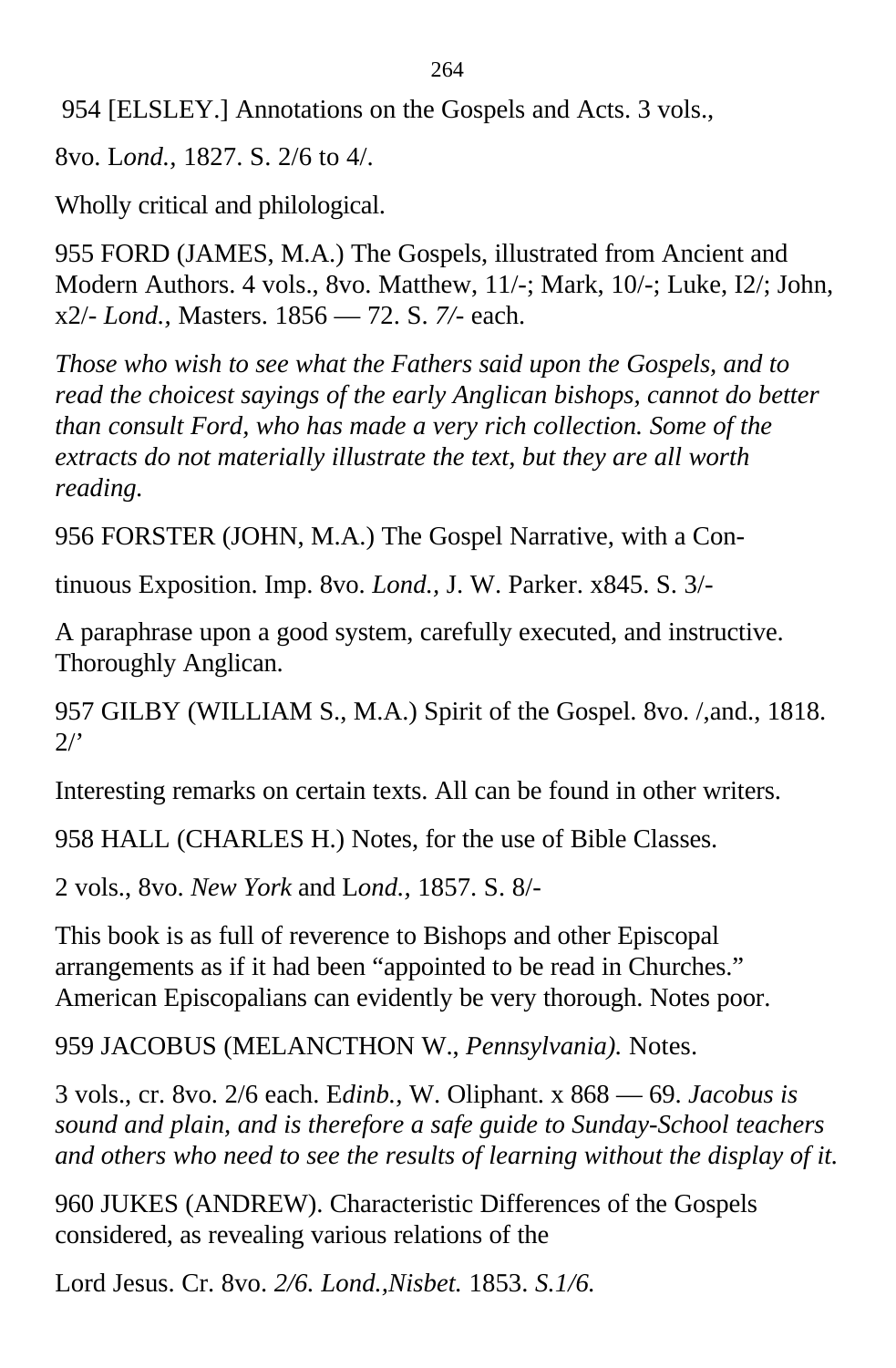954 [ELSLEY.] Annotations on the Gospels and Acts. 3 vols.,

8vo. L*ond.,* 1827. S. 2/6 to 4/.

Wholly critical and philological.

955 FORD (JAMES, M.A.) The Gospels, illustrated from Ancient and Modern Authors. 4 vols., 8vo. Matthew, 11/-; Mark, 10/-; Luke, I2/; John, x2/- *Lond.,* Masters. 1856 — 72. S. *7/-* each.

*Those who wish to see what the Fathers said upon the Gospels, and to read the choicest sayings of the early Anglican bishops, cannot do better than consult Ford, who has made a very rich collection. Some of the extracts do not materially illustrate the text, but they are all worth reading.*

956 FORSTER (JOHN, M.A.) The Gospel Narrative, with a Con-

tinuous Exposition. Imp. 8vo. *Lond.,* J. W. Parker. x845. S. 3/-

A paraphrase upon a good system, carefully executed, and instructive. Thoroughly Anglican.

957 GILBY (WILLIAM S., M.A.) Spirit of the Gospel. 8vo. /,and., 1818. 2/'

Interesting remarks on certain texts. All can be found in other writers.

958 HALL (CHARLES H.) Notes, for the use of Bible Classes.

2 vols., 8vo. *New York* and L*ond.,* 1857. S. 8/-

This book is as full of reverence to Bishops and other Episcopal arrangements as if it had been "appointed to be read in Churches." American Episcopalians can evidently be very thorough. Notes poor.

959 JACOBUS (MELANCTHON W., *Pennsylvania).* Notes.

3 vols., cr. 8vo. 2/6 each. E*dinb.,* W. Oliphant. x 868 — 69. *Jacobus is sound and plain, and is therefore a safe guide to Sunday-School teachers and others who need to see the results of learning without the display of it.*

960 JUKES (ANDREW). Characteristic Differences of the Gospels considered, as revealing various relations of the

Lord Jesus. Cr. 8vo. *2/6. Lond.,Nisbet.* 1853. *S.1/6.*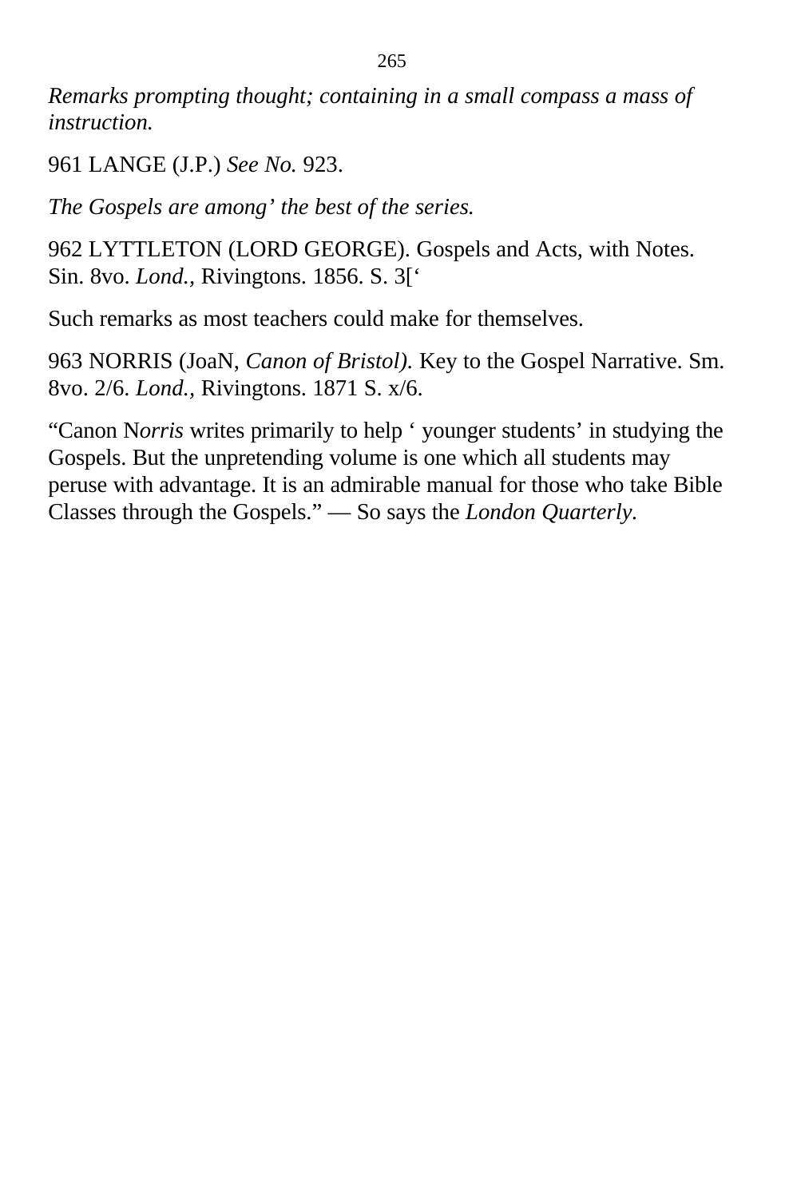*Remarks prompting thought; containing in a small compass a mass of instruction.*

961 LANGE (J.P.) *See No.* 923.

*The Gospels are among' the best of the series.*

962 LYTTLETON (LORD GEORGE). Gospels and Acts, with Notes. Sin. 8vo. *Lond.,* Rivingtons. 1856. S. 3['

Such remarks as most teachers could make for themselves.

963 NORRIS (JoaN, *Canon of Bristol).* Key to the Gospel Narrative. Sm. 8vo. 2/6. *Lond.,* Rivingtons. 1871 S. x/6.

"Canon N*orris* writes primarily to help ' younger students' in studying the Gospels. But the unpretending volume is one which all students may peruse with advantage. It is an admirable manual for those who take Bible Classes through the Gospels." — So says the *London Quarterly*.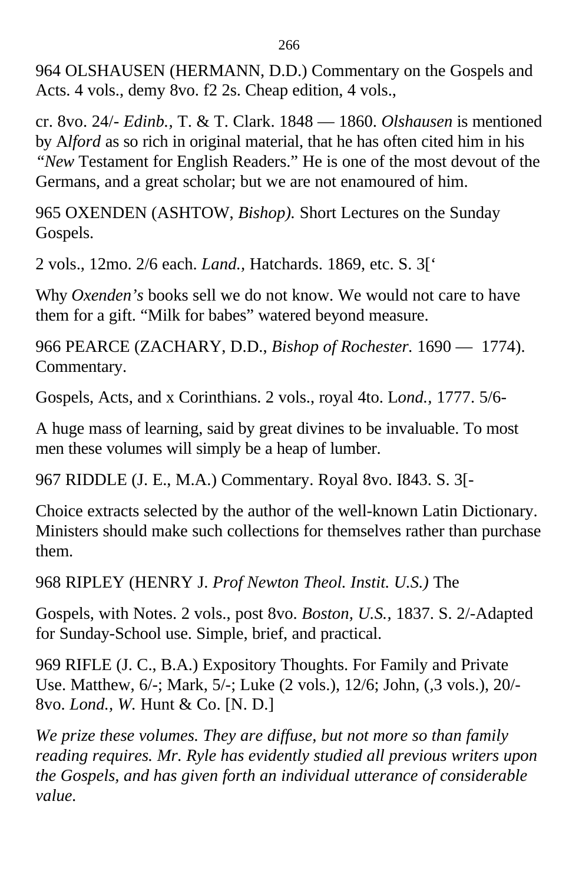964 OLSHAUSEN (HERMANN, D.D.) Commentary on the Gospels and Acts. 4 vols., demy 8vo. f2 2s. Cheap edition, 4 vols.,

cr. 8vo. 24/- *Edinb.,* T. & T. Clark. 1848 — 1860. *Olshausen* is mentioned by A*lford* as so rich in original material, that he has often cited him in his *"New* Testament for English Readers." He is one of the most devout of the Germans, and a great scholar; but we are not enamoured of him.

965 OXENDEN (ASHTOW, *Bishop).* Short Lectures on the Sunday Gospels.

2 vols., 12mo. 2/6 each. *Land.,* Hatchards. 1869, etc. S. 3['

Why *Oxenden's* books sell we do not know. We would not care to have them for a gift. "Milk for babes" watered beyond measure.

966 PEARCE (ZACHARY, D.D., *Bishop of Rochester.* 1690 — 1774). Commentary.

Gospels, Acts, and x Corinthians. 2 vols., royal 4to. L*ond.*, 1777. 5/6-

A huge mass of learning, said by great divines to be invaluable. To most men these volumes will simply be a heap of lumber.

967 RIDDLE (J. E., M.A.) Commentary. Royal 8vo. I843. S. 3[-

Choice extracts selected by the author of the well-known Latin Dictionary. Ministers should make such collections for themselves rather than purchase them.

968 RIPLEY (HENRY J. *Prof Newton Theol. Instit. U.S.)* The

Gospels, with Notes. 2 vols., post 8vo. *Boston, U.S.,* 1837. S. 2/-Adapted for Sunday-School use. Simple, brief, and practical.

969 RIFLE (J. C., B.A.) Expository Thoughts. For Family and Private Use. Matthew, 6/-; Mark, 5/-; Luke (2 vols.), 12/6; John, (,3 vols.), 20/- 8vo. *Lond., W.* Hunt & Co. [N. D.]

*We prize these volumes. They are diffuse, but not more so than family reading requires. Mr. Ryle has evidently studied all previous writers upon the Gospels, and has given forth an individual utterance of considerable value.*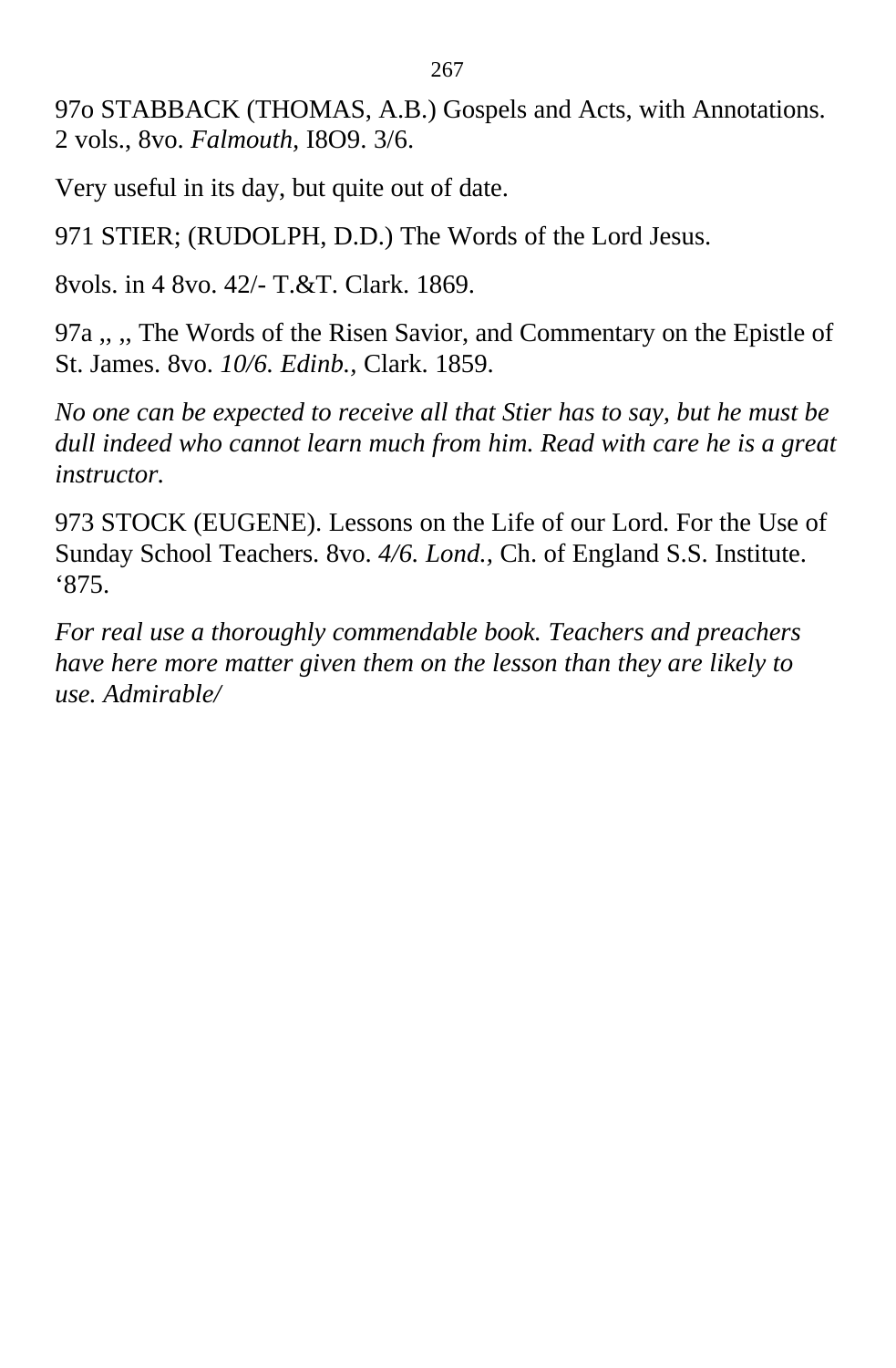97o STABBACK (THOMAS, A.B.) Gospels and Acts, with Annotations. 2 vols., 8vo. *Falmouth,* I8O9. 3/6.

Very useful in its day, but quite out of date.

971 STIER; (RUDOLPH, D.D.) The Words of the Lord Jesus.

8vols. in 4 8vo. 42/- T.&T. Clark. 1869.

97a ,, ,, The Words of the Risen Savior, and Commentary on the Epistle of St. James. 8vo. *10/6. Edinb.,* Clark. 1859.

*No one can be expected to receive all that Stier has to say, but he must be dull indeed who cannot learn much from him. Read with care he is a great instructor.*

973 STOCK (EUGENE). Lessons on the Life of our Lord. For the Use of Sunday School Teachers. 8vo. *4/6. Lond.,* Ch. of England S.S. Institute. ‘875.

*For real use a thoroughly commendable book. Teachers and preachers have here more matter given them on the lesson than they are likely to use. Admirable/*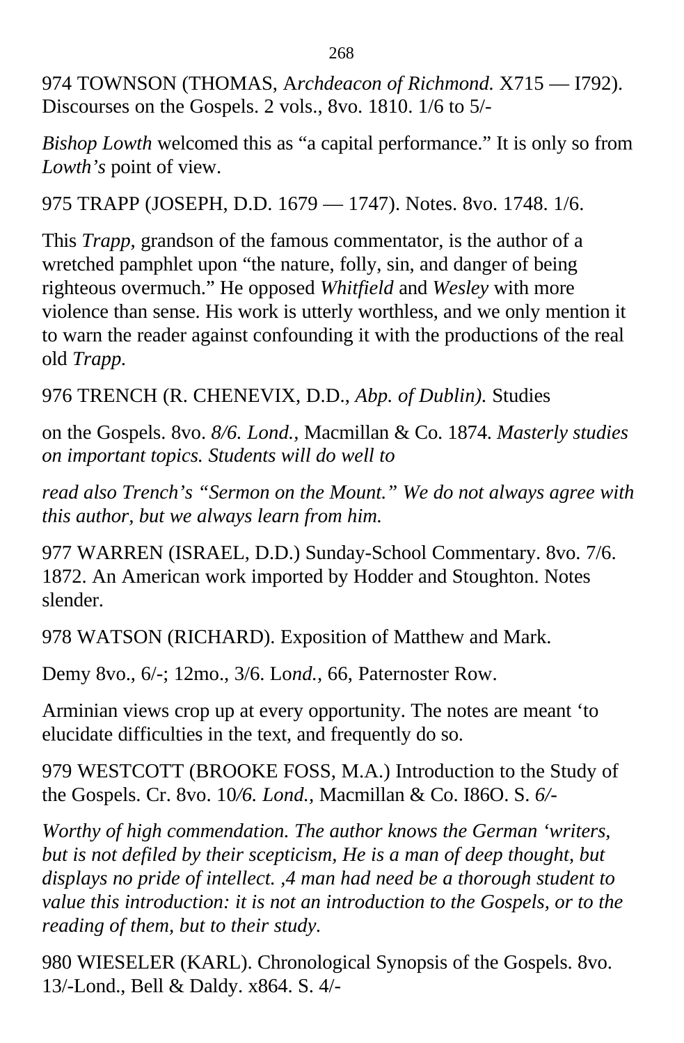974 TOWNSON (THOMAS, A*rchdeacon of Richmond.* X715 — I792). Discourses on the Gospels. 2 vols., 8vo. 1810. 1/6 to 5/-

*Bishop Lowth* welcomed this as "a capital performance." It is only so from *Lowth's* point of view.

975 TRAPP (JOSEPH, D.D. 1679 — 1747). Notes. 8vo. 1748. 1/6.

This *Trapp,* grandson of the famous commentator, is the author of a wretched pamphlet upon "the nature, folly, sin, and danger of being righteous overmuch." He opposed *Whitfield* and *Wesley* with more violence than sense. His work is utterly worthless, and we only mention it to warn the reader against confounding it with the productions of the real old *Trapp.*

976 TRENCH (R. CHENEVIX, D.D., *Abp. of Dublin).* Studies

on the Gospels. 8vo. *8/6. Lond.,* Macmillan & Co. 1874. *Masterly studies on important topics. Students will do well to*

*read also Trench's "Sermon on the Mount." We do not always agree with this author, but we always learn from him.*

977 WARREN (ISRAEL, D.D.) Sunday-School Commentary. 8vo. 7/6. 1872. An American work imported by Hodder and Stoughton. Notes slender.

978 WATSON (RICHARD). Exposition of Matthew and Mark.

Demy 8vo., 6/-; 12mo., 3/6. Lo*nd.,* 66, Paternoster Row.

Arminian views crop up at every opportunity. The notes are meant 'to elucidate difficulties in the text, and frequently do so.

979 WESTCOTT (BROOKE FOSS, M.A.) Introduction to the Study of the Gospels. Cr. 8vo. 10*/6. Lond.,* Macmillan & Co. I86O. S. *6/-*

*Worthy of high commendation. The author knows the German 'writers, but is not defiled by their scepticism, He is a man of deep thought, but displays no pride of intellect. ,4 man had need be a thorough student to value this introduction: it is not an introduction to the Gospels, or to the reading of them, but to their study.*

980 WIESELER (KARL). Chronological Synopsis of the Gospels. 8vo. 13/-Lond., Bell & Daldy. x864. S. 4/-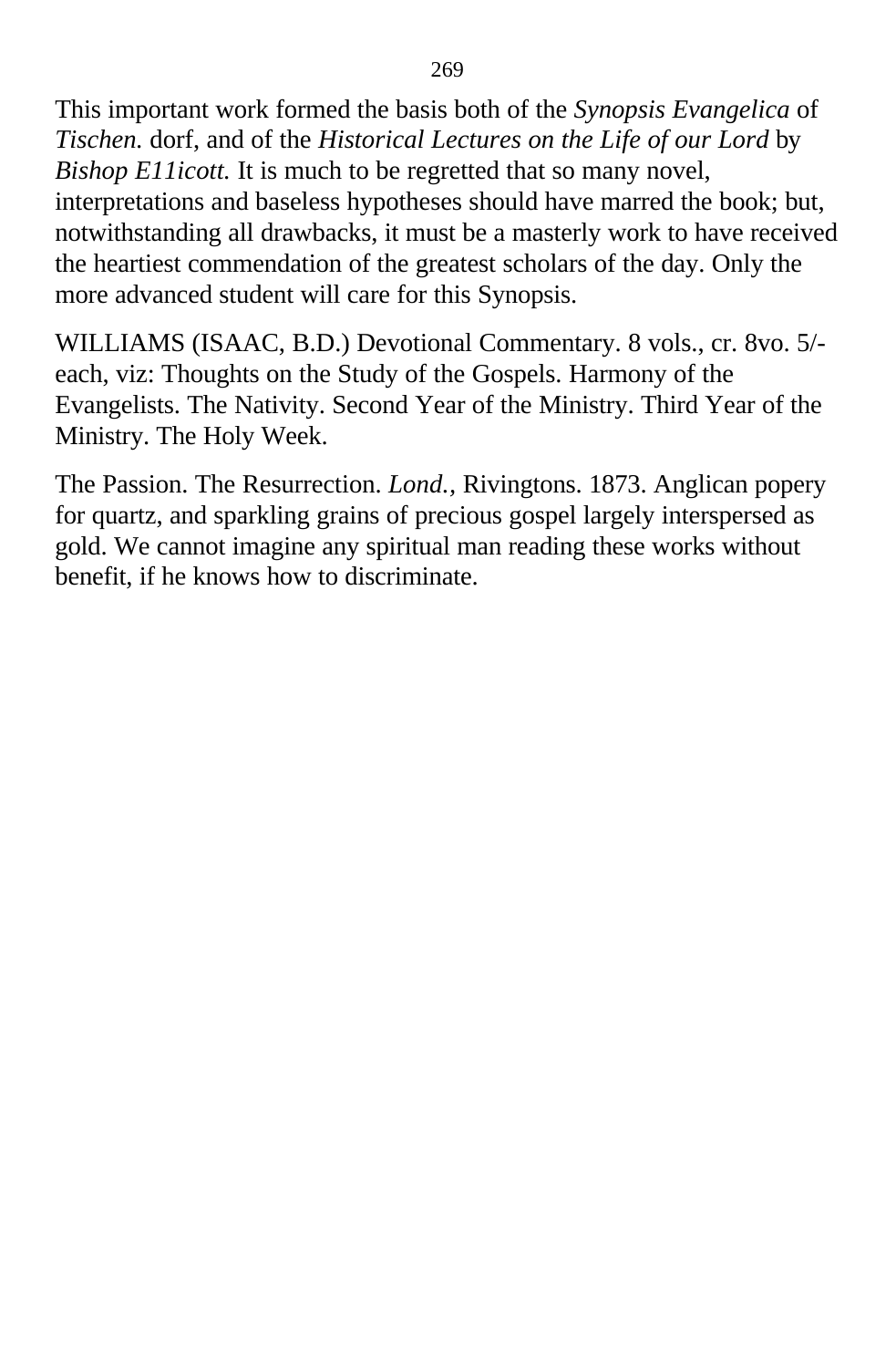This important work formed the basis both of the *Synopsis Evangelica* of *Tischen.* dorf, and of the *Historical Lectures on the Life of our Lord* by *Bishop E11icott.* It is much to be regretted that so many novel, interpretations and baseless hypotheses should have marred the book; but, notwithstanding all drawbacks, it must be a masterly work to have received the heartiest commendation of the greatest scholars of the day. Only the more advanced student will care for this Synopsis.

WILLIAMS (ISAAC, B.D.) Devotional Commentary. 8 vols., cr. 8vo. 5/- each, viz: Thoughts on the Study of the Gospels. Harmony of the Evangelists. The Nativity. Second Year of the Ministry. Third Year of the Ministry. The Holy Week.

The Passion. The Resurrection. *Lond.,* Rivingtons. 1873. Anglican popery for quartz, and sparkling grains of precious gospel largely interspersed as gold. We cannot imagine any spiritual man reading these works without benefit, if he knows how to discriminate.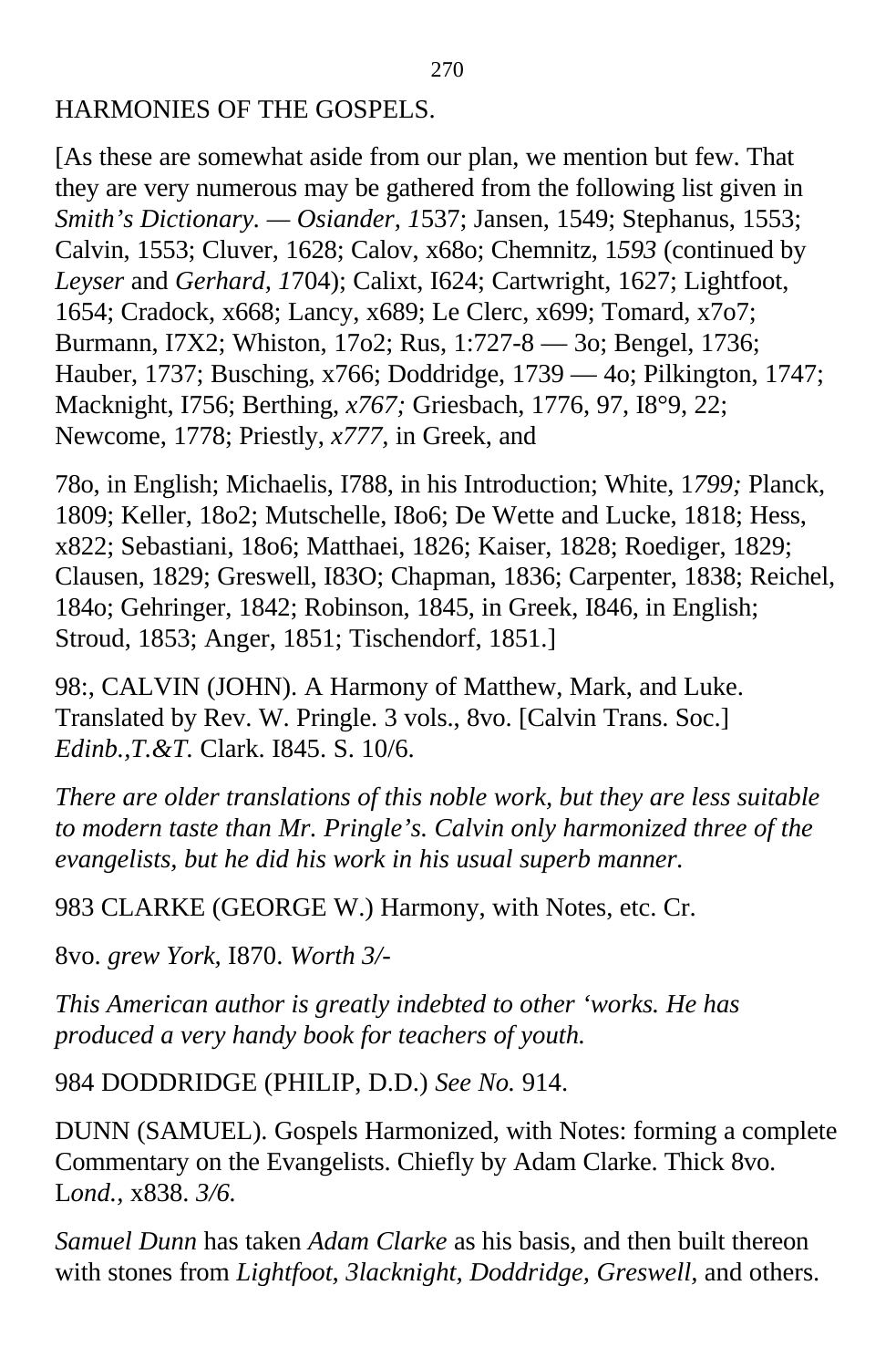## HARMONIES OF THE GOSPELS.

[As these are somewhat aside from our plan, we mention but few. That they are very numerous may be gathered from the following list given in *Smith's Dictionary. — Osiander, 1*537; Jansen, 1549; Stephanus, 1553; Calvin, 1553; Cluver, 1628; Calov, x68o; Chemnitz, 1*593* (continued by *Leyser* and *Gerhard, 1*704); Calixt, I624; Cartwright, 1627; Lightfoot, 1654; Cradock, x668; Lancy, x689; Le Clerc, x699; Tomard, x7o7; Burmann, I7X2; Whiston, 17o2; Rus, 1:727-8 — 3o; Bengel, 1736; Hauber, 1737; Busching, x766; Doddridge, 1739 — 4o; Pilkington, 1747; Macknight, I756; Berthing, *x767;* Griesbach, 1776, 97, I8°9, 22; Newcome, 1778; Priestly, *x777,* in Greek, and

78o, in English; Michaelis, I788, in his Introduction; White, 1*799;* Planck, 1809; Keller, 18o2; Mutschelle, I8o6; De Wette and Lucke, 1818; Hess, x822; Sebastiani, 18o6; Matthaei, 1826; Kaiser, 1828; Roediger, 1829; Clausen, 1829; Greswell, I83O; Chapman, 1836; Carpenter, 1838; Reichel, 184o; Gehringer, 1842; Robinson, 1845, in Greek, I846, in English; Stroud, 1853; Anger, 1851; Tischendorf, 1851.]

98:, CALVIN (JOHN). A Harmony of Matthew, Mark, and Luke. Translated by Rev. W. Pringle. 3 vols., 8vo. [Calvin Trans. Soc.] *Edinb.,T.&T.* Clark. I845. S. 10/6.

*There are older translations of this noble work, but they are less suitable to modern taste than Mr. Pringle's. Calvin only harmonized three of the evangelists, but he did his work in his usual superb manner.*

983 CLARKE (GEORGE W.) Harmony, with Notes, etc. Cr.

8vo. *grew York,* I870. *Worth 3/-*

*This American author is greatly indebted to other 'works. He has produced a very handy book for teachers of youth.*

984 DODDRIDGE (PHILIP, D.D.) *See No.* 914.

DUNN (SAMUEL). Gospels Harmonized, with Notes: forming a complete Commentary on the Evangelists. Chiefly by Adam Clarke. Thick 8vo. L*ond.,* x838. *3/6.*

*Samuel Dunn* has taken *Adam Clarke* as his basis, and then built thereon with stones from *Lightfoot, 3lacknight, Doddridge, Greswell,* and others.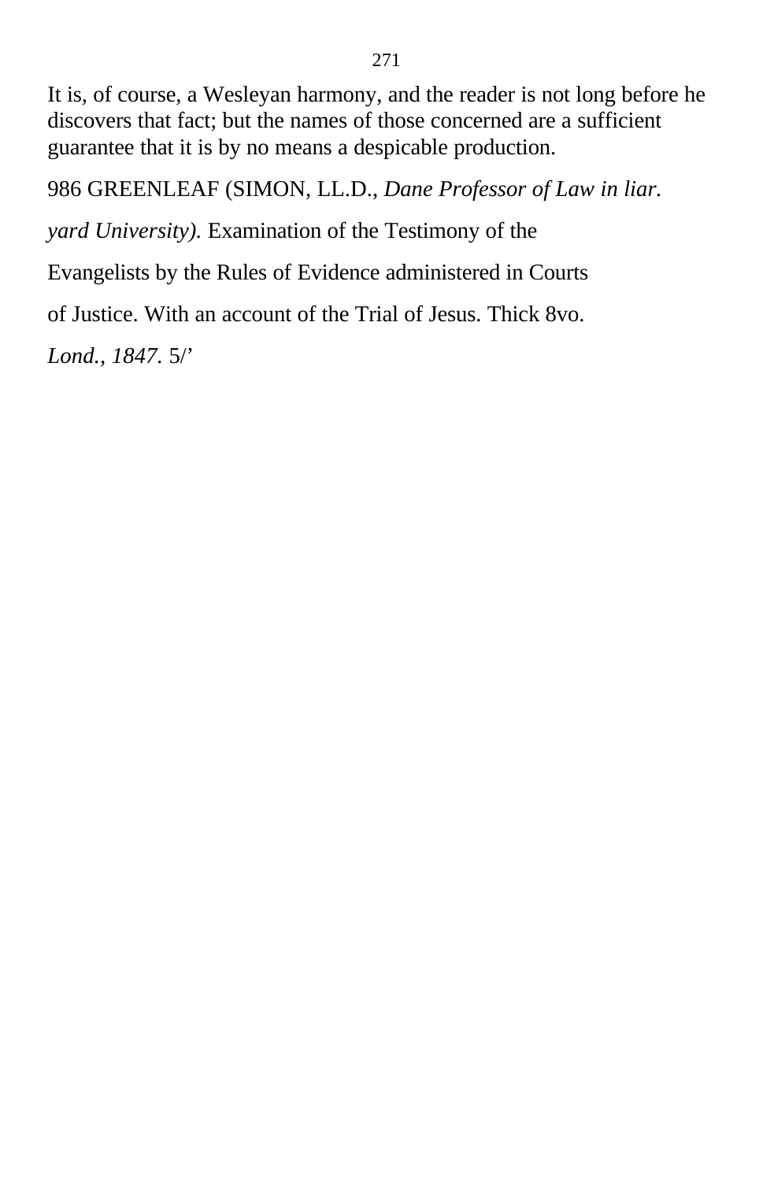It is, of course, a Wesleyan harmony, and the reader is not long before he discovers that fact; but the names of those concerned are a sufficient guarantee that it is by no means a despicable production.

986 GREENLEAF (SIMON, LL.D., *Dane Professor of Law in liar.*

*yard University).* Examination of the Testimony of the

Evangelists by the Rules of Evidence administered in Courts

of Justice. With an account of the Trial of Jesus. Thick 8vo.

*Lond., 1847.* 5/’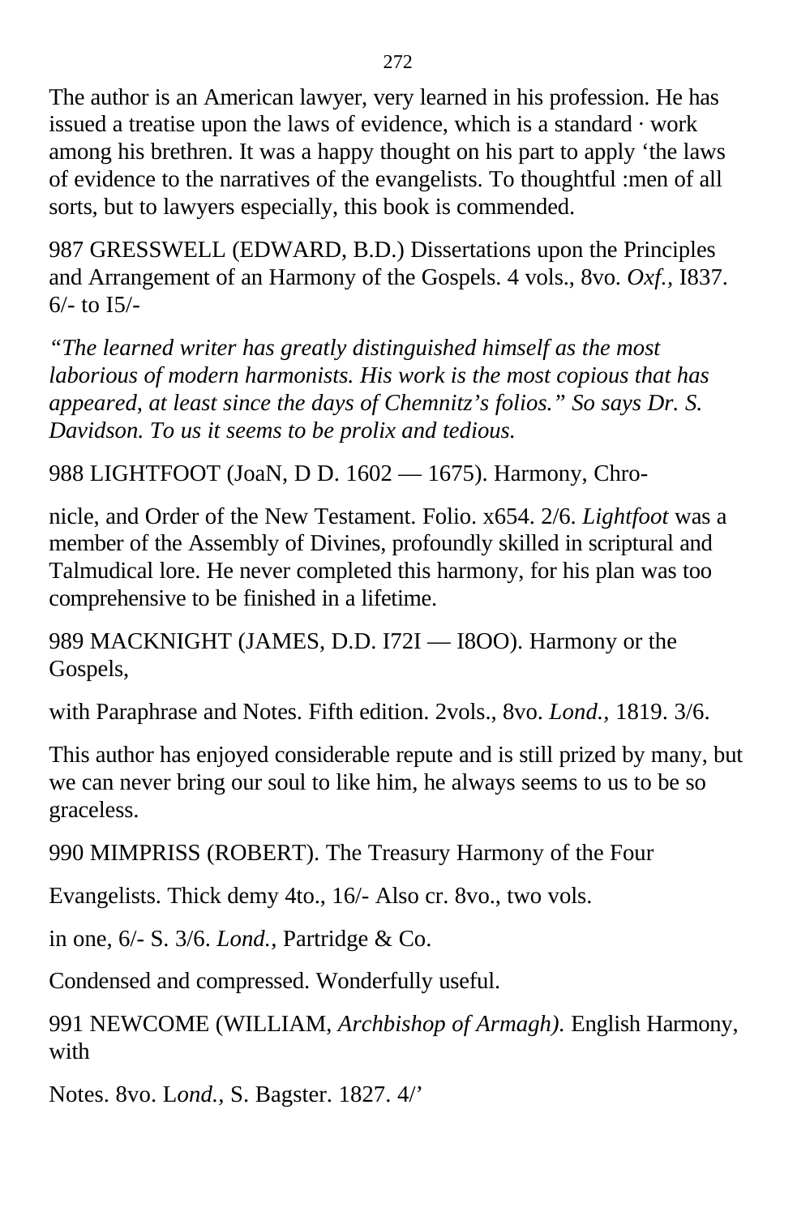The author is an American lawyer, very learned in his profession. He has issued a treatise upon the laws of evidence, which is a standard · work among his brethren. It was a happy thought on his part to apply ‘the laws of evidence to the narratives of the evangelists. To thoughtful :men of all sorts, but to lawyers especially, this book is commended.

987 GRESSWELL (EDWARD, B.D.) Dissertations upon the Principles and Arrangement of an Harmony of the Gospels. 4 vols., 8vo. *Oxf.*, I837. 6/- to I5/-

*“The learned writer has greatly distinguished himself as the most laborious of modern harmonists. His work is the most copious that has appeared, at least since the days of Chemnitz’s folios.” So says Dr. S. Davidson. To us it seems to be prolix and tedious.*

988 LIGHTFOOT (JoaN, D D. 1602 — 1675). Harmony, Chro-

nicle, and Order of the New Testament. Folio. x654. 2/6. *Lightfoot* was a member of the Assembly of Divines, profoundly skilled in scriptural and Talmudical lore. He never completed this harmony, for his plan was too comprehensive to be finished in a lifetime.

989 MACKNIGHT (JAMES, D.D. I72I — I8OO). Harmony or the Gospels,

with Paraphrase and Notes. Fifth edition. 2vols., 8vo. *Lond.*, 1819. 3/6.

This author has enjoyed considerable repute and is still prized by many, but we can never bring our soul to like him, he always seems to us to be so graceless.

990 MIMPRISS (ROBERT). The Treasury Harmony of the Four

Evangelists. Thick demy 4to., 16/- Also cr. 8vo., two vols.

in one, 6/- S. 3/6. *Lond.*, Partridge & Co.

Condensed and compressed. Wonderfully useful.

991 NEWCOME (WILLIAM, *Archbishop of Armagh).* English Harmony, with

Notes. 8vo. L*ond.*, S. Bagster. 1827. 4/’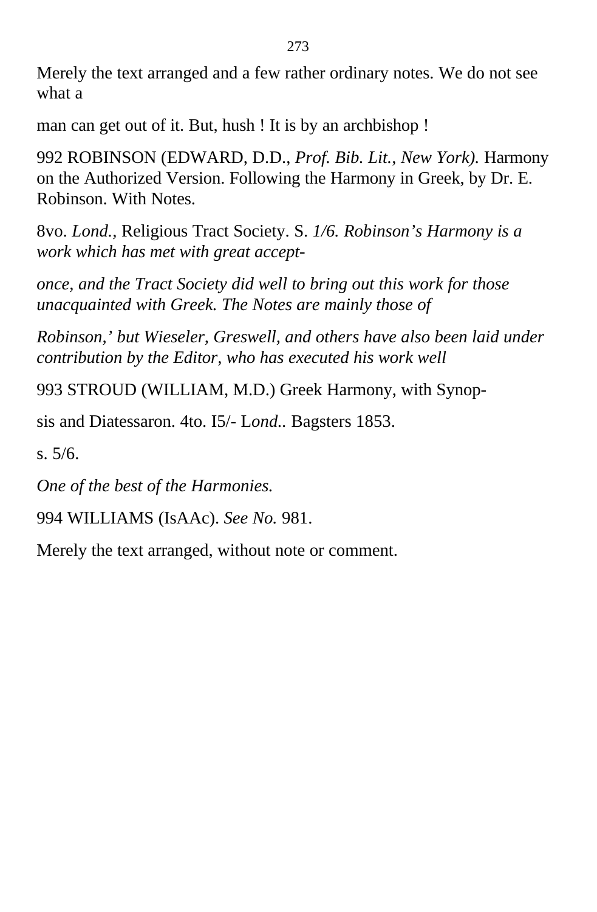Merely the text arranged and a few rather ordinary notes. We do not see what a

man can get out of it. But, hush ! It is by an archbishop !

992 ROBINSON (EDWARD, D.D., *Prof. Bib. Lit., New York).* Harmony on the Authorized Version. Following the Harmony in Greek, by Dr. E. Robinson. With Notes.

8vo. *Lond.,* Religious Tract Society. S. *1/6. Robinson's Harmony is a work which has met with great accept-*

*once, and the Tract Society did well to bring out this work for those unacquainted with Greek. The Notes are mainly those of*

*Robinson,' but Wieseler, Greswell, and others have also been laid under contribution by the Editor, who has executed his work well*

993 STROUD (WILLIAM, M.D.) Greek Harmony, with Synop-

sis and Diatessaron. 4to. I5/- L*ond*.. Bagsters 1853.

s. 5/6.

*One of the best of the Harmonies.*

994 WILLIAMS (IsAAc). *See No.* 981.

Merely the text arranged, without note or comment.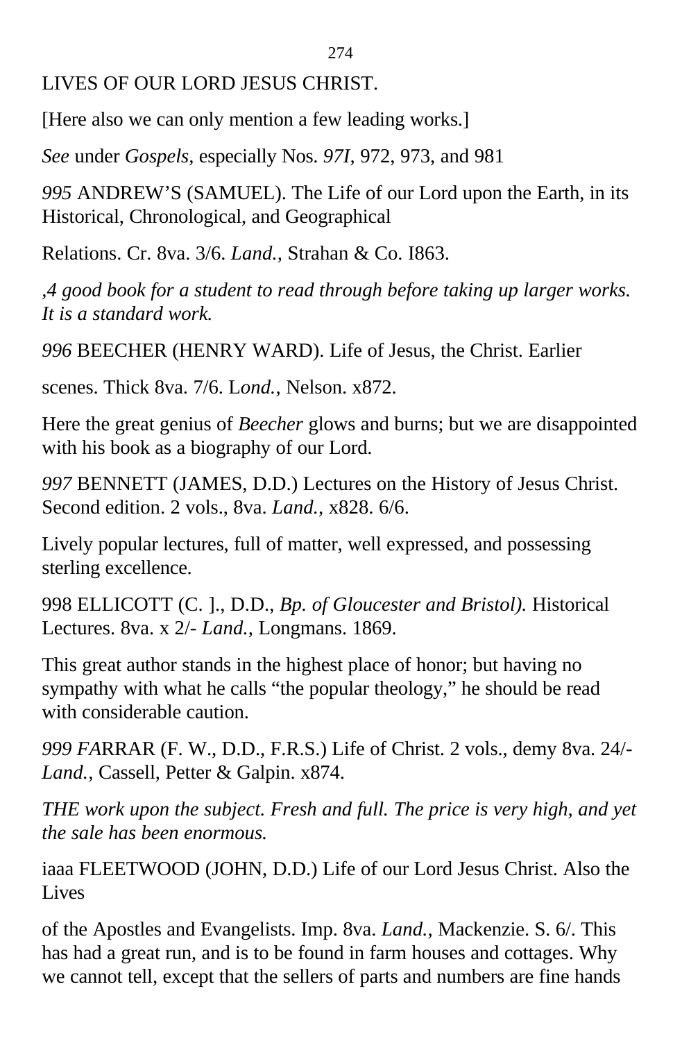LIVES OF OUR LORD JESUS CHRIST.

[Here also we can only mention a few leading works.]

*See* under *Gospels,* especially Nos. *97I*, 972, 973, and 981

*995* ANDREW'S (SAMUEL). The Life of our Lord upon the Earth, in its Historical, Chronological, and Geographical

Relations. Cr. 8va. 3/6. *Land.,* Strahan & Co. I863.

*,4 good book for a student to read through before taking up larger works. It is a standard work.*

*996* BEECHER (HENRY WARD). Life of Jesus, the Christ. Earlier

scenes. Thick 8va. 7/6. L*ond.,* Nelson. x872.

Here the great genius of *Beecher* glows and burns; but we are disappointed with his book as a biography of our Lord.

*997* BENNETT (JAMES, D.D.) Lectures on the History of Jesus Christ. Second edition. 2 vols., 8va. *Land.,* x828. 6/6.

Lively popular lectures, full of matter, well expressed, and possessing sterling excellence.

998 ELLICOTT (C. ]., D.D., *Bp. of Gloucester and Bristol).* Historical Lectures. 8va. x 2/- *Land.,* Longmans. 1869.

This great author stands in the highest place of honor; but having no sympathy with what he calls "the popular theology," he should be read with considerable caution.

*999 FA*RRAR (F. W., D.D., F.R.S.) Life of Christ. 2 vols., demy 8va. 24/- *Land.,* Cassell, Petter & Galpin. x874.

*THE work upon the subject. Fresh and full. The price is very high, and yet the sale has been enormous.*

iaaa FLEETWOOD (JOHN, D.D.) Life of our Lord Jesus Christ. Also the Lives

of the Apostles and Evangelists. Imp. 8va. *Land.,* Mackenzie. S. 6/. This has had a great run, and is to be found in farm houses and cottages. Why we cannot tell, except that the sellers of parts and numbers are fine hands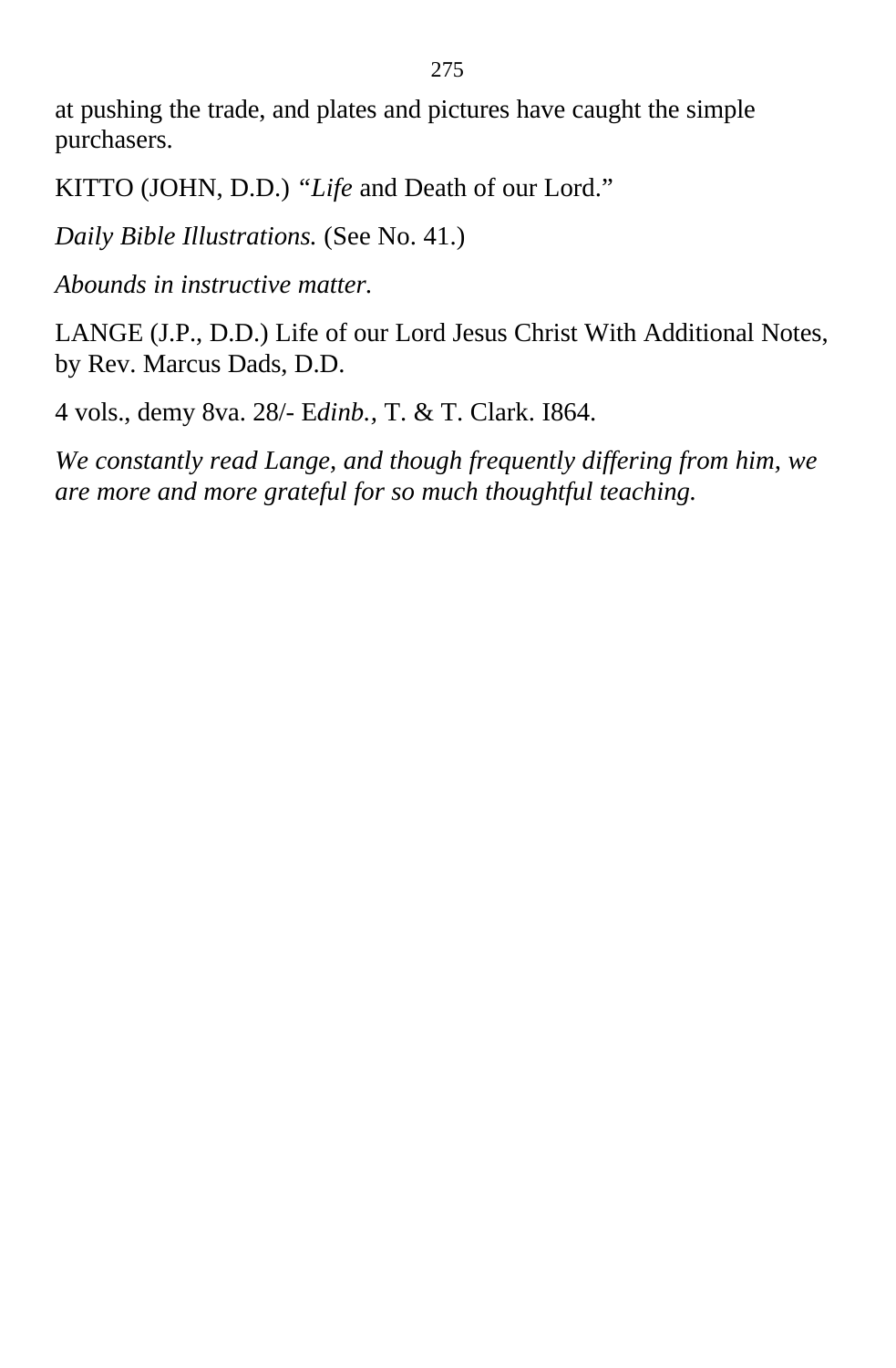at pushing the trade, and plates and pictures have caught the simple purchasers.

KITTO (JOHN, D.D.) *“Life* and Death of our Lord.”

*Daily Bible Illustrations.* (See No. 41.)

*Abounds in instructive matter.*

LANGE (J.P., D.D.) Life of our Lord Jesus Christ With Additional Notes, by Rev. Marcus Dads, D.D.

4 vols., demy 8va. 28/- E*dinb.,* T. & T. Clark. I864.

*We constantly read Lange, and though frequently differing from him, we are more and more grateful for so much thoughtful teaching.*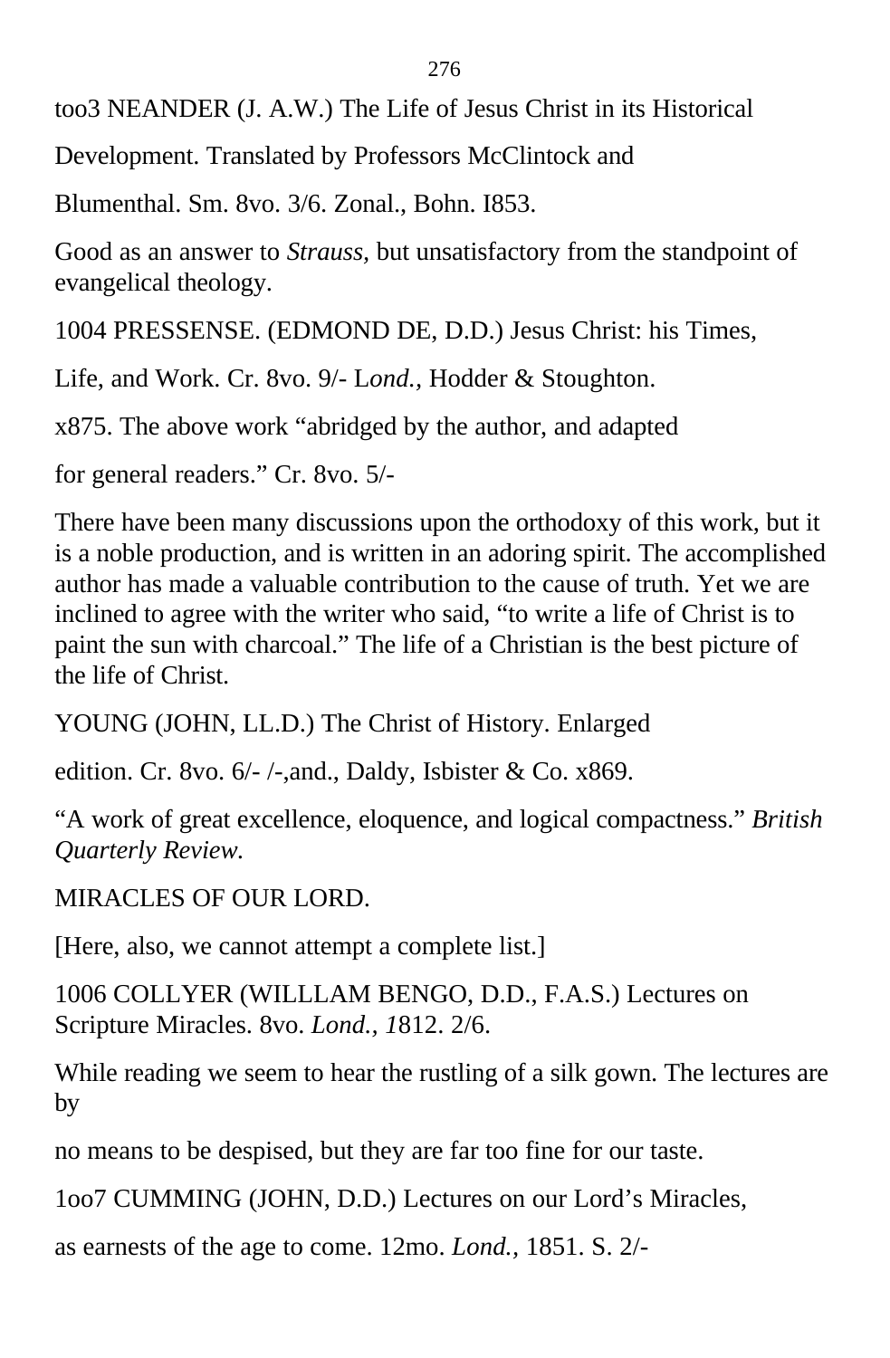too3 NEANDER (J. A.W.) The Life of Jesus Christ in its Historical

Development. Translated by Professors McClintock and

Blumenthal. Sm. 8vo. 3/6. Zonal., Bohn. I853.

Good as an answer to *Strauss,* but unsatisfactory from the standpoint of evangelical theology.

1004 PRESSENSE. (EDMOND DE, D.D.) Jesus Christ: his Times,

Life, and Work. Cr. 8vo. 9/- L*ond.,* Hodder & Stoughton.

x875. The above work "abridged by the author, and adapted

for general readers." Cr. 8vo. 5/-

There have been many discussions upon the orthodoxy of this work, but it is a noble production, and is written in an adoring spirit. The accomplished author has made a valuable contribution to the cause of truth. Yet we are inclined to agree with the writer who said, "to write a life of Christ is to paint the sun with charcoal." The life of a Christian is the best picture of the life of Christ.

YOUNG (JOHN, LL.D.) The Christ of History. Enlarged

edition. Cr. 8vo. 6/- /-,and., Daldy, Isbister & Co. x869.

"A work of great excellence, eloquence, and logical compactness." *British Quarterly Review.*

MIRACLES OF OUR LORD.

[Here, also, we cannot attempt a complete list.]

1006 COLLYER (WILLLAM BENGO, D.D., F.A.S.) Lectures on Scripture Miracles. 8vo. *Lond., 1*812. 2/6.

While reading we seem to hear the rustling of a silk gown. The lectures are by

no means to be despised, but they are far too fine for our taste.

1oo7 CUMMING (JOHN, D.D.) Lectures on our Lord's Miracles,

as earnests of the age to come. 12mo. *Lond.,* 1851. S. 2/-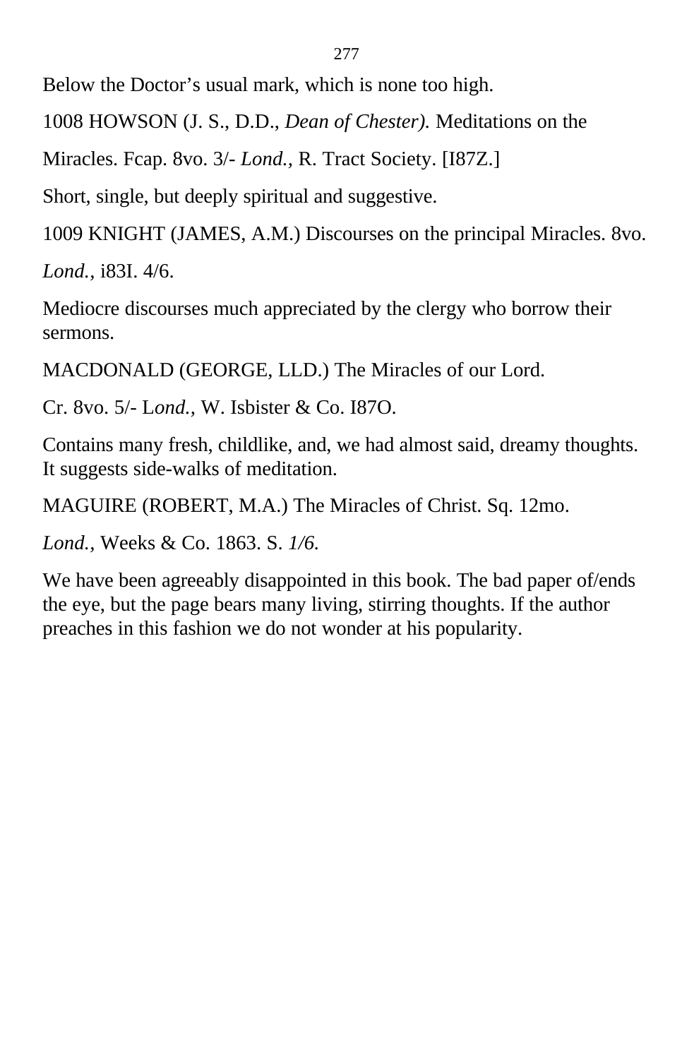Below the Doctor’s usual mark, which is none too high.

1008 HOWSON (J. S., D.D., *Dean of Chester).* Meditations on the

Miracles. Fcap. 8vo. 3/- *Lond.,* R. Tract Society. [I87Z.]

Short, single, but deeply spiritual and suggestive.

1009 KNIGHT (JAMES, A.M.) Discourses on the principal Miracles. 8vo.

*Lond.,* i83I. 4/6.

Mediocre discourses much appreciated by the clergy who borrow their sermons.

MACDONALD (GEORGE, LLD.) The Miracles of our Lord.

Cr. 8vo. 5/- L*ond.,* W. Isbister & Co. I87O.

Contains many fresh, childlike, and, we had almost said, dreamy thoughts. It suggests side-walks of meditation.

MAGUIRE (ROBERT, M.A.) The Miracles of Christ. Sq. 12mo.

*Lond.,* Weeks & Co. 1863. S. *1/6.*

We have been agreeably disappointed in this book. The bad paper of/ends the eye, but the page bears many living, stirring thoughts. If the author preaches in this fashion we do not wonder at his popularity.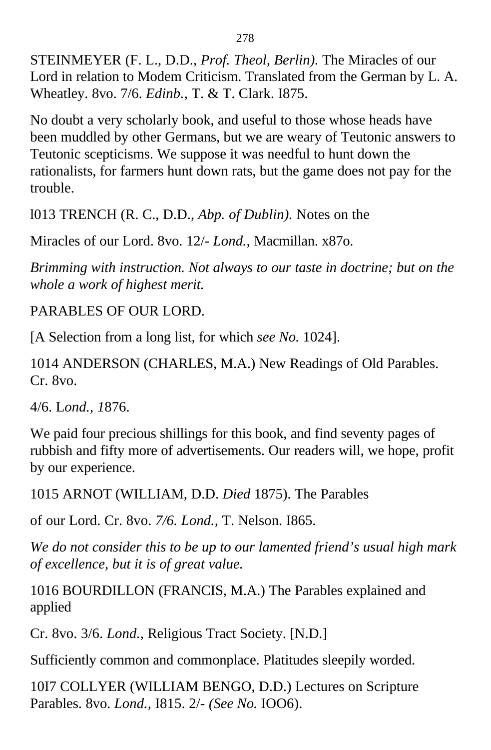STEINMEYER (F. L., D.D., *Prof. Theol, Berlin).* The Miracles of our Lord in relation to Modem Criticism. Translated from the German by L. A. Wheatley. 8vo. 7/6. *Edinb.,* T. & T. Clark. I875.

No doubt a very scholarly book, and useful to those whose heads have been muddled by other Germans, but we are weary of Teutonic answers to Teutonic scepticisms. We suppose it was needful to hunt down the rationalists, for farmers hunt down rats, but the game does not pay for the trouble.

l013 TRENCH (R. C., D.D., *Abp. of Dublin).* Notes on the

Miracles of our Lord. 8vo. 12/- *Lond.,* Macmillan. x87o.

*Brimming with instruction. Not always to our taste in doctrine; but on the whole a work of highest merit.*

PARABLES OF OUR LORD.

[A Selection from a long list, for which *see No.* 1024].

1014 ANDERSON (CHARLES, M.A.) New Readings of Old Parables. Cr. 8vo.

4/6. L*ond., 1*876.

We paid four precious shillings for this book, and find seventy pages of rubbish and fifty more of advertisements. Our readers will, we hope, profit by our experience.

1015 ARNOT (WILLIAM, D.D. *Died* 1875). The Parables

of our Lord. Cr. 8vo. *7/6. Lond.,* T. Nelson. I865.

*We do not consider this to be up to our lamented friend's usual high mark of excellence, but it is of great value.*

1016 BOURDILLON (FRANCIS, M.A.) The Parables explained and applied

Cr. 8vo. 3/6. *Lond.,* Religious Tract Society. [N.D.]

Sufficiently common and commonplace. Platitudes sleepily worded.

10I7 COLLYER (WILLIAM BENGO, D.D.) Lectures on Scripture Parables. 8vo. *Lond.,* I815. 2/- *(See No.* IOO6).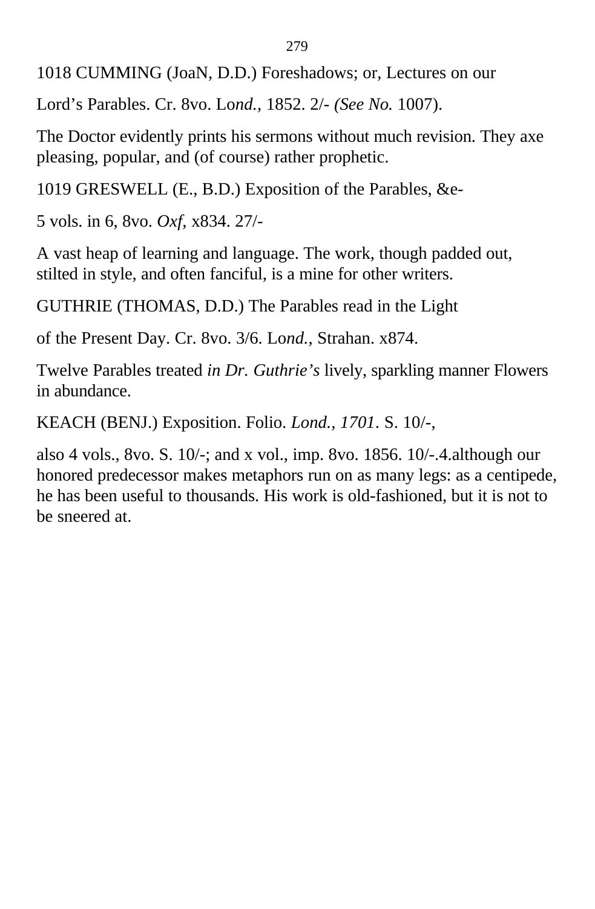1018 CUMMING (JoaN, D.D.) Foreshadows; or, Lectures on our

Lord’s Parables. Cr. 8vo. Lo*nd.,* 1852. 2/- *(See No.* 1007).

The Doctor evidently prints his sermons without much revision. They axe pleasing, popular, and (of course) rather prophetic.

1019 GRESWELL (E., B.D.) Exposition of the Parables, &e-

5 vols. in 6, 8vo. *Oxf,* x834. 27/-

A vast heap of learning and language. The work, though padded out, stilted in style, and often fanciful, is a mine for other writers.

GUTHRIE (THOMAS, D.D.) The Parables read in the Light

of the Present Day. Cr. 8vo. 3/6. Lo*nd.,* Strahan. x874.

Twelve Parables treated *in Dr. Guthrie’s* lively, sparkling manner Flowers in abundance.

KEACH (BENJ.) Exposition. Folio. *Lond., 1701*. S. 10/-,

also 4 vols., 8vo. S. 10/-; and x vol., imp. 8vo. 1856. 10/-.4.although our honored predecessor makes metaphors run on as many legs: as a centipede, he has been useful to thousands. His work is old-fashioned, but it is not to be sneered at.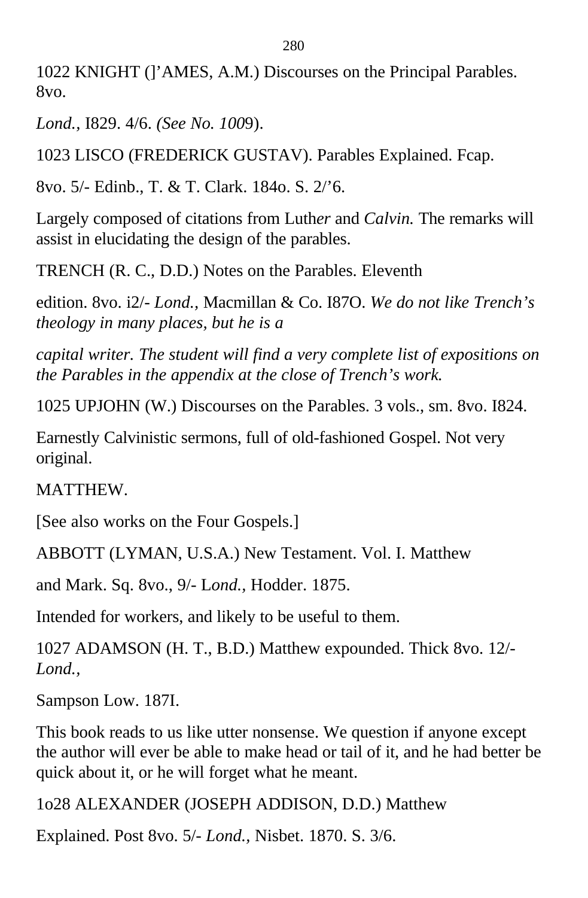1022 KNIGHT (]'AMES, A.M.) Discourses on the Principal Parables. 8vo.

*Lond.,* I829. 4/6. *(See No. 100*9).

1023 LISCO (FREDERICK GUSTAV). Parables Explained. Fcap.

8vo. 5/- Edinb., T. & T. Clark. 184o. S. 2/'6.

Largely composed of citations from Luth*er* and *Calvin.* The remarks will assist in elucidating the design of the parables.

TRENCH (R. C., D.D.) Notes on the Parables. Eleventh

edition. 8vo. i2/- *Lond.,* Macmillan & Co. I87O. *We do not like Trench's theology in many places, but he is a*

*capital writer. The student will find a very complete list of expositions on the Parables in the appendix at the close of Trench's work.*

1025 UPJOHN (W.) Discourses on the Parables. 3 vols., sm. 8vo. I824.

Earnestly Calvinistic sermons, full of old-fashioned Gospel. Not very original.

MATTHEW.

[See also works on the Four Gospels.]

ABBOTT (LYMAN, U.S.A.) New Testament. Vol. I. Matthew

and Mark. Sq. 8vo., 9/- L*ond.,* Hodder. 1875.

Intended for workers, and likely to be useful to them.

1027 ADAMSON (H. T., B.D.) Matthew expounded. Thick 8vo. 12/- *Lond.,*

Sampson Low. 187I.

This book reads to us like utter nonsense. We question if anyone except the author will ever be able to make head or tail of it, and he had better be quick about it, or he will forget what he meant.

1o28 ALEXANDER (JOSEPH ADDISON, D.D.) Matthew

Explained. Post 8vo. 5/- *Lond.,* Nisbet. 1870. S. 3/6.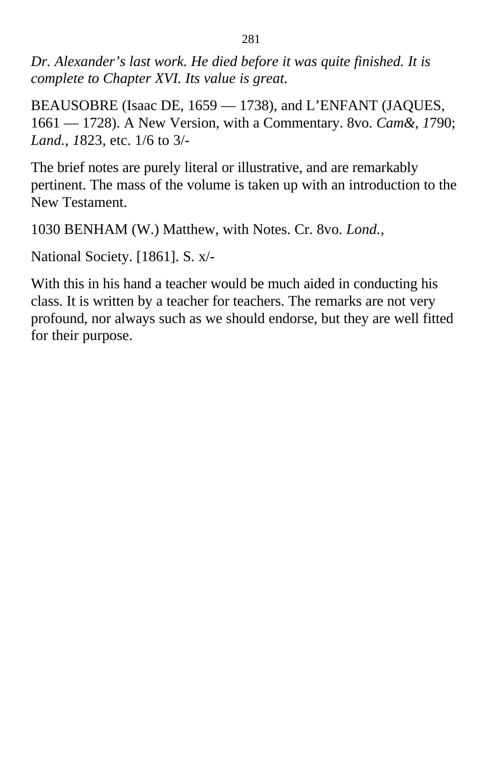*Dr. Alexander's last work. He died before it was quite finished. It is complete to Chapter XVI. Its value is great.*

BEAUSOBRE (Isaac DE, 1659 — 1738), and L'ENFANT (JAQUES, 1661 — 1728). A New Version, with a Commentary. 8vo. *Cam&, 1*790; *Land., 1*823, etc. 1/6 to 3/-

The brief notes are purely literal or illustrative, and are remarkably pertinent. The mass of the volume is taken up with an introduction to the New Testament.

1030 BENHAM (W.) Matthew, with Notes. Cr. 8vo. *Lond.,*

National Society. [1861]. S. x/-

With this in his hand a teacher would be much aided in conducting his class. It is written by a teacher for teachers. The remarks are not very profound, nor always such as we should endorse, but they are well fitted for their purpose.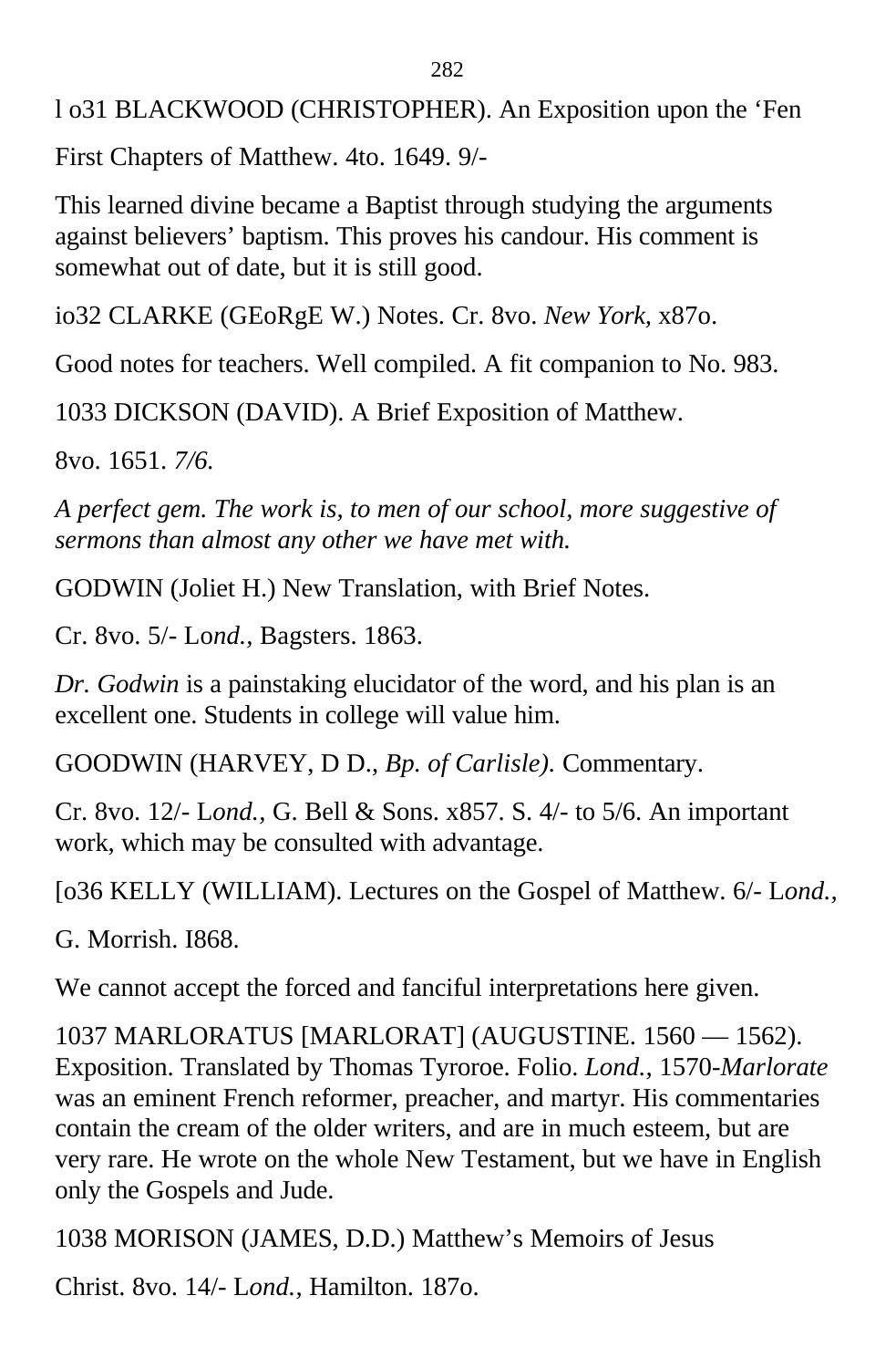l o31 BLACKWOOD (CHRISTOPHER). An Exposition upon the ‘Fen

First Chapters of Matthew. 4to. 1649. 9/-

This learned divine became a Baptist through studying the arguments against believers’ baptism. This proves his candour. His comment is somewhat out of date, but it is still good.

io32 CLARKE (GEoRgE W.) Notes. Cr. 8vo. *New York,* x87o.

Good notes for teachers. Well compiled. A fit companion to No. 983.

1033 DICKSON (DAVID). A Brief Exposition of Matthew.

8vo. 1651. *7/6.*

*A perfect gem. The work is, to men of our school, more suggestive of sermons than almost any other we have met with.*

GODWIN (Joliet H.) New Translation, with Brief Notes.

Cr. 8vo. 5/- Lo*nd.,* Bagsters. 1863.

*Dr. Godwin* is a painstaking elucidator of the word, and his plan is an excellent one. Students in college will value him.

GOODWIN (HARVEY, D D., *Bp. of Carlisle).* Commentary.

Cr. 8vo. 12/- L*ond.,* G. Bell & Sons. x857. S. 4/- to 5/6. An important work, which may be consulted with advantage.

[o36 KELLY (WILLIAM). Lectures on the Gospel of Matthew. 6/- L*ond.*,

G. Morrish. I868.

We cannot accept the forced and fanciful interpretations here given.

1037 MARLORATUS [MARLORAT] (AUGUSTINE. 1560 — 1562). Exposition. Translated by Thomas Tyroroe. Folio. *Lond.,* 1570-*Marlorate* was an eminent French reformer, preacher, and martyr. His commentaries contain the cream of the older writers, and are in much esteem, but are very rare. He wrote on the whole New Testament, but we have in English only the Gospels and Jude.

1038 MORISON (JAMES, D.D.) Matthew’s Memoirs of Jesus

Christ. 8vo. 14/- L*ond.,* Hamilton. 187o.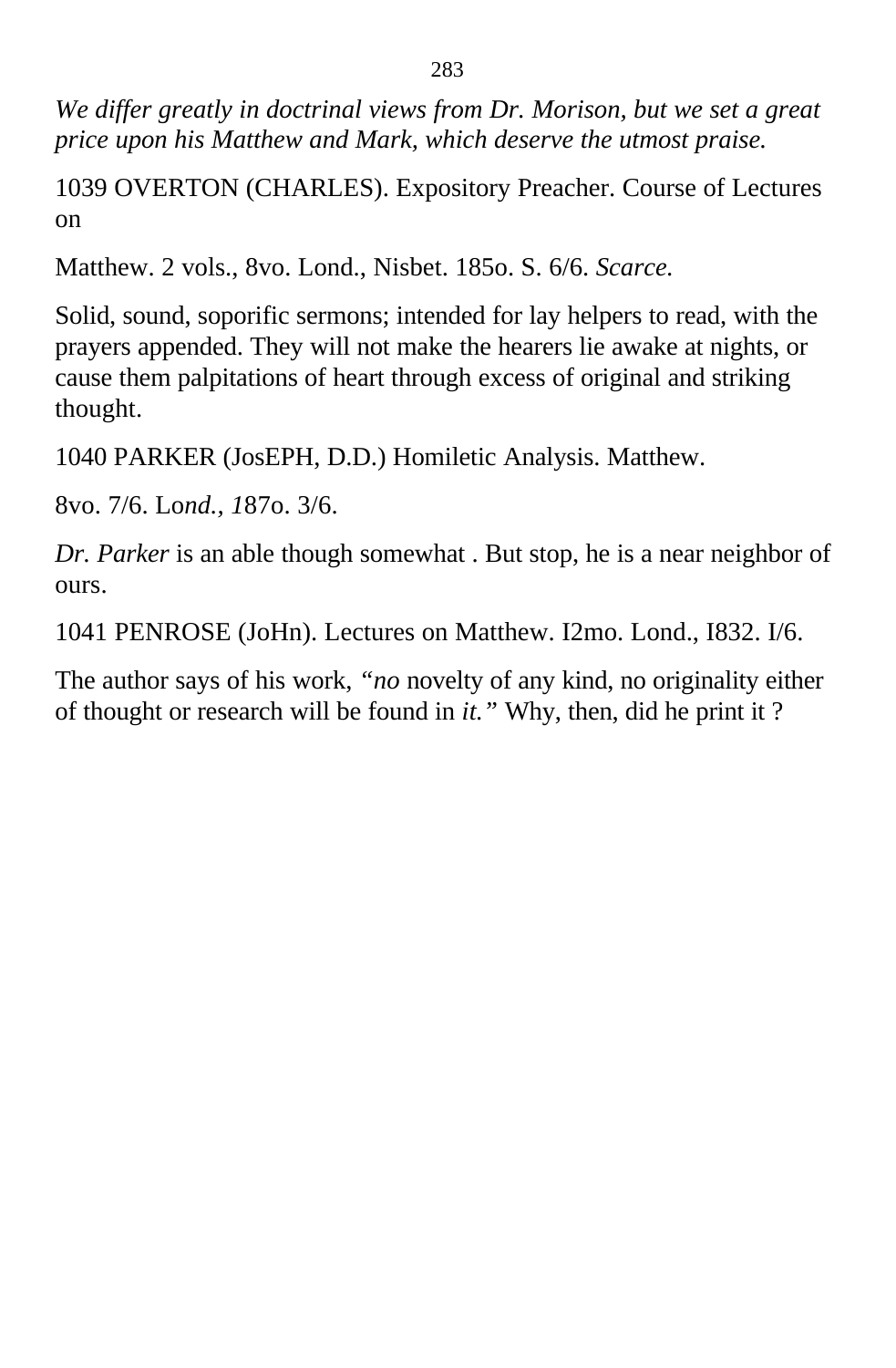*We differ greatly in doctrinal views from Dr. Morison, but we set a great price upon his Matthew and Mark, which deserve the utmost praise.*

1039 OVERTON (CHARLES). Expository Preacher. Course of Lectures on

Matthew. 2 vols., 8vo. Lond., Nisbet. 185o. S. 6/6. *Scarce.*

Solid, sound, soporific sermons; intended for lay helpers to read, with the prayers appended. They will not make the hearers lie awake at nights, or cause them palpitations of heart through excess of original and striking thought.

1040 PARKER (JosEPH, D.D.) Homiletic Analysis. Matthew.

8vo. 7/6. Lo*nd., 1*87o. 3/6.

*Dr. Parker* is an able though somewhat . But stop, he is a near neighbor of ours.

1041 PENROSE (JoHn). Lectures on Matthew. I2mo. Lond., I832. I/6.

The author says of his work, *"no* novelty of any kind, no originality either of thought or research will be found in *it."* Why, then, did he print it ?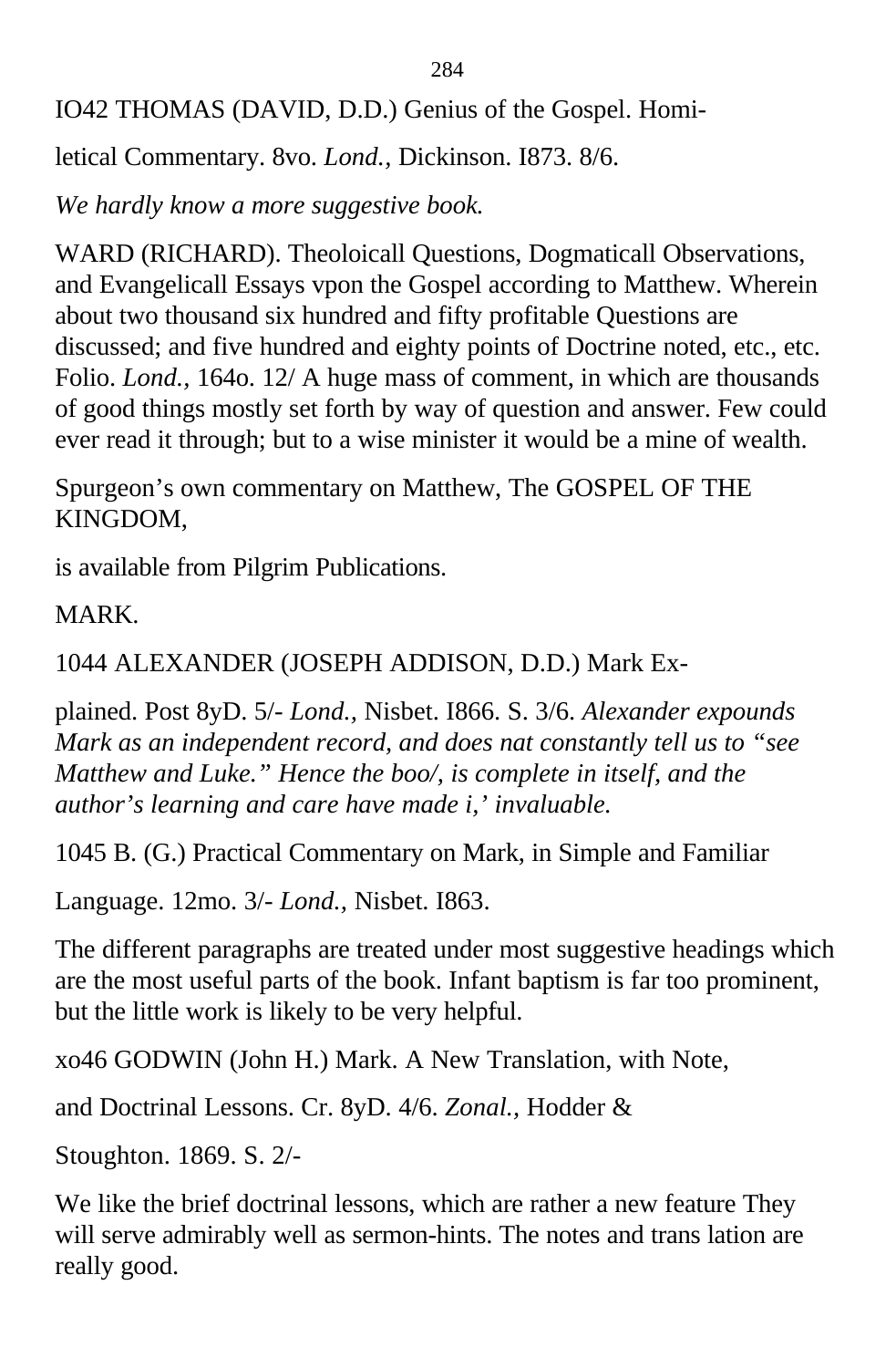IO42 THOMAS (DAVID, D.D.) Genius of the Gospel. Homi-

letical Commentary. 8vo. *Lond.,* Dickinson. I873. 8/6.

*We hardly know a more suggestive book.*

WARD (RICHARD). Theoloicall Questions, Dogmaticall Observations, and Evangelicall Essays vpon the Gospel according to Matthew. Wherein about two thousand six hundred and fifty profitable Questions are discussed; and five hundred and eighty points of Doctrine noted, etc., etc. Folio. *Lond.,* 164o. 12/ A huge mass of comment, in which are thousands of good things mostly set forth by way of question and answer. Few could ever read it through; but to a wise minister it would be a mine of wealth.

Spurgeon’s own commentary on Matthew, The GOSPEL OF THE KINGDOM,

is available from Pilgrim Publications.

MARK.

1044 ALEXANDER (JOSEPH ADDISON, D.D.) Mark Ex-

plained. Post 8yD. 5/- *Lond.,* Nisbet. I866. S. 3/6. *Alexander expounds Mark as an independent record, and does nat constantly tell us to “see Matthew and Luke.” Hence the boo/, is complete in itself, and the author’s learning and care have made i,’ invaluable.*

1045 B. (G.) Practical Commentary on Mark, in Simple and Familiar

Language. 12mo. 3/- *Lond.,* Nisbet. I863.

The different paragraphs are treated under most suggestive headings which are the most useful parts of the book. Infant baptism is far too prominent, but the little work is likely to be very helpful.

xo46 GODWIN (John H.) Mark. A New Translation, with Note,

and Doctrinal Lessons. Cr. 8yD. 4/6. *Zonal.,* Hodder &

Stoughton. 1869. S. 2/-

We like the brief doctrinal lessons, which are rather a new feature They will serve admirably well as sermon-hints. The notes and trans lation are really good.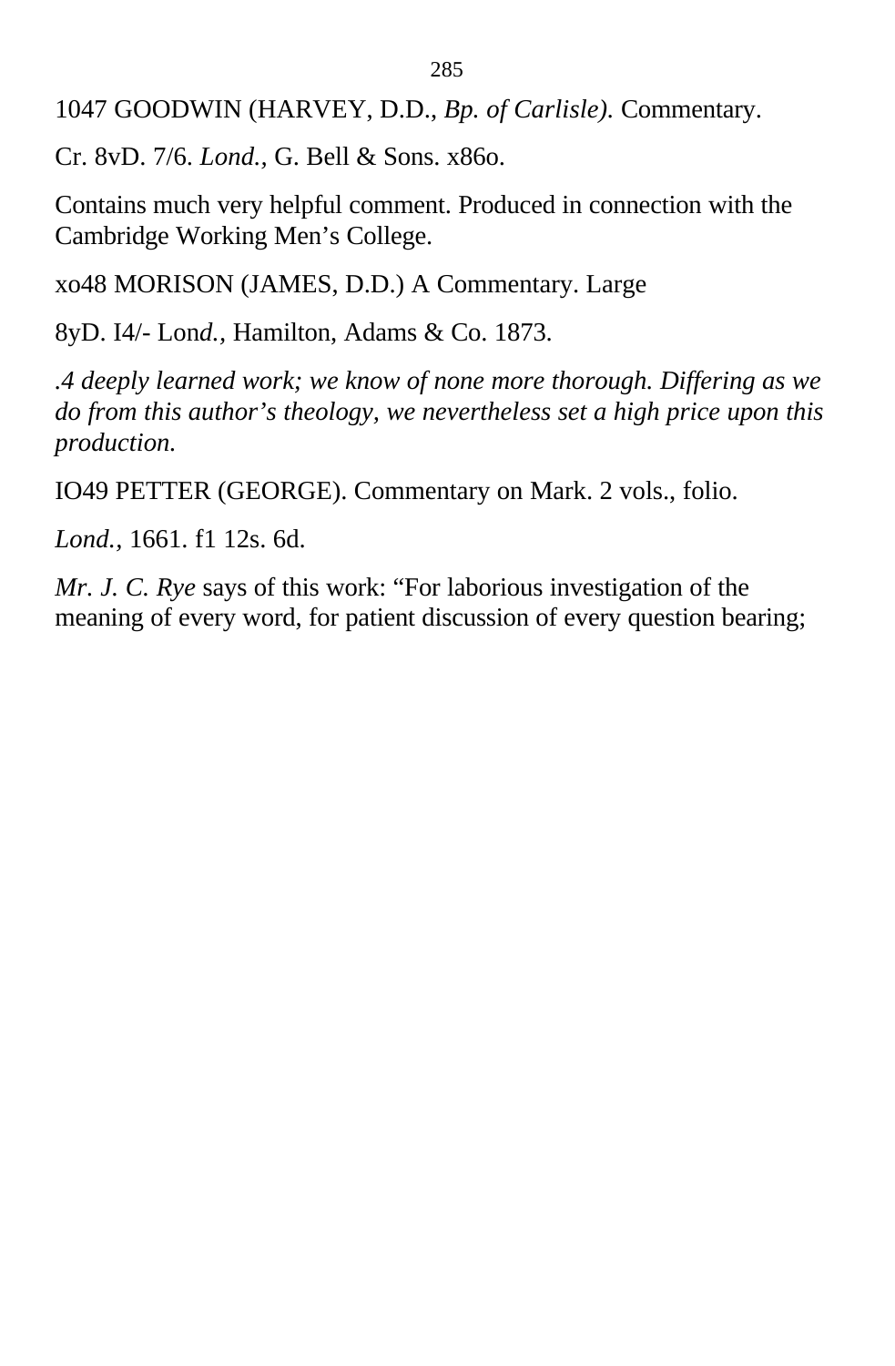1047 GOODWIN (HARVEY, D.D., *Bp. of Carlisle).* Commentary.

Cr. 8vD. 7/6. *Lond.,* G. Bell & Sons. x86o.

Contains much very helpful comment. Produced in connection with the Cambridge Working Men's College.

xo48 MORISON (JAMES, D.D.) A Commentary. Large

8yD. I4/- Lon*d.,* Hamilton, Adams & Co. 1873.

*.4 deeply learned work; we know of none more thorough. Differing as we do from this author's theology, we nevertheless set a high price upon this production.*

IO49 PETTER (GEORGE). Commentary on Mark. 2 vols., folio.

*Lond.,* 1661. f1 12s. 6d.

*Mr. J. C. Rye* says of this work: "For laborious investigation of the meaning of every word, for patient discussion of every question bearing;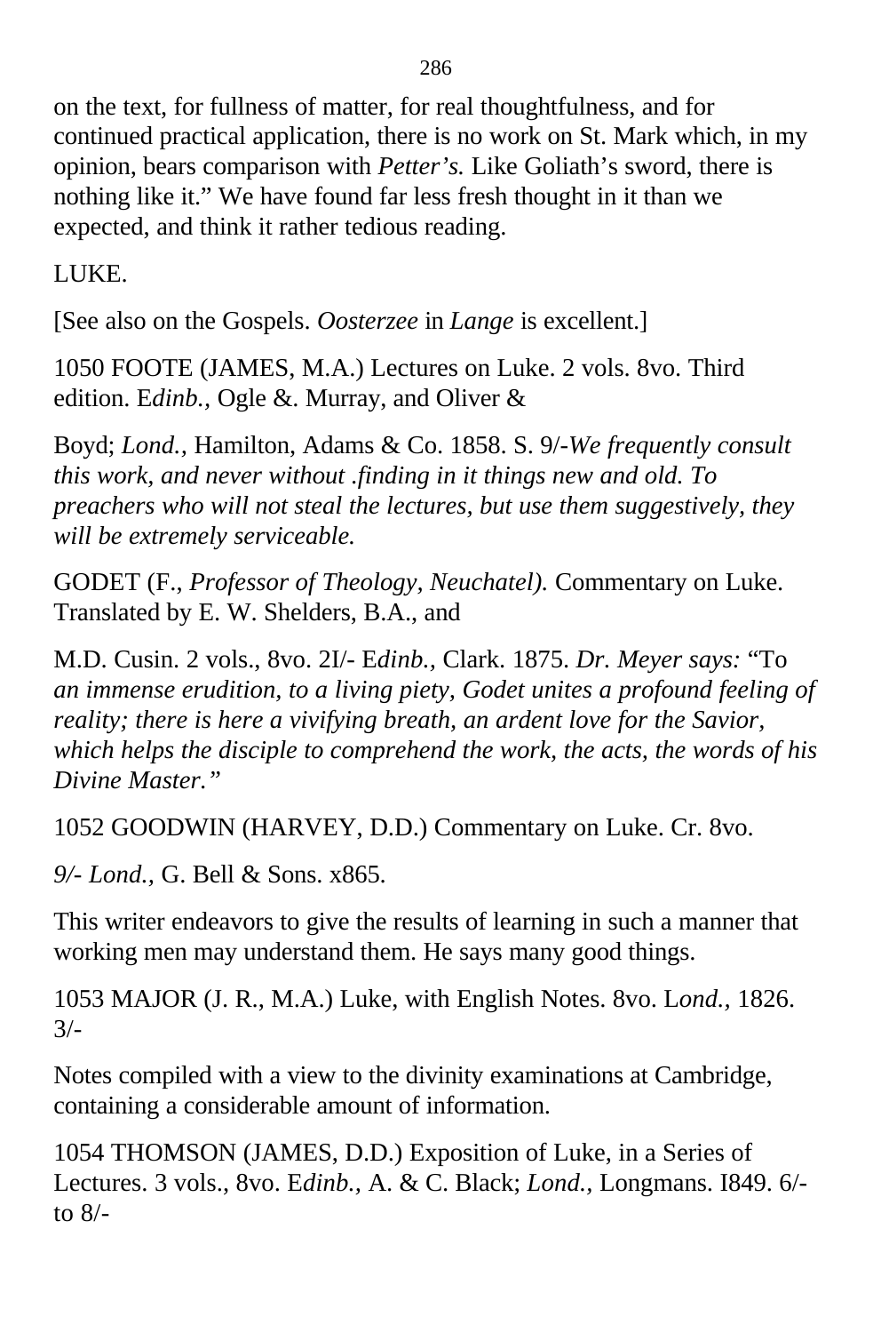on the text, for fullness of matter, for real thoughtfulness, and for continued practical application, there is no work on St. Mark which, in my opinion, bears comparison with *Petter's.* Like Goliath's sword, there is nothing like it." We have found far less fresh thought in it than we expected, and think it rather tedious reading.

LUKE.

[See also on the Gospels. *Oosterzee* in *Lange* is excellent.]

1050 FOOTE (JAMES, M.A.) Lectures on Luke. 2 vols. 8vo. Third edition. E*dinb.,* Ogle &. Murray, and Oliver &

Boyd; *Lond.,* Hamilton, Adams & Co. 1858. S. 9/-*We frequently consult this work, and never without .finding in it things new and old. To preachers who will not steal the lectures, but use them suggestively, they will be extremely serviceable.*

GODET (F., *Professor of Theology, Neuchatel).* Commentary on Luke. Translated by E. W. Shelders, B.A., and

M.D. Cusin. 2 vols., 8vo. 2I/- E*dinb.,* Clark. 1875. *Dr. Meyer says:* "To *an immense erudition, to a living piety, Godet unites a profound feeling of reality; there is here a vivifying breath, an ardent love for the Savior, which helps the disciple to comprehend the work, the acts, the words of his Divine Master."*

1052 GOODWIN (HARVEY, D.D.) Commentary on Luke. Cr. 8vo.

*9/- Lond.,* G. Bell & Sons. x865.

This writer endeavors to give the results of learning in such a manner that working men may understand them. He says many good things.

1053 MAJOR (J. R., M.A.) Luke, with English Notes. 8vo. L*ond.,* 1826. 3/-

Notes compiled with a view to the divinity examinations at Cambridge, containing a considerable amount of information.

1054 THOMSON (JAMES, D.D.) Exposition of Luke, in a Series of Lectures. 3 vols., 8vo. E*dinb.,* A. & C. Black; *Lond.,* Longmans. I849. 6/- to 8/-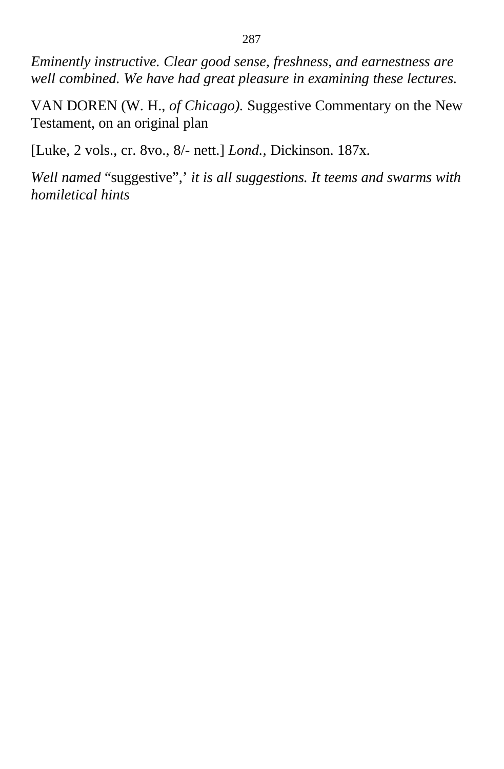*Eminently instructive. Clear good sense, freshness, and earnestness are well combined. We have had great pleasure in examining these lectures.*

VAN DOREN (W. H., *of Chicago).* Suggestive Commentary on the New Testament, on an original plan

[Luke, 2 vols., cr. 8vo., 8/- nett.] *Lond.,* Dickinson. 187x.

*Well named* “suggestive”,’ *it is all suggestions. It teems and swarms with homiletical hints*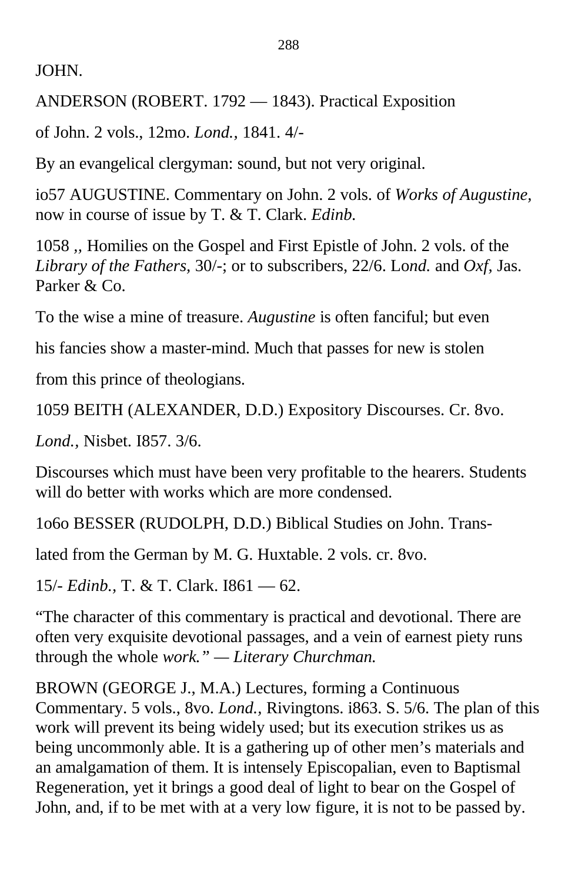JOHN.

ANDERSON (ROBERT. 1792 — 1843). Practical Exposition

of John. 2 vols., 12mo. *Lond.,* 1841. 4/-

By an evangelical clergyman: sound, but not very original.

io57 AUGUSTINE. Commentary on John. 2 vols. of *Works of Augustine,* now in course of issue by T. & T. Clark. *Edinb.*

1058 ,, Homilies on the Gospel and First Epistle of John. 2 vols. of the *Library of the Fathers,* 30/-; or to subscribers, 22/6. Lo*nd.* and *Oxf,* Jas. Parker & Co.

To the wise a mine of treasure. *Augustine* is often fanciful; but even

his fancies show a master-mind. Much that passes for new is stolen

from this prince of theologians.

1059 BEITH (ALEXANDER, D.D.) Expository Discourses. Cr. 8vo.

*Lond.,* Nisbet. I857. 3/6.

Discourses which must have been very profitable to the hearers. Students will do better with works which are more condensed.

1o6o BESSER (RUDOLPH, D.D.) Biblical Studies on John. Trans-

lated from the German by M. G. Huxtable. 2 vols. cr. 8vo.

15/- *Edinb.,* T. & T. Clark. I861 — 62.

"The character of this commentary is practical and devotional. There are often very exquisite devotional passages, and a vein of earnest piety runs through the whole *work." — Literary Churchman.*

BROWN (GEORGE J., M.A.) Lectures, forming a Continuous Commentary. 5 vols., 8vo. *Lond.,* Rivingtons. i863. S. 5/6. The plan of this work will prevent its being widely used; but its execution strikes us as being uncommonly able. It is a gathering up of other men's materials and an amalgamation of them. It is intensely Episcopalian, even to Baptismal Regeneration, yet it brings a good deal of light to bear on the Gospel of John, and, if to be met with at a very low figure, it is not to be passed by.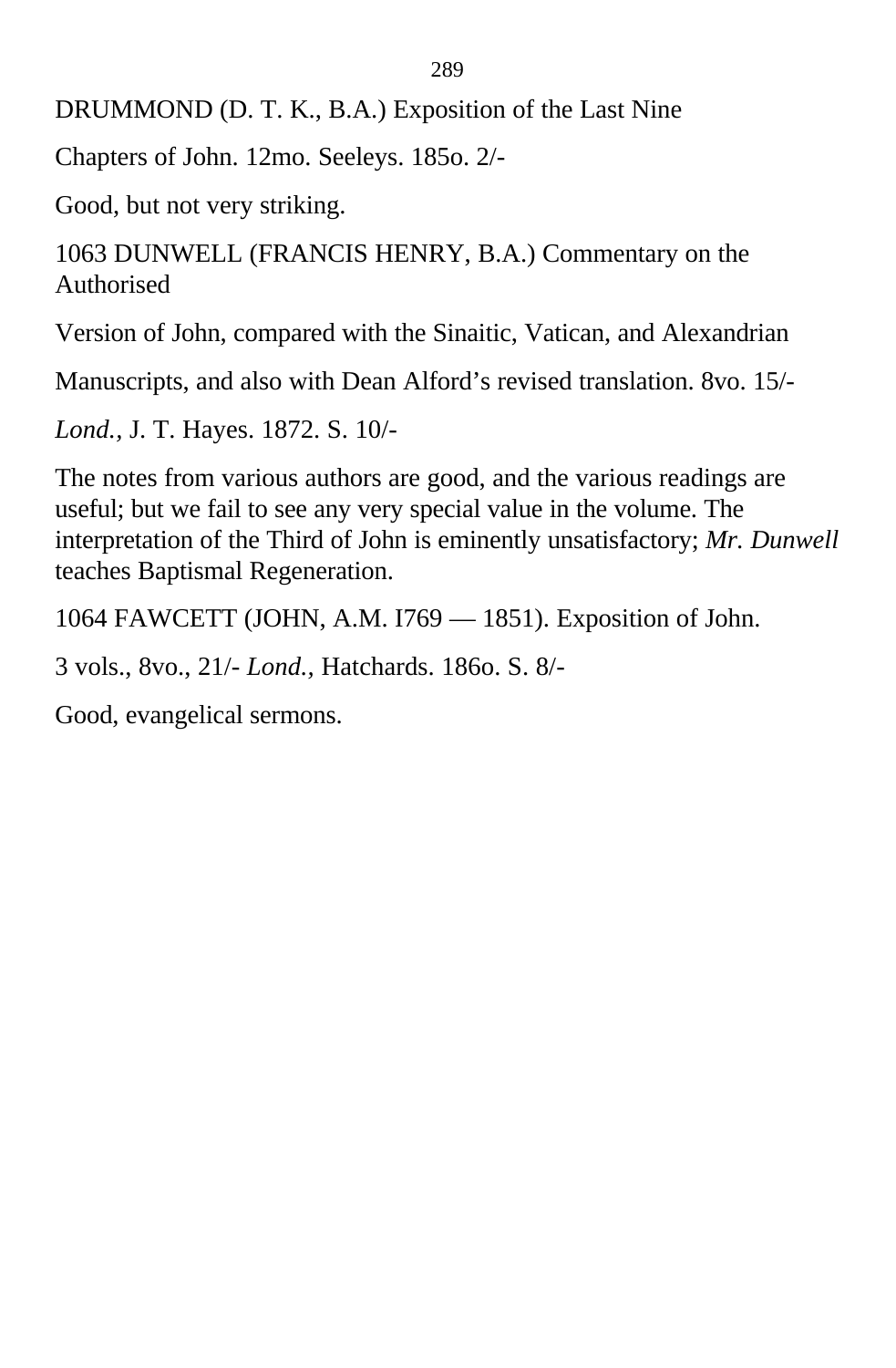DRUMMOND (D. T. K., B.A.) Exposition of the Last Nine

Chapters of John. 12mo. Seeleys. 185o. 2/-

Good, but not very striking.

1063 DUNWELL (FRANCIS HENRY, B.A.) Commentary on the Authorised

Version of John, compared with the Sinaitic, Vatican, and Alexandrian

Manuscripts, and also with Dean Alford's revised translation. 8vo. 15/-

*Lond.*, J. T. Hayes. 1872. S. 10/-

The notes from various authors are good, and the various readings are useful; but we fail to see any very special value in the volume. The interpretation of the Third of John is eminently unsatisfactory; *Mr. Dunwell* teaches Baptismal Regeneration.

1064 FAWCETT (JOHN, A.M. I769 — 1851). Exposition of John.

3 vols., 8vo., 21/- *Lond.*, Hatchards. 186o. S. 8/-

Good, evangelical sermons.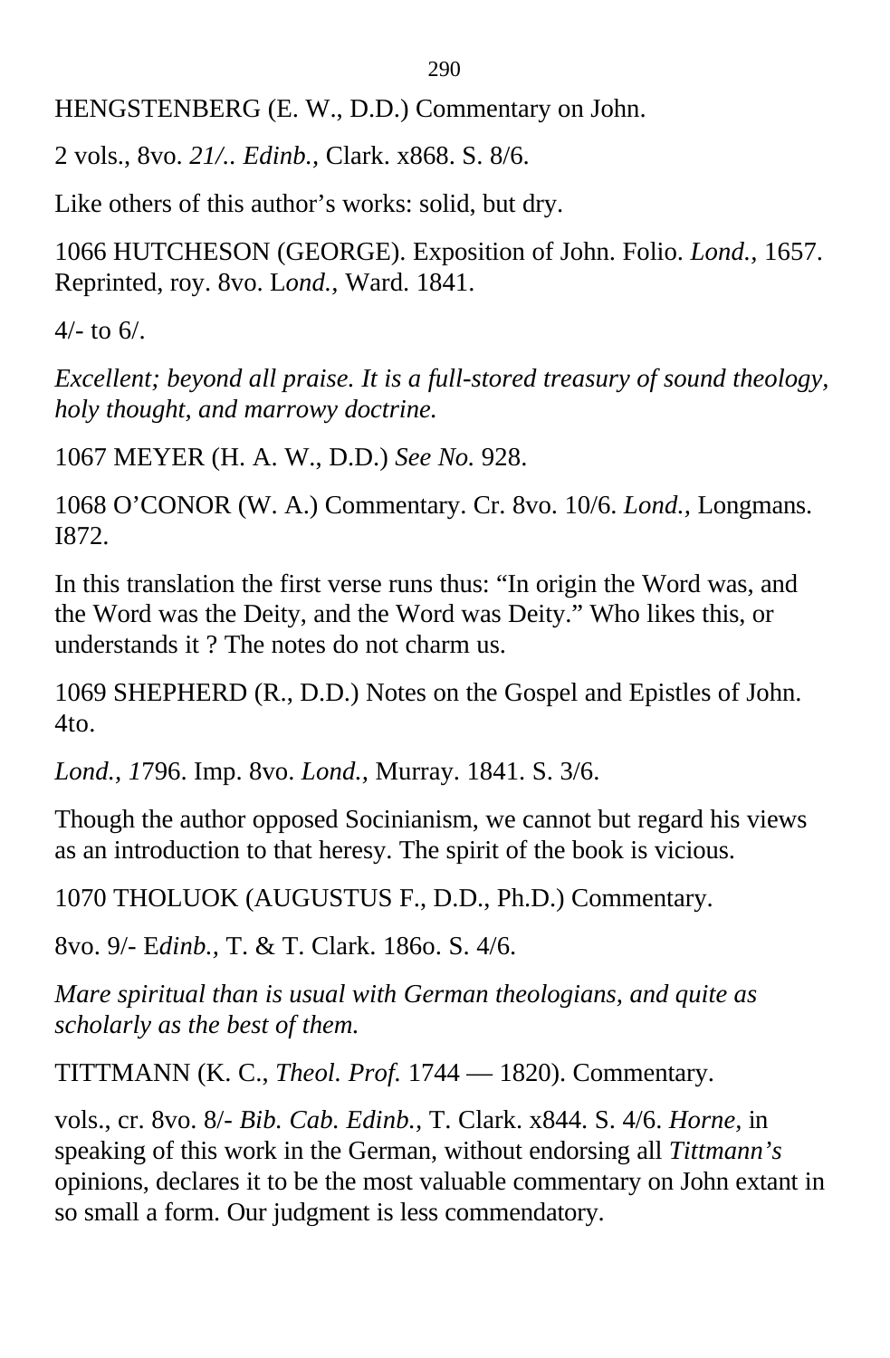HENGSTENBERG (E. W., D.D.) Commentary on John.

2 vols., 8vo. *21/.. Edinb.,* Clark. x868. S. 8/6.

Like others of this author’s works: solid, but dry.

1066 HUTCHESON (GEORGE). Exposition of John. Folio. *Lond.,* 1657. Reprinted, roy. 8vo. L*ond.,* Ward. 1841.

4/- to 6/.

*Excellent; beyond all praise. It is a full-stored treasury of sound theology, holy thought, and marrowy doctrine.*

1067 MEYER (H. A. W., D.D.) *See No.* 928.

1068 O’CONOR (W. A.) Commentary. Cr. 8vo. 10/6. *Lond.,* Longmans. I872.

In this translation the first verse runs thus: “In origin the Word was, and the Word was the Deity, and the Word was Deity.” Who likes this, or understands it ? The notes do not charm us.

1069 SHEPHERD (R., D.D.) Notes on the Gospel and Epistles of John. 4to.

*Lond., 1*796. Imp. 8vo. *Lond.,* Murray. 1841. S. 3/6.

Though the author opposed Socinianism, we cannot but regard his views as an introduction to that heresy. The spirit of the book is vicious.

1070 THOLUOK (AUGUSTUS F., D.D., Ph.D.) Commentary.

8vo. 9/- E*dinb.,* T. & T. Clark. 186o. S. 4/6.

*Mare spiritual than is usual with German theologians, and quite as scholarly as the best of them.*

TITTMANN (K. C., *Theol. Prof.* 1744 — 1820). Commentary.

vols., cr. 8vo. 8/- *Bib. Cab. Edinb.,* T. Clark. x844. S. 4/6. *Horne*, in speaking of this work in the German, without endorsing all *Tittmann’s* opinions, declares it to be the most valuable commentary on John extant in so small a form. Our judgment is less commendatory.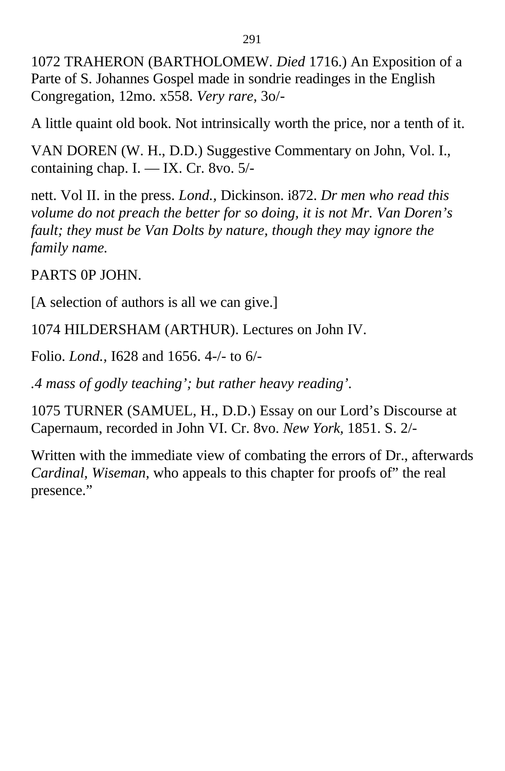1072 TRAHERON (BARTHOLOMEW. *Died* 1716.) An Exposition of a Parte of S. Johannes Gospel made in sondrie readinges in the English Congregation, 12mo. x558. *Very rare,* 3o/-

A little quaint old book. Not intrinsically worth the price, nor a tenth of it.

VAN DOREN (W. H., D.D.) Suggestive Commentary on John, Vol. I., containing chap. I. — IX. Cr. 8vo. 5/-

nett. Vol II. in the press. *Lond.,* Dickinson. i872. *Dr men who read this volume do not preach the better for so doing, it is not Mr. Van Doren's fault; they must be Van Dolts by nature, though they may ignore the family name.*

PARTS 0P JOHN.

[A selection of authors is all we can give.]

1074 HILDERSHAM (ARTHUR). Lectures on John IV.

Folio. *Lond.,* I628 and 1656. 4-/- to 6/-

*.4 mass of godly teaching'; but rather heavy reading'.*

1075 TURNER (SAMUEL, H., D.D.) Essay on our Lord's Discourse at Capernaum, recorded in John VI. Cr. 8vo. *New York,* 1851. S. 2/-

Written with the immediate view of combating the errors of Dr., afterwards *Cardinal, Wiseman,* who appeals to this chapter for proofs of" the real presence."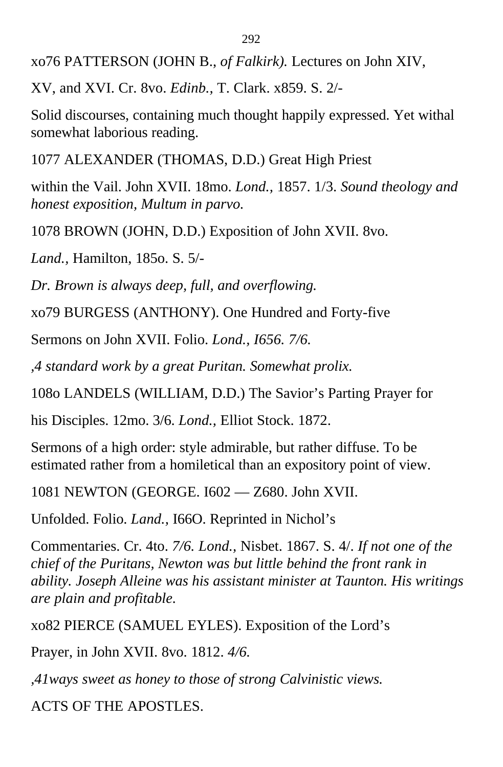xo76 PATTERSON (JOHN B., *of Falkirk).* Lectures on John XIV,

XV, and XVI. Cr. 8vo. *Edinb.,* T. Clark. x859. S. 2/-

Solid discourses, containing much thought happily expressed. Yet withal somewhat laborious reading.

1077 ALEXANDER (THOMAS, D.D.) Great High Priest

within the Vail. John XVII. 18mo. *Lond.,* 1857. 1/3. *Sound theology and honest exposition, Multum in parvo.*

1078 BROWN (JOHN, D.D.) Exposition of John XVII. 8vo.

*Land.,* Hamilton, 185o. S. 5/-

*Dr. Brown is always deep, full, and overflowing.*

xo79 BURGESS (ANTHONY). One Hundred and Forty-five

Sermons on John XVII. Folio. *Lond., I656. 7/6.*

*,4 standard work by a great Puritan. Somewhat prolix.*

108o LANDELS (WILLIAM, D.D.) The Savior's Parting Prayer for

his Disciples. 12mo. 3/6. *Lond.,* Elliot Stock. 1872.

Sermons of a high order: style admirable, but rather diffuse. To be estimated rather from a homiletical than an expository point of view.

1081 NEWTON (GEORGE. I602 — Z680. John XVII.

Unfolded. Folio. *Land.,* I66O. Reprinted in Nichol's

Commentaries. Cr. 4to. *7/6. Lond.,* Nisbet. 1867. S. 4/. *If not one of the chief of the Puritans, Newton was but little behind the front rank in ability. Joseph Alleine was his assistant minister at Taunton. His writings are plain and profitable.*

xo82 PIERCE (SAMUEL EYLES). Exposition of the Lord's

Prayer, in John XVII. 8vo. 1812. *4/6.*

*,41ways sweet as honey to those of strong Calvinistic views.*

ACTS OF THE APOSTLES.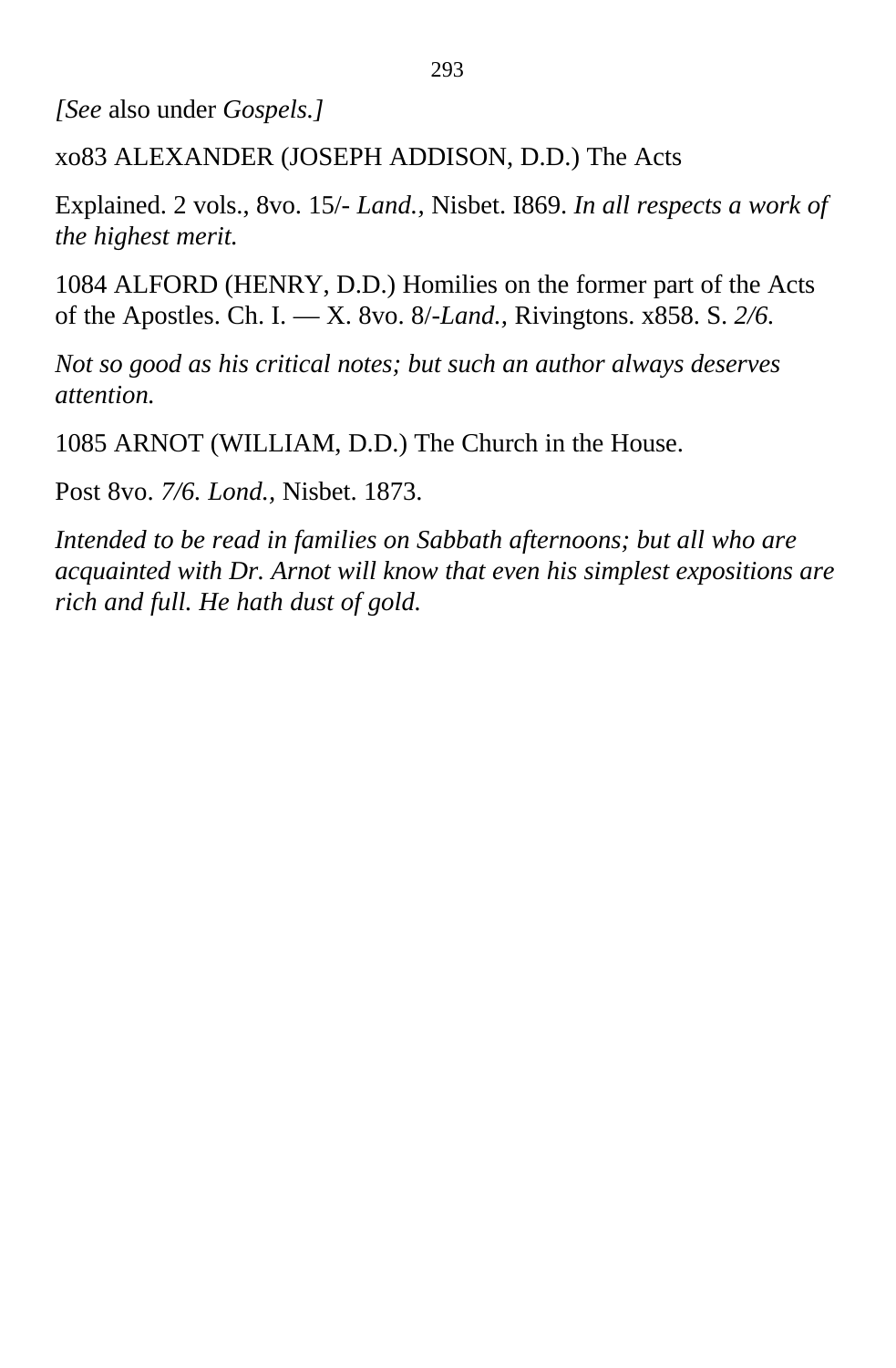*[See* also under *Gospels.]*

xo83 ALEXANDER (JOSEPH ADDISON, D.D.) The Acts

Explained. 2 vols., 8vo. 15/- *Land.,* Nisbet. I869. *In all respects a work of the highest merit.*

1084 ALFORD (HENRY, D.D.) Homilies on the former part of the Acts of the Apostles. Ch. I. — X. 8vo. 8/-*Land.,* Rivingtons. x858. S. *2/6.*

*Not so good as his critical notes; but such an author always deserves attention.*

1085 ARNOT (WILLIAM, D.D.) The Church in the House.

Post 8vo. *7/6. Lond.,* Nisbet. 1873.

*Intended to be read in families on Sabbath afternoons; but all who are acquainted with Dr. Arnot will know that even his simplest expositions are rich and full. He hath dust of gold.*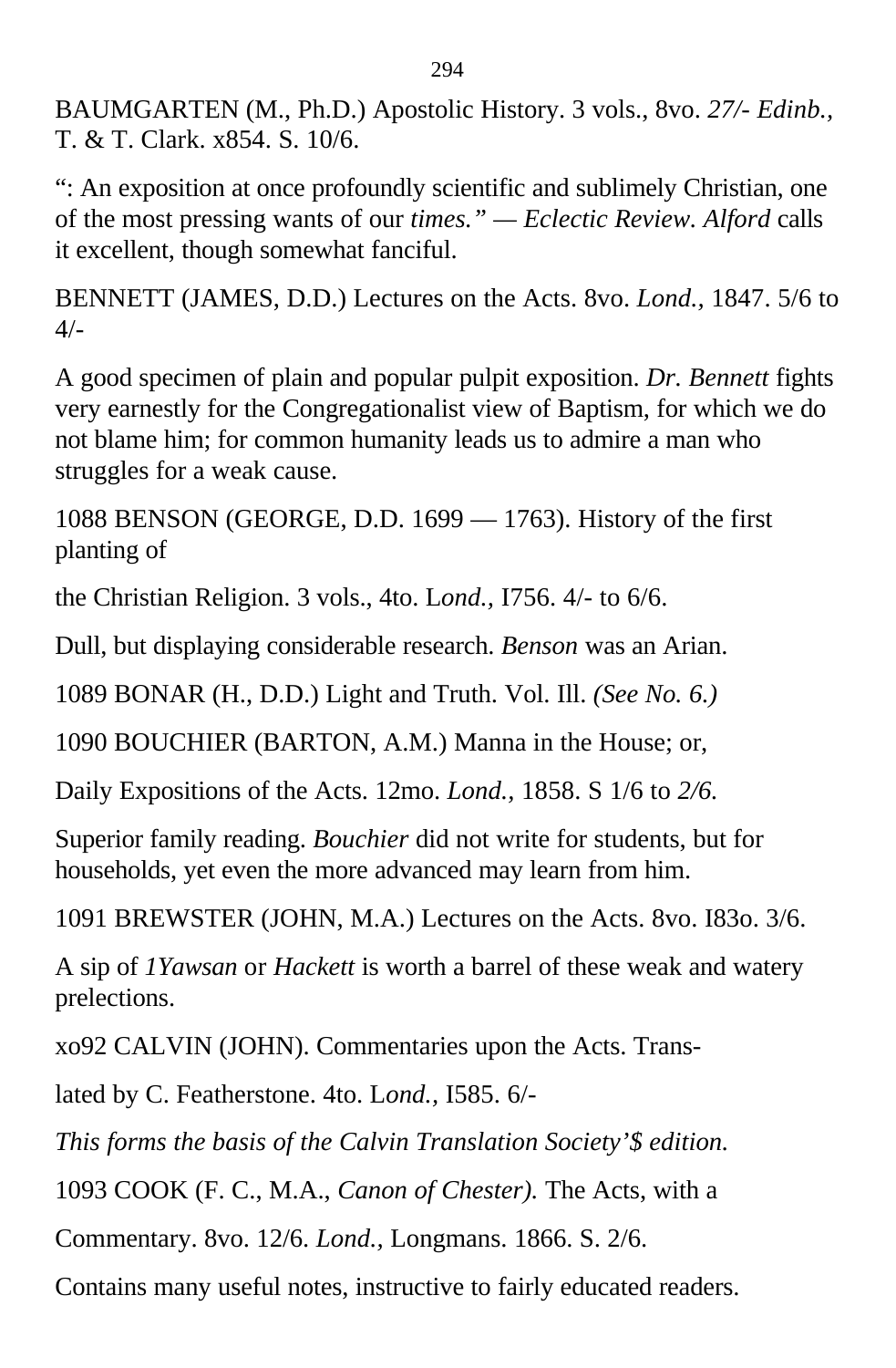BAUMGARTEN (M., Ph.D.) Apostolic History. 3 vols., 8vo. *27/- Edinb.,* T. & T. Clark. x854. S. 10/6.

“: An exposition at once profoundly scientific and sublimely Christian, one of the most pressing wants of our *times.” — Eclectic Review. Alford* calls it excellent, though somewhat fanciful.

BENNETT (JAMES, D.D.) Lectures on the Acts. 8vo. *Lond.,* 1847. 5/6 to 4/-

A good specimen of plain and popular pulpit exposition. *Dr. Bennett* fights very earnestly for the Congregationalist view of Baptism, for which we do not blame him; for common humanity leads us to admire a man who struggles for a weak cause.

1088 BENSON (GEORGE, D.D. 1699 — 1763). History of the first planting of

the Christian Religion. 3 vols., 4to. L*ond.,* I756. 4/- to 6/6.

Dull, but displaying considerable research. *Benson* was an Arian.

1089 BONAR (H., D.D.) Light and Truth. Vol. Ill. *(See No. 6.)*

1090 BOUCHIER (BARTON, A.M.) Manna in the House; or,

Daily Expositions of the Acts. 12mo. *Lond.,* 1858. S 1/6 to *2/6.*

Superior family reading. *Bouchier* did not write for students, but for households, yet even the more advanced may learn from him.

1091 BREWSTER (JOHN, M.A.) Lectures on the Acts. 8vo. I83o. 3/6.

A sip of *1Yawsan* or *Hackett* is worth a barrel of these weak and watery prelections.

xo92 CALVIN (JOHN). Commentaries upon the Acts. Trans-

lated by C. Featherstone. 4to. L*ond.,* I585. 6/-

*This forms the basis of the Calvin Translation Society’$ edition.*

1093 COOK (F. C., M.A., *Canon of Chester).* The Acts, with a

Commentary. 8vo. 12/6. *Lond.,* Longmans. 1866. S. 2/6.

Contains many useful notes, instructive to fairly educated readers.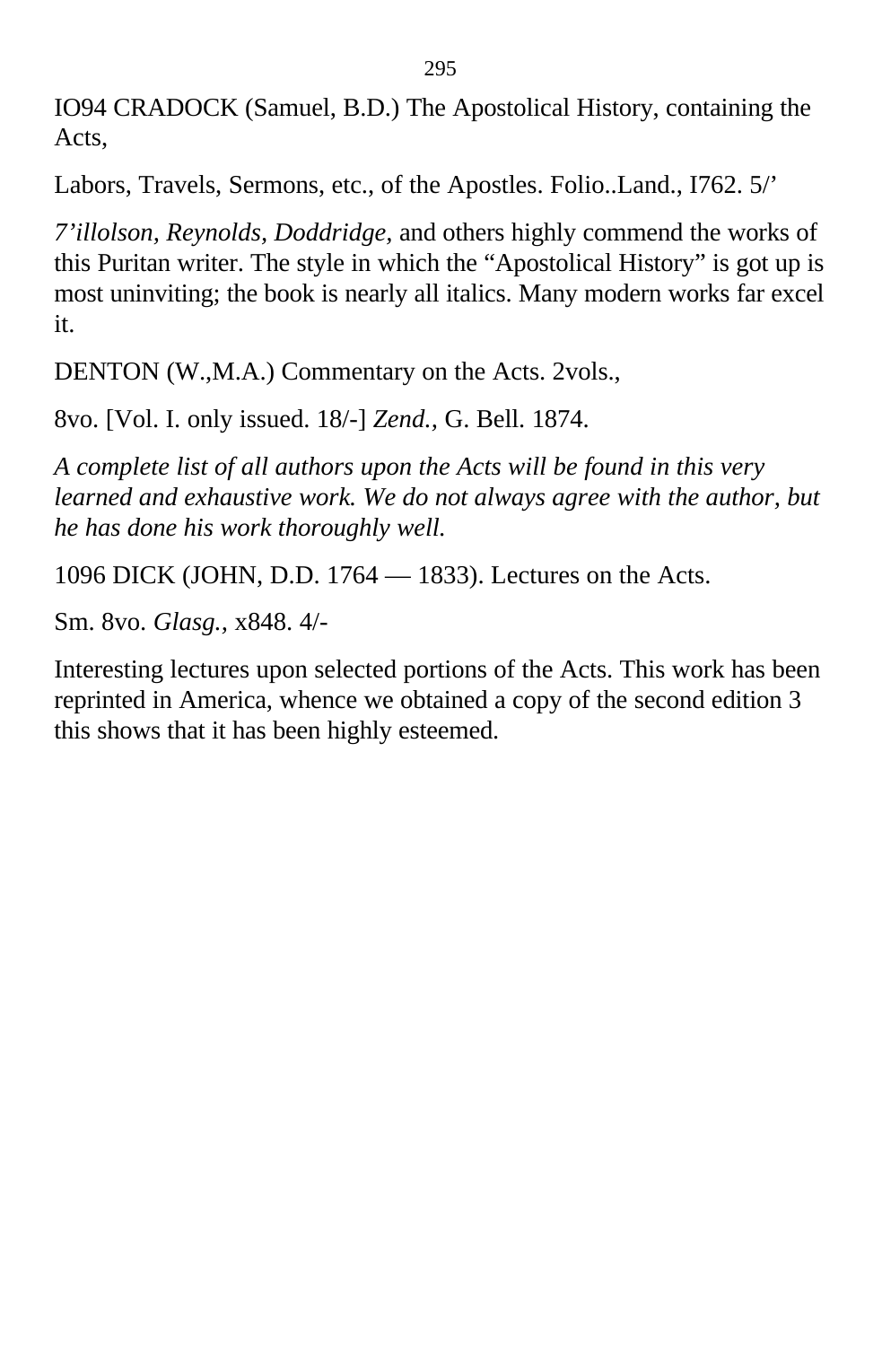IO94 CRADOCK (Samuel, B.D.) The Apostolical History, containing the Acts,

Labors, Travels, Sermons, etc., of the Apostles. Folio..Land., I762. 5/’

*7’illolson, Reynolds, Doddridge,* and others highly commend the works of this Puritan writer. The style in which the “Apostolical History” is got up is most uninviting; the book is nearly all italics. Many modern works far excel it.

DENTON (W.,M.A.) Commentary on the Acts. 2vols.,

8vo. [Vol. I. only issued. 18/-] *Zend.,* G. Bell. 1874.

*A complete list of all authors upon the Acts will be found in this very learned and exhaustive work. We do not always agree with the author, but he has done his work thoroughly well.*

1096 DICK (JOHN, D.D. 1764 — 1833). Lectures on the Acts.

Sm. 8vo. *Glasg.,* x848. 4/-

Interesting lectures upon selected portions of the Acts. This work has been reprinted in America, whence we obtained a copy of the second edition 3 this shows that it has been highly esteemed.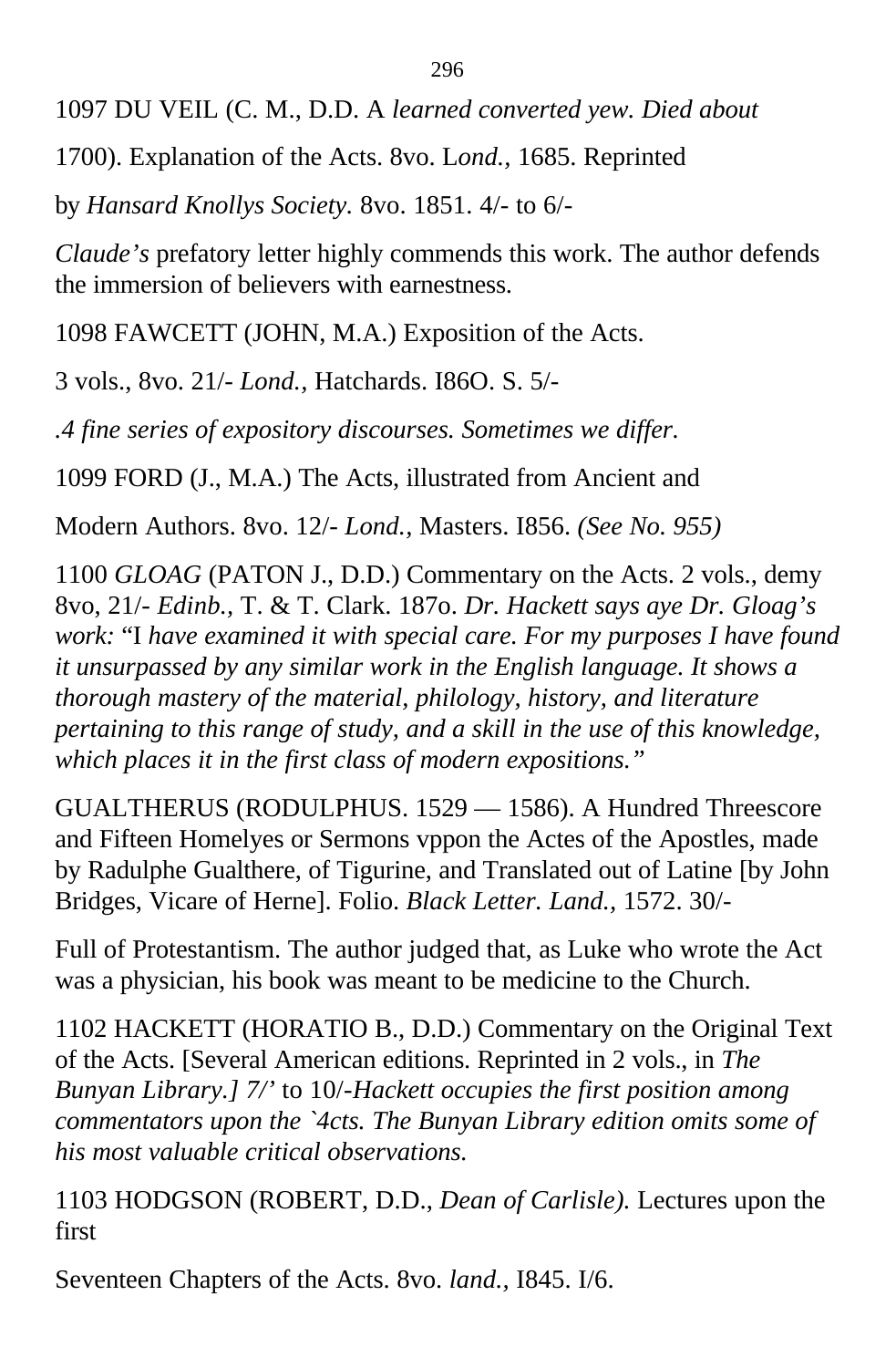1097 DU VEIL (C. M., D.D. A *learned converted yew. Died about*

1700). Explanation of the Acts. 8vo. L*ond.,* 1685. Reprinted

by *Hansard Knollys Society.* 8vo. 1851. 4/- to 6/-

*Claude's* prefatory letter highly commends this work. The author defends the immersion of believers with earnestness.

1098 FAWCETT (JOHN, M.A.) Exposition of the Acts.

3 vols., 8vo. 21/- *Lond.,* Hatchards. I86O. S. 5/-

*.4 fine series of expository discourses. Sometimes we differ.*

1099 FORD (J., M.A.) The Acts, illustrated from Ancient and

Modern Authors. 8vo. 12/- *Lond.*, Masters. I856. *(See No. 955)*

1100 *GLOAG* (PATON J., D.D.) Commentary on the Acts. 2 vols., demy 8vo, 21/- *Edinb.*, T. & T. Clark. 187o. *Dr. Hackett says aye Dr. Gloag's work:* "I *have examined it with special care. For my purposes I have found it unsurpassed by any similar work in the English language. It shows a thorough mastery of the material, philology, history, and literature pertaining to this range of study, and a skill in the use of this knowledge, which places it in the first class of modern expositions."*

GUALTHERUS (RODULPHUS. 1529 — 1586). A Hundred Threescore and Fifteen Homelyes or Sermons vppon the Actes of the Apostles, made by Radulphe Gualthere, of Tigurine, and Translated out of Latine [by John Bridges, Vicare of Herne]. Folio. *Black Letter. Land.,* 1572. 30/-

Full of Protestantism. The author judged that, as Luke who wrote the Act was a physician, his book was meant to be medicine to the Church.

1102 HACKETT (HORATIO B., D.D.) Commentary on the Original Text of the Acts. [Several American editions. Reprinted in 2 vols., in *The Bunyan Library.] 7/'* to 10/-*Hackett occupies the first position among commentators upon the `4cts. The Bunyan Library edition omits some of his most valuable critical observations.*

1103 HODGSON (ROBERT, D.D., *Dean of Carlisle).* Lectures upon the first

Seventeen Chapters of the Acts. 8vo. *land.,* I845. I/6.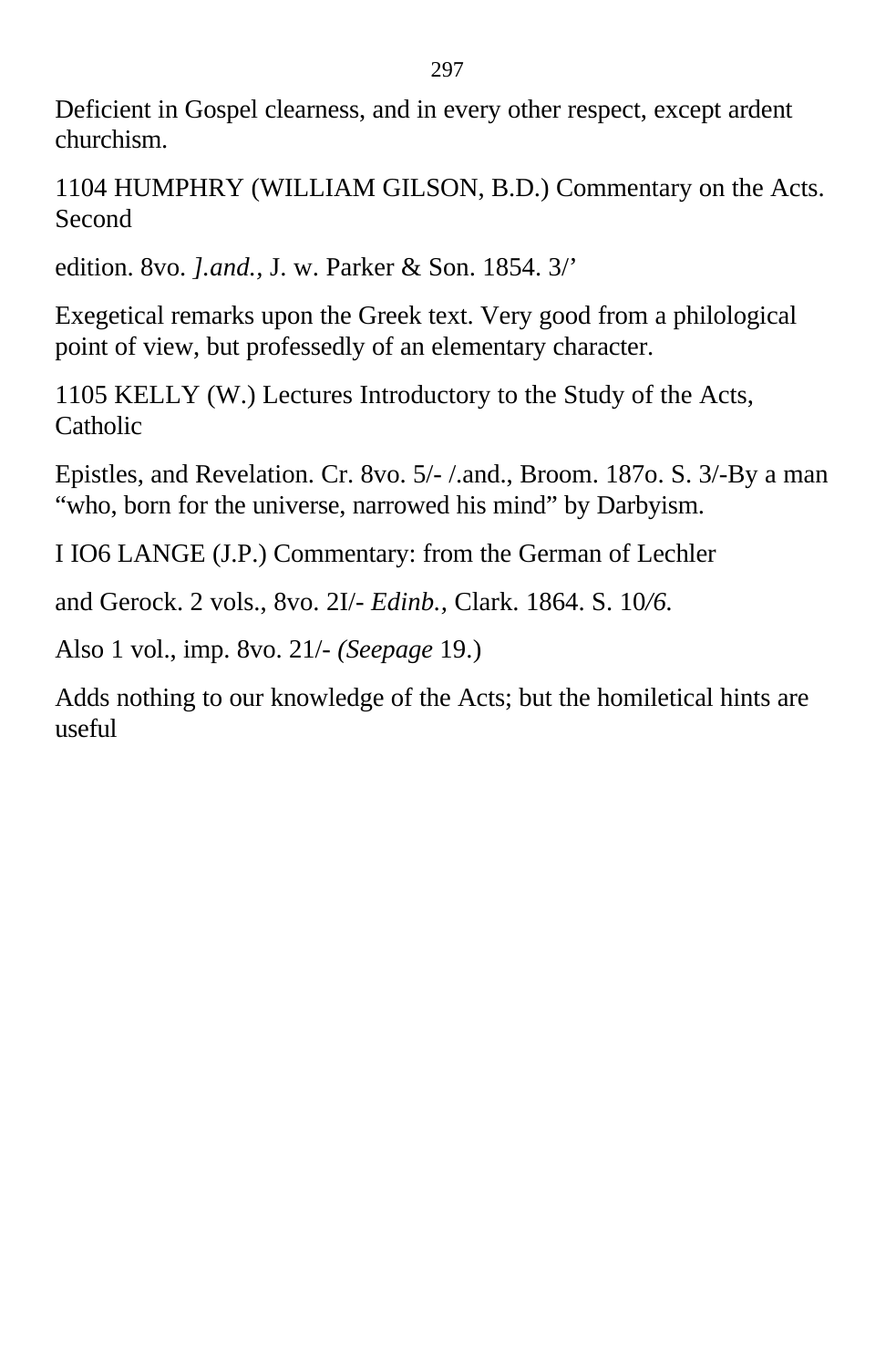Deficient in Gospel clearness, and in every other respect, except ardent churchism.

1104 HUMPHRY (WILLIAM GILSON, B.D.) Commentary on the Acts. Second

edition. 8vo. *].and.,* J. w. Parker & Son. 1854. 3/’

Exegetical remarks upon the Greek text. Very good from a philological point of view, but professedly of an elementary character.

1105 KELLY (W.) Lectures Introductory to the Study of the Acts, Catholic

Epistles, and Revelation. Cr. 8vo. 5/- /.and., Broom. 187o. S. 3/-By a man “who, born for the universe, narrowed his mind” by Darbyism.

I IO6 LANGE (J.P.) Commentary: from the German of Lechler

and Gerock. 2 vols., 8vo. 2I/- *Edinb.,* Clark. 1864. S. 10*/6.*

Also 1 vol., imp. 8vo. 21/- *(Seepage* 19.)

Adds nothing to our knowledge of the Acts; but the homiletical hints are useful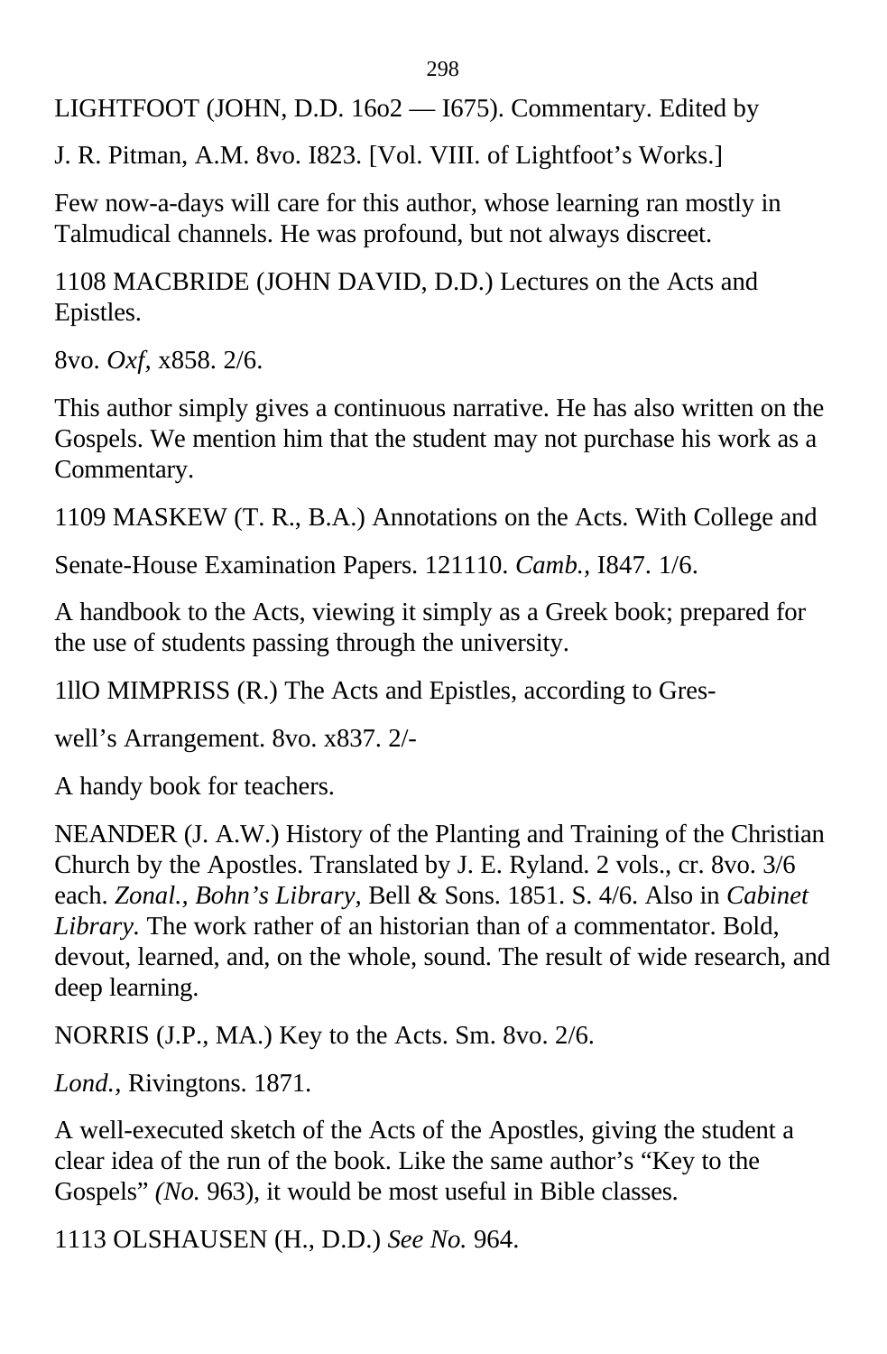LIGHTFOOT (JOHN, D.D. 16o2 — I675). Commentary. Edited by

J. R. Pitman, A.M. 8vo. I823. [Vol. VIII. of Lightfoot's Works.]

Few now-a-days will care for this author, whose learning ran mostly in Talmudical channels. He was profound, but not always discreet.

1108 MACBRIDE (JOHN DAVID, D.D.) Lectures on the Acts and Epistles.

8vo. *Oxf*, x858. 2/6.

This author simply gives a continuous narrative. He has also written on the Gospels. We mention him that the student may not purchase his work as a Commentary.

1109 MASKEW (T. R., B.A.) Annotations on the Acts. With College and

Senate-House Examination Papers. 121110. *Camb.,* I847. 1/6.

A handbook to the Acts, viewing it simply as a Greek book; prepared for the use of students passing through the university.

1llO MIMPRISS (R.) The Acts and Epistles, according to Gres-

well's Arrangement. 8vo. x837. 2/-

A handy book for teachers.

NEANDER (J. A.W.) History of the Planting and Training of the Christian Church by the Apostles. Translated by J. E. Ryland. 2 vols., cr. 8vo. 3/6 each. *Zonal., Bohn's Library,* Bell & Sons. 1851. S. 4/6. Also in *Cabinet Library.* The work rather of an historian than of a commentator. Bold, devout, learned, and, on the whole, sound. The result of wide research, and deep learning.

NORRIS (J.P., MA.) Key to the Acts. Sm. 8vo. 2/6.

*Lond.,* Rivingtons. 1871.

A well-executed sketch of the Acts of the Apostles, giving the student a clear idea of the run of the book. Like the same author's "Key to the Gospels" *(No.* 963), it would be most useful in Bible classes.

1113 OLSHAUSEN (H., D.D.) *See No.* 964.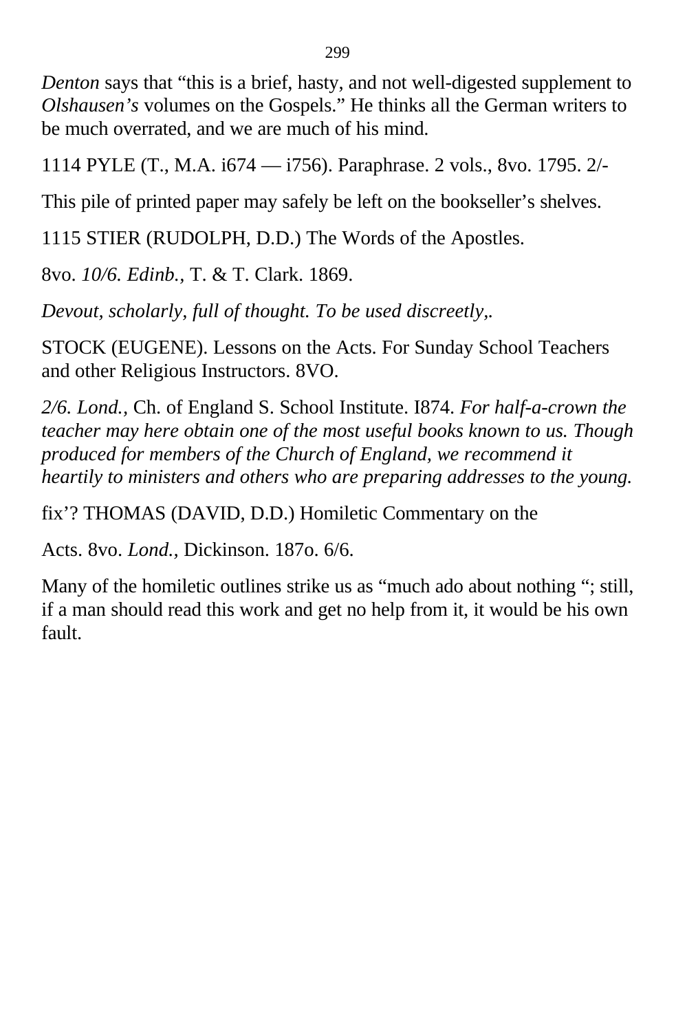*Denton* says that “this is a brief, hasty, and not well-digested supplement to *Olshausen’s* volumes on the Gospels.” He thinks all the German writers to be much overrated, and we are much of his mind.

1114 PYLE (T., M.A. i674 — i756). Paraphrase. 2 vols., 8vo. 1795. 2/-

This pile of printed paper may safely be left on the bookseller’s shelves.

1115 STIER (RUDOLPH, D.D.) The Words of the Apostles.

8vo. *10/6. Edinb.*, T. & T. Clark. 1869.

*Devout, scholarly, full of thought. To be used discreetly,.*

STOCK (EUGENE). Lessons on the Acts. For Sunday School Teachers and other Religious Instructors. 8VO.

*2/6. Lond.*, Ch. of England S. School Institute. I874. *For half-a-crown the teacher may here obtain one of the most useful books known to us. Though produced for members of the Church of England, we recommend it heartily to ministers and others who are preparing addresses to the young.*

fix’? THOMAS (DAVID, D.D.) Homiletic Commentary on the

Acts. 8vo. *Lond.*, Dickinson. 187o. 6/6.

Many of the homiletic outlines strike us as “much ado about nothing “; still, if a man should read this work and get no help from it, it would be his own fault.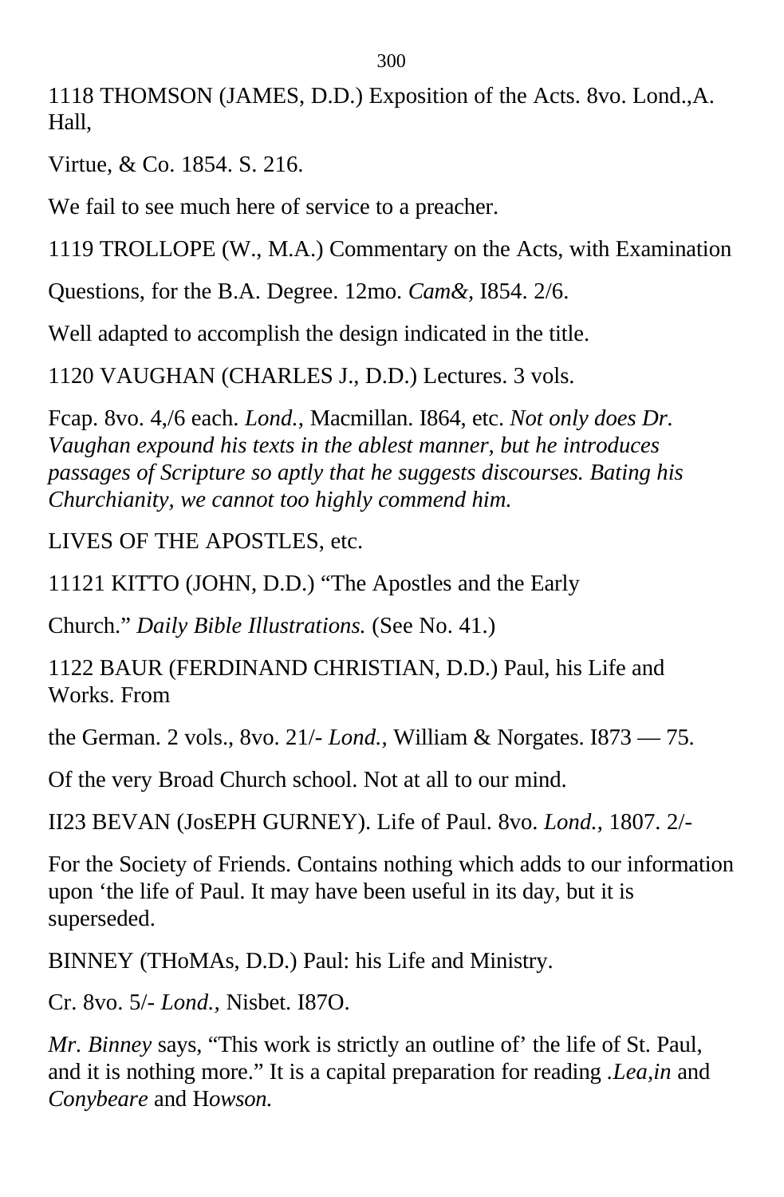1118 THOMSON (JAMES, D.D.) Exposition of the Acts. 8vo. Lond.,A. Hall,

Virtue, & Co. 1854. S. 216.

We fail to see much here of service to a preacher.

1119 TROLLOPE (W., M.A.) Commentary on the Acts, with Examination

Questions, for the B.A. Degree. 12mo. *Cam&,* I854. 2/6.

Well adapted to accomplish the design indicated in the title.

1120 VAUGHAN (CHARLES J., D.D.) Lectures. 3 vols.

Fcap. 8vo. 4,/6 each. *Lond.,* Macmillan. I864, etc. *Not only does Dr. Vaughan expound his texts in the ablest manner, but he introduces passages of Scripture so aptly that he suggests discourses. Bating his Churchianity, we cannot too highly commend him.*

LIVES OF THE APOSTLES, etc.

11121 KITTO (JOHN, D.D.) "The Apostles and the Early

Church." *Daily Bible Illustrations.* (See No. 41.)

1122 BAUR (FERDINAND CHRISTIAN, D.D.) Paul, his Life and Works. From

the German. 2 vols., 8vo. 21/- *Lond.,* William & Norgates. I873 — 75.

Of the very Broad Church school. Not at all to our mind.

II23 BEVAN (JosEPH GURNEY). Life of Paul. 8vo. *Lond.,* 1807. 2/-

For the Society of Friends. Contains nothing which adds to our information upon 'the life of Paul. It may have been useful in its day, but it is superseded.

BINNEY (THoMAs, D.D.) Paul: his Life and Ministry.

Cr. 8vo. 5/- *Lond.,* Nisbet. I87O.

*Mr. Binney* says, "This work is strictly an outline of' the life of St. Paul, and it is nothing more." It is a capital preparation for reading *.Lea,in* and *Conybeare* and H*owson.*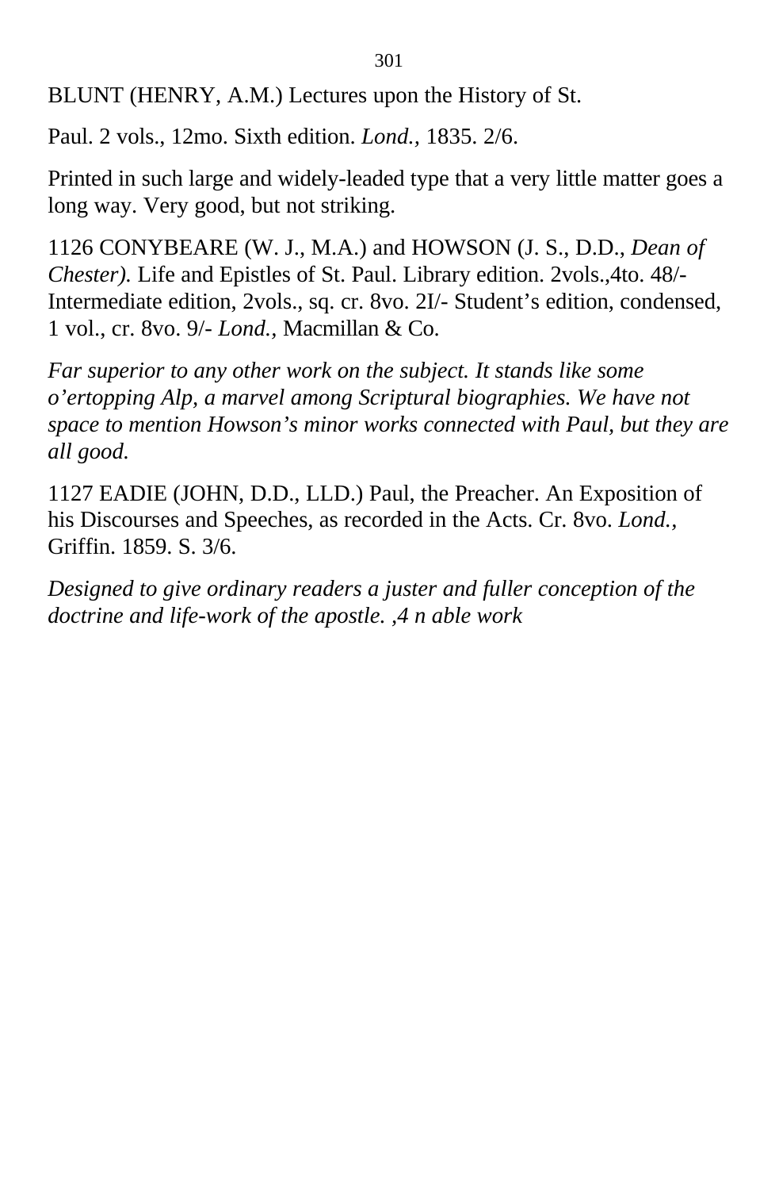BLUNT (HENRY, A.M.) Lectures upon the History of St.

Paul. 2 vols., 12mo. Sixth edition. *Lond.,* 1835. 2/6.

Printed in such large and widely-leaded type that a very little matter goes a long way. Very good, but not striking.

1126 CONYBEARE (W. J., M.A.) and HOWSON (J. S., D.D., *Dean of Chester).* Life and Epistles of St. Paul. Library edition. 2vols.,4to. 48/- Intermediate edition, 2vols., sq. cr. 8vo. 2I/- Student's edition, condensed, 1 vol., cr. 8vo. 9/- *Lond.,* Macmillan & Co.

*Far superior to any other work on the subject. It stands like some o'ertopping Alp, a marvel among Scriptural biographies. We have not space to mention Howson's minor works connected with Paul, but they are all good.*

1127 EADIE (JOHN, D.D., LLD.) Paul, the Preacher. An Exposition of his Discourses and Speeches, as recorded in the Acts. Cr. 8vo. *Lond.,* Griffin. 1859. S. 3/6.

*Designed to give ordinary readers a juster and fuller conception of the doctrine and life-work of the apostle. ,4 n able work*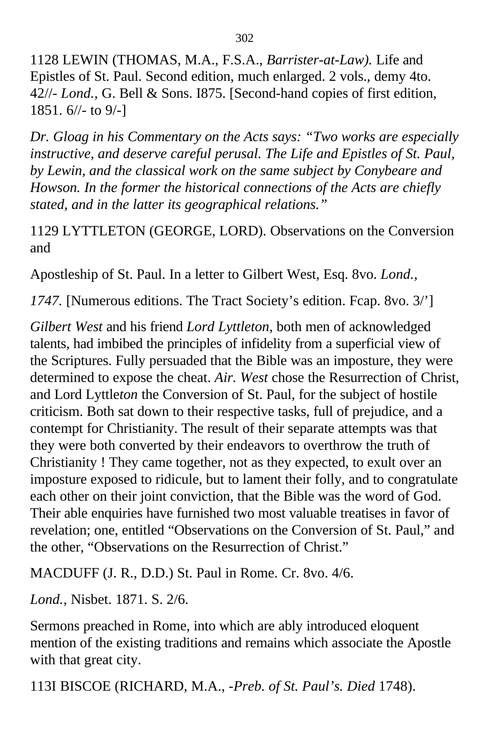1128 LEWIN (THOMAS, M.A., F.S.A., *Barrister-at-Law).* Life and Epistles of St. Paul. Second edition, much enlarged. 2 vols., demy 4to. 42//- *Lond.,* G. Bell & Sons. I875. [Second-hand copies of first edition, 1851. 6//- to 9/-]

*Dr. Gloag in his Commentary on the Acts says: "Two works are especially instructive, and deserve careful perusal. The Life and Epistles of St. Paul, by Lewin, and the classical work on the same subject by Conybeare and Howson. In the former the historical connections of the Acts are chiefly stated, and in the latter its geographical relations."*

1129 LYTTLETON (GEORGE, LORD). Observations on the Conversion and

Apostleship of St. Paul. In a letter to Gilbert West, Esq. 8vo. *Lond.,*

*1747.* [Numerous editions. The Tract Society's edition. Fcap. 8vo. 3/']

*Gilbert West* and his friend *Lord Lyttleton,* both men of acknowledged talents, had imbibed the principles of infidelity from a superficial view of the Scriptures. Fully persuaded that the Bible was an imposture, they were determined to expose the cheat. *Air. West* chose the Resurrection of Christ, and Lord Lyttle*ton* the Conversion of St. Paul, for the subject of hostile criticism. Both sat down to their respective tasks, full of prejudice, and a contempt for Christianity. The result of their separate attempts was that they were both converted by their endeavors to overthrow the truth of Christianity ! They came together, not as they expected, to exult over an imposture exposed to ridicule, but to lament their folly, and to congratulate each other on their joint conviction, that the Bible was the word of God. Their able enquiries have furnished two most valuable treatises in favor of revelation; one, entitled "Observations on the Conversion of St. Paul," and the other, "Observations on the Resurrection of Christ."

MACDUFF (J. R., D.D.) St. Paul in Rome. Cr. 8vo. 4/6.

*Lond.,* Nisbet. 1871. S. 2/6.

Sermons preached in Rome, into which are ably introduced eloquent mention of the existing traditions and remains which associate the Apostle with that great city.

113I BISCOE (RICHARD, M.A., *-Preb. of St. Paul's. Died* 1748).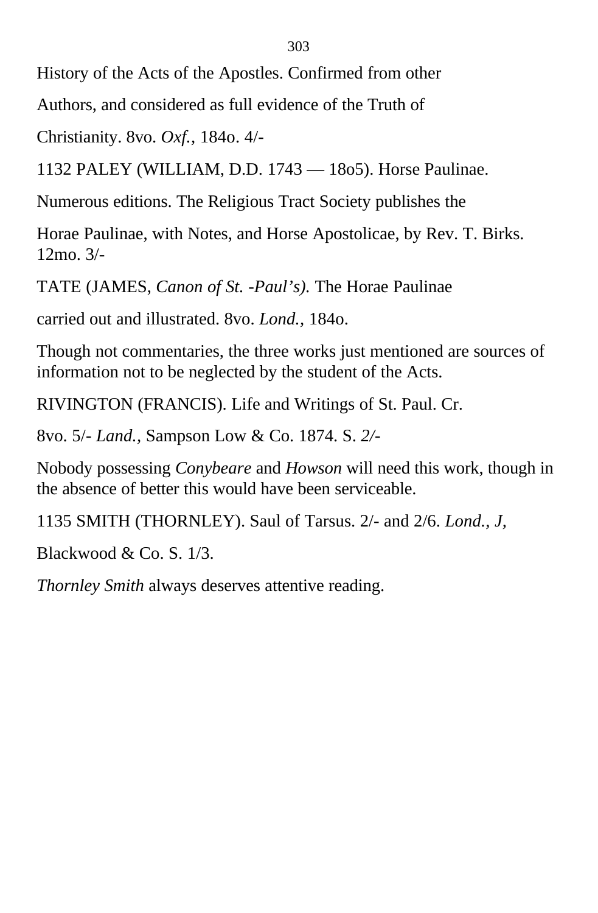History of the Acts of the Apostles. Confirmed from other

Authors, and considered as full evidence of the Truth of

Christianity. 8vo. *Oxf.*, 184o. 4/-

1132 PALEY (WILLIAM, D.D. 1743 — 18o5). Horse Paulinae.

Numerous editions. The Religious Tract Society publishes the

Horae Paulinae, with Notes, and Horse Apostolicae, by Rev. T. Birks. 12mo. 3/-

TATE (JAMES, *Canon of St. -Paul's).* The Horae Paulinae

carried out and illustrated. 8vo. *Lond.,* 184o.

Though not commentaries, the three works just mentioned are sources of information not to be neglected by the student of the Acts.

RIVINGTON (FRANCIS). Life and Writings of St. Paul. Cr.

8vo. 5/- *Land.,* Sampson Low & Co. 1874. S. *2/-*

Nobody possessing *Conybeare* and *Howson* will need this work, though in the absence of better this would have been serviceable.

1135 SMITH (THORNLEY). Saul of Tarsus. 2/- and 2/6. *Lond., J,*

Blackwood & Co. S. 1/3.

*Thornley Smith* always deserves attentive reading.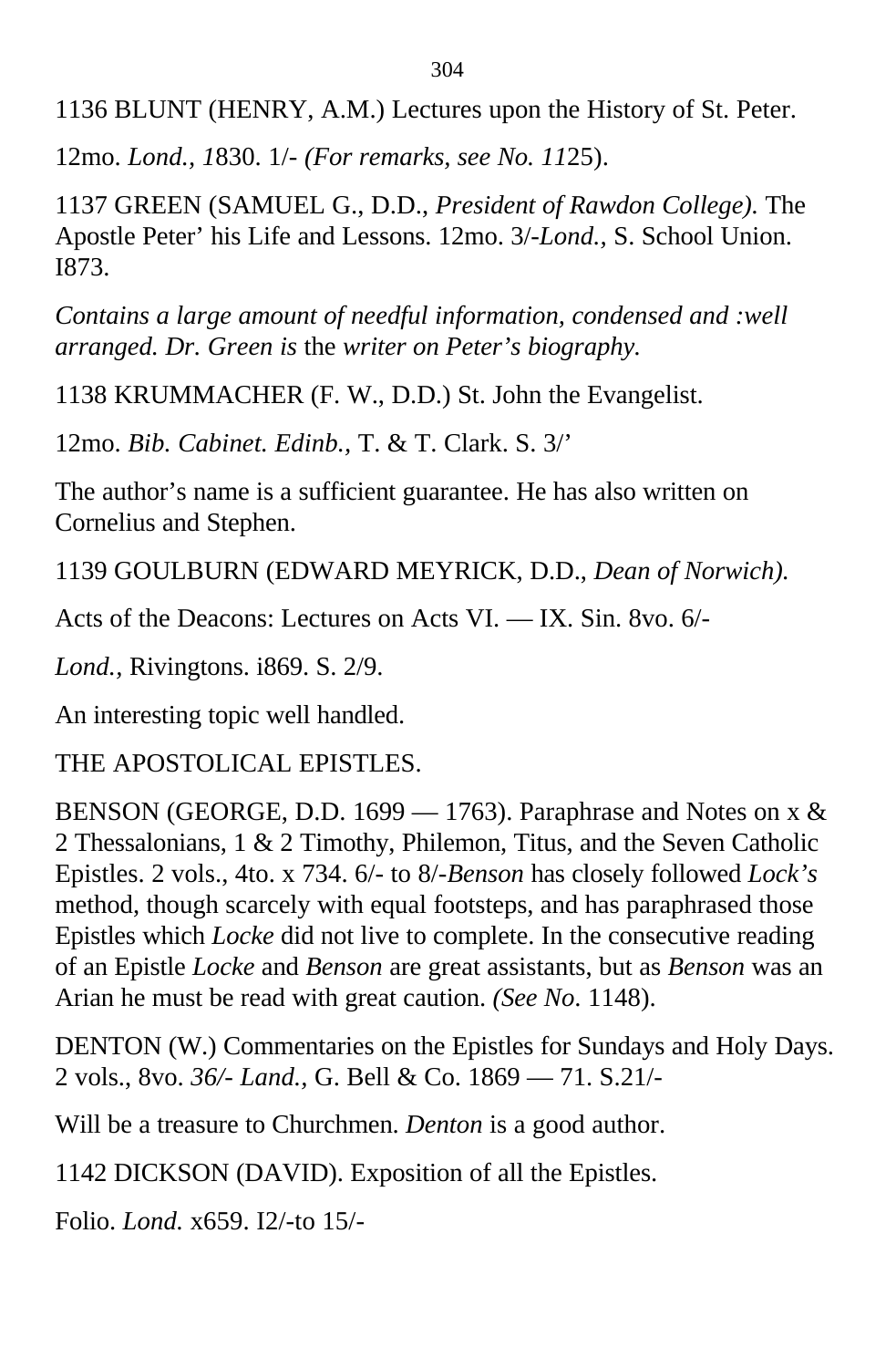1136 BLUNT (HENRY, A.M.) Lectures upon the History of St. Peter.

12mo. *Lond., 1*830. 1/- *(For remarks, see No. 11*25).

1137 GREEN (SAMUEL G., D.D., *President of Rawdon College).* The Apostle Peter' his Life and Lessons. 12mo. 3/-*Lond.,* S. School Union. I873.

*Contains a large amount of needful information, condensed and :well arranged. Dr. Green is* the *writer on Peter's biography.*

1138 KRUMMACHER (F. W., D.D.) St. John the Evangelist.

12mo. *Bib. Cabinet. Edinb.,* T. & T. Clark. S. 3/'

The author's name is a sufficient guarantee. He has also written on Cornelius and Stephen.

1139 GOULBURN (EDWARD MEYRICK, D.D., *Dean of Norwich).*

Acts of the Deacons: Lectures on Acts VI. — IX. Sin. 8vo. 6/-

*Lond.,* Rivingtons. i869. S. 2/9.

An interesting topic well handled.

THE APOSTOLICAL EPISTLES.

BENSON (GEORGE, D.D. 1699 — 1763). Paraphrase and Notes on x & 2 Thessalonians, 1 & 2 Timothy, Philemon, Titus, and the Seven Catholic Epistles. 2 vols., 4to. x 734. 6/- to 8/-*Benson* has closely followed *Lock's* method, though scarcely with equal footsteps, and has paraphrased those Epistles which *Locke* did not live to complete. In the consecutive reading of an Epistle *Locke* and *Benson* are great assistants, but as *Benson* was an Arian he must be read with great caution. *(See No*. 1148).

DENTON (W.) Commentaries on the Epistles for Sundays and Holy Days. 2 vols., 8vo. *36/- Land.,* G. Bell & Co. 1869 — 71. S.21/-

Will be a treasure to Churchmen. *Denton* is a good author.

1142 DICKSON (DAVID). Exposition of all the Epistles.

Folio. *Lond.* x659. I2/-to 15/-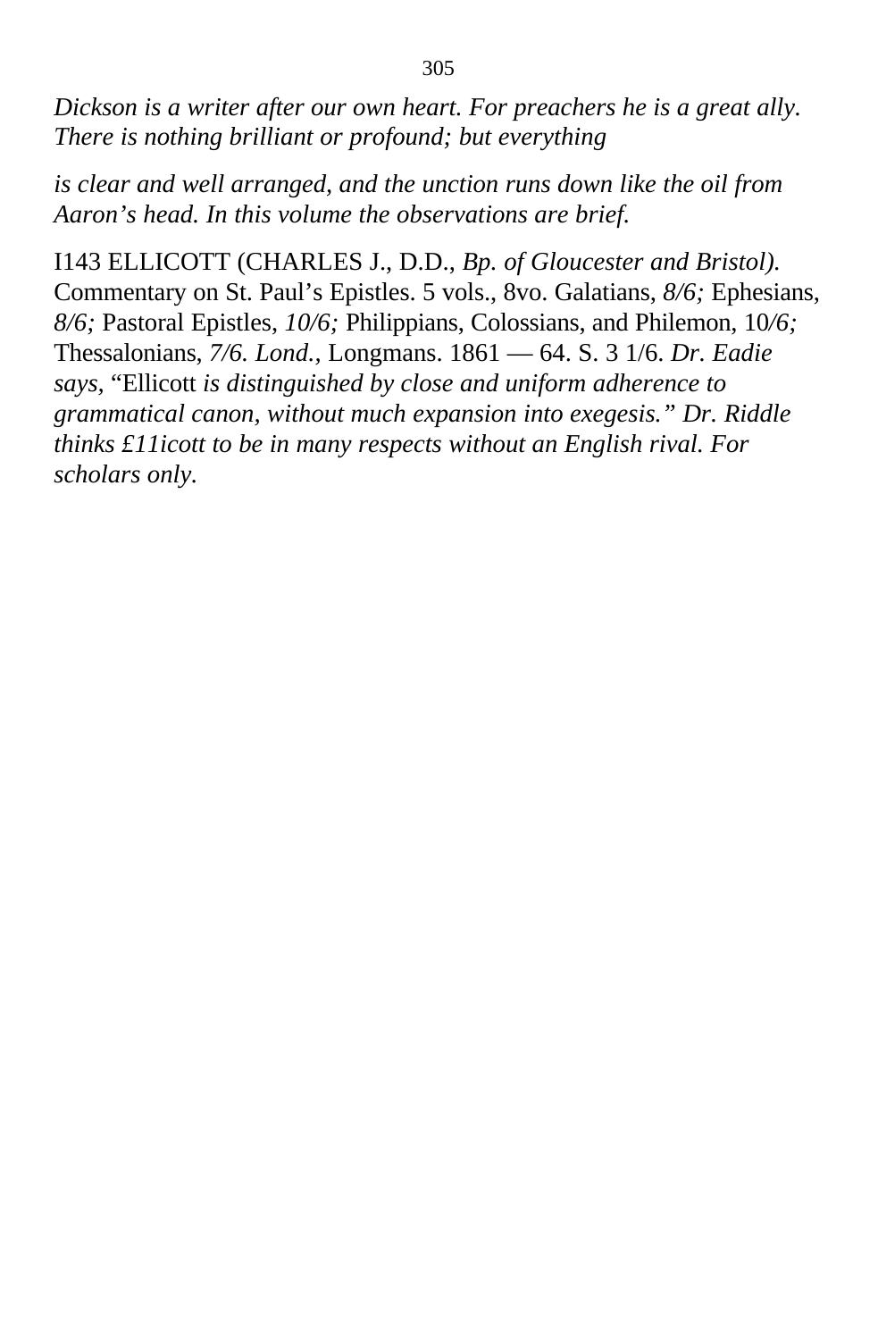*Dickson is a writer after our own heart. For preachers he is a great ally. There is nothing brilliant or profound; but everything*

*is clear and well arranged, and the unction runs down like the oil from Aaron's head. In this volume the observations are brief.*

I143 ELLICOTT (CHARLES J., D.D., *Bp. of Gloucester and Bristol).* Commentary on St. Paul's Epistles. 5 vols., 8vo. Galatians, *8/6;* Ephesians, *8/6;* Pastoral Epistles, *10/6;* Philippians, Colossians, and Philemon, 10*/6;* Thessalonians, *7/6. Lond.,* Longmans. 1861 — 64. S. 3 1/6. *Dr. Eadie says,* "Ellicott *is distinguished by close and uniform adherence to grammatical canon, without much expansion into exegesis." Dr. Riddle thinks £11icott to be in many respects without an English rival. For scholars only.*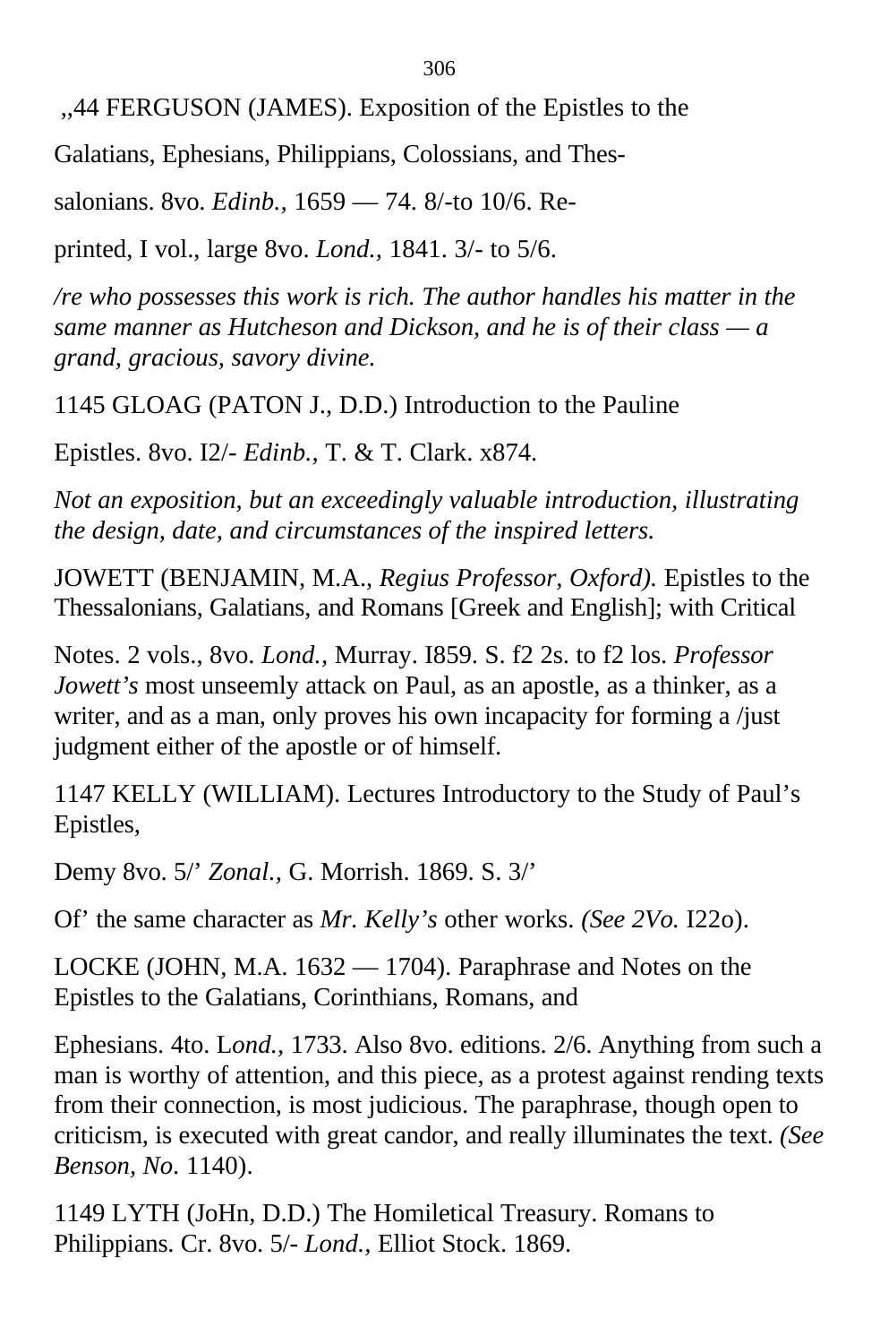,,44 FERGUSON (JAMES). Exposition of the Epistles to the

Galatians, Ephesians, Philippians, Colossians, and Thes-

salonians. 8vo. *Edinb.,* 1659 — 74. 8/-to 10/6. Re-

printed, I vol., large 8vo. *Lond.,* 1841. 3/- to 5/6.

*/re who possesses this work is rich. The author handles his matter in the same manner as Hutcheson and Dickson, and he is of their class — a grand, gracious, savory divine.*

1145 GLOAG (PATON J., D.D.) Introduction to the Pauline

Epistles. 8vo. I2/- *Edinb.,* T. & T. Clark. x874.

*Not an exposition, but an exceedingly valuable introduction, illustrating the design, date, and circumstances of the inspired letters.*

JOWETT (BENJAMIN, M.A., *Regius Professor, Oxford).* Epistles to the Thessalonians, Galatians, and Romans [Greek and English]; with Critical

Notes. 2 vols., 8vo. *Lond.,* Murray. I859. S. f2 2s. to f2 los. *Professor Jowett's* most unseemly attack on Paul, as an apostle, as a thinker, as a writer, and as a man, only proves his own incapacity for forming a /just judgment either of the apostle or of himself.

1147 KELLY (WILLIAM). Lectures Introductory to the Study of Paul's Epistles,

Demy 8vo. 5/' *Zonal.,* G. Morrish. 1869. S. 3/'

Of' the same character as *Mr. Kelly's* other works. *(See 2Vo.* I22o).

LOCKE (JOHN, M.A. 1632 — 1704). Paraphrase and Notes on the Epistles to the Galatians, Corinthians, Romans, and

Ephesians. 4to. L*ond.,* 1733. Also 8vo. editions. 2/6. Anything from such a man is worthy of attention, and this piece, as a protest against rending texts from their connection, is most judicious. The paraphrase, though open to criticism, is executed with great candor, and really illuminates the text. *(See Benson, No*. 1140).

1149 LYTH (JoHn, D.D.) The Homiletical Treasury. Romans to Philippians. Cr. 8vo. 5/- *Lond.,* Elliot Stock. 1869.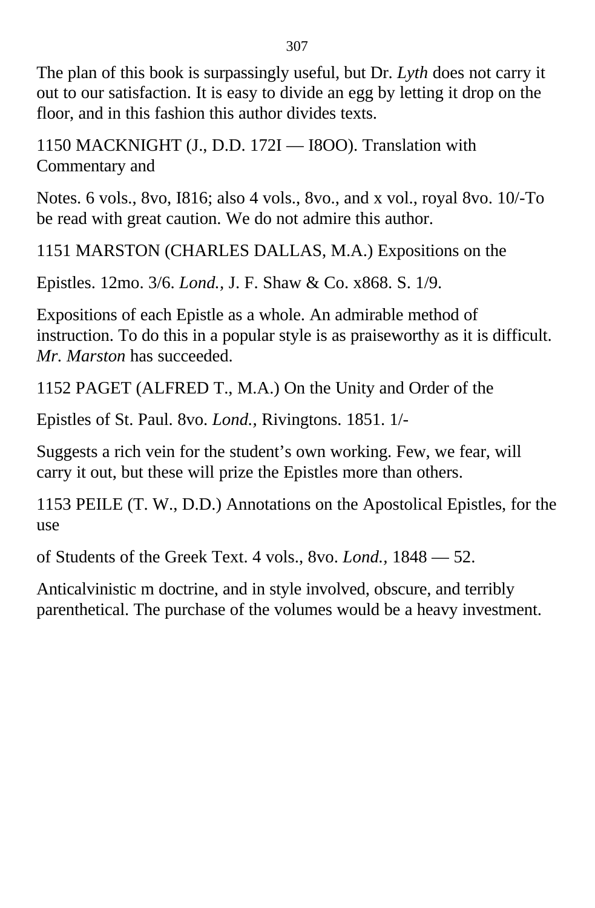The plan of this book is surpassingly useful, but Dr. *Lyth* does not carry it out to our satisfaction. It is easy to divide an egg by letting it drop on the floor, and in this fashion this author divides texts.

1150 MACKNIGHT (J., D.D. 172I — I8OO). Translation with Commentary and

Notes. 6 vols., 8vo, I816; also 4 vols., 8vo., and x vol., royal 8vo. 10/-To be read with great caution. We do not admire this author.

1151 MARSTON (CHARLES DALLAS, M.A.) Expositions on the

Epistles. 12mo. 3/6. *Lond.*, J. F. Shaw & Co. x868. S. 1/9.

Expositions of each Epistle as a whole. An admirable method of instruction. To do this in a popular style is as praiseworthy as it is difficult. *Mr. Marston* has succeeded.

1152 PAGET (ALFRED T., M.A.) On the Unity and Order of the

Epistles of St. Paul. 8vo. *Lond.*, Rivingtons. 1851. 1/-

Suggests a rich vein for the student's own working. Few, we fear, will carry it out, but these will prize the Epistles more than others.

1153 PEILE (T. W., D.D.) Annotations on the Apostolical Epistles, for the use

of Students of the Greek Text. 4 vols., 8vo. *Lond.*, 1848 — 52.

Anticalvinistic m doctrine, and in style involved, obscure, and terribly parenthetical. The purchase of the volumes would be a heavy investment.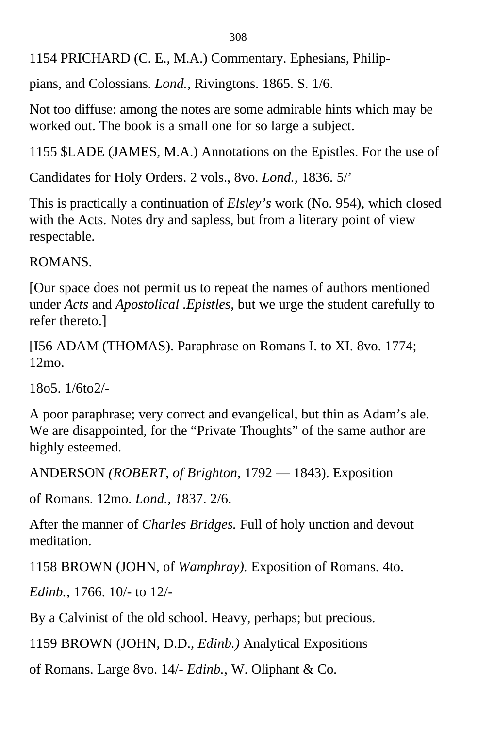1154 PRICHARD (C. E., M.A.) Commentary. Ephesians, Philip-

pians, and Colossians. *Lond.,* Rivingtons. 1865. S. 1/6.

Not too diffuse: among the notes are some admirable hints which may be worked out. The book is a small one for so large a subject.

1155 $LADE (JAMES, M.A.) Annotations on the Epistles. For the use of

Candidates for Holy Orders. 2 vols., 8vo. *Lond.,* 1836. 5/'

This is practically a continuation of *Elsley's* work (No. 954), which closed with the Acts. Notes dry and sapless, but from a literary point of view respectable.

ROMANS.

[Our space does not permit us to repeat the names of authors mentioned under *Acts* and *Apostolical .Epistles,* but we urge the student carefully to refer thereto.]

[I56 ADAM (THOMAS). Paraphrase on Romans I. to XI. 8vo. 1774; 12mo.

18o5. 1/6to2/-

A poor paraphrase; very correct and evangelical, but thin as Adam's ale. We are disappointed, for the "Private Thoughts" of the same author are highly esteemed.

ANDERSON *(ROBERT, of Brighton,* 1792 — 1843). Exposition

of Romans. 12mo. *Lond., 1*837. 2/6.

After the manner of *Charles Bridges.* Full of holy unction and devout meditation.

1158 BROWN (JOHN, of *Wamphray).* Exposition of Romans. 4to.

*Edinb.,* 1766. 10/- to 12/-

By a Calvinist of the old school. Heavy, perhaps; but precious.

1159 BROWN (JOHN, D.D., *Edinb.)* Analytical Expositions

of Romans. Large 8vo. 14/- *Edinb.,* W. Oliphant & Co.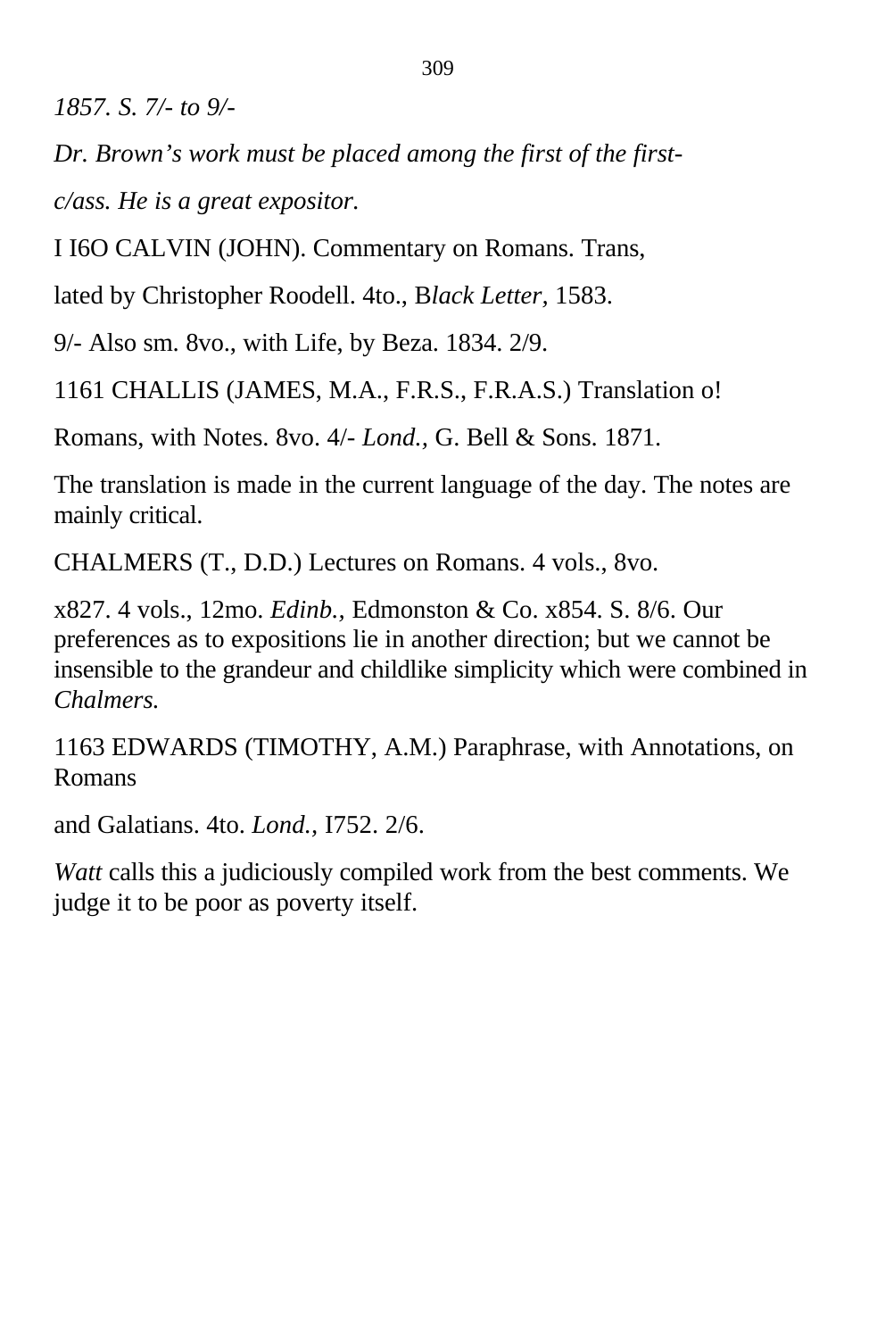*1857. S. 7/- to 9/-*

*Dr. Brown's work must be placed among the first of the first-*

*c/ass. He is a great expositor.*

I I6O CALVIN (JOHN). Commentary on Romans. Trans,

lated by Christopher Roodell. 4to., B*lack Letter,* 1583.

9/- Also sm. 8vo., with Life, by Beza. 1834. 2/9.

1161 CHALLIS (JAMES, M.A., F.R.S., F.R.A.S.) Translation o!

Romans, with Notes. 8vo. 4/- *Lond.,* G. Bell & Sons. 1871.

The translation is made in the current language of the day. The notes are mainly critical.

CHALMERS (T., D.D.) Lectures on Romans. 4 vols., 8vo.

x827. 4 vols., 12mo. *Edinb.*, Edmonston & Co. x854. S. 8/6. Our preferences as to expositions lie in another direction; but we cannot be insensible to the grandeur and childlike simplicity which were combined in *Chalmers.*

1163 EDWARDS (TIMOTHY, A.M.) Paraphrase, with Annotations, on Romans

and Galatians. 4to. *Lond.,* I752. 2/6.

*Watt* calls this a judiciously compiled work from the best comments. We judge it to be poor as poverty itself.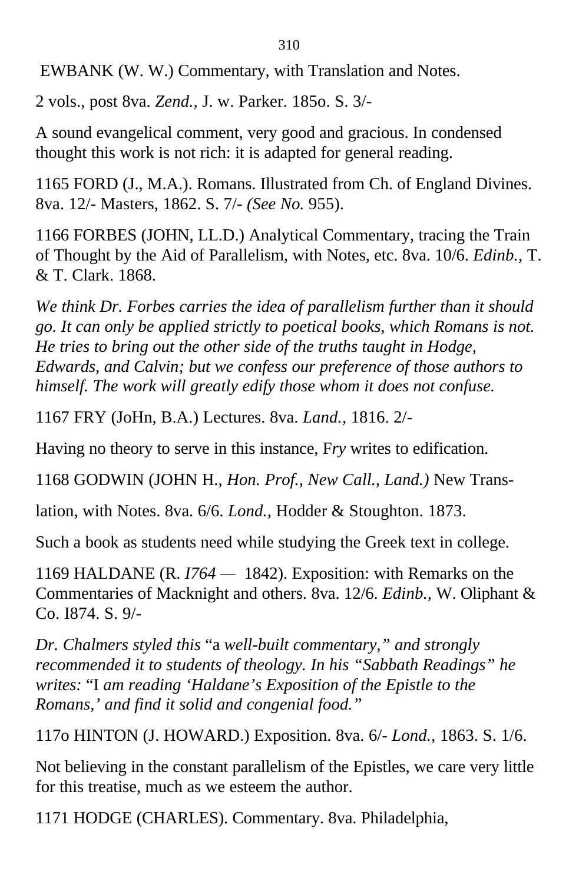EWBANK (W. W.) Commentary, with Translation and Notes.

2 vols., post 8va. *Zend.,* J. w. Parker. 185o. S. 3/-

A sound evangelical comment, very good and gracious. In condensed thought this work is not rich: it is adapted for general reading.

1165 FORD (J., M.A.). Romans. Illustrated from Ch. of England Divines. 8va. 12/- Masters, 1862. S. 7/- *(See No.* 955).

1166 FORBES (JOHN, LL.D.) Analytical Commentary, tracing the Train of Thought by the Aid of Parallelism, with Notes, etc. 8va. 10/6. *Edinb.,* T. & T. Clark. 1868.

*We think Dr. Forbes carries the idea of parallelism further than it should go. It can only be applied strictly to poetical books, which Romans is not. He tries to bring out the other side of the truths taught in Hodge, Edwards, and Calvin; but we confess our preference of those authors to himself. The work will greatly edify those whom it does not confuse.*

1167 FRY (JoHn, B.A.) Lectures. 8va. *Land.,* 1816. 2/-

Having no theory to serve in this instance, F*ry* writes to edification.

1168 GODWIN (JOHN H., *Hon. Prof., New Call., Land.)* New Translation, with Notes. 8va. 6/6. *Lond.,* Hodder & Stoughton. 1873.

Such a book as students need while studying the Greek text in college.

1169 HALDANE (R. *I764* — 1842). Exposition: with Remarks on the Commentaries of Macknight and others. 8va. 12/6. *Edinb.,* W. Oliphant & Co. I874. S. 9/-

*Dr. Chalmers styled this* "a *well-built commentary," and strongly recommended it to students of theology. In his "Sabbath Readings" he writes:* "I *am reading 'Haldane's Exposition of the Epistle to the Romans,' and find it solid and congenial food."*

117o HINTON (J. HOWARD.) Exposition. 8va. 6/- *Lond.,* 1863. S. 1/6.

Not believing in the constant parallelism of the Epistles, we care very little for this treatise, much as we esteem the author.

1171 HODGE (CHARLES). Commentary. 8va. Philadelphia,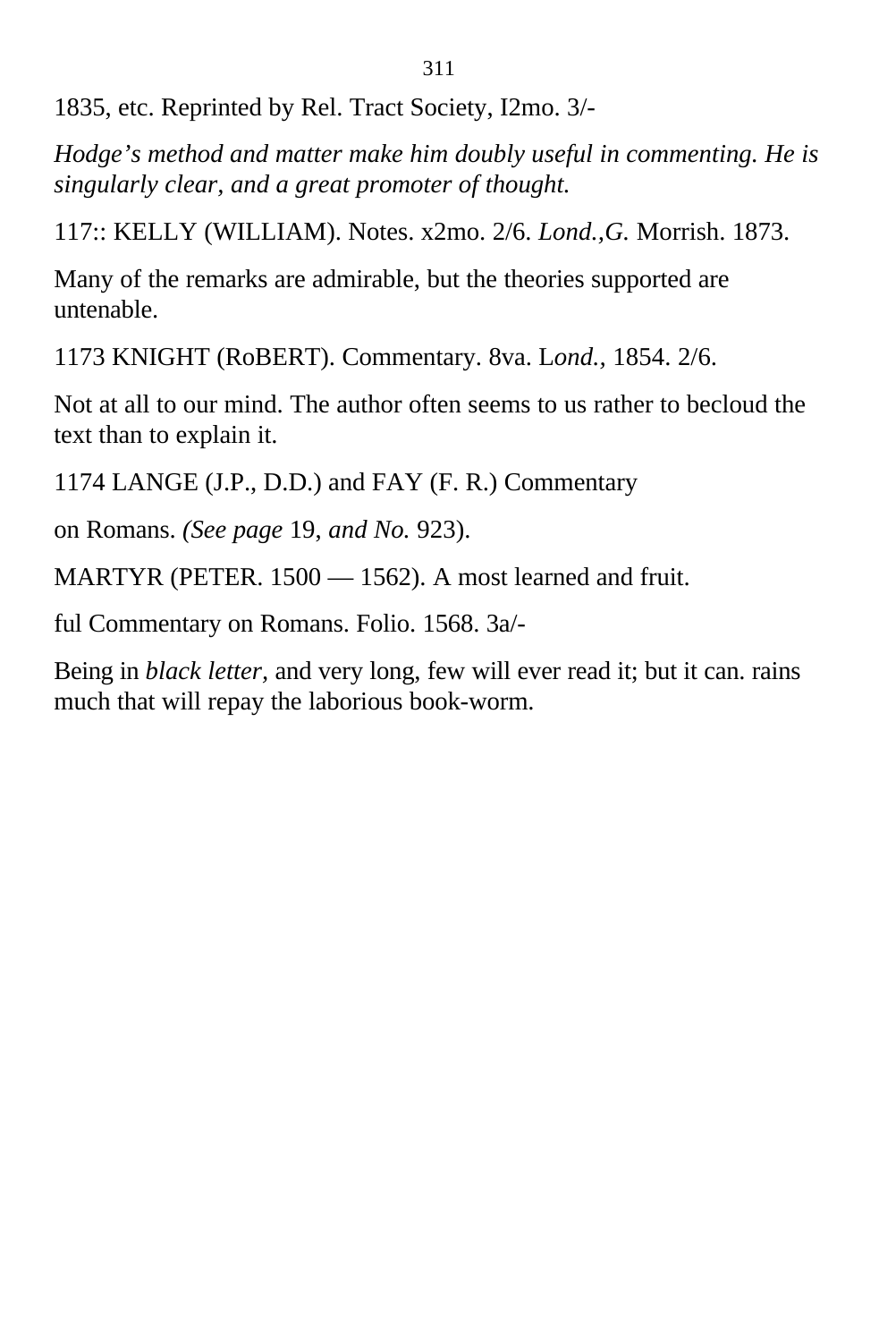1835, etc. Reprinted by Rel. Tract Society, I2mo. 3/-

*Hodge's method and matter make him doubly useful in commenting. He is singularly clear, and a great promoter of thought.*

117:: KELLY (WILLIAM). Notes. x2mo. 2/6. *Lond.,G.* Morrish. 1873.

Many of the remarks are admirable, but the theories supported are untenable.

1173 KNIGHT (RoBERT). Commentary. 8va. L*ond.,* 1854. 2/6.

Not at all to our mind. The author often seems to us rather to becloud the text than to explain it.

1174 LANGE (J.P., D.D.) and FAY (F. R.) Commentary

on Romans. *(See page* 19, *and No.* 923).

MARTYR (PETER. 1500 — 1562). A most learned and fruit.

ful Commentary on Romans. Folio. 1568. 3a/-

Being in *black letter,* and very long, few will ever read it; but it can. rains much that will repay the laborious book-worm.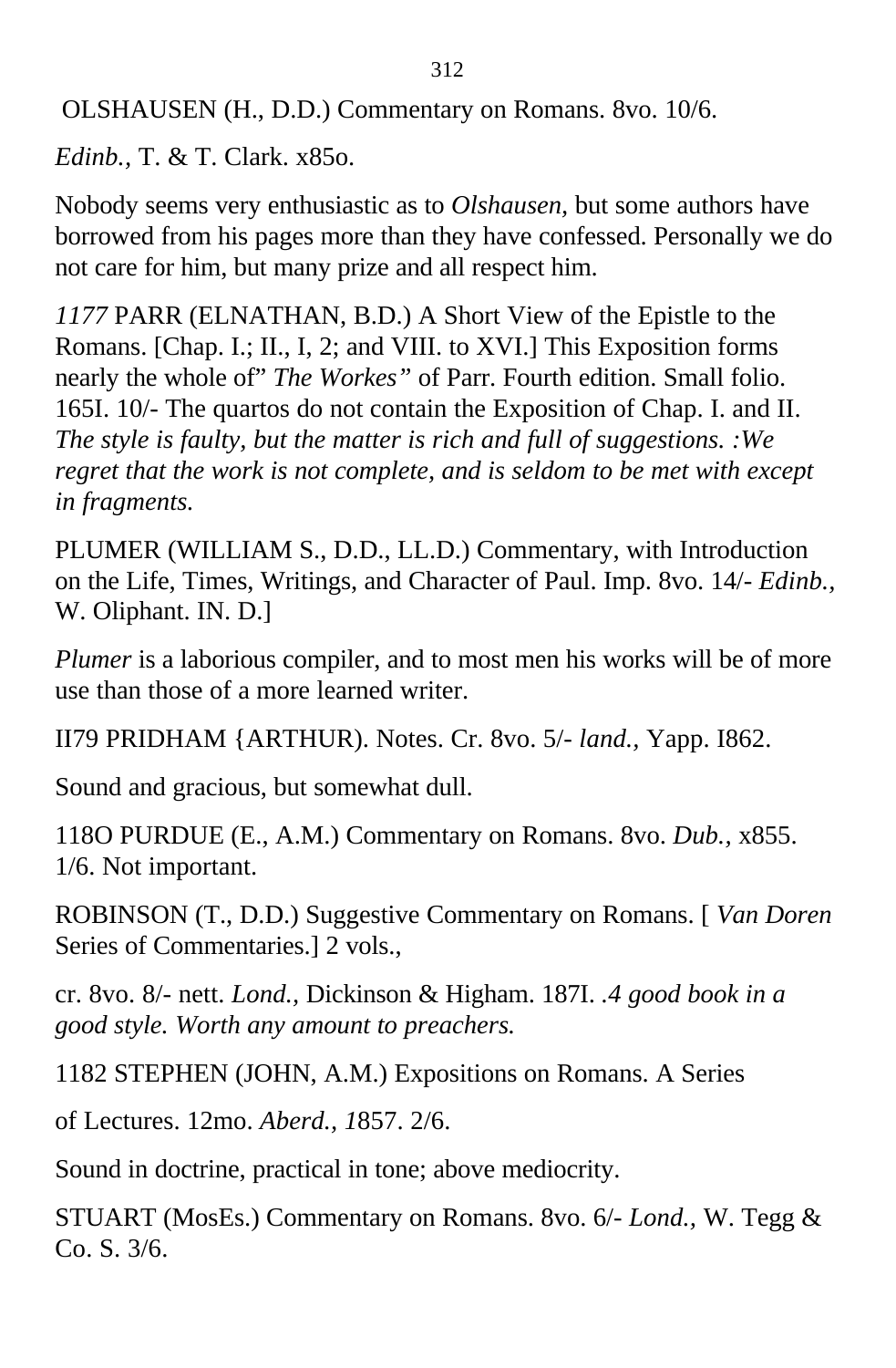OLSHAUSEN (H., D.D.) Commentary on Romans. 8vo. 10/6.

*Edinb.*, T. & T. Clark. x85o.

Nobody seems very enthusiastic as to *Olshausen*, but some authors have borrowed from his pages more than they have confessed. Personally we do not care for him, but many prize and all respect him.

*1177* PARR (ELNATHAN, B.D.) A Short View of the Epistle to the Romans. [Chap. I.; II., I, 2; and VIII. to XVI.] This Exposition forms nearly the whole of" *The Workes"* of Parr. Fourth edition. Small folio. 165I. 10/- The quartos do not contain the Exposition of Chap. I. and II. *The style is faulty, but the matter is rich and full of suggestions. :We regret that the work is not complete, and is seldom to be met with except in fragments.*

PLUMER (WILLIAM S., D.D., LL.D.) Commentary, with Introduction on the Life, Times, Writings, and Character of Paul. Imp. 8vo. 14/- *Edinb.*, W. Oliphant. IN. D.]

*Plumer* is a laborious compiler, and to most men his works will be of more use than those of a more learned writer.

II79 PRIDHAM {ARTHUR). Notes. Cr. 8vo. 5/- *land.*, Yapp. I862.

Sound and gracious, but somewhat dull.

118O PURDUE (E., A.M.) Commentary on Romans. 8vo. *Dub.*, x855. 1/6. Not important.

ROBINSON (T., D.D.) Suggestive Commentary on Romans. [ *Van Doren* Series of Commentaries.] 2 vols.,

cr. 8vo. 8/- nett. *Lond.*, Dickinson & Higham. 187I. *.4 good book in a good style. Worth any amount to preachers.*

1182 STEPHEN (JOHN, A.M.) Expositions on Romans. A Series

of Lectures. 12mo. *Aberd., 1*857. 2/6.

Sound in doctrine, practical in tone; above mediocrity.

STUART (MosEs.) Commentary on Romans. 8vo. 6/- *Lond.*, W. Tegg & Co. S. 3/6.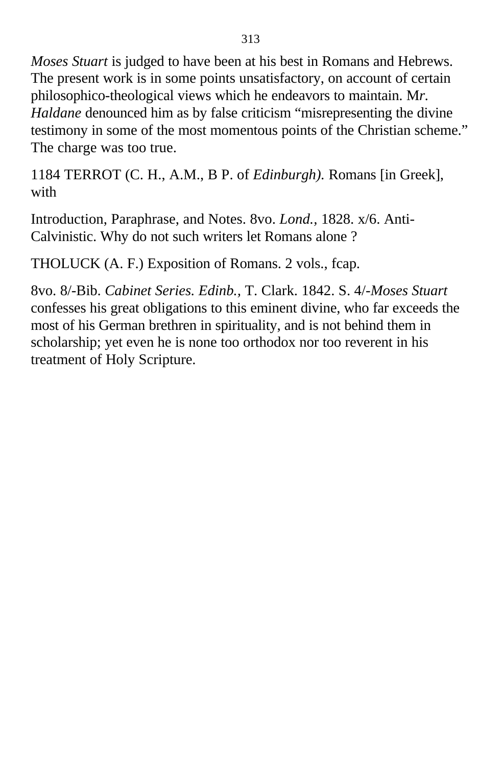*Moses Stuart* is judged to have been at his best in Romans and Hebrews. The present work is in some points unsatisfactory, on account of certain philosophico-theological views which he endeavors to maintain. M*r. Haldane* denounced him as by false criticism "misrepresenting the divine testimony in some of the most momentous points of the Christian scheme." The charge was too true.

1184 TERROT (C. H., A.M., B P. of *Edinburgh).* Romans [in Greek], with

Introduction, Paraphrase, and Notes. 8vo. *Lond.,* 1828. x/6. Anti-Calvinistic. Why do not such writers let Romans alone ?

THOLUCK (A. F.) Exposition of Romans. 2 vols., fcap.

8vo. 8/-Bib. *Cabinet Series. Edinb.,* T. Clark. 1842. S. 4/-*Moses Stuart* confesses his great obligations to this eminent divine, who far exceeds the most of his German brethren in spirituality, and is not behind them in scholarship; yet even he is none too orthodox nor too reverent in his treatment of Holy Scripture.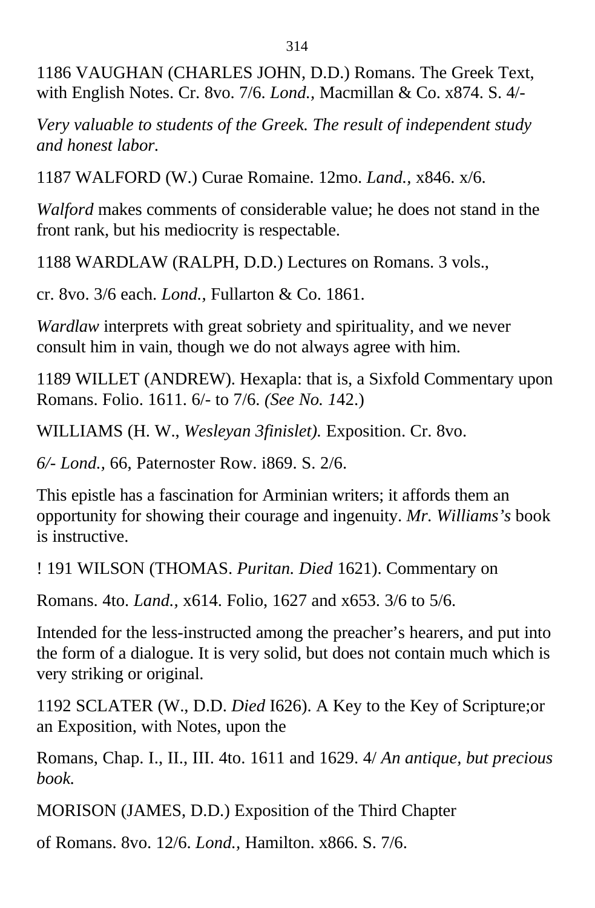1186 VAUGHAN (CHARLES JOHN, D.D.) Romans. The Greek Text, with English Notes. Cr. 8vo. 7/6. *Lond.,* Macmillan & Co. x874. S. 4/-

*Very valuable to students of the Greek. The result of independent study and honest labor.*

1187 WALFORD (W.) Curae Romaine. 12mo. *Land.,* x846. x/6.

*Walford* makes comments of considerable value; he does not stand in the front rank, but his mediocrity is respectable.

1188 WARDLAW (RALPH, D.D.) Lectures on Romans. 3 vols.,

cr. 8vo. 3/6 each. *Lond.,* Fullarton & Co. 1861.

*Wardlaw* interprets with great sobriety and spirituality, and we never consult him in vain, though we do not always agree with him.

1189 WILLET (ANDREW). Hexapla: that is, a Sixfold Commentary upon Romans. Folio. 1611. 6/- to 7/6. *(See No. 1*42.)

WILLIAMS (H. W., *Wesleyan 3finislet).* Exposition. Cr. 8vo.

*6/- Lond.,* 66, Paternoster Row. i869. S. 2/6.

This epistle has a fascination for Arminian writers; it affords them an opportunity for showing their courage and ingenuity. *Mr. Williams's* book is instructive.

! 191 WILSON (THOMAS. *Puritan. Died* 1621). Commentary on

Romans. 4to. *Land.,* x614. Folio, 1627 and x653. 3/6 to 5/6.

Intended for the less-instructed among the preacher's hearers, and put into the form of a dialogue. It is very solid, but does not contain much which is very striking or original.

1192 SCLATER (W., D.D. *Died* I626). A Key to the Key of Scripture;or an Exposition, with Notes, upon the

Romans, Chap. I., II., III. 4to. 1611 and 1629. 4/ *An antique, but precious book.*

MORISON (JAMES, D.D.) Exposition of the Third Chapter

of Romans. 8vo. 12/6. *Lond.,* Hamilton. x866. S. 7/6.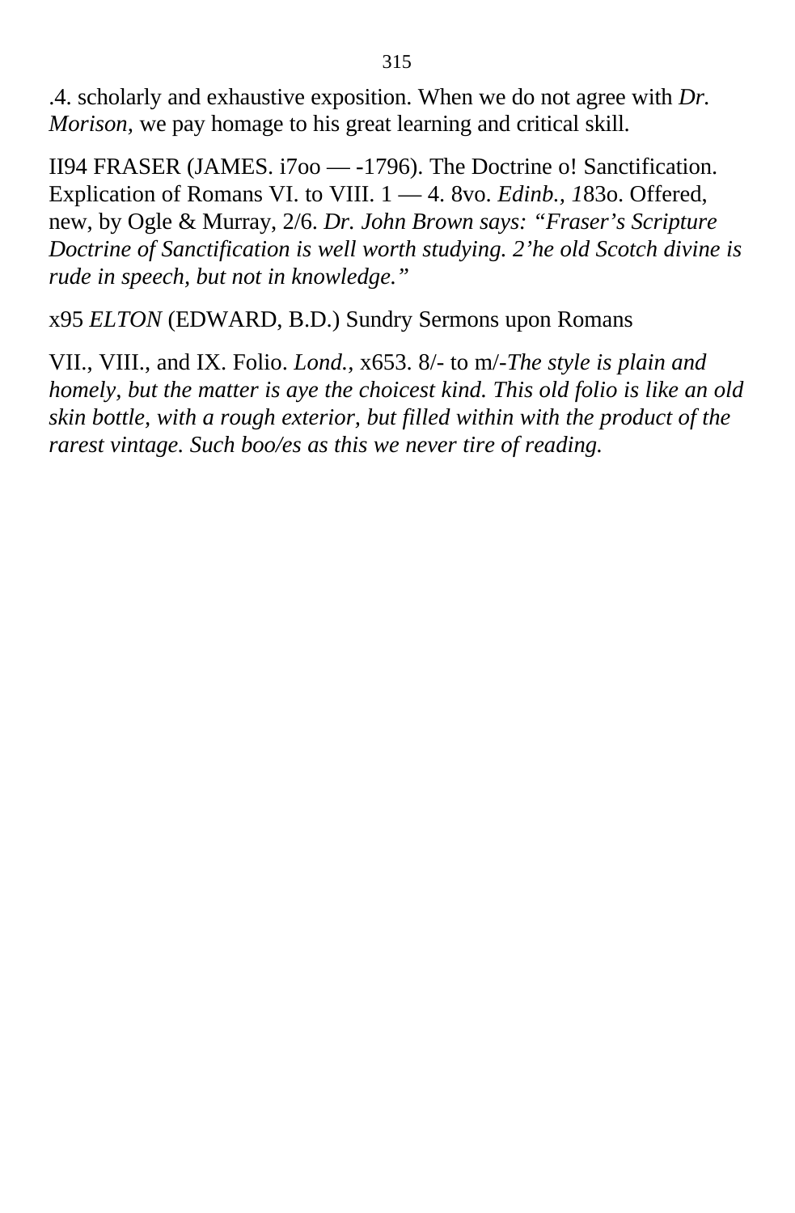.4. scholarly and exhaustive exposition. When we do not agree with *Dr. Morison*, we pay homage to his great learning and critical skill.

II94 FRASER (JAMES. i7oo — -1796). The Doctrine o! Sanctification. Explication of Romans VI. to VIII. 1 — 4. 8vo. *Edinb., 1*83o. Offered, new, by Ogle & Murray, 2/6. *Dr. John Brown says: "Fraser's Scripture Doctrine of Sanctification is well worth studying. 2'he old Scotch divine is rude in speech, but not in knowledge."*

x95 *ELTON* (EDWARD, B.D.) Sundry Sermons upon Romans

VII., VIII., and IX. Folio. *Lond.*, x653. 8/- to m/-*The style is plain and homely, but the matter is aye the choicest kind. This old folio is like an old skin bottle, with a rough exterior, but filled within with the product of the rarest vintage. Such boo/es as this we never tire of reading.*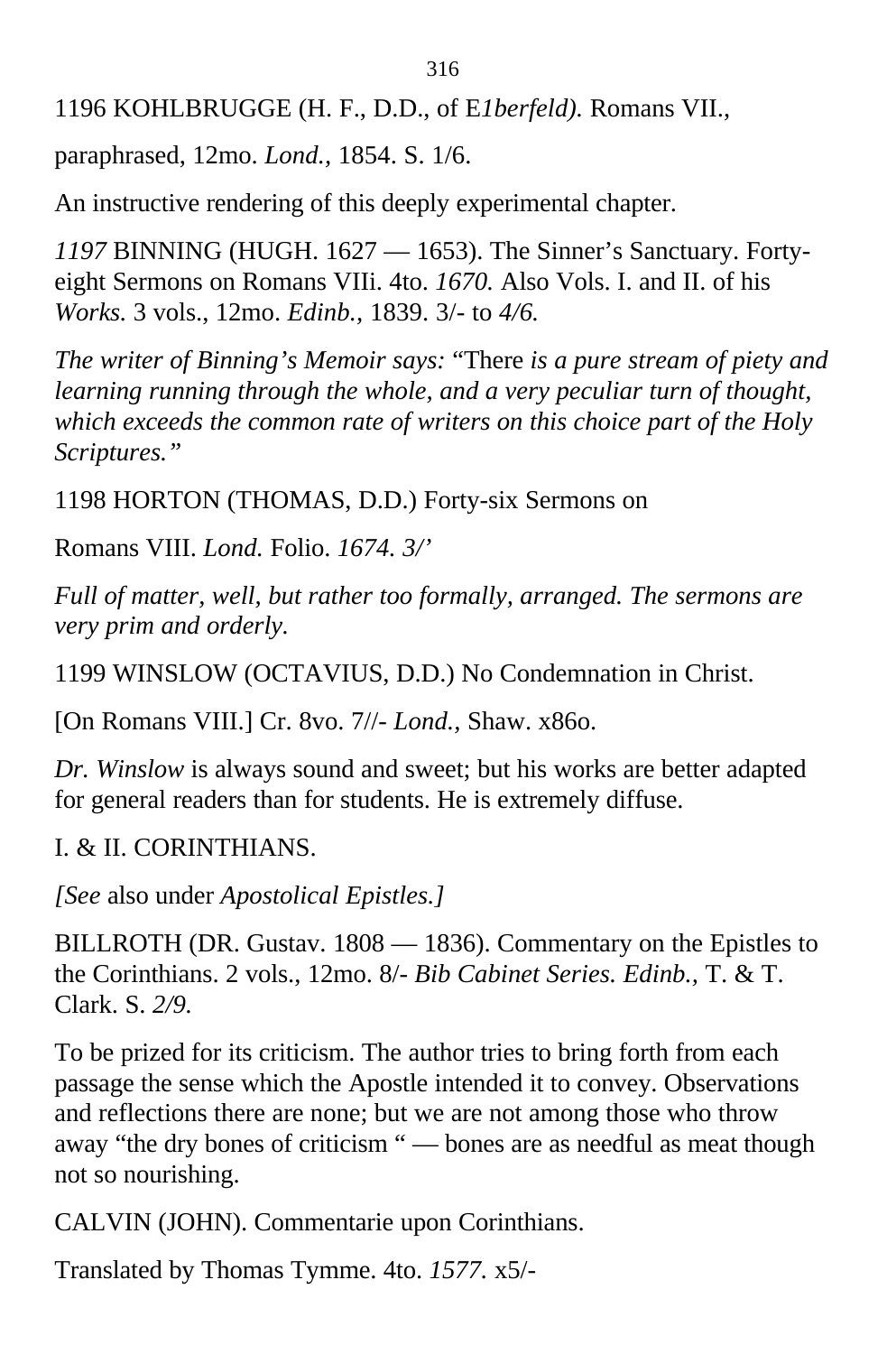1196 KOHLBRUGGE (H. F., D.D., of E*1berfeld).* Romans VII.,

paraphrased, 12mo. *Lond.*, 1854. S. 1/6.

An instructive rendering of this deeply experimental chapter.

*1197* BINNING (HUGH. 1627 — 1653). The Sinner's Sanctuary. Forty-eight Sermons on Romans VIIi. 4to. *1670.* Also Vols. I. and II. of his *Works.* 3 vols., 12mo. *Edinb.,* 1839. 3/- to *4/6.*

*The writer of Binning's Memoir says:* "There *is a pure stream of piety and learning running through the whole, and a very peculiar turn of thought, which exceeds the common rate of writers on this choice part of the Holy Scriptures."*

1198 HORTON (THOMAS, D.D.) Forty-six Sermons on

Romans VIII. *Lond.* Folio. *1674. 3/'*

*Full of matter, well, but rather too formally, arranged. The sermons are very prim and orderly.*

1199 WINSLOW (OCTAVIUS, D.D.) No Condemnation in Christ.

[On Romans VIII.] Cr. 8vo. 7//- *Lond.*, Shaw. x86o.

*Dr. Winslow* is always sound and sweet; but his works are better adapted for general readers than for students. He is extremely diffuse.

I. & II. CORINTHIANS.

*[See* also under *Apostolical Epistles.]*

BILLROTH (DR. Gustav. 1808 — 1836). Commentary on the Epistles to the Corinthians. 2 vols., 12mo. 8/- *Bib Cabinet Series. Edinb.,* T. & T. Clark. S. *2/9.*

To be prized for its criticism. The author tries to bring forth from each passage the sense which the Apostle intended it to convey. Observations and reflections there are none; but we are not among those who throw away "the dry bones of criticism " — bones are as needful as meat though not so nourishing.

CALVIN (JOHN). Commentarie upon Corinthians.

Translated by Thomas Tymme. 4to. *1577.* x5/-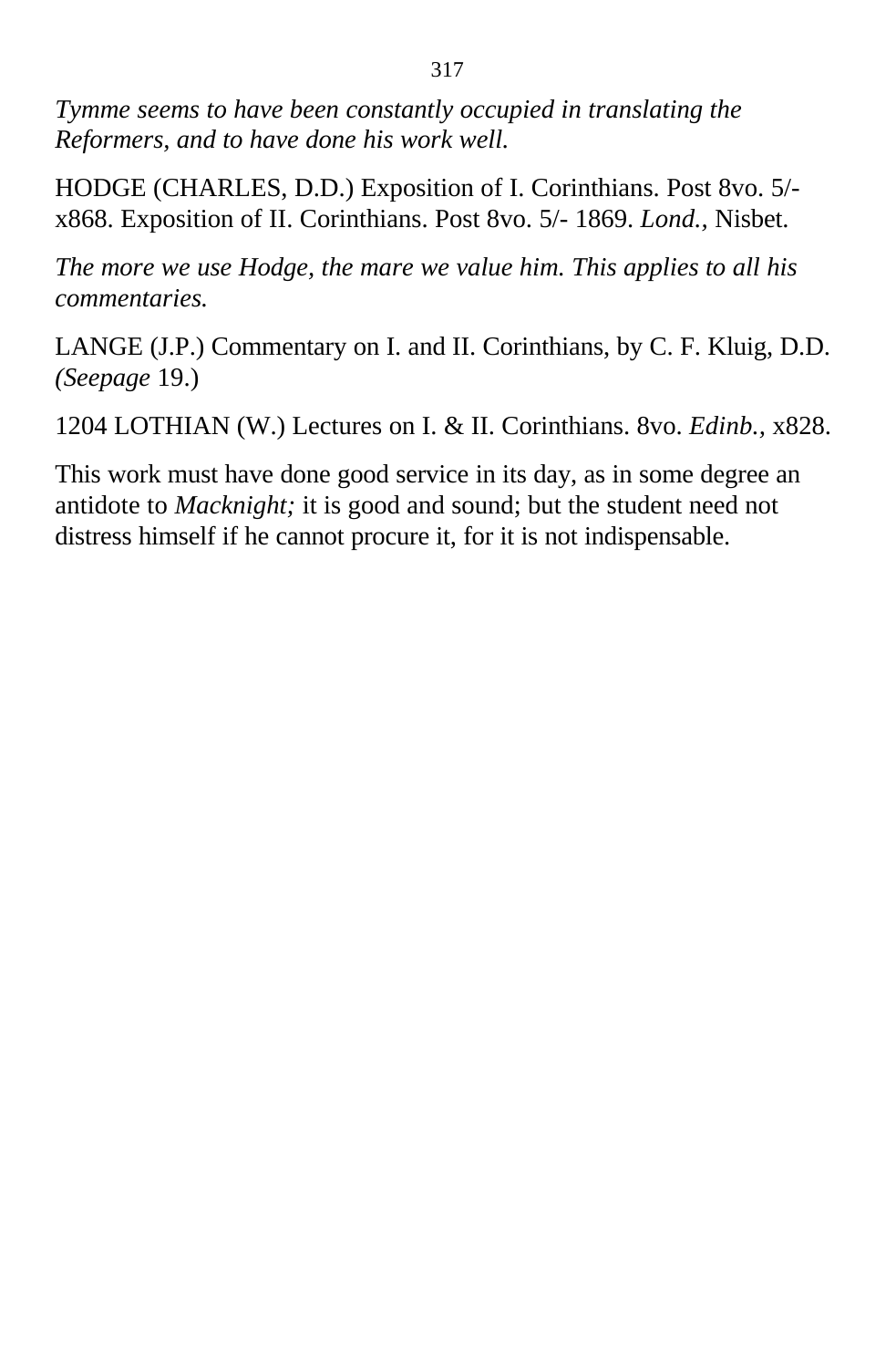*Tymme seems to have been constantly occupied in translating the Reformers, and to have done his work well.*

HODGE (CHARLES, D.D.) Exposition of I. Corinthians. Post 8vo. 5/- x868. Exposition of II. Corinthians. Post 8vo. 5/- 1869. *Lond.*, Nisbet.

*The more we use Hodge, the mare we value him. This applies to all his commentaries.*

LANGE (J.P.) Commentary on I. and II. Corinthians, by C. F. Kluig, D.D. *(Seepage* 19.)

1204 LOTHIAN (W.) Lectures on I. & II. Corinthians. 8vo. *Edinb.,* x828.

This work must have done good service in its day, as in some degree an antidote to *Macknight;* it is good and sound; but the student need not distress himself if he cannot procure it, for it is not indispensable.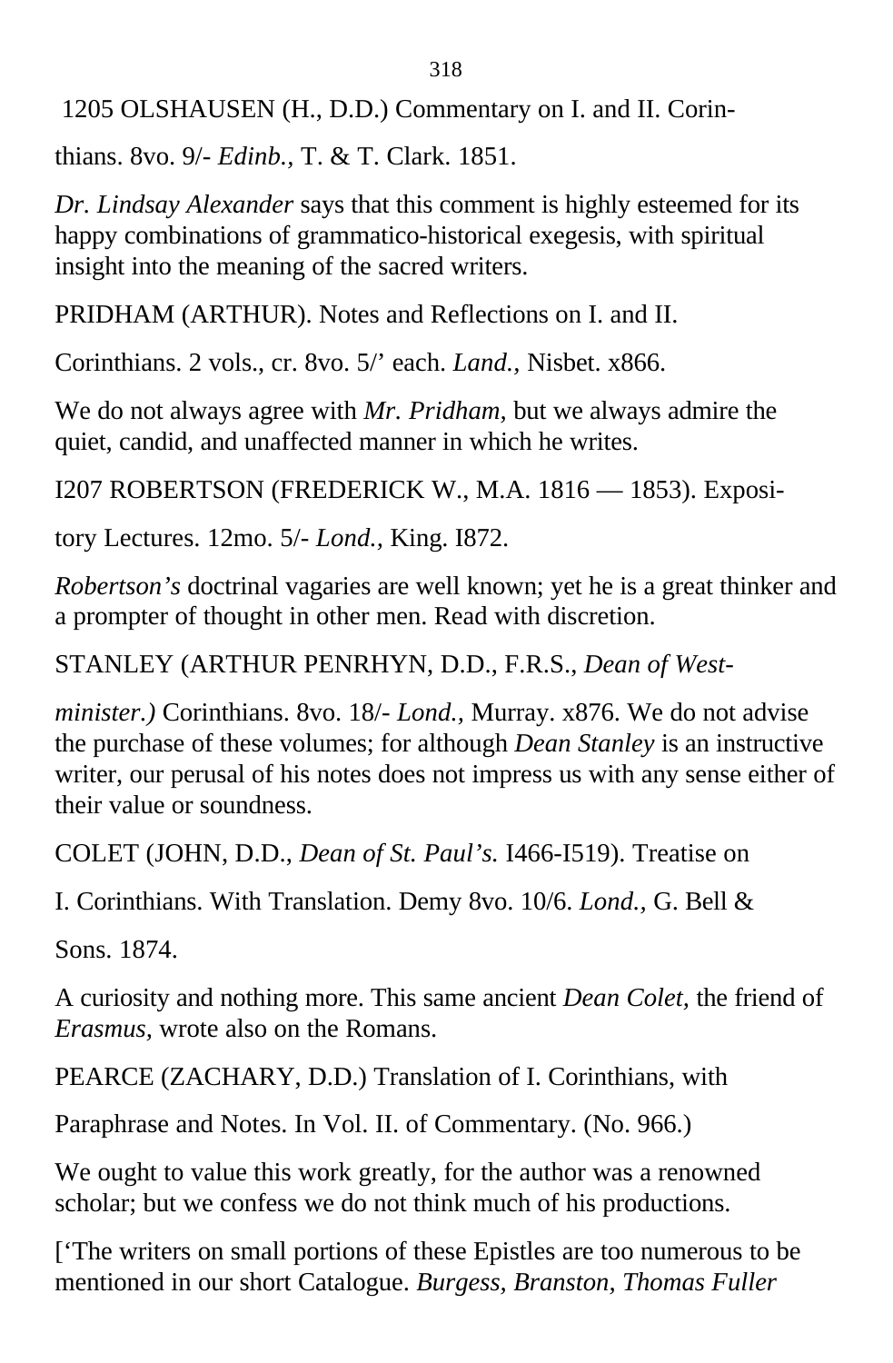1205 OLSHAUSEN (H., D.D.) Commentary on I. and II. Corin-

thians. 8vo. 9/- *Edinb.,* T. & T. Clark. 1851.

*Dr. Lindsay Alexander* says that this comment is highly esteemed for its happy combinations of grammatico-historical exegesis, with spiritual insight into the meaning of the sacred writers.

PRIDHAM (ARTHUR). Notes and Reflections on I. and II.

Corinthians. 2 vols., cr. 8vo. 5/' each. *Land.,* Nisbet. x866.

We do not always agree with *Mr. Pridham,* but we always admire the quiet, candid, and unaffected manner in which he writes.

I207 ROBERTSON (FREDERICK W., M.A. 1816 — 1853). Exposi-

tory Lectures. 12mo. 5/- *Lond.,* King. I872.

*Robertson's* doctrinal vagaries are well known; yet he is a great thinker and a prompter of thought in other men. Read with discretion.

STANLEY (ARTHUR PENRHYN, D.D., F.R.S., *Dean of West-*

*minister.)* Corinthians. 8vo. 18/- *Lond.,* Murray. x876. We do not advise the purchase of these volumes; for although *Dean Stanley* is an instructive writer, our perusal of his notes does not impress us with any sense either of their value or soundness.

COLET (JOHN, D.D., *Dean of St. Paul's.* I466-I519). Treatise on

I. Corinthians. With Translation. Demy 8vo. 10/6. *Lond.,* G. Bell &

Sons. 1874.

A curiosity and nothing more. This same ancient *Dean Colet,* the friend of *Erasmus,* wrote also on the Romans.

PEARCE (ZACHARY, D.D.) Translation of I. Corinthians, with

Paraphrase and Notes. In Vol. II. of Commentary. (No. 966.)

We ought to value this work greatly, for the author was a renowned scholar; but we confess we do not think much of his productions.

['The writers on small portions of these Epistles are too numerous to be mentioned in our short Catalogue. *Burgess, Branston, Thomas Fuller*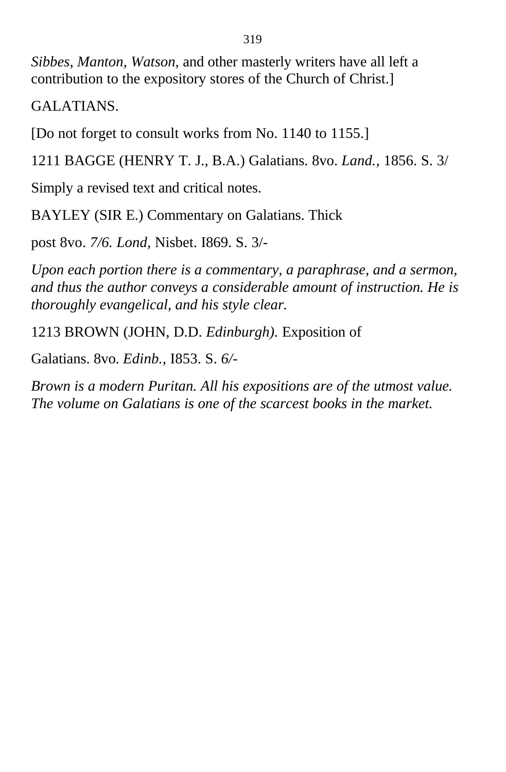*Sibbes, Manton, Watson,* and other masterly writers have all left a contribution to the expository stores of the Church of Christ.]

GALATIANS.

[Do not forget to consult works from No. 1140 to 1155.]

1211 BAGGE (HENRY T. J., B.A.) Galatians. 8vo. *Land.,* 1856. S. 3/

Simply a revised text and critical notes.

BAYLEY (SIR E.) Commentary on Galatians. Thick

post 8vo. *7/6. Lond,* Nisbet. I869. S. 3/-

*Upon each portion there is a commentary, a paraphrase, and a sermon, and thus the author conveys a considerable amount of instruction. He is thoroughly evangelical, and his style clear.*

1213 BROWN (JOHN, D.D. *Edinburgh).* Exposition of

Galatians. 8vo. *Edinb.,* I853. S. *6/-*

*Brown is a modern Puritan. All his expositions are of the utmost value. The volume on Galatians is one of the scarcest books in the market.*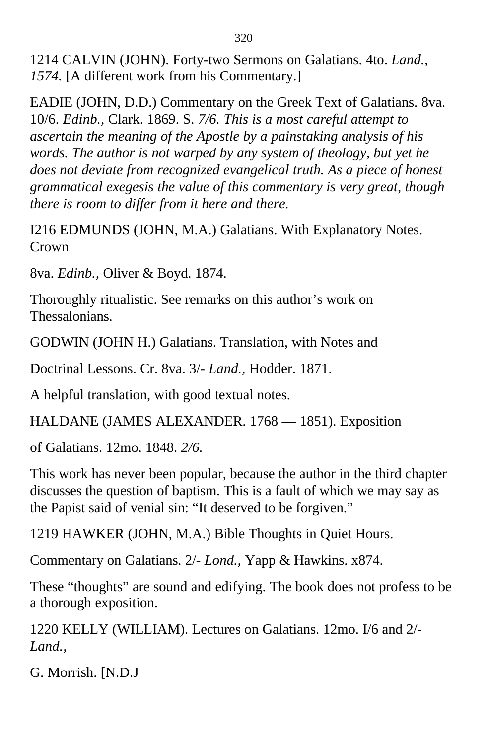1214 CALVIN (JOHN). Forty-two Sermons on Galatians. 4to. *Land., 1574.* [A different work from his Commentary.]

EADIE (JOHN, D.D.) Commentary on the Greek Text of Galatians. 8va. 10/6. *Edinb.*, Clark. 1869. S. *7/6. This is a most careful attempt to ascertain the meaning of the Apostle by a painstaking analysis of his words. The author is not warped by any system of theology, but yet he does not deviate from recognized evangelical truth. As a piece of honest grammatical exegesis the value of this commentary is very great, though there is room to differ from it here and there.*

I216 EDMUNDS (JOHN, M.A.) Galatians. With Explanatory Notes. Crown

8va. *Edinb.*, Oliver & Boyd. 1874.

Thoroughly ritualistic. See remarks on this author's work on Thessalonians.

GODWIN (JOHN H.) Galatians. Translation, with Notes and

Doctrinal Lessons. Cr. 8va. 3/- *Land.*, Hodder. 1871.

A helpful translation, with good textual notes.

HALDANE (JAMES ALEXANDER. 1768 — 1851). Exposition

of Galatians. 12mo. 1848. *2/6.*

This work has never been popular, because the author in the third chapter discusses the question of baptism. This is a fault of which we may say as the Papist said of venial sin: "It deserved to be forgiven."

1219 HAWKER (JOHN, M.A.) Bible Thoughts in Quiet Hours.

Commentary on Galatians. 2/- *Lond.*, Yapp & Hawkins. x874.

These "thoughts" are sound and edifying. The book does not profess to be a thorough exposition.

1220 KELLY (WILLIAM). Lectures on Galatians. 12mo. I/6 and 2/- *Land.*,

G. Morrish. [N.D.J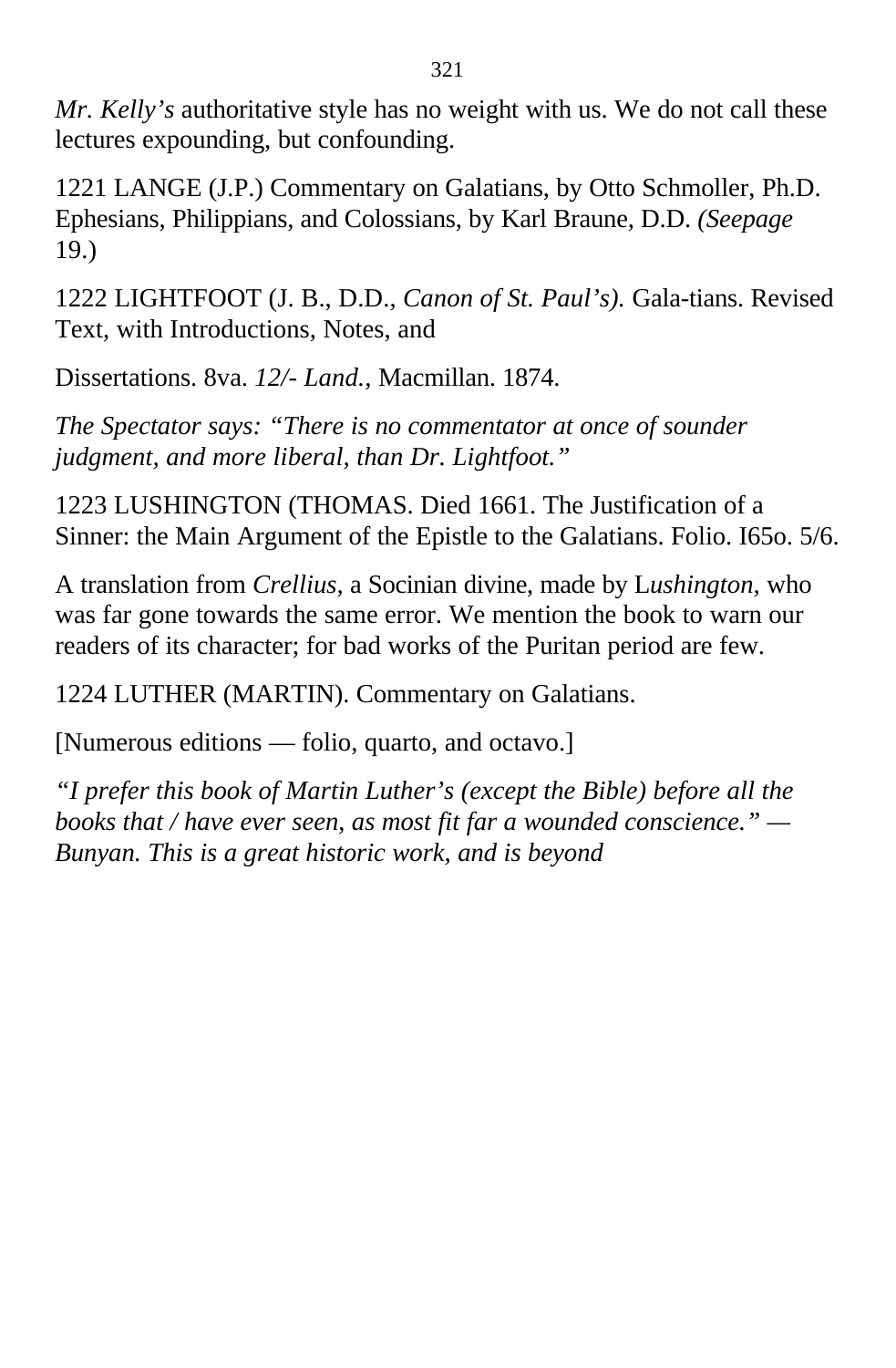*Mr. Kelly's* authoritative style has no weight with us. We do not call these lectures expounding, but confounding.

1221 LANGE (J.P.) Commentary on Galatians, by Otto Schmoller, Ph.D. Ephesians, Philippians, and Colossians, by Karl Braune, D.D. *(Seepage* 19.)

1222 LIGHTFOOT (J. B., D.D., *Canon of St. Paul's).* Gala-tians. Revised Text, with Introductions, Notes, and

Dissertations. 8va. *12/- Land.,* Macmillan. 1874.

*The Spectator says: "There is no commentator at once of sounder judgment, and more liberal, than Dr. Lightfoot."*

1223 LUSHINGTON (THOMAS. Died 1661. The Justification of a Sinner: the Main Argument of the Epistle to the Galatians. Folio. I65o. 5/6.

A translation from *Crellius,* a Socinian divine, made by L*ushington,* who was far gone towards the same error. We mention the book to warn our readers of its character; for bad works of the Puritan period are few.

1224 LUTHER (MARTIN). Commentary on Galatians.

[Numerous editions — folio, quarto, and octavo.]

*"I prefer this book of Martin Luther's (except the Bible) before all the books that / have ever seen, as most fit far a wounded conscience." — Bunyan. This is a great historic work, and is beyond*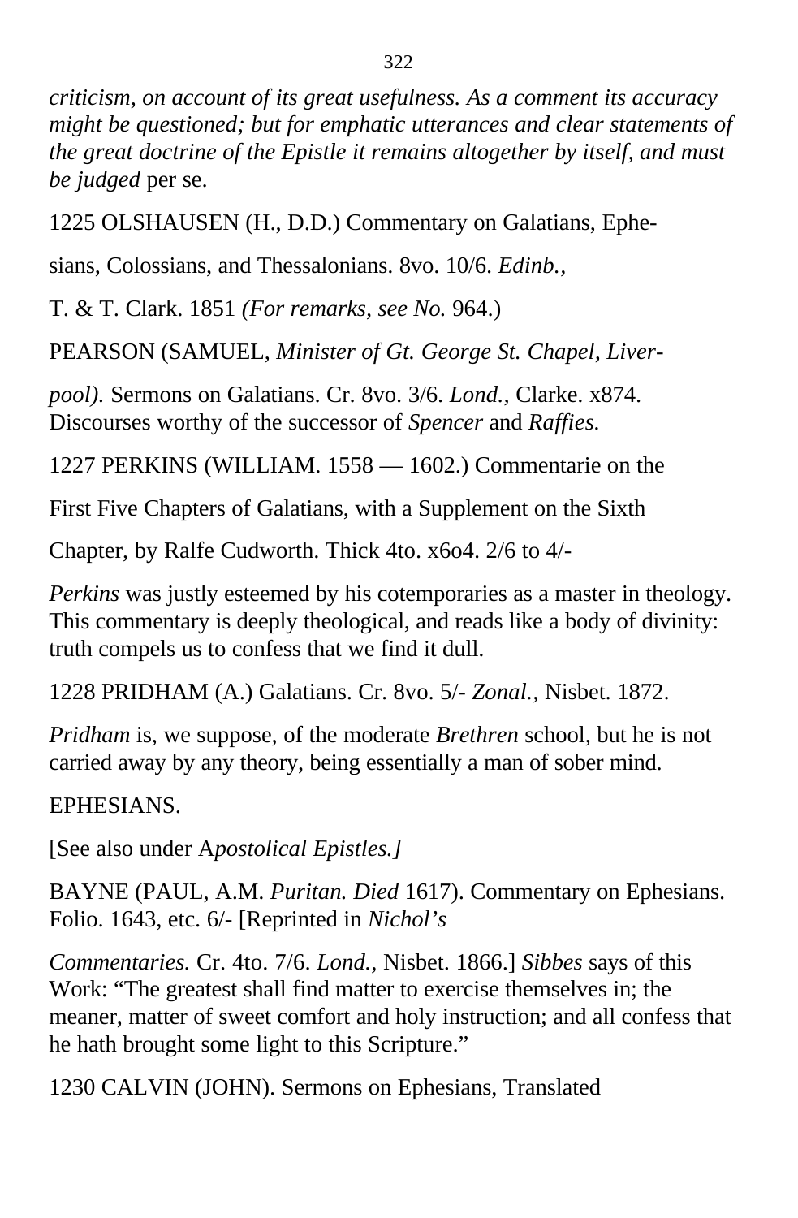*criticism, on account of its great usefulness. As a comment its accuracy might be questioned; but for emphatic utterances and clear statements of the great doctrine of the Epistle it remains altogether by itself, and must be judged* per se.

1225 OLSHAUSEN (H., D.D.) Commentary on Galatians, Ephe-

sians, Colossians, and Thessalonians. 8vo. 10/6. *Edinb.,*

T. & T. Clark. 1851 *(For remarks, see No.* 964.)

PEARSON (SAMUEL, *Minister of Gt. George St. Chapel, Liver-*

*pool).* Sermons on Galatians. Cr. 8vo. 3/6. *Lond.,* Clarke. x874. Discourses worthy of the successor of *Spencer* and *Raffies.*

1227 PERKINS (WILLIAM. 1558 — 1602.) Commentarie on the

First Five Chapters of Galatians, with a Supplement on the Sixth

Chapter, by Ralfe Cudworth. Thick 4to. x6o4. 2/6 to 4/-

*Perkins* was justly esteemed by his cotemporaries as a master in theology. This commentary is deeply theological, and reads like a body of divinity: truth compels us to confess that we find it dull.

1228 PRIDHAM (A.) Galatians. Cr. 8vo. 5/- *Zonal.,* Nisbet. 1872.

*Pridham* is, we suppose, of the moderate *Brethren* school, but he is not carried away by any theory, being essentially a man of sober mind.

EPHESIANS.

[See also under A*postolical Epistles.]*

BAYNE (PAUL, A.M. *Puritan. Died* 1617). Commentary on Ephesians. Folio. 1643, etc. 6/- [Reprinted in *Nichol's*

*Commentaries.* Cr. 4to. 7/6. *Lond.,* Nisbet. 1866.] *Sibbes* says of this Work: "The greatest shall find matter to exercise themselves in; the meaner, matter of sweet comfort and holy instruction; and all confess that he hath brought some light to this Scripture."

1230 CALVIN (JOHN). Sermons on Ephesians, Translated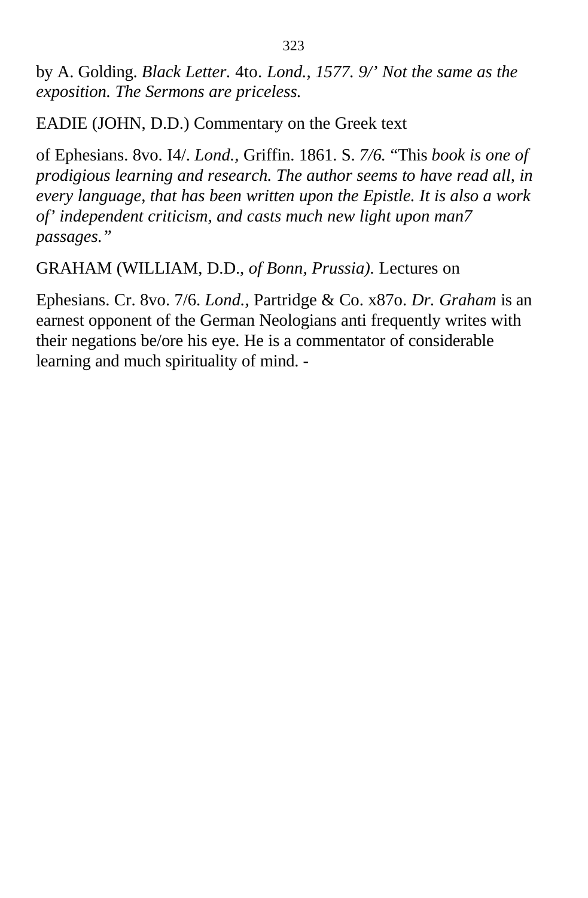by A. Golding. *Black Letter.* 4to. *Lond., 1577. 9/' Not the same as the exposition. The Sermons are priceless.*

EADIE (JOHN, D.D.) Commentary on the Greek text

of Ephesians. 8vo. I4/. *Lond.,* Griffin. 1861. S. *7/6.* "This *book is one of prodigious learning and research. The author seems to have read all, in every language, that has been written upon the Epistle. It is also a work of' independent criticism, and casts much new light upon man7 passages."*

GRAHAM (WILLIAM, D.D., *of Bonn, Prussia).* Lectures on

Ephesians. Cr. 8vo. 7/6. *Lond.,* Partridge & Co. x87o. *Dr. Graham* is an earnest opponent of the German Neologians anti frequently writes with their negations be/ore his eye. He is a commentator of considerable learning and much spirituality of mind. -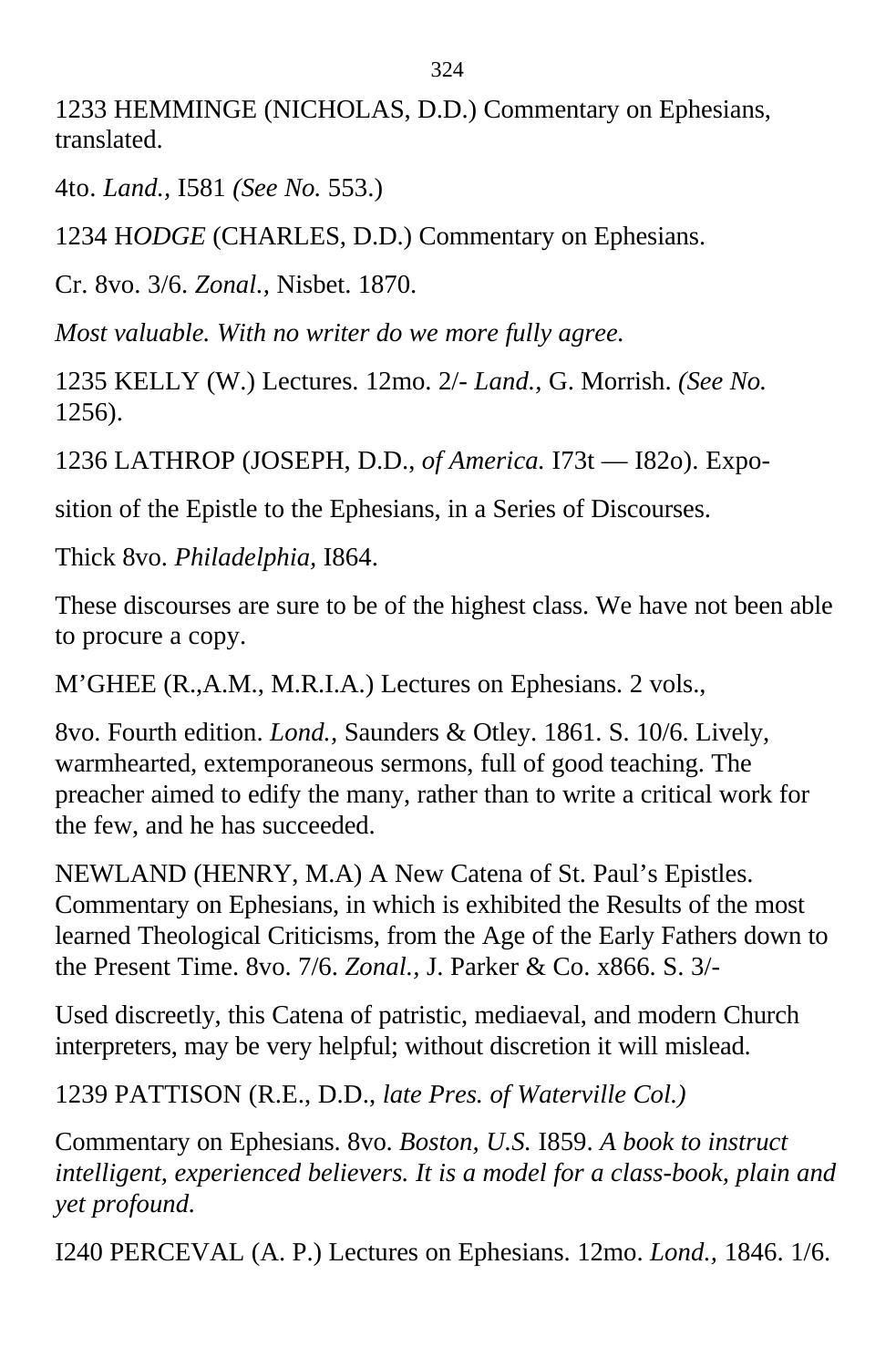1233 HEMMINGE (NICHOLAS, D.D.) Commentary on Ephesians, translated.

4to. *Land.,* I581 *(See No.* 553.)

1234 H*ODGE* (CHARLES, D.D.) Commentary on Ephesians.

Cr. 8vo. 3/6. *Zonal.,* Nisbet. 1870.

*Most valuable. With no writer do we more fully agree.*

1235 KELLY (W.) Lectures. 12mo. 2/- *Land.,* G. Morrish. *(See No.* 1256).

1236 LATHROP (JOSEPH, D.D., *of America.* I73t — I82o). Expo-

sition of the Epistle to the Ephesians, in a Series of Discourses.

Thick 8vo. *Philadelphia,* I864.

These discourses are sure to be of the highest class. We have not been able to procure a copy.

M'GHEE (R.,A.M., M.R.I.A.) Lectures on Ephesians. 2 vols.,

8vo. Fourth edition. *Lond.,* Saunders & Otley. 1861. S. 10/6. Lively, warmhearted, extemporaneous sermons, full of good teaching. The preacher aimed to edify the many, rather than to write a critical work for the few, and he has succeeded.

NEWLAND (HENRY, M.A) A New Catena of St. Paul's Epistles. Commentary on Ephesians, in which is exhibited the Results of the most learned Theological Criticisms, from the Age of the Early Fathers down to the Present Time. 8vo. 7/6. *Zonal.,* J. Parker & Co. x866. S. 3/-

Used discreetly, this Catena of patristic, mediaeval, and modern Church interpreters, may be very helpful; without discretion it will mislead.

1239 PATTISON (R.E., D.D., *late Pres. of Waterville Col.)*

Commentary on Ephesians. 8vo. *Boston, U.S.* I859. *A book to instruct intelligent, experienced believers. It is a model for a class-book, plain and yet profound.*

I240 PERCEVAL (A. P.) Lectures on Ephesians. 12mo. *Lond.,* 1846. 1/6.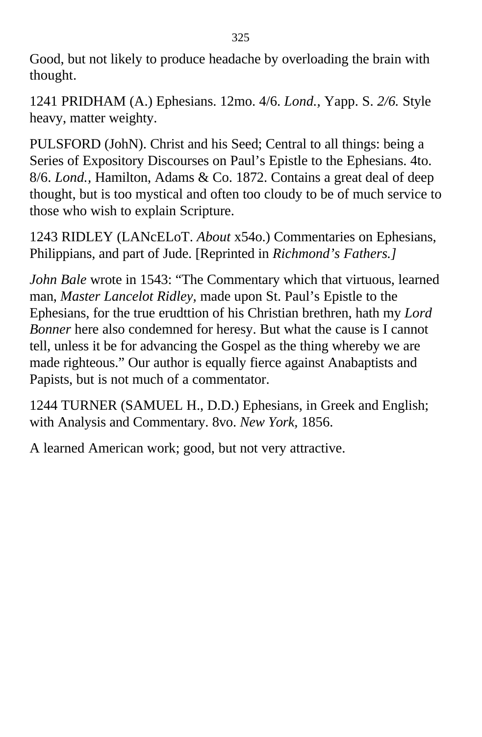Good, but not likely to produce headache by overloading the brain with thought.

1241 PRIDHAM (A.) Ephesians. 12mo. 4/6. *Lond.,* Yapp. S. *2/6.* Style heavy, matter weighty.

PULSFORD (JohN). Christ and his Seed; Central to all things: being a Series of Expository Discourses on Paul's Epistle to the Ephesians. 4to. 8/6. *Lond.,* Hamilton, Adams & Co. 1872. Contains a great deal of deep thought, but is too mystical and often too cloudy to be of much service to those who wish to explain Scripture.

1243 RIDLEY (LANcELoT. *About* x54o.) Commentaries on Ephesians, Philippians, and part of Jude. [Reprinted in *Richmond's Fathers.]*

*John Bale* wrote in 1543: "The Commentary which that virtuous, learned man, *Master Lancelot Ridley,* made upon St. Paul's Epistle to the Ephesians, for the true erudttion of his Christian brethren, hath my *Lord Bonner* here also condemned for heresy. But what the cause is I cannot tell, unless it be for advancing the Gospel as the thing whereby we are made righteous." Our author is equally fierce against Anabaptists and Papists, but is not much of a commentator.

1244 TURNER (SAMUEL H., D.D.) Ephesians, in Greek and English; with Analysis and Commentary. 8vo. *New York*, 1856.

A learned American work; good, but not very attractive.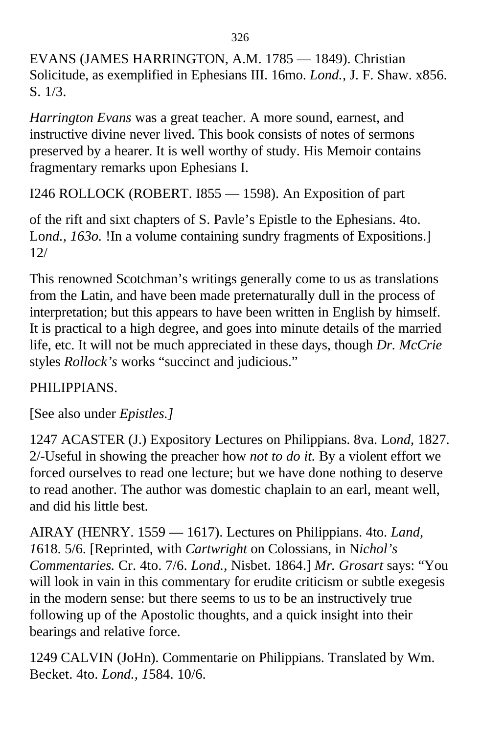EVANS (JAMES HARRINGTON, A.M. 1785 — 1849). Christian Solicitude, as exemplified in Ephesians III. 16mo. *Lond.,* J. F. Shaw. x856. S. 1/3.

*Harrington Evans* was a great teacher. A more sound, earnest, and instructive divine never lived. This book consists of notes of sermons preserved by a hearer. It is well worthy of study. His Memoir contains fragmentary remarks upon Ephesians I.

I246 ROLLOCK (ROBERT. I855 — 1598). An Exposition of part

of the rift and sixt chapters of S. Pavle's Epistle to the Ephesians. 4to. Lo*nd., 163o.* !In a volume containing sundry fragments of Expositions.] 12/

This renowned Scotchman's writings generally come to us as translations from the Latin, and have been made preternaturally dull in the process of interpretation; but this appears to have been written in English by himself. It is practical to a high degree, and goes into minute details of the married life, etc. It will not be much appreciated in these days, though *Dr. McCrie* styles *Rollock's* works "succinct and judicious."

## PHILIPPIANS.

[See also under *Epistles.]*

1247 ACASTER (J.) Expository Lectures on Philippians. 8va. Lo*nd,* 1827. 2/-Useful in showing the preacher how *not to do it.* By a violent effort we forced ourselves to read one lecture; but we have done nothing to deserve to read another. The author was domestic chaplain to an earl, meant well, and did his little best.

AIRAY (HENRY. 1559 — 1617). Lectures on Philippians. 4to. *Land, 1*618. 5/6. [Reprinted, with *Cartwright* on Colossians, in N*ichol's Commentaries.* Cr. 4to. 7/6. *Lond.,* Nisbet. 1864.] *Mr. Grosart* says: "You will look in vain in this commentary for erudite criticism or subtle exegesis in the modern sense: but there seems to us to be an instructively true following up of the Apostolic thoughts, and a quick insight into their bearings and relative force.

1249 CALVIN (JoHn). Commentarie on Philippians. Translated by Wm. Becket. 4to. *Lond., 1*584. 10/6.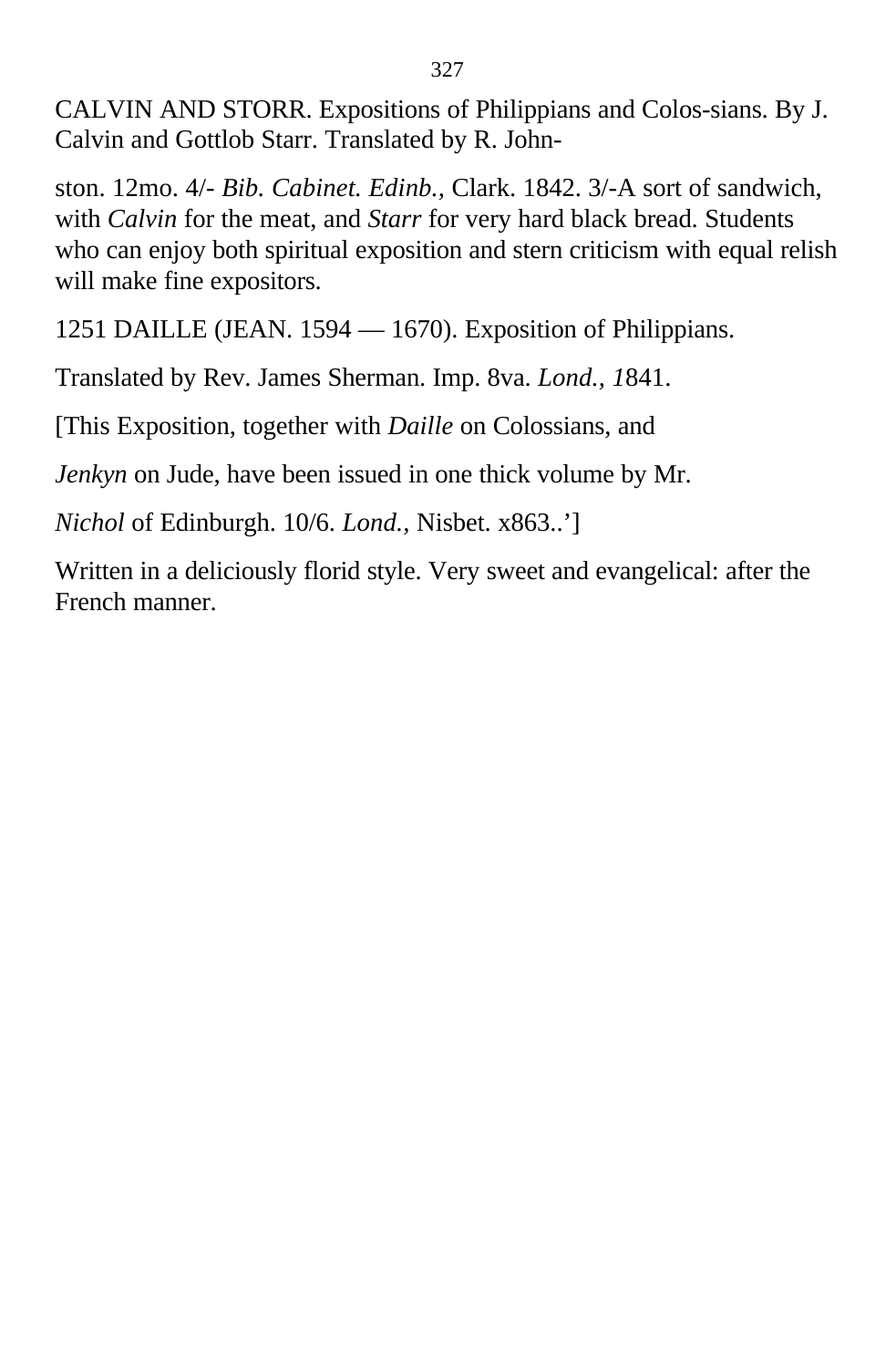CALVIN AND STORR. Expositions of Philippians and Colos-sians. By J. Calvin and Gottlob Starr. Translated by R. John-

ston. 12mo. 4/- *Bib. Cabinet. Edinb.,* Clark. 1842. 3/-A sort of sandwich, with *Calvin* for the meat, and *Starr* for very hard black bread. Students who can enjoy both spiritual exposition and stern criticism with equal relish will make fine expositors.

1251 DAILLE (JEAN. 1594 — 1670). Exposition of Philippians.

Translated by Rev. James Sherman. Imp. 8va. *Lond., 1*841.

[This Exposition, together with *Daille* on Colossians, and

*Jenkyn* on Jude, have been issued in one thick volume by Mr.

*Nichol* of Edinburgh. 10/6. *Lond.,* Nisbet. x863..']

Written in a deliciously florid style. Very sweet and evangelical: after the French manner.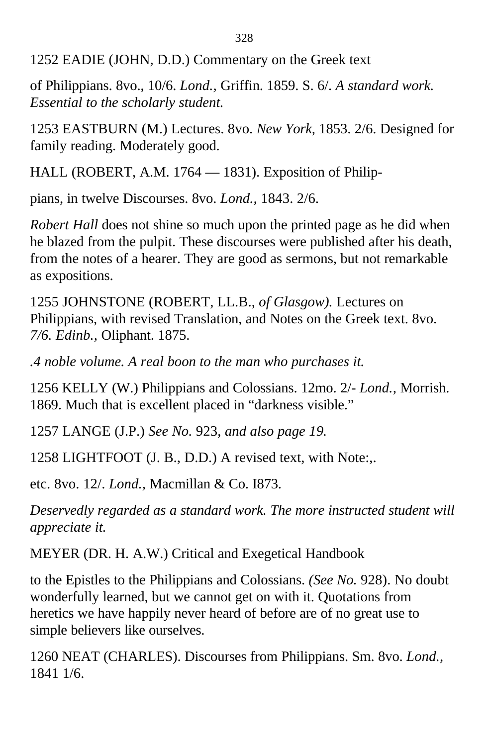1252 EADIE (JOHN, D.D.) Commentary on the Greek text

of Philippians. 8vo., 10/6. *Lond.,* Griffin. 1859. S. 6/. *A standard work. Essential to the scholarly student.*

1253 EASTBURN (M.) Lectures. 8vo. *New York,* 1853. 2/6. Designed for family reading. Moderately good.

HALL (ROBERT, A.M. 1764 — 1831). Exposition of Philip-

pians, in twelve Discourses. 8vo. *Lond.,* 1843. 2/6.

*Robert Hall* does not shine so much upon the printed page as he did when he blazed from the pulpit. These discourses were published after his death, from the notes of a hearer. They are good as sermons, but not remarkable as expositions.

1255 JOHNSTONE (ROBERT, LL.B., *of Glasgow).* Lectures on Philippians, with revised Translation, and Notes on the Greek text. 8vo. *7/6. Edinb.,* Oliphant. 1875.

*.4 noble volume. A real boon to the man who purchases it.*

1256 KELLY (W.) Philippians and Colossians. 12mo. 2/- *Lond.,* Morrish. 1869. Much that is excellent placed in “darkness visible.”

1257 LANGE (J.P.) *See No.* 923, *and also page 19.*

1258 LIGHTFOOT (J. B., D.D.) A revised text, with Note:,.

etc. 8vo. 12/. *Lond.,* Macmillan & Co. I873.

*Deservedly regarded as a standard work. The more instructed student will appreciate it.*

MEYER (DR. H. A.W.) Critical and Exegetical Handbook

to the Epistles to the Philippians and Colossians. *(See No.* 928). No doubt wonderfully learned, but we cannot get on with it. Quotations from heretics we have happily never heard of before are of no great use to simple believers like ourselves.

1260 NEAT (CHARLES). Discourses from Philippians. Sm. 8vo. *Lond.,* 1841 1/6.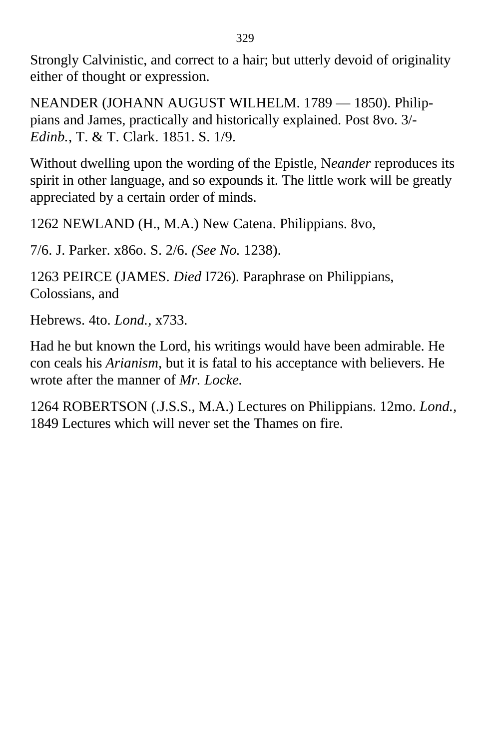Strongly Calvinistic, and correct to a hair; but utterly devoid of originality either of thought or expression.

NEANDER (JOHANN AUGUST WILHELM. 1789 — 1850). Philip-pians and James, practically and historically explained. Post 8vo. 3/- *Edinb.*, T. & T. Clark. 1851. S. 1/9.

Without dwelling upon the wording of the Epistle, N*eander* reproduces its spirit in other language, and so expounds it. The little work will be greatly appreciated by a certain order of minds.

1262 NEWLAND (H., M.A.) New Catena. Philippians. 8vo,

7/6. J. Parker. x86o. S. 2/6. *(See No.* 1238).

1263 PEIRCE (JAMES. *Died* I726). Paraphrase on Philippians, Colossians, and

Hebrews. 4to. *Lond.,* x733.

Had he but known the Lord, his writings would have been admirable. He con ceals his *Arianism,* but it is fatal to his acceptance with believers. He wrote after the manner of *Mr. Locke.*

1264 ROBERTSON (.J.S.S., M.A.) Lectures on Philippians. 12mo. *Lond.*, 1849 Lectures which will never set the Thames on fire.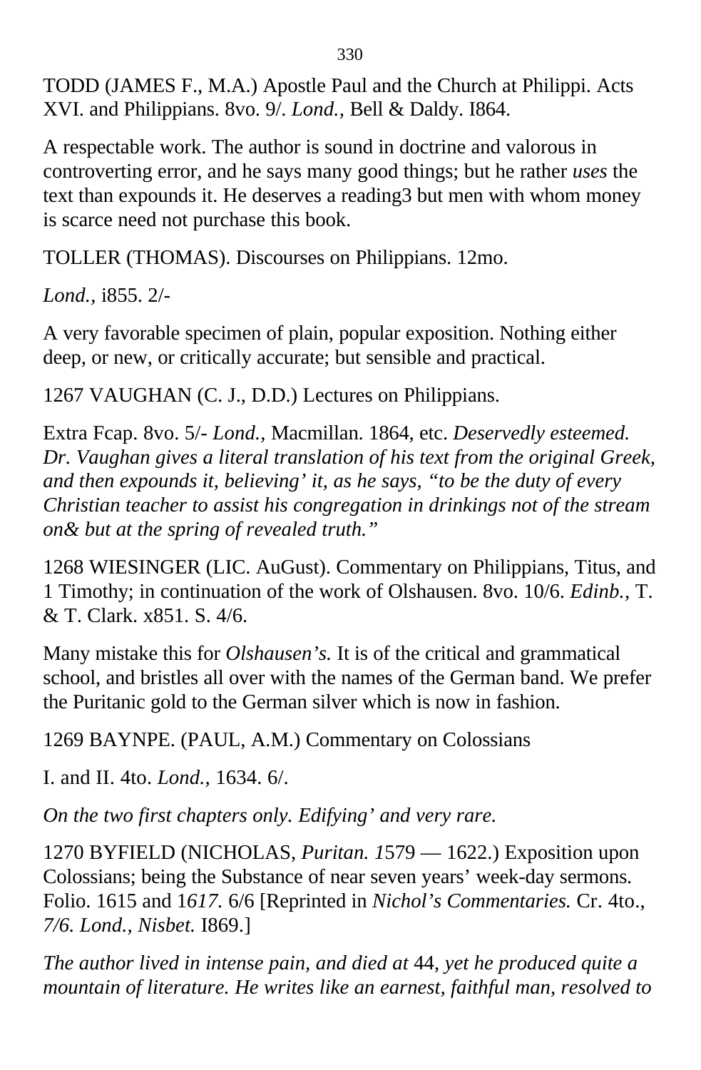TODD (JAMES F., M.A.) Apostle Paul and the Church at Philippi. Acts XVI. and Philippians. 8vo. 9/. *Lond.,* Bell & Daldy. I864.

A respectable work. The author is sound in doctrine and valorous in controverting error, and he says many good things; but he rather *uses* the text than expounds it. He deserves a reading3 but men with whom money is scarce need not purchase this book.

TOLLER (THOMAS). Discourses on Philippians. 12mo.

*Lond.,* i855. 2/-

A very favorable specimen of plain, popular exposition. Nothing either deep, or new, or critically accurate; but sensible and practical.

1267 VAUGHAN (C. J., D.D.) Lectures on Philippians.

Extra Fcap. 8vo. 5/- *Lond.,* Macmillan. 1864, etc. *Deservedly esteemed. Dr. Vaughan gives a literal translation of his text from the original Greek, and then expounds it, believing' it, as he says, "to be the duty of every Christian teacher to assist his congregation in drinkings not of the stream on& but at the spring of revealed truth."*

1268 WIESINGER (LIC. AuGust). Commentary on Philippians, Titus, and 1 Timothy; in continuation of the work of Olshausen. 8vo. 10/6. *Edinb.,* T. & T. Clark. x851. S. 4/6.

Many mistake this for *Olshausen's.* It is of the critical and grammatical school, and bristles all over with the names of the German band. We prefer the Puritanic gold to the German silver which is now in fashion.

1269 BAYNPE. (PAUL, A.M.) Commentary on Colossians

I. and II. 4to. *Lond.,* 1634. 6/.

*On the two first chapters only. Edifying' and very rare.*

1270 BYFIELD (NICHOLAS, *Puritan. 1*579 — 1622.) Exposition upon Colossians; being the Substance of near seven years' week-day sermons. Folio. 1615 and 1*617.* 6/6 [Reprinted in *Nichol's Commentaries.* Cr. 4to., *7/6. Lond., Nisbet.* I869.]

*The author lived in intense pain, and died at* 44, *yet he produced quite a mountain of literature. He writes like an earnest, faithful man, resolved to*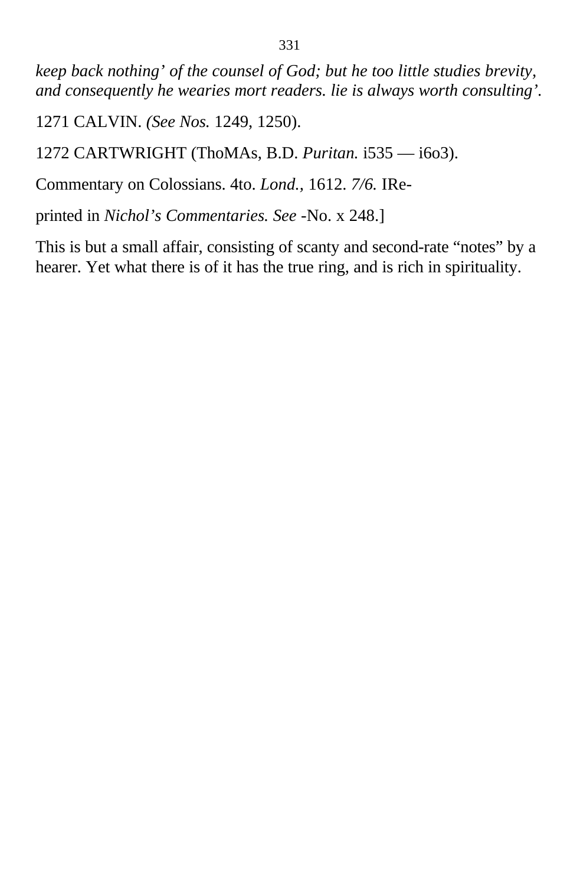*keep back nothing' of the counsel of God; but he too little studies brevity, and consequently he wearies mort readers. lie is always worth consulting'.*

1271 CALVIN. *(See Nos.* 1249, 1250).

1272 CARTWRIGHT (ThoMAs, B.D. *Puritan.* i535 — i6o3).

Commentary on Colossians. 4to. *Lond.,* 1612. *7/6.* IRe-

printed in *Nichol's Commentaries. See* -No. x 248.]

This is but a small affair, consisting of scanty and second-rate "notes" by a hearer. Yet what there is of it has the true ring, and is rich in spirituality.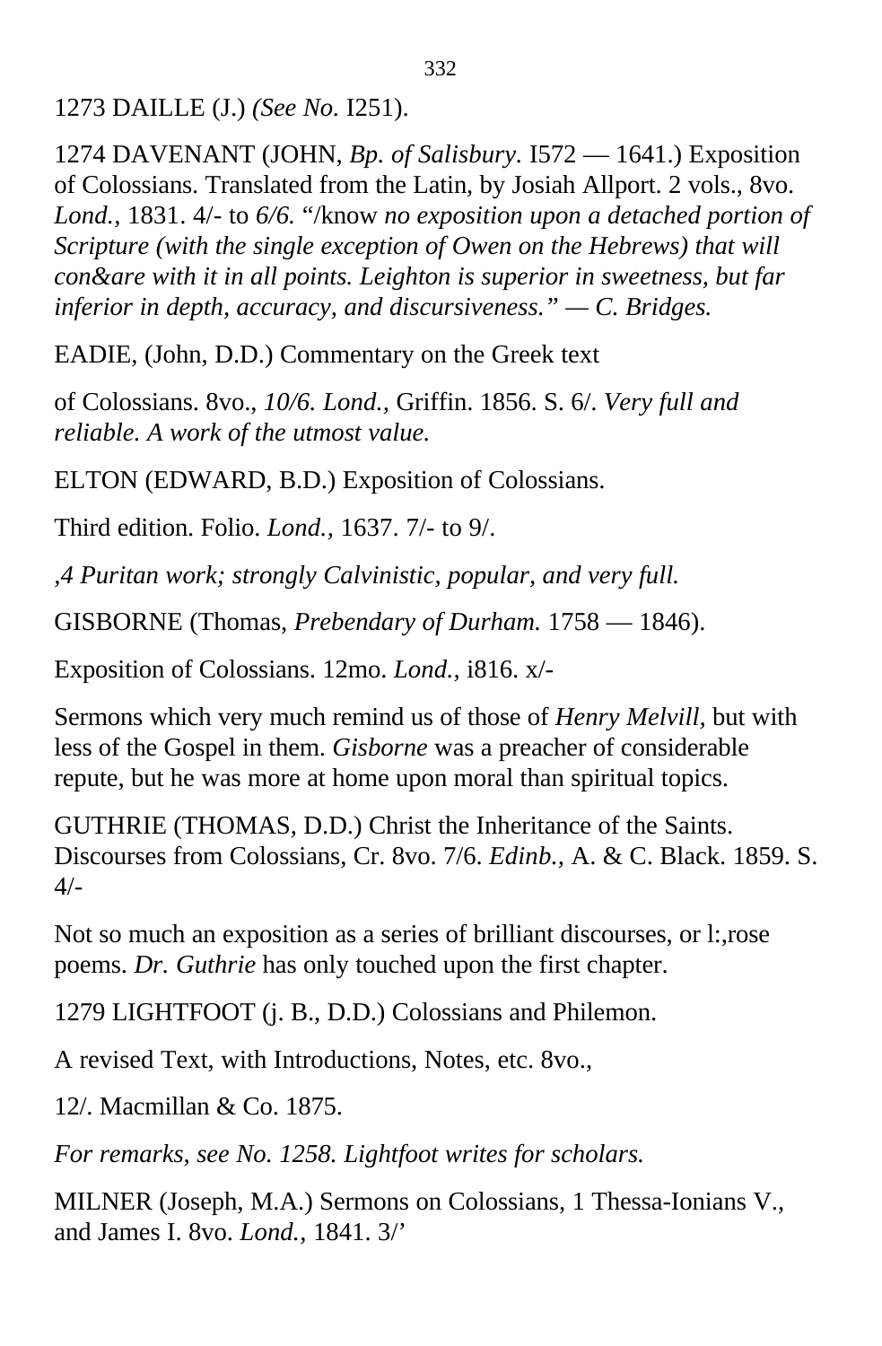1273 DAILLE (J.) *(See No.* I251).

1274 DAVENANT (JOHN, *Bp. of Salisbury.* I572 — 1641.) Exposition of Colossians. Translated from the Latin, by Josiah Allport. 2 vols., 8vo. *Lond.,* 1831. 4/- to *6/6.* "/know *no exposition upon a detached portion of Scripture (with the single exception of Owen on the Hebrews) that will con&are with it in all points. Leighton is superior in sweetness, but far inferior in depth, accuracy, and discursiveness." — C. Bridges.*

EADIE, (John, D.D.) Commentary on the Greek text

of Colossians. 8vo., *10/6. Lond.,* Griffin. 1856. S. 6/. *Very full and reliable. A work of the utmost value.*

ELTON (EDWARD, B.D.) Exposition of Colossians.

Third edition. Folio. *Lond.,* 1637. 7/- to 9/.

*,4 Puritan work; strongly Calvinistic, popular, and very full.*

GISBORNE (Thomas, *Prebendary of Durham.* 1758 — 1846).

Exposition of Colossians. 12mo. *Lond.,* i816. x/-

Sermons which very much remind us of those of *Henry Melvill,* but with less of the Gospel in them. *Gisborne* was a preacher of considerable repute, but he was more at home upon moral than spiritual topics.

GUTHRIE (THOMAS, D.D.) Christ the Inheritance of the Saints. Discourses from Colossians, Cr. 8vo. 7/6. *Edinb.,* A. & C. Black. 1859. S. 4/-

Not so much an exposition as a series of brilliant discourses, or l:,rose poems. *Dr. Guthrie* has only touched upon the first chapter.

1279 LIGHTFOOT (j. B., D.D.) Colossians and Philemon.

A revised Text, with Introductions, Notes, etc. 8vo.,

12/. Macmillan & Co. 1875.

*For remarks, see No. 1258. Lightfoot writes for scholars.*

MILNER (Joseph, M.A.) Sermons on Colossians, 1 Thessa-Ionians V., and James I. 8vo. *Lond.,* 1841. 3/'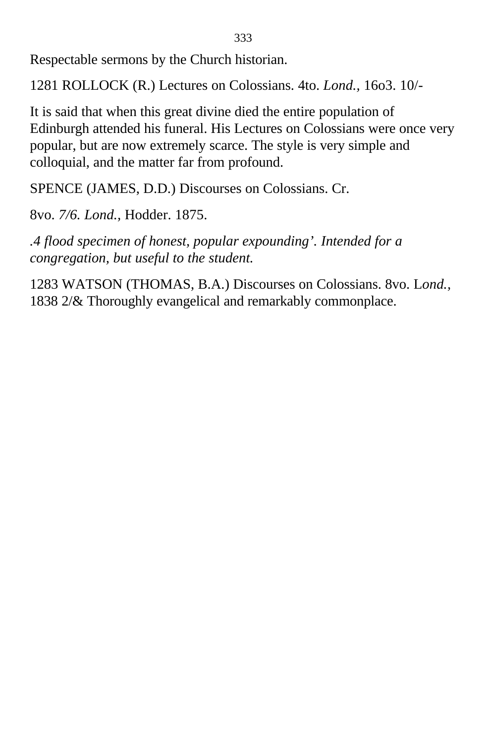Respectable sermons by the Church historian.

1281 ROLLOCK (R.) Lectures on Colossians. 4to. *Lond.,* 16o3. 10/-

It is said that when this great divine died the entire population of Edinburgh attended his funeral. His Lectures on Colossians were once very popular, but are now extremely scarce. The style is very simple and colloquial, and the matter far from profound.

SPENCE (JAMES, D.D.) Discourses on Colossians. Cr.

8vo. *7/6. Lond.,* Hodder. 1875.

*.4 flood specimen of honest, popular expounding'. Intended for a congregation, but useful to the student.*

1283 WATSON (THOMAS, B.A.) Discourses on Colossians. 8vo. L*ond.,* 1838 2/& Thoroughly evangelical and remarkably commonplace.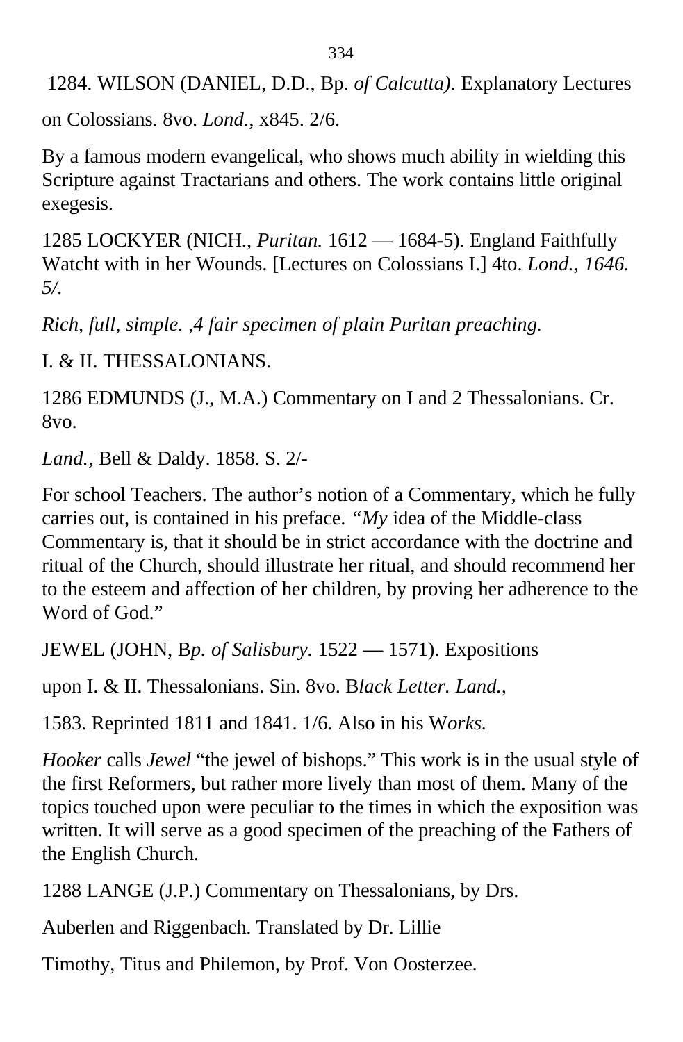1284. WILSON (DANIEL, D.D., Bp. *of Calcutta).* Explanatory Lectures

on Colossians. 8vo. *Lond.,* x845. 2/6.

By a famous modern evangelical, who shows much ability in wielding this Scripture against Tractarians and others. The work contains little original exegesis.

1285 LOCKYER (NICH., *Puritan.* 1612 — 1684-5). England Faithfully Watcht with in her Wounds. [Lectures on Colossians I.] 4to. *Lond., 1646. 5/.*

*Rich, full, simple. ,4 fair specimen of plain Puritan preaching.*

I. & II. THESSALONIANS.

1286 EDMUNDS (J., M.A.) Commentary on I and 2 Thessalonians. Cr. 8vo.

*Land.,* Bell & Daldy. 1858. S. 2/-

For school Teachers. The author's notion of a Commentary, which he fully carries out, is contained in his preface. *"My* idea of the Middle-class Commentary is, that it should be in strict accordance with the doctrine and ritual of the Church, should illustrate her ritual, and should recommend her to the esteem and affection of her children, by proving her adherence to the Word of God."

JEWEL (JOHN, B*p. of Salisbury.* 1522 — 1571). Expositions

upon I. & II. Thessalonians. Sin. 8vo. B*lack Letter. Land.,*

1583. Reprinted 1811 and 1841. 1/6. Also in his W*orks.*

*Hooker* calls *Jewel* "the jewel of bishops." This work is in the usual style of the first Reformers, but rather more lively than most of them. Many of the topics touched upon were peculiar to the times in which the exposition was written. It will serve as a good specimen of the preaching of the Fathers of the English Church.

1288 LANGE (J.P.) Commentary on Thessalonians, by Drs.

Auberlen and Riggenbach. Translated by Dr. Lillie

Timothy, Titus and Philemon, by Prof. Von Oosterzee.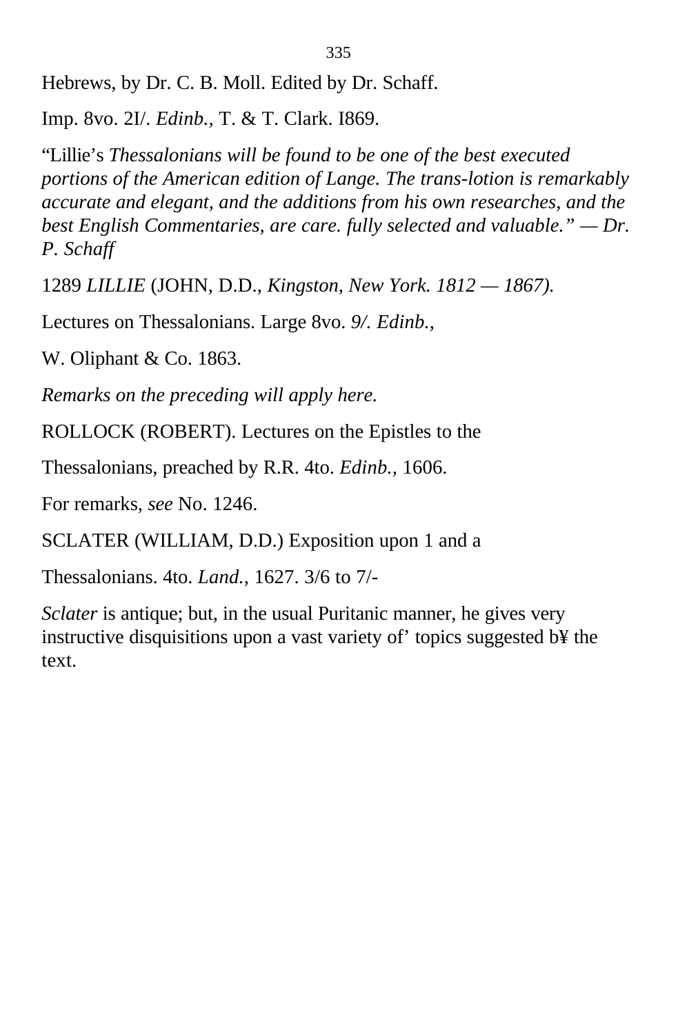Hebrews, by Dr. C. B. Moll. Edited by Dr. Schaff.

Imp. 8vo. 2I/. *Edinb.,* T. & T. Clark. I869.

“Lillie’s *Thessalonians will be found to be one of the best executed portions of the American edition of Lange. The trans-lotion is remarkably accurate and elegant, and the additions from his own researches, and the best English Commentaries, are care. fully selected and valuable.” — Dr. P. Schaff*

1289 *LILLIE* (JOHN, D.D., *Kingston, New York. 1812 — 1867).*

Lectures on Thessalonians. Large 8vo. *9/. Edinb.,*

W. Oliphant & Co. 1863.

*Remarks on the preceding will apply here.*

ROLLOCK (ROBERT). Lectures on the Epistles to the

Thessalonians, preached by R.R. 4to. *Edinb.,* 1606.

For remarks, *see* No. 1246.

SCLATER (WILLIAM, D.D.) Exposition upon 1 and a

Thessalonians. 4to. *Land.,* 1627. 3/6 to 7/-

*Sclater* is antique; but, in the usual Puritanic manner, he gives very instructive disquisitions upon a vast variety of’ topics suggested b¥ the text.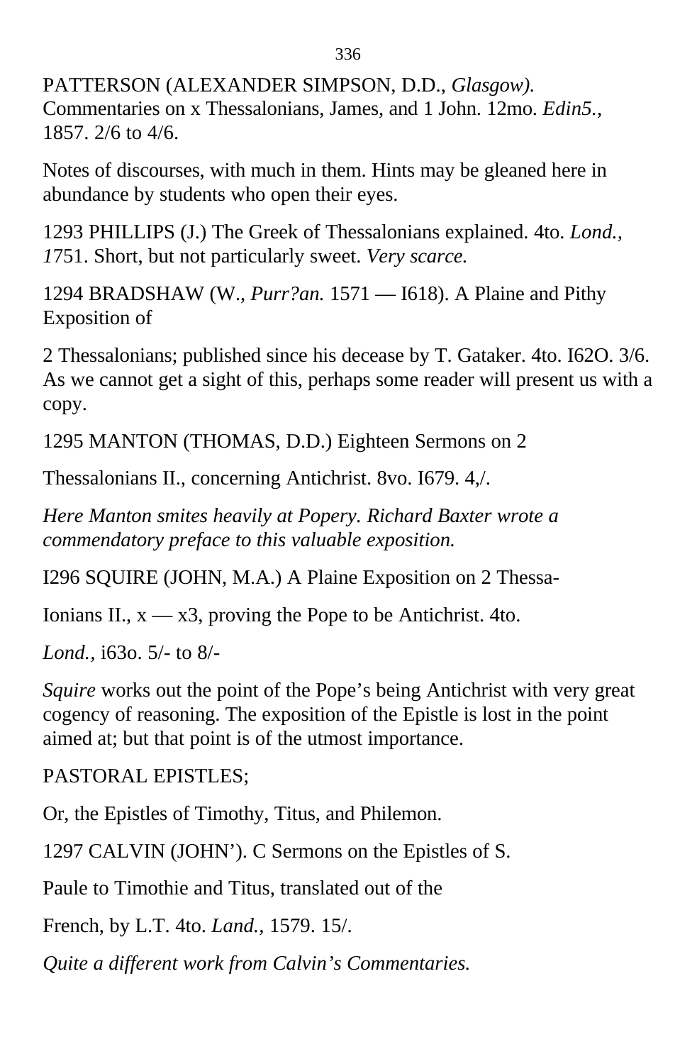PATTERSON (ALEXANDER SIMPSON, D.D., *Glasgow).* Commentaries on x Thessalonians, James, and 1 John. 12mo. *Edin5.,* 1857. 2/6 to 4/6.

Notes of discourses, with much in them. Hints may be gleaned here in abundance by students who open their eyes.

1293 PHILLIPS (J.) The Greek of Thessalonians explained. 4to. *Lond., 1*751. Short, but not particularly sweet. *Very scarce.*

1294 BRADSHAW (W., *Purr?an.* 1571 — I618). A Plaine and Pithy Exposition of

2 Thessalonians; published since his decease by T. Gataker. 4to. I62O. 3/6. As we cannot get a sight of this, perhaps some reader will present us with a copy.

1295 MANTON (THOMAS, D.D.) Eighteen Sermons on 2

Thessalonians II., concerning Antichrist. 8vo. I679. 4,/.

*Here Manton smites heavily at Popery. Richard Baxter wrote a commendatory preface to this valuable exposition.*

I296 SQUIRE (JOHN, M.A.) A Plaine Exposition on 2 Thessa-

Ionians II., x — x3, proving the Pope to be Antichrist. 4to.

*Lond.,* i63o. 5/- to 8/-

*Squire* works out the point of the Pope's being Antichrist with very great cogency of reasoning. The exposition of the Epistle is lost in the point aimed at; but that point is of the utmost importance.

PASTORAL EPISTLES;

Or, the Epistles of Timothy, Titus, and Philemon.

1297 CALVIN (JOHN'). C Sermons on the Epistles of S.

Paule to Timothie and Titus, translated out of the

French, by L.T. 4to. *Land.,* 1579. 15/.

*Quite a different work from Calvin's Commentaries.*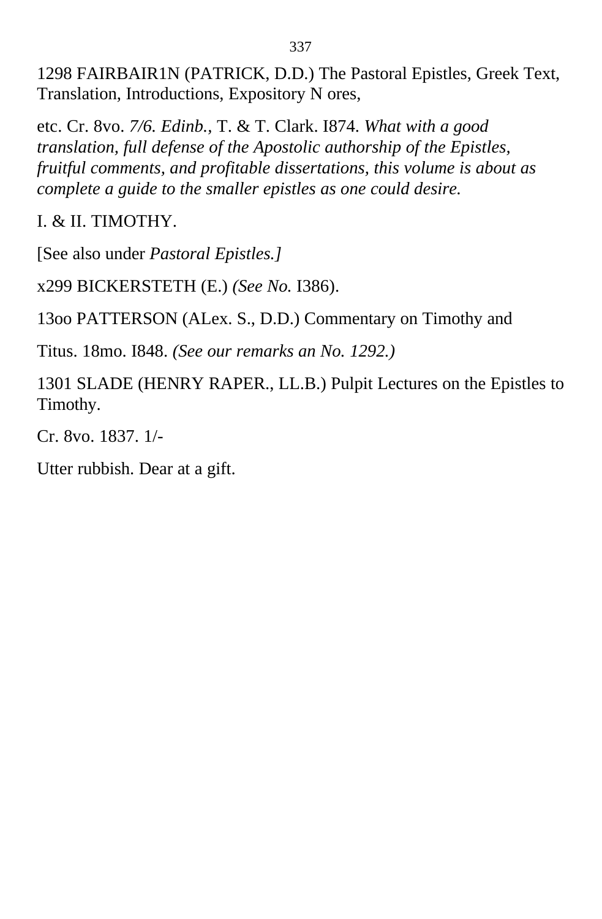1298 FAIRBAIR1N (PATRICK, D.D.) The Pastoral Epistles, Greek Text, Translation, Introductions, Expository N ores,

etc. Cr. 8vo. *7/6. Edinb.,* T. & T. Clark. I874. *What with a good translation, full defense of the Apostolic authorship of the Epistles, fruitful comments, and profitable dissertations, this volume is about as complete a guide to the smaller epistles as one could desire.*

I. & II. TIMOTHY.

[See also under *Pastoral Epistles.]*

x299 BICKERSTETH (E.) *(See No.* I386).

13oo PATTERSON (ALex. S., D.D.) Commentary on Timothy and

Titus. 18mo. I848. *(See our remarks an No. 1292.)*

1301 SLADE (HENRY RAPER., LL.B.) Pulpit Lectures on the Epistles to Timothy.

Cr. 8vo. 1837. 1/-

Utter rubbish. Dear at a gift.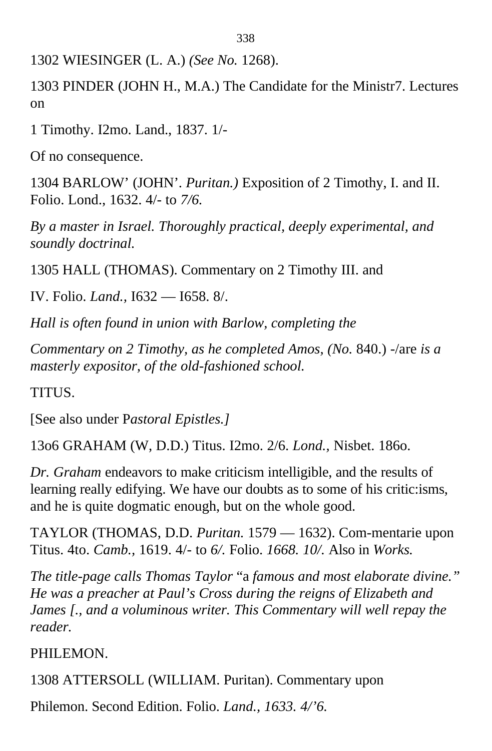1302 WIESINGER (L. A.) *(See No.* 1268).

1303 PINDER (JOHN H., M.A.) The Candidate for the Ministr7. Lectures on

1 Timothy. I2mo. Land., 1837. 1/-

Of no consequence.

1304 BARLOW’ (JOHN’. *Puritan.)* Exposition of 2 Timothy, I. and II. Folio. Lond., 1632. 4/- to *7/6.*

*By a master in Israel. Thoroughly practical, deeply experimental, and soundly doctrinal.*

1305 HALL (THOMAS). Commentary on 2 Timothy III. and

IV. Folio. *Land.,* I632 — I658. 8/.

*Hall is often found in union with Barlow, completing the*

*Commentary on 2 Timothy, as he completed Amos, (No.* 840.) -/are *is a masterly expositor, of the old-fashioned school.*

TITUS.

[See also under P*astoral Epistles.]*

13o6 GRAHAM (W, D.D.) Titus. I2mo. 2/6. *Lond.,* Nisbet. 186o.

*Dr. Graham* endeavors to make criticism intelligible, and the results of learning really edifying. We have our doubts as to some of his critic:isms, and he is quite dogmatic enough, but on the whole good.

TAYLOR (THOMAS, D.D. *Puritan.* 1579 — 1632). Com-mentarie upon Titus. 4to. *Camb.,* 1619. 4/- to *6/.* Folio. *1668. 10/.* Also in *Works.*

*The title-page calls Thomas Taylor* “a *famous and most elaborate divine.” He was a preacher at Paul’s Cross during the reigns of Elizabeth and James [., and a voluminous writer. This Commentary will well repay the reader.*

PHILEMON.

1308 ATTERSOLL (WILLIAM. Puritan). Commentary upon

Philemon. Second Edition. Folio. *Land., 1633. 4/’6.*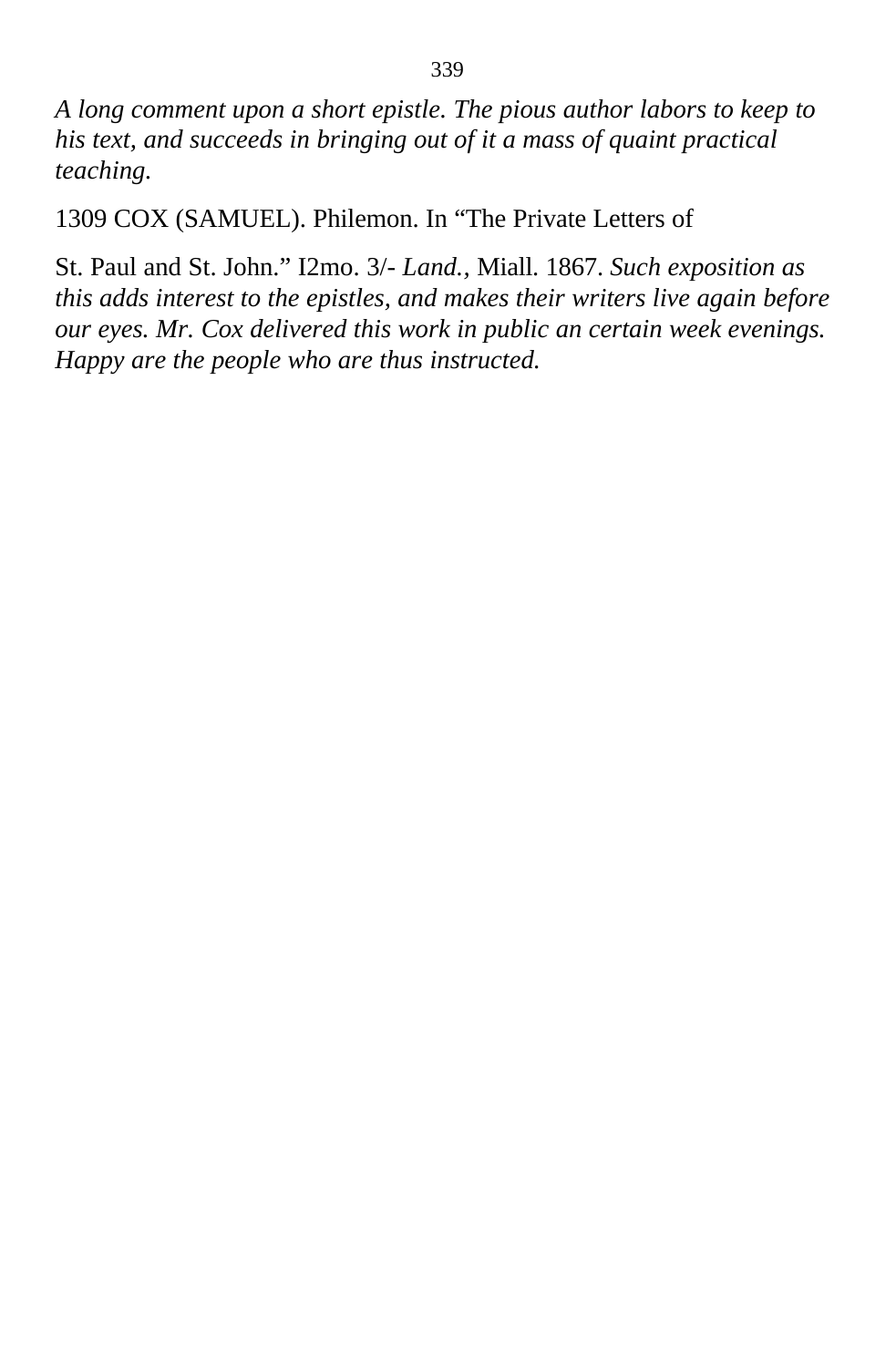*A long comment upon a short epistle. The pious author labors to keep to his text, and succeeds in bringing out of it a mass of quaint practical teaching.*

1309 COX (SAMUEL). Philemon. In “The Private Letters of

St. Paul and St. John.” I2mo. 3/- *Land.,* Miall. 1867. *Such exposition as this adds interest to the epistles, and makes their writers live again before our eyes. Mr. Cox delivered this work in public an certain week evenings. Happy are the people who are thus instructed.*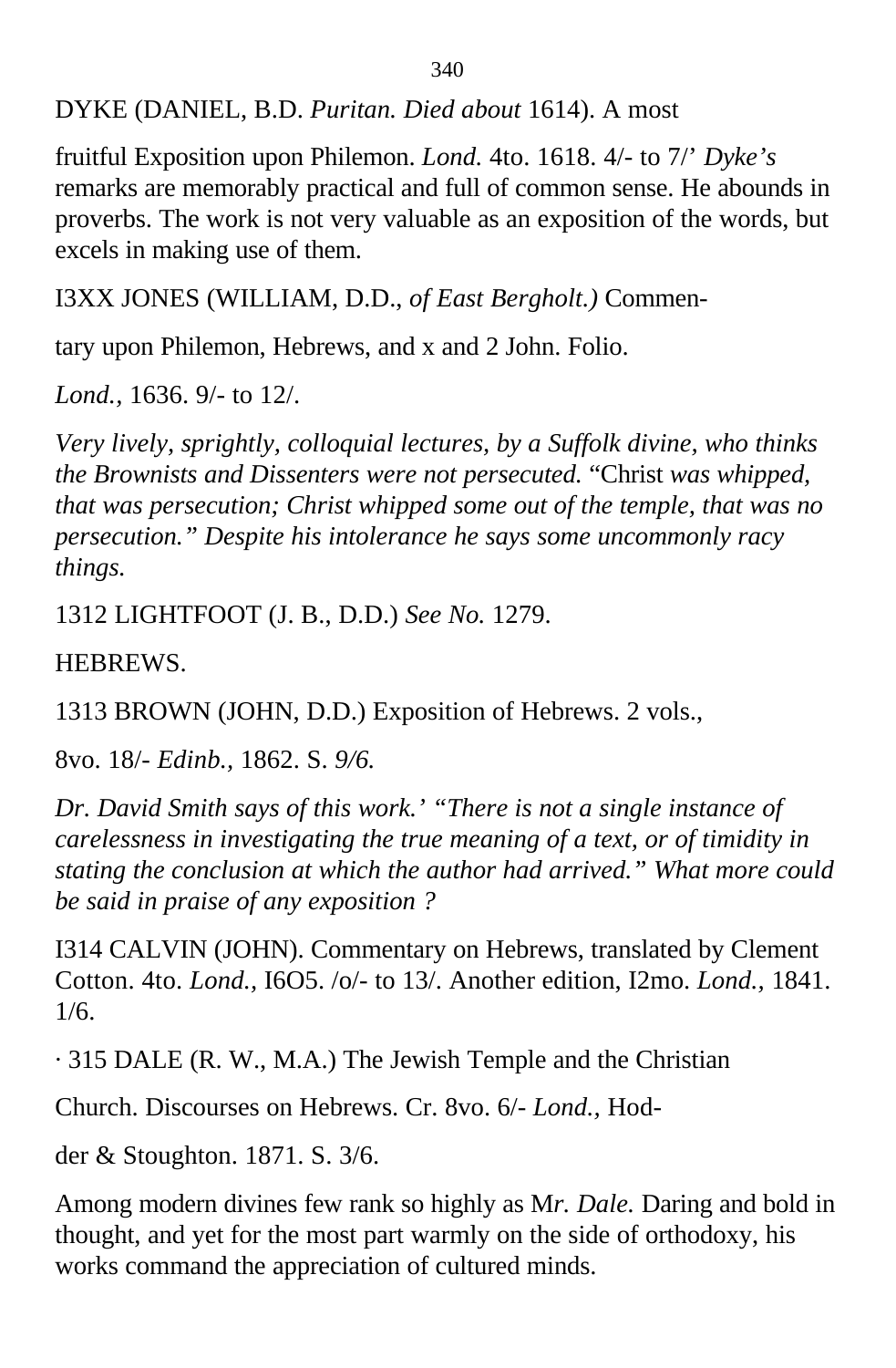DYKE (DANIEL, B.D. *Puritan. Died about* 1614). A most

fruitful Exposition upon Philemon. *Lond.* 4to. 1618. 4/- to 7/' *Dyke's* remarks are memorably practical and full of common sense. He abounds in proverbs. The work is not very valuable as an exposition of the words, but excels in making use of them.

I3XX JONES (WILLIAM, D.D., *of East Bergholt.)* Commen-

tary upon Philemon, Hebrews, and x and 2 John. Folio.

*Lond.,* 1636. 9/- to 12/.

*Very lively, sprightly, colloquial lectures, by a Suffolk divine, who thinks the Brownists and Dissenters were not persecuted.* "Christ *was whipped, that was persecution; Christ whipped some out of the temple, that was no persecution." Despite his intolerance he says some uncommonly racy things.*

1312 LIGHTFOOT (J. B., D.D.) *See No.* 1279.

HEBREWS.

1313 BROWN (JOHN, D.D.) Exposition of Hebrews. 2 vols.,

8vo. 18/- *Edinb.,* 1862. S. *9/6.*

*Dr. David Smith says of this work.' "There is not a single instance of carelessness in investigating the true meaning of a text, or of timidity in stating the conclusion at which the author had arrived." What more could be said in praise of any exposition ?*

I314 CALVIN (JOHN). Commentary on Hebrews, translated by Clement Cotton. 4to. *Lond.,* I6O5. /o/- to 13/. Another edition, I2mo. *Lond.,* 1841. 1/6.

· 315 DALE (R. W., M.A.) The Jewish Temple and the Christian

Church. Discourses on Hebrews. Cr. 8vo. 6/- *Lond.,* Hod-

der & Stoughton. 1871. S. 3/6.

Among modern divines few rank so highly as M*r. Dale.* Daring and bold in thought, and yet for the most part warmly on the side of orthodoxy, his works command the appreciation of cultured minds.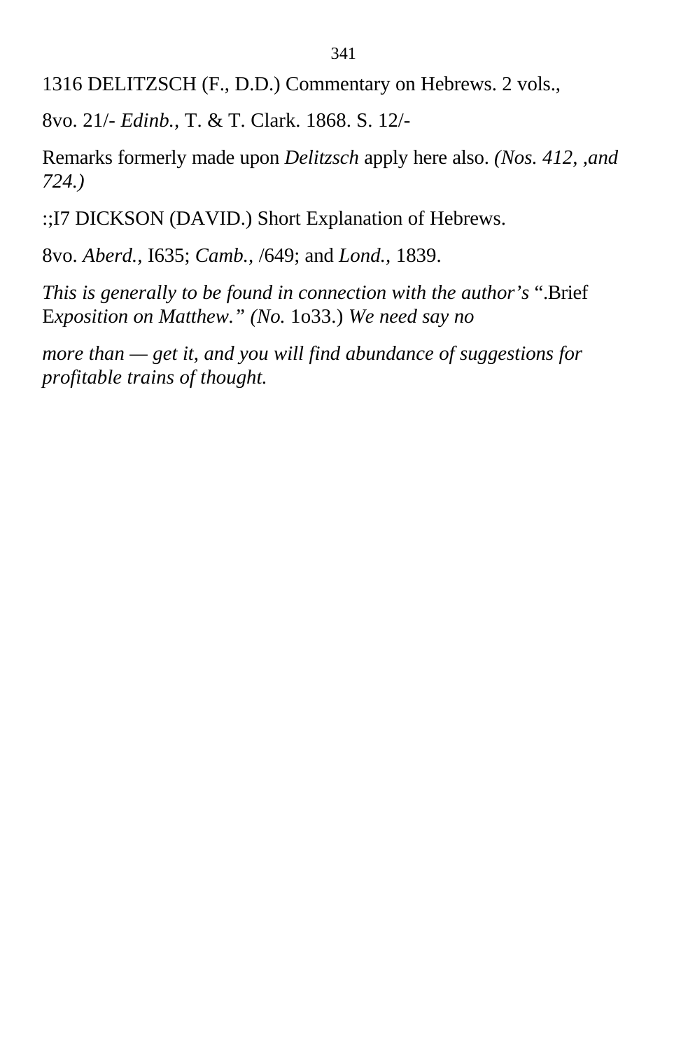1316 DELITZSCH (F., D.D.) Commentary on Hebrews. 2 vols.,

8vo. 21/- *Edinb.*, T. & T. Clark. 1868. S. 12/-

Remarks formerly made upon *Delitzsch* apply here also. *(Nos. 412, ,and 724.)*

:;I7 DICKSON (DAVID.) Short Explanation of Hebrews.

8vo. *Aberd.*, I635; *Camb.*, /649; and *Lond.*, 1839.

*This is generally to be found in connection with the author's* ".Brief E*xposition on Matthew." (No.* 1o33.) *We need say no*

*more than — get it, and you will find abundance of suggestions for profitable trains of thought.*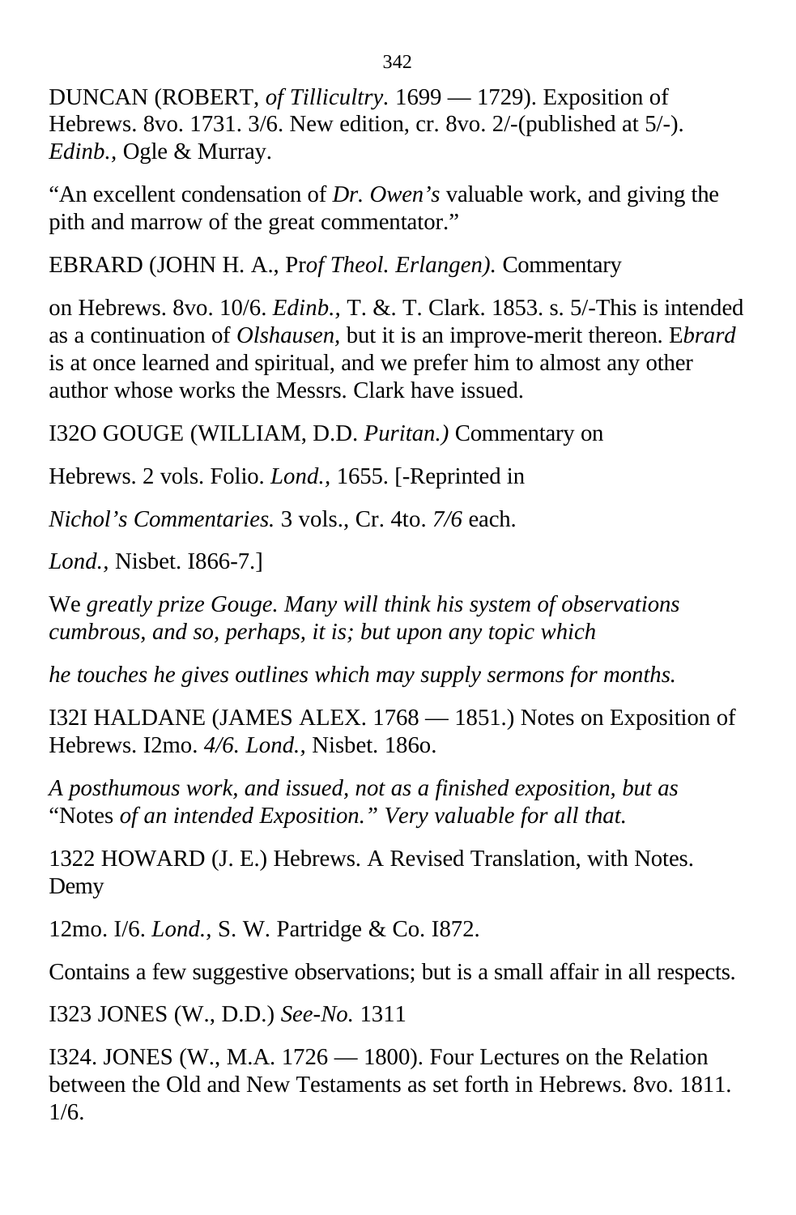DUNCAN (ROBERT, *of Tillicultry*. 1699 — 1729). Exposition of Hebrews. 8vo. 1731. 3/6. New edition, cr. 8vo. 2/-(published at 5/-). *Edinb.,* Ogle & Murray.

“An excellent condensation of *Dr. Owen’s* valuable work, and giving the pith and marrow of the great commentator.”

EBRARD (JOHN H. A., Pr*of Theol. Erlangen).* Commentary

on Hebrews. 8vo. 10/6. *Edinb.,* T. &. T. Clark. 1853. s. 5/-This is intended as a continuation of *Olshausen,* but it is an improve-merit thereon. E*brard* is at once learned and spiritual, and we prefer him to almost any other author whose works the Messrs. Clark have issued.

I32O GOUGE (WILLIAM, D.D. *Puritan.)* Commentary on

Hebrews. 2 vols. Folio. *Lond.,* 1655. [-Reprinted in

*Nichol’s Commentaries.* 3 vols., Cr. 4to. *7/6* each.

*Lond.*, Nisbet. I866-7.]

We *greatly prize Gouge. Many will think his system of observations cumbrous, and so, perhaps, it is; but upon any topic which*

*he touches he gives outlines which may supply sermons for months.*

I32I HALDANE (JAMES ALEX. 1768 — 1851.) Notes on Exposition of Hebrews. I2mo. *4/6. Lond.,* Nisbet. 186o.

*A posthumous work, and issued, not as a finished exposition, but as* “Notes *of an intended Exposition.” Very valuable for all that.*

1322 HOWARD (J. E.) Hebrews. A Revised Translation, with Notes. Demy

12mo. I/6. *Lond.,* S. W. Partridge & Co. I872.

Contains a few suggestive observations; but is a small affair in all respects.

I323 JONES (W., D.D.) *See-No.* 1311

I324. JONES (W., M.A. 1726 — 1800). Four Lectures on the Relation between the Old and New Testaments as set forth in Hebrews. 8vo. 1811. 1/6.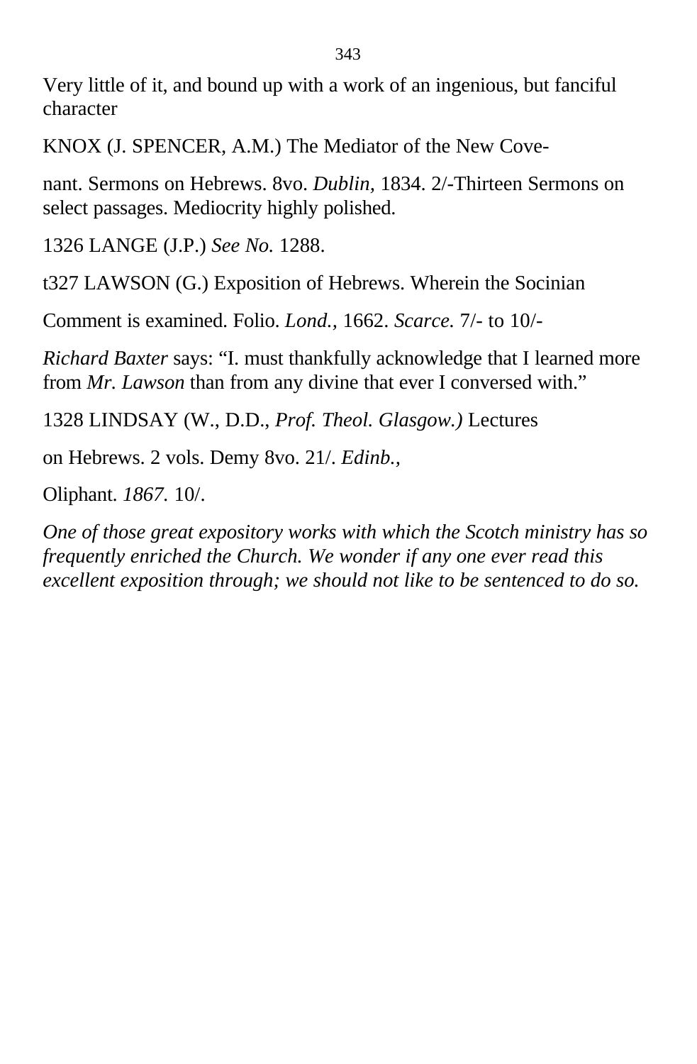Very little of it, and bound up with a work of an ingenious, but fanciful character

KNOX (J. SPENCER, A.M.) The Mediator of the New Cove-

nant. Sermons on Hebrews. 8vo. *Dublin,* 1834. 2/-Thirteen Sermons on select passages. Mediocrity highly polished.

1326 LANGE (J.P.) *See No.* 1288.

t327 LAWSON (G.) Exposition of Hebrews. Wherein the Socinian

Comment is examined. Folio. *Lond.,* 1662. *Scarce.* 7/- to 10/-

*Richard Baxter* says: "I. must thankfully acknowledge that I learned more from *Mr. Lawson* than from any divine that ever I conversed with."

1328 LINDSAY (W., D.D., *Prof. Theol. Glasgow.)* Lectures

on Hebrews. 2 vols. Demy 8vo. 21/. *Edinb.,*

Oliphant. *1867.* 10/.

*One of those great expository works with which the Scotch ministry has so frequently enriched the Church. We wonder if any one ever read this excellent exposition through; we should not like to be sentenced to do so.*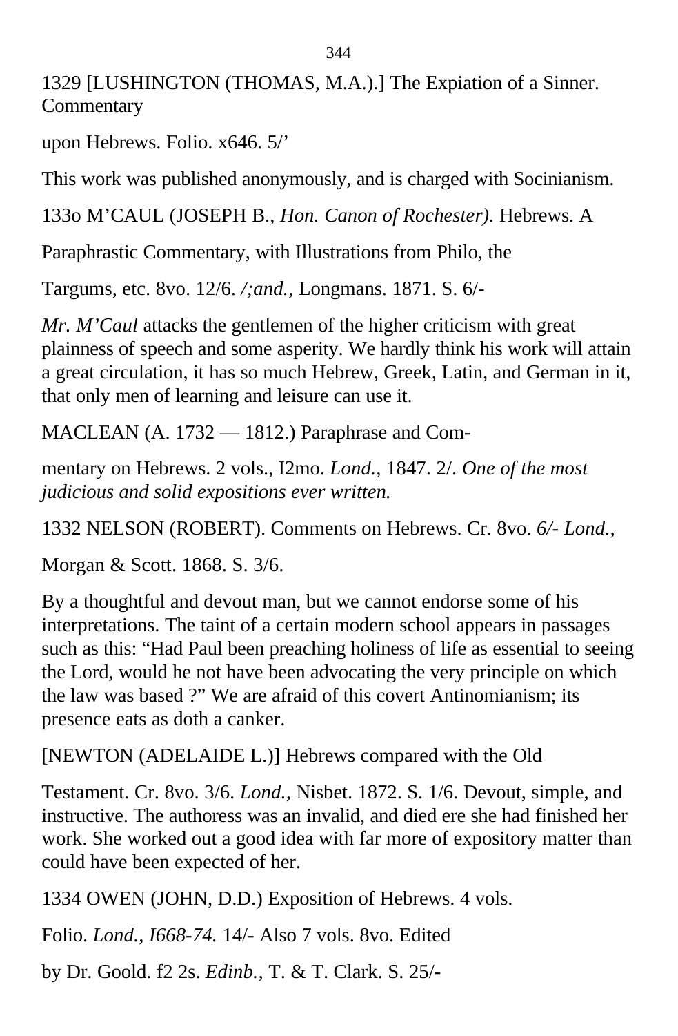1329 [LUSHINGTON (THOMAS, M.A.).] The Expiation of a Sinner. Commentary

upon Hebrews. Folio. x646. 5/'

This work was published anonymously, and is charged with Socinianism.

133o M'CAUL (JOSEPH B., *Hon. Canon of Rochester).* Hebrews. A

Paraphrastic Commentary, with Illustrations from Philo, the

Targums, etc. 8vo. 12/6. */;and.,* Longmans. 1871. S. 6/-

*Mr. M'Caul* attacks the gentlemen of the higher criticism with great plainness of speech and some asperity. We hardly think his work will attain a great circulation, it has so much Hebrew, Greek, Latin, and German in it, that only men of learning and leisure can use it.

MACLEAN (A. 1732 — 1812.) Paraphrase and Com-

mentary on Hebrews. 2 vols., I2mo. *Lond.,* 1847. 2/. *One of the most judicious and solid expositions ever written.*

1332 NELSON (ROBERT). Comments on Hebrews. Cr. 8vo. *6/- Lond.,*

Morgan & Scott. 1868. S. 3/6.

By a thoughtful and devout man, but we cannot endorse some of his interpretations. The taint of a certain modern school appears in passages such as this: "Had Paul been preaching holiness of life as essential to seeing the Lord, would he not have been advocating the very principle on which the law was based ?" We are afraid of this covert Antinomianism; its presence eats as doth a canker.

[NEWTON (ADELAIDE L.)] Hebrews compared with the Old

Testament. Cr. 8vo. 3/6. *Lond.,* Nisbet. 1872. S. 1/6. Devout, simple, and instructive. The authoress was an invalid, and died ere she had finished her work. She worked out a good idea with far more of expository matter than could have been expected of her.

1334 OWEN (JOHN, D.D.) Exposition of Hebrews. 4 vols.

Folio. *Lond., I668-74.* 14/- Also 7 vols. 8vo. Edited

by Dr. Goold. f2 2s. *Edinb.,* T. & T. Clark. S. 25/-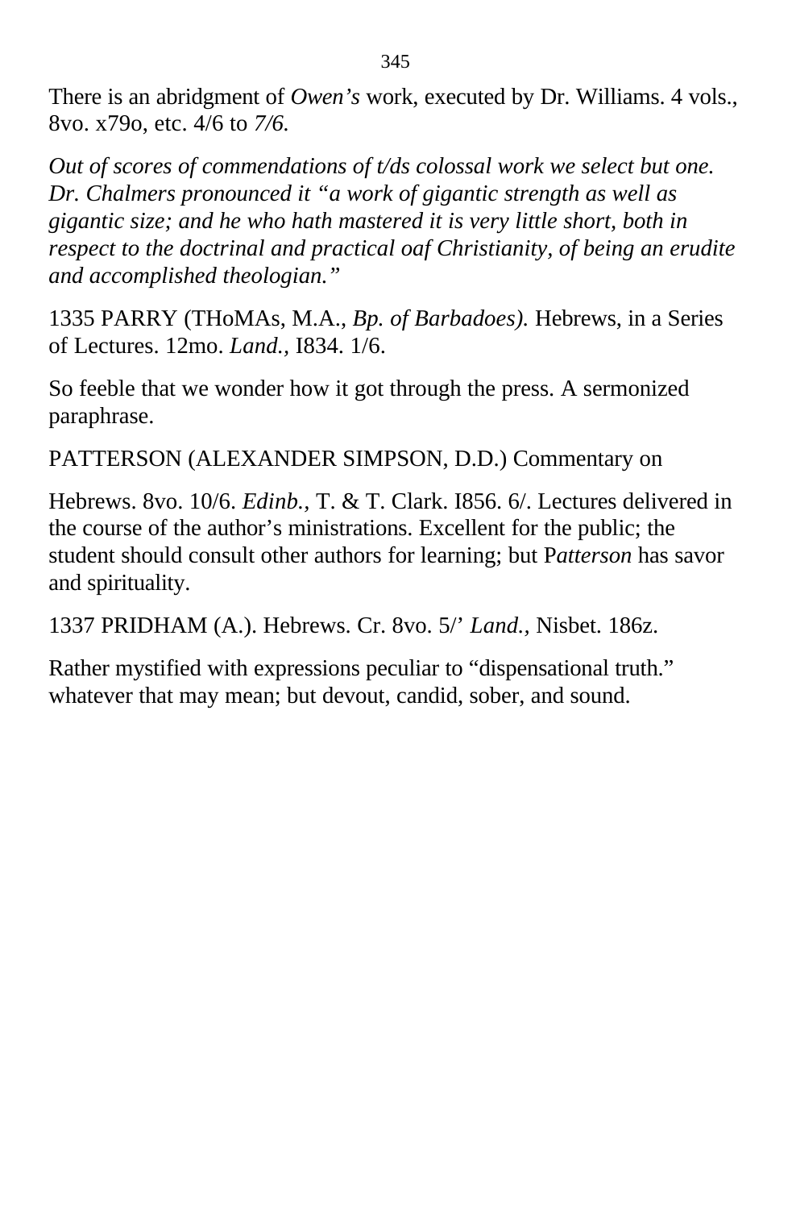There is an abridgment of *Owen's* work, executed by Dr. Williams. 4 vols., 8vo. x79o, etc. 4/6 to *7/6.*

*Out of scores of commendations of t/ds colossal work we select but one. Dr. Chalmers pronounced it "a work of gigantic strength as well as gigantic size; and he who hath mastered it is very little short, both in respect to the doctrinal and practical oaf Christianity, of being an erudite and accomplished theologian."*

1335 PARRY (THoMAs, M.A., *Bp. of Barbadoes).* Hebrews, in a Series of Lectures. 12mo. *Land.,* I834. 1/6.

So feeble that we wonder how it got through the press. A sermonized paraphrase.

PATTERSON (ALEXANDER SIMPSON, D.D.) Commentary on

Hebrews. 8vo. 10/6. *Edinb.,* T. & T. Clark. I856. 6/. Lectures delivered in the course of the author's ministrations. Excellent for the public; the student should consult other authors for learning; but P*atterson* has savor and spirituality.

1337 PRIDHAM (A.). Hebrews. Cr. 8vo. 5/' *Land.,* Nisbet. 186z.

Rather mystified with expressions peculiar to "dispensational truth." whatever that may mean; but devout, candid, sober, and sound.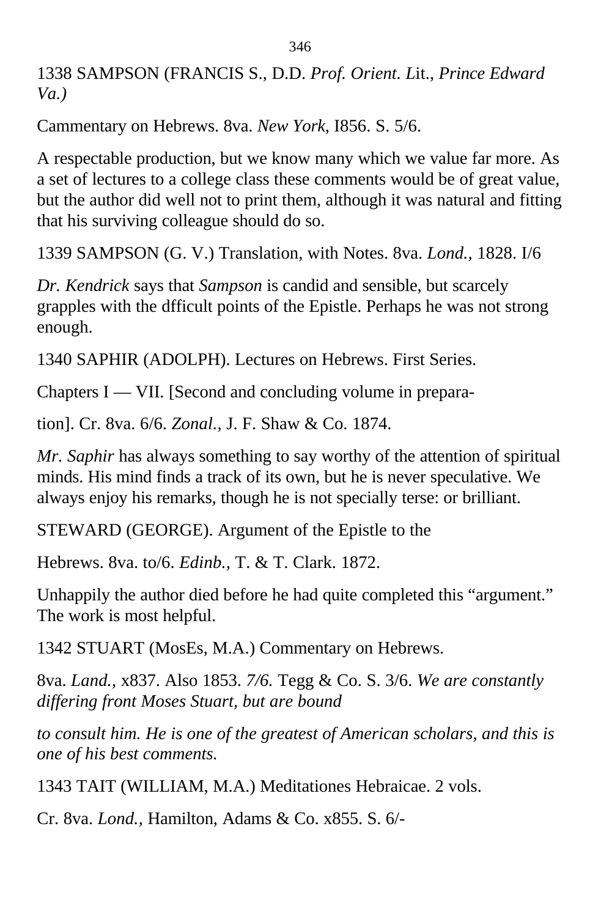1338 SAMPSON (FRANCIS S., D.D. *Prof. Orient. L*it., *Prince Edward Va.)*

Cammentary on Hebrews. 8va. *New York,* I856. S. 5/6.

A respectable production, but we know many which we value far more. As a set of lectures to a college class these comments would be of great value, but the author did well not to print them, although it was natural and fitting that his surviving colleague should do so.

1339 SAMPSON (G. V.) Translation, with Notes. 8va. *Lond.*, 1828. I/6

*Dr. Kendrick* says that *Sampson* is candid and sensible, but scarcely grapples with the dfficult points of the Epistle. Perhaps he was not strong enough.

1340 SAPHIR (ADOLPH). Lectures on Hebrews. First Series.

Chapters I — VII. [Second and concluding volume in prepara-

tion]. Cr. 8va. 6/6. *Zonal.*, J. F. Shaw & Co. 1874.

*Mr. Saphir* has always something to say worthy of the attention of spiritual minds. His mind finds a track of its own, but he is never speculative. We always enjoy his remarks, though he is not specially terse: or brilliant.

STEWARD (GEORGE). Argument of the Epistle to the

Hebrews. 8va. to/6. *Edinb.,* T. & T. Clark. 1872.

Unhappily the author died before he had quite completed this “argument.” The work is most helpful.

1342 STUART (MosEs, M.A.) Commentary on Hebrews.

8va. *Land.,* x837. Also 1853. *7/6.* Tegg & Co. S. 3/6. *We are constantly differing front Moses Stuart, but are bound*

*to consult him. He is one of the greatest of American scholars, and this is one of his best comments.*

1343 TAIT (WILLIAM, M.A.) Meditationes Hebraicae. 2 vols.

Cr. 8va. *Lond.,* Hamilton, Adams & Co. x855. S. 6/-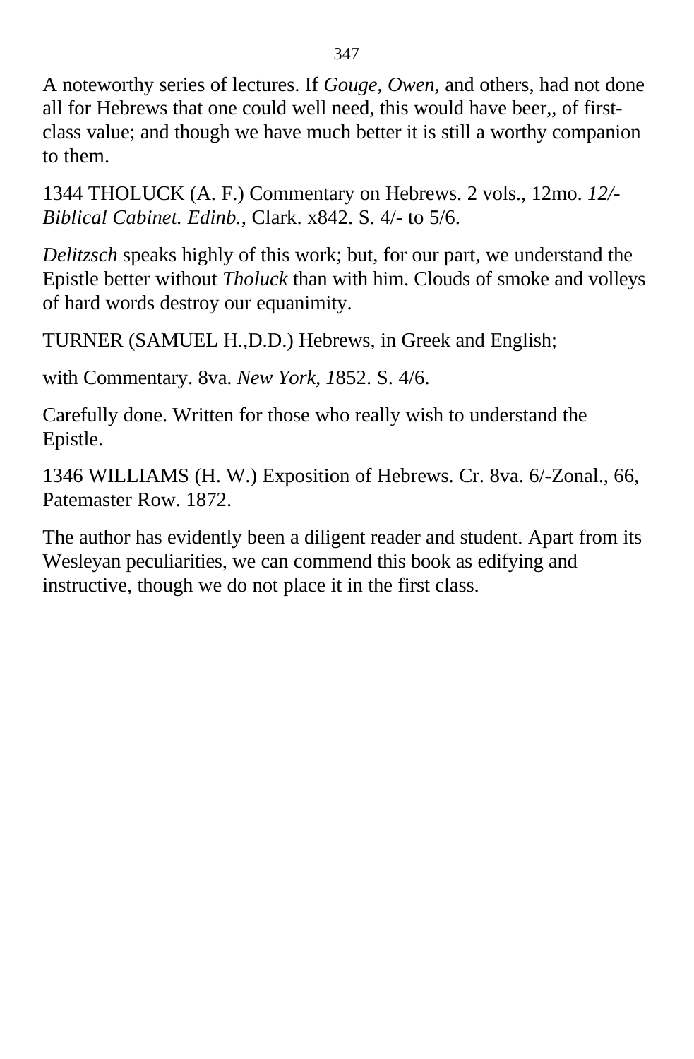A noteworthy series of lectures. If *Gouge, Owen,* and others, had not done all for Hebrews that one could well need, this would have beer,, of first-class value; and though we have much better it is still a worthy companion to them.

1344 THOLUCK (A. F.) Commentary on Hebrews. 2 vols., 12mo. *12/- Biblical Cabinet. Edinb.,* Clark. x842. S. 4/- to 5/6.

*Delitzsch* speaks highly of this work; but, for our part, we understand the Epistle better without *Tholuck* than with him. Clouds of smoke and volleys of hard words destroy our equanimity.

TURNER (SAMUEL H.,D.D.) Hebrews, in Greek and English;

with Commentary. 8va. *New York, 1*852. S. 4/6.

Carefully done. Written for those who really wish to understand the Epistle.

1346 WILLIAMS (H. W.) Exposition of Hebrews. Cr. 8va. 6/-Zonal., 66, Patemaster Row. 1872.

The author has evidently been a diligent reader and student. Apart from its Wesleyan peculiarities, we can commend this book as edifying and instructive, though we do not place it in the first class.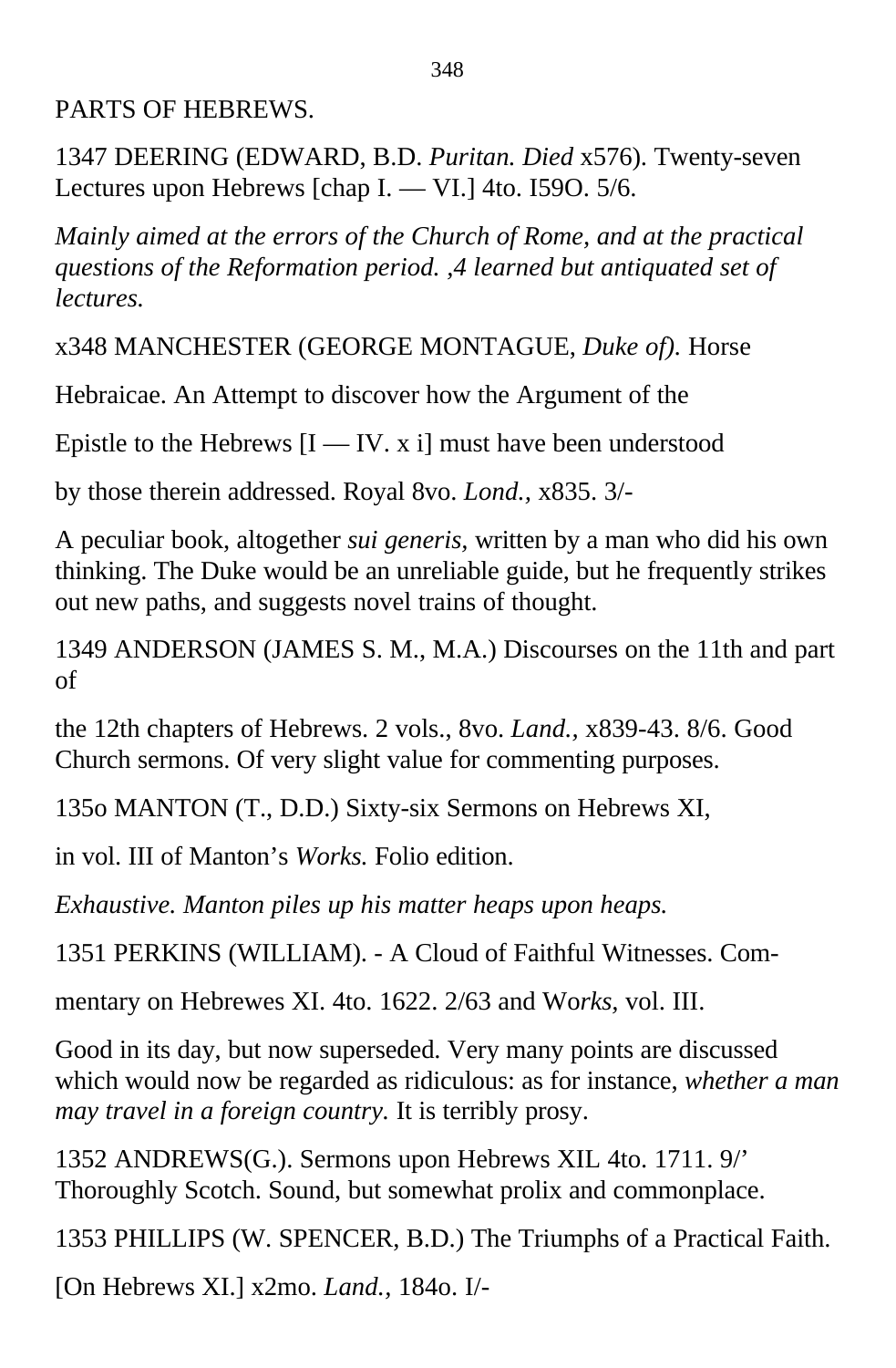PARTS OF HEBREWS.

1347 DEERING (EDWARD, B.D. *Puritan. Died* x576). Twenty-seven Lectures upon Hebrews [chap I. — VI.] 4to. I59O. 5/6.

*Mainly aimed at the errors of the Church of Rome, and at the practical questions of the Reformation period. ,4 learned but antiquated set of lectures.*

x348 MANCHESTER (GEORGE MONTAGUE, *Duke of).* Horse

Hebraicae. An Attempt to discover how the Argument of the

Epistle to the Hebrews [I — IV. x i] must have been understood

by those therein addressed. Royal 8vo. *Lond.,* x835. 3/-

A peculiar book, altogether *sui generis,* written by a man who did his own thinking. The Duke would be an unreliable guide, but he frequently strikes out new paths, and suggests novel trains of thought.

1349 ANDERSON (JAMES S. M., M.A.) Discourses on the 11th and part of

the 12th chapters of Hebrews. 2 vols., 8vo. *Land.,* x839-43. 8/6. Good Church sermons. Of very slight value for commenting purposes.

135o MANTON (T., D.D.) Sixty-six Sermons on Hebrews XI,

in vol. III of Manton's *Works.* Folio edition.

*Exhaustive. Manton piles up his matter heaps upon heaps.*

1351 PERKINS (WILLIAM). - A Cloud of Faithful Witnesses. Com-

mentary on Hebrewes XI. 4to. 1622. 2/63 and Wo*rks,* vol. III.

Good in its day, but now superseded. Very many points are discussed which would now be regarded as ridiculous: as for instance, *whether a man may travel in a foreign country.* It is terribly prosy.

1352 ANDREWS(G.). Sermons upon Hebrews XIL 4to. 1711. 9/' Thoroughly Scotch. Sound, but somewhat prolix and commonplace.

1353 PHILLIPS (W. SPENCER, B.D.) The Triumphs of a Practical Faith.

[On Hebrews XI.] x2mo. *Land.,* 184o. I/-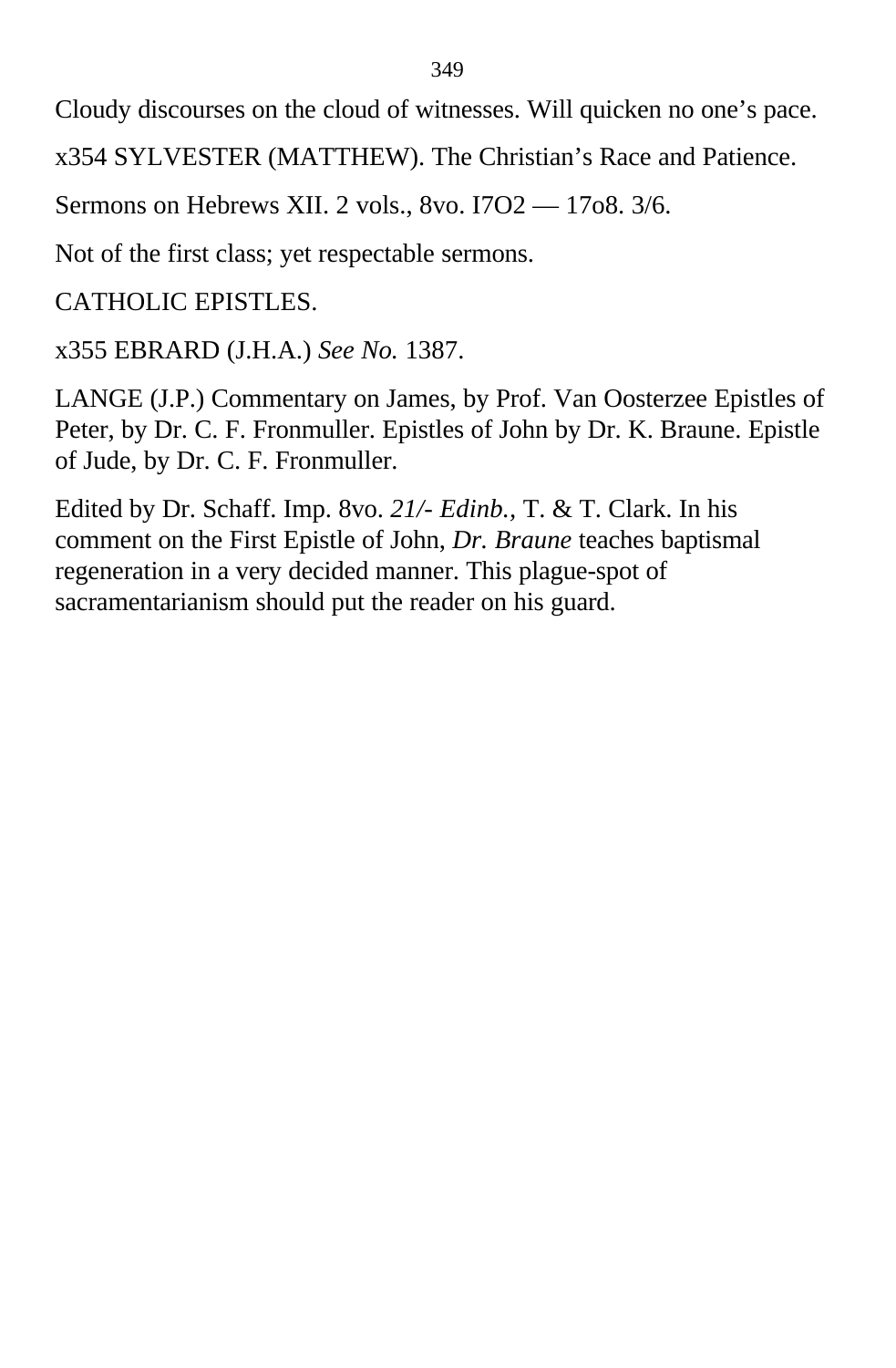Cloudy discourses on the cloud of witnesses. Will quicken no one’s pace.

x354 SYLVESTER (MATTHEW). The Christian’s Race and Patience.

Sermons on Hebrews XII. 2 vols., 8vo. I7O2 — 17o8. 3/6.

Not of the first class; yet respectable sermons.

CATHOLIC EPISTLES.

x355 EBRARD (J.H.A.) *See No.* 1387.

LANGE (J.P.) Commentary on James, by Prof. Van Oosterzee Epistles of Peter, by Dr. C. F. Fronmuller. Epistles of John by Dr. K. Braune. Epistle of Jude, by Dr. C. F. Fronmuller.

Edited by Dr. Schaff. Imp. 8vo. *21/- Edinb.,* T. & T. Clark. In his comment on the First Epistle of John, *Dr. Braune* teaches baptismal regeneration in a very decided manner. This plague-spot of sacramentarianism should put the reader on his guard.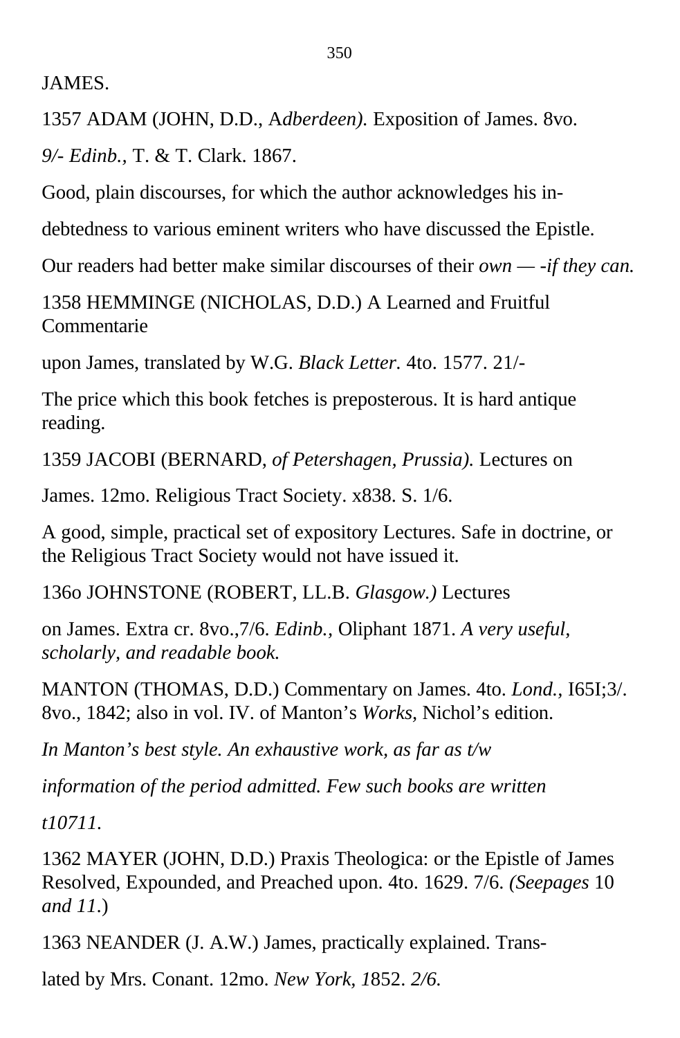JAMES.

1357 ADAM (JOHN, D.D., A*dberdeen).* Exposition of James. 8vo.

*9/- Edinb.,* T. & T. Clark. 1867.

Good, plain discourses, for which the author acknowledges his in-

debtedness to various eminent writers who have discussed the Epistle.

Our readers had better make similar discourses of their *own — -if they can.*

1358 HEMMINGE (NICHOLAS, D.D.) A Learned and Fruitful Commentarie

upon James, translated by W.G. *Black Letter.* 4to. 1577. 21/-

The price which this book fetches is preposterous. It is hard antique reading.

1359 JACOBI (BERNARD, *of Petershagen, Prussia).* Lectures on

James. 12mo. Religious Tract Society. x838. S. 1/6.

A good, simple, practical set of expository Lectures. Safe in doctrine, or the Religious Tract Society would not have issued it.

136o JOHNSTONE (ROBERT, LL.B. *Glasgow.)* Lectures

on James. Extra cr. 8vo.,7/6. *Edinb.,* Oliphant 1871. *A very useful, scholarly, and readable book.*

MANTON (THOMAS, D.D.) Commentary on James. 4to. *Lond.,* I65I;3/. 8vo., 1842; also in vol. IV. of Manton's *Works,* Nichol's edition.

*In Manton's best style. An exhaustive work, as far as t/w*

*information of the period admitted. Few such books are written*

*t10711.*

1362 MAYER (JOHN, D.D.) Praxis Theologica: or the Epistle of James Resolved, Expounded, and Preached upon. 4to. 1629. 7/6. *(Seepages* 10 *and 11.*)

1363 NEANDER (J. A.W.) James, practically explained. Trans-

lated by Mrs. Conant. 12mo. *New York, 1*852. *2/6.*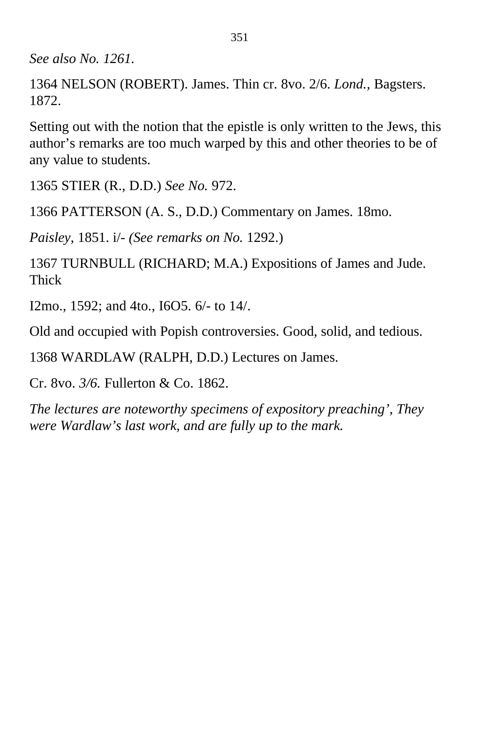*See also No. 1261.*

1364 NELSON (ROBERT). James. Thin cr. 8vo. 2/6. *Lond.,* Bagsters. 1872.

Setting out with the notion that the epistle is only written to the Jews, this author's remarks are too much warped by this and other theories to be of any value to students.

1365 STIER (R., D.D.) *See No.* 972.

1366 PATTERSON (A. S., D.D.) Commentary on James. 18mo.

*Paisley,* 1851. i/- *(See remarks on No.* 1292.)

1367 TURNBULL (RICHARD; M.A.) Expositions of James and Jude. Thick

I2mo., 1592; and 4to., I6O5. 6/- to 14/.

Old and occupied with Popish controversies. Good, solid, and tedious.

1368 WARDLAW (RALPH, D.D.) Lectures on James.

Cr. 8vo. *3/6.* Fullerton & Co. 1862.

*The lectures are noteworthy specimens of expository preaching', They were Wardlaw's last work, and are fully up to the mark.*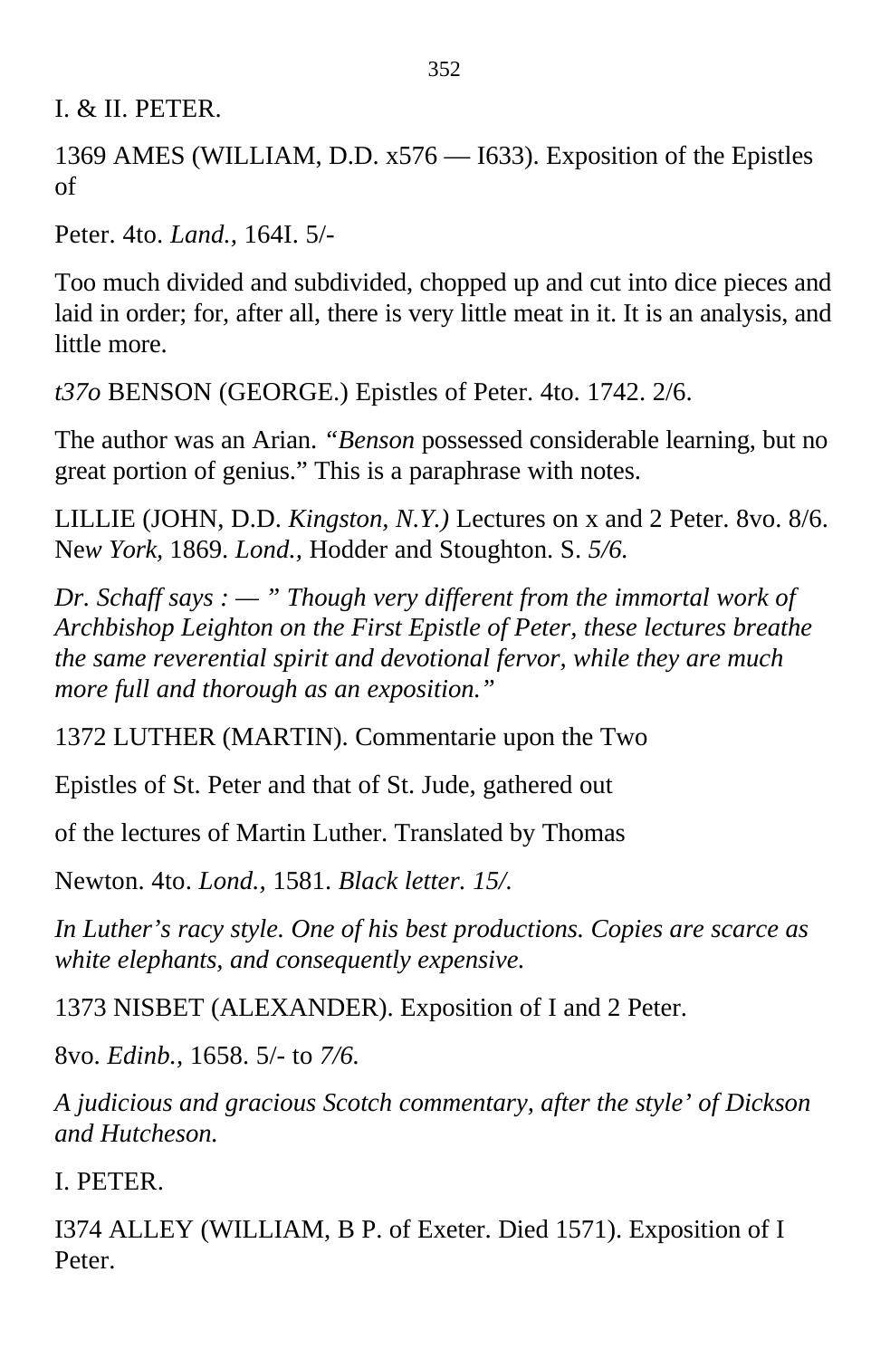I. & II. PETER.

1369 AMES (WILLIAM, D.D. x576 — I633). Exposition of the Epistles of

Peter. 4to. *Land.*, 164I. 5/-

Too much divided and subdivided, chopped up and cut into dice pieces and laid in order; for, after all, there is very little meat in it. It is an analysis, and little more.

*t37o* BENSON (GEORGE.) Epistles of Peter. 4to. 1742. 2/6.

The author was an Arian. *"Benson* possessed considerable learning, but no great portion of genius." This is a paraphrase with notes.

LILLIE (JOHN, D.D. *Kingston, N.Y.)* Lectures on x and 2 Peter. 8vo. 8/6. Ne*w York,* 1869. *Lond.,* Hodder and Stoughton. S. *5/6.*

*Dr. Schaff says : — " Though very different from the immortal work of Archbishop Leighton on the First Epistle of Peter, these lectures breathe the same reverential spirit and devotional fervor, while they are much more full and thorough as an exposition."*

1372 LUTHER (MARTIN). Commentarie upon the Two

Epistles of St. Peter and that of St. Jude, gathered out

of the lectures of Martin Luther. Translated by Thomas

Newton. 4to. *Lond.*, 1581. *Black letter. 15/.*

*In Luther's racy style. One of his best productions. Copies are scarce as white elephants, and consequently expensive.*

1373 NISBET (ALEXANDER). Exposition of I and 2 Peter.

8vo. *Edinb.*, 1658. 5/- to *7/6.*

*A judicious and gracious Scotch commentary, after the style' of Dickson and Hutcheson.*

I. PETER.

I374 ALLEY (WILLIAM, B P. of Exeter. Died 1571). Exposition of I Peter.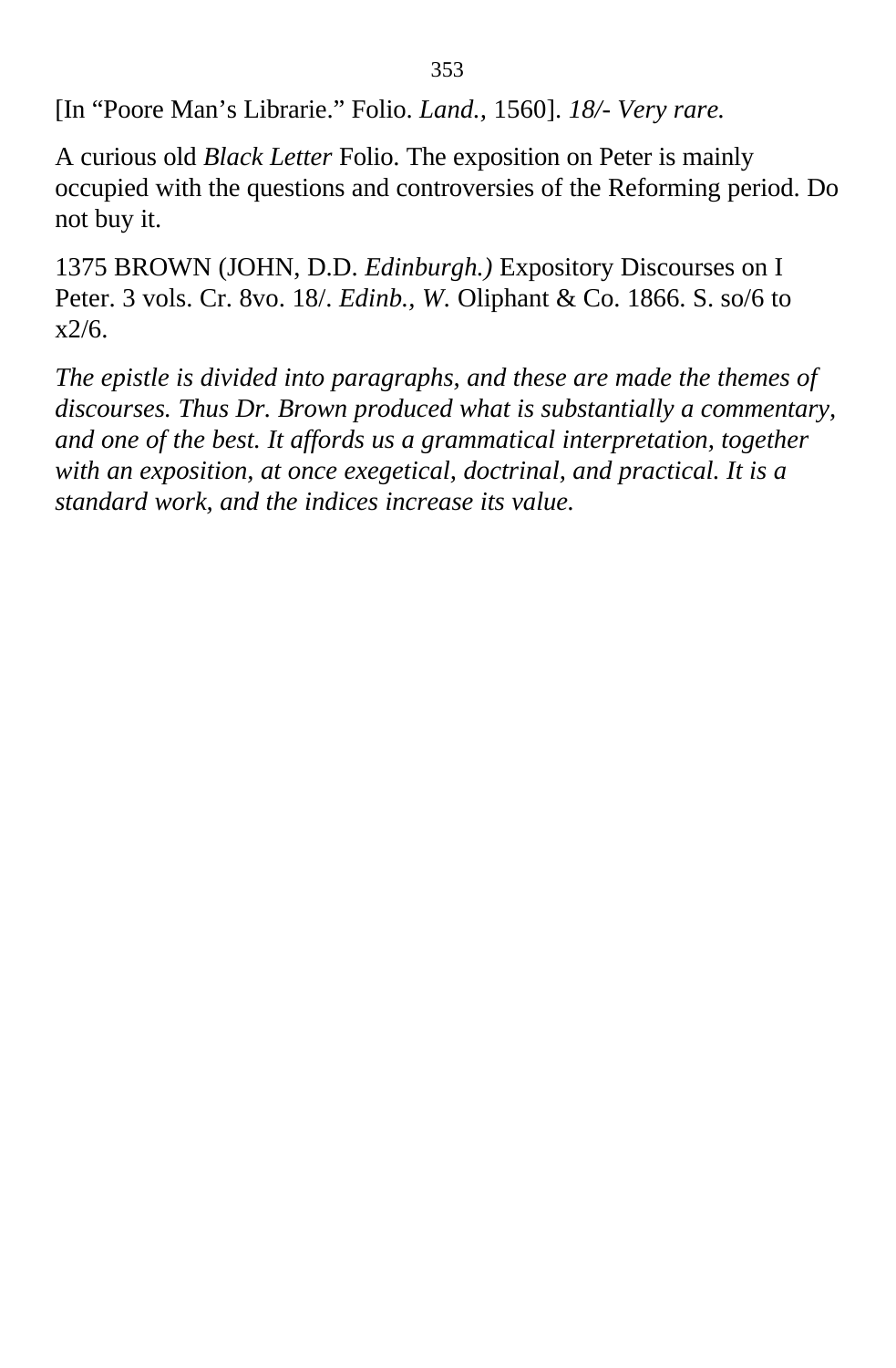[In “Poore Man’s Librarie.” Folio. *Land.,* 1560]. *18/- Very rare.*

A curious old *Black Letter* Folio. The exposition on Peter is mainly occupied with the questions and controversies of the Reforming period. Do not buy it.

1375 BROWN (JOHN, D.D. *Edinburgh.)* Expository Discourses on I Peter. 3 vols. Cr. 8vo. 18/. *Edinb., W.* Oliphant & Co. 1866. S. so/6 to x2/6.

*The epistle is divided into paragraphs, and these are made the themes of discourses. Thus Dr. Brown produced what is substantially a commentary, and one of the best. It affords us a grammatical interpretation, together with an exposition, at once exegetical, doctrinal, and practical. It is a standard work, and the indices increase its value.*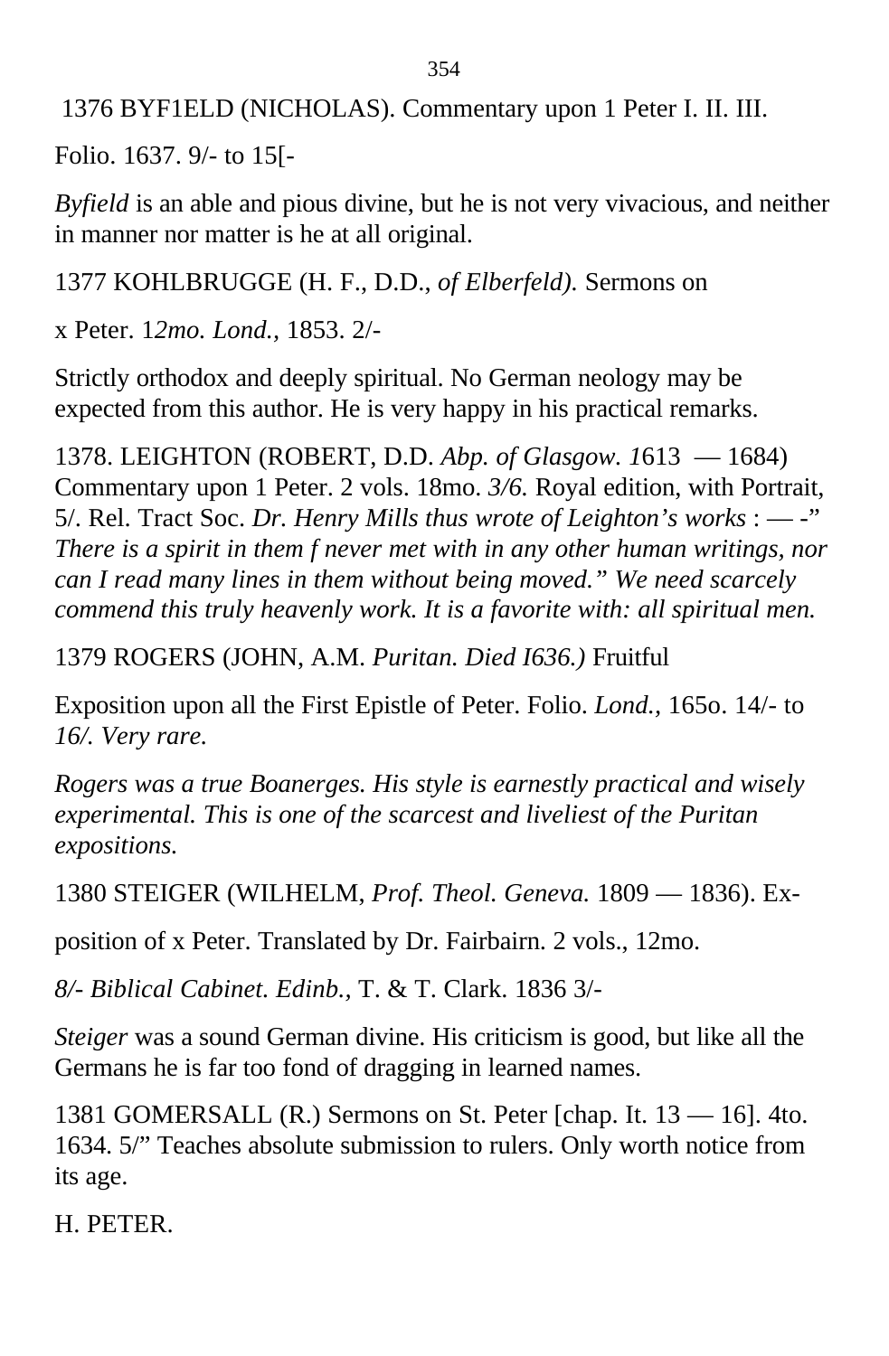1376 BYF1ELD (NICHOLAS). Commentary upon 1 Peter I. II. III.

Folio. 1637. 9/- to 15[-

*Byfield* is an able and pious divine, but he is not very vivacious, and neither in manner nor matter is he at all original.

1377 KOHLBRUGGE (H. F., D.D., *of Elberfeld).* Sermons on

x Peter. 1*2mo. Lond.,* 1853. 2/-

Strictly orthodox and deeply spiritual. No German neology may be expected from this author. He is very happy in his practical remarks.

1378. LEIGHTON (ROBERT, D.D. *Abp. of Glasgow. 1*613 — 1684) Commentary upon 1 Peter. 2 vols. 18mo. *3/6.* Royal edition, with Portrait, 5/. Rel. Tract Soc. *Dr. Henry Mills thus wrote of Leighton's works* : — -" *There is a spirit in them f never met with in any other human writings, nor can I read many lines in them without being moved." We need scarcely commend this truly heavenly work. It is a favorite with: all spiritual men.*

1379 ROGERS (JOHN, A.M. *Puritan. Died I636.)* Fruitful

Exposition upon all the First Epistle of Peter. Folio. *Lond.,* 165o. 14/- to *16/. Very rare.*

*Rogers was a true Boanerges. His style is earnestly practical and wisely experimental. This is one of the scarcest and liveliest of the Puritan expositions.*

1380 STEIGER (WILHELM, *Prof. Theol. Geneva.* 1809 — 1836). Ex-

position of x Peter. Translated by Dr. Fairbairn. 2 vols., 12mo.

*8/- Biblical Cabinet. Edinb.,* T. & T. Clark. 1836 3/-

*Steiger* was a sound German divine. His criticism is good, but like all the Germans he is far too fond of dragging in learned names.

1381 GOMERSALL (R.) Sermons on St. Peter [chap. It. 13 — 16]. 4to. 1634. 5/" Teaches absolute submission to rulers. Only worth notice from its age.

H. PETER.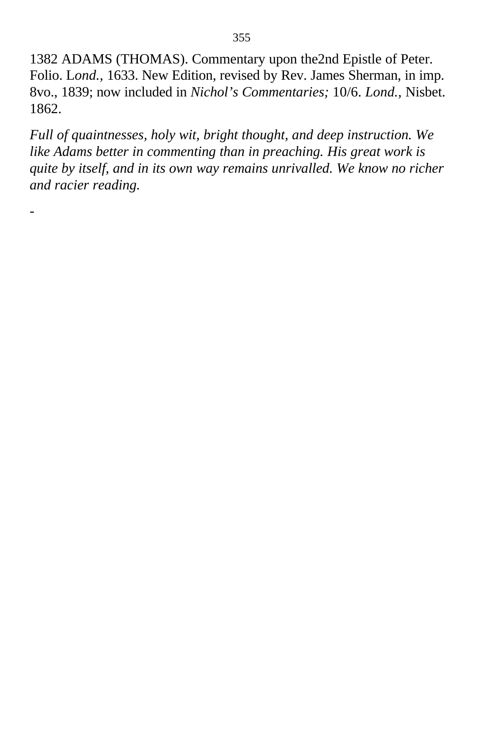1382 ADAMS (THOMAS). Commentary upon the2nd Epistle of Peter. Folio. L*ond.*, 1633. New Edition, revised by Rev. James Sherman, in imp. 8vo., 1839; now included in *Nichol's Commentaries;* 10/6. *Lond.*, Nisbet. 1862.

*Full of quaintnesses, holy wit, bright thought, and deep instruction. We like Adams better in commenting than in preaching. His great work is quite by itself, and in its own way remains unrivalled. We know no richer and racier reading.*

-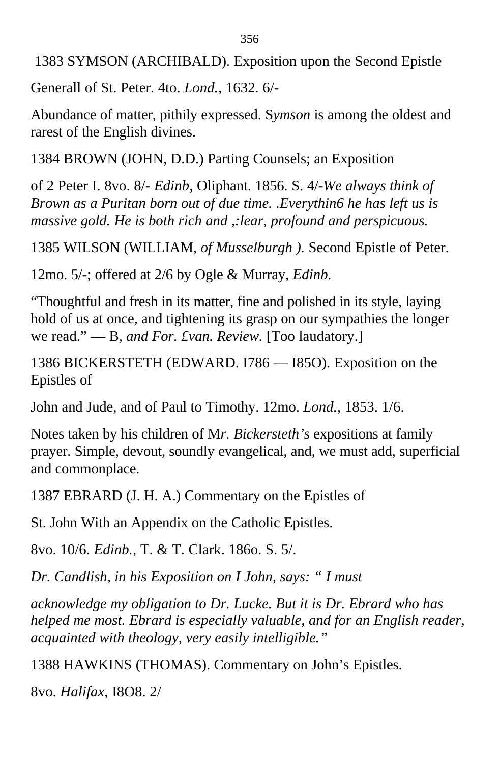1383 SYMSON (ARCHIBALD). Exposition upon the Second Epistle

Generall of St. Peter. 4to. *Lond.,* 1632. 6/-

Abundance of matter, pithily expressed. S*ymson* is among the oldest and rarest of the English divines.

1384 BROWN (JOHN, D.D.) Parting Counsels; an Exposition

of 2 Peter I. 8vo. 8/- *Edinb,* Oliphant. 1856. S. 4/-*We always think of Brown as a Puritan born out of due time. .Everythin6 he has left us is massive gold. He is both rich and ,:lear, profound and perspicuous.*

1385 WILSON (WILLIAM, *of Musselburgh ).* Second Epistle of Peter.

12mo. 5/-; offered at 2/6 by Ogle & Murray, *Edinb.*

"Thoughtful and fresh in its matter, fine and polished in its style, laying hold of us at once, and tightening its grasp on our sympathies the longer we read." — B, *and For. £van. Review.* [Too laudatory.]

1386 BICKERSTETH (EDWARD. I786 — I85O). Exposition on the Epistles of

John and Jude, and of Paul to Timothy. 12mo. *Lond.,* 1853. 1/6.

Notes taken by his children of M*r. Bickersteth's* expositions at family prayer. Simple, devout, soundly evangelical, and, we must add, superficial and commonplace.

1387 EBRARD (J. H. A.) Commentary on the Epistles of

St. John With an Appendix on the Catholic Epistles.

8vo. 10/6. *Edinb.,* T. & T. Clark. 186o. S. 5/.

*Dr. Candlish, in his Exposition on I John, says: " I must*

*acknowledge my obligation to Dr. Lucke. But it is Dr. Ebrard who has helped me most. Ebrard is especially valuable, and for an English reader, acquainted with theology, very easily intelligible."*

1388 HAWKINS (THOMAS). Commentary on John's Epistles.

8vo. *Halifax,* I8O8. 2/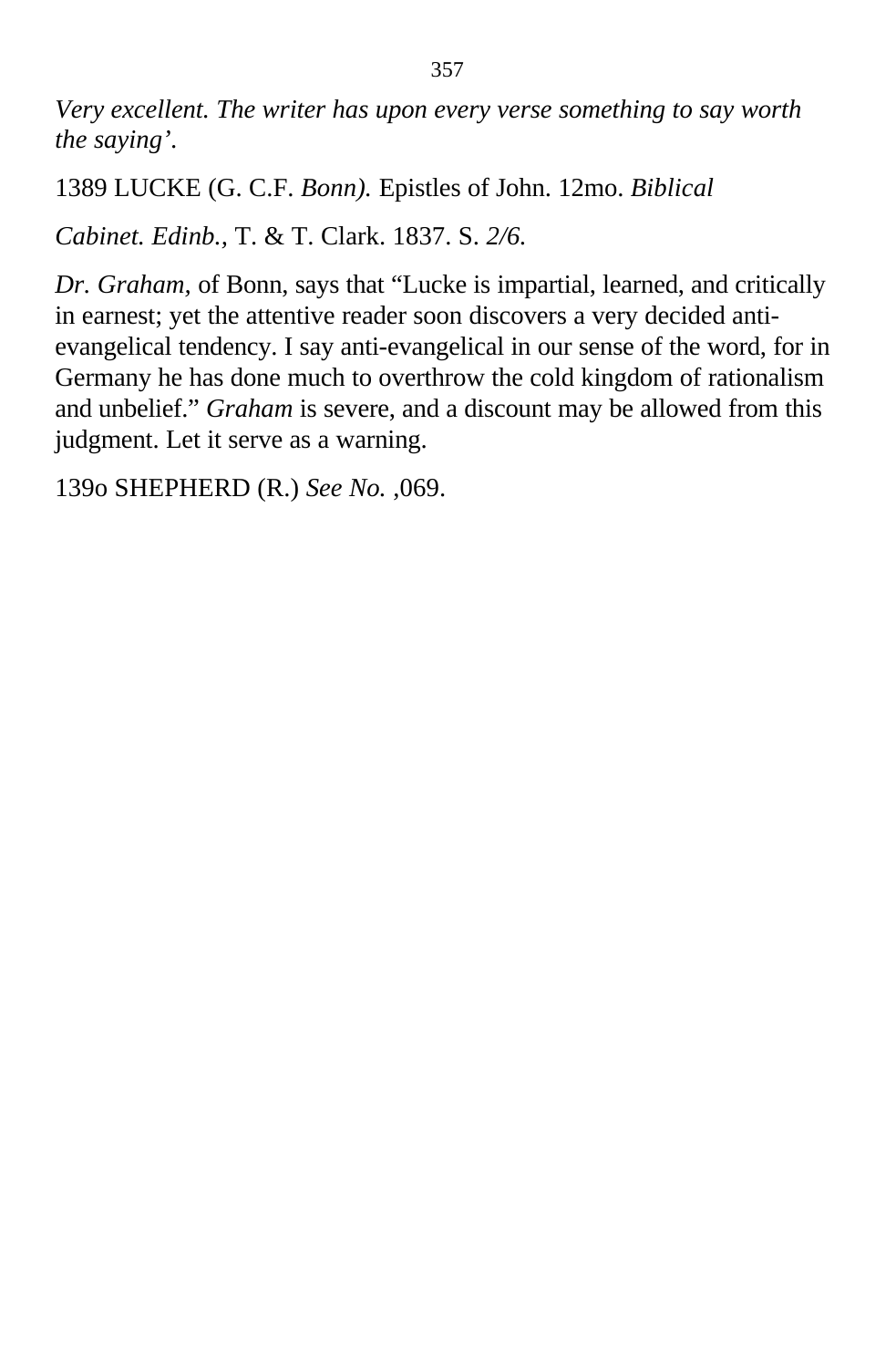*Very excellent. The writer has upon every verse something to say worth the saying'.*

1389 LUCKE (G. C.F. *Bonn).* Epistles of John. 12mo. *Biblical*

*Cabinet. Edinb.,* T. & T. Clark. 1837. S. *2/6.*

*Dr. Graham,* of Bonn, says that "Lucke is impartial, learned, and critically in earnest; yet the attentive reader soon discovers a very decided anti-evangelical tendency. I say anti-evangelical in our sense of the word, for in Germany he has done much to overthrow the cold kingdom of rationalism and unbelief." *Graham* is severe, and a discount may be allowed from this judgment. Let it serve as a warning.

139o SHEPHERD (R.) *See No.* ,069.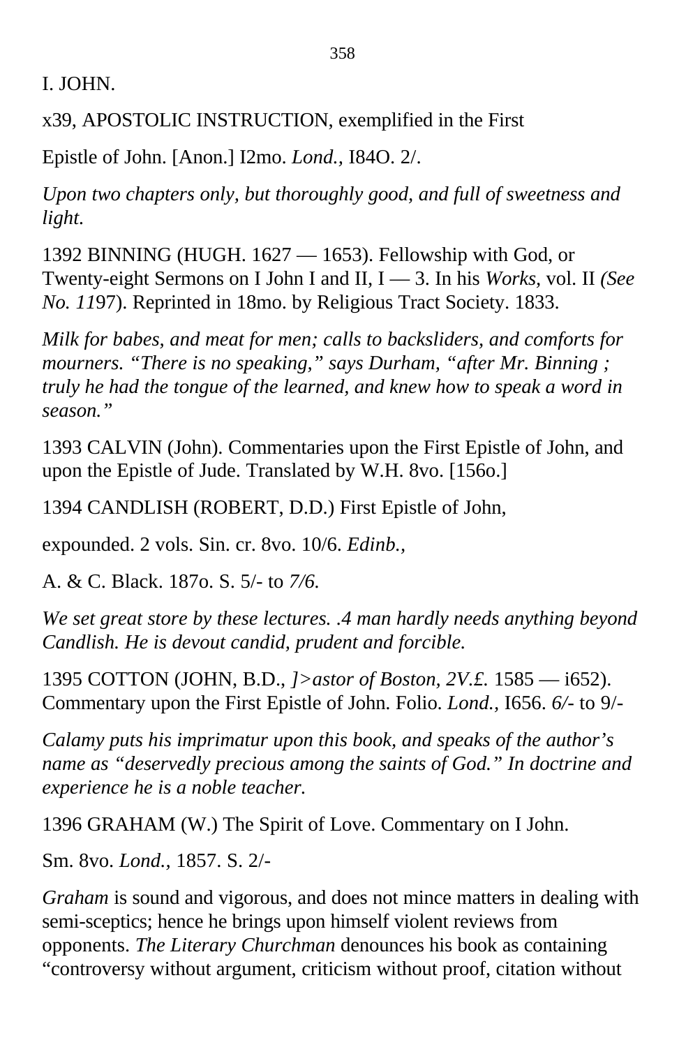I. JOHN.

x39, APOSTOLIC INSTRUCTION, exemplified in the First

Epistle of John. [Anon.] I2mo. *Lond.,* I84O. 2/.

*Upon two chapters only, but thoroughly good, and full of sweetness and light.*

1392 BINNING (HUGH. 1627 — 1653). Fellowship with God, or Twenty-eight Sermons on I John I and II, I — 3. In his *Works,* vol. II *(See No. 11*97). Reprinted in 18mo. by Religious Tract Society. 1833.

*Milk for babes, and meat for men; calls to backsliders, and comforts for mourners. "There is no speaking," says Durham, "after Mr. Binning ; truly he had the tongue of the learned, and knew how to speak a word in season."*

1393 CALVIN (John). Commentaries upon the First Epistle of John, and upon the Epistle of Jude. Translated by W.H. 8vo. [156o.]

1394 CANDLISH (ROBERT, D.D.) First Epistle of John,

expounded. 2 vols. Sin. cr. 8vo. 10/6. *Edinb.,*

A. & C. Black. 187o. S. 5/- to *7/6.*

*We set great store by these lectures. .4 man hardly needs anything beyond Candlish. He is devout candid, prudent and forcible.*

1395 COTTON (JOHN, B.D., *]>astor of Boston, 2V.£.* 1585 — i652). Commentary upon the First Epistle of John. Folio. *Lond.,* I656. *6/-* to 9/-

*Calamy puts his imprimatur upon this book, and speaks of the author's name as "deservedly precious among the saints of God." In doctrine and experience he is a noble teacher.*

1396 GRAHAM (W.) The Spirit of Love. Commentary on I John.

Sm. 8vo. *Lond.,* 1857. S. 2/-

*Graham* is sound and vigorous, and does not mince matters in dealing with semi-sceptics; hence he brings upon himself violent reviews from opponents. *The Literary Churchman* denounces his book as containing "controversy without argument, criticism without proof, citation without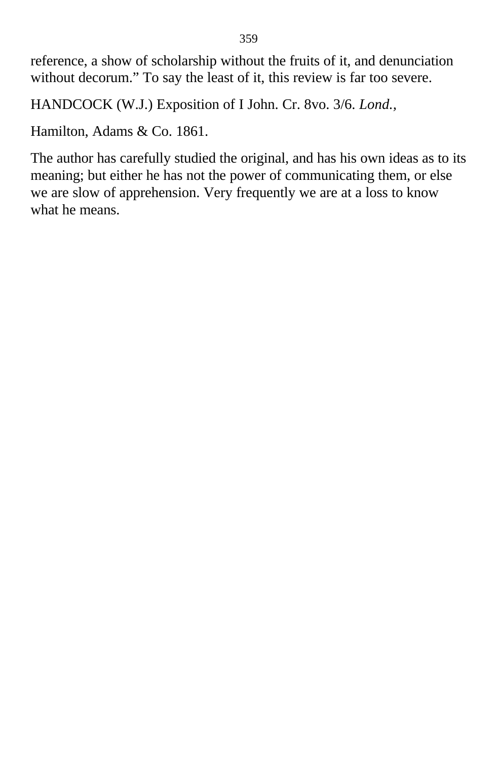reference, a show of scholarship without the fruits of it, and denunciation without decorum.” To say the least of it, this review is far too severe.

HANDCOCK (W.J.) Exposition of I John. Cr. 8vo. 3/6. *Lond.,*

Hamilton, Adams & Co. 1861.

The author has carefully studied the original, and has his own ideas as to its meaning; but either he has not the power of communicating them, or else we are slow of apprehension. Very frequently we are at a loss to know what he means.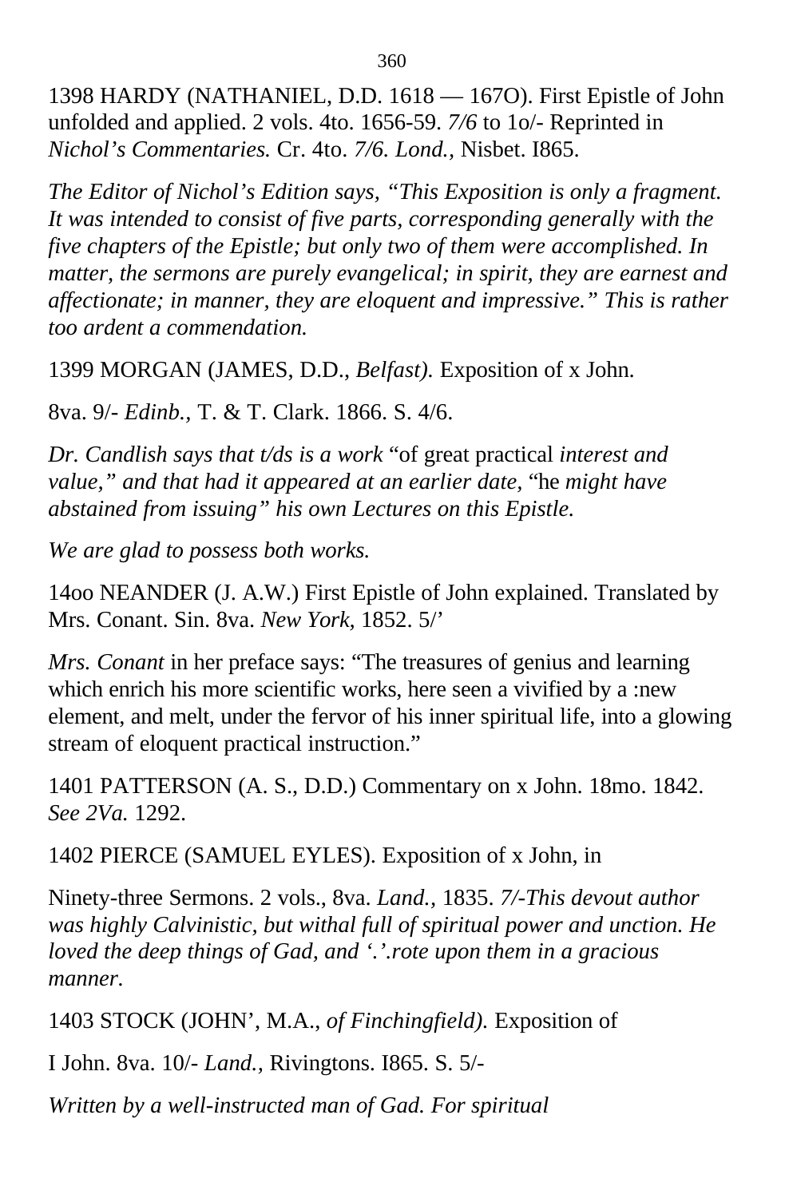1398 HARDY (NATHANIEL, D.D. 1618 — 167O). First Epistle of John unfolded and applied. 2 vols. 4to. 1656-59. *7/6* to 1o/- Reprinted in *Nichol's Commentaries.* Cr. 4to. *7/6. Lond.,* Nisbet. I865.

*The Editor of Nichol's Edition says, "This Exposition is only a fragment. It was intended to consist of five parts, corresponding generally with the five chapters of the Epistle; but only two of them were accomplished. In matter, the sermons are purely evangelical; in spirit, they are earnest and affectionate; in manner, they are eloquent and impressive." This is rather too ardent a commendation.*

1399 MORGAN (JAMES, D.D., *Belfast).* Exposition of x John.

8va. 9/- *Edinb.,* T. & T. Clark. 1866. S. 4/6.

*Dr. Candlish says that t/ds is a work* "of great practical *interest and value," and that had it appeared at an earlier date,* "he *might have abstained from issuing" his own Lectures on this Epistle.*

*We are glad to possess both works.*

14oo NEANDER (J. A.W.) First Epistle of John explained. Translated by Mrs. Conant. Sin. 8va. *New York,* 1852. 5/'

*Mrs. Conant* in her preface says: "The treasures of genius and learning which enrich his more scientific works, here seen a vivified by a :new element, and melt, under the fervor of his inner spiritual life, into a glowing stream of eloquent practical instruction."

1401 PATTERSON (A. S., D.D.) Commentary on x John. 18mo. 1842. *See 2Va.* 1292.

1402 PIERCE (SAMUEL EYLES). Exposition of x John, in

Ninety-three Sermons. 2 vols., 8va. *Land.,* 1835. *7/-This devout author was highly Calvinistic, but withal full of spiritual power and unction. He loved the deep things of Gad, and '.'.rote upon them in a gracious manner.*

1403 STOCK (JOHN', M.A., *of Finchingfield).* Exposition of

I John. 8va. 10/- *Land.,* Rivingtons. I865. S. 5/-

*Written by a well-instructed man of Gad. For spiritual*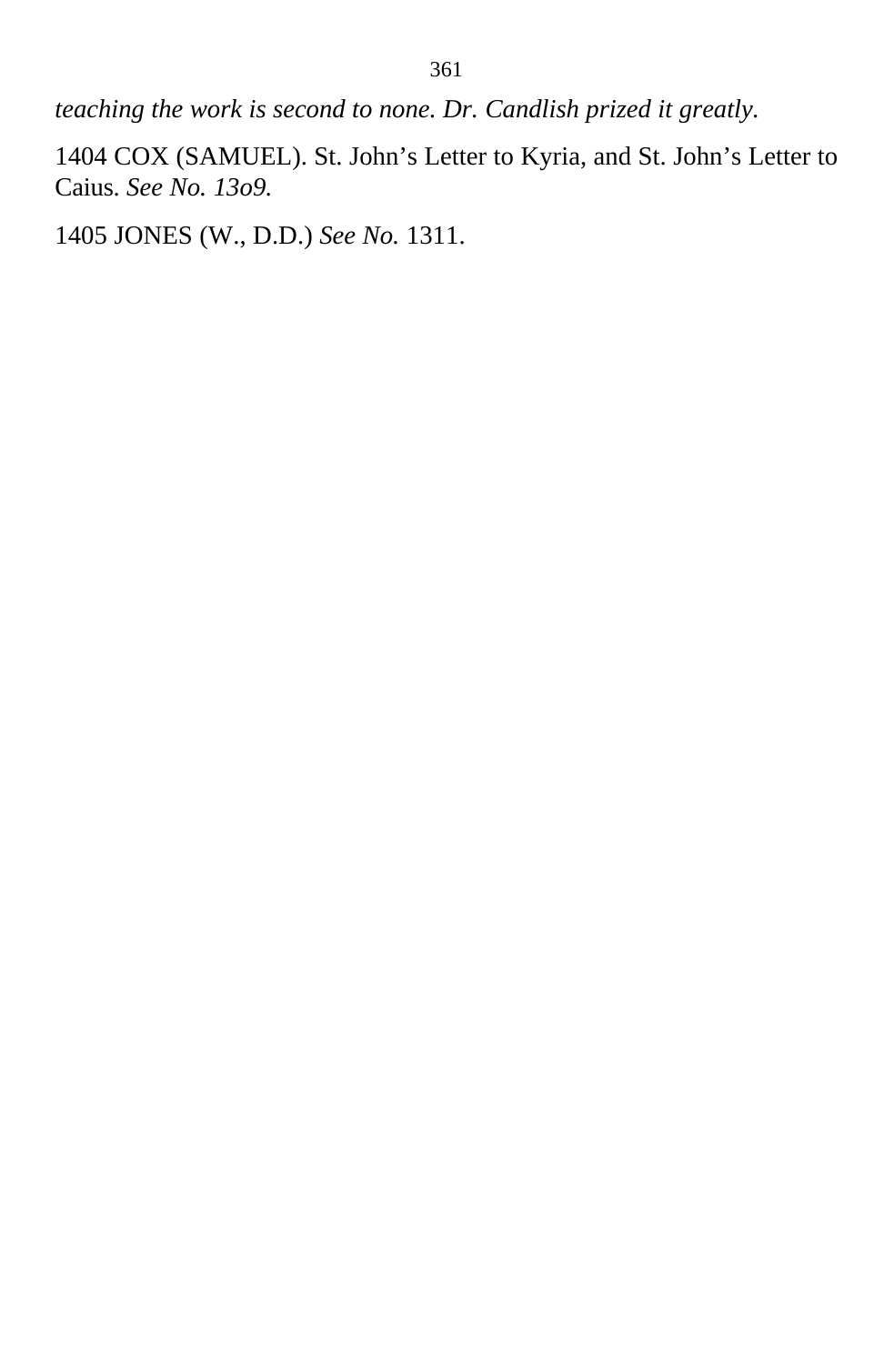*teaching the work is second to none. Dr. Candlish prized it greatly.*

1404 COX (SAMUEL). St. John’s Letter to Kyria, and St. John’s Letter to Caius. *See No. 13o9.*

1405 JONES (W., D.D.) *See No.* 1311.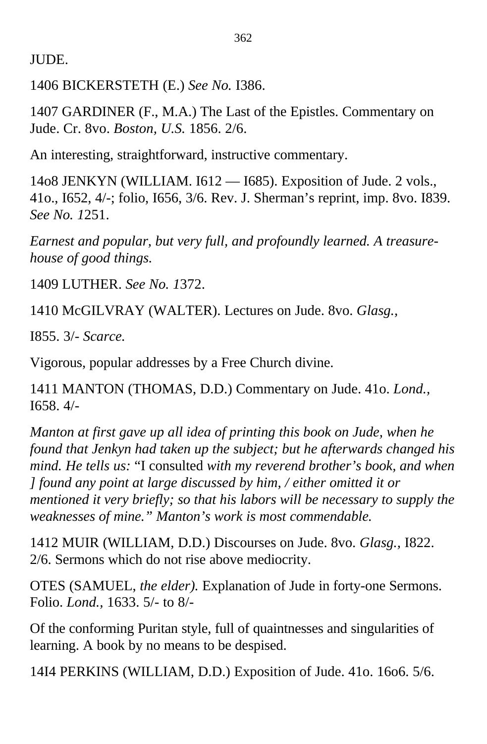JUDE.

1406 BICKERSTETH (E.) *See No.* I386.

1407 GARDINER (F., M.A.) The Last of the Epistles. Commentary on Jude. Cr. 8vo. *Boston, U.S.* 1856. 2/6.

An interesting, straightforward, instructive commentary.

14o8 JENKYN (WILLIAM. I612 — I685). Exposition of Jude. 2 vols., 41o., I652, 4/-; folio, I656, 3/6. Rev. J. Sherman's reprint, imp. 8vo. I839. *See No. 1*251.

*Earnest and popular, but very full, and profoundly learned. A treasure-house of good things.*

1409 LUTHER. *See No. 1*372.

1410 McGILVRAY (WALTER). Lectures on Jude. 8vo. *Glasg.,*

I855. 3/- *Scarce.*

Vigorous, popular addresses by a Free Church divine.

1411 MANTON (THOMAS, D.D.) Commentary on Jude. 41o. *Lond.,* I658. 4/-

*Manton at first gave up all idea of printing this book on Jude, when he found that Jenkyn had taken up the subject; but he afterwards changed his mind. He tells us:* "I consulted *with my reverend brother's book, and when ] found any point at large discussed by him, / either omitted it or mentioned it very briefly; so that his labors will be necessary to supply the weaknesses of mine." Manton's work is most commendable.*

1412 MUIR (WILLIAM, D.D.) Discourses on Jude. 8vo. *Glasg.,* I822. 2/6. Sermons which do not rise above mediocrity.

OTES (SAMUEL, *the elder).* Explanation of Jude in forty-one Sermons. Folio. *Lond.,* 1633. 5/- to 8/-

Of the conforming Puritan style, full of quaintnesses and singularities of learning. A book by no means to be despised.

14I4 PERKINS (WILLIAM, D.D.) Exposition of Jude. 41o. 16o6. 5/6.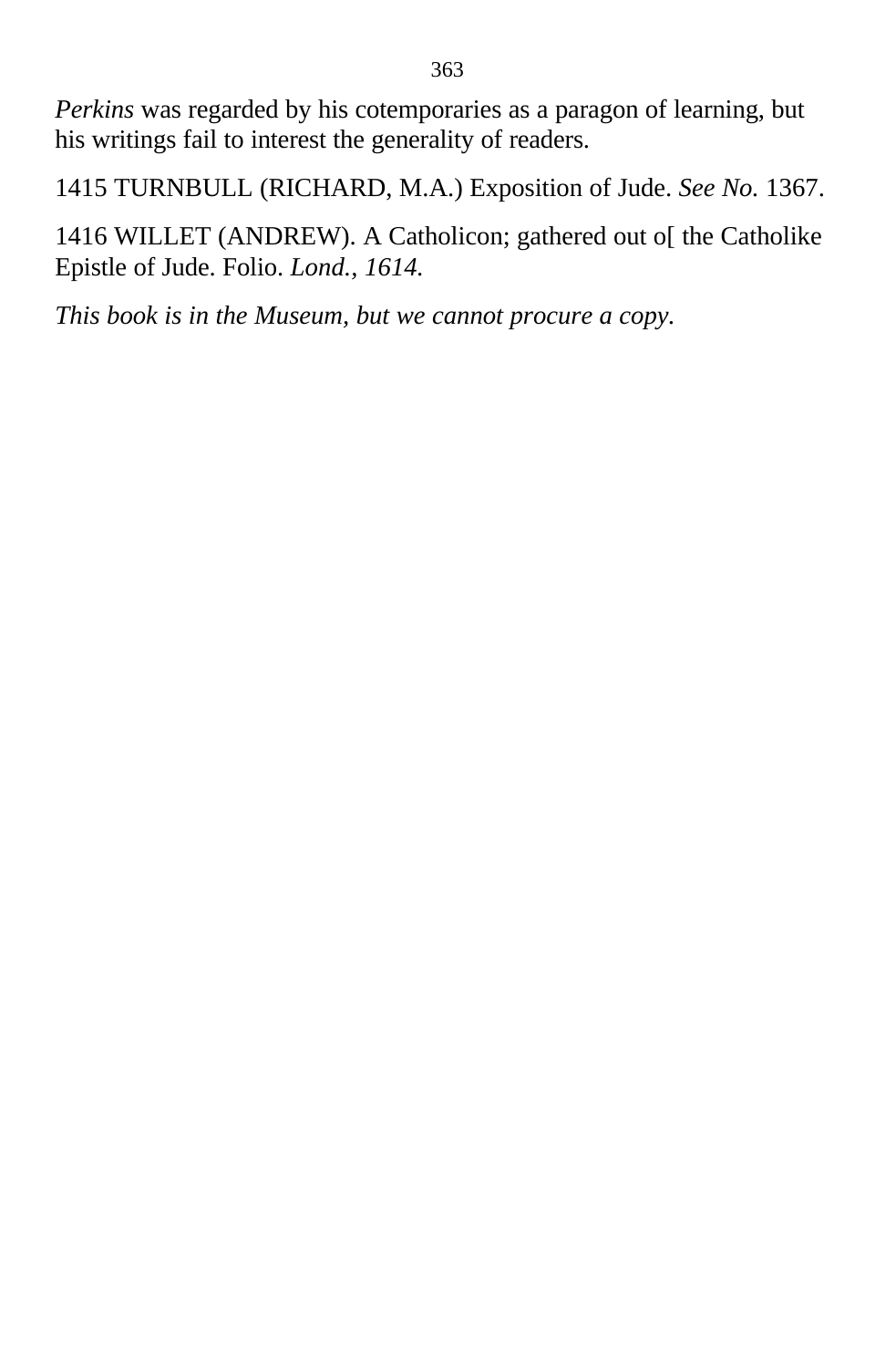*Perkins* was regarded by his cotemporaries as a paragon of learning, but his writings fail to interest the generality of readers.

1415 TURNBULL (RICHARD, M.A.) Exposition of Jude. *See No.* 1367.

1416 WILLET (ANDREW). A Catholicon; gathered out o[ the Catholike Epistle of Jude. Folio. *Lond., 1614.*

*This book is in the Museum, but we cannot procure a copy.*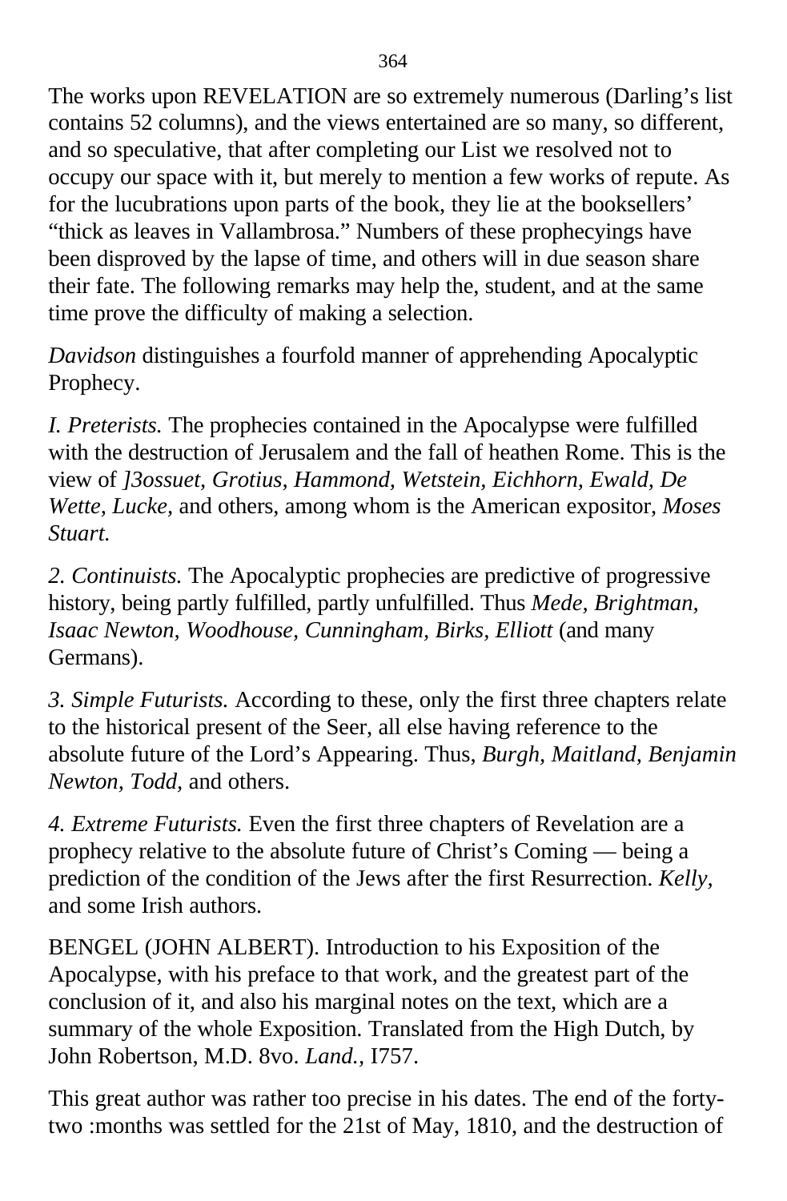The works upon REVELATION are so extremely numerous (Darling's list contains 52 columns), and the views entertained are so many, so different, and so speculative, that after completing our List we resolved not to occupy our space with it, but merely to mention a few works of repute. As for the lucubrations upon parts of the book, they lie at the booksellers' "thick as leaves in Vallambrosa." Numbers of these prophecyings have been disproved by the lapse of time, and others will in due season share their fate. The following remarks may help the, student, and at the same time prove the difficulty of making a selection.

*Davidson* distinguishes a fourfold manner of apprehending Apocalyptic Prophecy.

*I. Preterists.* The prophecies contained in the Apocalypse were fulfilled with the destruction of Jerusalem and the fall of heathen Rome. This is the view of *]3ossuet, Grotius, Hammond, Wetstein, Eichhorn, Ewald, De Wette, Lucke,* and others, among whom is the American expositor, *Moses Stuart.*

*2. Continuists.* The Apocalyptic prophecies are predictive of progressive history, being partly fulfilled, partly unfulfilled. Thus *Mede, Brightman, Isaac Newton, Woodhouse, Cunningham, Birks, Elliott* (and many Germans).

*3. Simple Futurists.* According to these, only the first three chapters relate to the historical present of the Seer, all else having reference to the absolute future of the Lord's Appearing. Thus, *Burgh, Maitland, Benjamin Newton, Todd,* and others.

*4. Extreme Futurists.* Even the first three chapters of Revelation are a prophecy relative to the absolute future of Christ's Coming — being a prediction of the condition of the Jews after the first Resurrection. *Kelly,* and some Irish authors.

BENGEL (JOHN ALBERT). Introduction to his Exposition of the Apocalypse, with his preface to that work, and the greatest part of the conclusion of it, and also his marginal notes on the text, which are a summary of the whole Exposition. Translated from the High Dutch, by John Robertson, M.D. 8vo. *Land.,* I757.

This great author was rather too precise in his dates. The end of the forty-two :months was settled for the 21st of May, 1810, and the destruction of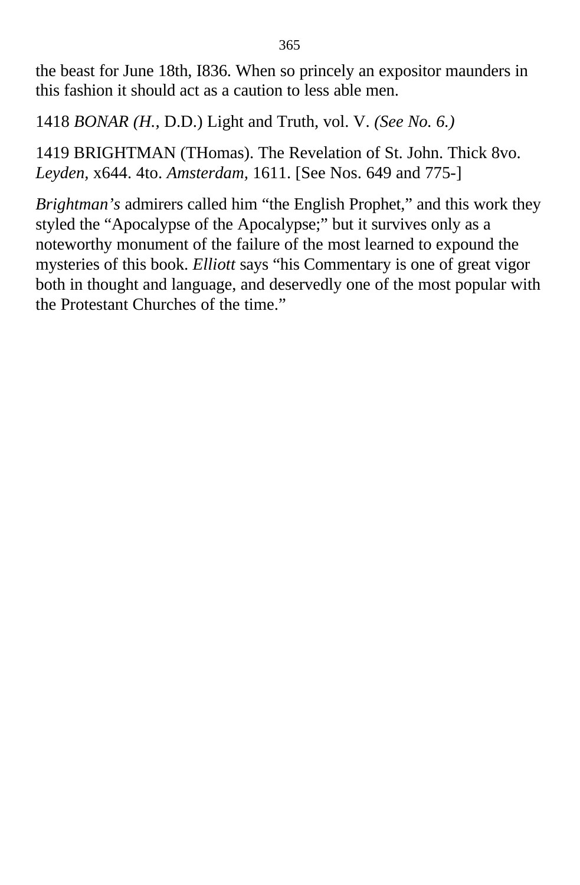the beast for June 18th, I836. When so princely an expositor maunders in this fashion it should act as a caution to less able men.

1418 *BONAR (H.,* D.D.) Light and Truth, vol. V. *(See No. 6.)*

1419 BRIGHTMAN (THomas). The Revelation of St. John. Thick 8vo. *Leyden,* x644. 4to. *Amsterdam,* 1611. [See Nos. 649 and 775-]

*Brightman's* admirers called him "the English Prophet," and this work they styled the "Apocalypse of the Apocalypse;" but it survives only as a noteworthy monument of the failure of the most learned to expound the mysteries of this book. *Elliott* says "his Commentary is one of great vigor both in thought and language, and deservedly one of the most popular with the Protestant Churches of the time."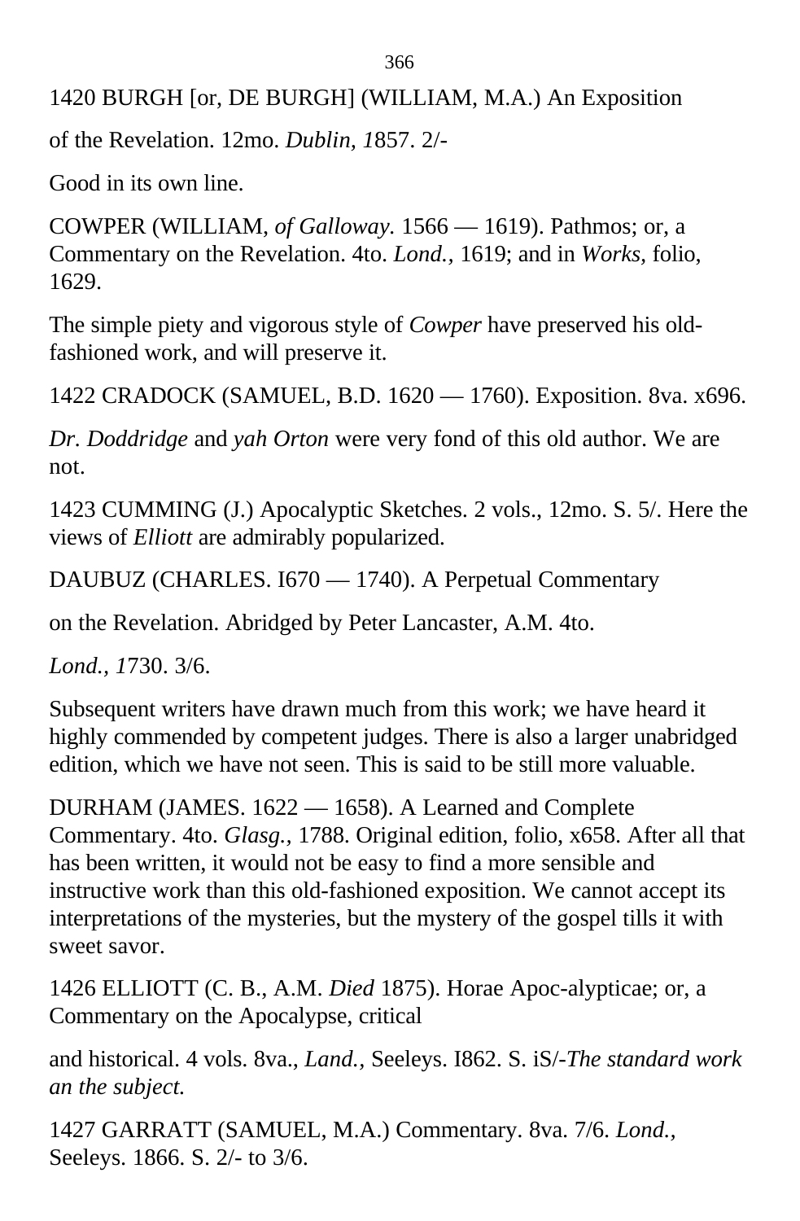1420 BURGH [or, DE BURGH] (WILLIAM, M.A.) An Exposition

of the Revelation. 12mo. *Dublin, 1*857. 2/-

Good in its own line.

COWPER (WILLIAM, *of Galloway.* 1566 — 1619). Pathmos; or, a Commentary on the Revelation. 4to. *Lond.,* 1619; and in *Works,* folio, 1629.

The simple piety and vigorous style of *Cowper* have preserved his old-fashioned work, and will preserve it.

1422 CRADOCK (SAMUEL, B.D. 1620 — 1760). Exposition. 8va. x696.

*Dr. Doddridge* and *yah Orton* were very fond of this old author. We are not.

1423 CUMMING (J.) Apocalyptic Sketches. 2 vols., 12mo. S. 5/. Here the views of *Elliott* are admirably popularized.

DAUBUZ (CHARLES. I670 — 1740). A Perpetual Commentary

on the Revelation. Abridged by Peter Lancaster, A.M. 4to.

*Lond., 1*730. 3/6.

Subsequent writers have drawn much from this work; we have heard it highly commended by competent judges. There is also a larger unabridged edition, which we have not seen. This is said to be still more valuable.

DURHAM (JAMES. 1622 — 1658). A Learned and Complete Commentary. 4to. *Glasg.,* 1788. Original edition, folio, x658. After all that has been written, it would not be easy to find a more sensible and instructive work than this old-fashioned exposition. We cannot accept its interpretations of the mysteries, but the mystery of the gospel tills it with sweet savor.

1426 ELLIOTT (C. B., A.M. *Died* 1875). Horae Apoc-alypticae; or, a Commentary on the Apocalypse, critical

and historical. 4 vols. 8va., *Land.,* Seeleys. I862. S. iS/-*The standard work an the subject.*

1427 GARRATT (SAMUEL, M.A.) Commentary. 8va. 7/6. *Lond.*, Seeleys. 1866. S. 2/- to 3/6.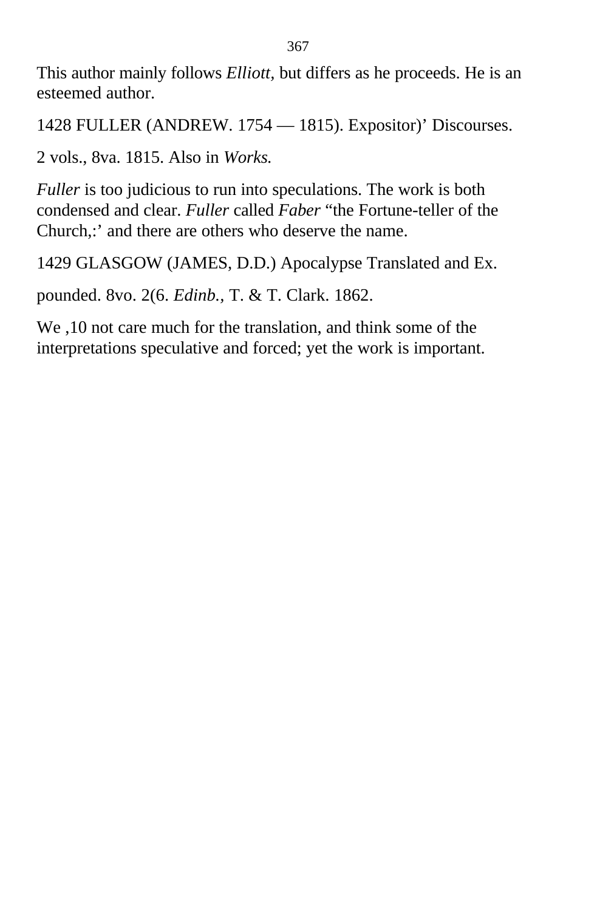This author mainly follows *Elliott*, but differs as he proceeds. He is an esteemed author.

1428 FULLER (ANDREW. 1754 — 1815). Expositor)' Discourses.

2 vols., 8va. 1815. Also in *Works.*

*Fuller* is too judicious to run into speculations. The work is both condensed and clear. *Fuller* called *Faber* "the Fortune-teller of the Church,:' and there are others who deserve the name.

1429 GLASGOW (JAMES, D.D.) Apocalypse Translated and Ex.

pounded. 8vo. 2(6. *Edinb.,* T. & T. Clark. 1862.

We ,10 not care much for the translation, and think some of the interpretations speculative and forced; yet the work is important.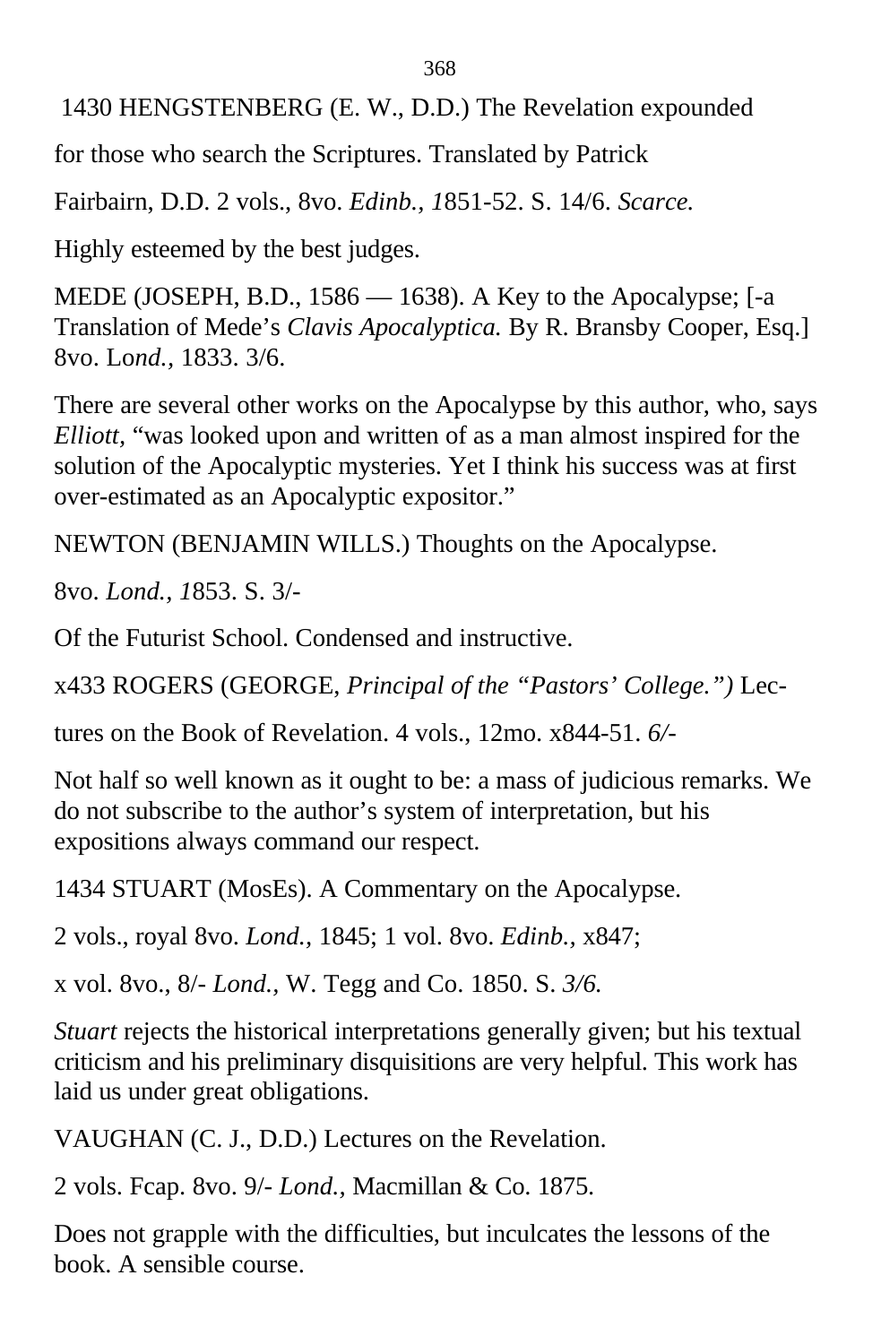1430 HENGSTENBERG (E. W., D.D.) The Revelation expounded

for those who search the Scriptures. Translated by Patrick

Fairbairn, D.D. 2 vols., 8vo. *Edinb., 1*851-52. S. 14/6. *Scarce.*

Highly esteemed by the best judges.

MEDE (JOSEPH, B.D., 1586 — 1638). A Key to the Apocalypse; [-a Translation of Mede's *Clavis Apocalyptica.* By R. Bransby Cooper, Esq.] 8vo. Lo*nd.,* 1833. 3/6.

There are several other works on the Apocalypse by this author, who, says *Elliott,* "was looked upon and written of as a man almost inspired for the solution of the Apocalyptic mysteries. Yet I think his success was at first over-estimated as an Apocalyptic expositor."

NEWTON (BENJAMIN WILLS.) Thoughts on the Apocalypse.

8vo. *Lond., 1*853. S. 3/-

Of the Futurist School. Condensed and instructive.

x433 ROGERS (GEORGE, *Principal of the "Pastors' College.")* Lec-

tures on the Book of Revelation. 4 vols., 12mo. x844-51. *6/-*

Not half so well known as it ought to be: a mass of judicious remarks. We do not subscribe to the author's system of interpretation, but his expositions always command our respect.

1434 STUART (MosEs). A Commentary on the Apocalypse.

2 vols., royal 8vo. *Lond.,* 1845; 1 vol. 8vo. *Edinb.,* x847;

x vol. 8vo., 8/- *Lond.,* W. Tegg and Co. 1850. S. *3/6.*

*Stuart* rejects the historical interpretations generally given; but his textual criticism and his preliminary disquisitions are very helpful. This work has laid us under great obligations.

VAUGHAN (C. J., D.D.) Lectures on the Revelation.

2 vols. Fcap. 8vo. 9/- *Lond.*, Macmillan & Co. 1875.

Does not grapple with the difficulties, but inculcates the lessons of the book. A sensible course.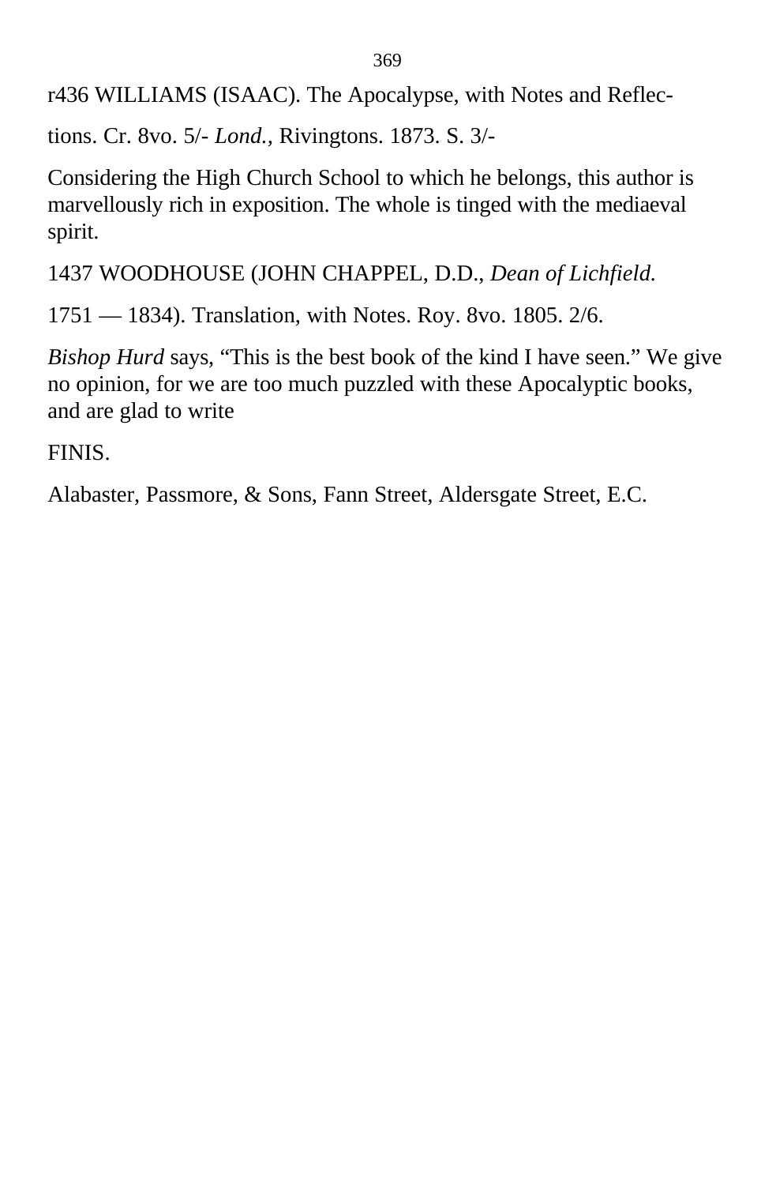r436 WILLIAMS (ISAAC). The Apocalypse, with Notes and Reflec-

tions. Cr. 8vo. 5/- *Lond.,* Rivingtons. 1873. S. 3/-

Considering the High Church School to which he belongs, this author is marvellously rich in exposition. The whole is tinged with the mediaeval spirit.

1437 WOODHOUSE (JOHN CHAPPEL, D.D., *Dean of Lichfield.*

1751 — 1834). Translation, with Notes. Roy. 8vo. 1805. 2/6.

*Bishop Hurd* says, "This is the best book of the kind I have seen." We give no opinion, for we are too much puzzled with these Apocalyptic books, and are glad to write

FINIS.

Alabaster, Passmore, & Sons, Fann Street, Aldersgate Street, E.C.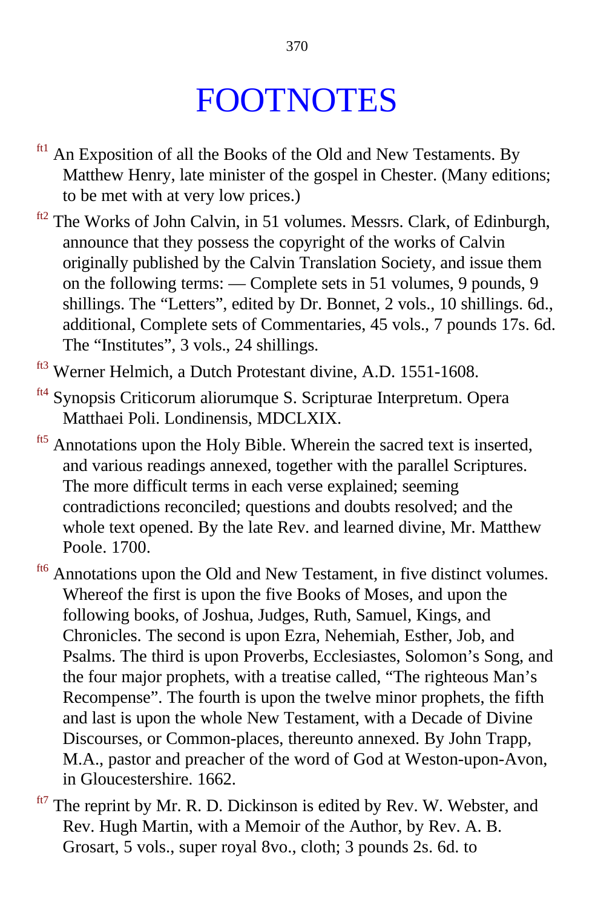# FOOTNOTES

[ft1] An Exposition of all the Books of the Old and New Testaments. By Matthew Henry, late minister of the gospel in Chester. (Many editions; to be met with at very low prices.)

[ft2] The Works of John Calvin, in 51 volumes. Messrs. Clark, of Edinburgh, announce that they possess the copyright of the works of Calvin originally published by the Calvin Translation Society, and issue them on the following terms: — Complete sets in 51 volumes, 9 pounds, 9 shillings. The “Letters”, edited by Dr. Bonnet, 2 vols., 10 shillings. 6d., additional, Complete sets of Commentaries, 45 vols., 7 pounds 17s. 6d. The “Institutes”, 3 vols., 24 shillings.

[ft3] Werner Helmich, a Dutch Protestant divine, A.D. 1551-1608.

[ft4] Synopsis Criticorum aliorumque S. Scripturae Interpretum. Opera Matthaei Poli. Londinensis, MDCLXIX.

[ft5] Annotations upon the Holy Bible. Wherein the sacred text is inserted, and various readings annexed, together with the parallel Scriptures. The more difficult terms in each verse explained; seeming contradictions reconciled; questions and doubts resolved; and the whole text opened. By the late Rev. and learned divine, Mr. Matthew Poole. 1700.

[ft6] Annotations upon the Old and New Testament, in five distinct volumes. Whereof the first is upon the five Books of Moses, and upon the following books, of Joshua, Judges, Ruth, Samuel, Kings, and Chronicles. The second is upon Ezra, Nehemiah, Esther, Job, and Psalms. The third is upon Proverbs, Ecclesiastes, Solomon’s Song, and the four major prophets, with a treatise called, “The righteous Man’s Recompense”. The fourth is upon the twelve minor prophets, the fifth and last is upon the whole New Testament, with a Decade of Divine Discourses, or Common-places, thereunto annexed. By John Trapp, M.A., pastor and preacher of the word of God at Weston-upon-Avon, in Gloucestershire. 1662.

[ft7] The reprint by Mr. R. D. Dickinson is edited by Rev. W. Webster, and Rev. Hugh Martin, with a Memoir of the Author, by Rev. A. B. Grosart, 5 vols., super royal 8vo., cloth; 3 pounds 2s. 6d. to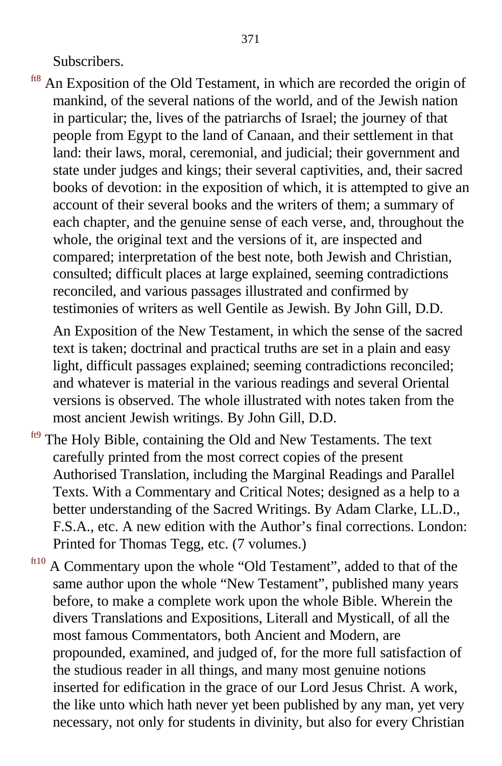Subscribers.

[ft8] An Exposition of the Old Testament, in which are recorded the origin of mankind, of the several nations of the world, and of the Jewish nation in particular; the, lives of the patriarchs of Israel; the journey of that people from Egypt to the land of Canaan, and their settlement in that land: their laws, moral, ceremonial, and judicial; their government and state under judges and kings; their several captivities, and, their sacred books of devotion: in the exposition of which, it is attempted to give an account of their several books and the writers of them; a summary of each chapter, and the genuine sense of each verse, and, throughout the whole, the original text and the versions of it, are inspected and compared; interpretation of the best note, both Jewish and Christian, consulted; difficult places at large explained, seeming contradictions reconciled, and various passages illustrated and confirmed by testimonies of writers as well Gentile as Jewish. By John Gill, D.D.

An Exposition of the New Testament, in which the sense of the sacred text is taken; doctrinal and practical truths are set in a plain and easy light, difficult passages explained; seeming contradictions reconciled; and whatever is material in the various readings and several Oriental versions is observed. The whole illustrated with notes taken from the most ancient Jewish writings. By John Gill, D.D.

[ft9] The Holy Bible, containing the Old and New Testaments. The text carefully printed from the most correct copies of the present Authorised Translation, including the Marginal Readings and Parallel Texts. With a Commentary and Critical Notes; designed as a help to a better understanding of the Sacred Writings. By Adam Clarke, LL.D., F.S.A., etc. A new edition with the Author's final corrections. London: Printed for Thomas Tegg, etc. (7 volumes.)

[ft10] A Commentary upon the whole "Old Testament", added to that of the same author upon the whole "New Testament", published many years before, to make a complete work upon the whole Bible. Wherein the divers Translations and Expositions, Literall and Mysticall, of all the most famous Commentators, both Ancient and Modern, are propounded, examined, and judged of, for the more full satisfaction of the studious reader in all things, and many most genuine notions inserted for edification in the grace of our Lord Jesus Christ. A work, the like unto which hath never yet been published by any man, yet very necessary, not only for students in divinity, but also for every Christian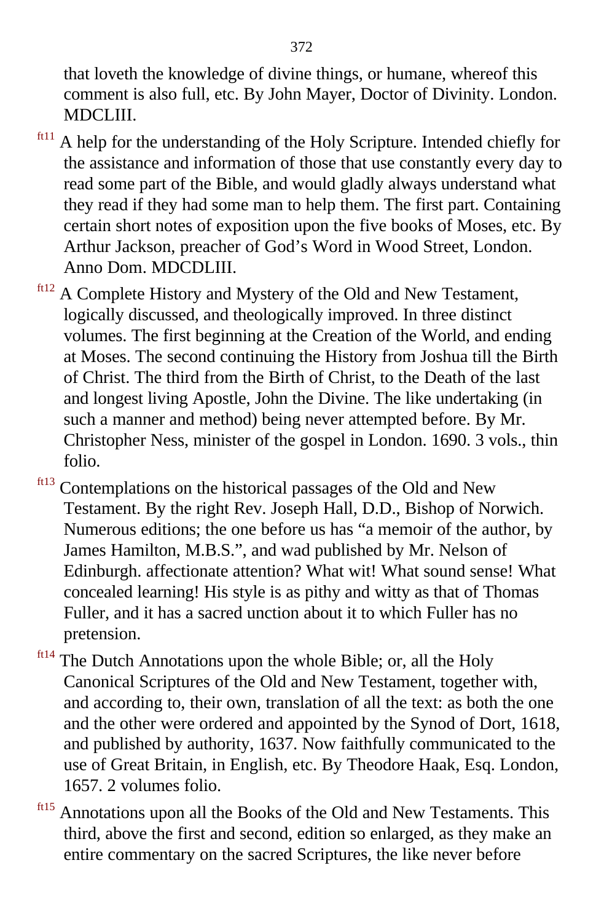that loveth the knowledge of divine things, or humane, whereof this comment is also full, etc. By John Mayer, Doctor of Divinity. London. MDCLIII.

[ft11] A help for the understanding of the Holy Scripture. Intended chiefly for the assistance and information of those that use constantly every day to read some part of the Bible, and would gladly always understand what they read if they had some man to help them. The first part. Containing certain short notes of exposition upon the five books of Moses, etc. By Arthur Jackson, preacher of God's Word in Wood Street, London. Anno Dom. MDCDLIII.

[ft12] A Complete History and Mystery of the Old and New Testament, logically discussed, and theologically improved. In three distinct volumes. The first beginning at the Creation of the World, and ending at Moses. The second continuing the History from Joshua till the Birth of Christ. The third from the Birth of Christ, to the Death of the last and longest living Apostle, John the Divine. The like undertaking (in such a manner and method) being never attempted before. By Mr. Christopher Ness, minister of the gospel in London. 1690. 3 vols., thin folio.

[ft13] Contemplations on the historical passages of the Old and New Testament. By the right Rev. Joseph Hall, D.D., Bishop of Norwich. Numerous editions; the one before us has "a memoir of the author, by James Hamilton, M.B.S.", and wad published by Mr. Nelson of Edinburgh. affectionate attention? What wit! What sound sense! What concealed learning! His style is as pithy and witty as that of Thomas Fuller, and it has a sacred unction about it to which Fuller has no pretension.

[ft14] The Dutch Annotations upon the whole Bible; or, all the Holy Canonical Scriptures of the Old and New Testament, together with, and according to, their own, translation of all the text: as both the one and the other were ordered and appointed by the Synod of Dort, 1618, and published by authority, 1637. Now faithfully communicated to the use of Great Britain, in English, etc. By Theodore Haak, Esq. London, 1657. 2 volumes folio.

[ft15] Annotations upon all the Books of the Old and New Testaments. This third, above the first and second, edition so enlarged, as they make an entire commentary on the sacred Scriptures, the like never before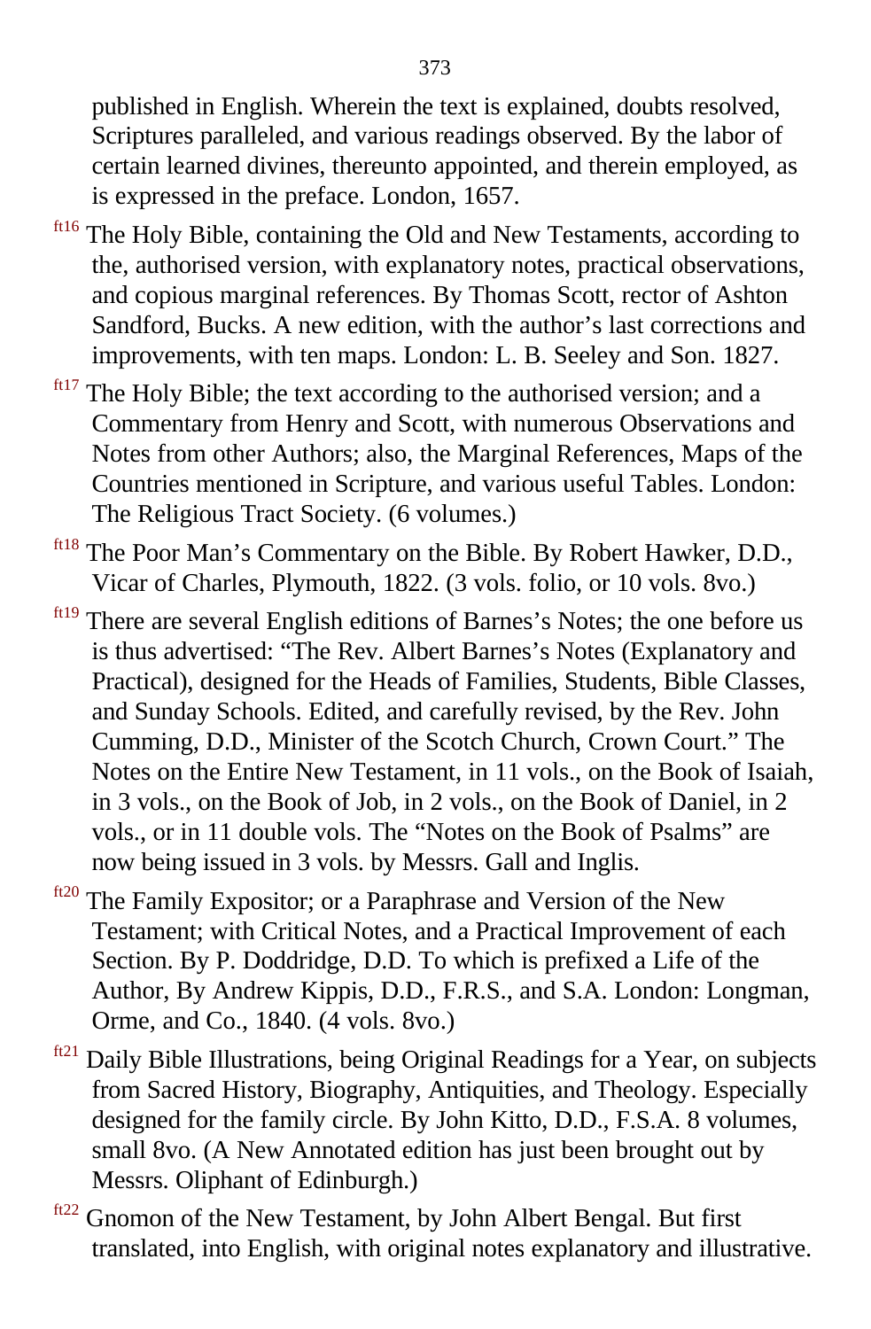published in English. Wherein the text is explained, doubts resolved, Scriptures paralleled, and various readings observed. By the labor of certain learned divines, thereunto appointed, and therein employed, as is expressed in the preface. London, 1657.

[ft16] The Holy Bible, containing the Old and New Testaments, according to the, authorised version, with explanatory notes, practical observations, and copious marginal references. By Thomas Scott, rector of Ashton Sandford, Bucks. A new edition, with the author's last corrections and improvements, with ten maps. London: L. B. Seeley and Son. 1827.

[ft17] The Holy Bible; the text according to the authorised version; and a Commentary from Henry and Scott, with numerous Observations and Notes from other Authors; also, the Marginal References, Maps of the Countries mentioned in Scripture, and various useful Tables. London: The Religious Tract Society. (6 volumes.)

[ft18] The Poor Man's Commentary on the Bible. By Robert Hawker, D.D., Vicar of Charles, Plymouth, 1822. (3 vols. folio, or 10 vols. 8vo.)

[ft19] There are several English editions of Barnes's Notes; the one before us is thus advertised: "The Rev. Albert Barnes's Notes (Explanatory and Practical), designed for the Heads of Families, Students, Bible Classes, and Sunday Schools. Edited, and carefully revised, by the Rev. John Cumming, D.D., Minister of the Scotch Church, Crown Court." The Notes on the Entire New Testament, in 11 vols., on the Book of Isaiah, in 3 vols., on the Book of Job, in 2 vols., on the Book of Daniel, in 2 vols., or in 11 double vols. The "Notes on the Book of Psalms" are now being issued in 3 vols. by Messrs. Gall and Inglis.

[ft20] The Family Expositor; or a Paraphrase and Version of the New Testament; with Critical Notes, and a Practical Improvement of each Section. By P. Doddridge, D.D. To which is prefixed a Life of the Author, By Andrew Kippis, D.D., F.R.S., and S.A. London: Longman, Orme, and Co., 1840. (4 vols. 8vo.)

[ft21] Daily Bible Illustrations, being Original Readings for a Year, on subjects from Sacred History, Biography, Antiquities, and Theology. Especially designed for the family circle. By John Kitto, D.D., F.S.A. 8 volumes, small 8vo. (A New Annotated edition has just been brought out by Messrs. Oliphant of Edinburgh.)

[ft22] Gnomon of the New Testament, by John Albert Bengal. But first translated, into English, with original notes explanatory and illustrative.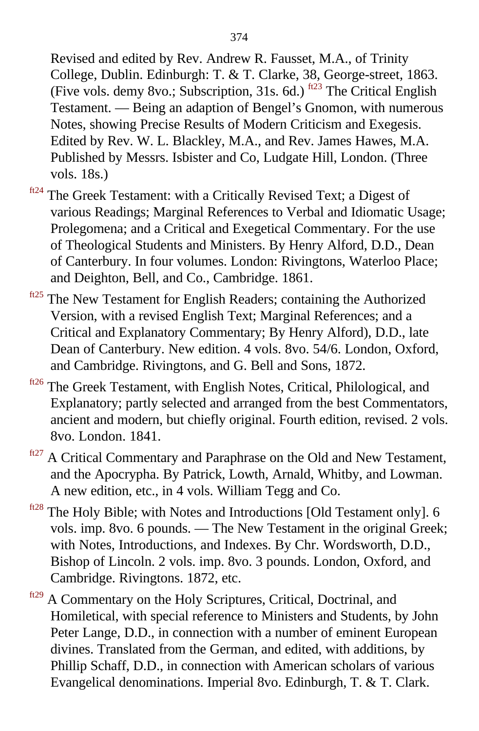Revised and edited by Rev. Andrew R. Fausset, M.A., of Trinity College, Dublin. Edinburgh: T. & T. Clarke, 38, George-street, 1863. (Five vols. demy 8vo.; Subscription, 31s. 6d.) [ft23] The Critical English Testament. — Being an adaption of Bengel's Gnomon, with numerous Notes, showing Precise Results of Modern Criticism and Exegesis. Edited by Rev. W. L. Blackley, M.A., and Rev. James Hawes, M.A. Published by Messrs. Isbister and Co, Ludgate Hill, London. (Three vols. 18s.)

[ft24] The Greek Testament: with a Critically Revised Text; a Digest of various Readings; Marginal References to Verbal and Idiomatic Usage; Prolegomena; and a Critical and Exegetical Commentary. For the use of Theological Students and Ministers. By Henry Alford, D.D., Dean of Canterbury. In four volumes. London: Rivingtons, Waterloo Place; and Deighton, Bell, and Co., Cambridge. 1861.

[ft25] The New Testament for English Readers; containing the Authorized Version, with a revised English Text; Marginal References; and a Critical and Explanatory Commentary; By Henry Alford), D.D., late Dean of Canterbury. New edition. 4 vols. 8vo. 54/6. London, Oxford, and Cambridge. Rivingtons, and G. Bell and Sons, 1872.

[ft26] The Greek Testament, with English Notes, Critical, Philological, and Explanatory; partly selected and arranged from the best Commentators, ancient and modern, but chiefly original. Fourth edition, revised. 2 vols. 8vo. London. 1841.

[ft27] A Critical Commentary and Paraphrase on the Old and New Testament, and the Apocrypha. By Patrick, Lowth, Arnald, Whitby, and Lowman. A new edition, etc., in 4 vols. William Tegg and Co.

[ft28] The Holy Bible; with Notes and Introductions [Old Testament only]. 6 vols. imp. 8vo. 6 pounds. — The New Testament in the original Greek; with Notes, Introductions, and Indexes. By Chr. Wordsworth, D.D., Bishop of Lincoln. 2 vols. imp. 8vo. 3 pounds. London, Oxford, and Cambridge. Rivingtons. 1872, etc.

[ft29] A Commentary on the Holy Scriptures, Critical, Doctrinal, and Homiletical, with special reference to Ministers and Students, by John Peter Lange, D.D., in connection with a number of eminent European divines. Translated from the German, and edited, with additions, by Phillip Schaff, D.D., in connection with American scholars of various Evangelical denominations. Imperial 8vo. Edinburgh, T. & T. Clark.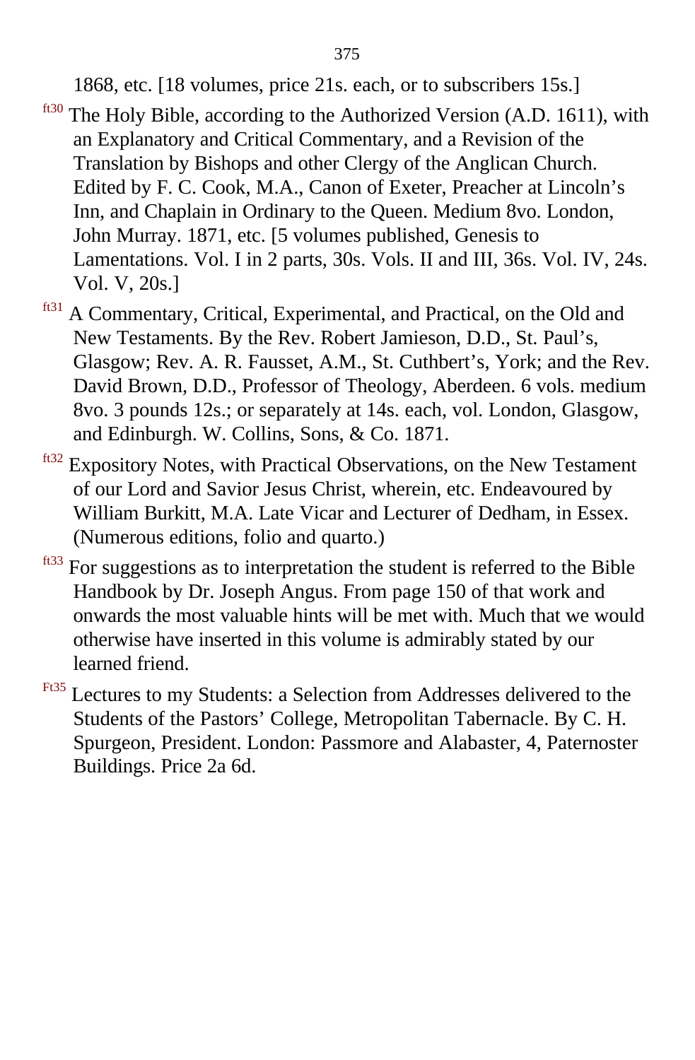1868, etc. [18 volumes, price 21s. each, or to subscribers 15s.]

[ft30] The Holy Bible, according to the Authorized Version (A.D. 1611), with an Explanatory and Critical Commentary, and a Revision of the Translation by Bishops and other Clergy of the Anglican Church. Edited by F. C. Cook, M.A., Canon of Exeter, Preacher at Lincoln's Inn, and Chaplain in Ordinary to the Queen. Medium 8vo. London, John Murray. 1871, etc. [5 volumes published, Genesis to Lamentations. Vol. I in 2 parts, 30s. Vols. II and III, 36s. Vol. IV, 24s. Vol. V, 20s.]

[ft31] A Commentary, Critical, Experimental, and Practical, on the Old and New Testaments. By the Rev. Robert Jamieson, D.D., St. Paul's, Glasgow; Rev. A. R. Fausset, A.M., St. Cuthbert's, York; and the Rev. David Brown, D.D., Professor of Theology, Aberdeen. 6 vols. medium 8vo. 3 pounds 12s.; or separately at 14s. each, vol. London, Glasgow, and Edinburgh. W. Collins, Sons, & Co. 1871.

[ft32] Expository Notes, with Practical Observations, on the New Testament of our Lord and Savior Jesus Christ, wherein, etc. Endeavoured by William Burkitt, M.A. Late Vicar and Lecturer of Dedham, in Essex. (Numerous editions, folio and quarto.)

[ft33] For suggestions as to interpretation the student is referred to the Bible Handbook by Dr. Joseph Angus. From page 150 of that work and onwards the most valuable hints will be met with. Much that we would otherwise have inserted in this volume is admirably stated by our learned friend.

[Ft35] Lectures to my Students: a Selection from Addresses delivered to the Students of the Pastors' College, Metropolitan Tabernacle. By C. H. Spurgeon, President. London: Passmore and Alabaster, 4, Paternoster Buildings. Price 2a 6d.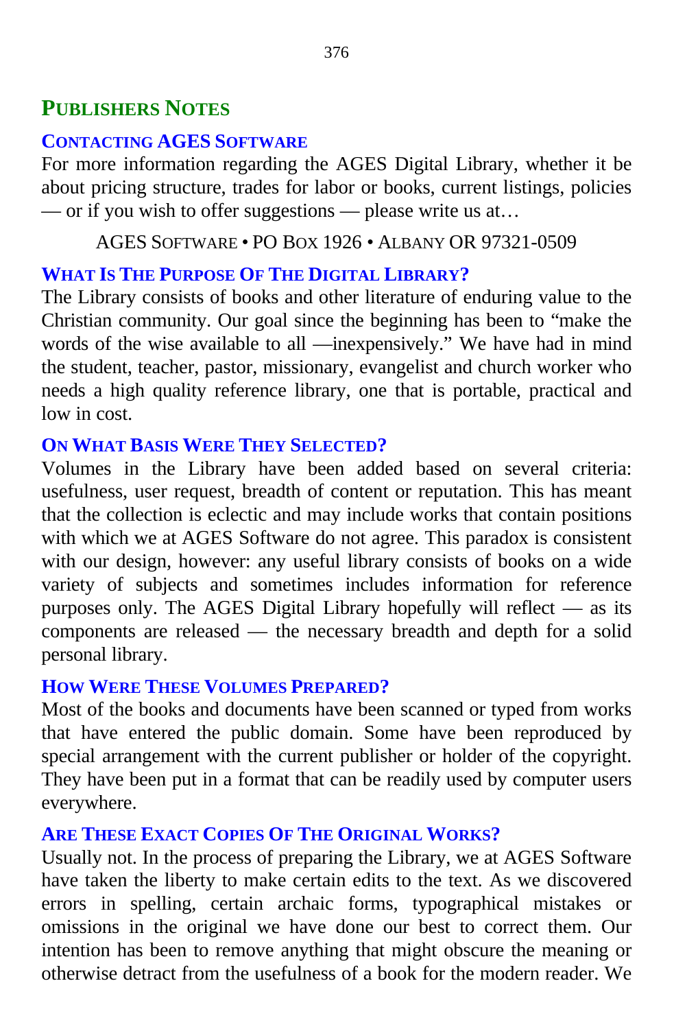## PUBLISHERS NOTES

### CONTACTING AGES SOFTWARE

For more information regarding the AGES Digital Library, whether it be about pricing structure, trades for labor or books, current listings, policies — or if you wish to offer suggestions — please write us at…

AGES SOFTWARE • PO BOX 1926 • ALBANY OR 97321-0509

### WHAT IS THE PURPOSE OF THE DIGITAL LIBRARY?

The Library consists of books and other literature of enduring value to the Christian community. Our goal since the beginning has been to "make the words of the wise available to all —inexpensively." We have had in mind the student, teacher, pastor, missionary, evangelist and church worker who needs a high quality reference library, one that is portable, practical and low in cost.

### ON WHAT BASIS WERE THEY SELECTED?

Volumes in the Library have been added based on several criteria: usefulness, user request, breadth of content or reputation. This has meant that the collection is eclectic and may include works that contain positions with which we at AGES Software do not agree. This paradox is consistent with our design, however: any useful library consists of books on a wide variety of subjects and sometimes includes information for reference purposes only. The AGES Digital Library hopefully will reflect — as its components are released — the necessary breadth and depth for a solid personal library.

### HOW WERE THESE VOLUMES PREPARED?

Most of the books and documents have been scanned or typed from works that have entered the public domain. Some have been reproduced by special arrangement with the current publisher or holder of the copyright. They have been put in a format that can be readily used by computer users everywhere.

### ARE THESE EXACT COPIES OF THE ORIGINAL WORKS?

Usually not. In the process of preparing the Library, we at AGES Software have taken the liberty to make certain edits to the text. As we discovered errors in spelling, certain archaic forms, typographical mistakes or omissions in the original we have done our best to correct them. Our intention has been to remove anything that might obscure the meaning or otherwise detract from the usefulness of a book for the modern reader. We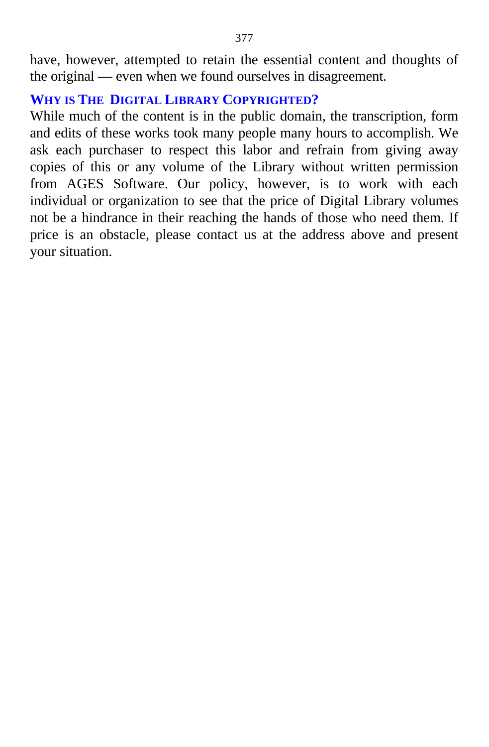have, however, attempted to retain the essential content and thoughts of the original — even when we found ourselves in disagreement.

### WHY IS THE DIGITAL LIBRARY COPYRIGHTED?

While much of the content is in the public domain, the transcription, form and edits of these works took many people many hours to accomplish. We ask each purchaser to respect this labor and refrain from giving away copies of this or any volume of the Library without written permission from AGES Software. Our policy, however, is to work with each individual or organization to see that the price of Digital Library volumes not be a hindrance in their reaching the hands of those who need them. If price is an obstacle, please contact us at the address above and present your situation.